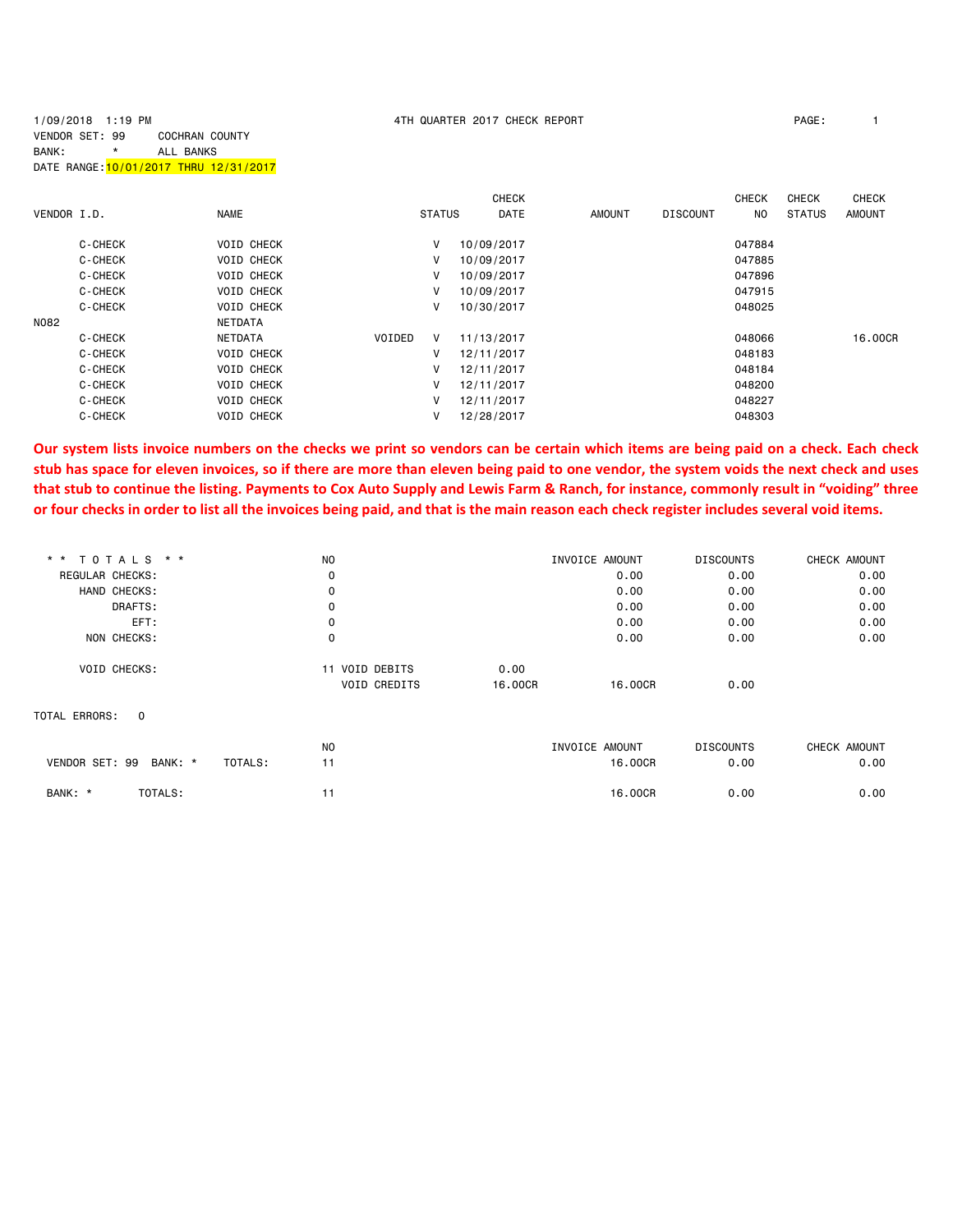1/09/2018 1:19 PM 4TH QUARTER 2017 CHECK REPORT

VENDOR SET: 99 COCHRAN COUNTY
BANK: * ALL BANKS
DATE RANGE: 10/01/2017 THRU 12/31/2017

| VENDOR I.D. | NAME | | STATUS | CHECK DATE | AMOUNT | DISCOUNT | CHECK NO | CHECK STATUS | CHECK AMOUNT |
|---|---|---|---|---|---|---|---|---|---|
| C-CHECK | VOID CHECK | | V | 10/09/2017 | | | 047884 | | |
| C-CHECK | VOID CHECK | | V | 10/09/2017 | | | 047885 | | |
| C-CHECK | VOID CHECK | | V | 10/09/2017 | | | 047896 | | |
| C-CHECK | VOID CHECK | | V | 10/09/2017 | | | 047915 | | |
| C-CHECK | VOID CHECK | | V | 10/30/2017 | | | 048025 | | |
| N082 | NETDATA | | | | | | | | |
| C-CHECK | NETDATA | VOIDED | V | 11/13/2017 | | | 048066 | | 16.00CR |
| C-CHECK | VOID CHECK | | V | 12/11/2017 | | | 048183 | | |
| C-CHECK | VOID CHECK | | V | 12/11/2017 | | | 048184 | | |
| C-CHECK | VOID CHECK | | V | 12/11/2017 | | | 048200 | | |
| C-CHECK | VOID CHECK | | V | 12/11/2017 | | | 048227 | | |
| C-CHECK | VOID CHECK | | V | 12/28/2017 | | | 048303 | | |

**Our system lists invoice numbers on the checks we print so vendors can be certain which items are being paid on a check. Each check stub has space for eleven invoices, so if there are more than eleven being paid to one vendor, the system voids the next check and uses that stub to continue the listing. Payments to Cox Auto Supply and Lewis Farm & Ranch, for instance, commonly result in "voiding" three or four checks in order to list all the invoices being paid, and that is the main reason each check register includes several void items.**

| * * TOTALS * * | NO | | | INVOICE AMOUNT | DISCOUNTS | CHECK AMOUNT |
|---|---|---|---|---|---|---|
| REGULAR CHECKS: | 0 | | | 0.00 | 0.00 | 0.00 |
| HAND CHECKS: | 0 | | | 0.00 | 0.00 | 0.00 |
| DRAFTS: | 0 | | | 0.00 | 0.00 | 0.00 |
| EFT: | 0 | | | 0.00 | 0.00 | 0.00 |
| NON CHECKS: | 0 | | | 0.00 | 0.00 | 0.00 |
| VOID CHECKS: | 11 | VOID DEBITS | 0.00 | | | |
| | | VOID CREDITS | 16.00CR | 16.00CR | 0.00 | |

TOTAL ERRORS: 0

| | | NO | INVOICE AMOUNT | DISCOUNTS | CHECK AMOUNT |
|---|---|---|---|---|---|
| VENDOR SET: 99 BANK: * | TOTALS: | 11 | 16.00CR | 0.00 | 0.00 |
| BANK: * | TOTALS: | 11 | 16.00CR | 0.00 | 0.00 |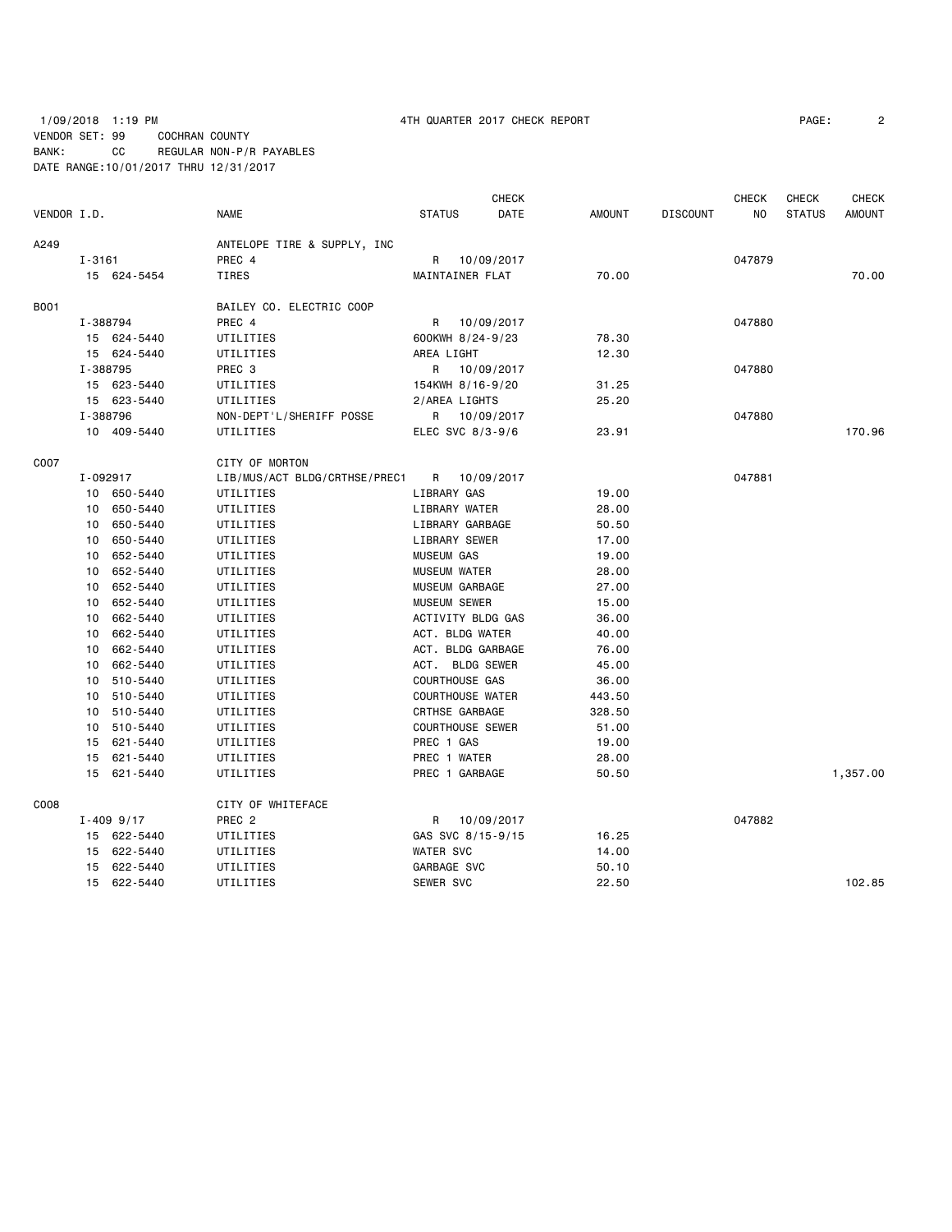1/09/2018 1:19 PM 4TH QUARTER 2017 CHECK REPORT

VENDOR SET: 99 COCHRAN COUNTY
BANK: CC REGULAR NON-P/R PAYABLES
DATE RANGE:10/01/2017 THRU 12/31/2017

| VENDOR I.D. | NAME | STATUS | CHECK DATE | AMOUNT | DISCOUNT | CHECK NO | CHECK STATUS | CHECK AMOUNT |
|---|---|---|---|---|---|---|---|---|
| A249 | ANTELOPE TIRE & SUPPLY, INC | | | | | | | |
| I-3161 | PREC 4 | R | 10/09/2017 | | | 047879 | | |
| 15 624-5454 | TIRES | MAINTAINER FLAT | | 70.00 | | | | 70.00 |
| B001 | BAILEY CO. ELECTRIC COOP | | | | | | | |
| I-388794 | PREC 4 | R | 10/09/2017 | | | 047880 | | |
| 15 624-5440 | UTILITIES | 600KWH 8/24-9/23 | | 78.30 | | | | |
| 15 624-5440 | UTILITIES | AREA LIGHT | | 12.30 | | | | |
| I-388795 | PREC 3 | R | 10/09/2017 | | | 047880 | | |
| 15 623-5440 | UTILITIES | 154KWH 8/16-9/20 | | 31.25 | | | | |
| 15 623-5440 | UTILITIES | 2/AREA LIGHTS | | 25.20 | | | | |
| I-388796 | NON-DEPT'L/SHERIFF POSSE | R | 10/09/2017 | | | 047880 | | |
| 10 409-5440 | UTILITIES | ELEC SVC 8/3-9/6 | | 23.91 | | | | 170.96 |
| C007 | CITY OF MORTON | | | | | | | |
| I-092917 | LIB/MUS/ACT BLDG/CRTHSE/PREC1 | R | 10/09/2017 | | | 047881 | | |
| 10 650-5440 | UTILITIES | LIBRARY GAS | | 19.00 | | | | |
| 10 650-5440 | UTILITIES | LIBRARY WATER | | 28.00 | | | | |
| 10 650-5440 | UTILITIES | LIBRARY GARBAGE | | 50.50 | | | | |
| 10 650-5440 | UTILITIES | LIBRARY SEWER | | 17.00 | | | | |
| 10 652-5440 | UTILITIES | MUSEUM GAS | | 19.00 | | | | |
| 10 652-5440 | UTILITIES | MUSEUM WATER | | 28.00 | | | | |
| 10 652-5440 | UTILITIES | MUSEUM GARBAGE | | 27.00 | | | | |
| 10 652-5440 | UTILITIES | MUSEUM SEWER | | 15.00 | | | | |
| 10 662-5440 | UTILITIES | ACTIVITY BLDG GAS | | 36.00 | | | | |
| 10 662-5440 | UTILITIES | ACT. BLDG WATER | | 40.00 | | | | |
| 10 662-5440 | UTILITIES | ACT. BLDG GARBAGE | | 76.00 | | | | |
| 10 662-5440 | UTILITIES | ACT. BLDG SEWER | | 45.00 | | | | |
| 10 510-5440 | UTILITIES | COURTHOUSE GAS | | 36.00 | | | | |
| 10 510-5440 | UTILITIES | COURTHOUSE WATER | | 443.50 | | | | |
| 10 510-5440 | UTILITIES | CRTHSE GARBAGE | | 328.50 | | | | |
| 10 510-5440 | UTILITIES | COURTHOUSE SEWER | | 51.00 | | | | |
| 15 621-5440 | UTILITIES | PREC 1 GAS | | 19.00 | | | | |
| 15 621-5440 | UTILITIES | PREC 1 WATER | | 28.00 | | | | |
| 15 621-5440 | UTILITIES | PREC 1 GARBAGE | | 50.50 | | | | 1,357.00 |
| C008 | CITY OF WHITEFACE | | | | | | | |
| I-409 9/17 | PREC 2 | R | 10/09/2017 | | | 047882 | | |
| 15 622-5440 | UTILITIES | GAS SVC 8/15-9/15 | | 16.25 | | | | |
| 15 622-5440 | UTILITIES | WATER SVC | | 14.00 | | | | |
| 15 622-5440 | UTILITIES | GARBAGE SVC | | 50.10 | | | | |
| 15 622-5440 | UTILITIES | SEWER SVC | | 22.50 | | | | 102.85 |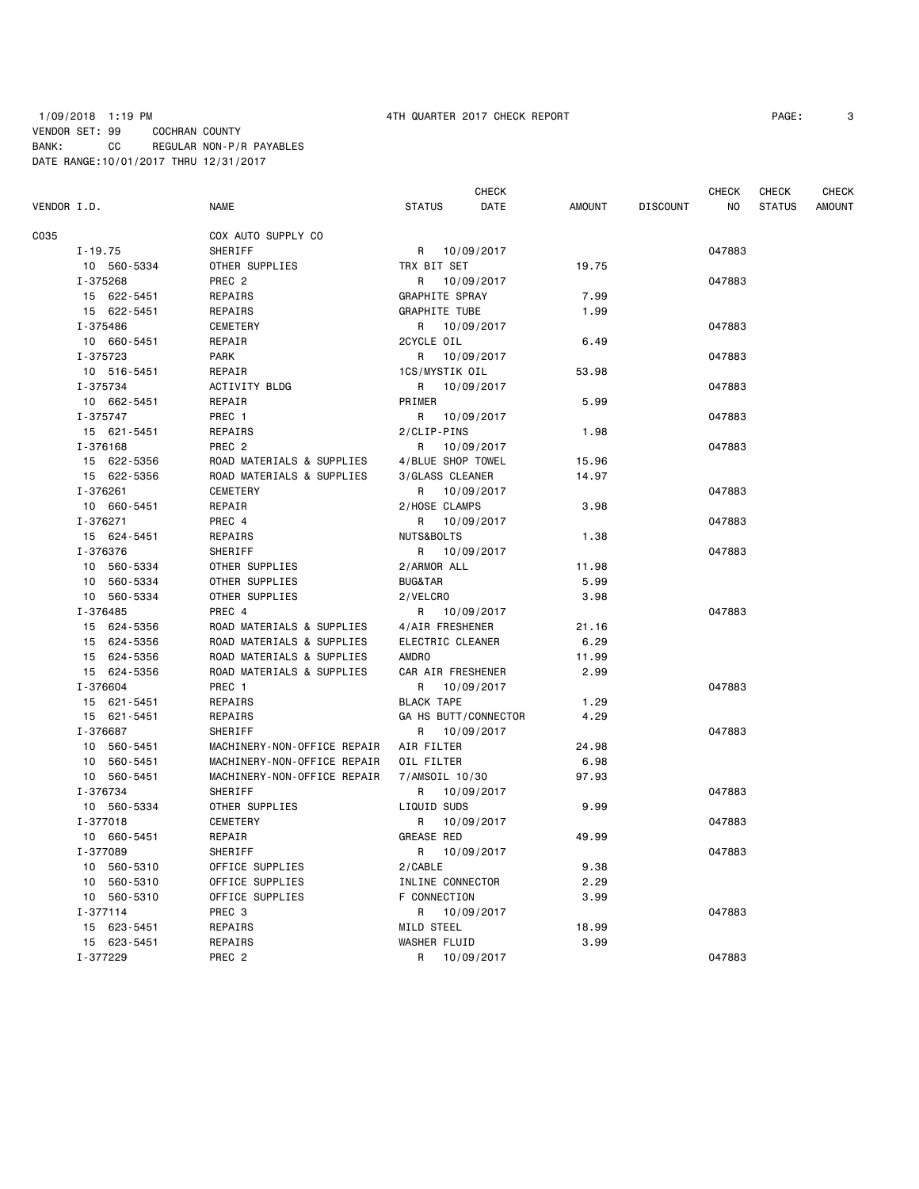1/09/2018 1:19 PM 4TH QUARTER 2017 CHECK REPORT

VENDOR SET: 99 COCHRAN COUNTY
BANK: CC REGULAR NON-P/R PAYABLES
DATE RANGE:10/01/2017 THRU 12/31/2017

| VENDOR I.D. | NAME | STATUS | CHECK DATE | AMOUNT | DISCOUNT | CHECK NO | CHECK STATUS | CHECK AMOUNT |
|---|---|---|---|---|---|---|---|---|
| C035 | COX AUTO SUPPLY CO | | | | | | | |
| I-19.75 | SHERIFF | R | 10/09/2017 | | | 047883 | | |
| 10 560-5334 | OTHER SUPPLIES | TRX BIT SET | | 19.75 | | | | |
| I-375268 | PREC 2 | R | 10/09/2017 | | | 047883 | | |
| 15 622-5451 | REPAIRS | GRAPHITE SPRAY | | 7.99 | | | | |
| 15 622-5451 | REPAIRS | GRAPHITE TUBE | | 1.99 | | | | |
| I-375486 | CEMETERY | R | 10/09/2017 | | | 047883 | | |
| 10 660-5451 | REPAIR | 2CYCLE OIL | | 6.49 | | | | |
| I-375723 | PARK | R | 10/09/2017 | | | 047883 | | |
| 10 516-5451 | REPAIR | 1CS/MYSTIK OIL | | 53.98 | | | | |
| I-375734 | ACTIVITY BLDG | R | 10/09/2017 | | | 047883 | | |
| 10 662-5451 | REPAIR | PRIMER | | 5.99 | | | | |
| I-375747 | PREC 1 | R | 10/09/2017 | | | 047883 | | |
| 15 621-5451 | REPAIRS | 2/CLIP-PINS | | 1.98 | | | | |
| I-376168 | PREC 2 | R | 10/09/2017 | | | 047883 | | |
| 15 622-5356 | ROAD MATERIALS & SUPPLIES | 4/BLUE SHOP TOWEL | | 15.96 | | | | |
| 15 622-5356 | ROAD MATERIALS & SUPPLIES | 3/GLASS CLEANER | | 14.97 | | | | |
| I-376261 | CEMETERY | R | 10/09/2017 | | | 047883 | | |
| 10 660-5451 | REPAIR | 2/HOSE CLAMPS | | 3.98 | | | | |
| I-376271 | PREC 4 | R | 10/09/2017 | | | 047883 | | |
| 15 624-5451 | REPAIRS | NUTS&BOLTS | | 1.38 | | | | |
| I-376376 | SHERIFF | R | 10/09/2017 | | | 047883 | | |
| 10 560-5334 | OTHER SUPPLIES | 2/ARMOR ALL | | 11.98 | | | | |
| 10 560-5334 | OTHER SUPPLIES | BUG&TAR | | 5.99 | | | | |
| 10 560-5334 | OTHER SUPPLIES | 2/VELCRO | | 3.98 | | | | |
| I-376485 | PREC 4 | R | 10/09/2017 | | | 047883 | | |
| 15 624-5356 | ROAD MATERIALS & SUPPLIES | 4/AIR FRESHENER | | 21.16 | | | | |
| 15 624-5356 | ROAD MATERIALS & SUPPLIES | ELECTRIC CLEANER | | 6.29 | | | | |
| 15 624-5356 | ROAD MATERIALS & SUPPLIES | AMDRO | | 11.99 | | | | |
| 15 624-5356 | ROAD MATERIALS & SUPPLIES | CAR AIR FRESHENER | | 2.99 | | | | |
| I-376604 | PREC 1 | R | 10/09/2017 | | | 047883 | | |
| 15 621-5451 | REPAIRS | BLACK TAPE | | 1.29 | | | | |
| 15 621-5451 | REPAIRS | GA HS BUTT/CONNECTOR | | 4.29 | | | | |
| I-376687 | SHERIFF | R | 10/09/2017 | | | 047883 | | |
| 10 560-5451 | MACHINERY-NON-OFFICE REPAIR | AIR FILTER | | 24.98 | | | | |
| 10 560-5451 | MACHINERY-NON-OFFICE REPAIR | OIL FILTER | | 6.98 | | | | |
| 10 560-5451 | MACHINERY-NON-OFFICE REPAIR | 7/AMSOIL 10/30 | | 97.93 | | | | |
| I-376734 | SHERIFF | R | 10/09/2017 | | | 047883 | | |
| 10 560-5334 | OTHER SUPPLIES | LIQUID SUDS | | 9.99 | | | | |
| I-377018 | CEMETERY | R | 10/09/2017 | | | 047883 | | |
| 10 660-5451 | REPAIR | GREASE RED | | 49.99 | | | | |
| I-377089 | SHERIFF | R | 10/09/2017 | | | 047883 | | |
| 10 560-5310 | OFFICE SUPPLIES | 2/CABLE | | 9.38 | | | | |
| 10 560-5310 | OFFICE SUPPLIES | INLINE CONNECTOR | | 2.29 | | | | |
| 10 560-5310 | OFFICE SUPPLIES | F CONNECTION | | 3.99 | | | | |
| I-377114 | PREC 3 | R | 10/09/2017 | | | 047883 | | |
| 15 623-5451 | REPAIRS | MILD STEEL | | 18.99 | | | | |
| 15 623-5451 | REPAIRS | WASHER FLUID | | 3.99 | | | | |
| I-377229 | PREC 2 | R | 10/09/2017 | | | 047883 | | |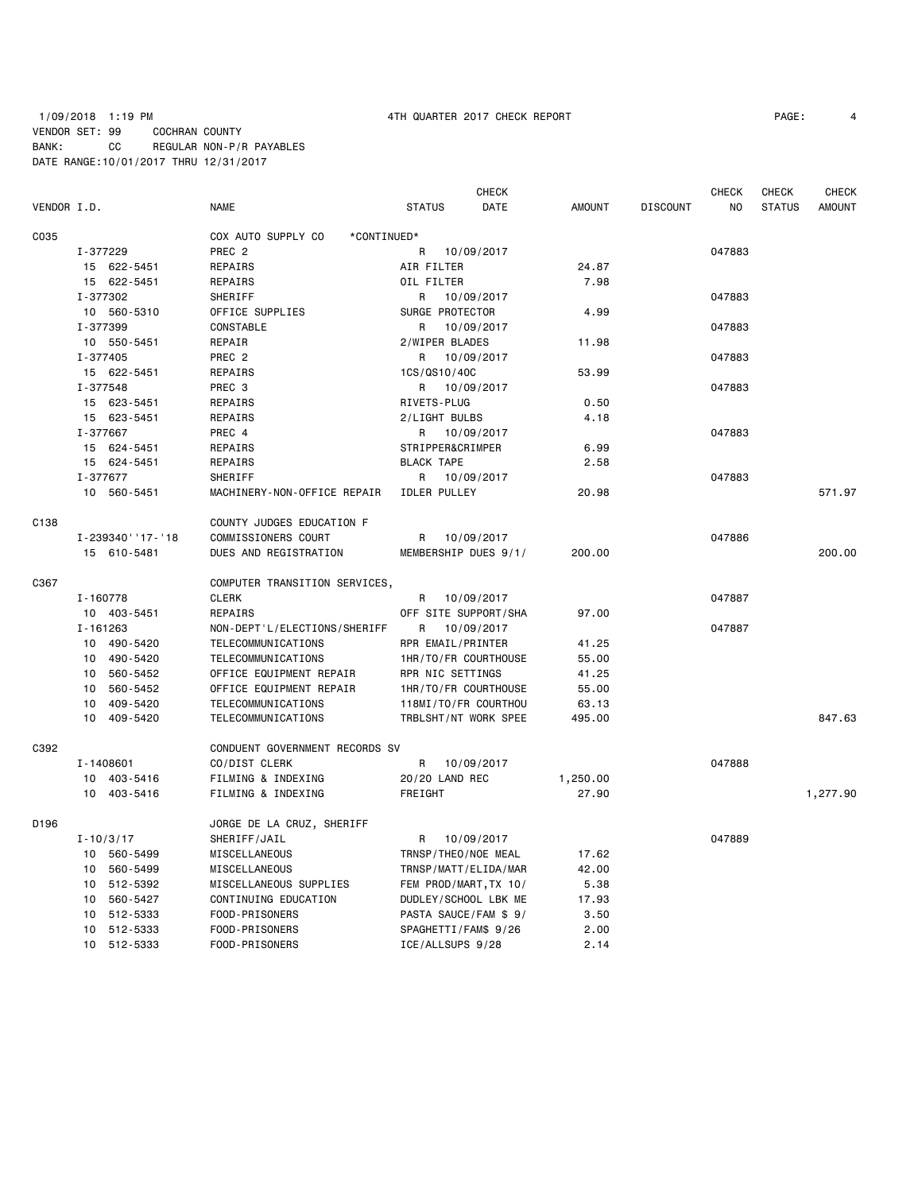1/09/2018 1:19 PM 4TH QUARTER 2017 CHECK REPORT

VENDOR SET: 99 COCHRAN COUNTY
BANK: CC REGULAR NON-P/R PAYABLES
DATE RANGE:10/01/2017 THRU 12/31/2017

| VENDOR I.D. | NAME | STATUS | CHECK DATE | AMOUNT | DISCOUNT | CHECK NO | CHECK STATUS | CHECK AMOUNT |
|---|---|---|---|---|---|---|---|---|
| C035 | COX AUTO SUPPLY CO *CONTINUED* | | | | | | | |
| I-377229 | PREC 2 | R | 10/09/2017 | | | 047883 | | |
| 15 622-5451 | REPAIRS | AIR FILTER | | 24.87 | | | | |
| 15 622-5451 | REPAIRS | OIL FILTER | | 7.98 | | | | |
| I-377302 | SHERIFF | R | 10/09/2017 | | | 047883 | | |
| 10 560-5310 | OFFICE SUPPLIES | SURGE PROTECTOR | | 4.99 | | | | |
| I-377399 | CONSTABLE | R | 10/09/2017 | | | 047883 | | |
| 10 550-5451 | REPAIR | 2/WIPER BLADES | | 11.98 | | | | |
| I-377405 | PREC 2 | R | 10/09/2017 | | | 047883 | | |
| 15 622-5451 | REPAIRS | 1CS/QS10/40C | | 53.99 | | | | |
| I-377548 | PREC 3 | R | 10/09/2017 | | | 047883 | | |
| 15 623-5451 | REPAIRS | RIVETS-PLUG | | 0.50 | | | | |
| 15 623-5451 | REPAIRS | 2/LIGHT BULBS | | 4.18 | | | | |
| I-377667 | PREC 4 | R | 10/09/2017 | | | 047883 | | |
| 15 624-5451 | REPAIRS | STRIPPER&CRIMPER | | 6.99 | | | | |
| 15 624-5451 | REPAIRS | BLACK TAPE | | 2.58 | | | | |
| I-377677 | SHERIFF | R | 10/09/2017 | | | 047883 | | |
| 10 560-5451 | MACHINERY-NON-OFFICE REPAIR | IDLER PULLEY | | 20.98 | | | | 571.97 |
| C138 | COUNTY JUDGES EDUCATION F | | | | | | | |
| I-239340''17-'18 | COMMISSIONERS COURT | R | 10/09/2017 | | | 047886 | | |
| 15 610-5481 | DUES AND REGISTRATION | MEMBERSHIP DUES 9/1/ | | 200.00 | | | | 200.00 |
| C367 | COMPUTER TRANSITION SERVICES, | | | | | | | |
| I-160778 | CLERK | R | 10/09/2017 | | | 047887 | | |
| 10 403-5451 | REPAIRS | OFF SITE SUPPORT/SHA | | 97.00 | | | | |
| I-161263 | NON-DEPT'L/ELECTIONS/SHERIFF | R | 10/09/2017 | | | 047887 | | |
| 10 490-5420 | TELECOMMUNICATIONS | RPR EMAIL/PRINTER | | 41.25 | | | | |
| 10 490-5420 | TELECOMMUNICATIONS | 1HR/TO/FR COURTHOUSE | | 55.00 | | | | |
| 10 560-5452 | OFFICE EQUIPMENT REPAIR | RPR NIC SETTINGS | | 41.25 | | | | |
| 10 560-5452 | OFFICE EQUIPMENT REPAIR | 1HR/TO/FR COURTHOUSE | | 55.00 | | | | |
| 10 409-5420 | TELECOMMUNICATIONS | 118MI/TO/FR COURTHOU | | 63.13 | | | | |
| 10 409-5420 | TELECOMMUNICATIONS | TRBLSHT/NT WORK SPEE | | 495.00 | | | | 847.63 |
| C392 | CONDUENT GOVERNMENT RECORDS SV | | | | | | | |
| I-1408601 | CO/DIST CLERK | R | 10/09/2017 | | | 047888 | | |
| 10 403-5416 | FILMING & INDEXING | 20/20 LAND REC | | 1,250.00 | | | | |
| 10 403-5416 | FILMING & INDEXING | FREIGHT | | 27.90 | | | | 1,277.90 |
| D196 | JORGE DE LA CRUZ, SHERIFF | | | | | | | |
| I-10/3/17 | SHERIFF/JAIL | R | 10/09/2017 | | | 047889 | | |
| 10 560-5499 | MISCELLANEOUS | TRNSP/THEO/NOE MEAL | | 17.62 | | | | |
| 10 560-5499 | MISCELLANEOUS | TRNSP/MATT/ELIDA/MAR | | 42.00 | | | | |
| 10 512-5392 | MISCELLANEOUS SUPPLIES | FEM PROD/MART,TX 10/ | | 5.38 | | | | |
| 10 560-5427 | CONTINUING EDUCATION | DUDLEY/SCHOOL LBK ME | | 17.93 | | | | |
| 10 512-5333 | FOOD-PRISONERS | PASTA SAUCE/FAM $ 9/ | | 3.50 | | | | |
| 10 512-5333 | FOOD-PRISONERS | SPAGHETTI/FAM$ 9/26 | | 2.00 | | | | |
| 10 512-5333 | FOOD-PRISONERS | ICE/ALLSUPS 9/28 | | 2.14 | | | | |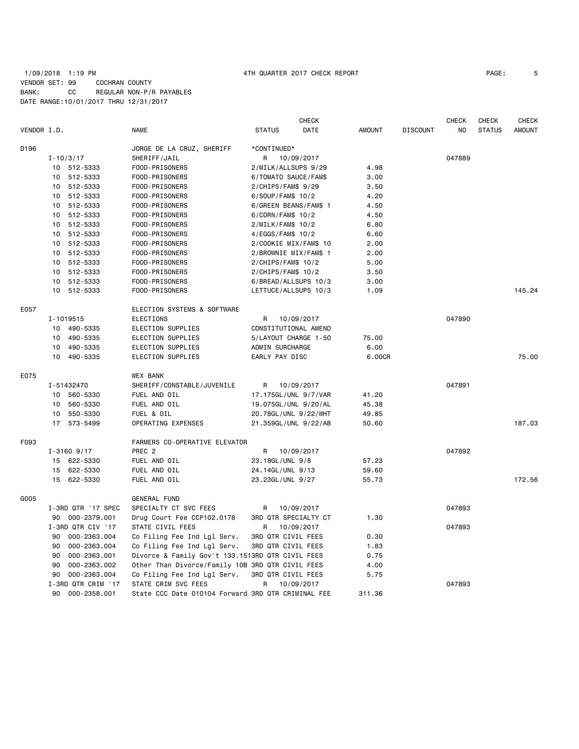1/09/2018 1:19 PM 4TH QUARTER 2017 CHECK REPORT
VENDOR SET: 99 COCHRAN COUNTY
BANK: CC REGULAR NON-P/R PAYABLES
DATE RANGE:10/01/2017 THRU 12/31/2017

| VENDOR I.D. | NAME | STATUS | CHECK DATE | AMOUNT | DISCOUNT | CHECK NO | CHECK STATUS | CHECK AMOUNT |
|---|---|---|---|---|---|---|---|---|
| D196 | JORGE DE LA CRUZ, SHERIFF | *CONTINUED* | | | | | | |
| I-10/3/17 | SHERIFF/JAIL | R | 10/09/2017 | | | 047889 | | |
| 10 512-5333 | FOOD-PRISONERS | 2/MILK/ALLSUPS 9/29 | | 4.98 | | | | |
| 10 512-5333 | FOOD-PRISONERS | 6/TOMATO SAUCE/FAM$ | | 3.00 | | | | |
| 10 512-5333 | FOOD-PRISONERS | 2/CHIPS/FAM$ 9/29 | | 3.50 | | | | |
| 10 512-5333 | FOOD-PRISONERS | 6/SOUP/FAM$ 10/2 | | 4.20 | | | | |
| 10 512-5333 | FOOD-PRISONERS | 6/GREEN BEANS/FAM$ 1 | | 4.50 | | | | |
| 10 512-5333 | FOOD-PRISONERS | 6/CORN/FAM$ 10/2 | | 4.50 | | | | |
| 10 512-5333 | FOOD-PRISONERS | 2/MILK/FAM$ 10/2 | | 6.80 | | | | |
| 10 512-5333 | FOOD-PRISONERS | 4/EGGS/FAM$ 10/2 | | 6.60 | | | | |
| 10 512-5333 | FOOD-PRISONERS | 2/COOKIE MIX/FAM$ 10 | | 2.00 | | | | |
| 10 512-5333 | FOOD-PRISONERS | 2/BROWNIE MIX/FAM$ 1 | | 2.00 | | | | |
| 10 512-5333 | FOOD-PRISONERS | 2/CHIPS/FAM$ 10/2 | | 5.00 | | | | |
| 10 512-5333 | FOOD-PRISONERS | 2/CHIPS/FAM$ 10/2 | | 3.50 | | | | |
| 10 512-5333 | FOOD-PRISONERS | 6/BREAD/ALLSUPS 10/3 | | 3.00 | | | | |
| 10 512-5333 | FOOD-PRISONERS | LETTUCE/ALLSUPS 10/3 | | 1.09 | | | | 145.24 |
| E057 | ELECTION SYSTEMS & SOFTWARE | | | | | | | |
| I-1019515 | ELECTIONS | R | 10/09/2017 | | | 047890 | | |
| 10 490-5335 | ELECTION SUPPLIES | CONSTITUTIONAL AMEND | | | | | | |
| 10 490-5335 | ELECTION SUPPLIES | 5/LAYOUT CHARGE 1-50 | | 75.00 | | | | |
| 10 490-5335 | ELECTION SUPPLIES | ADMIN SURCHARGE | | 6.00 | | | | |
| 10 490-5335 | ELECTION SUPPLIES | EARLY PAY DISC | | 6.00CR | | | | 75.00 |
| E075 | WEX BANK | | | | | | | |
| I-51432470 | SHERIFF/CONSTABLE/JUVENILE | R | 10/09/2017 | | | 047891 | | |
| 10 560-5330 | FUEL AND OIL | 17.175GL/UNL 9/7/VAR | | 41.20 | | | | |
| 10 560-5330 | FUEL AND OIL | 19.075GL/UNL 9/20/AL | | 45.38 | | | | |
| 10 550-5330 | FUEL & OIL | 20.78GL/UNL 9/22/WHT | | 49.85 | | | | |
| 17 573-5499 | OPERATING EXPENSES | 21.359GL/UNL 9/22/AB | | 50.60 | | | | 187.03 |
| F093 | FARMERS CO-OPERATIVE ELEVATOR | | | | | | | |
| I-3160 9/17 | PREC 2 | R | 10/09/2017 | | | 047892 | | |
| 15 622-5330 | FUEL AND OIL | 23.18GL/UNL 9/8 | | 57.23 | | | | |
| 15 622-5330 | FUEL AND OIL | 24.14GL/UNL 9/13 | | 59.60 | | | | |
| 15 622-5330 | FUEL AND OIL | 23.23GL/UNL 9/27 | | 55.73 | | | | 172.56 |
| G005 | GENERAL FUND | | | | | | | |
| I-3RD QTR '17 SPEC | SPECIALTY CT SVC FEES | R | 10/09/2017 | | | 047893 | | |
| 90 000-2379.001 | Drug Court Fee CCP102.0178 | 3RD QTR SPECIALTY CT | | 1.30 | | | | |
| I-3RD QTR CIV '17 | STATE CIVIL FEES | R | 10/09/2017 | | | 047893 | | |
| 90 000-2363.004 | Co Filing Fee Ind Lgl Serv. | 3RD QTR CIVIL FEES | | 0.30 | | | | |
| 90 000-2363.004 | Co Filing Fee Ind Lgl Serv. | 3RD QTR CIVIL FEES | | 1.83 | | | | |
| 90 000-2363.001 | Divorce & Family Gov't 133.151 | 3RD QTR CIVIL FEES | | 0.75 | | | | |
| 90 000-2363.002 | Other Than Divorce/Family 10B | 3RD QTR CIVIL FEES | | 4.00 | | | | |
| 90 000-2363.004 | Co Filing Fee Ind Lgl Serv. | 3RD QTR CIVIL FEES | | 5.75 | | | | |
| I-3RD QTR CRIM '17 | STATE CRIM SVC FEES | R | 10/09/2017 | | | 047893 | | |
| 90 000-2358.001 | State CCC Date 010104 Forward | 3RD QTR CRIMINAL FEE | | 311.36 | | | | |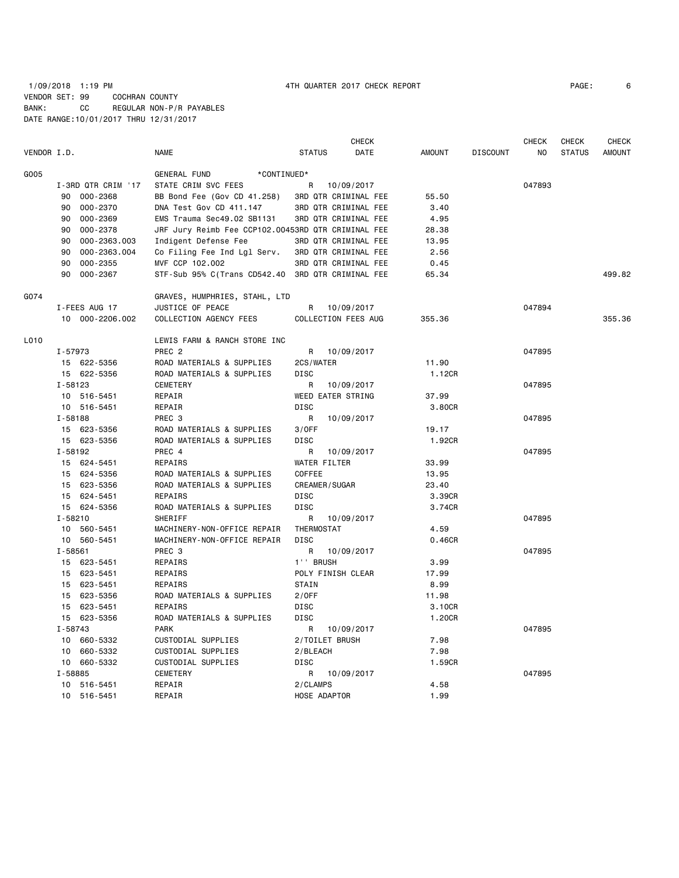1/09/2018 1:19 PM 4TH QUARTER 2017 CHECK REPORT

VENDOR SET: 99 COCHRAN COUNTY
BANK: CC REGULAR NON-P/R PAYABLES
DATE RANGE:10/01/2017 THRU 12/31/2017

| VENDOR I.D. | NAME | STATUS | CHECK DATE | AMOUNT | DISCOUNT | CHECK NO | CHECK STATUS | CHECK AMOUNT |
|---|---|---|---|---|---|---|---|---|
| G005 | GENERAL FUND *CONTINUED* | | | | | | | |
| I-3RD QTR CRIM '17 | STATE CRIM SVC FEES | R | 10/09/2017 | | | 047893 | | |
| 90 000-2368 | BB Bond Fee (Gov CD 41.258) | 3RD QTR CRIMINAL FEE | | 55.50 | | | | |
| 90 000-2370 | DNA Test Gov CD 411.147 | 3RD QTR CRIMINAL FEE | | 3.40 | | | | |
| 90 000-2369 | EMS Trauma Sec49.02 SB1131 | 3RD QTR CRIMINAL FEE | | 4.95 | | | | |
| 90 000-2378 | JRF Jury Reimb Fee CCP102.0045 | 3RD QTR CRIMINAL FEE | | 28.38 | | | | |
| 90 000-2363.003 | Indigent Defense Fee | 3RD QTR CRIMINAL FEE | | 13.95 | | | | |
| 90 000-2363.004 | Co Filing Fee Ind Lgl Serv. | 3RD QTR CRIMINAL FEE | | 2.56 | | | | |
| 90 000-2355 | MVF CCP 102.002 | 3RD QTR CRIMINAL FEE | | 0.45 | | | | |
| 90 000-2367 | STF-Sub 95% C(Trans CD542.40 | 3RD QTR CRIMINAL FEE | | 65.34 | | | | 499.82 |
| G074 | GRAVES, HUMPHRIES, STAHL, LTD | | | | | | | |
| I-FEES AUG 17 | JUSTICE OF PEACE | R | 10/09/2017 | | | 047894 | | |
| 10 000-2206.002 | COLLECTION AGENCY FEES | COLLECTION FEES AUG | | 355.36 | | | | 355.36 |
| L010 | LEWIS FARM & RANCH STORE INC | | | | | | | |
| I-57973 | PREC 2 | R | 10/09/2017 | | | 047895 | | |
| 15 622-5356 | ROAD MATERIALS & SUPPLIES | 2CS/WATER | | 11.90 | | | | |
| 15 622-5356 | ROAD MATERIALS & SUPPLIES | DISC | | 1.12CR | | | | |
| I-58123 | CEMETERY | R | 10/09/2017 | | | 047895 | | |
| 10 516-5451 | REPAIR | WEED EATER STRING | | 37.99 | | | | |
| 10 516-5451 | REPAIR | DISC | | 3.80CR | | | | |
| I-58188 | PREC 3 | R | 10/09/2017 | | | 047895 | | |
| 15 623-5356 | ROAD MATERIALS & SUPPLIES | 3/OFF | | 19.17 | | | | |
| 15 623-5356 | ROAD MATERIALS & SUPPLIES | DISC | | 1.92CR | | | | |
| I-58192 | PREC 4 | R | 10/09/2017 | | | 047895 | | |
| 15 624-5451 | REPAIRS | WATER FILTER | | 33.99 | | | | |
| 15 624-5356 | ROAD MATERIALS & SUPPLIES | COFFEE | | 13.95 | | | | |
| 15 623-5356 | ROAD MATERIALS & SUPPLIES | CREAMER/SUGAR | | 23.40 | | | | |
| 15 624-5451 | REPAIRS | DISC | | 3.39CR | | | | |
| 15 624-5356 | ROAD MATERIALS & SUPPLIES | DISC | | 3.74CR | | | | |
| I-58210 | SHERIFF | R | 10/09/2017 | | | 047895 | | |
| 10 560-5451 | MACHINERY-NON-OFFICE REPAIR | THERMOSTAT | | 4.59 | | | | |
| 10 560-5451 | MACHINERY-NON-OFFICE REPAIR | DISC | | 0.46CR | | | | |
| I-58561 | PREC 3 | R | 10/09/2017 | | | 047895 | | |
| 15 623-5451 | REPAIRS | 1'' BRUSH | | 3.99 | | | | |
| 15 623-5451 | REPAIRS | POLY FINISH CLEAR | | 17.99 | | | | |
| 15 623-5451 | REPAIRS | STAIN | | 8.99 | | | | |
| 15 623-5356 | ROAD MATERIALS & SUPPLIES | 2/OFF | | 11.98 | | | | |
| 15 623-5451 | REPAIRS | DISC | | 3.10CR | | | | |
| 15 623-5356 | ROAD MATERIALS & SUPPLIES | DISC | | 1.20CR | | | | |
| I-58743 | PARK | R | 10/09/2017 | | | 047895 | | |
| 10 660-5332 | CUSTODIAL SUPPLIES | 2/TOILET BRUSH | | 7.98 | | | | |
| 10 660-5332 | CUSTODIAL SUPPLIES | 2/BLEACH | | 7.98 | | | | |
| 10 660-5332 | CUSTODIAL SUPPLIES | DISC | | 1.59CR | | | | |
| I-58885 | CEMETERY | R | 10/09/2017 | | | 047895 | | |
| 10 516-5451 | REPAIR | 2/CLAMPS | | 4.58 | | | | |
| 10 516-5451 | REPAIR | HOSE ADAPTOR | | 1.99 | | | | |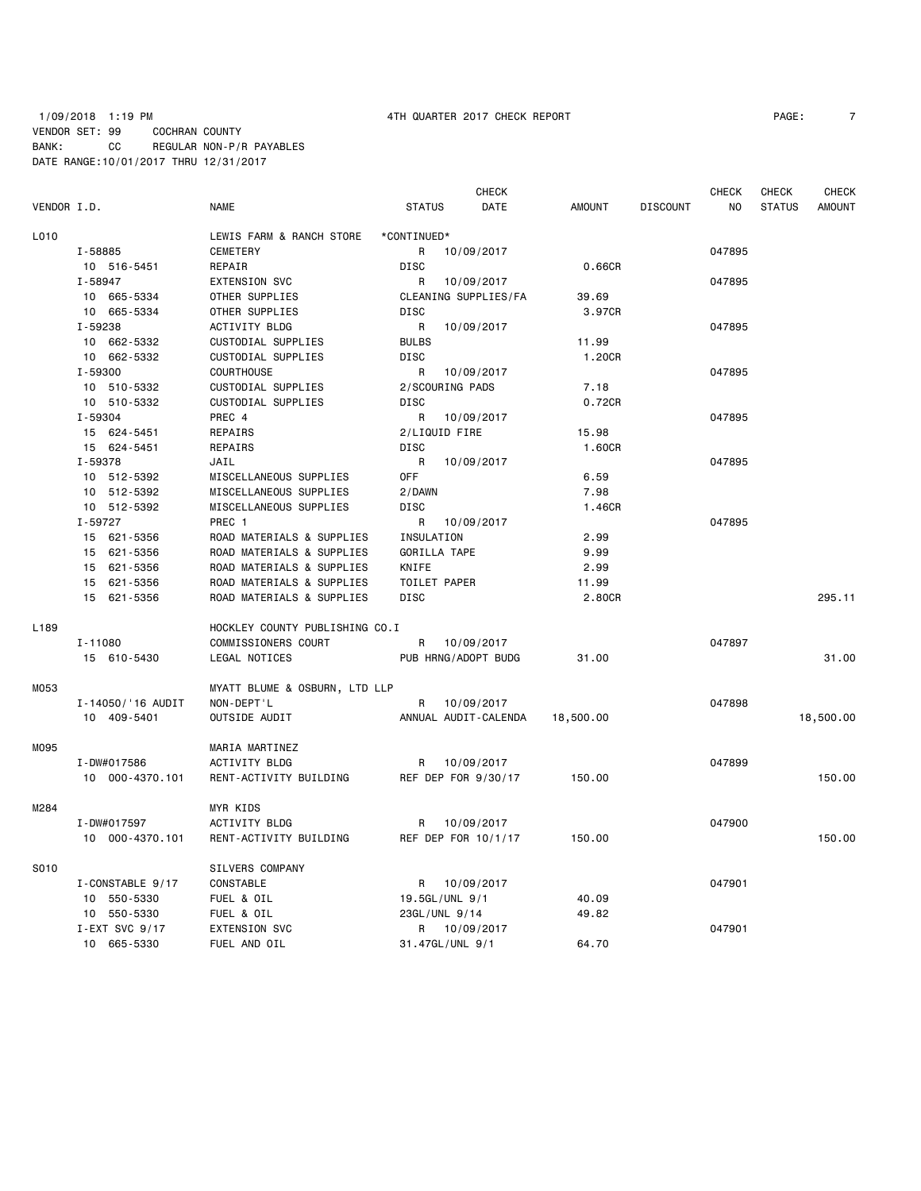1/09/2018 1:19 PM 4TH QUARTER 2017 CHECK REPORT

VENDOR SET: 99 COCHRAN COUNTY
BANK: CC REGULAR NON-P/R PAYABLES
DATE RANGE:10/01/2017 THRU 12/31/2017

| VENDOR I.D. | NAME | STATUS | CHECK DATE | AMOUNT | DISCOUNT | CHECK NO | CHECK STATUS | CHECK AMOUNT |
|---|---|---|---|---|---|---|---|---|
| L010 | LEWIS FARM & RANCH STORE | *CONTINUED* | | | | | | |
| I-58885 | CEMETERY | R | 10/09/2017 | | | 047895 | | |
| 10 516-5451 | REPAIR | DISC | | 0.66CR | | | | |
| I-58947 | EXTENSION SVC | R | 10/09/2017 | | | 047895 | | |
| 10 665-5334 | OTHER SUPPLIES | CLEANING SUPPLIES/FA | | 39.69 | | | | |
| 10 665-5334 | OTHER SUPPLIES | DISC | | 3.97CR | | | | |
| I-59238 | ACTIVITY BLDG | R | 10/09/2017 | | | 047895 | | |
| 10 662-5332 | CUSTODIAL SUPPLIES | BULBS | | 11.99 | | | | |
| 10 662-5332 | CUSTODIAL SUPPLIES | DISC | | 1.20CR | | | | |
| I-59300 | COURTHOUSE | R | 10/09/2017 | | | 047895 | | |
| 10 510-5332 | CUSTODIAL SUPPLIES | 2/SCOURING PADS | | 7.18 | | | | |
| 10 510-5332 | CUSTODIAL SUPPLIES | DISC | | 0.72CR | | | | |
| I-59304 | PREC 4 | R | 10/09/2017 | | | 047895 | | |
| 15 624-5451 | REPAIRS | 2/LIQUID FIRE | | 15.98 | | | | |
| 15 624-5451 | REPAIRS | DISC | | 1.60CR | | | | |
| I-59378 | JAIL | R | 10/09/2017 | | | 047895 | | |
| 10 512-5392 | MISCELLANEOUS SUPPLIES | OFF | | 6.59 | | | | |
| 10 512-5392 | MISCELLANEOUS SUPPLIES | 2/DAWN | | 7.98 | | | | |
| 10 512-5392 | MISCELLANEOUS SUPPLIES | DISC | | 1.46CR | | | | |
| I-59727 | PREC 1 | R | 10/09/2017 | | | 047895 | | |
| 15 621-5356 | ROAD MATERIALS & SUPPLIES | INSULATION | | 2.99 | | | | |
| 15 621-5356 | ROAD MATERIALS & SUPPLIES | GORILLA TAPE | | 9.99 | | | | |
| 15 621-5356 | ROAD MATERIALS & SUPPLIES | KNIFE | | 2.99 | | | | |
| 15 621-5356 | ROAD MATERIALS & SUPPLIES | TOILET PAPER | | 11.99 | | | | |
| 15 621-5356 | ROAD MATERIALS & SUPPLIES | DISC | | 2.80CR | | | | 295.11 |
| L189 | HOCKLEY COUNTY PUBLISHING CO.I | | | | | | | |
| I-11080 | COMMISSIONERS COURT | R | 10/09/2017 | | | 047897 | | |
| 15 610-5430 | LEGAL NOTICES | PUB HRNG/ADOPT BUDG | | 31.00 | | | | 31.00 |
| M053 | MYATT BLUME & OSBURN, LTD LLP | | | | | | | |
| I-14050/'16 AUDIT | NON-DEPT'L | R | 10/09/2017 | | | 047898 | | |
| 10 409-5401 | OUTSIDE AUDIT | ANNUAL AUDIT-CALENDA | | 18,500.00 | | | | 18,500.00 |
| M095 | MARIA MARTINEZ | | | | | | | |
| I-DW#017586 | ACTIVITY BLDG | R | 10/09/2017 | | | 047899 | | |
| 10 000-4370.101 | RENT-ACTIVITY BUILDING | REF DEP FOR 9/30/17 | | 150.00 | | | | 150.00 |
| M284 | MYR KIDS | | | | | | | |
| I-DW#017597 | ACTIVITY BLDG | R | 10/09/2017 | | | 047900 | | |
| 10 000-4370.101 | RENT-ACTIVITY BUILDING | REF DEP FOR 10/1/17 | | 150.00 | | | | 150.00 |
| S010 | SILVERS COMPANY | | | | | | | |
| I-CONSTABLE 9/17 | CONSTABLE | R | 10/09/2017 | | | 047901 | | |
| 10 550-5330 | FUEL & OIL | 19.5GL/UNL 9/1 | | 40.09 | | | | |
| 10 550-5330 | FUEL & OIL | 23GL/UNL 9/14 | | 49.82 | | | | |
| I-EXT SVC 9/17 | EXTENSION SVC | R | 10/09/2017 | | | 047901 | | |
| 10 665-5330 | FUEL AND OIL | 31.47GL/UNL 9/1 | | 64.70 | | | | |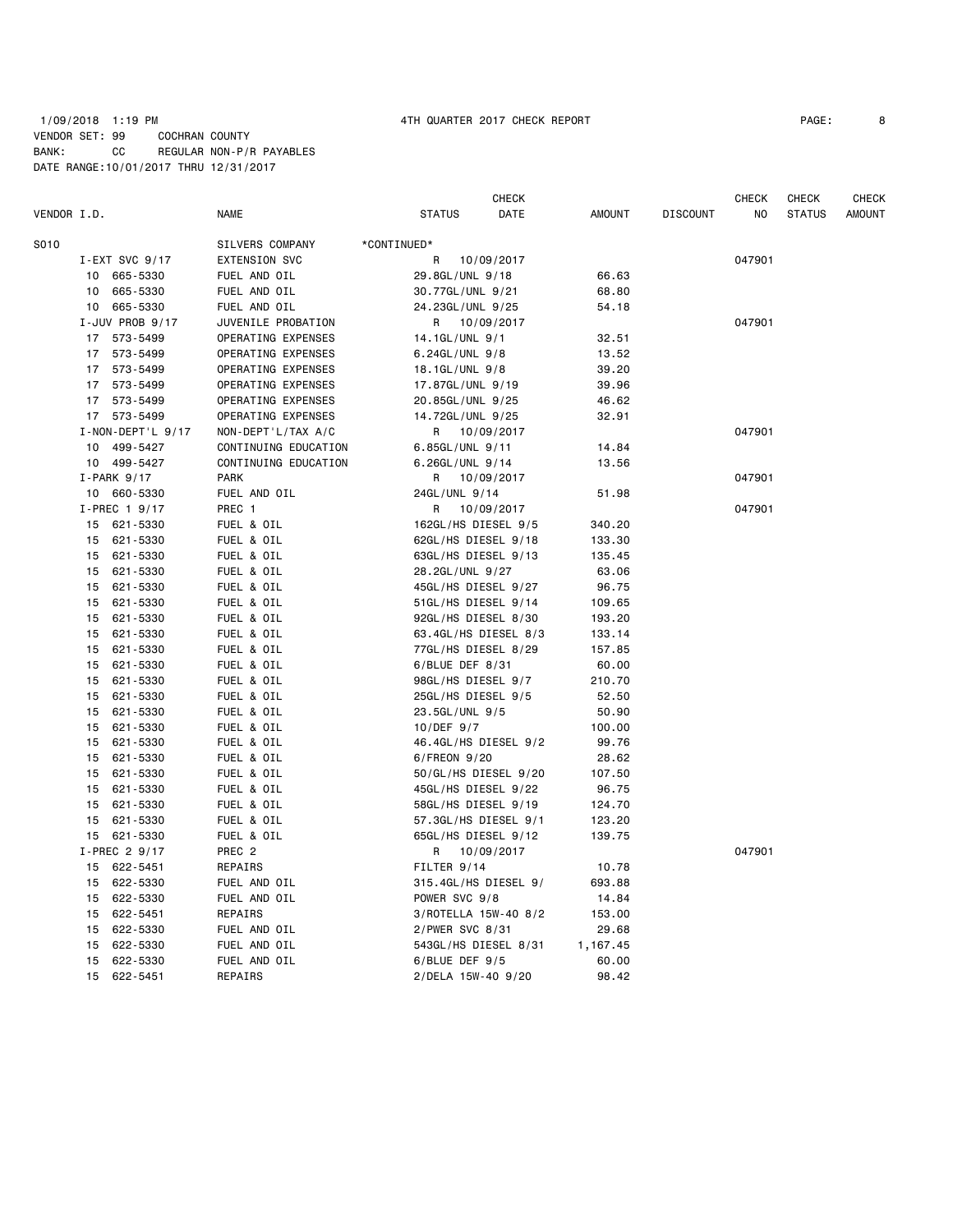1/09/2018 1:19 PM 4TH QUARTER 2017 CHECK REPORT

VENDOR SET: 99 COCHRAN COUNTY
BANK: CC REGULAR NON-P/R PAYABLES
DATE RANGE:10/01/2017 THRU 12/31/2017

| VENDOR I.D. | NAME | STATUS | CHECK DATE | AMOUNT | DISCOUNT | CHECK NO | CHECK STATUS | CHECK AMOUNT |
|---|---|---|---|---|---|---|---|---|
| S010 | SILVERS COMPANY | *CONTINUED* | | | | | | |
| I-EXT SVC 9/17 | EXTENSION SVC | R | 10/09/2017 | | | 047901 | | |
| 10 665-5330 | FUEL AND OIL | 29.8GL/UNL 9/18 | | 66.63 | | | | |
| 10 665-5330 | FUEL AND OIL | 30.77GL/UNL 9/21 | | 68.80 | | | | |
| 10 665-5330 | FUEL AND OIL | 24.23GL/UNL 9/25 | | 54.18 | | | | |
| I-JUV PROB 9/17 | JUVENILE PROBATION | R | 10/09/2017 | | | 047901 | | |
| 17 573-5499 | OPERATING EXPENSES | 14.1GL/UNL 9/1 | | 32.51 | | | | |
| 17 573-5499 | OPERATING EXPENSES | 6.24GL/UNL 9/8 | | 13.52 | | | | |
| 17 573-5499 | OPERATING EXPENSES | 18.1GL/UNL 9/8 | | 39.20 | | | | |
| 17 573-5499 | OPERATING EXPENSES | 17.87GL/UNL 9/19 | | 39.96 | | | | |
| 17 573-5499 | OPERATING EXPENSES | 20.85GL/UNL 9/25 | | 46.62 | | | | |
| 17 573-5499 | OPERATING EXPENSES | 14.72GL/UNL 9/25 | | 32.91 | | | | |
| I-NON-DEPT'L 9/17 | NON-DEPT'L/TAX A/C | R | 10/09/2017 | | | 047901 | | |
| 10 499-5427 | CONTINUING EDUCATION | 6.85GL/UNL 9/11 | | 14.84 | | | | |
| 10 499-5427 | CONTINUING EDUCATION | 6.26GL/UNL 9/14 | | 13.56 | | | | |
| I-PARK 9/17 | PARK | R | 10/09/2017 | | | 047901 | | |
| 10 660-5330 | FUEL AND OIL | 24GL/UNL 9/14 | | 51.98 | | | | |
| I-PREC 1 9/17 | PREC 1 | R | 10/09/2017 | | | 047901 | | |
| 15 621-5330 | FUEL & OIL | 162GL/HS DIESEL 9/5 | | 340.20 | | | | |
| 15 621-5330 | FUEL & OIL | 62GL/HS DIESEL 9/18 | | 133.30 | | | | |
| 15 621-5330 | FUEL & OIL | 63GL/HS DIESEL 9/13 | | 135.45 | | | | |
| 15 621-5330 | FUEL & OIL | 28.2GL/UNL 9/27 | | 63.06 | | | | |
| 15 621-5330 | FUEL & OIL | 45GL/HS DIESEL 9/27 | | 96.75 | | | | |
| 15 621-5330 | FUEL & OIL | 51GL/HS DIESEL 9/14 | | 109.65 | | | | |
| 15 621-5330 | FUEL & OIL | 92GL/HS DIESEL 8/30 | | 193.20 | | | | |
| 15 621-5330 | FUEL & OIL | 63.4GL/HS DIESEL 8/3 | | 133.14 | | | | |
| 15 621-5330 | FUEL & OIL | 77GL/HS DIESEL 8/29 | | 157.85 | | | | |
| 15 621-5330 | FUEL & OIL | 6/BLUE DEF 8/31 | | 60.00 | | | | |
| 15 621-5330 | FUEL & OIL | 98GL/HS DIESEL 9/7 | | 210.70 | | | | |
| 15 621-5330 | FUEL & OIL | 25GL/HS DIESEL 9/5 | | 52.50 | | | | |
| 15 621-5330 | FUEL & OIL | 23.5GL/UNL 9/5 | | 50.90 | | | | |
| 15 621-5330 | FUEL & OIL | 10/DEF 9/7 | | 100.00 | | | | |
| 15 621-5330 | FUEL & OIL | 46.4GL/HS DIESEL 9/2 | | 99.76 | | | | |
| 15 621-5330 | FUEL & OIL | 6/FREON 9/20 | | 28.62 | | | | |
| 15 621-5330 | FUEL & OIL | 50/GL/HS DIESEL 9/20 | | 107.50 | | | | |
| 15 621-5330 | FUEL & OIL | 45GL/HS DIESEL 9/22 | | 96.75 | | | | |
| 15 621-5330 | FUEL & OIL | 58GL/HS DIESEL 9/19 | | 124.70 | | | | |
| 15 621-5330 | FUEL & OIL | 57.3GL/HS DIESEL 9/1 | | 123.20 | | | | |
| 15 621-5330 | FUEL & OIL | 65GL/HS DIESEL 9/12 | | 139.75 | | | | |
| I-PREC 2 9/17 | PREC 2 | R | 10/09/2017 | | | 047901 | | |
| 15 622-5451 | REPAIRS | FILTER 9/14 | | 10.78 | | | | |
| 15 622-5330 | FUEL AND OIL | 315.4GL/HS DIESEL 9/ | | 693.88 | | | | |
| 15 622-5330 | FUEL AND OIL | POWER SVC 9/8 | | 14.84 | | | | |
| 15 622-5451 | REPAIRS | 3/ROTELLA 15W-40 8/2 | | 153.00 | | | | |
| 15 622-5330 | FUEL AND OIL | 2/PWER SVC 8/31 | | 29.68 | | | | |
| 15 622-5330 | FUEL AND OIL | 543GL/HS DIESEL 8/31 | | 1,167.45 | | | | |
| 15 622-5330 | FUEL AND OIL | 6/BLUE DEF 9/5 | | 60.00 | | | | |
| 15 622-5451 | REPAIRS | 2/DELA 15W-40 9/20 | | 98.42 | | | | |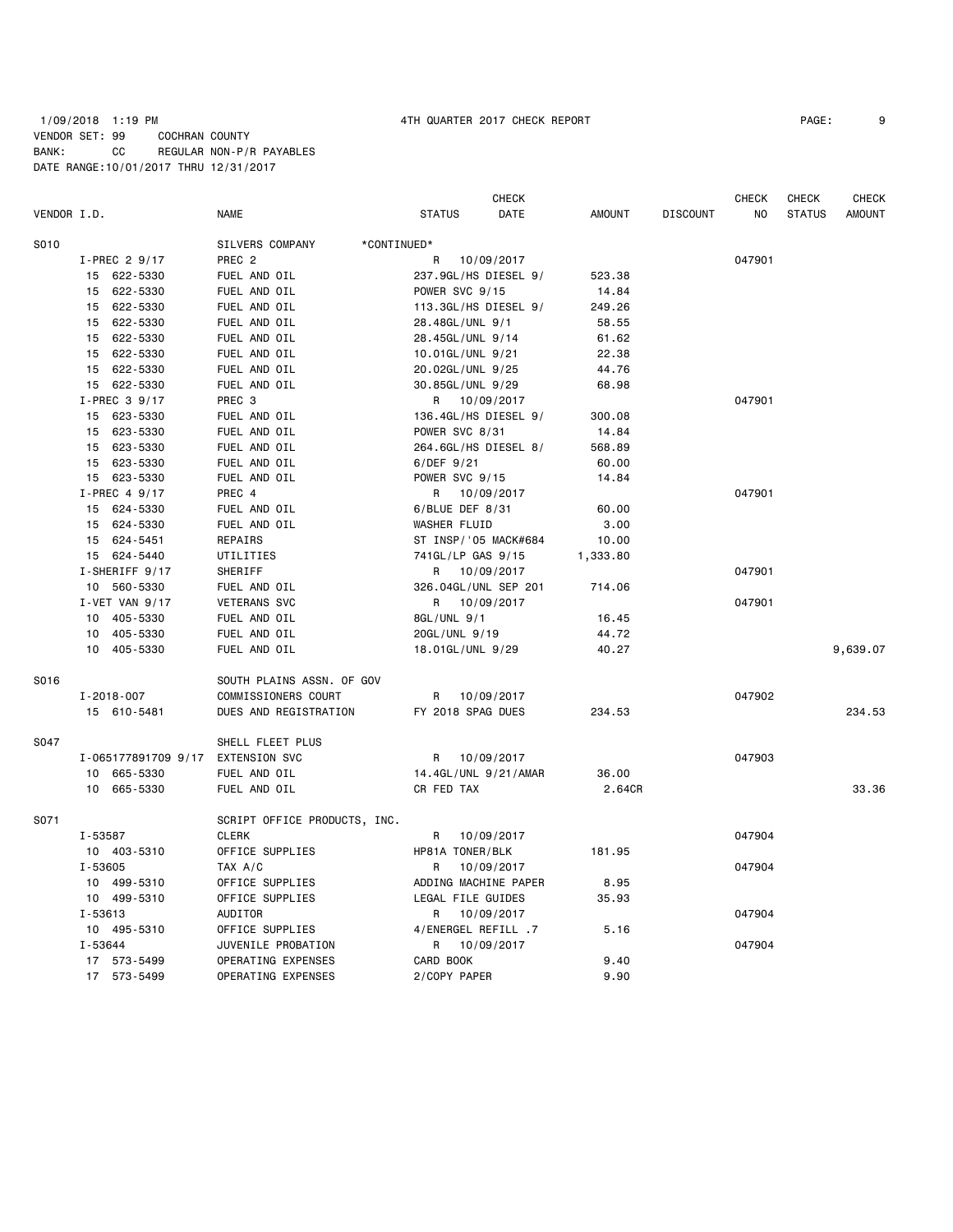1/09/2018 1:19 PM 4TH QUARTER 2017 CHECK REPORT

VENDOR SET: 99 COCHRAN COUNTY
BANK: CC REGULAR NON-P/R PAYABLES
DATE RANGE:10/01/2017 THRU 12/31/2017

| VENDOR I.D. | NAME | STATUS | CHECK DATE | AMOUNT | DISCOUNT | CHECK NO | CHECK STATUS | CHECK AMOUNT |
|---|---|---|---|---|---|---|---|---|
| S010 | SILVERS COMPANY *CONTINUED* | | | | | | | |
| I-PREC 2 9/17 | PREC 2 | R | 10/09/2017 | | | 047901 | | |
| 15 622-5330 | FUEL AND OIL | 237.9GL/HS DIESEL 9/ | | 523.38 | | | | |
| 15 622-5330 | FUEL AND OIL | POWER SVC 9/15 | | 14.84 | | | | |
| 15 622-5330 | FUEL AND OIL | 113.3GL/HS DIESEL 9/ | | 249.26 | | | | |
| 15 622-5330 | FUEL AND OIL | 28.48GL/UNL 9/1 | | 58.55 | | | | |
| 15 622-5330 | FUEL AND OIL | 28.45GL/UNL 9/14 | | 61.62 | | | | |
| 15 622-5330 | FUEL AND OIL | 10.01GL/UNL 9/21 | | 22.38 | | | | |
| 15 622-5330 | FUEL AND OIL | 20.02GL/UNL 9/25 | | 44.76 | | | | |
| 15 622-5330 | FUEL AND OIL | 30.85GL/UNL 9/29 | | 68.98 | | | | |
| I-PREC 3 9/17 | PREC 3 | R | 10/09/2017 | | | 047901 | | |
| 15 623-5330 | FUEL AND OIL | 136.4GL/HS DIESEL 9/ | | 300.08 | | | | |
| 15 623-5330 | FUEL AND OIL | POWER SVC 8/31 | | 14.84 | | | | |
| 15 623-5330 | FUEL AND OIL | 264.6GL/HS DIESEL 8/ | | 568.89 | | | | |
| 15 623-5330 | FUEL AND OIL | 6/DEF 9/21 | | 60.00 | | | | |
| 15 623-5330 | FUEL AND OIL | POWER SVC 9/15 | | 14.84 | | | | |
| I-PREC 4 9/17 | PREC 4 | R | 10/09/2017 | | | 047901 | | |
| 15 624-5330 | FUEL AND OIL | 6/BLUE DEF 8/31 | | 60.00 | | | | |
| 15 624-5330 | FUEL AND OIL | WASHER FLUID | | 3.00 | | | | |
| 15 624-5451 | REPAIRS | ST INSP/'05 MACK#684 | | 10.00 | | | | |
| 15 624-5440 | UTILITIES | 741GL/LP GAS 9/15 | | 1,333.80 | | | | |
| I-SHERIFF 9/17 | SHERIFF | R | 10/09/2017 | | | 047901 | | |
| 10 560-5330 | FUEL AND OIL | 326.04GL/UNL SEP 201 | | 714.06 | | | | |
| I-VET VAN 9/17 | VETERANS SVC | R | 10/09/2017 | | | 047901 | | |
| 10 405-5330 | FUEL AND OIL | 8GL/UNL 9/1 | | 16.45 | | | | |
| 10 405-5330 | FUEL AND OIL | 20GL/UNL 9/19 | | 44.72 | | | | |
| 10 405-5330 | FUEL AND OIL | 18.01GL/UNL 9/29 | | 40.27 | | | | 9,639.07 |
| S016 | SOUTH PLAINS ASSN. OF GOV | | | | | | | |
| I-2018-007 | COMMISSIONERS COURT | R | 10/09/2017 | | | 047902 | | |
| 15 610-5481 | DUES AND REGISTRATION | FY 2018 SPAG DUES | | 234.53 | | | | 234.53 |
| S047 | SHELL FLEET PLUS | | | | | | | |
| I-065177891709 9/17 | EXTENSION SVC | R | 10/09/2017 | | | 047903 | | |
| 10 665-5330 | FUEL AND OIL | 14.4GL/UNL 9/21/AMAR | | 36.00 | | | | |
| 10 665-5330 | FUEL AND OIL | CR FED TAX | | 2.64CR | | | | 33.36 |
| S071 | SCRIPT OFFICE PRODUCTS, INC. | | | | | | | |
| I-53587 | CLERK | R | 10/09/2017 | | | 047904 | | |
| 10 403-5310 | OFFICE SUPPLIES | HP81A TONER/BLK | | 181.95 | | | | |
| I-53605 | TAX A/C | R | 10/09/2017 | | | 047904 | | |
| 10 499-5310 | OFFICE SUPPLIES | ADDING MACHINE PAPER | | 8.95 | | | | |
| 10 499-5310 | OFFICE SUPPLIES | LEGAL FILE GUIDES | | 35.93 | | | | |
| I-53613 | AUDITOR | R | 10/09/2017 | | | 047904 | | |
| 10 495-5310 | OFFICE SUPPLIES | 4/ENERGEL REFILL .7 | | 5.16 | | | | |
| I-53644 | JUVENILE PROBATION | R | 10/09/2017 | | | 047904 | | |
| 17 573-5499 | OPERATING EXPENSES | CARD BOOK | | 9.40 | | | | |
| 17 573-5499 | OPERATING EXPENSES | 2/COPY PAPER | | 9.90 | | | | |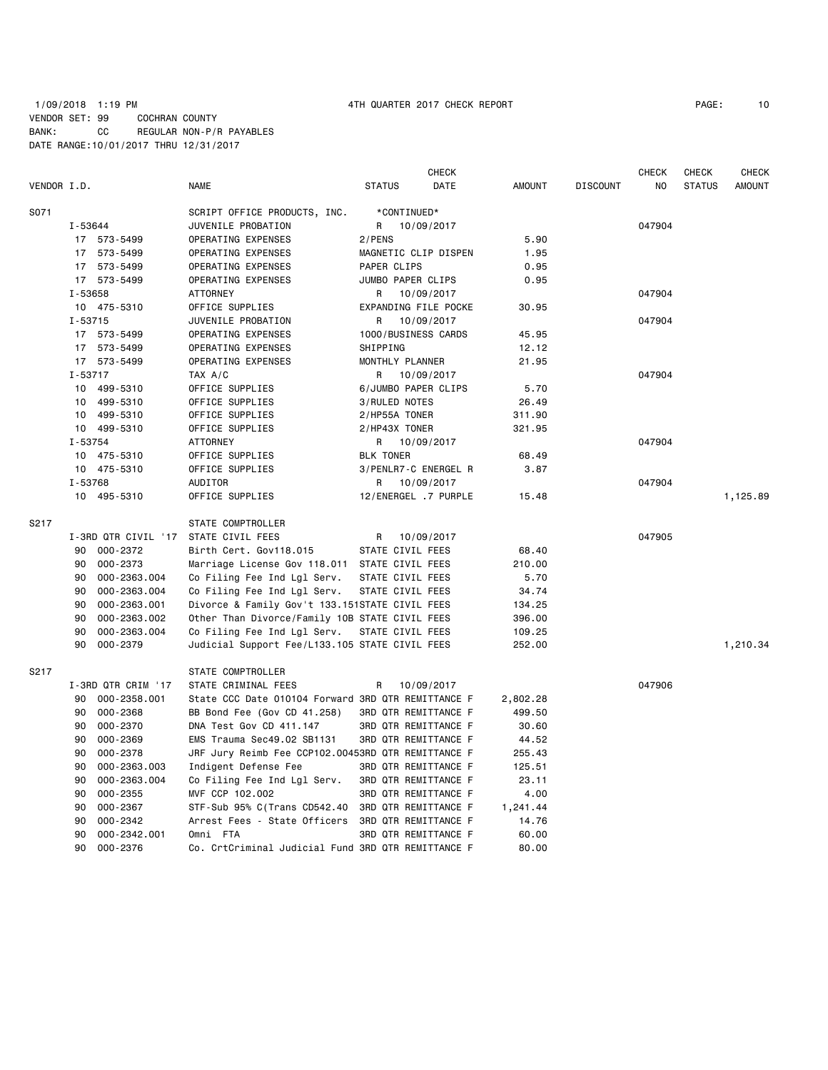1/09/2018 1:19 PM 4TH QUARTER 2017 CHECK REPORT

VENDOR SET: 99 COCHRAN COUNTY
BANK: CC REGULAR NON-P/R PAYABLES
DATE RANGE:10/01/2017 THRU 12/31/2017

| VENDOR I.D. | NAME | STATUS | CHECK DATE | AMOUNT | DISCOUNT | CHECK NO | CHECK STATUS | CHECK AMOUNT |
|---|---|---|---|---|---|---|---|---|
| S071 | SCRIPT OFFICE PRODUCTS, INC. | *CONTINUED* | | | | | | |
| I-53644 | JUVENILE PROBATION | R | 10/09/2017 | | | 047904 | | |
| 17 573-5499 | OPERATING EXPENSES | 2/PENS | | 5.90 | | | | |
| 17 573-5499 | OPERATING EXPENSES | MAGNETIC CLIP DISPEN | | 1.95 | | | | |
| 17 573-5499 | OPERATING EXPENSES | PAPER CLIPS | | 0.95 | | | | |
| 17 573-5499 | OPERATING EXPENSES | JUMBO PAPER CLIPS | | 0.95 | | | | |
| I-53658 | ATTORNEY | R | 10/09/2017 | | | 047904 | | |
| 10 475-5310 | OFFICE SUPPLIES | EXPANDING FILE POCKE | | 30.95 | | | | |
| I-53715 | JUVENILE PROBATION | R | 10/09/2017 | | | 047904 | | |
| 17 573-5499 | OPERATING EXPENSES | 1000/BUSINESS CARDS | | 45.95 | | | | |
| 17 573-5499 | OPERATING EXPENSES | SHIPPING | | 12.12 | | | | |
| 17 573-5499 | OPERATING EXPENSES | MONTHLY PLANNER | | 21.95 | | | | |
| I-53717 | TAX A/C | R | 10/09/2017 | | | 047904 | | |
| 10 499-5310 | OFFICE SUPPLIES | 6/JUMBO PAPER CLIPS | | 5.70 | | | | |
| 10 499-5310 | OFFICE SUPPLIES | 3/RULED NOTES | | 26.49 | | | | |
| 10 499-5310 | OFFICE SUPPLIES | 2/HP55A TONER | | 311.90 | | | | |
| 10 499-5310 | OFFICE SUPPLIES | 2/HP43X TONER | | 321.95 | | | | |
| I-53754 | ATTORNEY | R | 10/09/2017 | | | 047904 | | |
| 10 475-5310 | OFFICE SUPPLIES | BLK TONER | | 68.49 | | | | |
| 10 475-5310 | OFFICE SUPPLIES | 3/PENLR7-C ENERGEL R | | 3.87 | | | | |
| I-53768 | AUDITOR | R | 10/09/2017 | | | 047904 | | |
| 10 495-5310 | OFFICE SUPPLIES | 12/ENERGEL .7 PURPLE | | 15.48 | | | | 1,125.89 |
| S217 | STATE COMPTROLLER | | | | | | | |
| I-3RD QTR CIVIL '17 | STATE CIVIL FEES | R | 10/09/2017 | | | 047905 | | |
| 90 000-2372 | Birth Cert. Gov118.015 | STATE CIVIL FEES | | 68.40 | | | | |
| 90 000-2373 | Marriage License Gov 118.011 | STATE CIVIL FEES | | 210.00 | | | | |
| 90 000-2363.004 | Co Filing Fee Ind Lgl Serv. | STATE CIVIL FEES | | 5.70 | | | | |
| 90 000-2363.004 | Co Filing Fee Ind Lgl Serv. | STATE CIVIL FEES | | 34.74 | | | | |
| 90 000-2363.001 | Divorce & Family Gov't 133.151 | STATE CIVIL FEES | | 134.25 | | | | |
| 90 000-2363.002 | Other Than Divorce/Family 10B | STATE CIVIL FEES | | 396.00 | | | | |
| 90 000-2363.004 | Co Filing Fee Ind Lgl Serv. | STATE CIVIL FEES | | 109.25 | | | | |
| 90 000-2379 | Judicial Support Fee/L133.105 | STATE CIVIL FEES | | 252.00 | | | | 1,210.34 |
| S217 | STATE COMPTROLLER | | | | | | | |
| I-3RD QTR CRIM '17 | STATE CRIMINAL FEES | R | 10/09/2017 | | | 047906 | | |
| 90 000-2358.001 | State CCC Date 010104 Forward | 3RD QTR REMITTANCE F | | 2,802.28 | | | | |
| 90 000-2368 | BB Bond Fee (Gov CD 41.258) | 3RD QTR REMITTANCE F | | 499.50 | | | | |
| 90 000-2370 | DNA Test Gov CD 411.147 | 3RD QTR REMITTANCE F | | 30.60 | | | | |
| 90 000-2369 | EMS Trauma Sec49.02 SB1131 | 3RD QTR REMITTANCE F | | 44.52 | | | | |
| 90 000-2378 | JRF Jury Reimb Fee CCP102.0045 | 3RD QTR REMITTANCE F | | 255.43 | | | | |
| 90 000-2363.003 | Indigent Defense Fee | 3RD QTR REMITTANCE F | | 125.51 | | | | |
| 90 000-2363.004 | Co Filing Fee Ind Lgl Serv. | 3RD QTR REMITTANCE F | | 23.11 | | | | |
| 90 000-2355 | MVF CCP 102.002 | 3RD QTR REMITTANCE F | | 4.00 | | | | |
| 90 000-2367 | STF-Sub 95% C(Trans CD542.40 | 3RD QTR REMITTANCE F | | 1,241.44 | | | | |
| 90 000-2342 | Arrest Fees - State Officers | 3RD QTR REMITTANCE F | | 14.76 | | | | |
| 90 000-2342.001 | Omni FTA | 3RD QTR REMITTANCE F | | 60.00 | | | | |
| 90 000-2376 | Co. CrtCriminal Judicial Fund | 3RD QTR REMITTANCE F | | 80.00 | | | | |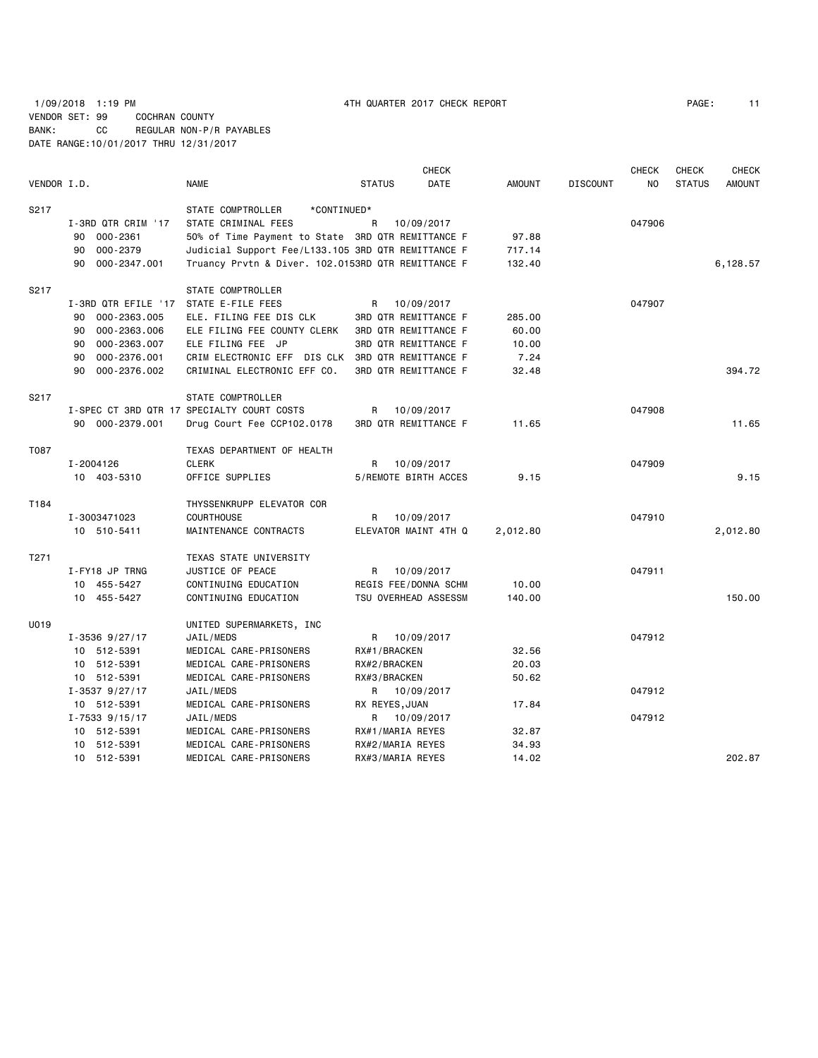1/09/2018 1:19 PM 4TH QUARTER 2017 CHECK REPORT

VENDOR SET: 99 COCHRAN COUNTY
BANK: CC REGULAR NON-P/R PAYABLES
DATE RANGE:10/01/2017 THRU 12/31/2017

| VENDOR I.D. | NAME | STATUS | CHECK DATE | AMOUNT | DISCOUNT | CHECK NO | CHECK STATUS | CHECK AMOUNT |
|---|---|---|---|---|---|---|---|---|
| S217 | STATE COMPTROLLER *CONTINUED* | | | | | | | |
| I-3RD QTR CRIM '17 | STATE CRIMINAL FEES | R | 10/09/2017 | | | 047906 | | |
| 90 000-2361 | 50% of Time Payment to State | 3RD QTR REMITTANCE F | | 97.88 | | | | |
| 90 000-2379 | Judicial Support Fee/L133.105 | 3RD QTR REMITTANCE F | | 717.14 | | | | |
| 90 000-2347.001 | Truancy Prvtn & Diver. 102.015 | 3RD QTR REMITTANCE F | | 132.40 | | | | 6,128.57 |
| S217 | STATE COMPTROLLER | | | | | | | |
| I-3RD QTR EFILE '17 | STATE E-FILE FEES | R | 10/09/2017 | | | 047907 | | |
| 90 000-2363.005 | ELE. FILING FEE DIS CLK | 3RD QTR REMITTANCE F | | 285.00 | | | | |
| 90 000-2363.006 | ELE FILING FEE COUNTY CLERK | 3RD QTR REMITTANCE F | | 60.00 | | | | |
| 90 000-2363.007 | ELE FILING FEE JP | 3RD QTR REMITTANCE F | | 10.00 | | | | |
| 90 000-2376.001 | CRIM ELECTRONIC EFF DIS CLK | 3RD QTR REMITTANCE F | | 7.24 | | | | |
| 90 000-2376.002 | CRIMINAL ELECTRONIC EFF CO. | 3RD QTR REMITTANCE F | | 32.48 | | | | 394.72 |
| S217 | STATE COMPTROLLER | | | | | | | |
| I-SPEC CT 3RD QTR 17 | SPECIALTY COURT COSTS | R | 10/09/2017 | | | 047908 | | |
| 90 000-2379.001 | Drug Court Fee CCP102.0178 | 3RD QTR REMITTANCE F | | 11.65 | | | | 11.65 |
| T087 | TEXAS DEPARTMENT OF HEALTH | | | | | | | |
| I-2004126 | CLERK | R | 10/09/2017 | | | 047909 | | |
| 10 403-5310 | OFFICE SUPPLIES | 5/REMOTE BIRTH ACCES | | 9.15 | | | | 9.15 |
| T184 | THYSSENKRUPP ELEVATOR COR | | | | | | | |
| I-3003471023 | COURTHOUSE | R | 10/09/2017 | | | 047910 | | |
| 10 510-5411 | MAINTENANCE CONTRACTS | ELEVATOR MAINT 4TH Q | | 2,012.80 | | | | 2,012.80 |
| T271 | TEXAS STATE UNIVERSITY | | | | | | | |
| I-FY18 JP TRNG | JUSTICE OF PEACE | R | 10/09/2017 | | | 047911 | | |
| 10 455-5427 | CONTINUING EDUCATION | REGIS FEE/DONNA SCHM | | 10.00 | | | | |
| 10 455-5427 | CONTINUING EDUCATION | TSU OVERHEAD ASSESSM | | 140.00 | | | | 150.00 |
| U019 | UNITED SUPERMARKETS, INC | | | | | | | |
| I-3536 9/27/17 | JAIL/MEDS | R | 10/09/2017 | | | 047912 | | |
| 10 512-5391 | MEDICAL CARE-PRISONERS | RX#1/BRACKEN | | 32.56 | | | | |
| 10 512-5391 | MEDICAL CARE-PRISONERS | RX#2/BRACKEN | | 20.03 | | | | |
| 10 512-5391 | MEDICAL CARE-PRISONERS | RX#3/BRACKEN | | 50.62 | | | | |
| I-3537 9/27/17 | JAIL/MEDS | R | 10/09/2017 | | | 047912 | | |
| 10 512-5391 | MEDICAL CARE-PRISONERS | RX REYES,JUAN | | 17.84 | | | | |
| I-7533 9/15/17 | JAIL/MEDS | R | 10/09/2017 | | | 047912 | | |
| 10 512-5391 | MEDICAL CARE-PRISONERS | RX#1/MARIA REYES | | 32.87 | | | | |
| 10 512-5391 | MEDICAL CARE-PRISONERS | RX#2/MARIA REYES | | 34.93 | | | | |
| 10 512-5391 | MEDICAL CARE-PRISONERS | RX#3/MARIA REYES | | 14.02 | | | | 202.87 |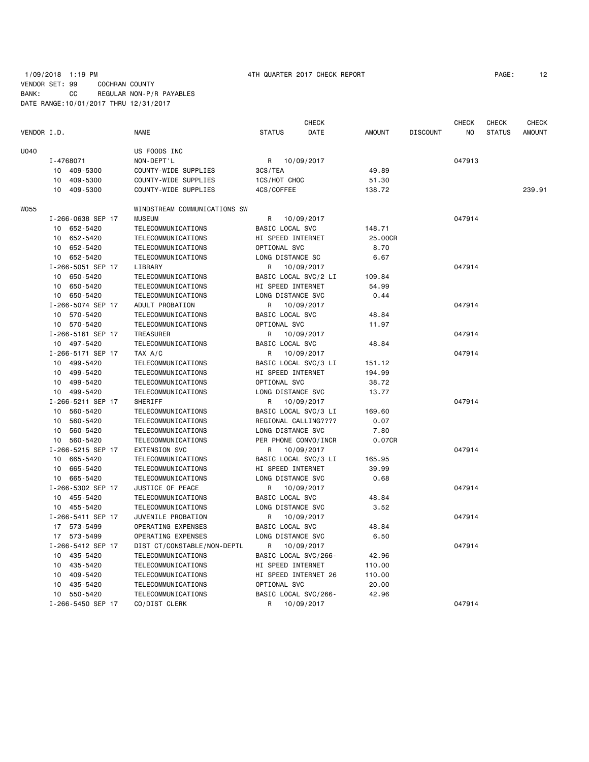1/09/2018 1:19 PM 4TH QUARTER 2017 CHECK REPORT

VENDOR SET: 99 COCHRAN COUNTY
BANK: CC REGULAR NON-P/R PAYABLES
DATE RANGE:10/01/2017 THRU 12/31/2017

| VENDOR I.D. | NAME | STATUS | CHECK DATE | AMOUNT | DISCOUNT | CHECK NO | CHECK STATUS | CHECK AMOUNT |
|---|---|---|---|---|---|---|---|---|
| U040 | US FOODS INC | | | | | | | |
| I-4768071 | NON-DEPT'L | R | 10/09/2017 | | | 047913 | | |
| 10 409-5300 | COUNTY-WIDE SUPPLIES | 3CS/TEA | | 49.89 | | | | |
| 10 409-5300 | COUNTY-WIDE SUPPLIES | 1CS/HOT CHOC | | 51.30 | | | | |
| 10 409-5300 | COUNTY-WIDE SUPPLIES | 4CS/COFFEE | | 138.72 | | | | 239.91 |
| W055 | WINDSTREAM COMMUNICATIONS SW | | | | | | | |
| I-266-0638 SEP 17 | MUSEUM | R | 10/09/2017 | | | 047914 | | |
| 10 652-5420 | TELECOMMUNICATIONS | BASIC LOCAL SVC | | 148.71 | | | | |
| 10 652-5420 | TELECOMMUNICATIONS | HI SPEED INTERNET | | 25.00CR | | | | |
| 10 652-5420 | TELECOMMUNICATIONS | OPTIONAL SVC | | 8.70 | | | | |
| 10 652-5420 | TELECOMMUNICATIONS | LONG DISTANCE SC | | 6.67 | | | | |
| I-266-5051 SEP 17 | LIBRARY | R | 10/09/2017 | | | 047914 | | |
| 10 650-5420 | TELECOMMUNICATIONS | BASIC LOCAL SVC/2 LI | | 109.84 | | | | |
| 10 650-5420 | TELECOMMUNICATIONS | HI SPEED INTERNET | | 54.99 | | | | |
| 10 650-5420 | TELECOMMUNICATIONS | LONG DISTANCE SVC | | 0.44 | | | | |
| I-266-5074 SEP 17 | ADULT PROBATION | R | 10/09/2017 | | | 047914 | | |
| 10 570-5420 | TELECOMMUNICATIONS | BASIC LOCAL SVC | | 48.84 | | | | |
| 10 570-5420 | TELECOMMUNICATIONS | OPTIONAL SVC | | 11.97 | | | | |
| I-266-5161 SEP 17 | TREASURER | R | 10/09/2017 | | | 047914 | | |
| 10 497-5420 | TELECOMMUNICATIONS | BASIC LOCAL SVC | | 48.84 | | | | |
| I-266-5171 SEP 17 | TAX A/C | R | 10/09/2017 | | | 047914 | | |
| 10 499-5420 | TELECOMMUNICATIONS | BASIC LOCAL SVC/3 LI | | 151.12 | | | | |
| 10 499-5420 | TELECOMMUNICATIONS | HI SPEED INTERNET | | 194.99 | | | | |
| 10 499-5420 | TELECOMMUNICATIONS | OPTIONAL SVC | | 38.72 | | | | |
| 10 499-5420 | TELECOMMUNICATIONS | LONG DISTANCE SVC | | 13.77 | | | | |
| I-266-5211 SEP 17 | SHERIFF | R | 10/09/2017 | | | 047914 | | |
| 10 560-5420 | TELECOMMUNICATIONS | BASIC LOCAL SVC/3 LI | | 169.60 | | | | |
| 10 560-5420 | TELECOMMUNICATIONS | REGIONAL CALLING???? | | 0.07 | | | | |
| 10 560-5420 | TELECOMMUNICATIONS | LONG DISTANCE SVC | | 7.80 | | | | |
| 10 560-5420 | TELECOMMUNICATIONS | PER PHONE CONVO/INCR | | 0.07CR | | | | |
| I-266-5215 SEP 17 | EXTENSION SVC | R | 10/09/2017 | | | 047914 | | |
| 10 665-5420 | TELECOMMUNICATIONS | BASIC LOCAL SVC/3 LI | | 165.95 | | | | |
| 10 665-5420 | TELECOMMUNICATIONS | HI SPEED INTERNET | | 39.99 | | | | |
| 10 665-5420 | TELECOMMUNICATIONS | LONG DISTANCE SVC | | 0.68 | | | | |
| I-266-5302 SEP 17 | JUSTICE OF PEACE | R | 10/09/2017 | | | 047914 | | |
| 10 455-5420 | TELECOMMUNICATIONS | BASIC LOCAL SVC | | 48.84 | | | | |
| 10 455-5420 | TELECOMMUNICATIONS | LONG DISTANCE SVC | | 3.52 | | | | |
| I-266-5411 SEP 17 | JUVENILE PROBATION | R | 10/09/2017 | | | 047914 | | |
| 17 573-5499 | OPERATING EXPENSES | BASIC LOCAL SVC | | 48.84 | | | | |
| 17 573-5499 | OPERATING EXPENSES | LONG DISTANCE SVC | | 6.50 | | | | |
| I-266-5412 SEP 17 | DIST CT/CONSTABLE/NON-DEPTL | R | 10/09/2017 | | | 047914 | | |
| 10 435-5420 | TELECOMMUNICATIONS | BASIC LOCAL SVC/266- | | 42.96 | | | | |
| 10 435-5420 | TELECOMMUNICATIONS | HI SPEED INTERNET | | 110.00 | | | | |
| 10 409-5420 | TELECOMMUNICATIONS | HI SPEED INTERNET 26 | | 110.00 | | | | |
| 10 435-5420 | TELECOMMUNICATIONS | OPTIONAL SVC | | 20.00 | | | | |
| 10 550-5420 | TELECOMMUNICATIONS | BASIC LOCAL SVC/266- | | 42.96 | | | | |
| I-266-5450 SEP 17 | CO/DIST CLERK | R | 10/09/2017 | | | 047914 | | |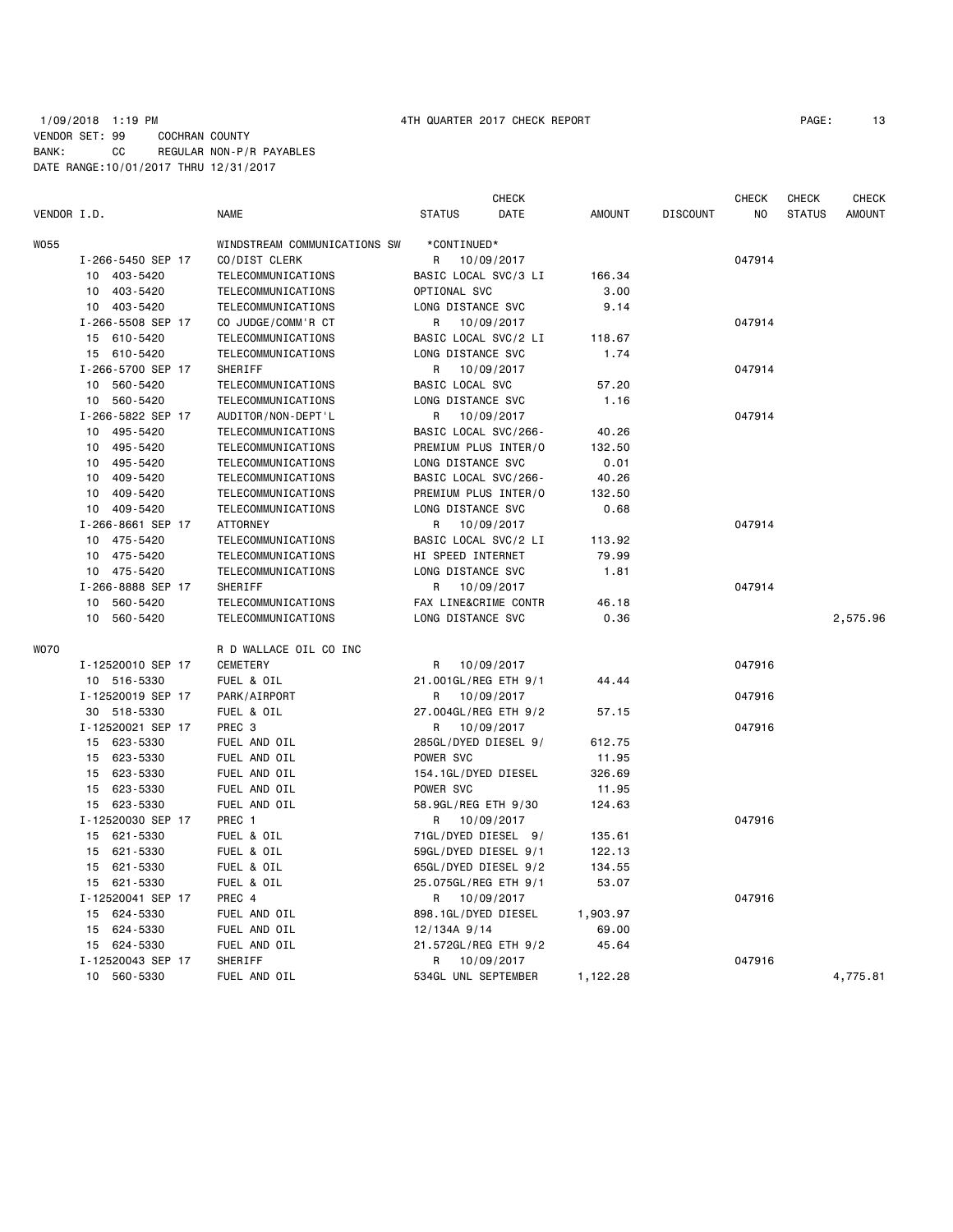1/09/2018 1:19 PM 4TH QUARTER 2017 CHECK REPORT
VENDOR SET: 99 COCHRAN COUNTY
BANK: CC REGULAR NON-P/R PAYABLES
DATE RANGE:10/01/2017 THRU 12/31/2017

| VENDOR I.D. | NAME | STATUS | CHECK DATE | AMOUNT | DISCOUNT | CHECK NO | CHECK STATUS | CHECK AMOUNT |
|---|---|---|---|---|---|---|---|---|
| W055 | WINDSTREAM COMMUNICATIONS SW | *CONTINUED* | | | | | | |
| I-266-5450 SEP 17 | CO/DIST CLERK | R | 10/09/2017 | | | 047914 | | |
| 10 403-5420 | TELECOMMUNICATIONS | BASIC LOCAL SVC/3 LI | | 166.34 | | | | |
| 10 403-5420 | TELECOMMUNICATIONS | OPTIONAL SVC | | 3.00 | | | | |
| 10 403-5420 | TELECOMMUNICATIONS | LONG DISTANCE SVC | | 9.14 | | | | |
| I-266-5508 SEP 17 | CO JUDGE/COMM'R CT | R | 10/09/2017 | | | 047914 | | |
| 15 610-5420 | TELECOMMUNICATIONS | BASIC LOCAL SVC/2 LI | | 118.67 | | | | |
| 15 610-5420 | TELECOMMUNICATIONS | LONG DISTANCE SVC | | 1.74 | | | | |
| I-266-5700 SEP 17 | SHERIFF | R | 10/09/2017 | | | 047914 | | |
| 10 560-5420 | TELECOMMUNICATIONS | BASIC LOCAL SVC | | 57.20 | | | | |
| 10 560-5420 | TELECOMMUNICATIONS | LONG DISTANCE SVC | | 1.16 | | | | |
| I-266-5822 SEP 17 | AUDITOR/NON-DEPT'L | R | 10/09/2017 | | | 047914 | | |
| 10 495-5420 | TELECOMMUNICATIONS | BASIC LOCAL SVC/266- | | 40.26 | | | | |
| 10 495-5420 | TELECOMMUNICATIONS | PREMIUM PLUS INTER/O | | 132.50 | | | | |
| 10 495-5420 | TELECOMMUNICATIONS | LONG DISTANCE SVC | | 0.01 | | | | |
| 10 409-5420 | TELECOMMUNICATIONS | BASIC LOCAL SVC/266- | | 40.26 | | | | |
| 10 409-5420 | TELECOMMUNICATIONS | PREMIUM PLUS INTER/O | | 132.50 | | | | |
| 10 409-5420 | TELECOMMUNICATIONS | LONG DISTANCE SVC | | 0.68 | | | | |
| I-266-8661 SEP 17 | ATTORNEY | R | 10/09/2017 | | | 047914 | | |
| 10 475-5420 | TELECOMMUNICATIONS | BASIC LOCAL SVC/2 LI | | 113.92 | | | | |
| 10 475-5420 | TELECOMMUNICATIONS | HI SPEED INTERNET | | 79.99 | | | | |
| 10 475-5420 | TELECOMMUNICATIONS | LONG DISTANCE SVC | | 1.81 | | | | |
| I-266-8888 SEP 17 | SHERIFF | R | 10/09/2017 | | | 047914 | | |
| 10 560-5420 | TELECOMMUNICATIONS | FAX LINE&CRIME CONTR | | 46.18 | | | | |
| 10 560-5420 | TELECOMMUNICATIONS | LONG DISTANCE SVC | | 0.36 | | | | 2,575.96 |
| W070 | R D WALLACE OIL CO INC | | | | | | | |
| I-12520010 SEP 17 | CEMETERY | R | 10/09/2017 | | | 047916 | | |
| 10 516-5330 | FUEL & OIL | 21.001GL/REG ETH 9/1 | | 44.44 | | | | |
| I-12520019 SEP 17 | PARK/AIRPORT | R | 10/09/2017 | | | 047916 | | |
| 30 518-5330 | FUEL & OIL | 27.004GL/REG ETH 9/2 | | 57.15 | | | | |
| I-12520021 SEP 17 | PREC 3 | R | 10/09/2017 | | | 047916 | | |
| 15 623-5330 | FUEL AND OIL | 285GL/DYED DIESEL 9/ | | 612.75 | | | | |
| 15 623-5330 | FUEL AND OIL | POWER SVC | | 11.95 | | | | |
| 15 623-5330 | FUEL AND OIL | 154.1GL/DYED DIESEL | | 326.69 | | | | |
| 15 623-5330 | FUEL AND OIL | POWER SVC | | 11.95 | | | | |
| 15 623-5330 | FUEL AND OIL | 58.9GL/REG ETH 9/30 | | 124.63 | | | | |
| I-12520030 SEP 17 | PREC 1 | R | 10/09/2017 | | | 047916 | | |
| 15 621-5330 | FUEL & OIL | 71GL/DYED DIESEL 9/ | | 135.61 | | | | |
| 15 621-5330 | FUEL & OIL | 59GL/DYED DIESEL 9/1 | | 122.13 | | | | |
| 15 621-5330 | FUEL & OIL | 65GL/DYED DIESEL 9/2 | | 134.55 | | | | |
| 15 621-5330 | FUEL & OIL | 25.075GL/REG ETH 9/1 | | 53.07 | | | | |
| I-12520041 SEP 17 | PREC 4 | R | 10/09/2017 | | | 047916 | | |
| 15 624-5330 | FUEL AND OIL | 898.1GL/DYED DIESEL | | 1,903.97 | | | | |
| 15 624-5330 | FUEL AND OIL | 12/134A 9/14 | | 69.00 | | | | |
| 15 624-5330 | FUEL AND OIL | 21.572GL/REG ETH 9/2 | | 45.64 | | | | |
| I-12520043 SEP 17 | SHERIFF | R | 10/09/2017 | | | 047916 | | |
| 10 560-5330 | FUEL AND OIL | 534GL UNL SEPTEMBER | | 1,122.28 | | | | 4,775.81 |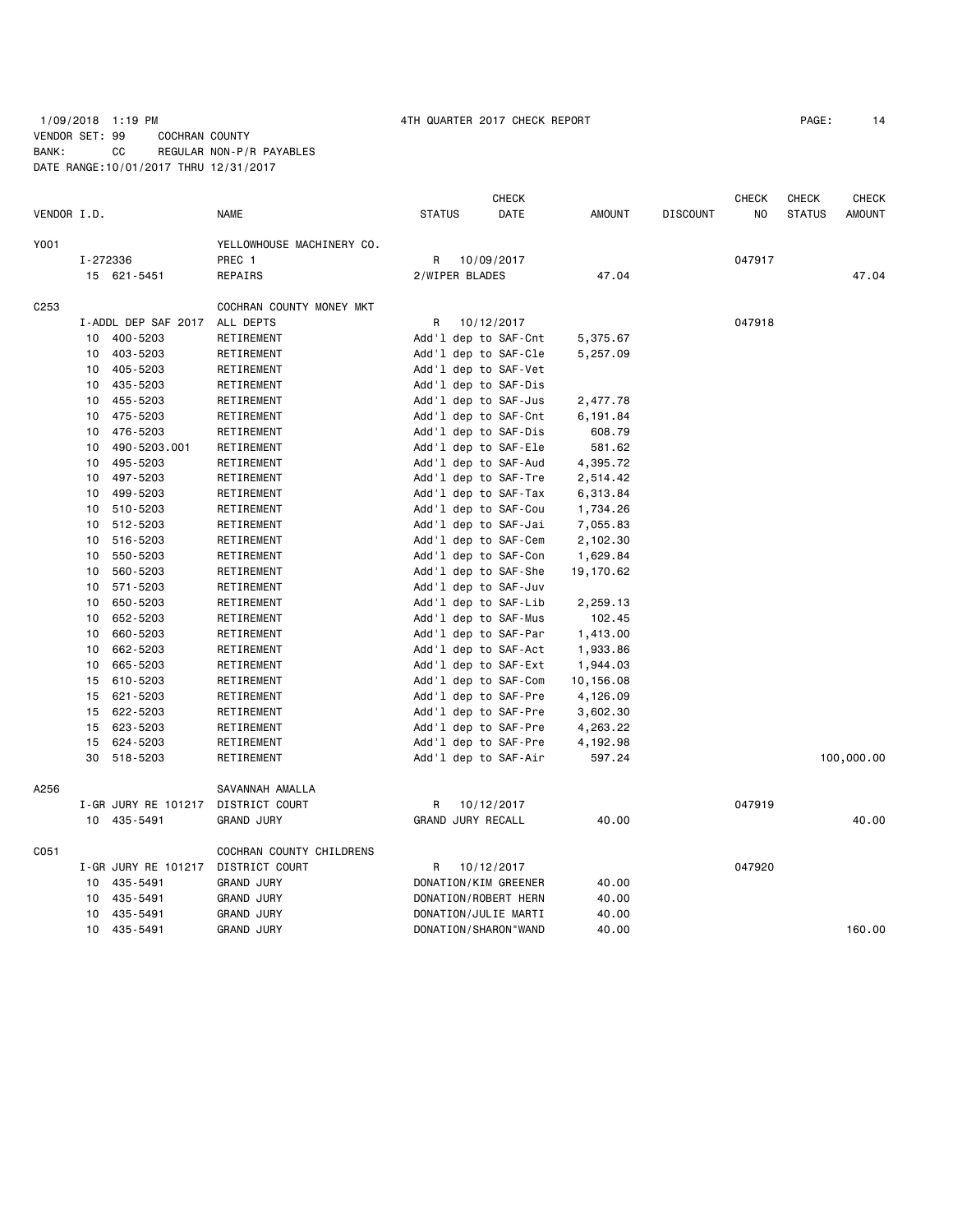1/09/2018 1:19 PM 4TH QUARTER 2017 CHECK REPORT

VENDOR SET: 99 COCHRAN COUNTY
BANK: CC REGULAR NON-P/R PAYABLES
DATE RANGE:10/01/2017 THRU 12/31/2017

| VENDOR I.D. | | NAME | STATUS | CHECK DATE | AMOUNT | DISCOUNT | CHECK NO | CHECK STATUS | CHECK AMOUNT |
|---|---|---|---|---|---|---|---|---|---|
| Y001 | | YELLOWHOUSE MACHINERY CO. | | | | | | | |
| | I-272336 | PREC 1 | R | 10/09/2017 | | | 047917 | | |
| | 15 621-5451 | REPAIRS | 2/WIPER BLADES | | 47.04 | | | | 47.04 |
| C253 | | COCHRAN COUNTY MONEY MKT | | | | | | | |
| | I-ADDL DEP SAF 2017 | ALL DEPTS | R | 10/12/2017 | | | 047918 | | |
| | 10 400-5203 | RETIREMENT | Add'l dep to SAF-Cnt | | 5,375.67 | | | | |
| | 10 403-5203 | RETIREMENT | Add'l dep to SAF-Cle | | 5,257.09 | | | | |
| | 10 405-5203 | RETIREMENT | Add'l dep to SAF-Vet | | | | | | |
| | 10 435-5203 | RETIREMENT | Add'l dep to SAF-Dis | | | | | | |
| | 10 455-5203 | RETIREMENT | Add'l dep to SAF-Jus | | 2,477.78 | | | | |
| | 10 475-5203 | RETIREMENT | Add'l dep to SAF-Cnt | | 6,191.84 | | | | |
| | 10 476-5203 | RETIREMENT | Add'l dep to SAF-Dis | | 608.79 | | | | |
| | 10 490-5203.001 | RETIREMENT | Add'l dep to SAF-Ele | | 581.62 | | | | |
| | 10 495-5203 | RETIREMENT | Add'l dep to SAF-Aud | | 4,395.72 | | | | |
| | 10 497-5203 | RETIREMENT | Add'l dep to SAF-Tre | | 2,514.42 | | | | |
| | 10 499-5203 | RETIREMENT | Add'l dep to SAF-Tax | | 6,313.84 | | | | |
| | 10 510-5203 | RETIREMENT | Add'l dep to SAF-Cou | | 1,734.26 | | | | |
| | 10 512-5203 | RETIREMENT | Add'l dep to SAF-Jai | | 7,055.83 | | | | |
| | 10 516-5203 | RETIREMENT | Add'l dep to SAF-Cem | | 2,102.30 | | | | |
| | 10 550-5203 | RETIREMENT | Add'l dep to SAF-Con | | 1,629.84 | | | | |
| | 10 560-5203 | RETIREMENT | Add'l dep to SAF-She | | 19,170.62 | | | | |
| | 10 571-5203 | RETIREMENT | Add'l dep to SAF-Juv | | | | | | |
| | 10 650-5203 | RETIREMENT | Add'l dep to SAF-Lib | | 2,259.13 | | | | |
| | 10 652-5203 | RETIREMENT | Add'l dep to SAF-Mus | | 102.45 | | | | |
| | 10 660-5203 | RETIREMENT | Add'l dep to SAF-Par | | 1,413.00 | | | | |
| | 10 662-5203 | RETIREMENT | Add'l dep to SAF-Act | | 1,933.86 | | | | |
| | 10 665-5203 | RETIREMENT | Add'l dep to SAF-Ext | | 1,944.03 | | | | |
| | 15 610-5203 | RETIREMENT | Add'l dep to SAF-Com | | 10,156.08 | | | | |
| | 15 621-5203 | RETIREMENT | Add'l dep to SAF-Pre | | 4,126.09 | | | | |
| | 15 622-5203 | RETIREMENT | Add'l dep to SAF-Pre | | 3,602.30 | | | | |
| | 15 623-5203 | RETIREMENT | Add'l dep to SAF-Pre | | 4,263.22 | | | | |
| | 15 624-5203 | RETIREMENT | Add'l dep to SAF-Pre | | 4,192.98 | | | | |
| | 30 518-5203 | RETIREMENT | Add'l dep to SAF-Air | | 597.24 | | | | 100,000.00 |
| A256 | | SAVANNAH AMALLA | | | | | | | |
| | I-GR JURY RE 101217 | DISTRICT COURT | R | 10/12/2017 | | | 047919 | | |
| | 10 435-5491 | GRAND JURY | GRAND JURY RECALL | | 40.00 | | | | 40.00 |
| C051 | | COCHRAN COUNTY CHILDRENS | | | | | | | |
| | I-GR JURY RE 101217 | DISTRICT COURT | R | 10/12/2017 | | | 047920 | | |
| | 10 435-5491 | GRAND JURY | DONATION/KIM GREENER | | 40.00 | | | | |
| | 10 435-5491 | GRAND JURY | DONATION/ROBERT HERN | | 40.00 | | | | |
| | 10 435-5491 | GRAND JURY | DONATION/JULIE MARTI | | 40.00 | | | | |
| | 10 435-5491 | GRAND JURY | DONATION/SHARON"WAND | | 40.00 | | | | 160.00 |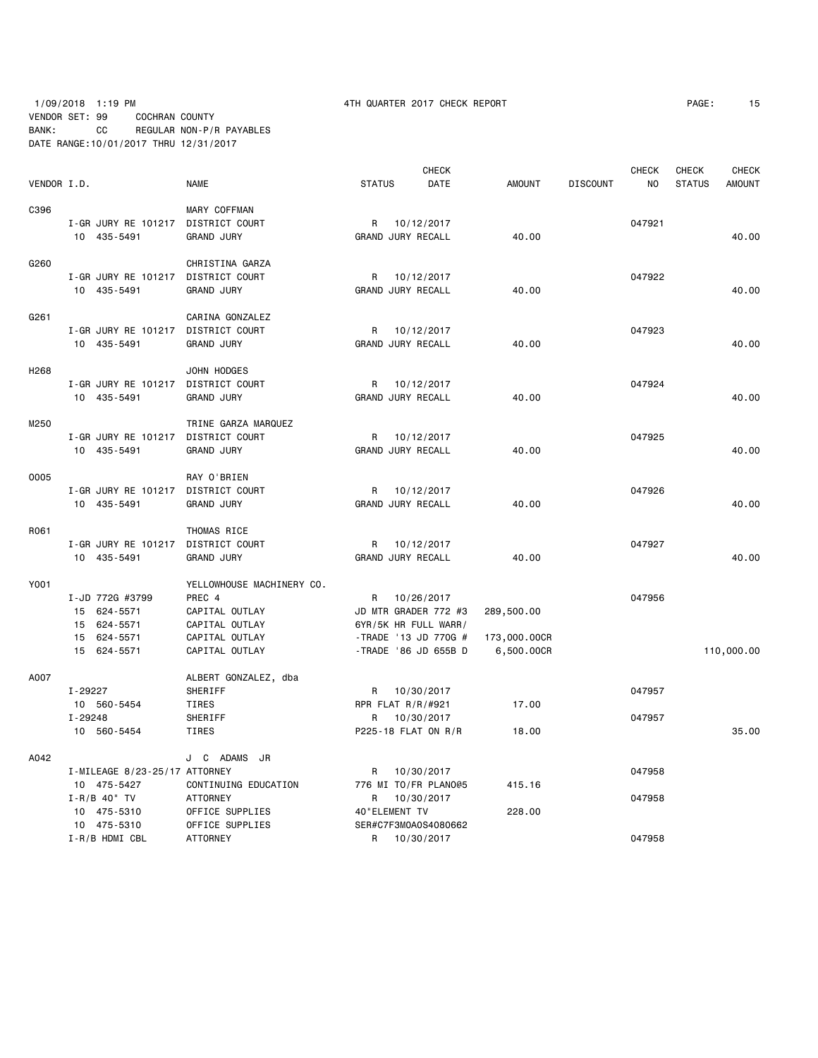1/09/2018 1:19 PM 4TH QUARTER 2017 CHECK REPORT
VENDOR SET: 99 COCHRAN COUNTY
BANK: CC REGULAR NON-P/R PAYABLES
DATE RANGE:10/01/2017 THRU 12/31/2017

| VENDOR I.D. | | NAME | STATUS | CHECK DATE | AMOUNT | DISCOUNT | CHECK NO | CHECK STATUS | CHECK AMOUNT |
|---|---|---|---|---|---|---|---|---|---|
| C396 | | MARY COFFMAN | | | | | | | |
| | I-GR JURY RE 101217 | DISTRICT COURT | R | 10/12/2017 | | | 047921 | | |
| | 10 435-5491 | GRAND JURY | GRAND JURY RECALL | | 40.00 | | | | 40.00 |
| G260 | | CHRISTINA GARZA | | | | | | | |
| | I-GR JURY RE 101217 | DISTRICT COURT | R | 10/12/2017 | | | 047922 | | |
| | 10 435-5491 | GRAND JURY | GRAND JURY RECALL | | 40.00 | | | | 40.00 |
| G261 | | CARINA GONZALEZ | | | | | | | |
| | I-GR JURY RE 101217 | DISTRICT COURT | R | 10/12/2017 | | | 047923 | | |
| | 10 435-5491 | GRAND JURY | GRAND JURY RECALL | | 40.00 | | | | 40.00 |
| H268 | | JOHN HODGES | | | | | | | |
| | I-GR JURY RE 101217 | DISTRICT COURT | R | 10/12/2017 | | | 047924 | | |
| | 10 435-5491 | GRAND JURY | GRAND JURY RECALL | | 40.00 | | | | 40.00 |
| M250 | | TRINE GARZA MARQUEZ | | | | | | | |
| | I-GR JURY RE 101217 | DISTRICT COURT | R | 10/12/2017 | | | 047925 | | |
| | 10 435-5491 | GRAND JURY | GRAND JURY RECALL | | 40.00 | | | | 40.00 |
| O005 | | RAY O'BRIEN | | | | | | | |
| | I-GR JURY RE 101217 | DISTRICT COURT | R | 10/12/2017 | | | 047926 | | |
| | 10 435-5491 | GRAND JURY | GRAND JURY RECALL | | 40.00 | | | | 40.00 |
| R061 | | THOMAS RICE | | | | | | | |
| | I-GR JURY RE 101217 | DISTRICT COURT | R | 10/12/2017 | | | 047927 | | |
| | 10 435-5491 | GRAND JURY | GRAND JURY RECALL | | 40.00 | | | | 40.00 |
| Y001 | | YELLOWHOUSE MACHINERY CO. | | | | | | | |
| | I-JD 772G #3799 | PREC 4 | R | 10/26/2017 | | | 047956 | | |
| | 15 624-5571 | CAPITAL OUTLAY | JD MTR GRADER 772 #3 | | 289,500.00 | | | | |
| | 15 624-5571 | CAPITAL OUTLAY | 6YR/5K HR FULL WARR/ | | | | | | |
| | 15 624-5571 | CAPITAL OUTLAY | -TRADE '13 JD 770G # | | 173,000.00CR | | | | |
| | 15 624-5571 | CAPITAL OUTLAY | -TRADE '86 JD 655B D | | 6,500.00CR | | | | 110,000.00 |
| A007 | | ALBERT GONZALEZ, dba | | | | | | | |
| | I-29227 | SHERIFF | R | 10/30/2017 | | | 047957 | | |
| | 10 560-5454 | TIRES | RPR FLAT R/R/#921 | | 17.00 | | | | |
| | I-29248 | SHERIFF | R | 10/30/2017 | | | 047957 | | |
| | 10 560-5454 | TIRES | P225-18 FLAT ON R/R | | 18.00 | | | | 35.00 |
| A042 | | J C ADAMS JR | | | | | | | |
| | I-MILEAGE 8/23-25/17 | ATTORNEY | R | 10/30/2017 | | | 047958 | | |
| | 10 475-5427 | CONTINUING EDUCATION | 776 MI TO/FR PLANO@5 | | 415.16 | | | | |
| | I-R/B 40" TV | ATTORNEY | R | 10/30/2017 | | | 047958 | | |
| | 10 475-5310 | OFFICE SUPPLIES | 40"ELEMENT TV | | 228.00 | | | | |
| | 10 475-5310 | OFFICE SUPPLIES | SER#C7F3M0A0S4080662 | | | | | | |
| | I-R/B HDMI CBL | ATTORNEY | R | 10/30/2017 | | | 047958 | | |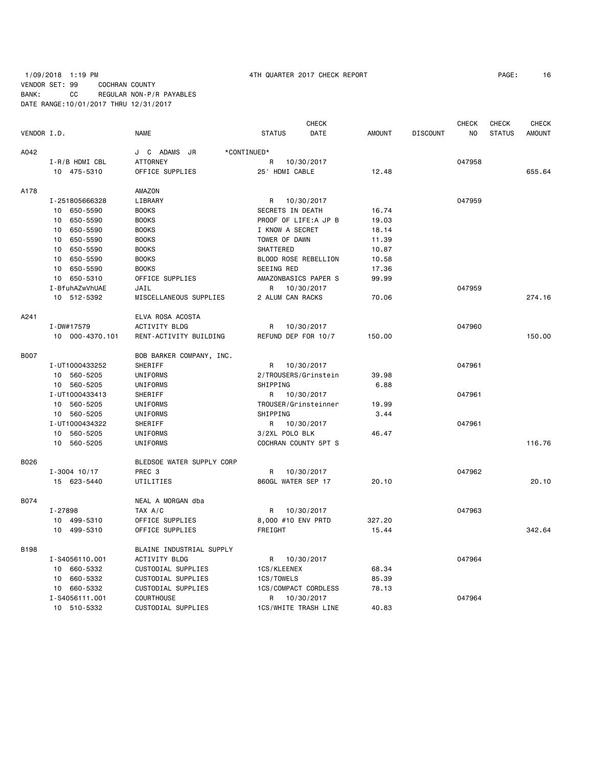1/09/2018 1:19 PM 4TH QUARTER 2017 CHECK REPORT

VENDOR SET: 99 COCHRAN COUNTY
BANK: CC REGULAR NON-P/R PAYABLES
DATE RANGE:10/01/2017 THRU 12/31/2017

| VENDOR I.D. | NAME | STATUS | CHECK DATE | AMOUNT | DISCOUNT | CHECK NO | CHECK STATUS | CHECK AMOUNT |
|---|---|---|---|---|---|---|---|---|
| A042 | J C ADAMS JR *CONTINUED* | | | | | | | |
| I-R/B HDMI CBL | ATTORNEY | R | 10/30/2017 | | | 047958 | | |
| 10 475-5310 | OFFICE SUPPLIES | 25' HDMI CABLE | | 12.48 | | | | 655.64 |
| A178 | AMAZON | | | | | | | |
| I-251805666328 | LIBRARY | R | 10/30/2017 | | | 047959 | | |
| 10 650-5590 | BOOKS | SECRETS IN DEATH | | 16.74 | | | | |
| 10 650-5590 | BOOKS | PROOF OF LIFE:A JP B | | 19.03 | | | | |
| 10 650-5590 | BOOKS | I KNOW A SECRET | | 18.14 | | | | |
| 10 650-5590 | BOOKS | TOWER OF DAWN | | 11.39 | | | | |
| 10 650-5590 | BOOKS | SHATTERED | | 10.87 | | | | |
| 10 650-5590 | BOOKS | BLOOD ROSE REBELLION | | 10.58 | | | | |
| 10 650-5590 | BOOKS | SEEING RED | | 17.36 | | | | |
| 10 650-5310 | OFFICE SUPPLIES | AMAZONBASICS PAPER S | | 99.99 | | | | |
| I-BfuhAZwVhUAE | JAIL | R | 10/30/2017 | | | 047959 | | |
| 10 512-5392 | MISCELLANEOUS SUPPLIES | 2 ALUM CAN RACKS | | 70.06 | | | | 274.16 |
| A241 | ELVA ROSA ACOSTA | | | | | | | |
| I-DW#17579 | ACTIVITY BLDG | R | 10/30/2017 | | | 047960 | | |
| 10 000-4370.101 | RENT-ACTIVITY BUILDING | REFUND DEP FOR 10/7 | | 150.00 | | | | 150.00 |
| B007 | BOB BARKER COMPANY, INC. | | | | | | | |
| I-UT1000433252 | SHERIFF | R | 10/30/2017 | | | 047961 | | |
| 10 560-5205 | UNIFORMS | 2/TROUSERS/Grinstein | | 39.98 | | | | |
| 10 560-5205 | UNIFORMS | SHIPPING | | 6.88 | | | | |
| I-UT1000433413 | SHERIFF | R | 10/30/2017 | | | 047961 | | |
| 10 560-5205 | UNIFORMS | TROUSER/Grinsteinner | | 19.99 | | | | |
| 10 560-5205 | UNIFORMS | SHIPPING | | 3.44 | | | | |
| I-UT1000434322 | SHERIFF | R | 10/30/2017 | | | 047961 | | |
| 10 560-5205 | UNIFORMS | 3/2XL POLO BLK | | 46.47 | | | | |
| 10 560-5205 | UNIFORMS | COCHRAN COUNTY 5PT S | | | | | | 116.76 |
| B026 | BLEDSOE WATER SUPPLY CORP | | | | | | | |
| I-3004 10/17 | PREC 3 | R | 10/30/2017 | | | 047962 | | |
| 15 623-5440 | UTILITIES | 860GL WATER SEP 17 | | 20.10 | | | | 20.10 |
| B074 | NEAL A MORGAN dba | | | | | | | |
| I-27898 | TAX A/C | R | 10/30/2017 | | | 047963 | | |
| 10 499-5310 | OFFICE SUPPLIES | 8,000 #10 ENV PRTD | | 327.20 | | | | |
| 10 499-5310 | OFFICE SUPPLIES | FREIGHT | | 15.44 | | | | 342.64 |
| B198 | BLAINE INDUSTRIAL SUPPLY | | | | | | | |
| I-S4056110.001 | ACTIVITY BLDG | R | 10/30/2017 | | | 047964 | | |
| 10 660-5332 | CUSTODIAL SUPPLIES | 1CS/KLEENEX | | 68.34 | | | | |
| 10 660-5332 | CUSTODIAL SUPPLIES | 1CS/TOWELS | | 85.39 | | | | |
| 10 660-5332 | CUSTODIAL SUPPLIES | 1CS/COMPACT CORDLESS | | 78.13 | | | | |
| I-S4056111.001 | COURTHOUSE | R | 10/30/2017 | | | 047964 | | |
| 10 510-5332 | CUSTODIAL SUPPLIES | 1CS/WHITE TRASH LINE | | 40.83 | | | | |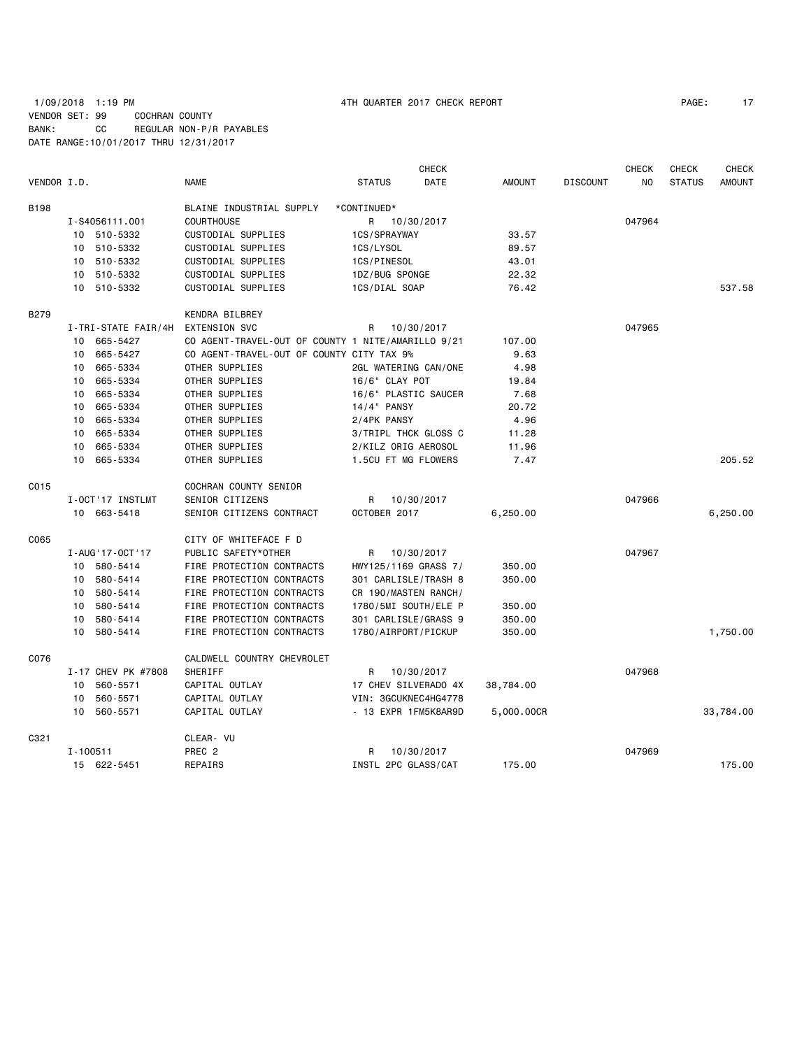1/09/2018 1:19 PM 4TH QUARTER 2017 CHECK REPORT PAGE: 17
VENDOR SET: 99 COCHRAN COUNTY
BANK: CC REGULAR NON-P/R PAYABLES
DATE RANGE:10/01/2017 THRU 12/31/2017

| VENDOR I.D. | NAME | STATUS | CHECK DATE | AMOUNT | DISCOUNT | CHECK NO | CHECK STATUS | CHECK AMOUNT |
|---|---|---|---|---|---|---|---|---|
| B198 | BLAINE INDUSTRIAL SUPPLY | *CONTINUED* | | | | | | |
| I-S4056111.001 | COURTHOUSE | R | 10/30/2017 | | | 047964 | | |
| 10 510-5332 | CUSTODIAL SUPPLIES | 1CS/SPRAYWAY | | 33.57 | | | | |
| 10 510-5332 | CUSTODIAL SUPPLIES | 1CS/LYSOL | | 89.57 | | | | |
| 10 510-5332 | CUSTODIAL SUPPLIES | 1CS/PINESOL | | 43.01 | | | | |
| 10 510-5332 | CUSTODIAL SUPPLIES | 1DZ/BUG SPONGE | | 22.32 | | | | |
| 10 510-5332 | CUSTODIAL SUPPLIES | 1CS/DIAL SOAP | | 76.42 | | | | 537.58 |
| B279 | KENDRA BILBREY | | | | | | | |
| I-TRI-STATE FAIR/4H | EXTENSION SVC | R | 10/30/2017 | | | 047965 | | |
| 10 665-5427 | CO AGENT-TRAVEL-OUT OF COUNTY 1 NITE/AMARILLO 9/21 | | | 107.00 | | | | |
| 10 665-5427 | CO AGENT-TRAVEL-OUT OF COUNTY CITY TAX 9% | | | 9.63 | | | | |
| 10 665-5334 | OTHER SUPPLIES | 2GL WATERING CAN/ONE | | 4.98 | | | | |
| 10 665-5334 | OTHER SUPPLIES | 16/6" CLAY POT | | 19.84 | | | | |
| 10 665-5334 | OTHER SUPPLIES | 16/6" PLASTIC SAUCER | | 7.68 | | | | |
| 10 665-5334 | OTHER SUPPLIES | 14/4" PANSY | | 20.72 | | | | |
| 10 665-5334 | OTHER SUPPLIES | 2/4PK PANSY | | 4.96 | | | | |
| 10 665-5334 | OTHER SUPPLIES | 3/TRIPL THCK GLOSS C | | 11.28 | | | | |
| 10 665-5334 | OTHER SUPPLIES | 2/KILZ ORIG AEROSOL | | 11.96 | | | | |
| 10 665-5334 | OTHER SUPPLIES | 1.5CU FT MG FLOWERS | | 7.47 | | | | 205.52 |
| C015 | COCHRAN COUNTY SENIOR | | | | | | | |
| I-OCT'17 INSTLMT | SENIOR CITIZENS | R | 10/30/2017 | | | 047966 | | |
| 10 663-5418 | SENIOR CITIZENS CONTRACT | OCTOBER 2017 | | 6,250.00 | | | | 6,250.00 |
| C065 | CITY OF WHITEFACE F D | | | | | | | |
| I-AUG'17-OCT'17 | PUBLIC SAFETY*OTHER | R | 10/30/2017 | | | 047967 | | |
| 10 580-5414 | FIRE PROTECTION CONTRACTS | HWY125/1169 GRASS 7/ | | 350.00 | | | | |
| 10 580-5414 | FIRE PROTECTION CONTRACTS | 301 CARLISLE/TRASH 8 | | 350.00 | | | | |
| 10 580-5414 | FIRE PROTECTION CONTRACTS | CR 190/MASTEN RANCH/ | | | | | | |
| 10 580-5414 | FIRE PROTECTION CONTRACTS | 1780/5MI SOUTH/ELE P | | 350.00 | | | | |
| 10 580-5414 | FIRE PROTECTION CONTRACTS | 301 CARLISLE/GRASS 9 | | 350.00 | | | | |
| 10 580-5414 | FIRE PROTECTION CONTRACTS | 1780/AIRPORT/PICKUP | | 350.00 | | | | 1,750.00 |
| C076 | CALDWELL COUNTRY CHEVROLET | | | | | | | |
| I-17 CHEV PK #7808 | SHERIFF | R | 10/30/2017 | | | 047968 | | |
| 10 560-5571 | CAPITAL OUTLAY | 17 CHEV SILVERADO 4X | | 38,784.00 | | | | |
| 10 560-5571 | CAPITAL OUTLAY | VIN: 3GCUKNEC4HG4778 | | | | | | |
| 10 560-5571 | CAPITAL OUTLAY | - 13 EXPR 1FM5K8AR9D | | 5,000.00CR | | | | 33,784.00 |
| C321 | CLEAR- VU | | | | | | | |
| I-100511 | PREC 2 | R | 10/30/2017 | | | 047969 | | |
| 15 622-5451 | REPAIRS | INSTL 2PC GLASS/CAT | | 175.00 | | | | 175.00 |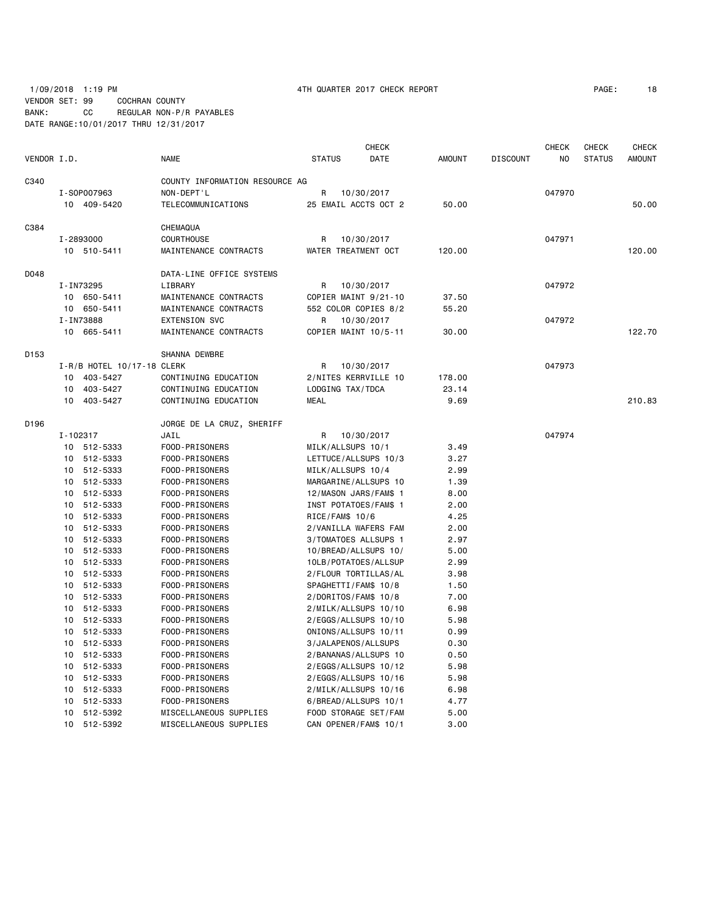1/09/2018 1:19 PM 4TH QUARTER 2017 CHECK REPORT

VENDOR SET: 99 COCHRAN COUNTY
BANK: CC REGULAR NON-P/R PAYABLES
DATE RANGE:10/01/2017 THRU 12/31/2017

| VENDOR I.D. | | NAME | STATUS | CHECK DATE | AMOUNT | DISCOUNT | CHECK NO | CHECK STATUS | CHECK AMOUNT |
|---|---|---|---|---|---|---|---|---|---|
| C340 | | COUNTY INFORMATION RESOURCE AG | | | | | | | |
| | I-SOP007963 | NON-DEPT'L | R | 10/30/2017 | | | 047970 | | |
| | 10 409-5420 | TELECOMMUNICATIONS | 25 EMAIL ACCTS OCT 2 | | 50.00 | | | | 50.00 |
| C384 | | CHEMAQUA | | | | | | | |
| | I-2893000 | COURTHOUSE | R | 10/30/2017 | | | 047971 | | |
| | 10 510-5411 | MAINTENANCE CONTRACTS | WATER TREATMENT OCT | | 120.00 | | | | 120.00 |
| D048 | | DATA-LINE OFFICE SYSTEMS | | | | | | | |
| | I-IN73295 | LIBRARY | R | 10/30/2017 | | | 047972 | | |
| | 10 650-5411 | MAINTENANCE CONTRACTS | COPIER MAINT 9/21-10 | | 37.50 | | | | |
| | 10 650-5411 | MAINTENANCE CONTRACTS | 552 COLOR COPIES 8/2 | | 55.20 | | | | |
| | I-IN73888 | EXTENSION SVC | R | 10/30/2017 | | | 047972 | | |
| | 10 665-5411 | MAINTENANCE CONTRACTS | COPIER MAINT 10/5-11 | | 30.00 | | | | 122.70 |
| D153 | | SHANNA DEWBRE | | | | | | | |
| | I-R/B HOTEL 10/17-18 CLERK | | R | 10/30/2017 | | | 047973 | | |
| | 10 403-5427 | CONTINUING EDUCATION | 2/NITES KERRVILLE 10 | | 178.00 | | | | |
| | 10 403-5427 | CONTINUING EDUCATION | LODGING TAX/TDCA | | 23.14 | | | | |
| | 10 403-5427 | CONTINUING EDUCATION | MEAL | | 9.69 | | | | 210.83 |
| D196 | | JORGE DE LA CRUZ, SHERIFF | | | | | | | |
| | I-102317 | JAIL | R | 10/30/2017 | | | 047974 | | |
| | 10 512-5333 | FOOD-PRISONERS | MILK/ALLSUPS 10/1 | | 3.49 | | | | |
| | 10 512-5333 | FOOD-PRISONERS | LETTUCE/ALLSUPS 10/3 | | 3.27 | | | | |
| | 10 512-5333 | FOOD-PRISONERS | MILK/ALLSUPS 10/4 | | 2.99 | | | | |
| | 10 512-5333 | FOOD-PRISONERS | MARGARINE/ALLSUPS 10 | | 1.39 | | | | |
| | 10 512-5333 | FOOD-PRISONERS | 12/MASON JARS/FAM$ 1 | | 8.00 | | | | |
| | 10 512-5333 | FOOD-PRISONERS | INST POTATOES/FAM$ 1 | | 2.00 | | | | |
| | 10 512-5333 | FOOD-PRISONERS | RICE/FAM$ 10/6 | | 4.25 | | | | |
| | 10 512-5333 | FOOD-PRISONERS | 2/VANILLA WAFERS FAM | | 2.00 | | | | |
| | 10 512-5333 | FOOD-PRISONERS | 3/TOMATOES ALLSUPS 1 | | 2.97 | | | | |
| | 10 512-5333 | FOOD-PRISONERS | 10/BREAD/ALLSUPS 10/ | | 5.00 | | | | |
| | 10 512-5333 | FOOD-PRISONERS | 10LB/POTATOES/ALLSUP | | 2.99 | | | | |
| | 10 512-5333 | FOOD-PRISONERS | 2/FLOUR TORTILLAS/AL | | 3.98 | | | | |
| | 10 512-5333 | FOOD-PRISONERS | SPAGHETTI/FAM$ 10/8 | | 1.50 | | | | |
| | 10 512-5333 | FOOD-PRISONERS | 2/DORITOS/FAM$ 10/8 | | 7.00 | | | | |
| | 10 512-5333 | FOOD-PRISONERS | 2/MILK/ALLSUPS 10/10 | | 6.98 | | | | |
| | 10 512-5333 | FOOD-PRISONERS | 2/EGGS/ALLSUPS 10/10 | | 5.98 | | | | |
| | 10 512-5333 | FOOD-PRISONERS | ONIONS/ALLSUPS 10/11 | | 0.99 | | | | |
| | 10 512-5333 | FOOD-PRISONERS | 3/JALAPENOS/ALLSUPS | | 0.30 | | | | |
| | 10 512-5333 | FOOD-PRISONERS | 2/BANANAS/ALLSUPS 10 | | 0.50 | | | | |
| | 10 512-5333 | FOOD-PRISONERS | 2/EGGS/ALLSUPS 10/12 | | 5.98 | | | | |
| | 10 512-5333 | FOOD-PRISONERS | 2/EGGS/ALLSUPS 10/16 | | 5.98 | | | | |
| | 10 512-5333 | FOOD-PRISONERS | 2/MILK/ALLSUPS 10/16 | | 6.98 | | | | |
| | 10 512-5333 | FOOD-PRISONERS | 6/BREAD/ALLSUPS 10/1 | | 4.77 | | | | |
| | 10 512-5392 | MISCELLANEOUS SUPPLIES | FOOD STORAGE SET/FAM | | 5.00 | | | | |
| | 10 512-5392 | MISCELLANEOUS SUPPLIES | CAN OPENER/FAM$ 10/1 | | 3.00 | | | | |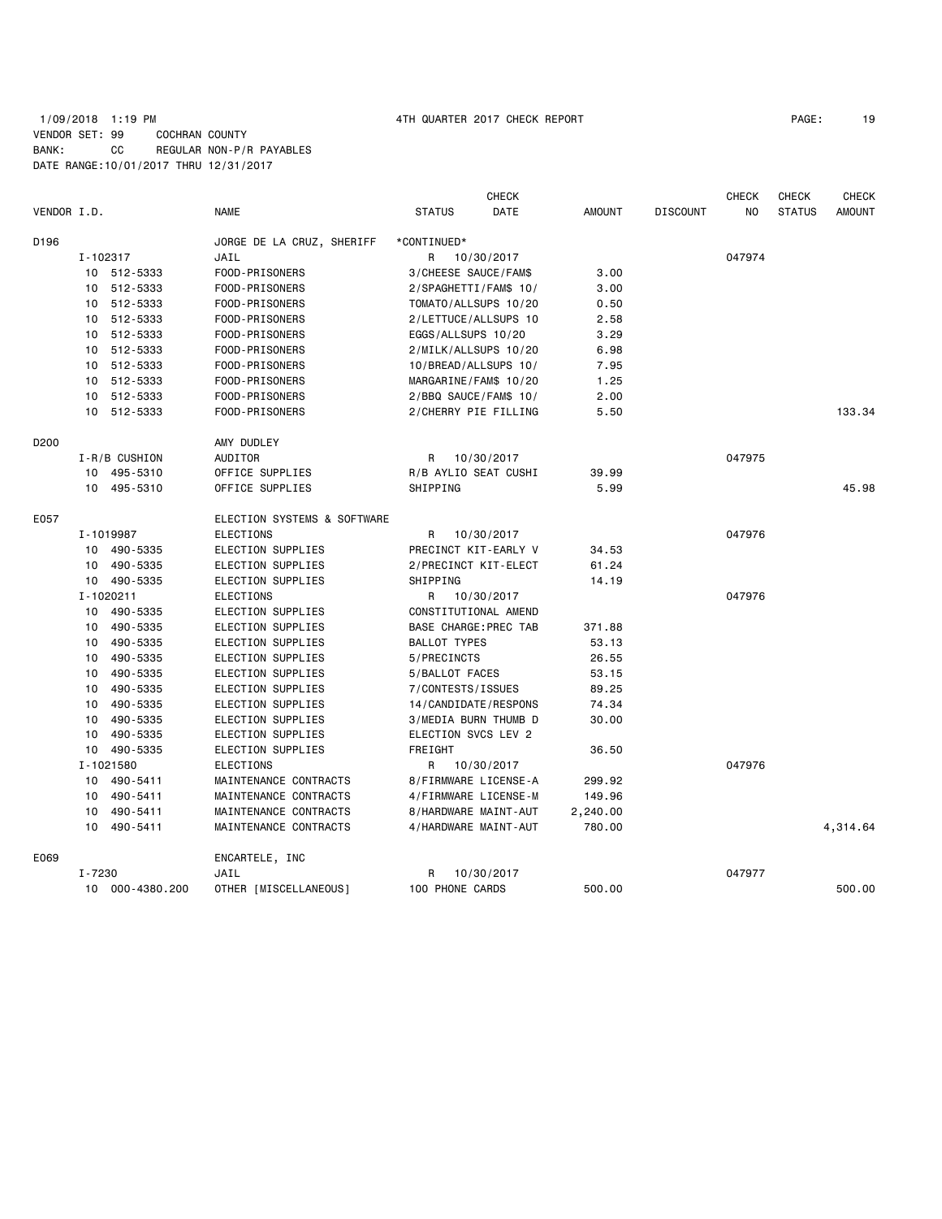1/09/2018 1:19 PM 4TH QUARTER 2017 CHECK REPORT

VENDOR SET: 99 COCHRAN COUNTY
BANK: CC REGULAR NON-P/R PAYABLES
DATE RANGE:10/01/2017 THRU 12/31/2017

| VENDOR I.D. | NAME | STATUS | CHECK DATE | AMOUNT | DISCOUNT | CHECK NO | CHECK STATUS | CHECK AMOUNT |
|---|---|---|---|---|---|---|---|---|
| D196 | JORGE DE LA CRUZ, SHERIFF | *CONTINUED* | | | | | | |
| I-102317 | JAIL | R | 10/30/2017 | | | 047974 | | |
| 10 512-5333 | FOOD-PRISONERS | 3/CHEESE SAUCE/FAM$ | | 3.00 | | | | |
| 10 512-5333 | FOOD-PRISONERS | 2/SPAGHETTI/FAM$ 10/ | | 3.00 | | | | |
| 10 512-5333 | FOOD-PRISONERS | TOMATO/ALLSUPS 10/20 | | 0.50 | | | | |
| 10 512-5333 | FOOD-PRISONERS | 2/LETTUCE/ALLSUPS 10 | | 2.58 | | | | |
| 10 512-5333 | FOOD-PRISONERS | EGGS/ALLSUPS 10/20 | | 3.29 | | | | |
| 10 512-5333 | FOOD-PRISONERS | 2/MILK/ALLSUPS 10/20 | | 6.98 | | | | |
| 10 512-5333 | FOOD-PRISONERS | 10/BREAD/ALLSUPS 10/ | | 7.95 | | | | |
| 10 512-5333 | FOOD-PRISONERS | MARGARINE/FAM$ 10/20 | | 1.25 | | | | |
| 10 512-5333 | FOOD-PRISONERS | 2/BBQ SAUCE/FAM$ 10/ | | 2.00 | | | | |
| 10 512-5333 | FOOD-PRISONERS | 2/CHERRY PIE FILLING | | 5.50 | | | | 133.34 |
| D200 | AMY DUDLEY | | | | | | | |
| I-R/B CUSHION | AUDITOR | R | 10/30/2017 | | | 047975 | | |
| 10 495-5310 | OFFICE SUPPLIES | R/B AYLIO SEAT CUSHI | | 39.99 | | | | |
| 10 495-5310 | OFFICE SUPPLIES | SHIPPING | | 5.99 | | | | 45.98 |
| E057 | ELECTION SYSTEMS & SOFTWARE | | | | | | | |
| I-1019987 | ELECTIONS | R | 10/30/2017 | | | 047976 | | |
| 10 490-5335 | ELECTION SUPPLIES | PRECINCT KIT-EARLY V | | 34.53 | | | | |
| 10 490-5335 | ELECTION SUPPLIES | 2/PRECINCT KIT-ELECT | | 61.24 | | | | |
| 10 490-5335 | ELECTION SUPPLIES | SHIPPING | | 14.19 | | | | |
| I-1020211 | ELECTIONS | R | 10/30/2017 | | | 047976 | | |
| 10 490-5335 | ELECTION SUPPLIES | CONSTITUTIONAL AMEND | | | | | | |
| 10 490-5335 | ELECTION SUPPLIES | BASE CHARGE:PREC TAB | | 371.88 | | | | |
| 10 490-5335 | ELECTION SUPPLIES | BALLOT TYPES | | 53.13 | | | | |
| 10 490-5335 | ELECTION SUPPLIES | 5/PRECINCTS | | 26.55 | | | | |
| 10 490-5335 | ELECTION SUPPLIES | 5/BALLOT FACES | | 53.15 | | | | |
| 10 490-5335 | ELECTION SUPPLIES | 7/CONTESTS/ISSUES | | 89.25 | | | | |
| 10 490-5335 | ELECTION SUPPLIES | 14/CANDIDATE/RESPONS | | 74.34 | | | | |
| 10 490-5335 | ELECTION SUPPLIES | 3/MEDIA BURN THUMB D | | 30.00 | | | | |
| 10 490-5335 | ELECTION SUPPLIES | ELECTION SVCS LEV 2 | | | | | | |
| 10 490-5335 | ELECTION SUPPLIES | FREIGHT | | 36.50 | | | | |
| I-1021580 | ELECTIONS | R | 10/30/2017 | | | 047976 | | |
| 10 490-5411 | MAINTENANCE CONTRACTS | 8/FIRMWARE LICENSE-A | | 299.92 | | | | |
| 10 490-5411 | MAINTENANCE CONTRACTS | 4/FIRMWARE LICENSE-M | | 149.96 | | | | |
| 10 490-5411 | MAINTENANCE CONTRACTS | 8/HARDWARE MAINT-AUT | | 2,240.00 | | | | |
| 10 490-5411 | MAINTENANCE CONTRACTS | 4/HARDWARE MAINT-AUT | | 780.00 | | | | 4,314.64 |
| E069 | ENCARTELE, INC | | | | | | | |
| I-7230 | JAIL | R | 10/30/2017 | | | 047977 | | |
| 10 000-4380.200 | OTHER [MISCELLANEOUS] | 100 PHONE CARDS | | 500.00 | | | | 500.00 |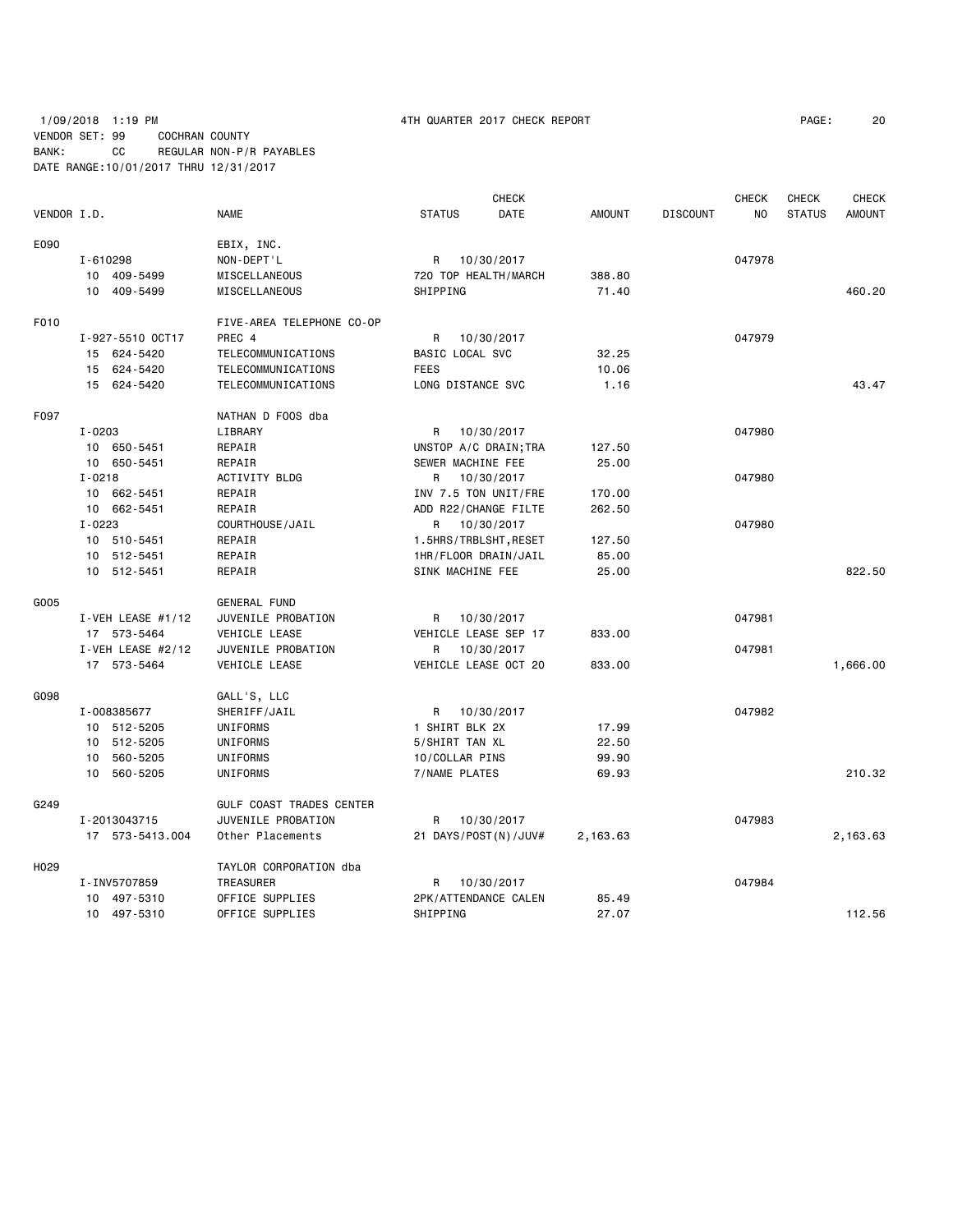1/09/2018 1:19 PM 4TH QUARTER 2017 CHECK REPORT

VENDOR SET: 99 COCHRAN COUNTY
BANK: CC REGULAR NON-P/R PAYABLES
DATE RANGE:10/01/2017 THRU 12/31/2017

| VENDOR I.D. | NAME | STATUS | CHECK DATE | AMOUNT | DISCOUNT | CHECK NO | CHECK STATUS | CHECK AMOUNT |
|---|---|---|---|---|---|---|---|---|
| E090 | EBIX, INC. | | | | | | | |
| I-610298 | NON-DEPT'L | R | 10/30/2017 | | | 047978 | | |
| 10 409-5499 | MISCELLANEOUS | 720 TOP HEALTH/MARCH | | 388.80 | | | | |
| 10 409-5499 | MISCELLANEOUS | SHIPPING | | 71.40 | | | | 460.20 |
| F010 | FIVE-AREA TELEPHONE CO-OP | | | | | | | |
| I-927-5510 OCT17 | PREC 4 | R | 10/30/2017 | | | 047979 | | |
| 15 624-5420 | TELECOMMUNICATIONS | BASIC LOCAL SVC | | 32.25 | | | | |
| 15 624-5420 | TELECOMMUNICATIONS | FEES | | 10.06 | | | | |
| 15 624-5420 | TELECOMMUNICATIONS | LONG DISTANCE SVC | | 1.16 | | | | 43.47 |
| F097 | NATHAN D FOOS dba | | | | | | | |
| I-0203 | LIBRARY | R | 10/30/2017 | | | 047980 | | |
| 10 650-5451 | REPAIR | UNSTOP A/C DRAIN;TRA | | 127.50 | | | | |
| 10 650-5451 | REPAIR | SEWER MACHINE FEE | | 25.00 | | | | |
| I-0218 | ACTIVITY BLDG | R | 10/30/2017 | | | 047980 | | |
| 10 662-5451 | REPAIR | INV 7.5 TON UNIT/FRE | | 170.00 | | | | |
| 10 662-5451 | REPAIR | ADD R22/CHANGE FILTE | | 262.50 | | | | |
| I-0223 | COURTHOUSE/JAIL | R | 10/30/2017 | | | 047980 | | |
| 10 510-5451 | REPAIR | 1.5HRS/TRBLSHT,RESET | | 127.50 | | | | |
| 10 512-5451 | REPAIR | 1HR/FLOOR DRAIN/JAIL | | 85.00 | | | | |
| 10 512-5451 | REPAIR | SINK MACHINE FEE | | 25.00 | | | | 822.50 |
| G005 | GENERAL FUND | | | | | | | |
| I-VEH LEASE #1/12 | JUVENILE PROBATION | R | 10/30/2017 | | | 047981 | | |
| 17 573-5464 | VEHICLE LEASE | VEHICLE LEASE SEP 17 | | 833.00 | | | | |
| I-VEH LEASE #2/12 | JUVENILE PROBATION | R | 10/30/2017 | | | 047981 | | |
| 17 573-5464 | VEHICLE LEASE | VEHICLE LEASE OCT 20 | | 833.00 | | | | 1,666.00 |
| G098 | GALL'S, LLC | | | | | | | |
| I-008385677 | SHERIFF/JAIL | R | 10/30/2017 | | | 047982 | | |
| 10 512-5205 | UNIFORMS | 1 SHIRT BLK 2X | | 17.99 | | | | |
| 10 512-5205 | UNIFORMS | 5/SHIRT TAN XL | | 22.50 | | | | |
| 10 560-5205 | UNIFORMS | 10/COLLAR PINS | | 99.90 | | | | |
| 10 560-5205 | UNIFORMS | 7/NAME PLATES | | 69.93 | | | | 210.32 |
| G249 | GULF COAST TRADES CENTER | | | | | | | |
| I-2013043715 | JUVENILE PROBATION | R | 10/30/2017 | | | 047983 | | |
| 17 573-5413.004 | Other Placements | 21 DAYS/POST(N)/JUV# | | 2,163.63 | | | | 2,163.63 |
| H029 | TAYLOR CORPORATION dba | | | | | | | |
| I-INV5707859 | TREASURER | R | 10/30/2017 | | | 047984 | | |
| 10 497-5310 | OFFICE SUPPLIES | 2PK/ATTENDANCE CALEN | | 85.49 | | | | |
| 10 497-5310 | OFFICE SUPPLIES | SHIPPING | | 27.07 | | | | 112.56 |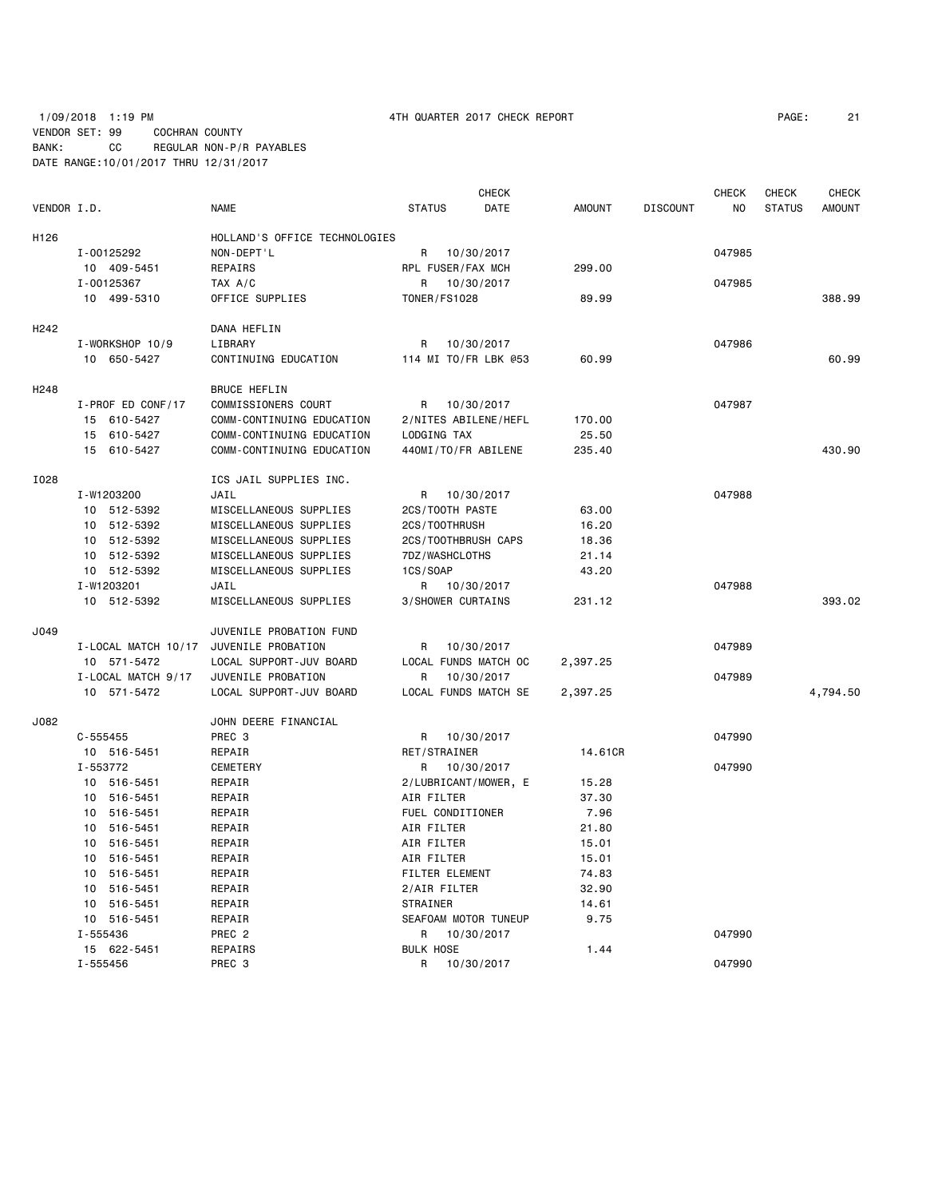1/09/2018 1:19 PM 4TH QUARTER 2017 CHECK REPORT

VENDOR SET: 99 COCHRAN COUNTY

BANK: CC REGULAR NON-P/R PAYABLES

DATE RANGE:10/01/2017 THRU 12/31/2017

| VENDOR I.D. | | NAME | STATUS | CHECK DATE | AMOUNT | DISCOUNT | CHECK NO | CHECK STATUS | CHECK AMOUNT |
|---|---|---|---|---|---|---|---|---|---|
| H126 | | HOLLAND'S OFFICE TECHNOLOGIES | | | | | | | |
| | I-00125292 | NON-DEPT'L | R | 10/30/2017 | | | 047985 | | |
| | 10 409-5451 | REPAIRS | RPL FUSER/FAX MCH | | 299.00 | | | | |
| | I-00125367 | TAX A/C | R | 10/30/2017 | | | 047985 | | |
| | 10 499-5310 | OFFICE SUPPLIES | TONER/FS1028 | | 89.99 | | | | 388.99 |
| H242 | | DANA HEFLIN | | | | | | | |
| | I-WORKSHOP 10/9 | LIBRARY | R | 10/30/2017 | | | 047986 | | |
| | 10 650-5427 | CONTINUING EDUCATION | 114 MI TO/FR LBK @53 | | 60.99 | | | | 60.99 |
| H248 | | BRUCE HEFLIN | | | | | | | |
| | I-PROF ED CONF/17 | COMMISSIONERS COURT | R | 10/30/2017 | | | 047987 | | |
| | 15 610-5427 | COMM-CONTINUING EDUCATION | 2/NITES ABILENE/HEFL | | 170.00 | | | | |
| | 15 610-5427 | COMM-CONTINUING EDUCATION | LODGING TAX | | 25.50 | | | | |
| | 15 610-5427 | COMM-CONTINUING EDUCATION | 440MI/TO/FR ABILENE | | 235.40 | | | | 430.90 |
| I028 | | ICS JAIL SUPPLIES INC. | | | | | | | |
| | I-W1203200 | JAIL | R | 10/30/2017 | | | 047988 | | |
| | 10 512-5392 | MISCELLANEOUS SUPPLIES | 2CS/TOOTH PASTE | | 63.00 | | | | |
| | 10 512-5392 | MISCELLANEOUS SUPPLIES | 2CS/TOOTHRUSH | | 16.20 | | | | |
| | 10 512-5392 | MISCELLANEOUS SUPPLIES | 2CS/TOOTHBRUSH CAPS | | 18.36 | | | | |
| | 10 512-5392 | MISCELLANEOUS SUPPLIES | 7DZ/WASHCLOTHS | | 21.14 | | | | |
| | 10 512-5392 | MISCELLANEOUS SUPPLIES | 1CS/SOAP | | 43.20 | | | | |
| | I-W1203201 | JAIL | R | 10/30/2017 | | | 047988 | | |
| | 10 512-5392 | MISCELLANEOUS SUPPLIES | 3/SHOWER CURTAINS | | 231.12 | | | | 393.02 |
| J049 | | JUVENILE PROBATION FUND | | | | | | | |
| | I-LOCAL MATCH 10/17 | JUVENILE PROBATION | R | 10/30/2017 | | | 047989 | | |
| | 10 571-5472 | LOCAL SUPPORT-JUV BOARD | LOCAL FUNDS MATCH OC | | 2,397.25 | | | | |
| | I-LOCAL MATCH 9/17 | JUVENILE PROBATION | R | 10/30/2017 | | | 047989 | | |
| | 10 571-5472 | LOCAL SUPPORT-JUV BOARD | LOCAL FUNDS MATCH SE | | 2,397.25 | | | | 4,794.50 |
| J082 | | JOHN DEERE FINANCIAL | | | | | | | |
| | C-555455 | PREC 3 | R | 10/30/2017 | | | 047990 | | |
| | 10 516-5451 | REPAIR | RET/STRAINER | | 14.61CR | | | | |
| | I-553772 | CEMETERY | R | 10/30/2017 | | | 047990 | | |
| | 10 516-5451 | REPAIR | 2/LUBRICANT/MOWER, E | | 15.28 | | | | |
| | 10 516-5451 | REPAIR | AIR FILTER | | 37.30 | | | | |
| | 10 516-5451 | REPAIR | FUEL CONDITIONER | | 7.96 | | | | |
| | 10 516-5451 | REPAIR | AIR FILTER | | 21.80 | | | | |
| | 10 516-5451 | REPAIR | AIR FILTER | | 15.01 | | | | |
| | 10 516-5451 | REPAIR | AIR FILTER | | 15.01 | | | | |
| | 10 516-5451 | REPAIR | FILTER ELEMENT | | 74.83 | | | | |
| | 10 516-5451 | REPAIR | 2/AIR FILTER | | 32.90 | | | | |
| | 10 516-5451 | REPAIR | STRAINER | | 14.61 | | | | |
| | 10 516-5451 | REPAIR | SEAFOAM MOTOR TUNEUP | | 9.75 | | | | |
| | I-555436 | PREC 2 | R | 10/30/2017 | | | 047990 | | |
| | 15 622-5451 | REPAIRS | BULK HOSE | | 1.44 | | | | |
| | I-555456 | PREC 3 | R | 10/30/2017 | | | 047990 | | |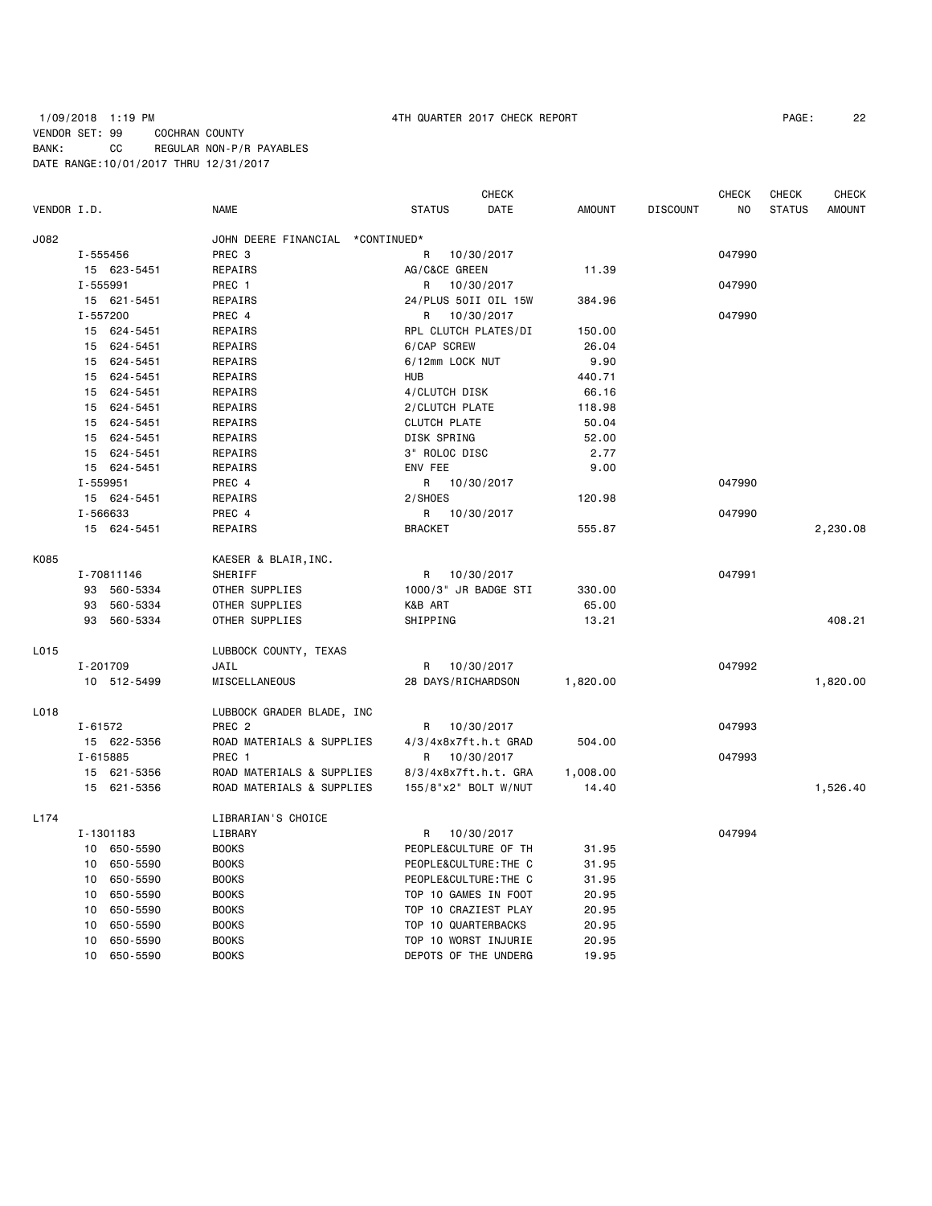1/09/2018 1:19 PM 4TH QUARTER 2017 CHECK REPORT

VENDOR SET: 99 COCHRAN COUNTY
BANK: CC REGULAR NON-P/R PAYABLES
DATE RANGE:10/01/2017 THRU 12/31/2017

| VENDOR I.D. | NAME | STATUS | CHECK DATE | AMOUNT | DISCOUNT | CHECK NO | CHECK STATUS | CHECK AMOUNT |
|---|---|---|---|---|---|---|---|---|
| J082 | JOHN DEERE FINANCIAL *CONTINUED* | | | | | | | |
| I-555456 | PREC 3 | R | 10/30/2017 | | | 047990 | | |
| 15 623-5451 | REPAIRS | AG/C&CE GREEN | | 11.39 | | | | |
| I-555991 | PREC 1 | R | 10/30/2017 | | | 047990 | | |
| 15 621-5451 | REPAIRS | 24/PLUS 50II OIL 15W | | 384.96 | | | | |
| I-557200 | PREC 4 | R | 10/30/2017 | | | 047990 | | |
| 15 624-5451 | REPAIRS | RPL CLUTCH PLATES/DI | | 150.00 | | | | |
| 15 624-5451 | REPAIRS | 6/CAP SCREW | | 26.04 | | | | |
| 15 624-5451 | REPAIRS | 6/12mm LOCK NUT | | 9.90 | | | | |
| 15 624-5451 | REPAIRS | HUB | | 440.71 | | | | |
| 15 624-5451 | REPAIRS | 4/CLUTCH DISK | | 66.16 | | | | |
| 15 624-5451 | REPAIRS | 2/CLUTCH PLATE | | 118.98 | | | | |
| 15 624-5451 | REPAIRS | CLUTCH PLATE | | 50.04 | | | | |
| 15 624-5451 | REPAIRS | DISK SPRING | | 52.00 | | | | |
| 15 624-5451 | REPAIRS | 3" ROLOC DISC | | 2.77 | | | | |
| 15 624-5451 | REPAIRS | ENV FEE | | 9.00 | | | | |
| I-559951 | PREC 4 | R | 10/30/2017 | | | 047990 | | |
| 15 624-5451 | REPAIRS | 2/SHOES | | 120.98 | | | | |
| I-566633 | PREC 4 | R | 10/30/2017 | | | 047990 | | |
| 15 624-5451 | REPAIRS | BRACKET | | 555.87 | | | | 2,230.08 |
| K085 | KAESER & BLAIR,INC. | | | | | | | |
| I-70811146 | SHERIFF | R | 10/30/2017 | | | 047991 | | |
| 93 560-5334 | OTHER SUPPLIES | 1000/3" JR BADGE STI | | 330.00 | | | | |
| 93 560-5334 | OTHER SUPPLIES | K&B ART | | 65.00 | | | | |
| 93 560-5334 | OTHER SUPPLIES | SHIPPING | | 13.21 | | | | 408.21 |
| L015 | LUBBOCK COUNTY, TEXAS | | | | | | | |
| I-201709 | JAIL | R | 10/30/2017 | | | 047992 | | |
| 10 512-5499 | MISCELLANEOUS | 28 DAYS/RICHARDSON | | 1,820.00 | | | | 1,820.00 |
| L018 | LUBBOCK GRADER BLADE, INC | | | | | | | |
| I-61572 | PREC 2 | R | 10/30/2017 | | | 047993 | | |
| 15 622-5356 | ROAD MATERIALS & SUPPLIES | 4/3/4x8x7ft.h.t GRAD | | 504.00 | | | | |
| I-615885 | PREC 1 | R | 10/30/2017 | | | 047993 | | |
| 15 621-5356 | ROAD MATERIALS & SUPPLIES | 8/3/4x8x7ft.h.t. GRA | | 1,008.00 | | | | |
| 15 621-5356 | ROAD MATERIALS & SUPPLIES | 155/8"x2" BOLT W/NUT | | 14.40 | | | | 1,526.40 |
| L174 | LIBRARIAN'S CHOICE | | | | | | | |
| I-1301183 | LIBRARY | R | 10/30/2017 | | | 047994 | | |
| 10 650-5590 | BOOKS | PEOPLE&CULTURE OF TH | | 31.95 | | | | |
| 10 650-5590 | BOOKS | PEOPLE&CULTURE:THE C | | 31.95 | | | | |
| 10 650-5590 | BOOKS | PEOPLE&CULTURE:THE C | | 31.95 | | | | |
| 10 650-5590 | BOOKS | TOP 10 GAMES IN FOOT | | 20.95 | | | | |
| 10 650-5590 | BOOKS | TOP 10 CRAZIEST PLAY | | 20.95 | | | | |
| 10 650-5590 | BOOKS | TOP 10 QUARTERBACKS | | 20.95 | | | | |
| 10 650-5590 | BOOKS | TOP 10 WORST INJURIE | | 20.95 | | | | |
| 10 650-5590 | BOOKS | DEPOTS OF THE UNDERG | | 19.95 | | | | |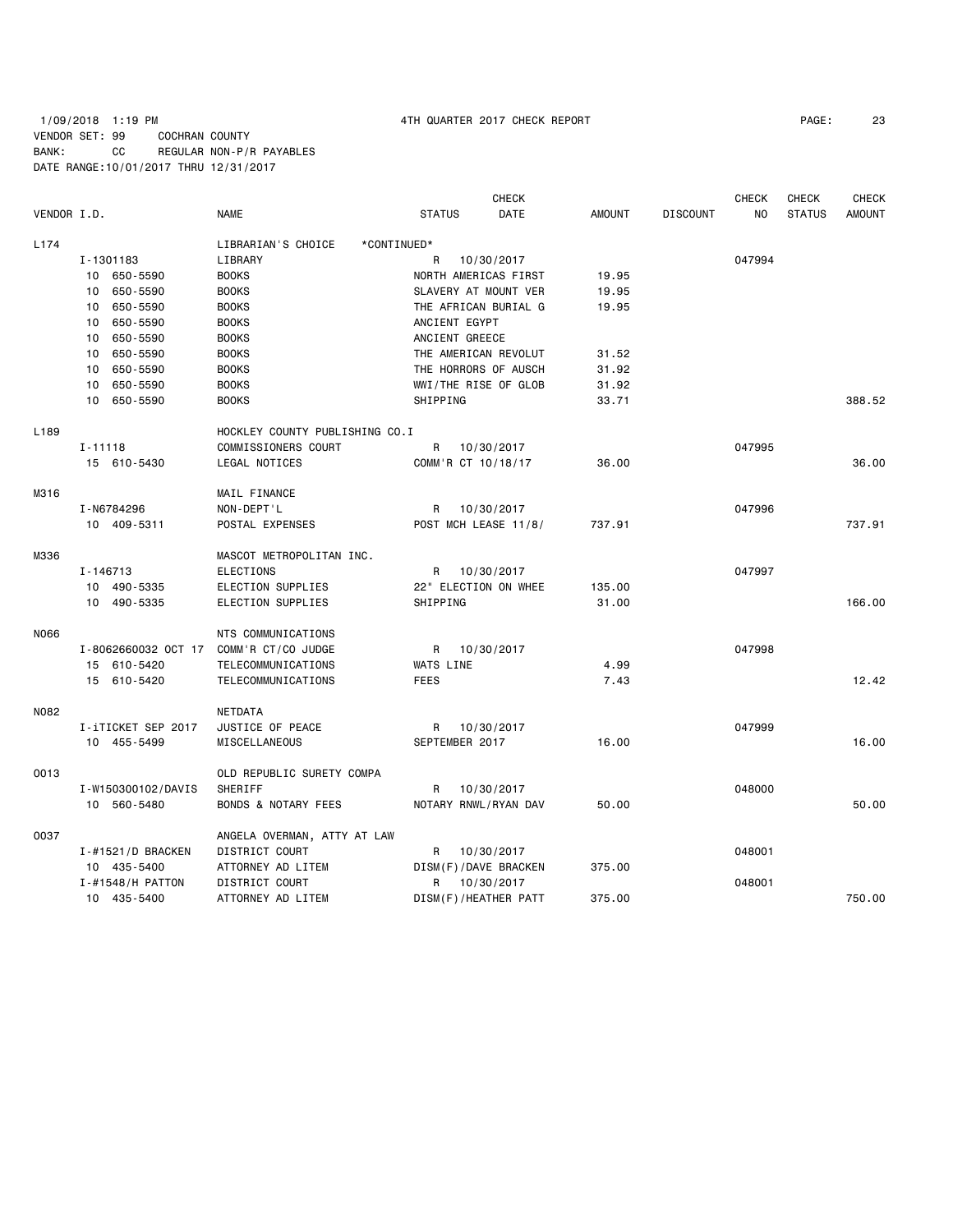1/09/2018 1:19 PM 4TH QUARTER 2017 CHECK REPORT

VENDOR SET: 99 COCHRAN COUNTY
BANK: CC REGULAR NON-P/R PAYABLES
DATE RANGE:10/01/2017 THRU 12/31/2017

| VENDOR I.D. | NAME | STATUS | CHECK DATE | AMOUNT | DISCOUNT | CHECK NO | CHECK STATUS | CHECK AMOUNT |
|---|---|---|---|---|---|---|---|---|
| L174 | LIBRARIAN'S CHOICE *CONTINUED* | | | | | | | |
| I-1301183 | LIBRARY | R | 10/30/2017 | | | 047994 | | |
| 10 650-5590 | BOOKS | NORTH AMERICAS FIRST | | 19.95 | | | | |
| 10 650-5590 | BOOKS | SLAVERY AT MOUNT VER | | 19.95 | | | | |
| 10 650-5590 | BOOKS | THE AFRICAN BURIAL G | | 19.95 | | | | |
| 10 650-5590 | BOOKS | ANCIENT EGYPT | | | | | | |
| 10 650-5590 | BOOKS | ANCIENT GREECE | | | | | | |
| 10 650-5590 | BOOKS | THE AMERICAN REVOLUT | | 31.52 | | | | |
| 10 650-5590 | BOOKS | THE HORRORS OF AUSCH | | 31.92 | | | | |
| 10 650-5590 | BOOKS | WWI/THE RISE OF GLOB | | 31.92 | | | | |
| 10 650-5590 | BOOKS | SHIPPING | | 33.71 | | | | 388.52 |
| L189 | HOCKLEY COUNTY PUBLISHING CO.I | | | | | | | |
| I-11118 | COMMISSIONERS COURT | R | 10/30/2017 | | | 047995 | | |
| 15 610-5430 | LEGAL NOTICES | COMM'R CT 10/18/17 | | 36.00 | | | | 36.00 |
| M316 | MAIL FINANCE | | | | | | | |
| I-N6784296 | NON-DEPT'L | R | 10/30/2017 | | | 047996 | | |
| 10 409-5311 | POSTAL EXPENSES | POST MCH LEASE 11/8/ | | 737.91 | | | | 737.91 |
| M336 | MASCOT METROPOLITAN INC. | | | | | | | |
| I-146713 | ELECTIONS | R | 10/30/2017 | | | 047997 | | |
| 10 490-5335 | ELECTION SUPPLIES | 22" ELECTION ON WHEE | | 135.00 | | | | |
| 10 490-5335 | ELECTION SUPPLIES | SHIPPING | | 31.00 | | | | 166.00 |
| N066 | NTS COMMUNICATIONS | | | | | | | |
| I-8062660032 OCT 17 | COMM'R CT/CO JUDGE | R | 10/30/2017 | | | 047998 | | |
| 15 610-5420 | TELECOMMUNICATIONS | WATS LINE | | 4.99 | | | | |
| 15 610-5420 | TELECOMMUNICATIONS | FEES | | 7.43 | | | | 12.42 |
| N082 | NETDATA | | | | | | | |
| I-iTICKET SEP 2017 | JUSTICE OF PEACE | R | 10/30/2017 | | | 047999 | | |
| 10 455-5499 | MISCELLANEOUS | SEPTEMBER 2017 | | 16.00 | | | | 16.00 |
| O013 | OLD REPUBLIC SURETY COMPA | | | | | | | |
| I-W150300102/DAVIS | SHERIFF | R | 10/30/2017 | | | 048000 | | |
| 10 560-5480 | BONDS & NOTARY FEES | NOTARY RNWL/RYAN DAV | | 50.00 | | | | 50.00 |
| O037 | ANGELA OVERMAN, ATTY AT LAW | | | | | | | |
| I-#1521/D BRACKEN | DISTRICT COURT | R | 10/30/2017 | | | 048001 | | |
| 10 435-5400 | ATTORNEY AD LITEM | DISM(F)/DAVE BRACKEN | | 375.00 | | | | |
| I-#1548/H PATTON | DISTRICT COURT | R | 10/30/2017 | | | 048001 | | |
| 10 435-5400 | ATTORNEY AD LITEM | DISM(F)/HEATHER PATT | | 375.00 | | | | 750.00 |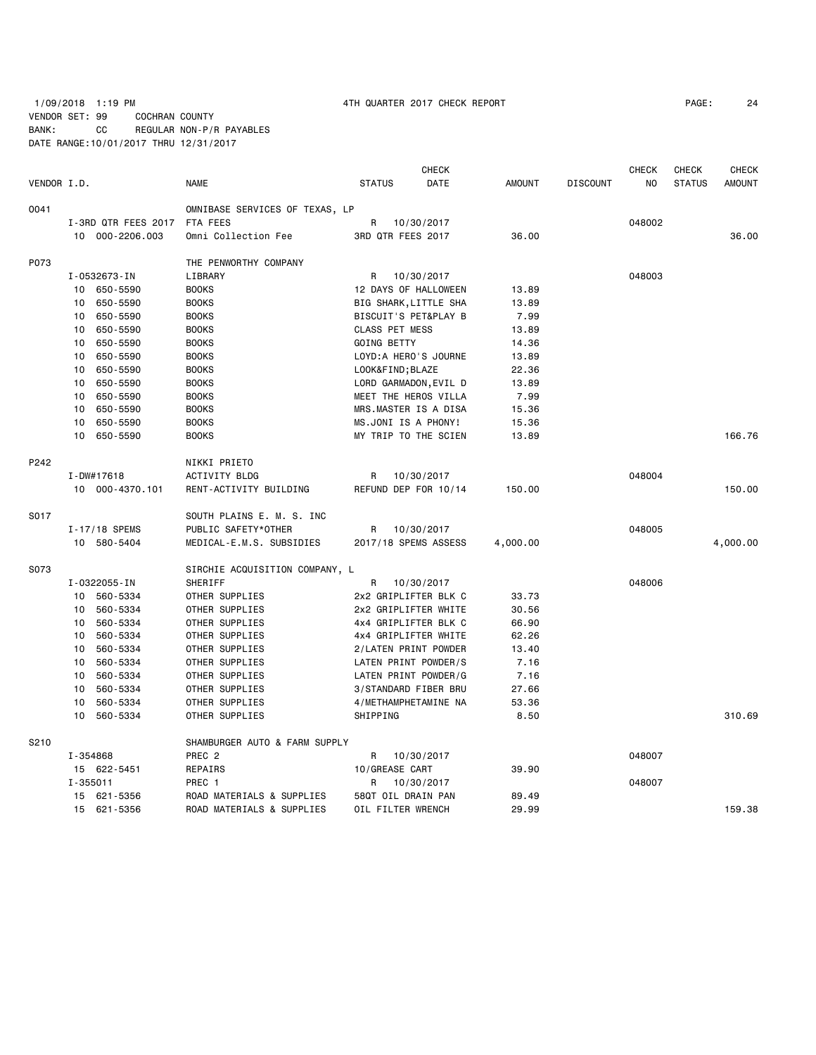1/09/2018 1:19 PM 4TH QUARTER 2017 CHECK REPORT

VENDOR SET: 99 COCHRAN COUNTY

BANK: CC REGULAR NON-P/R PAYABLES

DATE RANGE:10/01/2017 THRU 12/31/2017

| VENDOR I.D. | NAME | STATUS | CHECK DATE | AMOUNT | DISCOUNT | CHECK NO | CHECK STATUS | CHECK AMOUNT |
|---|---|---|---|---|---|---|---|---|
| O041 | OMNIBASE SERVICES OF TEXAS, LP | | | | | | | |
| I-3RD QTR FEES 2017 | FTA FEES | R | 10/30/2017 | | | 048002 | | |
| 10 000-2206.003 | Omni Collection Fee | 3RD QTR FEES 2017 | | 36.00 | | | | 36.00 |
| P073 | THE PENWORTHY COMPANY | | | | | | | |
| I-0532673-IN | LIBRARY | R | 10/30/2017 | | | 048003 | | |
| 10 650-5590 | BOOKS | 12 DAYS OF HALLOWEEN | | 13.89 | | | | |
| 10 650-5590 | BOOKS | BIG SHARK,LITTLE SHA | | 13.89 | | | | |
| 10 650-5590 | BOOKS | BISCUIT'S PET&PLAY B | | 7.99 | | | | |
| 10 650-5590 | BOOKS | CLASS PET MESS | | 13.89 | | | | |
| 10 650-5590 | BOOKS | GOING BETTY | | 14.36 | | | | |
| 10 650-5590 | BOOKS | LOYD:A HERO'S JOURNE | | 13.89 | | | | |
| 10 650-5590 | BOOKS | LOOK&FIND;BLAZE | | 22.36 | | | | |
| 10 650-5590 | BOOKS | LORD GARMADON,EVIL D | | 13.89 | | | | |
| 10 650-5590 | BOOKS | MEET THE HEROS VILLA | | 7.99 | | | | |
| 10 650-5590 | BOOKS | MRS.MASTER IS A DISA | | 15.36 | | | | |
| 10 650-5590 | BOOKS | MS.JONI IS A PHONY! | | 15.36 | | | | |
| 10 650-5590 | BOOKS | MY TRIP TO THE SCIEN | | 13.89 | | | | 166.76 |
| P242 | NIKKI PRIETO | | | | | | | |
| I-DW#17618 | ACTIVITY BLDG | R | 10/30/2017 | | | 048004 | | |
| 10 000-4370.101 | RENT-ACTIVITY BUILDING | REFUND DEP FOR 10/14 | | 150.00 | | | | 150.00 |
| S017 | SOUTH PLAINS E. M. S. INC | | | | | | | |
| I-17/18 SPEMS | PUBLIC SAFETY*OTHER | R | 10/30/2017 | | | 048005 | | |
| 10 580-5404 | MEDICAL-E.M.S. SUBSIDIES | 2017/18 SPEMS ASSESS | | 4,000.00 | | | | 4,000.00 |
| S073 | SIRCHIE ACQUISITION COMPANY, L | | | | | | | |
| I-0322055-IN | SHERIFF | R | 10/30/2017 | | | 048006 | | |
| 10 560-5334 | OTHER SUPPLIES | 2x2 GRIPLIFTER BLK C | | 33.73 | | | | |
| 10 560-5334 | OTHER SUPPLIES | 2x2 GRIPLIFTER WHITE | | 30.56 | | | | |
| 10 560-5334 | OTHER SUPPLIES | 4x4 GRIPLIFTER BLK C | | 66.90 | | | | |
| 10 560-5334 | OTHER SUPPLIES | 4x4 GRIPLIFTER WHITE | | 62.26 | | | | |
| 10 560-5334 | OTHER SUPPLIES | 2/LATEN PRINT POWDER | | 13.40 | | | | |
| 10 560-5334 | OTHER SUPPLIES | LATEN PRINT POWDER/S | | 7.16 | | | | |
| 10 560-5334 | OTHER SUPPLIES | LATEN PRINT POWDER/G | | 7.16 | | | | |
| 10 560-5334 | OTHER SUPPLIES | 3/STANDARD FIBER BRU | | 27.66 | | | | |
| 10 560-5334 | OTHER SUPPLIES | 4/METHAMPHETAMINE NA | | 53.36 | | | | |
| 10 560-5334 | OTHER SUPPLIES | SHIPPING | | 8.50 | | | | 310.69 |
| S210 | SHAMBURGER AUTO & FARM SUPPLY | | | | | | | |
| I-354868 | PREC 2 | R | 10/30/2017 | | | 048007 | | |
| 15 622-5451 | REPAIRS | 10/GREASE CART | | 39.90 | | | | |
| I-355011 | PREC 1 | R | 10/30/2017 | | | 048007 | | |
| 15 621-5356 | ROAD MATERIALS & SUPPLIES | 58QT OIL DRAIN PAN | | 89.49 | | | | |
| 15 621-5356 | ROAD MATERIALS & SUPPLIES | OIL FILTER WRENCH | | 29.99 | | | | 159.38 |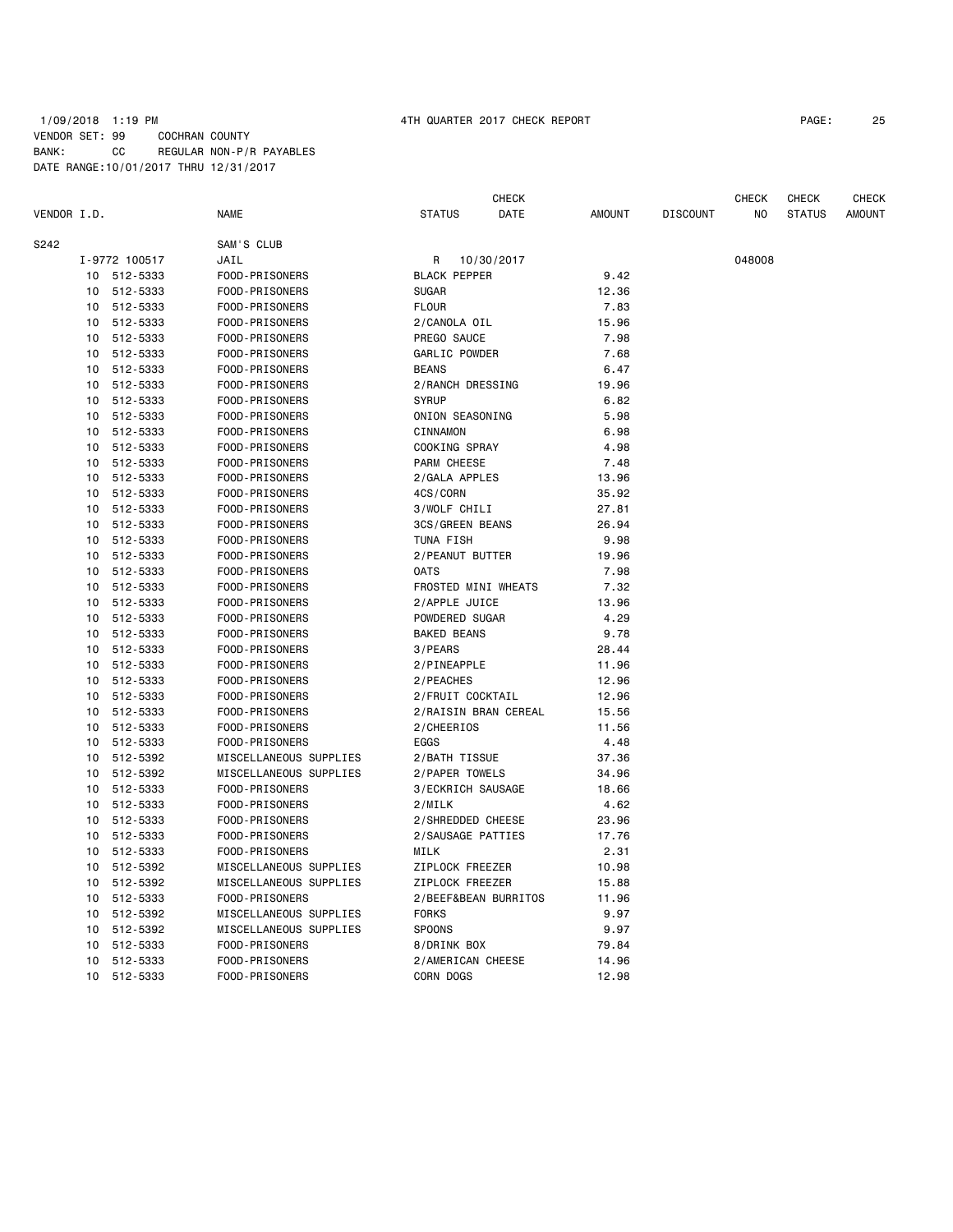1/09/2018 1:19 PM 4TH QUARTER 2017 CHECK REPORT

VENDOR SET: 99 COCHRAN COUNTY
BANK: CC REGULAR NON-P/R PAYABLES
DATE RANGE:10/01/2017 THRU 12/31/2017

| VENDOR I.D. | NAME | STATUS | CHECK DATE | AMOUNT | DISCOUNT | CHECK NO | CHECK STATUS | CHECK AMOUNT |
|---|---|---|---|---|---|---|---|---|
| S242 | SAM'S CLUB | | | | | | | |
| I-9772 100517 | JAIL | R | 10/30/2017 | | | 048008 | | |
| 10 512-5333 | FOOD-PRISONERS | BLACK PEPPER | | 9.42 | | | | |
| 10 512-5333 | FOOD-PRISONERS | SUGAR | | 12.36 | | | | |
| 10 512-5333 | FOOD-PRISONERS | FLOUR | | 7.83 | | | | |
| 10 512-5333 | FOOD-PRISONERS | 2/CANOLA OIL | | 15.96 | | | | |
| 10 512-5333 | FOOD-PRISONERS | PREGO SAUCE | | 7.98 | | | | |
| 10 512-5333 | FOOD-PRISONERS | GARLIC POWDER | | 7.68 | | | | |
| 10 512-5333 | FOOD-PRISONERS | BEANS | | 6.47 | | | | |
| 10 512-5333 | FOOD-PRISONERS | 2/RANCH DRESSING | | 19.96 | | | | |
| 10 512-5333 | FOOD-PRISONERS | SYRUP | | 6.82 | | | | |
| 10 512-5333 | FOOD-PRISONERS | ONION SEASONING | | 5.98 | | | | |
| 10 512-5333 | FOOD-PRISONERS | CINNAMON | | 6.98 | | | | |
| 10 512-5333 | FOOD-PRISONERS | COOKING SPRAY | | 4.98 | | | | |
| 10 512-5333 | FOOD-PRISONERS | PARM CHEESE | | 7.48 | | | | |
| 10 512-5333 | FOOD-PRISONERS | 2/GALA APPLES | | 13.96 | | | | |
| 10 512-5333 | FOOD-PRISONERS | 4CS/CORN | | 35.92 | | | | |
| 10 512-5333 | FOOD-PRISONERS | 3/WOLF CHILI | | 27.81 | | | | |
| 10 512-5333 | FOOD-PRISONERS | 3CS/GREEN BEANS | | 26.94 | | | | |
| 10 512-5333 | FOOD-PRISONERS | TUNA FISH | | 9.98 | | | | |
| 10 512-5333 | FOOD-PRISONERS | 2/PEANUT BUTTER | | 19.96 | | | | |
| 10 512-5333 | FOOD-PRISONERS | OATS | | 7.98 | | | | |
| 10 512-5333 | FOOD-PRISONERS | FROSTED MINI WHEATS | | 7.32 | | | | |
| 10 512-5333 | FOOD-PRISONERS | 2/APPLE JUICE | | 13.96 | | | | |
| 10 512-5333 | FOOD-PRISONERS | POWDERED SUGAR | | 4.29 | | | | |
| 10 512-5333 | FOOD-PRISONERS | BAKED BEANS | | 9.78 | | | | |
| 10 512-5333 | FOOD-PRISONERS | 3/PEARS | | 28.44 | | | | |
| 10 512-5333 | FOOD-PRISONERS | 2/PINEAPPLE | | 11.96 | | | | |
| 10 512-5333 | FOOD-PRISONERS | 2/PEACHES | | 12.96 | | | | |
| 10 512-5333 | FOOD-PRISONERS | 2/FRUIT COCKTAIL | | 12.96 | | | | |
| 10 512-5333 | FOOD-PRISONERS | 2/RAISIN BRAN CEREAL | | 15.56 | | | | |
| 10 512-5333 | FOOD-PRISONERS | 2/CHEERIOS | | 11.56 | | | | |
| 10 512-5333 | FOOD-PRISONERS | EGGS | | 4.48 | | | | |
| 10 512-5392 | MISCELLANEOUS SUPPLIES | 2/BATH TISSUE | | 37.36 | | | | |
| 10 512-5392 | MISCELLANEOUS SUPPLIES | 2/PAPER TOWELS | | 34.96 | | | | |
| 10 512-5333 | FOOD-PRISONERS | 3/ECKRICH SAUSAGE | | 18.66 | | | | |
| 10 512-5333 | FOOD-PRISONERS | 2/MILK | | 4.62 | | | | |
| 10 512-5333 | FOOD-PRISONERS | 2/SHREDDED CHEESE | | 23.96 | | | | |
| 10 512-5333 | FOOD-PRISONERS | 2/SAUSAGE PATTIES | | 17.76 | | | | |
| 10 512-5333 | FOOD-PRISONERS | MILK | | 2.31 | | | | |
| 10 512-5392 | MISCELLANEOUS SUPPLIES | ZIPLOCK FREEZER | | 10.98 | | | | |
| 10 512-5392 | MISCELLANEOUS SUPPLIES | ZIPLOCK FREEZER | | 15.88 | | | | |
| 10 512-5333 | FOOD-PRISONERS | 2/BEEF&BEAN BURRITOS | | 11.96 | | | | |
| 10 512-5392 | MISCELLANEOUS SUPPLIES | FORKS | | 9.97 | | | | |
| 10 512-5392 | MISCELLANEOUS SUPPLIES | SPOONS | | 9.97 | | | | |
| 10 512-5333 | FOOD-PRISONERS | 8/DRINK BOX | | 79.84 | | | | |
| 10 512-5333 | FOOD-PRISONERS | 2/AMERICAN CHEESE | | 14.96 | | | | |
| 10 512-5333 | FOOD-PRISONERS | CORN DOGS | | 12.98 | | | | |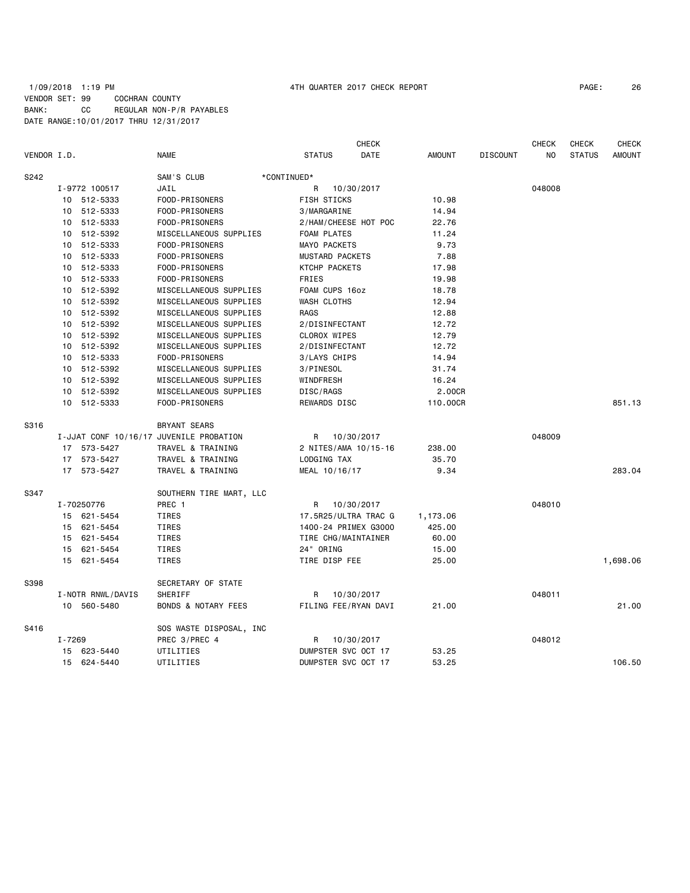1/09/2018 1:19 PM 4TH QUARTER 2017 CHECK REPORT

VENDOR SET: 99 COCHRAN COUNTY
BANK: CC REGULAR NON-P/R PAYABLES
DATE RANGE:10/01/2017 THRU 12/31/2017

| VENDOR I.D. | NAME | STATUS | CHECK DATE | AMOUNT | DISCOUNT | CHECK NO | CHECK STATUS | CHECK AMOUNT |
|---|---|---|---|---|---|---|---|---|
| S242 | SAM'S CLUB *CONTINUED* | | | | | | | |
| I-9772 100517 | JAIL | R | 10/30/2017 | | | 048008 | | |
| 10 512-5333 | FOOD-PRISONERS | FISH STICKS | | 10.98 | | | | |
| 10 512-5333 | FOOD-PRISONERS | 3/MARGARINE | | 14.94 | | | | |
| 10 512-5333 | FOOD-PRISONERS | 2/HAM/CHEESE HOT POC | | 22.76 | | | | |
| 10 512-5392 | MISCELLANEOUS SUPPLIES | FOAM PLATES | | 11.24 | | | | |
| 10 512-5333 | FOOD-PRISONERS | MAYO PACKETS | | 9.73 | | | | |
| 10 512-5333 | FOOD-PRISONERS | MUSTARD PACKETS | | 7.88 | | | | |
| 10 512-5333 | FOOD-PRISONERS | KTCHP PACKETS | | 17.98 | | | | |
| 10 512-5333 | FOOD-PRISONERS | FRIES | | 19.98 | | | | |
| 10 512-5392 | MISCELLANEOUS SUPPLIES | FOAM CUPS 16oz | | 18.78 | | | | |
| 10 512-5392 | MISCELLANEOUS SUPPLIES | WASH CLOTHS | | 12.94 | | | | |
| 10 512-5392 | MISCELLANEOUS SUPPLIES | RAGS | | 12.88 | | | | |
| 10 512-5392 | MISCELLANEOUS SUPPLIES | 2/DISINFECTANT | | 12.72 | | | | |
| 10 512-5392 | MISCELLANEOUS SUPPLIES | CLOROX WIPES | | 12.79 | | | | |
| 10 512-5392 | MISCELLANEOUS SUPPLIES | 2/DISINFECTANT | | 12.72 | | | | |
| 10 512-5333 | FOOD-PRISONERS | 3/LAYS CHIPS | | 14.94 | | | | |
| 10 512-5392 | MISCELLANEOUS SUPPLIES | 3/PINESOL | | 31.74 | | | | |
| 10 512-5392 | MISCELLANEOUS SUPPLIES | WINDFRESH | | 16.24 | | | | |
| 10 512-5392 | MISCELLANEOUS SUPPLIES | DISC/RAGS | | 2.00CR | | | | |
| 10 512-5333 | FOOD-PRISONERS | REWARDS DISC | | 110.00CR | | | | 851.13 |
| S316 | BRYANT SEARS | | | | | | | |
| I-JJAT CONF 10/16/17 | JUVENILE PROBATION | R | 10/30/2017 | | | 048009 | | |
| 17 573-5427 | TRAVEL & TRAINING | 2 NITES/AMA 10/15-16 | | 238.00 | | | | |
| 17 573-5427 | TRAVEL & TRAINING | LODGING TAX | | 35.70 | | | | |
| 17 573-5427 | TRAVEL & TRAINING | MEAL 10/16/17 | | 9.34 | | | | 283.04 |
| S347 | SOUTHERN TIRE MART, LLC | | | | | | | |
| I-70250776 | PREC 1 | R | 10/30/2017 | | | 048010 | | |
| 15 621-5454 | TIRES | 17.5R25/ULTRA TRAC G | | 1,173.06 | | | | |
| 15 621-5454 | TIRES | 1400-24 PRIMEX G3000 | | 425.00 | | | | |
| 15 621-5454 | TIRES | TIRE CHG/MAINTAINER | | 60.00 | | | | |
| 15 621-5454 | TIRES | 24" ORING | | 15.00 | | | | |
| 15 621-5454 | TIRES | TIRE DISP FEE | | 25.00 | | | | 1,698.06 |
| S398 | SECRETARY OF STATE | | | | | | | |
| I-NOTR RNWL/DAVIS | SHERIFF | R | 10/30/2017 | | | 048011 | | |
| 10 560-5480 | BONDS & NOTARY FEES | FILING FEE/RYAN DAVI | | 21.00 | | | | 21.00 |
| S416 | SOS WASTE DISPOSAL, INC | | | | | | | |
| I-7269 | PREC 3/PREC 4 | R | 10/30/2017 | | | 048012 | | |
| 15 623-5440 | UTILITIES | DUMPSTER SVC OCT 17 | | 53.25 | | | | |
| 15 624-5440 | UTILITIES | DUMPSTER SVC OCT 17 | | 53.25 | | | | 106.50 |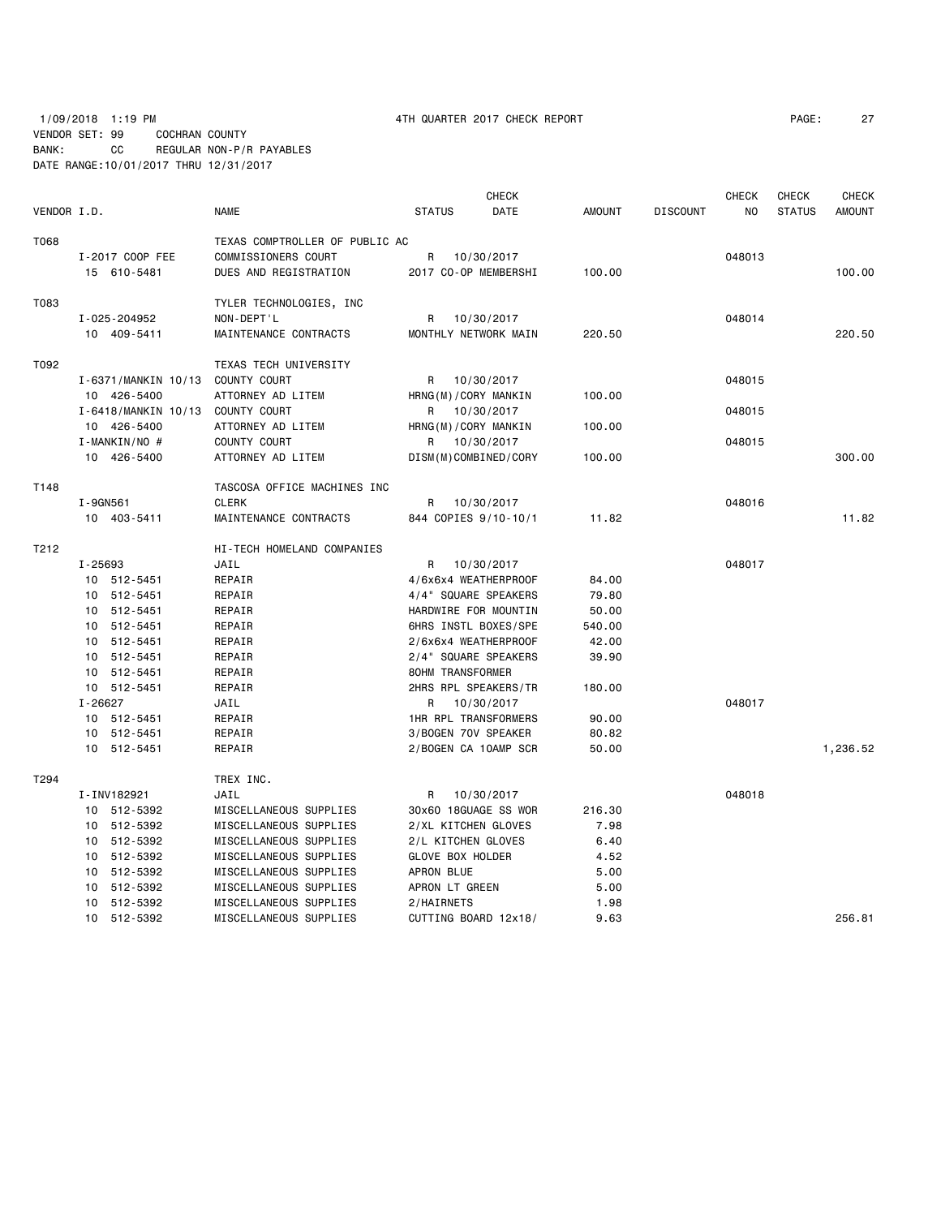1/09/2018 1:19 PM 4TH QUARTER 2017 CHECK REPORT

VENDOR SET: 99 COCHRAN COUNTY
BANK: CC REGULAR NON-P/R PAYABLES
DATE RANGE:10/01/2017 THRU 12/31/2017

| VENDOR I.D. | NAME | STATUS | CHECK DATE | AMOUNT | DISCOUNT | CHECK NO | CHECK STATUS | CHECK AMOUNT |
|---|---|---|---|---|---|---|---|---|
| T068 | TEXAS COMPTROLLER OF PUBLIC AC | | | | | | | |
| I-2017 COOP FEE | COMMISSIONERS COURT | R | 10/30/2017 | | | 048013 | | |
| 15 610-5481 | DUES AND REGISTRATION | 2017 CO-OP MEMBERSHI | | 100.00 | | | | 100.00 |
| T083 | TYLER TECHNOLOGIES, INC | | | | | | | |
| I-025-204952 | NON-DEPT'L | R | 10/30/2017 | | | 048014 | | |
| 10 409-5411 | MAINTENANCE CONTRACTS | MONTHLY NETWORK MAIN | | 220.50 | | | | 220.50 |
| T092 | TEXAS TECH UNIVERSITY | | | | | | | |
| I-6371/MANKIN 10/13 | COUNTY COURT | R | 10/30/2017 | | | 048015 | | |
| 10 426-5400 | ATTORNEY AD LITEM | HRNG(M)/CORY MANKIN | | 100.00 | | | | |
| I-6418/MANKIN 10/13 | COUNTY COURT | R | 10/30/2017 | | | 048015 | | |
| 10 426-5400 | ATTORNEY AD LITEM | HRNG(M)/CORY MANKIN | | 100.00 | | | | |
| I-MANKIN/NO # | COUNTY COURT | R | 10/30/2017 | | | 048015 | | |
| 10 426-5400 | ATTORNEY AD LITEM | DISM(M)COMBINED/CORY | | 100.00 | | | | 300.00 |
| T148 | TASCOSA OFFICE MACHINES INC | | | | | | | |
| I-9GN561 | CLERK | R | 10/30/2017 | | | 048016 | | |
| 10 403-5411 | MAINTENANCE CONTRACTS | 844 COPIES 9/10-10/1 | | 11.82 | | | | 11.82 |
| T212 | HI-TECH HOMELAND COMPANIES | | | | | | | |
| I-25693 | JAIL | R | 10/30/2017 | | | 048017 | | |
| 10 512-5451 | REPAIR | 4/6x6x4 WEATHERPROOF | | 84.00 | | | | |
| 10 512-5451 | REPAIR | 4/4" SQUARE SPEAKERS | | 79.80 | | | | |
| 10 512-5451 | REPAIR | HARDWIRE FOR MOUNTIN | | 50.00 | | | | |
| 10 512-5451 | REPAIR | 6HRS INSTL BOXES/SPE | | 540.00 | | | | |
| 10 512-5451 | REPAIR | 2/6x6x4 WEATHERPROOF | | 42.00 | | | | |
| 10 512-5451 | REPAIR | 2/4" SQUARE SPEAKERS | | 39.90 | | | | |
| 10 512-5451 | REPAIR | 8OHM TRANSFORMER | | | | | | |
| 10 512-5451 | REPAIR | 2HRS RPL SPEAKERS/TR | | 180.00 | | | | |
| I-26627 | JAIL | R | 10/30/2017 | | | 048017 | | |
| 10 512-5451 | REPAIR | 1HR RPL TRANSFORMERS | | 90.00 | | | | |
| 10 512-5451 | REPAIR | 3/BOGEN 70V SPEAKER | | 80.82 | | | | |
| 10 512-5451 | REPAIR | 2/BOGEN CA 10AMP SCR | | 50.00 | | | | 1,236.52 |
| T294 | TREX INC. | | | | | | | |
| I-INV182921 | JAIL | R | 10/30/2017 | | | 048018 | | |
| 10 512-5392 | MISCELLANEOUS SUPPLIES | 30x60 18GUAGE SS WOR | | 216.30 | | | | |
| 10 512-5392 | MISCELLANEOUS SUPPLIES | 2/XL KITCHEN GLOVES | | 7.98 | | | | |
| 10 512-5392 | MISCELLANEOUS SUPPLIES | 2/L KITCHEN GLOVES | | 6.40 | | | | |
| 10 512-5392 | MISCELLANEOUS SUPPLIES | GLOVE BOX HOLDER | | 4.52 | | | | |
| 10 512-5392 | MISCELLANEOUS SUPPLIES | APRON BLUE | | 5.00 | | | | |
| 10 512-5392 | MISCELLANEOUS SUPPLIES | APRON LT GREEN | | 5.00 | | | | |
| 10 512-5392 | MISCELLANEOUS SUPPLIES | 2/HAIRNETS | | 1.98 | | | | |
| 10 512-5392 | MISCELLANEOUS SUPPLIES | CUTTING BOARD 12x18/ | | 9.63 | | | | 256.81 |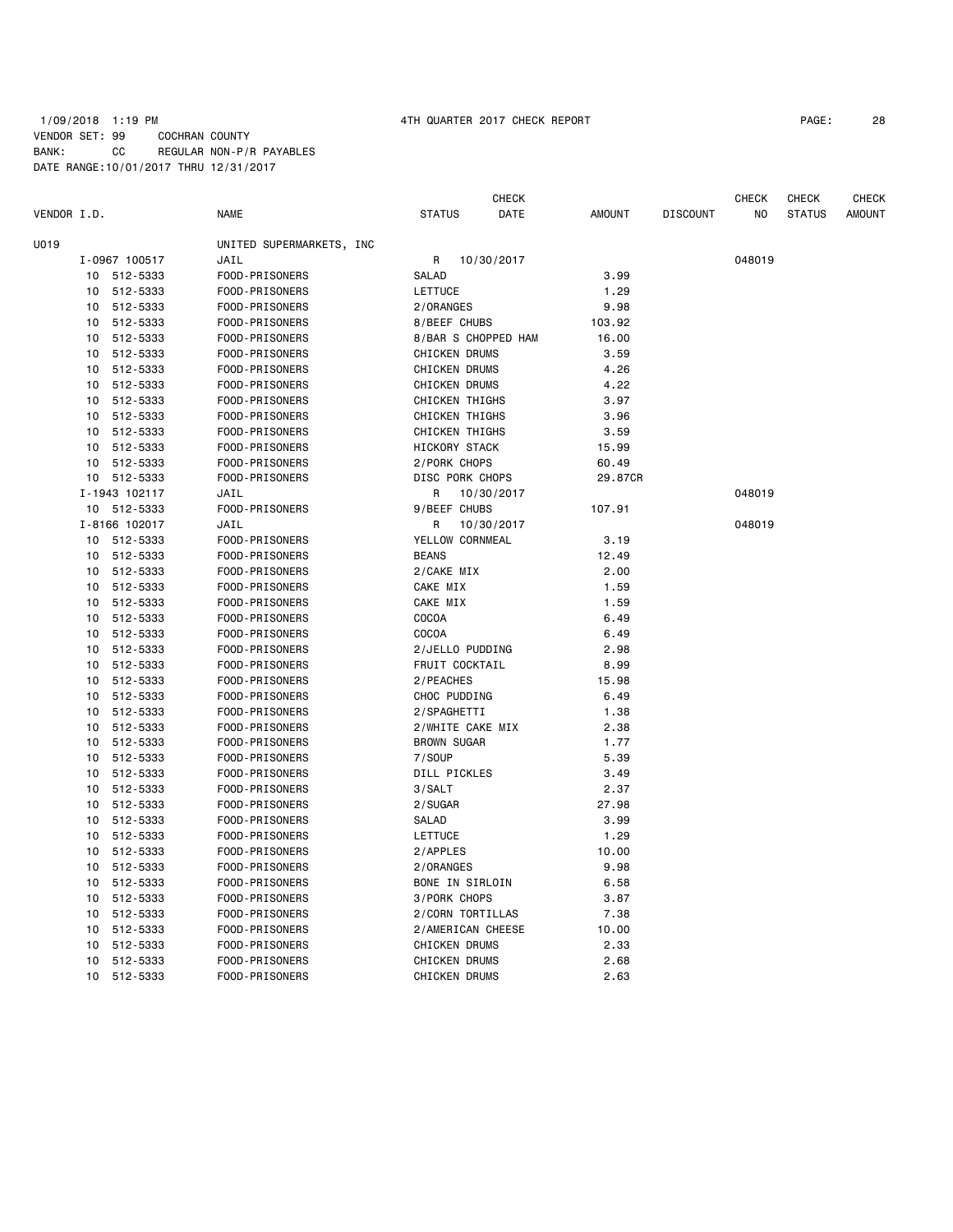1/09/2018 1:19 PM 4TH QUARTER 2017 CHECK REPORT

VENDOR SET: 99 COCHRAN COUNTY
BANK: CC REGULAR NON-P/R PAYABLES
DATE RANGE:10/01/2017 THRU 12/31/2017

| VENDOR I.D. | NAME | STATUS | CHECK DATE | AMOUNT | DISCOUNT | CHECK NO | CHECK STATUS | CHECK AMOUNT |
|---|---|---|---|---|---|---|---|---|
| U019 | UNITED SUPERMARKETS, INC | | | | | | | |
| I-0967 100517 | JAIL | R | 10/30/2017 | | | 048019 | | |
| 10 512-5333 | FOOD-PRISONERS | SALAD | | 3.99 | | | | |
| 10 512-5333 | FOOD-PRISONERS | LETTUCE | | 1.29 | | | | |
| 10 512-5333 | FOOD-PRISONERS | 2/ORANGES | | 9.98 | | | | |
| 10 512-5333 | FOOD-PRISONERS | 8/BEEF CHUBS | | 103.92 | | | | |
| 10 512-5333 | FOOD-PRISONERS | 8/BAR S CHOPPED HAM | | 16.00 | | | | |
| 10 512-5333 | FOOD-PRISONERS | CHICKEN DRUMS | | 3.59 | | | | |
| 10 512-5333 | FOOD-PRISONERS | CHICKEN DRUMS | | 4.26 | | | | |
| 10 512-5333 | FOOD-PRISONERS | CHICKEN DRUMS | | 4.22 | | | | |
| 10 512-5333 | FOOD-PRISONERS | CHICKEN THIGHS | | 3.97 | | | | |
| 10 512-5333 | FOOD-PRISONERS | CHICKEN THIGHS | | 3.96 | | | | |
| 10 512-5333 | FOOD-PRISONERS | CHICKEN THIGHS | | 3.59 | | | | |
| 10 512-5333 | FOOD-PRISONERS | HICKORY STACK | | 15.99 | | | | |
| 10 512-5333 | FOOD-PRISONERS | 2/PORK CHOPS | | 60.49 | | | | |
| 10 512-5333 | FOOD-PRISONERS | DISC PORK CHOPS | | 29.87CR | | | | |
| I-1943 102117 | JAIL | R | 10/30/2017 | | | 048019 | | |
| 10 512-5333 | FOOD-PRISONERS | 9/BEEF CHUBS | | 107.91 | | | | |
| I-8166 102017 | JAIL | R | 10/30/2017 | | | 048019 | | |
| 10 512-5333 | FOOD-PRISONERS | YELLOW CORNMEAL | | 3.19 | | | | |
| 10 512-5333 | FOOD-PRISONERS | BEANS | | 12.49 | | | | |
| 10 512-5333 | FOOD-PRISONERS | 2/CAKE MIX | | 2.00 | | | | |
| 10 512-5333 | FOOD-PRISONERS | CAKE MIX | | 1.59 | | | | |
| 10 512-5333 | FOOD-PRISONERS | CAKE MIX | | 1.59 | | | | |
| 10 512-5333 | FOOD-PRISONERS | COCOA | | 6.49 | | | | |
| 10 512-5333 | FOOD-PRISONERS | COCOA | | 6.49 | | | | |
| 10 512-5333 | FOOD-PRISONERS | 2/JELLO PUDDING | | 2.98 | | | | |
| 10 512-5333 | FOOD-PRISONERS | FRUIT COCKTAIL | | 8.99 | | | | |
| 10 512-5333 | FOOD-PRISONERS | 2/PEACHES | | 15.98 | | | | |
| 10 512-5333 | FOOD-PRISONERS | CHOC PUDDING | | 6.49 | | | | |
| 10 512-5333 | FOOD-PRISONERS | 2/SPAGHETTI | | 1.38 | | | | |
| 10 512-5333 | FOOD-PRISONERS | 2/WHITE CAKE MIX | | 2.38 | | | | |
| 10 512-5333 | FOOD-PRISONERS | BROWN SUGAR | | 1.77 | | | | |
| 10 512-5333 | FOOD-PRISONERS | 7/SOUP | | 5.39 | | | | |
| 10 512-5333 | FOOD-PRISONERS | DILL PICKLES | | 3.49 | | | | |
| 10 512-5333 | FOOD-PRISONERS | 3/SALT | | 2.37 | | | | |
| 10 512-5333 | FOOD-PRISONERS | 2/SUGAR | | 27.98 | | | | |
| 10 512-5333 | FOOD-PRISONERS | SALAD | | 3.99 | | | | |
| 10 512-5333 | FOOD-PRISONERS | LETTUCE | | 1.29 | | | | |
| 10 512-5333 | FOOD-PRISONERS | 2/APPLES | | 10.00 | | | | |
| 10 512-5333 | FOOD-PRISONERS | 2/ORANGES | | 9.98 | | | | |
| 10 512-5333 | FOOD-PRISONERS | BONE IN SIRLOIN | | 6.58 | | | | |
| 10 512-5333 | FOOD-PRISONERS | 3/PORK CHOPS | | 3.87 | | | | |
| 10 512-5333 | FOOD-PRISONERS | 2/CORN TORTILLAS | | 7.38 | | | | |
| 10 512-5333 | FOOD-PRISONERS | 2/AMERICAN CHEESE | | 10.00 | | | | |
| 10 512-5333 | FOOD-PRISONERS | CHICKEN DRUMS | | 2.33 | | | | |
| 10 512-5333 | FOOD-PRISONERS | CHICKEN DRUMS | | 2.68 | | | | |
| 10 512-5333 | FOOD-PRISONERS | CHICKEN DRUMS | | 2.63 | | | | |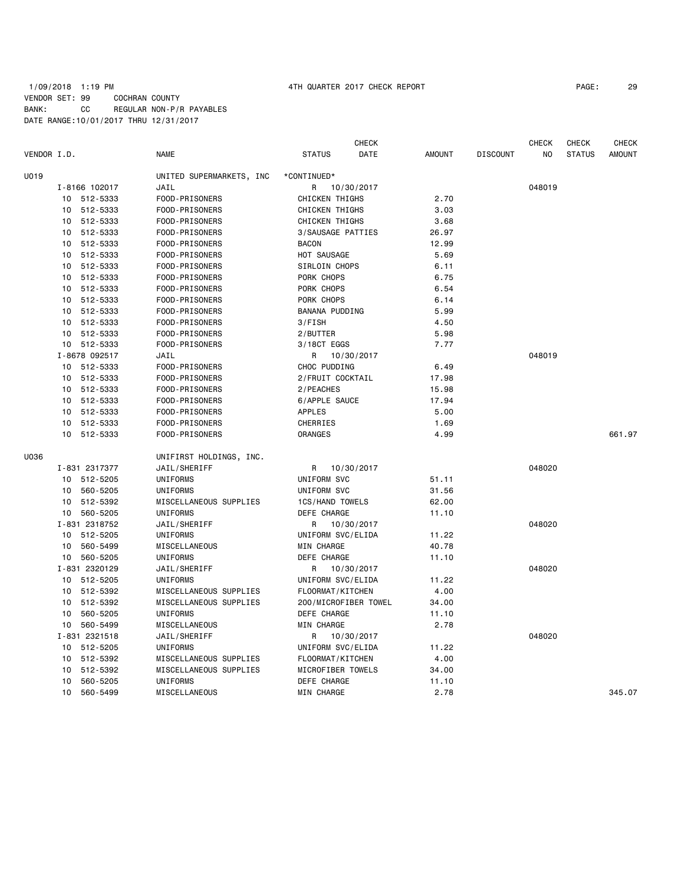1/09/2018 1:19 PM 4TH QUARTER 2017 CHECK REPORT

VENDOR SET: 99 COCHRAN COUNTY
BANK: CC REGULAR NON-P/R PAYABLES
DATE RANGE:10/01/2017 THRU 12/31/2017

| VENDOR I.D. | NAME | STATUS | CHECK DATE | AMOUNT | DISCOUNT | CHECK NO | CHECK STATUS | CHECK AMOUNT |
|---|---|---|---|---|---|---|---|---|
| U019 | UNITED SUPERMARKETS, INC | *CONTINUED* | | | | | | |
| I-8166 102017 | JAIL | R | 10/30/2017 | | | 048019 | | |
| 10 512-5333 | FOOD-PRISONERS | CHICKEN THIGHS | | 2.70 | | | | |
| 10 512-5333 | FOOD-PRISONERS | CHICKEN THIGHS | | 3.03 | | | | |
| 10 512-5333 | FOOD-PRISONERS | CHICKEN THIGHS | | 3.68 | | | | |
| 10 512-5333 | FOOD-PRISONERS | 3/SAUSAGE PATTIES | | 26.97 | | | | |
| 10 512-5333 | FOOD-PRISONERS | BACON | | 12.99 | | | | |
| 10 512-5333 | FOOD-PRISONERS | HOT SAUSAGE | | 5.69 | | | | |
| 10 512-5333 | FOOD-PRISONERS | SIRLOIN CHOPS | | 6.11 | | | | |
| 10 512-5333 | FOOD-PRISONERS | PORK CHOPS | | 6.75 | | | | |
| 10 512-5333 | FOOD-PRISONERS | PORK CHOPS | | 6.54 | | | | |
| 10 512-5333 | FOOD-PRISONERS | PORK CHOPS | | 6.14 | | | | |
| 10 512-5333 | FOOD-PRISONERS | BANANA PUDDING | | 5.99 | | | | |
| 10 512-5333 | FOOD-PRISONERS | 3/FISH | | 4.50 | | | | |
| 10 512-5333 | FOOD-PRISONERS | 2/BUTTER | | 5.98 | | | | |
| 10 512-5333 | FOOD-PRISONERS | 3/18CT EGGS | | 7.77 | | | | |
| I-8678 092517 | JAIL | R | 10/30/2017 | | | 048019 | | |
| 10 512-5333 | FOOD-PRISONERS | CHOC PUDDING | | 6.49 | | | | |
| 10 512-5333 | FOOD-PRISONERS | 2/FRUIT COCKTAIL | | 17.98 | | | | |
| 10 512-5333 | FOOD-PRISONERS | 2/PEACHES | | 15.98 | | | | |
| 10 512-5333 | FOOD-PRISONERS | 6/APPLE SAUCE | | 17.94 | | | | |
| 10 512-5333 | FOOD-PRISONERS | APPLES | | 5.00 | | | | |
| 10 512-5333 | FOOD-PRISONERS | CHERRIES | | 1.69 | | | | |
| 10 512-5333 | FOOD-PRISONERS | ORANGES | | 4.99 | | | | 661.97 |
| U036 | UNIFIRST HOLDINGS, INC. | | | | | | | |
| I-831 2317377 | JAIL/SHERIFF | R | 10/30/2017 | | | 048020 | | |
| 10 512-5205 | UNIFORMS | UNIFORM SVC | | 51.11 | | | | |
| 10 560-5205 | UNIFORMS | UNIFORM SVC | | 31.56 | | | | |
| 10 512-5392 | MISCELLANEOUS SUPPLIES | 1CS/HAND TOWELS | | 62.00 | | | | |
| 10 560-5205 | UNIFORMS | DEFE CHARGE | | 11.10 | | | | |
| I-831 2318752 | JAIL/SHERIFF | R | 10/30/2017 | | | 048020 | | |
| 10 512-5205 | UNIFORMS | UNIFORM SVC/ELIDA | | 11.22 | | | | |
| 10 560-5499 | MISCELLANEOUS | MIN CHARGE | | 40.78 | | | | |
| 10 560-5205 | UNIFORMS | DEFE CHARGE | | 11.10 | | | | |
| I-831 2320129 | JAIL/SHERIFF | R | 10/30/2017 | | | 048020 | | |
| 10 512-5205 | UNIFORMS | UNIFORM SVC/ELIDA | | 11.22 | | | | |
| 10 512-5392 | MISCELLANEOUS SUPPLIES | FLOORMAT/KITCHEN | | 4.00 | | | | |
| 10 512-5392 | MISCELLANEOUS SUPPLIES | 200/MICROFIBER TOWEL | | 34.00 | | | | |
| 10 560-5205 | UNIFORMS | DEFE CHARGE | | 11.10 | | | | |
| 10 560-5499 | MISCELLANEOUS | MIN CHARGE | | 2.78 | | | | |
| I-831 2321518 | JAIL/SHERIFF | R | 10/30/2017 | | | 048020 | | |
| 10 512-5205 | UNIFORMS | UNIFORM SVC/ELIDA | | 11.22 | | | | |
| 10 512-5392 | MISCELLANEOUS SUPPLIES | FLOORMAT/KITCHEN | | 4.00 | | | | |
| 10 512-5392 | MISCELLANEOUS SUPPLIES | MICROFIBER TOWELS | | 34.00 | | | | |
| 10 560-5205 | UNIFORMS | DEFE CHARGE | | 11.10 | | | | |
| 10 560-5499 | MISCELLANEOUS | MIN CHARGE | | 2.78 | | | | 345.07 |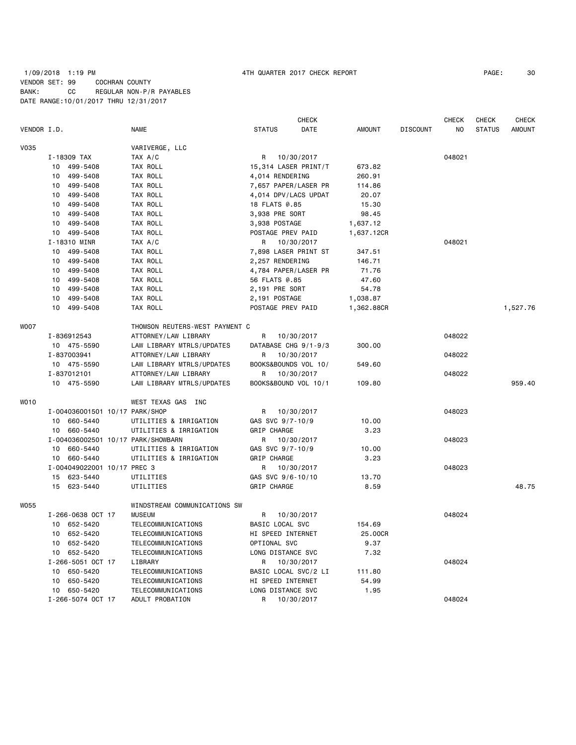1/09/2018 1:19 PM 4TH QUARTER 2017 CHECK REPORT
VENDOR SET: 99 COCHRAN COUNTY
BANK: CC REGULAR NON-P/R PAYABLES
DATE RANGE:10/01/2017 THRU 12/31/2017

| VENDOR I.D. | NAME | STATUS | CHECK DATE | AMOUNT | DISCOUNT | CHECK NO | CHECK STATUS | CHECK AMOUNT |
|---|---|---|---|---|---|---|---|---|
| V035 | VARIVERGE, LLC | | | | | | | |
| I-18309 TAX | TAX A/C | R | 10/30/2017 | | | 048021 | | |
| 10 499-5408 | TAX ROLL | 15,314 LASER PRINT/T | | 673.82 | | | | |
| 10 499-5408 | TAX ROLL | 4,014 RENDERING | | 260.91 | | | | |
| 10 499-5408 | TAX ROLL | 7,657 PAPER/LASER PR | | 114.86 | | | | |
| 10 499-5408 | TAX ROLL | 4,014 DPV/LACS UPDAT | | 20.07 | | | | |
| 10 499-5408 | TAX ROLL | 18 FLATS @.85 | | 15.30 | | | | |
| 10 499-5408 | TAX ROLL | 3,938 PRE SORT | | 98.45 | | | | |
| 10 499-5408 | TAX ROLL | 3,938 POSTAGE | | 1,637.12 | | | | |
| 10 499-5408 | TAX ROLL | POSTAGE PREV PAID | | 1,637.12CR | | | | |
| I-18310 MINR | TAX A/C | R | 10/30/2017 | | | 048021 | | |
| 10 499-5408 | TAX ROLL | 7,898 LASER PRINT ST | | 347.51 | | | | |
| 10 499-5408 | TAX ROLL | 2,257 RENDERING | | 146.71 | | | | |
| 10 499-5408 | TAX ROLL | 4,784 PAPER/LASER PR | | 71.76 | | | | |
| 10 499-5408 | TAX ROLL | 56 FLATS @.85 | | 47.60 | | | | |
| 10 499-5408 | TAX ROLL | 2,191 PRE SORT | | 54.78 | | | | |
| 10 499-5408 | TAX ROLL | 2,191 POSTAGE | | 1,038.87 | | | | |
| 10 499-5408 | TAX ROLL | POSTAGE PREV PAID | | 1,362.88CR | | | | 1,527.76 |
| W007 | THOMSON REUTERS-WEST PAYMENT C | | | | | | | |
| I-836912543 | ATTORNEY/LAW LIBRARY | R | 10/30/2017 | | | 048022 | | |
| 10 475-5590 | LAW LIBRARY MTRLS/UPDATES | DATABASE CHG 9/1-9/3 | | 300.00 | | | | |
| I-837003941 | ATTORNEY/LAW LIBRARY | R | 10/30/2017 | | | 048022 | | |
| 10 475-5590 | LAW LIBRARY MTRLS/UPDATES | BOOKS&BOUNDS VOL 10/ | | 549.60 | | | | |
| I-837012101 | ATTORNEY/LAW LIBRARY | R | 10/30/2017 | | | 048022 | | |
| 10 475-5590 | LAW LIBRARY MTRLS/UPDATES | BOOKS&BOUND VOL 10/1 | | 109.80 | | | | 959.40 |
| W010 | WEST TEXAS GAS INC | | | | | | | |
| I-004036001501 10/17 PARK/SHOP | | R | 10/30/2017 | | | 048023 | | |
| 10 660-5440 | UTILITIES & IRRIGATION | GAS SVC 9/7-10/9 | | 10.00 | | | | |
| 10 660-5440 | UTILITIES & IRRIGATION | GRIP CHARGE | | 3.23 | | | | |
| I-004036002501 10/17 PARK/SHOWBARN | | R | 10/30/2017 | | | 048023 | | |
| 10 660-5440 | UTILITIES & IRRIGATION | GAS SVC 9/7-10/9 | | 10.00 | | | | |
| 10 660-5440 | UTILITIES & IRRIGATION | GRIP CHARGE | | 3.23 | | | | |
| I-004049022001 10/17 PREC 3 | | R | 10/30/2017 | | | 048023 | | |
| 15 623-5440 | UTILITIES | GAS SVC 9/6-10/10 | | 13.70 | | | | |
| 15 623-5440 | UTILITIES | GRIP CHARGE | | 8.59 | | | | 48.75 |
| W055 | WINDSTREAM COMMUNICATIONS SW | | | | | | | |
| I-266-0638 OCT 17 | MUSEUM | R | 10/30/2017 | | | 048024 | | |
| 10 652-5420 | TELECOMMUNICATIONS | BASIC LOCAL SVC | | 154.69 | | | | |
| 10 652-5420 | TELECOMMUNICATIONS | HI SPEED INTERNET | | 25.00CR | | | | |
| 10 652-5420 | TELECOMMUNICATIONS | OPTIONAL SVC | | 9.37 | | | | |
| 10 652-5420 | TELECOMMUNICATIONS | LONG DISTANCE SVC | | 7.32 | | | | |
| I-266-5051 OCT 17 | LIBRARY | R | 10/30/2017 | | | 048024 | | |
| 10 650-5420 | TELECOMMUNICATIONS | BASIC LOCAL SVC/2 LI | | 111.80 | | | | |
| 10 650-5420 | TELECOMMUNICATIONS | HI SPEED INTERNET | | 54.99 | | | | |
| 10 650-5420 | TELECOMMUNICATIONS | LONG DISTANCE SVC | | 1.95 | | | | |
| I-266-5074 OCT 17 | ADULT PROBATION | R | 10/30/2017 | | | 048024 | | |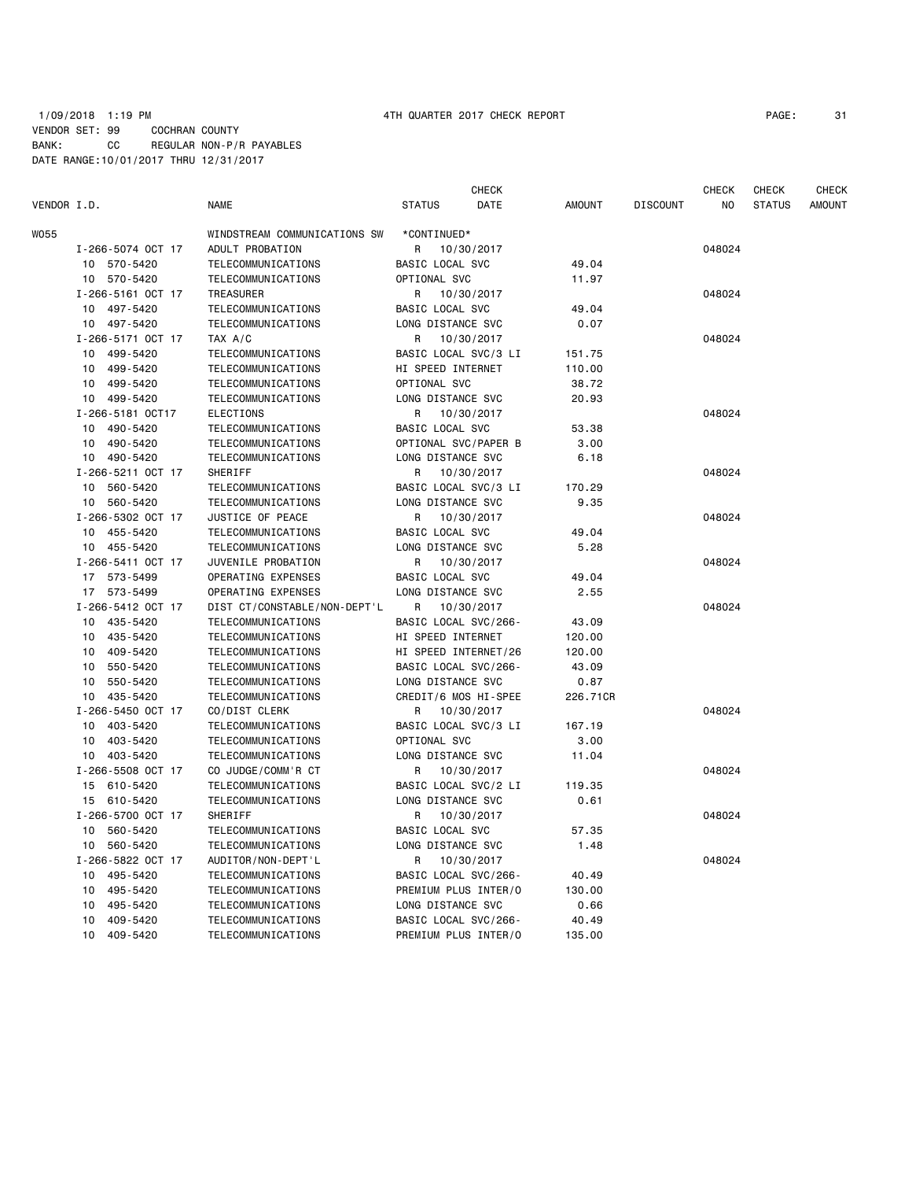1/09/2018 1:19 PM 4TH QUARTER 2017 CHECK REPORT

VENDOR SET: 99 COCHRAN COUNTY
BANK: CC REGULAR NON-P/R PAYABLES
DATE RANGE:10/01/2017 THRU 12/31/2017

| VENDOR I.D. | NAME | STATUS | CHECK DATE | AMOUNT | DISCOUNT | CHECK NO | CHECK STATUS | CHECK AMOUNT |
|---|---|---|---|---|---|---|---|---|
| W055 | WINDSTREAM COMMUNICATIONS SW | *CONTINUED* | | | | | | |
| I-266-5074 OCT 17 | ADULT PROBATION | R | 10/30/2017 | | | 048024 | | |
| 10 570-5420 | TELECOMMUNICATIONS | BASIC LOCAL SVC | | 49.04 | | | | |
| 10 570-5420 | TELECOMMUNICATIONS | OPTIONAL SVC | | 11.97 | | | | |
| I-266-5161 OCT 17 | TREASURER | R | 10/30/2017 | | | 048024 | | |
| 10 497-5420 | TELECOMMUNICATIONS | BASIC LOCAL SVC | | 49.04 | | | | |
| 10 497-5420 | TELECOMMUNICATIONS | LONG DISTANCE SVC | | 0.07 | | | | |
| I-266-5171 OCT 17 | TAX A/C | R | 10/30/2017 | | | 048024 | | |
| 10 499-5420 | TELECOMMUNICATIONS | BASIC LOCAL SVC/3 LI | | 151.75 | | | | |
| 10 499-5420 | TELECOMMUNICATIONS | HI SPEED INTERNET | | 110.00 | | | | |
| 10 499-5420 | TELECOMMUNICATIONS | OPTIONAL SVC | | 38.72 | | | | |
| 10 499-5420 | TELECOMMUNICATIONS | LONG DISTANCE SVC | | 20.93 | | | | |
| I-266-5181 OCT17 | ELECTIONS | R | 10/30/2017 | | | 048024 | | |
| 10 490-5420 | TELECOMMUNICATIONS | BASIC LOCAL SVC | | 53.38 | | | | |
| 10 490-5420 | TELECOMMUNICATIONS | OPTIONAL SVC/PAPER B | | 3.00 | | | | |
| 10 490-5420 | TELECOMMUNICATIONS | LONG DISTANCE SVC | | 6.18 | | | | |
| I-266-5211 OCT 17 | SHERIFF | R | 10/30/2017 | | | 048024 | | |
| 10 560-5420 | TELECOMMUNICATIONS | BASIC LOCAL SVC/3 LI | | 170.29 | | | | |
| 10 560-5420 | TELECOMMUNICATIONS | LONG DISTANCE SVC | | 9.35 | | | | |
| I-266-5302 OCT 17 | JUSTICE OF PEACE | R | 10/30/2017 | | | 048024 | | |
| 10 455-5420 | TELECOMMUNICATIONS | BASIC LOCAL SVC | | 49.04 | | | | |
| 10 455-5420 | TELECOMMUNICATIONS | LONG DISTANCE SVC | | 5.28 | | | | |
| I-266-5411 OCT 17 | JUVENILE PROBATION | R | 10/30/2017 | | | 048024 | | |
| 17 573-5499 | OPERATING EXPENSES | BASIC LOCAL SVC | | 49.04 | | | | |
| 17 573-5499 | OPERATING EXPENSES | LONG DISTANCE SVC | | 2.55 | | | | |
| I-266-5412 OCT 17 | DIST CT/CONSTABLE/NON-DEPT'L | R | 10/30/2017 | | | 048024 | | |
| 10 435-5420 | TELECOMMUNICATIONS | BASIC LOCAL SVC/266- | | 43.09 | | | | |
| 10 435-5420 | TELECOMMUNICATIONS | HI SPEED INTERNET | | 120.00 | | | | |
| 10 409-5420 | TELECOMMUNICATIONS | HI SPEED INTERNET/26 | | 120.00 | | | | |
| 10 550-5420 | TELECOMMUNICATIONS | BASIC LOCAL SVC/266- | | 43.09 | | | | |
| 10 550-5420 | TELECOMMUNICATIONS | LONG DISTANCE SVC | | 0.87 | | | | |
| 10 435-5420 | TELECOMMUNICATIONS | CREDIT/6 MOS HI-SPEE | | 226.71CR | | | | |
| I-266-5450 OCT 17 | CO/DIST CLERK | R | 10/30/2017 | | | 048024 | | |
| 10 403-5420 | TELECOMMUNICATIONS | BASIC LOCAL SVC/3 LI | | 167.19 | | | | |
| 10 403-5420 | TELECOMMUNICATIONS | OPTIONAL SVC | | 3.00 | | | | |
| 10 403-5420 | TELECOMMUNICATIONS | LONG DISTANCE SVC | | 11.04 | | | | |
| I-266-5508 OCT 17 | CO JUDGE/COMM'R CT | R | 10/30/2017 | | | 048024 | | |
| 15 610-5420 | TELECOMMUNICATIONS | BASIC LOCAL SVC/2 LI | | 119.35 | | | | |
| 15 610-5420 | TELECOMMUNICATIONS | LONG DISTANCE SVC | | 0.61 | | | | |
| I-266-5700 OCT 17 | SHERIFF | R | 10/30/2017 | | | 048024 | | |
| 10 560-5420 | TELECOMMUNICATIONS | BASIC LOCAL SVC | | 57.35 | | | | |
| 10 560-5420 | TELECOMMUNICATIONS | LONG DISTANCE SVC | | 1.48 | | | | |
| I-266-5822 OCT 17 | AUDITOR/NON-DEPT'L | R | 10/30/2017 | | | 048024 | | |
| 10 495-5420 | TELECOMMUNICATIONS | BASIC LOCAL SVC/266- | | 40.49 | | | | |
| 10 495-5420 | TELECOMMUNICATIONS | PREMIUM PLUS INTER/O | | 130.00 | | | | |
| 10 495-5420 | TELECOMMUNICATIONS | LONG DISTANCE SVC | | 0.66 | | | | |
| 10 409-5420 | TELECOMMUNICATIONS | BASIC LOCAL SVC/266- | | 40.49 | | | | |
| 10 409-5420 | TELECOMMUNICATIONS | PREMIUM PLUS INTER/O | | 135.00 | | | | |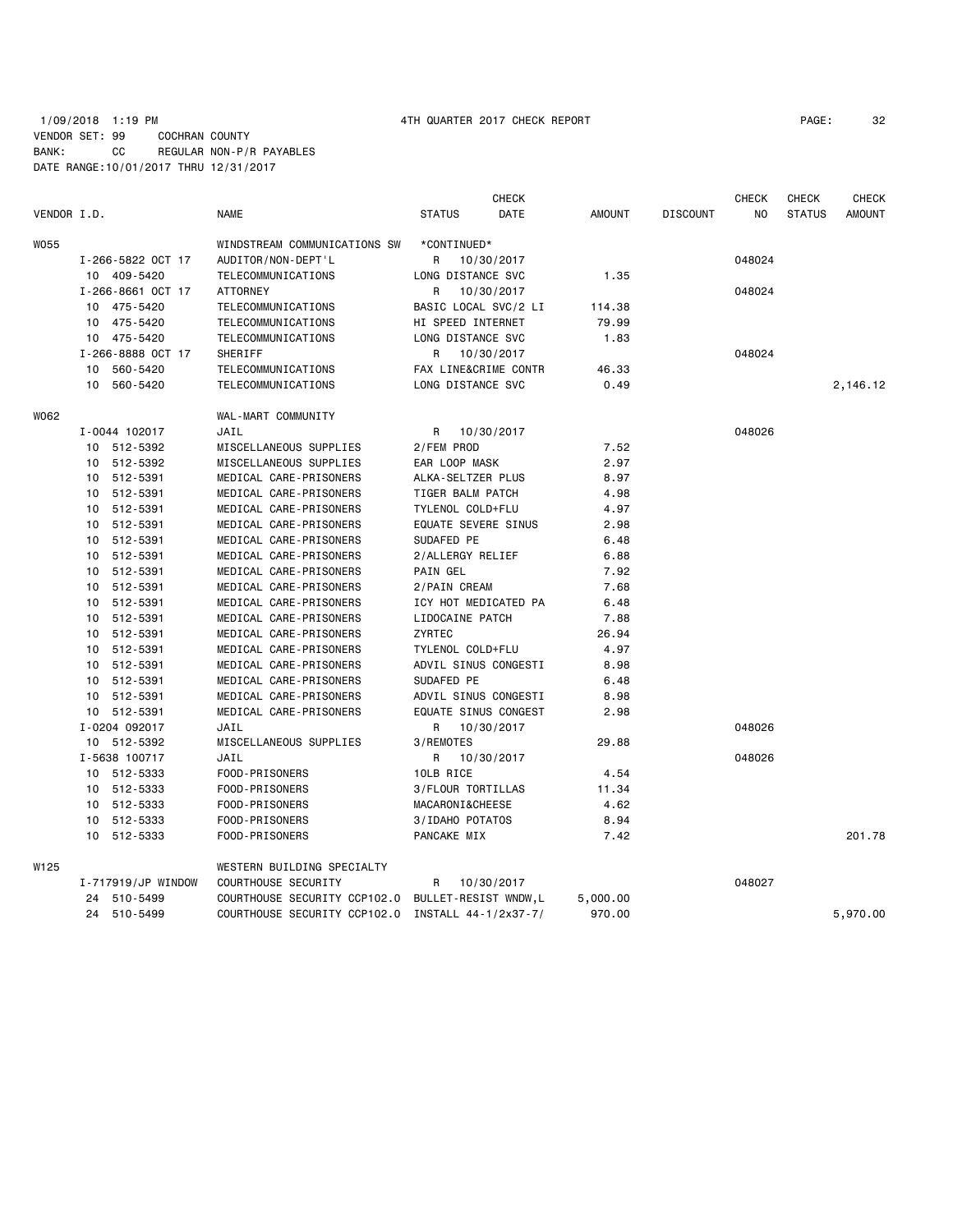1/09/2018 1:19 PM 4TH QUARTER 2017 CHECK REPORT

VENDOR SET: 99 COCHRAN COUNTY
BANK: CC REGULAR NON-P/R PAYABLES
DATE RANGE:10/01/2017 THRU 12/31/2017

| VENDOR I.D. | NAME | STATUS | CHECK DATE | AMOUNT | DISCOUNT | CHECK NO | CHECK STATUS | CHECK AMOUNT |
|---|---|---|---|---|---|---|---|---|
| W055 | WINDSTREAM COMMUNICATIONS SW | *CONTINUED* | | | | | | |
| I-266-5822 OCT 17 | AUDITOR/NON-DEPT'L | R | 10/30/2017 | | | 048024 | | |
| 10 409-5420 | TELECOMMUNICATIONS | LONG DISTANCE SVC | | 1.35 | | | | |
| I-266-8661 OCT 17 | ATTORNEY | R | 10/30/2017 | | | 048024 | | |
| 10 475-5420 | TELECOMMUNICATIONS | BASIC LOCAL SVC/2 LI | | 114.38 | | | | |
| 10 475-5420 | TELECOMMUNICATIONS | HI SPEED INTERNET | | 79.99 | | | | |
| 10 475-5420 | TELECOMMUNICATIONS | LONG DISTANCE SVC | | 1.83 | | | | |
| I-266-8888 OCT 17 | SHERIFF | R | 10/30/2017 | | | 048024 | | |
| 10 560-5420 | TELECOMMUNICATIONS | FAX LINE&CRIME CONTR | | 46.33 | | | | |
| 10 560-5420 | TELECOMMUNICATIONS | LONG DISTANCE SVC | | 0.49 | | | | 2,146.12 |
| W062 | WAL-MART COMMUNITY | | | | | | | |
| I-0044 102017 | JAIL | R | 10/30/2017 | | | 048026 | | |
| 10 512-5392 | MISCELLANEOUS SUPPLIES | 2/FEM PROD | | 7.52 | | | | |
| 10 512-5392 | MISCELLANEOUS SUPPLIES | EAR LOOP MASK | | 2.97 | | | | |
| 10 512-5391 | MEDICAL CARE-PRISONERS | ALKA-SELTZER PLUS | | 8.97 | | | | |
| 10 512-5391 | MEDICAL CARE-PRISONERS | TIGER BALM PATCH | | 4.98 | | | | |
| 10 512-5391 | MEDICAL CARE-PRISONERS | TYLENOL COLD+FLU | | 4.97 | | | | |
| 10 512-5391 | MEDICAL CARE-PRISONERS | EQUATE SEVERE SINUS | | 2.98 | | | | |
| 10 512-5391 | MEDICAL CARE-PRISONERS | SUDAFED PE | | 6.48 | | | | |
| 10 512-5391 | MEDICAL CARE-PRISONERS | 2/ALLERGY RELIEF | | 6.88 | | | | |
| 10 512-5391 | MEDICAL CARE-PRISONERS | PAIN GEL | | 7.92 | | | | |
| 10 512-5391 | MEDICAL CARE-PRISONERS | 2/PAIN CREAM | | 7.68 | | | | |
| 10 512-5391 | MEDICAL CARE-PRISONERS | ICY HOT MEDICATED PA | | 6.48 | | | | |
| 10 512-5391 | MEDICAL CARE-PRISONERS | LIDOCAINE PATCH | | 7.88 | | | | |
| 10 512-5391 | MEDICAL CARE-PRISONERS | ZYRTEC | | 26.94 | | | | |
| 10 512-5391 | MEDICAL CARE-PRISONERS | TYLENOL COLD+FLU | | 4.97 | | | | |
| 10 512-5391 | MEDICAL CARE-PRISONERS | ADVIL SINUS CONGESTI | | 8.98 | | | | |
| 10 512-5391 | MEDICAL CARE-PRISONERS | SUDAFED PE | | 6.48 | | | | |
| 10 512-5391 | MEDICAL CARE-PRISONERS | ADVIL SINUS CONGESTI | | 8.98 | | | | |
| 10 512-5391 | MEDICAL CARE-PRISONERS | EQUATE SINUS CONGEST | | 2.98 | | | | |
| I-0204 092017 | JAIL | R | 10/30/2017 | | | 048026 | | |
| 10 512-5392 | MISCELLANEOUS SUPPLIES | 3/REMOTES | | 29.88 | | | | |
| I-5638 100717 | JAIL | R | 10/30/2017 | | | 048026 | | |
| 10 512-5333 | FOOD-PRISONERS | 10LB RICE | | 4.54 | | | | |
| 10 512-5333 | FOOD-PRISONERS | 3/FLOUR TORTILLAS | | 11.34 | | | | |
| 10 512-5333 | FOOD-PRISONERS | MACARONI&CHEESE | | 4.62 | | | | |
| 10 512-5333 | FOOD-PRISONERS | 3/IDAHO POTATOS | | 8.94 | | | | |
| 10 512-5333 | FOOD-PRISONERS | PANCAKE MIX | | 7.42 | | | | 201.78 |
| W125 | WESTERN BUILDING SPECIALTY | | | | | | | |
| I-717919/JP WINDOW | COURTHOUSE SECURITY | R | 10/30/2017 | | | 048027 | | |
| 24 510-5499 | COURTHOUSE SECURITY CCP102.0 | BULLET-RESIST WNDW,L | | 5,000.00 | | | | |
| 24 510-5499 | COURTHOUSE SECURITY CCP102.0 | INSTALL 44-1/2x37-7/ | | 970.00 | | | | 5,970.00 |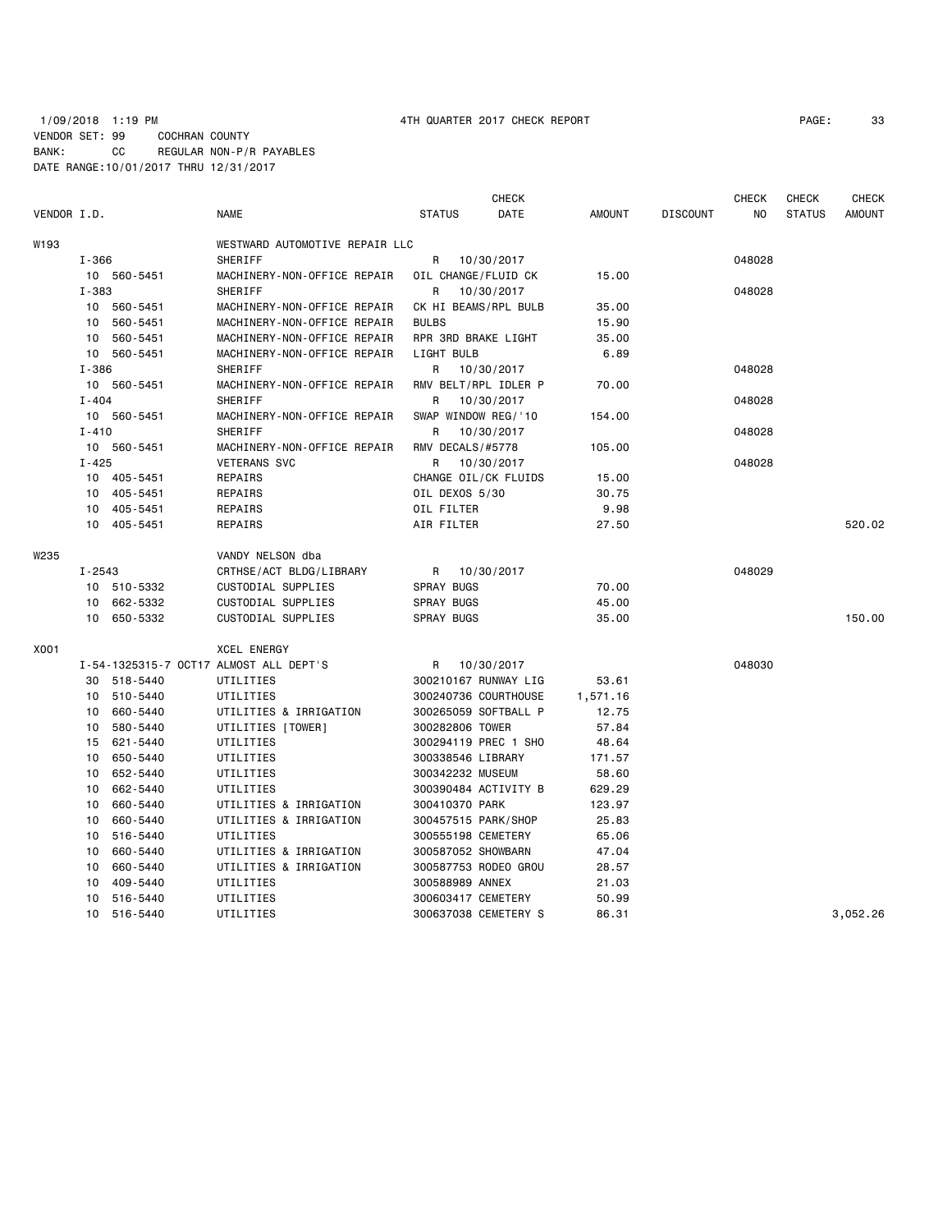1/09/2018 1:19 PM 4TH QUARTER 2017 CHECK REPORT

VENDOR SET: 99 COCHRAN COUNTY
BANK: CC REGULAR NON-P/R PAYABLES
DATE RANGE:10/01/2017 THRU 12/31/2017

| VENDOR I.D. | NAME | STATUS | CHECK DATE | AMOUNT | DISCOUNT | CHECK NO | CHECK STATUS | CHECK AMOUNT |
|---|---|---|---|---|---|---|---|---|
| W193 | WESTWARD AUTOMOTIVE REPAIR LLC | | | | | | | |
| I-366 | SHERIFF | R | 10/30/2017 | | | 048028 | | |
| 10 560-5451 | MACHINERY-NON-OFFICE REPAIR | OIL CHANGE/FLUID CK | | 15.00 | | | | |
| I-383 | SHERIFF | R | 10/30/2017 | | | 048028 | | |
| 10 560-5451 | MACHINERY-NON-OFFICE REPAIR | CK HI BEAMS/RPL BULB | | 35.00 | | | | |
| 10 560-5451 | MACHINERY-NON-OFFICE REPAIR | BULBS | | 15.90 | | | | |
| 10 560-5451 | MACHINERY-NON-OFFICE REPAIR | RPR 3RD BRAKE LIGHT | | 35.00 | | | | |
| 10 560-5451 | MACHINERY-NON-OFFICE REPAIR | LIGHT BULB | | 6.89 | | | | |
| I-386 | SHERIFF | R | 10/30/2017 | | | 048028 | | |
| 10 560-5451 | MACHINERY-NON-OFFICE REPAIR | RMV BELT/RPL IDLER P | | 70.00 | | | | |
| I-404 | SHERIFF | R | 10/30/2017 | | | 048028 | | |
| 10 560-5451 | MACHINERY-NON-OFFICE REPAIR | SWAP WINDOW REG/'10 | | 154.00 | | | | |
| I-410 | SHERIFF | R | 10/30/2017 | | | 048028 | | |
| 10 560-5451 | MACHINERY-NON-OFFICE REPAIR | RMV DECALS/#5778 | | 105.00 | | | | |
| I-425 | VETERANS SVC | R | 10/30/2017 | | | 048028 | | |
| 10 405-5451 | REPAIRS | CHANGE OIL/CK FLUIDS | | 15.00 | | | | |
| 10 405-5451 | REPAIRS | OIL DEXOS 5/30 | | 30.75 | | | | |
| 10 405-5451 | REPAIRS | OIL FILTER | | 9.98 | | | | |
| 10 405-5451 | REPAIRS | AIR FILTER | | 27.50 | | | | 520.02 |
| W235 | VANDY NELSON dba | | | | | | | |
| I-2543 | CRTHSE/ACT BLDG/LIBRARY | R | 10/30/2017 | | | 048029 | | |
| 10 510-5332 | CUSTODIAL SUPPLIES | SPRAY BUGS | | 70.00 | | | | |
| 10 662-5332 | CUSTODIAL SUPPLIES | SPRAY BUGS | | 45.00 | | | | |
| 10 650-5332 | CUSTODIAL SUPPLIES | SPRAY BUGS | | 35.00 | | | | 150.00 |
| X001 | XCEL ENERGY | | | | | | | |
| I-54-1325315-7 OCT17 | ALMOST ALL DEPT'S | R | 10/30/2017 | | | 048030 | | |
| 30 518-5440 | UTILITIES | 300210167 RUNWAY LIG | | 53.61 | | | | |
| 10 510-5440 | UTILITIES | 300240736 COURTHOUSE | | 1,571.16 | | | | |
| 10 660-5440 | UTILITIES & IRRIGATION | 300265059 SOFTBALL P | | 12.75 | | | | |
| 10 580-5440 | UTILITIES [TOWER] | 300282806 TOWER | | 57.84 | | | | |
| 15 621-5440 | UTILITIES | 300294119 PREC 1 SHO | | 48.64 | | | | |
| 10 650-5440 | UTILITIES | 300338546 LIBRARY | | 171.57 | | | | |
| 10 652-5440 | UTILITIES | 300342232 MUSEUM | | 58.60 | | | | |
| 10 662-5440 | UTILITIES | 300390484 ACTIVITY B | | 629.29 | | | | |
| 10 660-5440 | UTILITIES & IRRIGATION | 300410370 PARK | | 123.97 | | | | |
| 10 660-5440 | UTILITIES & IRRIGATION | 300457515 PARK/SHOP | | 25.83 | | | | |
| 10 516-5440 | UTILITIES | 300555198 CEMETERY | | 65.06 | | | | |
| 10 660-5440 | UTILITIES & IRRIGATION | 300587052 SHOWBARN | | 47.04 | | | | |
| 10 660-5440 | UTILITIES & IRRIGATION | 300587753 RODEO GROU | | 28.57 | | | | |
| 10 409-5440 | UTILITIES | 300588989 ANNEX | | 21.03 | | | | |
| 10 516-5440 | UTILITIES | 300603417 CEMETERY | | 50.99 | | | | |
| 10 516-5440 | UTILITIES | 300637038 CEMETERY S | | 86.31 | | | | 3,052.26 |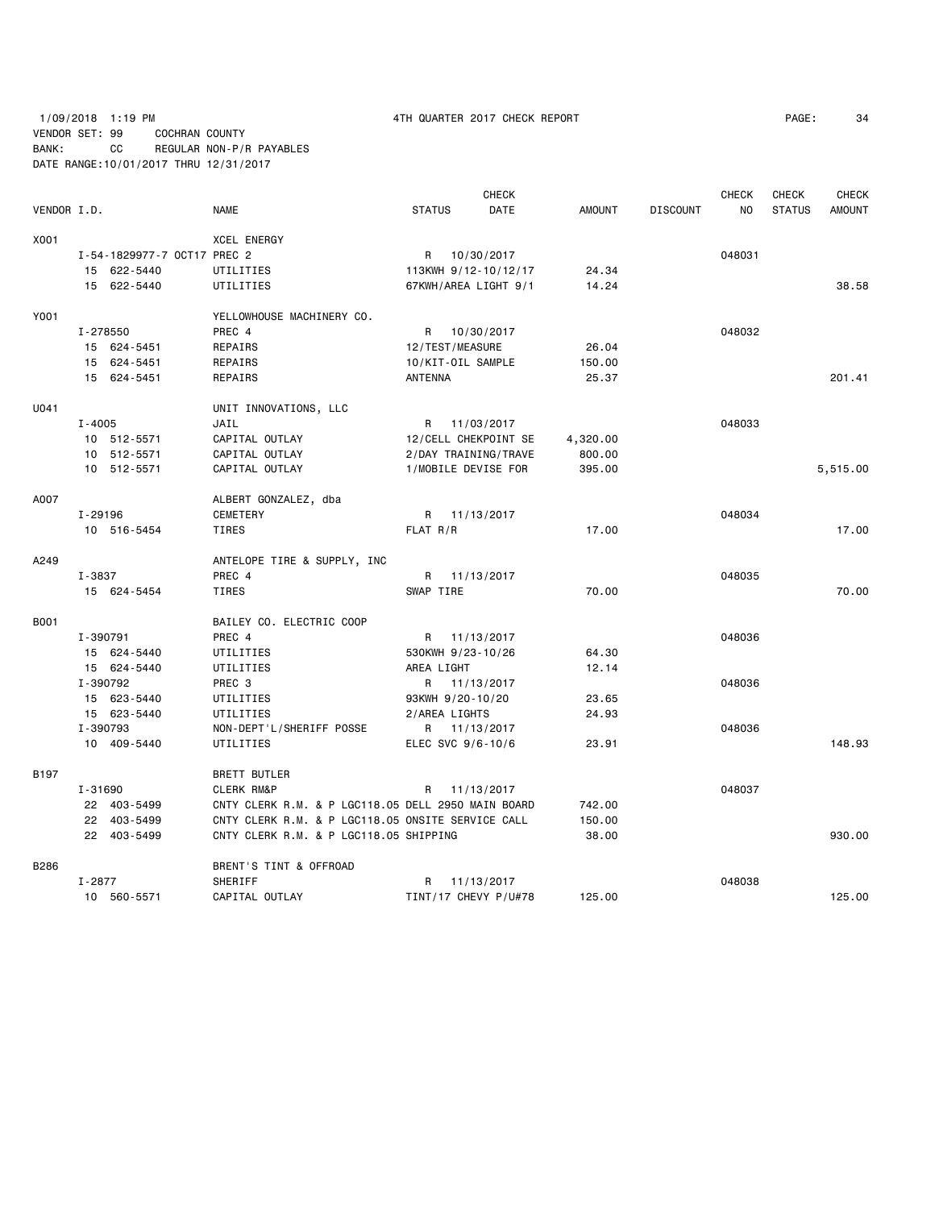1/09/2018 1:19 PM 4TH QUARTER 2017 CHECK REPORT

VENDOR SET: 99 COCHRAN COUNTY
BANK: CC REGULAR NON-P/R PAYABLES
DATE RANGE:10/01/2017 THRU 12/31/2017

| VENDOR I.D. | NAME | STATUS | CHECK DATE | AMOUNT | DISCOUNT | CHECK NO | CHECK STATUS | CHECK AMOUNT |
|---|---|---|---|---|---|---|---|---|
| X001 | XCEL ENERGY | | | | | | | |
| I-54-1829977-7 OCT17 | PREC 2 | R | 10/30/2017 | | | 048031 | | |
| 15 622-5440 | UTILITIES | 113KWH 9/12-10/12/17 | | 24.34 | | | | |
| 15 622-5440 | UTILITIES | 67KWH/AREA LIGHT 9/1 | | 14.24 | | | | 38.58 |
| Y001 | YELLOWHOUSE MACHINERY CO. | | | | | | | |
| I-278550 | PREC 4 | R | 10/30/2017 | | | 048032 | | |
| 15 624-5451 | REPAIRS | 12/TEST/MEASURE | | 26.04 | | | | |
| 15 624-5451 | REPAIRS | 10/KIT-OIL SAMPLE | | 150.00 | | | | |
| 15 624-5451 | REPAIRS | ANTENNA | | 25.37 | | | | 201.41 |
| U041 | UNIT INNOVATIONS, LLC | | | | | | | |
| I-4005 | JAIL | R | 11/03/2017 | | | 048033 | | |
| 10 512-5571 | CAPITAL OUTLAY | 12/CELL CHEKPOINT SE | | 4,320.00 | | | | |
| 10 512-5571 | CAPITAL OUTLAY | 2/DAY TRAINING/TRAVE | | 800.00 | | | | |
| 10 512-5571 | CAPITAL OUTLAY | 1/MOBILE DEVISE FOR | | 395.00 | | | | 5,515.00 |
| A007 | ALBERT GONZALEZ, dba | | | | | | | |
| I-29196 | CEMETERY | R | 11/13/2017 | | | 048034 | | |
| 10 516-5454 | TIRES | FLAT R/R | | 17.00 | | | | 17.00 |
| A249 | ANTELOPE TIRE & SUPPLY, INC | | | | | | | |
| I-3837 | PREC 4 | R | 11/13/2017 | | | 048035 | | |
| 15 624-5454 | TIRES | SWAP TIRE | | 70.00 | | | | 70.00 |
| B001 | BAILEY CO. ELECTRIC COOP | | | | | | | |
| I-390791 | PREC 4 | R | 11/13/2017 | | | 048036 | | |
| 15 624-5440 | UTILITIES | 530KWH 9/23-10/26 | | 64.30 | | | | |
| 15 624-5440 | UTILITIES | AREA LIGHT | | 12.14 | | | | |
| I-390792 | PREC 3 | R | 11/13/2017 | | | 048036 | | |
| 15 623-5440 | UTILITIES | 93KWH 9/20-10/20 | | 23.65 | | | | |
| 15 623-5440 | UTILITIES | 2/AREA LIGHTS | | 24.93 | | | | |
| I-390793 | NON-DEPT'L/SHERIFF POSSE | R | 11/13/2017 | | | 048036 | | |
| 10 409-5440 | UTILITIES | ELEC SVC 9/6-10/6 | | 23.91 | | | | 148.93 |
| B197 | BRETT BUTLER | | | | | | | |
| I-31690 | CLERK RM&P | R | 11/13/2017 | | | 048037 | | |
| 22 403-5499 | CNTY CLERK R.M. & P LGC118.05 DELL 2950 MAIN BOARD | | | 742.00 | | | | |
| 22 403-5499 | CNTY CLERK R.M. & P LGC118.05 ONSITE SERVICE CALL | | | 150.00 | | | | |
| 22 403-5499 | CNTY CLERK R.M. & P LGC118.05 SHIPPING | | | 38.00 | | | | 930.00 |
| B286 | BRENT'S TINT & OFFROAD | | | | | | | |
| I-2877 | SHERIFF | R | 11/13/2017 | | | 048038 | | |
| 10 560-5571 | CAPITAL OUTLAY | TINT/17 CHEVY P/U#78 | | 125.00 | | | | 125.00 |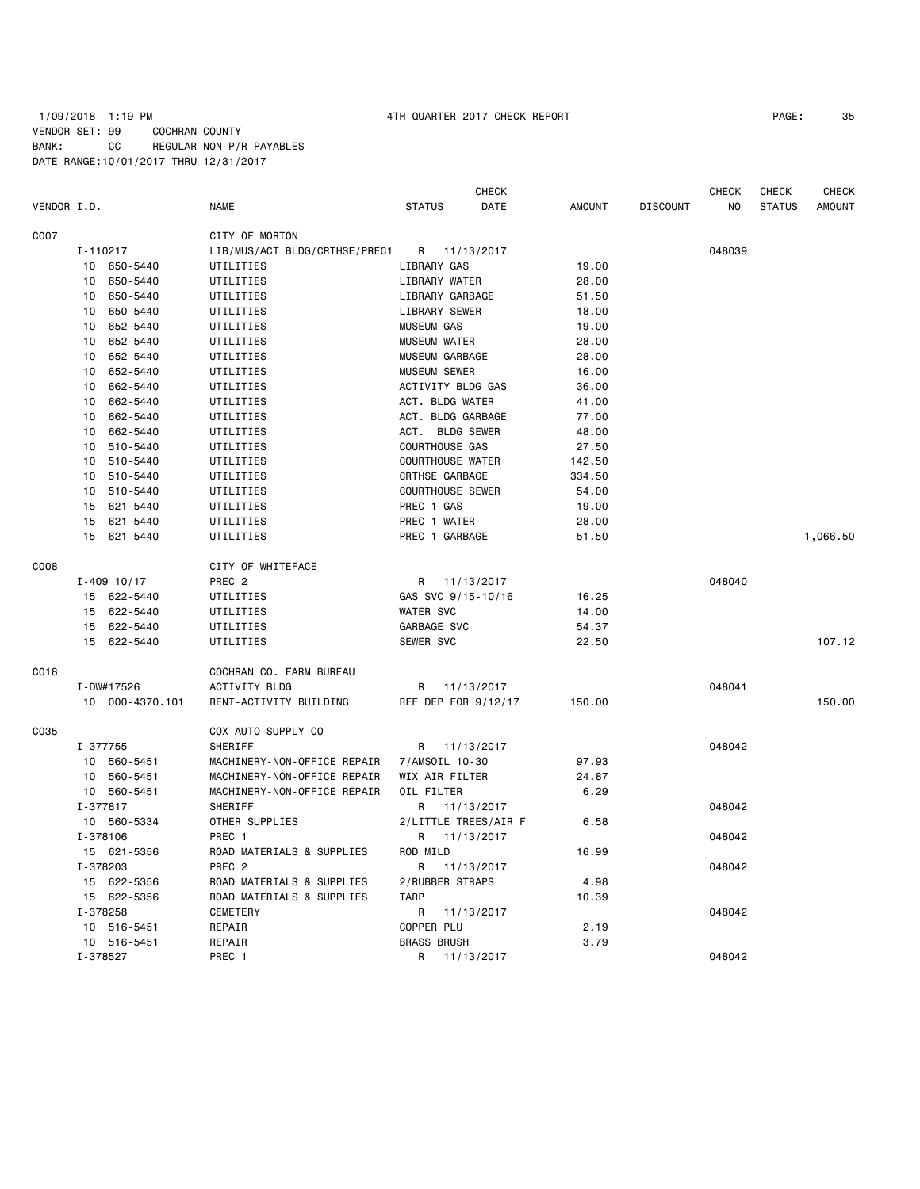1/09/2018 1:19 PM 4TH QUARTER 2017 CHECK REPORT

VENDOR SET: 99 COCHRAN COUNTY
BANK: CC REGULAR NON-P/R PAYABLES
DATE RANGE:10/01/2017 THRU 12/31/2017

| VENDOR I.D. | NAME | STATUS | CHECK DATE | AMOUNT | DISCOUNT | CHECK NO | CHECK STATUS | CHECK AMOUNT |
|---|---|---|---|---|---|---|---|---|
| C007 | CITY OF MORTON | | | | | | | |
| I-110217 | LIB/MUS/ACT BLDG/CRTHSE/PREC1 | R | 11/13/2017 | | | 048039 | | |
| 10 650-5440 | UTILITIES | LIBRARY GAS | | 19.00 | | | | |
| 10 650-5440 | UTILITIES | LIBRARY WATER | | 28.00 | | | | |
| 10 650-5440 | UTILITIES | LIBRARY GARBAGE | | 51.50 | | | | |
| 10 650-5440 | UTILITIES | LIBRARY SEWER | | 18.00 | | | | |
| 10 652-5440 | UTILITIES | MUSEUM GAS | | 19.00 | | | | |
| 10 652-5440 | UTILITIES | MUSEUM WATER | | 28.00 | | | | |
| 10 652-5440 | UTILITIES | MUSEUM GARBAGE | | 28.00 | | | | |
| 10 652-5440 | UTILITIES | MUSEUM SEWER | | 16.00 | | | | |
| 10 662-5440 | UTILITIES | ACTIVITY BLDG GAS | | 36.00 | | | | |
| 10 662-5440 | UTILITIES | ACT. BLDG WATER | | 41.00 | | | | |
| 10 662-5440 | UTILITIES | ACT. BLDG GARBAGE | | 77.00 | | | | |
| 10 662-5440 | UTILITIES | ACT. BLDG SEWER | | 48.00 | | | | |
| 10 510-5440 | UTILITIES | COURTHOUSE GAS | | 27.50 | | | | |
| 10 510-5440 | UTILITIES | COURTHOUSE WATER | | 142.50 | | | | |
| 10 510-5440 | UTILITIES | CRTHSE GARBAGE | | 334.50 | | | | |
| 10 510-5440 | UTILITIES | COURTHOUSE SEWER | | 54.00 | | | | |
| 15 621-5440 | UTILITIES | PREC 1 GAS | | 19.00 | | | | |
| 15 621-5440 | UTILITIES | PREC 1 WATER | | 28.00 | | | | |
| 15 621-5440 | UTILITIES | PREC 1 GARBAGE | | 51.50 | | | | 1,066.50 |
| C008 | CITY OF WHITEFACE | | | | | | | |
| I-409 10/17 | PREC 2 | R | 11/13/2017 | | | 048040 | | |
| 15 622-5440 | UTILITIES | GAS SVC 9/15-10/16 | | 16.25 | | | | |
| 15 622-5440 | UTILITIES | WATER SVC | | 14.00 | | | | |
| 15 622-5440 | UTILITIES | GARBAGE SVC | | 54.37 | | | | |
| 15 622-5440 | UTILITIES | SEWER SVC | | 22.50 | | | | 107.12 |
| C018 | COCHRAN CO. FARM BUREAU | | | | | | | |
| I-DW#17526 | ACTIVITY BLDG | R | 11/13/2017 | | | 048041 | | |
| 10 000-4370.101 | RENT-ACTIVITY BUILDING | REF DEP FOR 9/12/17 | | 150.00 | | | | 150.00 |
| C035 | COX AUTO SUPPLY CO | | | | | | | |
| I-377755 | SHERIFF | R | 11/13/2017 | | | 048042 | | |
| 10 560-5451 | MACHINERY-NON-OFFICE REPAIR | 7/AMSOIL 10-30 | | 97.93 | | | | |
| 10 560-5451 | MACHINERY-NON-OFFICE REPAIR | WIX AIR FILTER | | 24.87 | | | | |
| 10 560-5451 | MACHINERY-NON-OFFICE REPAIR | OIL FILTER | | 6.29 | | | | |
| I-377817 | SHERIFF | R | 11/13/2017 | | | 048042 | | |
| 10 560-5334 | OTHER SUPPLIES | 2/LITTLE TREES/AIR F | | 6.58 | | | | |
| I-378106 | PREC 1 | R | 11/13/2017 | | | 048042 | | |
| 15 621-5356 | ROAD MATERIALS & SUPPLIES | ROD MILD | | 16.99 | | | | |
| I-378203 | PREC 2 | R | 11/13/2017 | | | 048042 | | |
| 15 622-5356 | ROAD MATERIALS & SUPPLIES | 2/RUBBER STRAPS | | 4.98 | | | | |
| 15 622-5356 | ROAD MATERIALS & SUPPLIES | TARP | | 10.39 | | | | |
| I-378258 | CEMETERY | R | 11/13/2017 | | | 048042 | | |
| 10 516-5451 | REPAIR | COPPER PLU | | 2.19 | | | | |
| 10 516-5451 | REPAIR | BRASS BRUSH | | 3.79 | | | | |
| I-378527 | PREC 1 | R | 11/13/2017 | | | 048042 | | |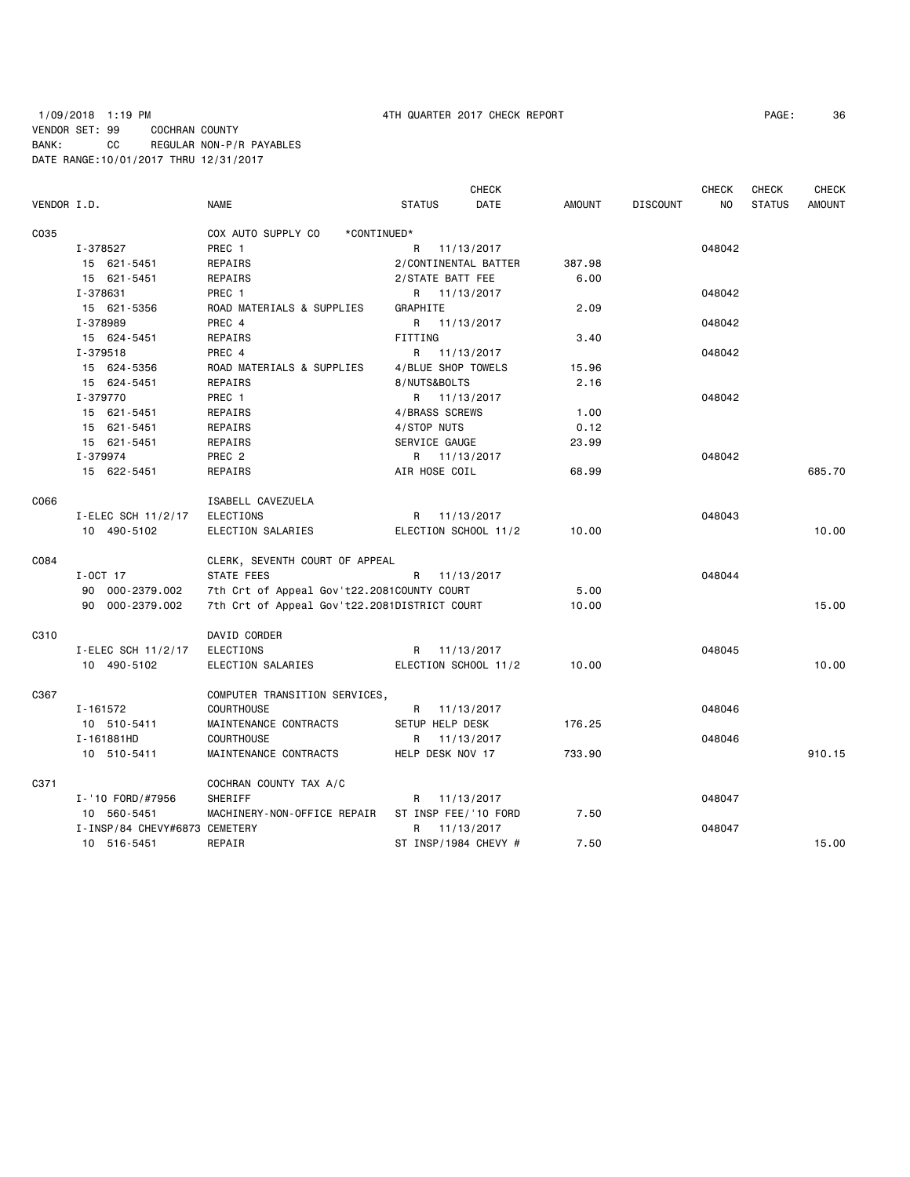1/09/2018 1:19 PM 4TH QUARTER 2017 CHECK REPORT

VENDOR SET: 99 COCHRAN COUNTY
BANK: CC REGULAR NON-P/R PAYABLES
DATE RANGE:10/01/2017 THRU 12/31/2017

| VENDOR I.D. | NAME | STATUS | CHECK DATE | AMOUNT | DISCOUNT | CHECK NO | CHECK STATUS | CHECK AMOUNT |
|---|---|---|---|---|---|---|---|---|
| C035 | COX AUTO SUPPLY CO *CONTINUED* | | | | | | | |
| I-378527 | PREC 1 | R | 11/13/2017 | | | 048042 | | |
| 15 621-5451 | REPAIRS | 2/CONTINENTAL BATTER | | 387.98 | | | | |
| 15 621-5451 | REPAIRS | 2/STATE BATT FEE | | 6.00 | | | | |
| I-378631 | PREC 1 | R | 11/13/2017 | | | 048042 | | |
| 15 621-5356 | ROAD MATERIALS & SUPPLIES | GRAPHITE | | 2.09 | | | | |
| I-378989 | PREC 4 | R | 11/13/2017 | | | 048042 | | |
| 15 624-5451 | REPAIRS | FITTING | | 3.40 | | | | |
| I-379518 | PREC 4 | R | 11/13/2017 | | | 048042 | | |
| 15 624-5356 | ROAD MATERIALS & SUPPLIES | 4/BLUE SHOP TOWELS | | 15.96 | | | | |
| 15 624-5451 | REPAIRS | 8/NUTS&BOLTS | | 2.16 | | | | |
| I-379770 | PREC 1 | R | 11/13/2017 | | | 048042 | | |
| 15 621-5451 | REPAIRS | 4/BRASS SCREWS | | 1.00 | | | | |
| 15 621-5451 | REPAIRS | 4/STOP NUTS | | 0.12 | | | | |
| 15 621-5451 | REPAIRS | SERVICE GAUGE | | 23.99 | | | | |
| I-379974 | PREC 2 | R | 11/13/2017 | | | 048042 | | |
| 15 622-5451 | REPAIRS | AIR HOSE COIL | | 68.99 | | | | 685.70 |
| C066 | ISABELL CAVEZUELA | | | | | | | |
| I-ELEC SCH 11/2/17 | ELECTIONS | R | 11/13/2017 | | | 048043 | | |
| 10 490-5102 | ELECTION SALARIES | ELECTION SCHOOL 11/2 | | 10.00 | | | | 10.00 |
| C084 | CLERK, SEVENTH COURT OF APPEAL | | | | | | | |
| I-OCT 17 | STATE FEES | R | 11/13/2017 | | | 048044 | | |
| 90 000-2379.002 | 7th Crt of Appeal Gov't22.2081 | COUNTY COURT | | 5.00 | | | | |
| 90 000-2379.002 | 7th Crt of Appeal Gov't22.2081 | DISTRICT COURT | | 10.00 | | | | 15.00 |
| C310 | DAVID CORDER | | | | | | | |
| I-ELEC SCH 11/2/17 | ELECTIONS | R | 11/13/2017 | | | 048045 | | |
| 10 490-5102 | ELECTION SALARIES | ELECTION SCHOOL 11/2 | | 10.00 | | | | 10.00 |
| C367 | COMPUTER TRANSITION SERVICES, | | | | | | | |
| I-161572 | COURTHOUSE | R | 11/13/2017 | | | 048046 | | |
| 10 510-5411 | MAINTENANCE CONTRACTS | SETUP HELP DESK | | 176.25 | | | | |
| I-161881HD | COURTHOUSE | R | 11/13/2017 | | | 048046 | | |
| 10 510-5411 | MAINTENANCE CONTRACTS | HELP DESK NOV 17 | | 733.90 | | | | 910.15 |
| C371 | COCHRAN COUNTY TAX A/C | | | | | | | |
| I-'10 FORD/#7956 | SHERIFF | R | 11/13/2017 | | | 048047 | | |
| 10 560-5451 | MACHINERY-NON-OFFICE REPAIR | ST INSP FEE/'10 FORD | | 7.50 | | | | |
| I-INSP/84 CHEVY#6873 | CEMETERY | R | 11/13/2017 | | | 048047 | | |
| 10 516-5451 | REPAIR | ST INSP/1984 CHEVY # | | 7.50 | | | | 15.00 |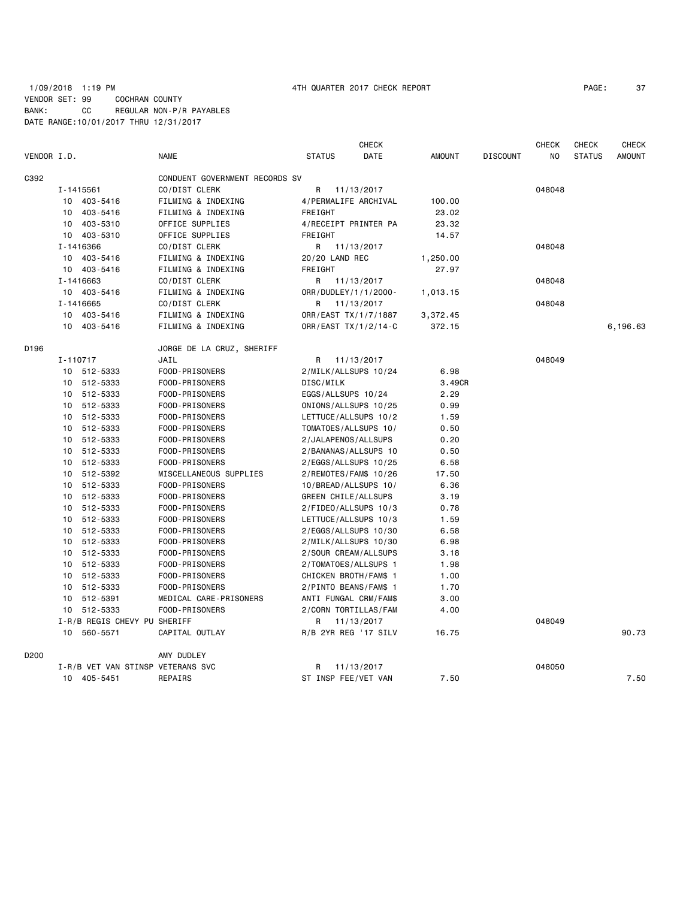1/09/2018 1:19 PM 4TH QUARTER 2017 CHECK REPORT
VENDOR SET: 99 COCHRAN COUNTY
BANK: CC REGULAR NON-P/R PAYABLES
DATE RANGE:10/01/2017 THRU 12/31/2017

| VENDOR I.D. | NAME | STATUS | CHECK DATE | AMOUNT | DISCOUNT | CHECK NO | CHECK STATUS | CHECK AMOUNT |
|---|---|---|---|---|---|---|---|---|
| C392 | CONDUENT GOVERNMENT RECORDS SV | | | | | | | |
| I-1415561 | CO/DIST CLERK | R | 11/13/2017 | | | 048048 | | |
| 10 403-5416 | FILMING & INDEXING | 4/PERMALIFE ARCHIVAL | | 100.00 | | | | |
| 10 403-5416 | FILMING & INDEXING | FREIGHT | | 23.02 | | | | |
| 10 403-5310 | OFFICE SUPPLIES | 4/RECEIPT PRINTER PA | | 23.32 | | | | |
| 10 403-5310 | OFFICE SUPPLIES | FREIGHT | | 14.57 | | | | |
| I-1416366 | CO/DIST CLERK | R | 11/13/2017 | | | 048048 | | |
| 10 403-5416 | FILMING & INDEXING | 20/20 LAND REC | | 1,250.00 | | | | |
| 10 403-5416 | FILMING & INDEXING | FREIGHT | | 27.97 | | | | |
| I-1416663 | CO/DIST CLERK | R | 11/13/2017 | | | 048048 | | |
| 10 403-5416 | FILMING & INDEXING | ORR/DUDLEY/1/1/2000- | | 1,013.15 | | | | |
| I-1416665 | CO/DIST CLERK | R | 11/13/2017 | | | 048048 | | |
| 10 403-5416 | FILMING & INDEXING | ORR/EAST TX/1/7/1887 | | 3,372.45 | | | | |
| 10 403-5416 | FILMING & INDEXING | ORR/EAST TX/1/2/14-C | | 372.15 | | | | 6,196.63 |
| D196 | JORGE DE LA CRUZ, SHERIFF | | | | | | | |
| I-110717 | JAIL | R | 11/13/2017 | | | 048049 | | |
| 10 512-5333 | FOOD-PRISONERS | 2/MILK/ALLSUPS 10/24 | | 6.98 | | | | |
| 10 512-5333 | FOOD-PRISONERS | DISC/MILK | | 3.49CR | | | | |
| 10 512-5333 | FOOD-PRISONERS | EGGS/ALLSUPS 10/24 | | 2.29 | | | | |
| 10 512-5333 | FOOD-PRISONERS | ONIONS/ALLSUPS 10/25 | | 0.99 | | | | |
| 10 512-5333 | FOOD-PRISONERS | LETTUCE/ALLSUPS 10/2 | | 1.59 | | | | |
| 10 512-5333 | FOOD-PRISONERS | TOMATOES/ALLSUPS 10/ | | 0.50 | | | | |
| 10 512-5333 | FOOD-PRISONERS | 2/JALAPENOS/ALLSUPS | | 0.20 | | | | |
| 10 512-5333 | FOOD-PRISONERS | 2/BANANAS/ALLSUPS 10 | | 0.50 | | | | |
| 10 512-5333 | FOOD-PRISONERS | 2/EGGS/ALLSUPS 10/25 | | 6.58 | | | | |
| 10 512-5392 | MISCELLANEOUS SUPPLIES | 2/REMOTES/FAM$ 10/26 | | 17.50 | | | | |
| 10 512-5333 | FOOD-PRISONERS | 10/BREAD/ALLSUPS 10/ | | 6.36 | | | | |
| 10 512-5333 | FOOD-PRISONERS | GREEN CHILE/ALLSUPS | | 3.19 | | | | |
| 10 512-5333 | FOOD-PRISONERS | 2/FIDEO/ALLSUPS 10/3 | | 0.78 | | | | |
| 10 512-5333 | FOOD-PRISONERS | LETTUCE/ALLSUPS 10/3 | | 1.59 | | | | |
| 10 512-5333 | FOOD-PRISONERS | 2/EGGS/ALLSUPS 10/30 | | 6.58 | | | | |
| 10 512-5333 | FOOD-PRISONERS | 2/MILK/ALLSUPS 10/30 | | 6.98 | | | | |
| 10 512-5333 | FOOD-PRISONERS | 2/SOUR CREAM/ALLSUPS | | 3.18 | | | | |
| 10 512-5333 | FOOD-PRISONERS | 2/TOMATOES/ALLSUPS 1 | | 1.98 | | | | |
| 10 512-5333 | FOOD-PRISONERS | CHICKEN BROTH/FAM$ 1 | | 1.00 | | | | |
| 10 512-5333 | FOOD-PRISONERS | 2/PINTO BEANS/FAM$ 1 | | 1.70 | | | | |
| 10 512-5391 | MEDICAL CARE-PRISONERS | ANTI FUNGAL CRM/FAM$ | | 3.00 | | | | |
| 10 512-5333 | FOOD-PRISONERS | 2/CORN TORTILLAS/FAM | | 4.00 | | | | |
| I-R/B REGIS CHEVY PU | SHERIFF | R | 11/13/2017 | | | 048049 | | |
| 10 560-5571 | CAPITAL OUTLAY | R/B 2YR REG '17 SILV | | 16.75 | | | | 90.73 |
| D200 | AMY DUDLEY | | | | | | | |
| I-R/B VET VAN STINSP | VETERANS SVC | R | 11/13/2017 | | | 048050 | | |
| 10 405-5451 | REPAIRS | ST INSP FEE/VET VAN | | 7.50 | | | | 7.50 |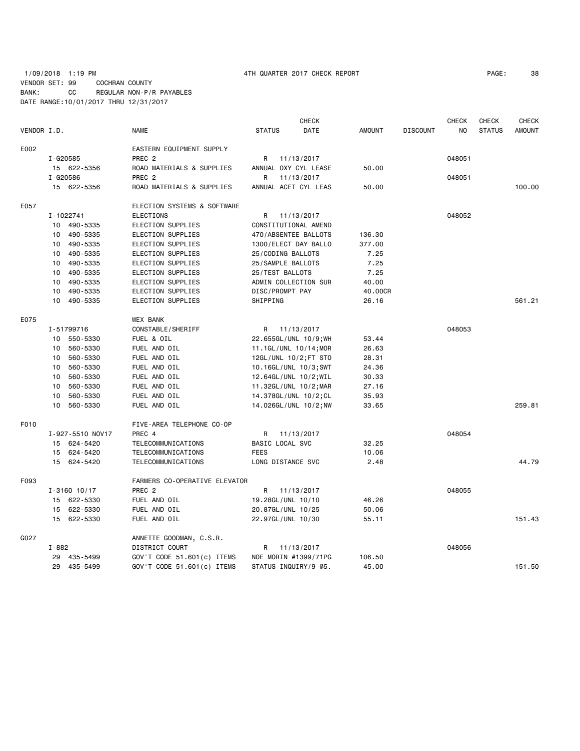1/09/2018 1:19 PM 4TH QUARTER 2017 CHECK REPORT

VENDOR SET: 99 COCHRAN COUNTY
BANK: CC REGULAR NON-P/R PAYABLES
DATE RANGE:10/01/2017 THRU 12/31/2017

| VENDOR I.D. | NAME | STATUS | CHECK DATE | AMOUNT | DISCOUNT | CHECK NO | CHECK STATUS | CHECK AMOUNT |
|---|---|---|---|---|---|---|---|---|
| E002 | EASTERN EQUIPMENT SUPPLY | | | | | | | |
| I-G20585 | PREC 2 | R | 11/13/2017 | | | 048051 | | |
| 15 622-5356 | ROAD MATERIALS & SUPPLIES | ANNUAL OXY CYL LEASE | | 50.00 | | | | |
| I-G20586 | PREC 2 | R | 11/13/2017 | | | 048051 | | |
| 15 622-5356 | ROAD MATERIALS & SUPPLIES | ANNUAL ACET CYL LEAS | | 50.00 | | | | 100.00 |
| E057 | ELECTION SYSTEMS & SOFTWARE | | | | | | | |
| I-1022741 | ELECTIONS | R | 11/13/2017 | | | 048052 | | |
| 10 490-5335 | ELECTION SUPPLIES | CONSTITUTIONAL AMEND | | | | | | |
| 10 490-5335 | ELECTION SUPPLIES | 470/ABSENTEE BALLOTS | | 136.30 | | | | |
| 10 490-5335 | ELECTION SUPPLIES | 1300/ELECT DAY BALLO | | 377.00 | | | | |
| 10 490-5335 | ELECTION SUPPLIES | 25/CODING BALLOTS | | 7.25 | | | | |
| 10 490-5335 | ELECTION SUPPLIES | 25/SAMPLE BALLOTS | | 7.25 | | | | |
| 10 490-5335 | ELECTION SUPPLIES | 25/TEST BALLOTS | | 7.25 | | | | |
| 10 490-5335 | ELECTION SUPPLIES | ADMIN COLLECTION SUR | | 40.00 | | | | |
| 10 490-5335 | ELECTION SUPPLIES | DISC/PROMPT PAY | | 40.00CR | | | | |
| 10 490-5335 | ELECTION SUPPLIES | SHIPPING | | 26.16 | | | | 561.21 |
| E075 | WEX BANK | | | | | | | |
| I-51799716 | CONSTABLE/SHERIFF | R | 11/13/2017 | | | 048053 | | |
| 10 550-5330 | FUEL & OIL | 22.655GL/UNL 10/9;WH | | 53.44 | | | | |
| 10 560-5330 | FUEL AND OIL | 11.1GL/UNL 10/14;MOR | | 26.63 | | | | |
| 10 560-5330 | FUEL AND OIL | 12GL/UNL 10/2;FT STO | | 28.31 | | | | |
| 10 560-5330 | FUEL AND OIL | 10.16GL/UNL 10/3;SWT | | 24.36 | | | | |
| 10 560-5330 | FUEL AND OIL | 12.64GL/UNL 10/2;WIL | | 30.33 | | | | |
| 10 560-5330 | FUEL AND OIL | 11.32GL/UNL 10/2;MAR | | 27.16 | | | | |
| 10 560-5330 | FUEL AND OIL | 14.378GL/UNL 10/2;CL | | 35.93 | | | | |
| 10 560-5330 | FUEL AND OIL | 14.026GL/UNL 10/2;NW | | 33.65 | | | | 259.81 |
| F010 | FIVE-AREA TELEPHONE CO-OP | | | | | | | |
| I-927-5510 NOV17 | PREC 4 | R | 11/13/2017 | | | 048054 | | |
| 15 624-5420 | TELECOMMUNICATIONS | BASIC LOCAL SVC | | 32.25 | | | | |
| 15 624-5420 | TELECOMMUNICATIONS | FEES | | 10.06 | | | | |
| 15 624-5420 | TELECOMMUNICATIONS | LONG DISTANCE SVC | | 2.48 | | | | 44.79 |
| F093 | FARMERS CO-OPERATIVE ELEVATOR | | | | | | | |
| I-3160 10/17 | PREC 2 | R | 11/13/2017 | | | 048055 | | |
| 15 622-5330 | FUEL AND OIL | 19.28GL/UNL 10/10 | | 46.26 | | | | |
| 15 622-5330 | FUEL AND OIL | 20.87GL/UNL 10/25 | | 50.06 | | | | |
| 15 622-5330 | FUEL AND OIL | 22.97GL/UNL 10/30 | | 55.11 | | | | 151.43 |
| G027 | ANNETTE GOODMAN, C.S.R. | | | | | | | |
| I-882 | DISTRICT COURT | R | 11/13/2017 | | | 048056 | | |
| 29 435-5499 | GOV'T CODE 51.601(c) ITEMS | NOE MORIN #1399/71PG | | 106.50 | | | | |
| 29 435-5499 | GOV'T CODE 51.601(c) ITEMS | STATUS INQUIRY/9 @5. | | 45.00 | | | | 151.50 |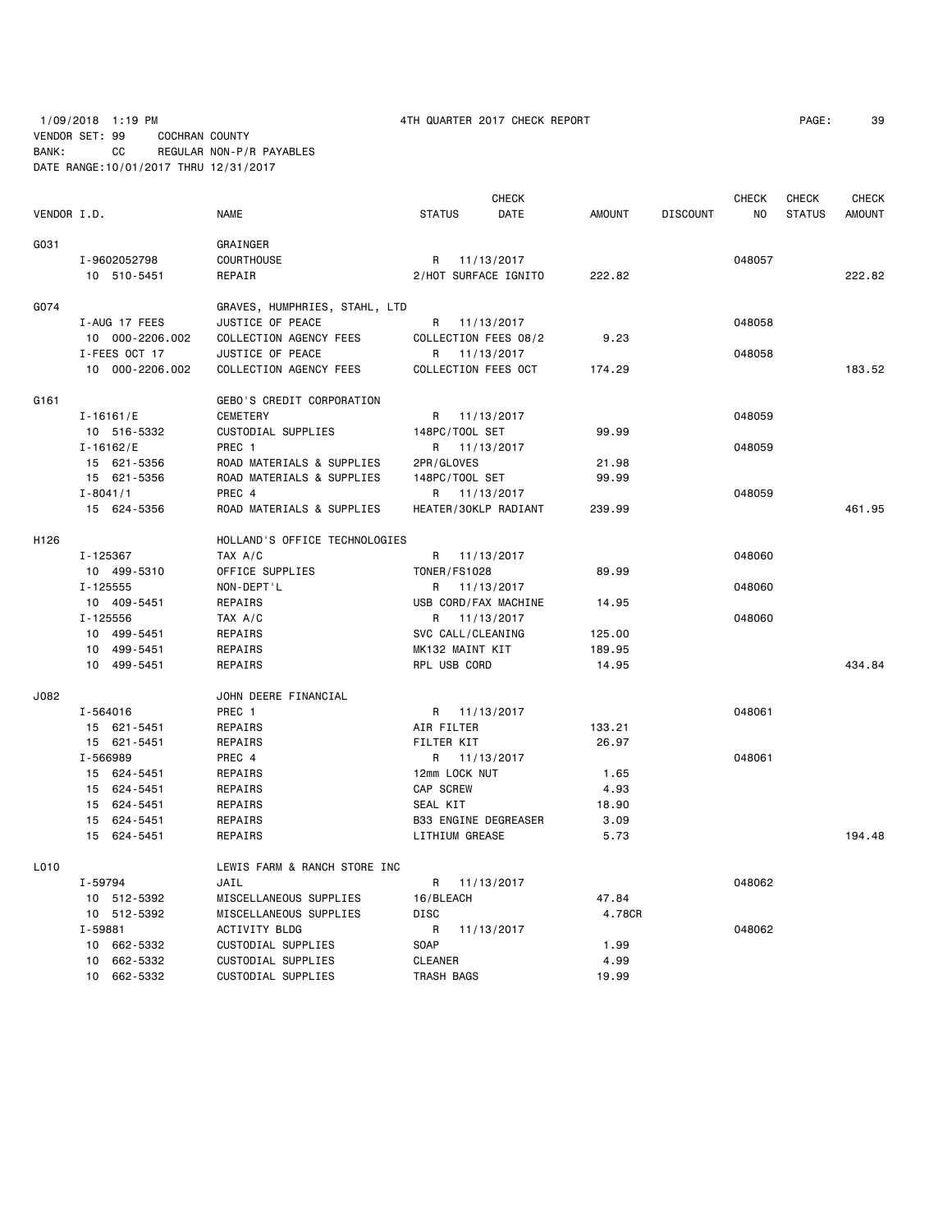1/09/2018 1:19 PM 4TH QUARTER 2017 CHECK REPORT

VENDOR SET: 99 COCHRAN COUNTY

BANK: CC REGULAR NON-P/R PAYABLES

DATE RANGE:10/01/2017 THRU 12/31/2017

| VENDOR I.D. | NAME | STATUS | CHECK DATE | AMOUNT | DISCOUNT | CHECK NO | CHECK STATUS | CHECK AMOUNT |
|---|---|---|---|---|---|---|---|---|
| G031 | GRAINGER | | | | | | | |
| I-9602052798 | COURTHOUSE | R | 11/13/2017 | | | 048057 | | |
| 10 510-5451 | REPAIR | 2/HOT SURFACE IGNITO | | 222.82 | | | | 222.82 |
| G074 | GRAVES, HUMPHRIES, STAHL, LTD | | | | | | | |
| I-AUG 17 FEES | JUSTICE OF PEACE | R | 11/13/2017 | | | 048058 | | |
| 10 000-2206.002 | COLLECTION AGENCY FEES | COLLECTION FEES 08/2 | | 9.23 | | | | |
| I-FEES OCT 17 | JUSTICE OF PEACE | R | 11/13/2017 | | | 048058 | | |
| 10 000-2206.002 | COLLECTION AGENCY FEES | COLLECTION FEES OCT | | 174.29 | | | | 183.52 |
| G161 | GEBO'S CREDIT CORPORATION | | | | | | | |
| I-16161/E | CEMETERY | R | 11/13/2017 | | | 048059 | | |
| 10 516-5332 | CUSTODIAL SUPPLIES | 148PC/TOOL SET | | 99.99 | | | | |
| I-16162/E | PREC 1 | R | 11/13/2017 | | | 048059 | | |
| 15 621-5356 | ROAD MATERIALS & SUPPLIES | 2PR/GLOVES | | 21.98 | | | | |
| 15 621-5356 | ROAD MATERIALS & SUPPLIES | 148PC/TOOL SET | | 99.99 | | | | |
| I-8041/1 | PREC 4 | R | 11/13/2017 | | | 048059 | | |
| 15 624-5356 | ROAD MATERIALS & SUPPLIES | HEATER/30KLP RADIANT | | 239.99 | | | | 461.95 |
| H126 | HOLLAND'S OFFICE TECHNOLOGIES | | | | | | | |
| I-125367 | TAX A/C | R | 11/13/2017 | | | 048060 | | |
| 10 499-5310 | OFFICE SUPPLIES | TONER/FS1028 | | 89.99 | | | | |
| I-125555 | NON-DEPT'L | R | 11/13/2017 | | | 048060 | | |
| 10 409-5451 | REPAIRS | USB CORD/FAX MACHINE | | 14.95 | | | | |
| I-125556 | TAX A/C | R | 11/13/2017 | | | 048060 | | |
| 10 499-5451 | REPAIRS | SVC CALL/CLEANING | | 125.00 | | | | |
| 10 499-5451 | REPAIRS | MK132 MAINT KIT | | 189.95 | | | | |
| 10 499-5451 | REPAIRS | RPL USB CORD | | 14.95 | | | | 434.84 |
| J082 | JOHN DEERE FINANCIAL | | | | | | | |
| I-564016 | PREC 1 | R | 11/13/2017 | | | 048061 | | |
| 15 621-5451 | REPAIRS | AIR FILTER | | 133.21 | | | | |
| 15 621-5451 | REPAIRS | FILTER KIT | | 26.97 | | | | |
| I-566989 | PREC 4 | R | 11/13/2017 | | | 048061 | | |
| 15 624-5451 | REPAIRS | 12mm LOCK NUT | | 1.65 | | | | |
| 15 624-5451 | REPAIRS | CAP SCREW | | 4.93 | | | | |
| 15 624-5451 | REPAIRS | SEAL KIT | | 18.90 | | | | |
| 15 624-5451 | REPAIRS | B33 ENGINE DEGREASER | | 3.09 | | | | |
| 15 624-5451 | REPAIRS | LITHIUM GREASE | | 5.73 | | | | 194.48 |
| L010 | LEWIS FARM & RANCH STORE INC | | | | | | | |
| I-59794 | JAIL | R | 11/13/2017 | | | 048062 | | |
| 10 512-5392 | MISCELLANEOUS SUPPLIES | 16/BLEACH | | 47.84 | | | | |
| 10 512-5392 | MISCELLANEOUS SUPPLIES | DISC | | 4.78CR | | | | |
| I-59881 | ACTIVITY BLDG | R | 11/13/2017 | | | 048062 | | |
| 10 662-5332 | CUSTODIAL SUPPLIES | SOAP | | 1.99 | | | | |
| 10 662-5332 | CUSTODIAL SUPPLIES | CLEANER | | 4.99 | | | | |
| 10 662-5332 | CUSTODIAL SUPPLIES | TRASH BAGS | | 19.99 | | | | |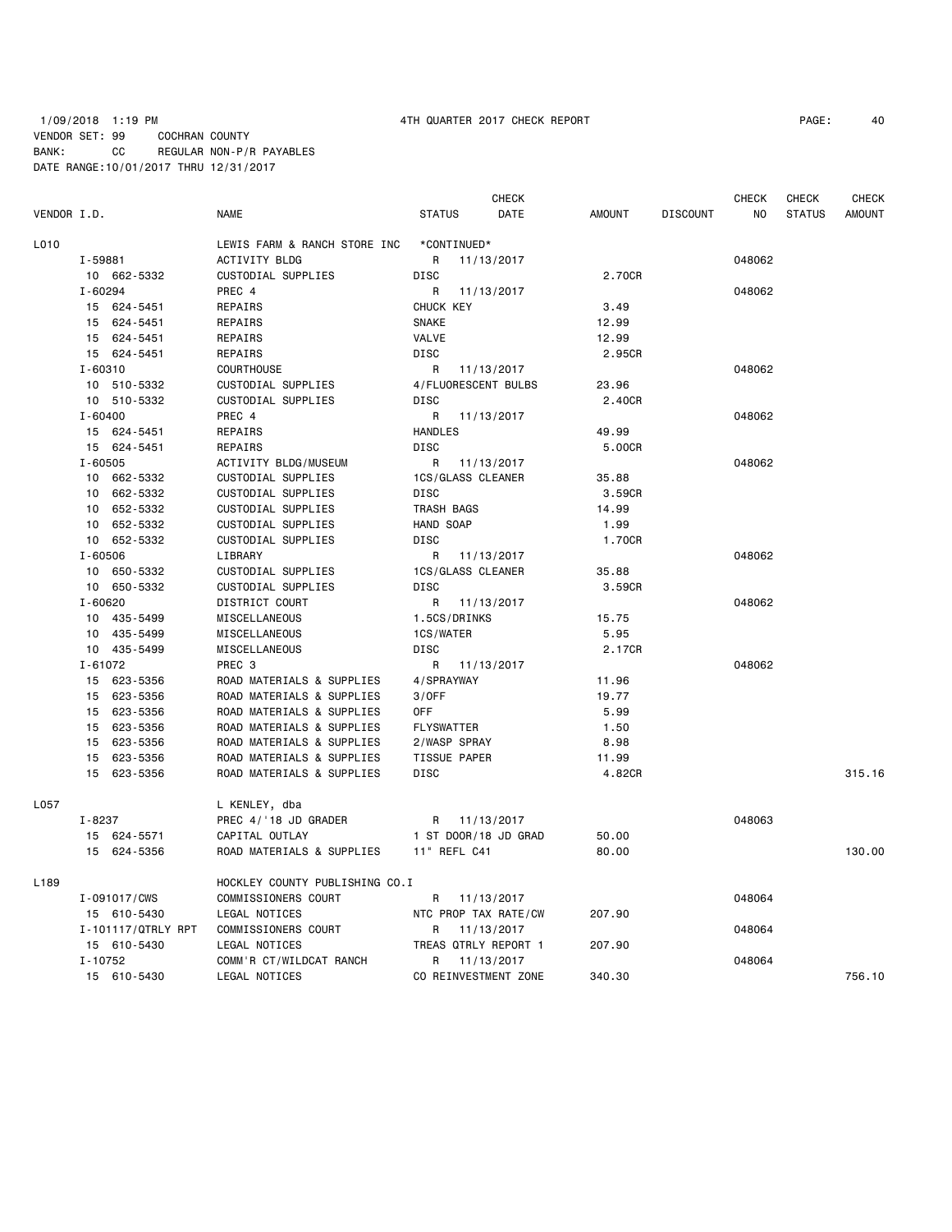1/09/2018 1:19 PM 4TH QUARTER 2017 CHECK REPORT

VENDOR SET: 99 COCHRAN COUNTY
BANK: CC REGULAR NON-P/R PAYABLES
DATE RANGE:10/01/2017 THRU 12/31/2017

| VENDOR I.D. | NAME | STATUS | CHECK DATE | AMOUNT | DISCOUNT | CHECK NO | CHECK STATUS | CHECK AMOUNT |
|---|---|---|---|---|---|---|---|---|
| L010 | LEWIS FARM & RANCH STORE INC | *CONTINUED* | | | | | | |
| I-59881 | ACTIVITY BLDG | R | 11/13/2017 | | | 048062 | | |
| 10 662-5332 | CUSTODIAL SUPPLIES | DISC | | 2.70CR | | | | |
| I-60294 | PREC 4 | R | 11/13/2017 | | | 048062 | | |
| 15 624-5451 | REPAIRS | CHUCK KEY | | 3.49 | | | | |
| 15 624-5451 | REPAIRS | SNAKE | | 12.99 | | | | |
| 15 624-5451 | REPAIRS | VALVE | | 12.99 | | | | |
| 15 624-5451 | REPAIRS | DISC | | 2.95CR | | | | |
| I-60310 | COURTHOUSE | R | 11/13/2017 | | | 048062 | | |
| 10 510-5332 | CUSTODIAL SUPPLIES | 4/FLUORESCENT BULBS | | 23.96 | | | | |
| 10 510-5332 | CUSTODIAL SUPPLIES | DISC | | 2.40CR | | | | |
| I-60400 | PREC 4 | R | 11/13/2017 | | | 048062 | | |
| 15 624-5451 | REPAIRS | HANDLES | | 49.99 | | | | |
| 15 624-5451 | REPAIRS | DISC | | 5.00CR | | | | |
| I-60505 | ACTIVITY BLDG/MUSEUM | R | 11/13/2017 | | | 048062 | | |
| 10 662-5332 | CUSTODIAL SUPPLIES | 1CS/GLASS CLEANER | | 35.88 | | | | |
| 10 662-5332 | CUSTODIAL SUPPLIES | DISC | | 3.59CR | | | | |
| 10 652-5332 | CUSTODIAL SUPPLIES | TRASH BAGS | | 14.99 | | | | |
| 10 652-5332 | CUSTODIAL SUPPLIES | HAND SOAP | | 1.99 | | | | |
| 10 652-5332 | CUSTODIAL SUPPLIES | DISC | | 1.70CR | | | | |
| I-60506 | LIBRARY | R | 11/13/2017 | | | 048062 | | |
| 10 650-5332 | CUSTODIAL SUPPLIES | 1CS/GLASS CLEANER | | 35.88 | | | | |
| 10 650-5332 | CUSTODIAL SUPPLIES | DISC | | 3.59CR | | | | |
| I-60620 | DISTRICT COURT | R | 11/13/2017 | | | 048062 | | |
| 10 435-5499 | MISCELLANEOUS | 1.5CS/DRINKS | | 15.75 | | | | |
| 10 435-5499 | MISCELLANEOUS | 1CS/WATER | | 5.95 | | | | |
| 10 435-5499 | MISCELLANEOUS | DISC | | 2.17CR | | | | |
| I-61072 | PREC 3 | R | 11/13/2017 | | | 048062 | | |
| 15 623-5356 | ROAD MATERIALS & SUPPLIES | 4/SPRAYWAY | | 11.96 | | | | |
| 15 623-5356 | ROAD MATERIALS & SUPPLIES | 3/OFF | | 19.77 | | | | |
| 15 623-5356 | ROAD MATERIALS & SUPPLIES | OFF | | 5.99 | | | | |
| 15 623-5356 | ROAD MATERIALS & SUPPLIES | FLYSWATTER | | 1.50 | | | | |
| 15 623-5356 | ROAD MATERIALS & SUPPLIES | 2/WASP SPRAY | | 8.98 | | | | |
| 15 623-5356 | ROAD MATERIALS & SUPPLIES | TISSUE PAPER | | 11.99 | | | | |
| 15 623-5356 | ROAD MATERIALS & SUPPLIES | DISC | | 4.82CR | | | | 315.16 |
| L057 | L KENLEY, dba | | | | | | | |
| I-8237 | PREC 4/'18 JD GRADER | R | 11/13/2017 | | | 048063 | | |
| 15 624-5571 | CAPITAL OUTLAY | 1 ST DOOR/18 JD GRAD | | 50.00 | | | | |
| 15 624-5356 | ROAD MATERIALS & SUPPLIES | 11" REFL C41 | | 80.00 | | | | 130.00 |
| L189 | HOCKLEY COUNTY PUBLISHING CO.I | | | | | | | |
| I-091017/CWS | COMMISSIONERS COURT | R | 11/13/2017 | | | 048064 | | |
| 15 610-5430 | LEGAL NOTICES | NTC PROP TAX RATE/CW | | 207.90 | | | | |
| I-101117/QTRLY RPT | COMMISSIONERS COURT | R | 11/13/2017 | | | 048064 | | |
| 15 610-5430 | LEGAL NOTICES | TREAS QTRLY REPORT 1 | | 207.90 | | | | |
| I-10752 | COMM'R CT/WILDCAT RANCH | R | 11/13/2017 | | | 048064 | | |
| 15 610-5430 | LEGAL NOTICES | CO REINVESTMENT ZONE | | 340.30 | | | | 756.10 |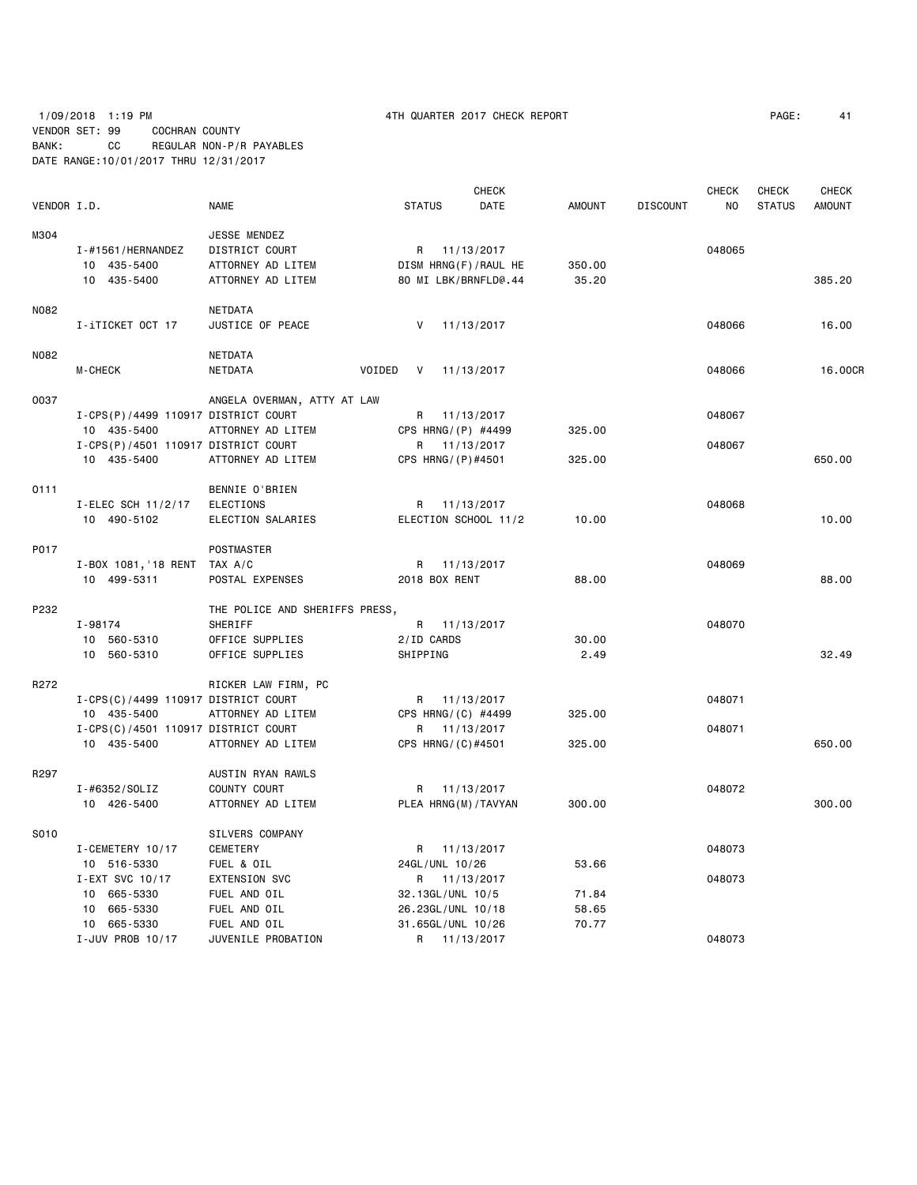1/09/2018 1:19 PM 4TH QUARTER 2017 CHECK REPORT

VENDOR SET: 99 COCHRAN COUNTY
BANK: CC REGULAR NON-P/R PAYABLES
DATE RANGE:10/01/2017 THRU 12/31/2017

| VENDOR I.D. | NAME | STATUS | CHECK DATE | AMOUNT | DISCOUNT | CHECK NO | CHECK STATUS | CHECK AMOUNT |
|---|---|---|---|---|---|---|---|---|
| M304 | JESSE MENDEZ | | | | | | | |
| I-#1561/HERNANDEZ | DISTRICT COURT | R | 11/13/2017 | | | 048065 | | |
| 10 435-5400 | ATTORNEY AD LITEM | DISM HRNG(F)/RAUL HE | | 350.00 | | | | |
| 10 435-5400 | ATTORNEY AD LITEM | 80 MI LBK/BRNFLD@.44 | | 35.20 | | | | 385.20 |
| N082 | NETDATA | | | | | | | |
| I-iTICKET OCT 17 | JUSTICE OF PEACE | V | 11/13/2017 | | | 048066 | | 16.00 |
| N082 | NETDATA | | | | | | | |
| M-CHECK | NETDATA | VOIDED V | 11/13/2017 | | | 048066 | | 16.00CR |
| O037 | ANGELA OVERMAN, ATTY AT LAW | | | | | | | |
| I-CPS(P)/4499 110917 | DISTRICT COURT | R | 11/13/2017 | | | 048067 | | |
| 10 435-5400 | ATTORNEY AD LITEM | CPS HRNG/(P) #4499 | | 325.00 | | | | |
| I-CPS(P)/4501 110917 | DISTRICT COURT | R | 11/13/2017 | | | 048067 | | |
| 10 435-5400 | ATTORNEY AD LITEM | CPS HRNG/(P)#4501 | | 325.00 | | | | 650.00 |
| O111 | BENNIE O'BRIEN | | | | | | | |
| I-ELEC SCH 11/2/17 | ELECTIONS | R | 11/13/2017 | | | 048068 | | |
| 10 490-5102 | ELECTION SALARIES | ELECTION SCHOOL 11/2 | | 10.00 | | | | 10.00 |
| P017 | POSTMASTER | | | | | | | |
| I-BOX 1081,'18 RENT | TAX A/C | R | 11/13/2017 | | | 048069 | | |
| 10 499-5311 | POSTAL EXPENSES | 2018 BOX RENT | | 88.00 | | | | 88.00 |
| P232 | THE POLICE AND SHERIFFS PRESS, | | | | | | | |
| I-98174 | SHERIFF | R | 11/13/2017 | | | 048070 | | |
| 10 560-5310 | OFFICE SUPPLIES | 2/ID CARDS | | 30.00 | | | | |
| 10 560-5310 | OFFICE SUPPLIES | SHIPPING | | 2.49 | | | | 32.49 |
| R272 | RICKER LAW FIRM, PC | | | | | | | |
| I-CPS(C)/4499 110917 | DISTRICT COURT | R | 11/13/2017 | | | 048071 | | |
| 10 435-5400 | ATTORNEY AD LITEM | CPS HRNG/(C) #4499 | | 325.00 | | | | |
| I-CPS(C)/4501 110917 | DISTRICT COURT | R | 11/13/2017 | | | 048071 | | |
| 10 435-5400 | ATTORNEY AD LITEM | CPS HRNG/(C)#4501 | | 325.00 | | | | 650.00 |
| R297 | AUSTIN RYAN RAWLS | | | | | | | |
| I-#6352/SOLIZ | COUNTY COURT | R | 11/13/2017 | | | 048072 | | |
| 10 426-5400 | ATTORNEY AD LITEM | PLEA HRNG(M)/TAVYAN | | 300.00 | | | | 300.00 |
| S010 | SILVERS COMPANY | | | | | | | |
| I-CEMETERY 10/17 | CEMETERY | R | 11/13/2017 | | | 048073 | | |
| 10 516-5330 | FUEL & OIL | 24GL/UNL 10/26 | | 53.66 | | | | |
| I-EXT SVC 10/17 | EXTENSION SVC | R | 11/13/2017 | | | 048073 | | |
| 10 665-5330 | FUEL AND OIL | 32.13GL/UNL 10/5 | | 71.84 | | | | |
| 10 665-5330 | FUEL AND OIL | 26.23GL/UNL 10/18 | | 58.65 | | | | |
| 10 665-5330 | FUEL AND OIL | 31.65GL/UNL 10/26 | | 70.77 | | | | |
| I-JUV PROB 10/17 | JUVENILE PROBATION | R | 11/13/2017 | | | 048073 | | |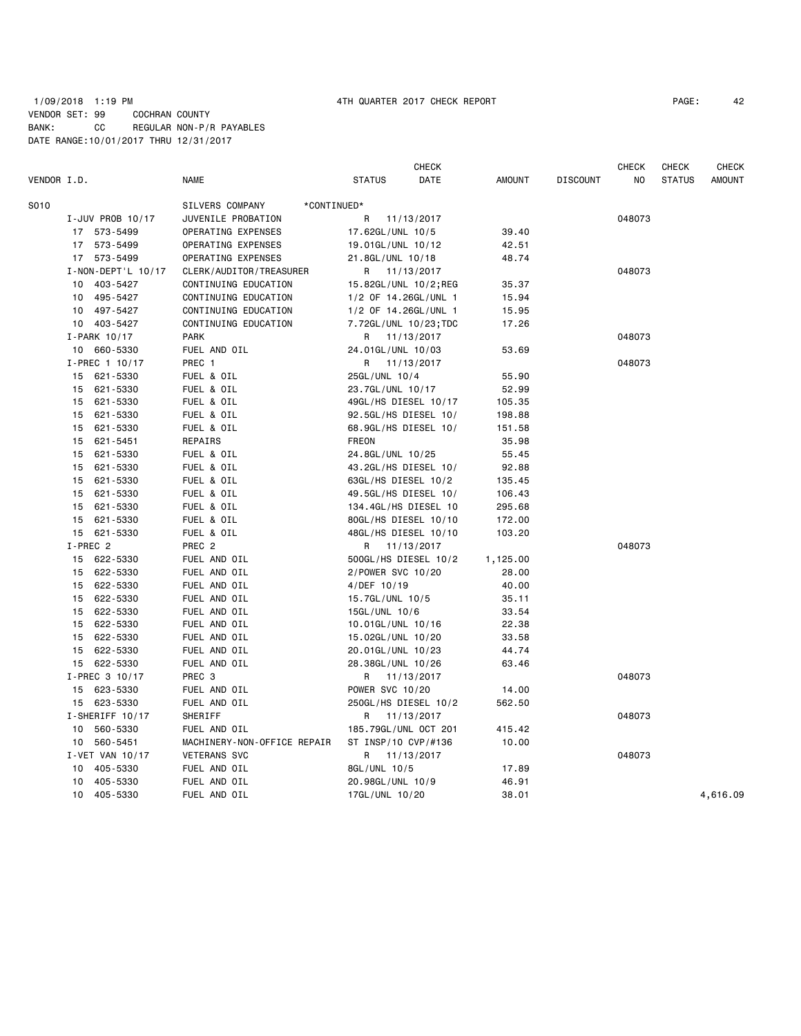1/09/2018 1:19 PM 4TH QUARTER 2017 CHECK REPORT

VENDOR SET: 99 COCHRAN COUNTY
BANK: CC REGULAR NON-P/R PAYABLES
DATE RANGE:10/01/2017 THRU 12/31/2017

| VENDOR I.D. | NAME | STATUS | CHECK DATE | AMOUNT | DISCOUNT | CHECK NO | CHECK STATUS | CHECK AMOUNT |
|---|---|---|---|---|---|---|---|---|
| S010 | SILVERS COMPANY *CONTINUED* | | | | | | | |
| I-JUV PROB 10/17 | JUVENILE PROBATION | R | 11/13/2017 | | | 048073 | | |
| 17 573-5499 | OPERATING EXPENSES | 17.62GL/UNL 10/5 | | 39.40 | | | | |
| 17 573-5499 | OPERATING EXPENSES | 19.01GL/UNL 10/12 | | 42.51 | | | | |
| 17 573-5499 | OPERATING EXPENSES | 21.8GL/UNL 10/18 | | 48.74 | | | | |
| I-NON-DEPT'L 10/17 | CLERK/AUDITOR/TREASURER | R | 11/13/2017 | | | 048073 | | |
| 10 403-5427 | CONTINUING EDUCATION | 15.82GL/UNL 10/2;REG | | 35.37 | | | | |
| 10 495-5427 | CONTINUING EDUCATION | 1/2 OF 14.26GL/UNL 1 | | 15.94 | | | | |
| 10 497-5427 | CONTINUING EDUCATION | 1/2 OF 14.26GL/UNL 1 | | 15.95 | | | | |
| 10 403-5427 | CONTINUING EDUCATION | 7.72GL/UNL 10/23;TDC | | 17.26 | | | | |
| I-PARK 10/17 | PARK | R | 11/13/2017 | | | 048073 | | |
| 10 660-5330 | FUEL AND OIL | 24.01GL/UNL 10/03 | | 53.69 | | | | |
| I-PREC 1 10/17 | PREC 1 | R | 11/13/2017 | | | 048073 | | |
| 15 621-5330 | FUEL & OIL | 25GL/UNL 10/4 | | 55.90 | | | | |
| 15 621-5330 | FUEL & OIL | 23.7GL/UNL 10/17 | | 52.99 | | | | |
| 15 621-5330 | FUEL & OIL | 49GL/HS DIESEL 10/17 | | 105.35 | | | | |
| 15 621-5330 | FUEL & OIL | 92.5GL/HS DIESEL 10/ | | 198.88 | | | | |
| 15 621-5330 | FUEL & OIL | 68.9GL/HS DIESEL 10/ | | 151.58 | | | | |
| 15 621-5451 | REPAIRS | FREON | | 35.98 | | | | |
| 15 621-5330 | FUEL & OIL | 24.8GL/UNL 10/25 | | 55.45 | | | | |
| 15 621-5330 | FUEL & OIL | 43.2GL/HS DIESEL 10/ | | 92.88 | | | | |
| 15 621-5330 | FUEL & OIL | 63GL/HS DIESEL 10/2 | | 135.45 | | | | |
| 15 621-5330 | FUEL & OIL | 49.5GL/HS DIESEL 10/ | | 106.43 | | | | |
| 15 621-5330 | FUEL & OIL | 134.4GL/HS DIESEL 10 | | 295.68 | | | | |
| 15 621-5330 | FUEL & OIL | 80GL/HS DIESEL 10/10 | | 172.00 | | | | |
| 15 621-5330 | FUEL & OIL | 48GL/HS DIESEL 10/10 | | 103.20 | | | | |
| I-PREC 2 | PREC 2 | R | 11/13/2017 | | | 048073 | | |
| 15 622-5330 | FUEL AND OIL | 500GL/HS DIESEL 10/2 | | 1,125.00 | | | | |
| 15 622-5330 | FUEL AND OIL | 2/POWER SVC 10/20 | | 28.00 | | | | |
| 15 622-5330 | FUEL AND OIL | 4/DEF 10/19 | | 40.00 | | | | |
| 15 622-5330 | FUEL AND OIL | 15.7GL/UNL 10/5 | | 35.11 | | | | |
| 15 622-5330 | FUEL AND OIL | 15GL/UNL 10/6 | | 33.54 | | | | |
| 15 622-5330 | FUEL AND OIL | 10.01GL/UNL 10/16 | | 22.38 | | | | |
| 15 622-5330 | FUEL AND OIL | 15.02GL/UNL 10/20 | | 33.58 | | | | |
| 15 622-5330 | FUEL AND OIL | 20.01GL/UNL 10/23 | | 44.74 | | | | |
| 15 622-5330 | FUEL AND OIL | 28.38GL/UNL 10/26 | | 63.46 | | | | |
| I-PREC 3 10/17 | PREC 3 | R | 11/13/2017 | | | 048073 | | |
| 15 623-5330 | FUEL AND OIL | POWER SVC 10/20 | | 14.00 | | | | |
| 15 623-5330 | FUEL AND OIL | 250GL/HS DIESEL 10/2 | | 562.50 | | | | |
| I-SHERIFF 10/17 | SHERIFF | R | 11/13/2017 | | | 048073 | | |
| 10 560-5330 | FUEL AND OIL | 185.79GL/UNL OCT 201 | | 415.42 | | | | |
| 10 560-5451 | MACHINERY-NON-OFFICE REPAIR | ST INSP/10 CVP/#136 | | 10.00 | | | | |
| I-VET VAN 10/17 | VETERANS SVC | R | 11/13/2017 | | | 048073 | | |
| 10 405-5330 | FUEL AND OIL | 8GL/UNL 10/5 | | 17.89 | | | | |
| 10 405-5330 | FUEL AND OIL | 20.98GL/UNL 10/9 | | 46.91 | | | | |
| 10 405-5330 | FUEL AND OIL | 17GL/UNL 10/20 | | 38.01 | | | | 4,616.09 |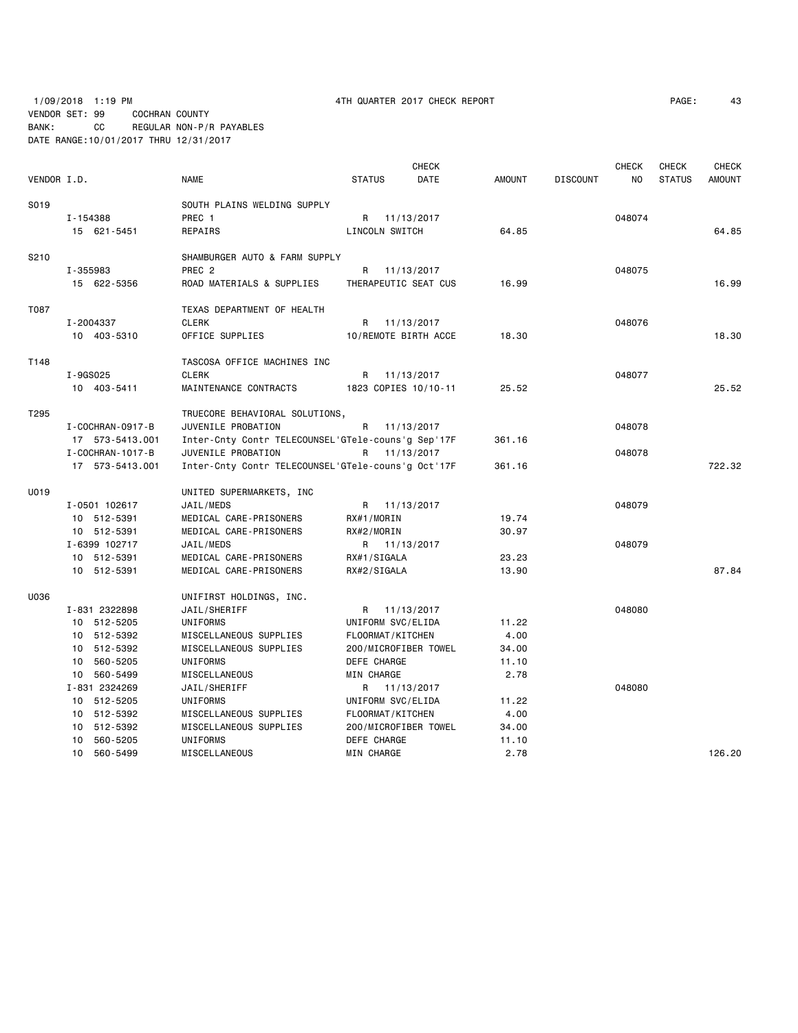1/09/2018 1:19 PM 4TH QUARTER 2017 CHECK REPORT

VENDOR SET: 99 COCHRAN COUNTY
BANK: CC REGULAR NON-P/R PAYABLES
DATE RANGE:10/01/2017 THRU 12/31/2017

| VENDOR I.D. | NAME | STATUS | CHECK DATE | AMOUNT | DISCOUNT | CHECK NO | CHECK STATUS | CHECK AMOUNT |
|---|---|---|---|---|---|---|---|---|
| S019 | SOUTH PLAINS WELDING SUPPLY | | | | | | | |
| I-154388 | PREC 1 | R | 11/13/2017 | | | 048074 | | |
| 15 621-5451 | REPAIRS | LINCOLN SWITCH | | 64.85 | | | | 64.85 |
| S210 | SHAMBURGER AUTO & FARM SUPPLY | | | | | | | |
| I-355983 | PREC 2 | R | 11/13/2017 | | | 048075 | | |
| 15 622-5356 | ROAD MATERIALS & SUPPLIES | THERAPEUTIC SEAT CUS | | 16.99 | | | | 16.99 |
| T087 | TEXAS DEPARTMENT OF HEALTH | | | | | | | |
| I-2004337 | CLERK | R | 11/13/2017 | | | 048076 | | |
| 10 403-5310 | OFFICE SUPPLIES | 10/REMOTE BIRTH ACCE | | 18.30 | | | | 18.30 |
| T148 | TASCOSA OFFICE MACHINES INC | | | | | | | |
| I-9GS025 | CLERK | R | 11/13/2017 | | | 048077 | | |
| 10 403-5411 | MAINTENANCE CONTRACTS | 1823 COPIES 10/10-11 | | 25.52 | | | | 25.52 |
| T295 | TRUECORE BEHAVIORAL SOLUTIONS, | | | | | | | |
| I-COCHRAN-0917-B | JUVENILE PROBATION | R | 11/13/2017 | | | 048078 | | |
| 17 573-5413.001 | Inter-Cnty Contr TELECOUNSEL'GTele-couns'g Sep'17F | | | 361.16 | | | | |
| I-COCHRAN-1017-B | JUVENILE PROBATION | R | 11/13/2017 | | | 048078 | | |
| 17 573-5413.001 | Inter-Cnty Contr TELECOUNSEL'GTele-couns'g Oct'17F | | | 361.16 | | | | 722.32 |
| U019 | UNITED SUPERMARKETS, INC | | | | | | | |
| I-0501 102617 | JAIL/MEDS | R | 11/13/2017 | | | 048079 | | |
| 10 512-5391 | MEDICAL CARE-PRISONERS | RX#1/MORIN | | 19.74 | | | | |
| 10 512-5391 | MEDICAL CARE-PRISONERS | RX#2/MORIN | | 30.97 | | | | |
| I-6399 102717 | JAIL/MEDS | R | 11/13/2017 | | | 048079 | | |
| 10 512-5391 | MEDICAL CARE-PRISONERS | RX#1/SIGALA | | 23.23 | | | | |
| 10 512-5391 | MEDICAL CARE-PRISONERS | RX#2/SIGALA | | 13.90 | | | | 87.84 |
| U036 | UNIFIRST HOLDINGS, INC. | | | | | | | |
| I-831 2322898 | JAIL/SHERIFF | R | 11/13/2017 | | | 048080 | | |
| 10 512-5205 | UNIFORMS | UNIFORM SVC/ELIDA | | 11.22 | | | | |
| 10 512-5392 | MISCELLANEOUS SUPPLIES | FLOORMAT/KITCHEN | | 4.00 | | | | |
| 10 512-5392 | MISCELLANEOUS SUPPLIES | 200/MICROFIBER TOWEL | | 34.00 | | | | |
| 10 560-5205 | UNIFORMS | DEFE CHARGE | | 11.10 | | | | |
| 10 560-5499 | MISCELLANEOUS | MIN CHARGE | | 2.78 | | | | |
| I-831 2324269 | JAIL/SHERIFF | R | 11/13/2017 | | | 048080 | | |
| 10 512-5205 | UNIFORMS | UNIFORM SVC/ELIDA | | 11.22 | | | | |
| 10 512-5392 | MISCELLANEOUS SUPPLIES | FLOORMAT/KITCHEN | | 4.00 | | | | |
| 10 512-5392 | MISCELLANEOUS SUPPLIES | 200/MICROFIBER TOWEL | | 34.00 | | | | |
| 10 560-5205 | UNIFORMS | DEFE CHARGE | | 11.10 | | | | |
| 10 560-5499 | MISCELLANEOUS | MIN CHARGE | | 2.78 | | | | 126.20 |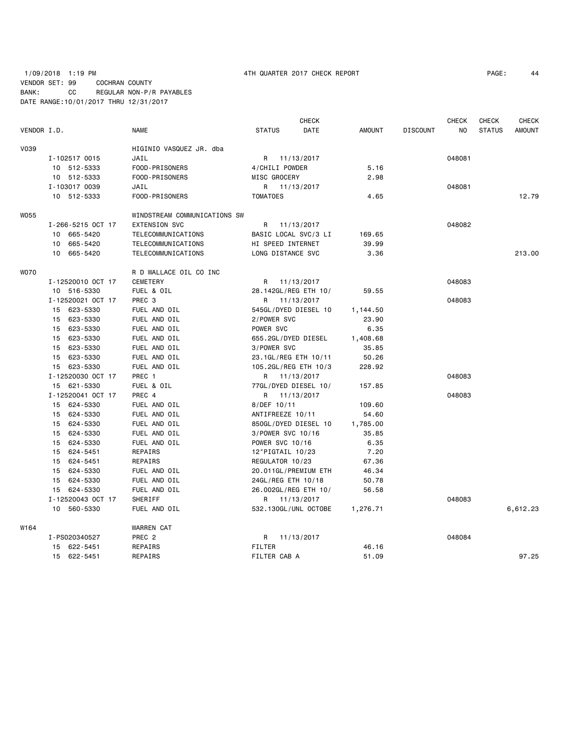1/09/2018 1:19 PM 4TH QUARTER 2017 CHECK REPORT

VENDOR SET: 99 COCHRAN COUNTY
BANK: CC REGULAR NON-P/R PAYABLES
DATE RANGE:10/01/2017 THRU 12/31/2017

| VENDOR I.D. | NAME | STATUS | CHECK DATE | AMOUNT | DISCOUNT | CHECK NO | CHECK STATUS | CHECK AMOUNT |
|---|---|---|---|---|---|---|---|---|
| V039 | HIGINIO VASQUEZ JR. dba | | | | | | | |
| I-102517 0015 | JAIL | R | 11/13/2017 | | | 048081 | | |
| 10 512-5333 | FOOD-PRISONERS | 4/CHILI POWDER | | 5.16 | | | | |
| 10 512-5333 | FOOD-PRISONERS | MISC GROCERY | | 2.98 | | | | |
| I-103017 0039 | JAIL | R | 11/13/2017 | | | 048081 | | |
| 10 512-5333 | FOOD-PRISONERS | TOMATOES | | 4.65 | | | | 12.79 |
| W055 | WINDSTREAM COMMUNICATIONS SW | | | | | | | |
| I-266-5215 OCT 17 | EXTENSION SVC | R | 11/13/2017 | | | 048082 | | |
| 10 665-5420 | TELECOMMUNICATIONS | BASIC LOCAL SVC/3 LI | | 169.65 | | | | |
| 10 665-5420 | TELECOMMUNICATIONS | HI SPEED INTERNET | | 39.99 | | | | |
| 10 665-5420 | TELECOMMUNICATIONS | LONG DISTANCE SVC | | 3.36 | | | | 213.00 |
| W070 | R D WALLACE OIL CO INC | | | | | | | |
| I-12520010 OCT 17 | CEMETERY | R | 11/13/2017 | | | 048083 | | |
| 10 516-5330 | FUEL & OIL | 28.142GL/REG ETH 10/ | | 59.55 | | | | |
| I-12520021 OCT 17 | PREC 3 | R | 11/13/2017 | | | 048083 | | |
| 15 623-5330 | FUEL AND OIL | 545GL/DYED DIESEL 10 | | 1,144.50 | | | | |
| 15 623-5330 | FUEL AND OIL | 2/POWER SVC | | 23.90 | | | | |
| 15 623-5330 | FUEL AND OIL | POWER SVC | | 6.35 | | | | |
| 15 623-5330 | FUEL AND OIL | 655.2GL/DYED DIESEL | | 1,408.68 | | | | |
| 15 623-5330 | FUEL AND OIL | 3/POWER SVC | | 35.85 | | | | |
| 15 623-5330 | FUEL AND OIL | 23.1GL/REG ETH 10/11 | | 50.26 | | | | |
| 15 623-5330 | FUEL AND OIL | 105.2GL/REG ETH 10/3 | | 228.92 | | | | |
| I-12520030 OCT 17 | PREC 1 | R | 11/13/2017 | | | 048083 | | |
| 15 621-5330 | FUEL & OIL | 77GL/DYED DIESEL 10/ | | 157.85 | | | | |
| I-12520041 OCT 17 | PREC 4 | R | 11/13/2017 | | | 048083 | | |
| 15 624-5330 | FUEL AND OIL | 8/DEF 10/11 | | 109.60 | | | | |
| 15 624-5330 | FUEL AND OIL | ANTIFREEZE 10/11 | | 54.60 | | | | |
| 15 624-5330 | FUEL AND OIL | 850GL/DYED DIESEL 10 | | 1,785.00 | | | | |
| 15 624-5330 | FUEL AND OIL | 3/POWER SVC 10/16 | | 35.85 | | | | |
| 15 624-5330 | FUEL AND OIL | POWER SVC 10/16 | | 6.35 | | | | |
| 15 624-5451 | REPAIRS | 12"PIGTAIL 10/23 | | 7.20 | | | | |
| 15 624-5451 | REPAIRS | REGULATOR 10/23 | | 67.36 | | | | |
| 15 624-5330 | FUEL AND OIL | 20.011GL/PREMIUM ETH | | 46.34 | | | | |
| 15 624-5330 | FUEL AND OIL | 24GL/REG ETH 10/18 | | 50.78 | | | | |
| 15 624-5330 | FUEL AND OIL | 26.002GL/REG ETH 10/ | | 56.58 | | | | |
| I-12520043 OCT 17 | SHERIFF | R | 11/13/2017 | | | 048083 | | |
| 10 560-5330 | FUEL AND OIL | 532.130GL/UNL OCTOBE | | 1,276.71 | | | | 6,612.23 |
| W164 | WARREN CAT | | | | | | | |
| I-PS020340527 | PREC 2 | R | 11/13/2017 | | | 048084 | | |
| 15 622-5451 | REPAIRS | FILTER | | 46.16 | | | | |
| 15 622-5451 | REPAIRS | FILTER CAB A | | 51.09 | | | | 97.25 |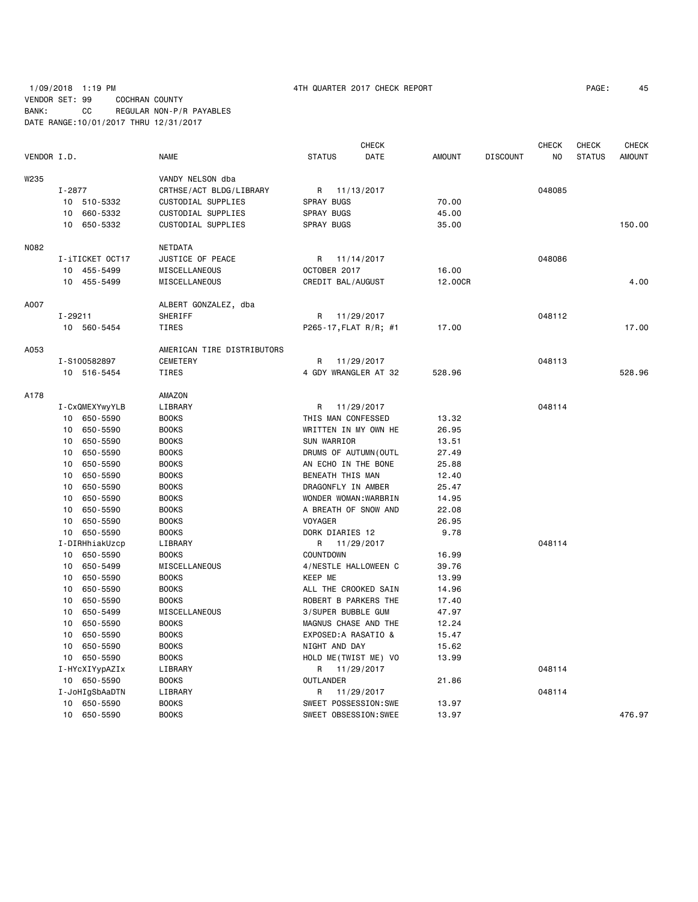1/09/2018 1:19 PM 4TH QUARTER 2017 CHECK REPORT

VENDOR SET: 99 COCHRAN COUNTY
BANK: CC REGULAR NON-P/R PAYABLES
DATE RANGE:10/01/2017 THRU 12/31/2017

| VENDOR I.D. | | NAME | STATUS | CHECK DATE | AMOUNT | DISCOUNT | CHECK NO | CHECK STATUS | CHECK AMOUNT |
|---|---|---|---|---|---|---|---|---|---|
| W235 | | VANDY NELSON dba | | | | | | | |
| | I-2877 | CRTHSE/ACT BLDG/LIBRARY | R | 11/13/2017 | | | 048085 | | |
| | 10 510-5332 | CUSTODIAL SUPPLIES | SPRAY BUGS | | 70.00 | | | | |
| | 10 660-5332 | CUSTODIAL SUPPLIES | SPRAY BUGS | | 45.00 | | | | |
| | 10 650-5332 | CUSTODIAL SUPPLIES | SPRAY BUGS | | 35.00 | | | | 150.00 |
| N082 | | NETDATA | | | | | | | |
| | I-iTICKET OCT17 | JUSTICE OF PEACE | R | 11/14/2017 | | | 048086 | | |
| | 10 455-5499 | MISCELLANEOUS | OCTOBER 2017 | | 16.00 | | | | |
| | 10 455-5499 | MISCELLANEOUS | CREDIT BAL/AUGUST | | 12.00CR | | | | 4.00 |
| A007 | | ALBERT GONZALEZ, dba | | | | | | | |
| | I-29211 | SHERIFF | R | 11/29/2017 | | | 048112 | | |
| | 10 560-5454 | TIRES | P265-17,FLAT R/R; #1 | | 17.00 | | | | 17.00 |
| A053 | | AMERICAN TIRE DISTRIBUTORS | | | | | | | |
| | I-S100582897 | CEMETERY | R | 11/29/2017 | | | 048113 | | |
| | 10 516-5454 | TIRES | 4 GDY WRANGLER AT 32 | | 528.96 | | | | 528.96 |
| A178 | | AMAZON | | | | | | | |
| | I-CxQMEXYwyYLB | LIBRARY | R | 11/29/2017 | | | 048114 | | |
| | 10 650-5590 | BOOKS | THIS MAN CONFESSED | | 13.32 | | | | |
| | 10 650-5590 | BOOKS | WRITTEN IN MY OWN HE | | 26.95 | | | | |
| | 10 650-5590 | BOOKS | SUN WARRIOR | | 13.51 | | | | |
| | 10 650-5590 | BOOKS | DRUMS OF AUTUMN(OUTL | | 27.49 | | | | |
| | 10 650-5590 | BOOKS | AN ECHO IN THE BONE | | 25.88 | | | | |
| | 10 650-5590 | BOOKS | BENEATH THIS MAN | | 12.40 | | | | |
| | 10 650-5590 | BOOKS | DRAGONFLY IN AMBER | | 25.47 | | | | |
| | 10 650-5590 | BOOKS | WONDER WOMAN:WARBRIN | | 14.95 | | | | |
| | 10 650-5590 | BOOKS | A BREATH OF SNOW AND | | 22.08 | | | | |
| | 10 650-5590 | BOOKS | VOYAGER | | 26.95 | | | | |
| | 10 650-5590 | BOOKS | DORK DIARIES 12 | | 9.78 | | | | |
| | I-DIRHhiakUzcp | LIBRARY | R | 11/29/2017 | | | 048114 | | |
| | 10 650-5590 | BOOKS | COUNTDOWN | | 16.99 | | | | |
| | 10 650-5499 | MISCELLANEOUS | 4/NESTLE HALLOWEEN C | | 39.76 | | | | |
| | 10 650-5590 | BOOKS | KEEP ME | | 13.99 | | | | |
| | 10 650-5590 | BOOKS | ALL THE CROOKED SAIN | | 14.96 | | | | |
| | 10 650-5590 | BOOKS | ROBERT B PARKERS THE | | 17.40 | | | | |
| | 10 650-5499 | MISCELLANEOUS | 3/SUPER BUBBLE GUM | | 47.97 | | | | |
| | 10 650-5590 | BOOKS | MAGNUS CHASE AND THE | | 12.24 | | | | |
| | 10 650-5590 | BOOKS | EXPOSED:A RASATIO & | | 15.47 | | | | |
| | 10 650-5590 | BOOKS | NIGHT AND DAY | | 15.62 | | | | |
| | 10 650-5590 | BOOKS | HOLD ME(TWIST ME) VO | | 13.99 | | | | |
| | I-HYcXIYypAZIx | LIBRARY | R | 11/29/2017 | | | 048114 | | |
| | 10 650-5590 | BOOKS | OUTLANDER | | 21.86 | | | | |
| | I-JoHIgSbAaDTN | LIBRARY | R | 11/29/2017 | | | 048114 | | |
| | 10 650-5590 | BOOKS | SWEET POSSESSION:SWE | | 13.97 | | | | |
| | 10 650-5590 | BOOKS | SWEET OBSESSION:SWEE | | 13.97 | | | | 476.97 |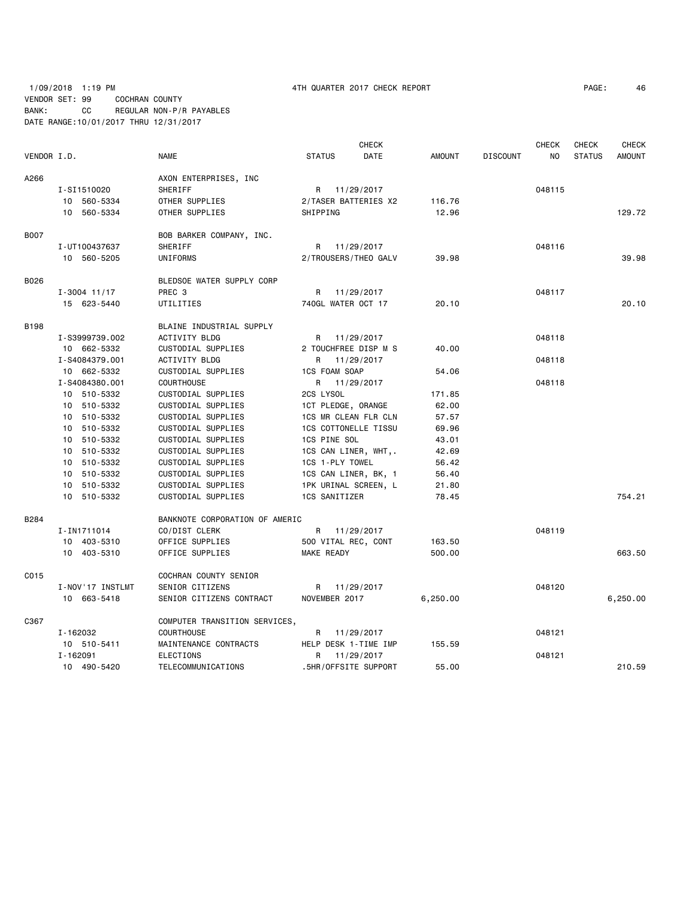1/09/2018 1:19 PM 4TH QUARTER 2017 CHECK REPORT

VENDOR SET: 99 COCHRAN COUNTY
BANK: CC REGULAR NON-P/R PAYABLES
DATE RANGE:10/01/2017 THRU 12/31/2017

| VENDOR I.D. | NAME | STATUS | CHECK DATE | AMOUNT | DISCOUNT | CHECK NO | CHECK STATUS | CHECK AMOUNT |
|---|---|---|---|---|---|---|---|---|
| A266 | AXON ENTERPRISES, INC | | | | | | | |
| I-SI1510020 | SHERIFF | R | 11/29/2017 | | | 048115 | | |
| 10 560-5334 | OTHER SUPPLIES | 2/TASER BATTERIES X2 | | 116.76 | | | | |
| 10 560-5334 | OTHER SUPPLIES | SHIPPING | | 12.96 | | | | 129.72 |
| B007 | BOB BARKER COMPANY, INC. | | | | | | | |
| I-UT100437637 | SHERIFF | R | 11/29/2017 | | | 048116 | | |
| 10 560-5205 | UNIFORMS | 2/TROUSERS/THEO GALV | | 39.98 | | | | 39.98 |
| B026 | BLEDSOE WATER SUPPLY CORP | | | | | | | |
| I-3004 11/17 | PREC 3 | R | 11/29/2017 | | | 048117 | | |
| 15 623-5440 | UTILITIES | 740GL WATER OCT 17 | | 20.10 | | | | 20.10 |
| B198 | BLAINE INDUSTRIAL SUPPLY | | | | | | | |
| I-S3999739.002 | ACTIVITY BLDG | R | 11/29/2017 | | | 048118 | | |
| 10 662-5332 | CUSTODIAL SUPPLIES | 2 TOUCHFREE DISP M S | | 40.00 | | | | |
| I-S4084379.001 | ACTIVITY BLDG | R | 11/29/2017 | | | 048118 | | |
| 10 662-5332 | CUSTODIAL SUPPLIES | 1CS FOAM SOAP | | 54.06 | | | | |
| I-S4084380.001 | COURTHOUSE | R | 11/29/2017 | | | 048118 | | |
| 10 510-5332 | CUSTODIAL SUPPLIES | 2CS LYSOL | | 171.85 | | | | |
| 10 510-5332 | CUSTODIAL SUPPLIES | 1CT PLEDGE, ORANGE | | 62.00 | | | | |
| 10 510-5332 | CUSTODIAL SUPPLIES | 1CS MR CLEAN FLR CLN | | 57.57 | | | | |
| 10 510-5332 | CUSTODIAL SUPPLIES | 1CS COTTONELLE TISSU | | 69.96 | | | | |
| 10 510-5332 | CUSTODIAL SUPPLIES | 1CS PINE SOL | | 43.01 | | | | |
| 10 510-5332 | CUSTODIAL SUPPLIES | 1CS CAN LINER, WHT,. | | 42.69 | | | | |
| 10 510-5332 | CUSTODIAL SUPPLIES | 1CS 1-PLY TOWEL | | 56.42 | | | | |
| 10 510-5332 | CUSTODIAL SUPPLIES | 1CS CAN LINER, BK, 1 | | 56.40 | | | | |
| 10 510-5332 | CUSTODIAL SUPPLIES | 1PK URINAL SCREEN, L | | 21.80 | | | | |
| 10 510-5332 | CUSTODIAL SUPPLIES | 1CS SANITIZER | | 78.45 | | | | 754.21 |
| B284 | BANKNOTE CORPORATION OF AMERIC | | | | | | | |
| I-IN1711014 | CO/DIST CLERK | R | 11/29/2017 | | | 048119 | | |
| 10 403-5310 | OFFICE SUPPLIES | 500 VITAL REC, CONT | | 163.50 | | | | |
| 10 403-5310 | OFFICE SUPPLIES | MAKE READY | | 500.00 | | | | 663.50 |
| C015 | COCHRAN COUNTY SENIOR | | | | | | | |
| I-NOV'17 INSTLMT | SENIOR CITIZENS | R | 11/29/2017 | | | 048120 | | |
| 10 663-5418 | SENIOR CITIZENS CONTRACT | NOVEMBER 2017 | | 6,250.00 | | | | 6,250.00 |
| C367 | COMPUTER TRANSITION SERVICES, | | | | | | | |
| I-162032 | COURTHOUSE | R | 11/29/2017 | | | 048121 | | |
| 10 510-5411 | MAINTENANCE CONTRACTS | HELP DESK 1-TIME IMP | | 155.59 | | | | |
| I-162091 | ELECTIONS | R | 11/29/2017 | | | 048121 | | |
| 10 490-5420 | TELECOMMUNICATIONS | .5HR/OFFSITE SUPPORT | | 55.00 | | | | 210.59 |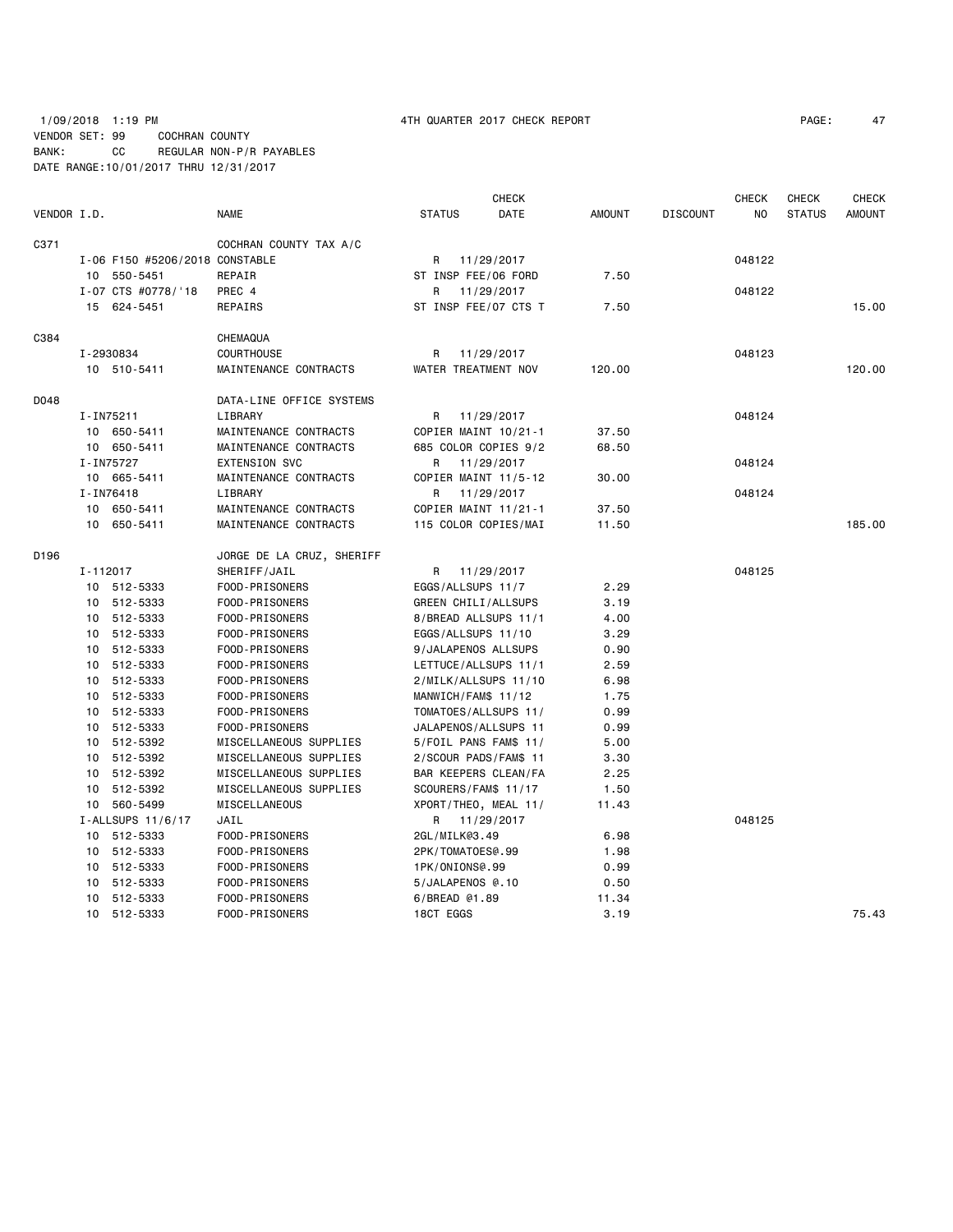1/09/2018 1:19 PM 4TH QUARTER 2017 CHECK REPORT

VENDOR SET: 99 COCHRAN COUNTY
BANK: CC REGULAR NON-P/R PAYABLES
DATE RANGE:10/01/2017 THRU 12/31/2017

| VENDOR I.D. | | NAME | STATUS | CHECK DATE | AMOUNT | DISCOUNT | CHECK NO | CHECK STATUS | CHECK AMOUNT |
|---|---|---|---|---|---|---|---|---|---|
| C371 | | COCHRAN COUNTY TAX A/C | | | | | | | |
| | I-06 F150 #5206/2018 | CONSTABLE | R | 11/29/2017 | | | 048122 | | |
| | 10 550-5451 | REPAIR | ST INSP FEE/06 FORD | | 7.50 | | | | |
| | I-07 CTS #0778/'18 | PREC 4 | R | 11/29/2017 | | | 048122 | | |
| | 15 624-5451 | REPAIRS | ST INSP FEE/07 CTS T | | 7.50 | | | | 15.00 |
| C384 | | CHEMAQUA | | | | | | | |
| | I-2930834 | COURTHOUSE | R | 11/29/2017 | | | 048123 | | |
| | 10 510-5411 | MAINTENANCE CONTRACTS | WATER TREATMENT NOV | | 120.00 | | | | 120.00 |
| D048 | | DATA-LINE OFFICE SYSTEMS | | | | | | | |
| | I-IN75211 | LIBRARY | R | 11/29/2017 | | | 048124 | | |
| | 10 650-5411 | MAINTENANCE CONTRACTS | COPIER MAINT 10/21-1 | | 37.50 | | | | |
| | 10 650-5411 | MAINTENANCE CONTRACTS | 685 COLOR COPIES 9/2 | | 68.50 | | | | |
| | I-IN75727 | EXTENSION SVC | R | 11/29/2017 | | | 048124 | | |
| | 10 665-5411 | MAINTENANCE CONTRACTS | COPIER MAINT 11/5-12 | | 30.00 | | | | |
| | I-IN76418 | LIBRARY | R | 11/29/2017 | | | 048124 | | |
| | 10 650-5411 | MAINTENANCE CONTRACTS | COPIER MAINT 11/21-1 | | 37.50 | | | | |
| | 10 650-5411 | MAINTENANCE CONTRACTS | 115 COLOR COPIES/MAI | | 11.50 | | | | 185.00 |
| D196 | | JORGE DE LA CRUZ, SHERIFF | | | | | | | |
| | I-112017 | SHERIFF/JAIL | R | 11/29/2017 | | | 048125 | | |
| | 10 512-5333 | FOOD-PRISONERS | EGGS/ALLSUPS 11/7 | | 2.29 | | | | |
| | 10 512-5333 | FOOD-PRISONERS | GREEN CHILI/ALLSUPS | | 3.19 | | | | |
| | 10 512-5333 | FOOD-PRISONERS | 8/BREAD ALLSUPS 11/1 | | 4.00 | | | | |
| | 10 512-5333 | FOOD-PRISONERS | EGGS/ALLSUPS 11/10 | | 3.29 | | | | |
| | 10 512-5333 | FOOD-PRISONERS | 9/JALAPENOS ALLSUPS | | 0.90 | | | | |
| | 10 512-5333 | FOOD-PRISONERS | LETTUCE/ALLSUPS 11/1 | | 2.59 | | | | |
| | 10 512-5333 | FOOD-PRISONERS | 2/MILK/ALLSUPS 11/10 | | 6.98 | | | | |
| | 10 512-5333 | FOOD-PRISONERS | MANWICH/FAM$ 11/12 | | 1.75 | | | | |
| | 10 512-5333 | FOOD-PRISONERS | TOMATOES/ALLSUPS 11/ | | 0.99 | | | | |
| | 10 512-5333 | FOOD-PRISONERS | JALAPENOS/ALLSUPS 11 | | 0.99 | | | | |
| | 10 512-5392 | MISCELLANEOUS SUPPLIES | 5/FOIL PANS FAM$ 11/ | | 5.00 | | | | |
| | 10 512-5392 | MISCELLANEOUS SUPPLIES | 2/SCOUR PADS/FAM$ 11 | | 3.30 | | | | |
| | 10 512-5392 | MISCELLANEOUS SUPPLIES | BAR KEEPERS CLEAN/FA | | 2.25 | | | | |
| | 10 512-5392 | MISCELLANEOUS SUPPLIES | SCOURERS/FAM$ 11/17 | | 1.50 | | | | |
| | 10 560-5499 | MISCELLANEOUS | XPORT/THEO, MEAL 11/ | | 11.43 | | | | |
| | I-ALLSUPS 11/6/17 | JAIL | R | 11/29/2017 | | | 048125 | | |
| | 10 512-5333 | FOOD-PRISONERS | 2GL/MILK@3.49 | | 6.98 | | | | |
| | 10 512-5333 | FOOD-PRISONERS | 2PK/TOMATOES@.99 | | 1.98 | | | | |
| | 10 512-5333 | FOOD-PRISONERS | 1PK/ONIONS@.99 | | 0.99 | | | | |
| | 10 512-5333 | FOOD-PRISONERS | 5/JALAPENOS @.10 | | 0.50 | | | | |
| | 10 512-5333 | FOOD-PRISONERS | 6/BREAD @1.89 | | 11.34 | | | | |
| | 10 512-5333 | FOOD-PRISONERS | 18CT EGGS | | 3.19 | | | | 75.43 |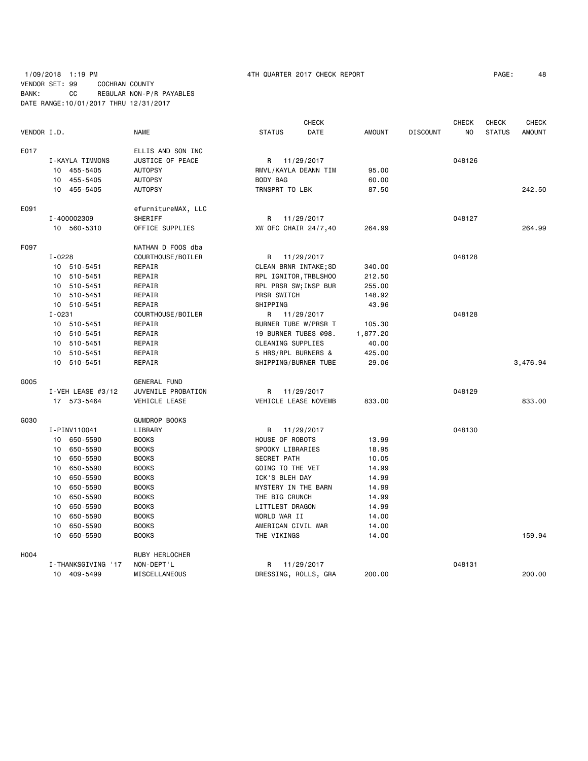1/09/2018 1:19 PM 4TH QUARTER 2017 CHECK REPORT
VENDOR SET: 99 COCHRAN COUNTY
BANK: CC REGULAR NON-P/R PAYABLES
DATE RANGE:10/01/2017 THRU 12/31/2017

| VENDOR I.D. | NAME | STATUS | CHECK DATE | AMOUNT | DISCOUNT | CHECK NO | CHECK STATUS | CHECK AMOUNT |
|---|---|---|---|---|---|---|---|---|
| E017 | ELLIS AND SON INC | | | | | | | |
| I-KAYLA TIMMONS | JUSTICE OF PEACE | R | 11/29/2017 | | | 048126 | | |
| 10 455-5405 | AUTOPSY | RMVL/KAYLA DEANN TIM | | 95.00 | | | | |
| 10 455-5405 | AUTOPSY | BODY BAG | | 60.00 | | | | |
| 10 455-5405 | AUTOPSY | TRNSPRT TO LBK | | 87.50 | | | | 242.50 |
| E091 | efurnitureMAX, LLC | | | | | | | |
| I-400002309 | SHERIFF | R | 11/29/2017 | | | 048127 | | |
| 10 560-5310 | OFFICE SUPPLIES | XW OFC CHAIR 24/7,40 | | 264.99 | | | | 264.99 |
| F097 | NATHAN D FOOS dba | | | | | | | |
| I-0228 | COURTHOUSE/BOILER | R | 11/29/2017 | | | 048128 | | |
| 10 510-5451 | REPAIR | CLEAN BRNR INTAKE;SD | | 340.00 | | | | |
| 10 510-5451 | REPAIR | RPL IGNITOR,TRBLSHOO | | 212.50 | | | | |
| 10 510-5451 | REPAIR | RPL PRSR SW;INSP BUR | | 255.00 | | | | |
| 10 510-5451 | REPAIR | PRSR SWITCH | | 148.92 | | | | |
| 10 510-5451 | REPAIR | SHIPPING | | 43.96 | | | | |
| I-0231 | COURTHOUSE/BOILER | R | 11/29/2017 | | | 048128 | | |
| 10 510-5451 | REPAIR | BURNER TUBE W/PRSR T | | 105.30 | | | | |
| 10 510-5451 | REPAIR | 19 BURNER TUBES @98. | | 1,877.20 | | | | |
| 10 510-5451 | REPAIR | CLEANING SUPPLIES | | 40.00 | | | | |
| 10 510-5451 | REPAIR | 5 HRS/RPL BURNERS & | | 425.00 | | | | |
| 10 510-5451 | REPAIR | SHIPPING/BURNER TUBE | | 29.06 | | | | 3,476.94 |
| G005 | GENERAL FUND | | | | | | | |
| I-VEH LEASE #3/12 | JUVENILE PROBATION | R | 11/29/2017 | | | 048129 | | |
| 17 573-5464 | VEHICLE LEASE | VEHICLE LEASE NOVEMB | | 833.00 | | | | 833.00 |
| G030 | GUMDROP BOOKS | | | | | | | |
| I-PINV110041 | LIBRARY | R | 11/29/2017 | | | 048130 | | |
| 10 650-5590 | BOOKS | HOUSE OF ROBOTS | | 13.99 | | | | |
| 10 650-5590 | BOOKS | SPOOKY LIBRARIES | | 18.95 | | | | |
| 10 650-5590 | BOOKS | SECRET PATH | | 10.05 | | | | |
| 10 650-5590 | BOOKS | GOING TO THE VET | | 14.99 | | | | |
| 10 650-5590 | BOOKS | ICK'S BLEH DAY | | 14.99 | | | | |
| 10 650-5590 | BOOKS | MYSTERY IN THE BARN | | 14.99 | | | | |
| 10 650-5590 | BOOKS | THE BIG CRUNCH | | 14.99 | | | | |
| 10 650-5590 | BOOKS | LITTLEST DRAGON | | 14.99 | | | | |
| 10 650-5590 | BOOKS | WORLD WAR II | | 14.00 | | | | |
| 10 650-5590 | BOOKS | AMERICAN CIVIL WAR | | 14.00 | | | | |
| 10 650-5590 | BOOKS | THE VIKINGS | | 14.00 | | | | 159.94 |
| H004 | RUBY HERLOCHER | | | | | | | |
| I-THANKSGIVING '17 | NON-DEPT'L | R | 11/29/2017 | | | 048131 | | |
| 10 409-5499 | MISCELLANEOUS | DRESSING, ROLLS, GRA | | 200.00 | | | | 200.00 |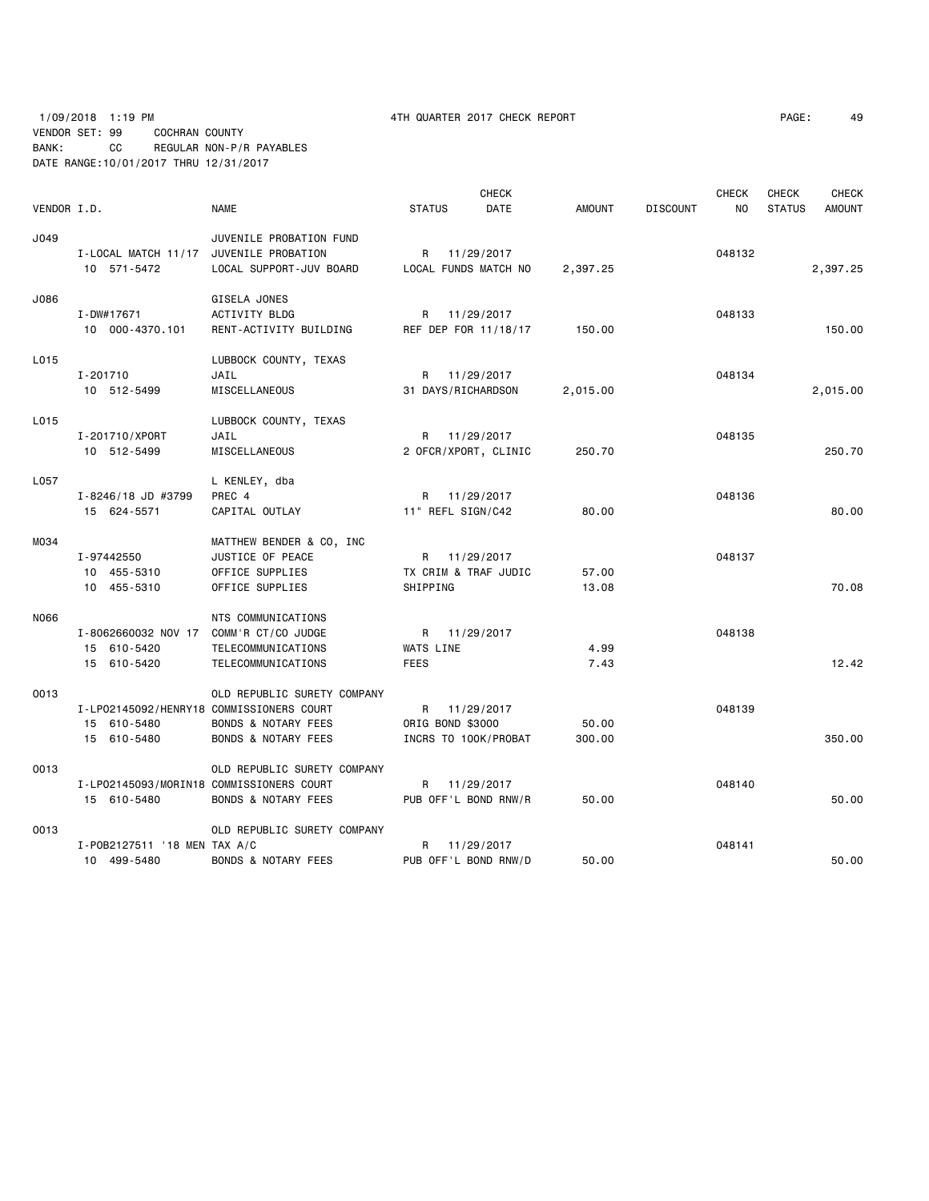1/09/2018 1:19 PM 4TH QUARTER 2017 CHECK REPORT

VENDOR SET: 99 COCHRAN COUNTY
BANK: CC REGULAR NON-P/R PAYABLES
DATE RANGE:10/01/2017 THRU 12/31/2017

| VENDOR I.D. | NAME | STATUS | CHECK DATE | AMOUNT | DISCOUNT | CHECK NO | CHECK STATUS | CHECK AMOUNT |
|---|---|---|---|---|---|---|---|---|
| J049 | JUVENILE PROBATION FUND | | | | | | | |
| I-LOCAL MATCH 11/17 | JUVENILE PROBATION | R | 11/29/2017 | | | 048132 | | |
| 10 571-5472 | LOCAL SUPPORT-JUV BOARD | LOCAL FUNDS MATCH NO | | 2,397.25 | | | | 2,397.25 |
| J086 | GISELA JONES | | | | | | | |
| I-DW#17671 | ACTIVITY BLDG | R | 11/29/2017 | | | 048133 | | |
| 10 000-4370.101 | RENT-ACTIVITY BUILDING | REF DEP FOR 11/18/17 | | 150.00 | | | | 150.00 |
| L015 | LUBBOCK COUNTY, TEXAS | | | | | | | |
| I-201710 | JAIL | R | 11/29/2017 | | | 048134 | | |
| 10 512-5499 | MISCELLANEOUS | 31 DAYS/RICHARDSON | | 2,015.00 | | | | 2,015.00 |
| L015 | LUBBOCK COUNTY, TEXAS | | | | | | | |
| I-201710/XPORT | JAIL | R | 11/29/2017 | | | 048135 | | |
| 10 512-5499 | MISCELLANEOUS | 2 OFCR/XPORT, CLINIC | | 250.70 | | | | 250.70 |
| L057 | L KENLEY, dba | | | | | | | |
| I-8246/18 JD #3799 | PREC 4 | R | 11/29/2017 | | | 048136 | | |
| 15 624-5571 | CAPITAL OUTLAY | 11" REFL SIGN/C42 | | 80.00 | | | | 80.00 |
| M034 | MATTHEW BENDER & CO, INC | | | | | | | |
| I-97442550 | JUSTICE OF PEACE | R | 11/29/2017 | | | 048137 | | |
| 10 455-5310 | OFFICE SUPPLIES | TX CRIM & TRAF JUDIC | | 57.00 | | | | |
| 10 455-5310 | OFFICE SUPPLIES | SHIPPING | | 13.08 | | | | 70.08 |
| N066 | NTS COMMUNICATIONS | | | | | | | |
| I-8062660032 NOV 17 | COMM'R CT/CO JUDGE | R | 11/29/2017 | | | 048138 | | |
| 15 610-5420 | TELECOMMUNICATIONS | WATS LINE | | 4.99 | | | | |
| 15 610-5420 | TELECOMMUNICATIONS | FEES | | 7.43 | | | | 12.42 |
| O013 | OLD REPUBLIC SURETY COMPANY | | | | | | | |
| I-LPO2145092/HENRY18 | COMMISSIONERS COURT | R | 11/29/2017 | | | 048139 | | |
| 15 610-5480 | BONDS & NOTARY FEES | ORIG BOND $3000 | | 50.00 | | | | |
| 15 610-5480 | BONDS & NOTARY FEES | INCRS TO 100K/PROBAT | | 300.00 | | | | 350.00 |
| O013 | OLD REPUBLIC SURETY COMPANY | | | | | | | |
| I-LPO2145093/MORIN18 | COMMISSIONERS COURT | R | 11/29/2017 | | | 048140 | | |
| 15 610-5480 | BONDS & NOTARY FEES | PUB OFF'L BOND RNW/R | | 50.00 | | | | 50.00 |
| O013 | OLD REPUBLIC SURETY COMPANY | | | | | | | |
| I-POB2127511 '18 MEN | TAX A/C | R | 11/29/2017 | | | 048141 | | |
| 10 499-5480 | BONDS & NOTARY FEES | PUB OFF'L BOND RNW/D | | 50.00 | | | | 50.00 |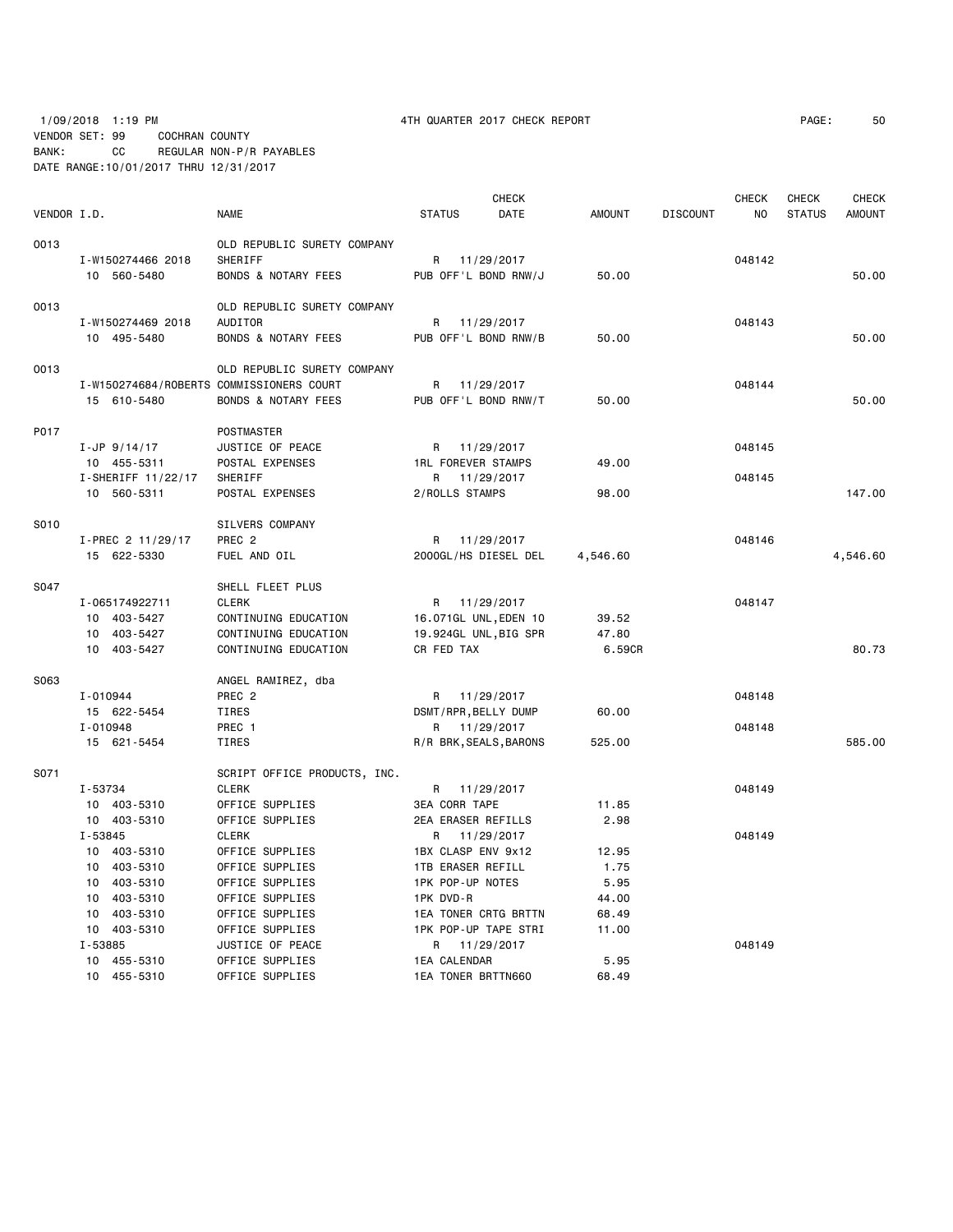1/09/2018 1:19 PM 4TH QUARTER 2017 CHECK REPORT

VENDOR SET: 99 COCHRAN COUNTY
BANK: CC REGULAR NON-P/R PAYABLES
DATE RANGE:10/01/2017 THRU 12/31/2017

| VENDOR I.D. | NAME | STATUS | CHECK DATE | AMOUNT | DISCOUNT | CHECK NO | CHECK STATUS | CHECK AMOUNT |
|---|---|---|---|---|---|---|---|---|
| 0013 | OLD REPUBLIC SURETY COMPANY | | | | | | | |
| I-W150274466 2018 | SHERIFF | R | 11/29/2017 | | | 048142 | | |
| 10 560-5480 | BONDS & NOTARY FEES | PUB OFF'L BOND RNW/J | | 50.00 | | | | 50.00 |
| 0013 | OLD REPUBLIC SURETY COMPANY | | | | | | | |
| I-W150274469 2018 | AUDITOR | R | 11/29/2017 | | | 048143 | | |
| 10 495-5480 | BONDS & NOTARY FEES | PUB OFF'L BOND RNW/B | | 50.00 | | | | 50.00 |
| 0013 | OLD REPUBLIC SURETY COMPANY | | | | | | | |
| I-W150274684/ROBERTS | COMMISSIONERS COURT | R | 11/29/2017 | | | 048144 | | |
| 15 610-5480 | BONDS & NOTARY FEES | PUB OFF'L BOND RNW/T | | 50.00 | | | | 50.00 |
| P017 | POSTMASTER | | | | | | | |
| I-JP 9/14/17 | JUSTICE OF PEACE | R | 11/29/2017 | | | 048145 | | |
| 10 455-5311 | POSTAL EXPENSES | 1RL FOREVER STAMPS | | 49.00 | | | | |
| I-SHERIFF 11/22/17 | SHERIFF | R | 11/29/2017 | | | 048145 | | |
| 10 560-5311 | POSTAL EXPENSES | 2/ROLLS STAMPS | | 98.00 | | | | 147.00 |
| S010 | SILVERS COMPANY | | | | | | | |
| I-PREC 2 11/29/17 | PREC 2 | R | 11/29/2017 | | | 048146 | | |
| 15 622-5330 | FUEL AND OIL | 2000GL/HS DIESEL DEL | | 4,546.60 | | | | 4,546.60 |
| S047 | SHELL FLEET PLUS | | | | | | | |
| I-065174922711 | CLERK | R | 11/29/2017 | | | 048147 | | |
| 10 403-5427 | CONTINUING EDUCATION | 16.071GL UNL,EDEN 10 | | 39.52 | | | | |
| 10 403-5427 | CONTINUING EDUCATION | 19.924GL UNL,BIG SPR | | 47.80 | | | | |
| 10 403-5427 | CONTINUING EDUCATION | CR FED TAX | | 6.59CR | | | | 80.73 |
| S063 | ANGEL RAMIREZ, dba | | | | | | | |
| I-010944 | PREC 2 | R | 11/29/2017 | | | 048148 | | |
| 15 622-5454 | TIRES | DSMT/RPR,BELLY DUMP | | 60.00 | | | | |
| I-010948 | PREC 1 | R | 11/29/2017 | | | 048148 | | |
| 15 621-5454 | TIRES | R/R BRK,SEALS,BARONS | | 525.00 | | | | 585.00 |
| S071 | SCRIPT OFFICE PRODUCTS, INC. | | | | | | | |
| I-53734 | CLERK | R | 11/29/2017 | | | 048149 | | |
| 10 403-5310 | OFFICE SUPPLIES | 3EA CORR TAPE | | 11.85 | | | | |
| 10 403-5310 | OFFICE SUPPLIES | 2EA ERASER REFILLS | | 2.98 | | | | |
| I-53845 | CLERK | R | 11/29/2017 | | | 048149 | | |
| 10 403-5310 | OFFICE SUPPLIES | 1BX CLASP ENV 9x12 | | 12.95 | | | | |
| 10 403-5310 | OFFICE SUPPLIES | 1TB ERASER REFILL | | 1.75 | | | | |
| 10 403-5310 | OFFICE SUPPLIES | 1PK POP-UP NOTES | | 5.95 | | | | |
| 10 403-5310 | OFFICE SUPPLIES | 1PK DVD-R | | 44.00 | | | | |
| 10 403-5310 | OFFICE SUPPLIES | 1EA TONER CRTG BRTTN | | 68.49 | | | | |
| 10 403-5310 | OFFICE SUPPLIES | 1PK POP-UP TAPE STRI | | 11.00 | | | | |
| I-53885 | JUSTICE OF PEACE | R | 11/29/2017 | | | 048149 | | |
| 10 455-5310 | OFFICE SUPPLIES | 1EA CALENDAR | | 5.95 | | | | |
| 10 455-5310 | OFFICE SUPPLIES | 1EA TONER BRTTN660 | | 68.49 | | | | |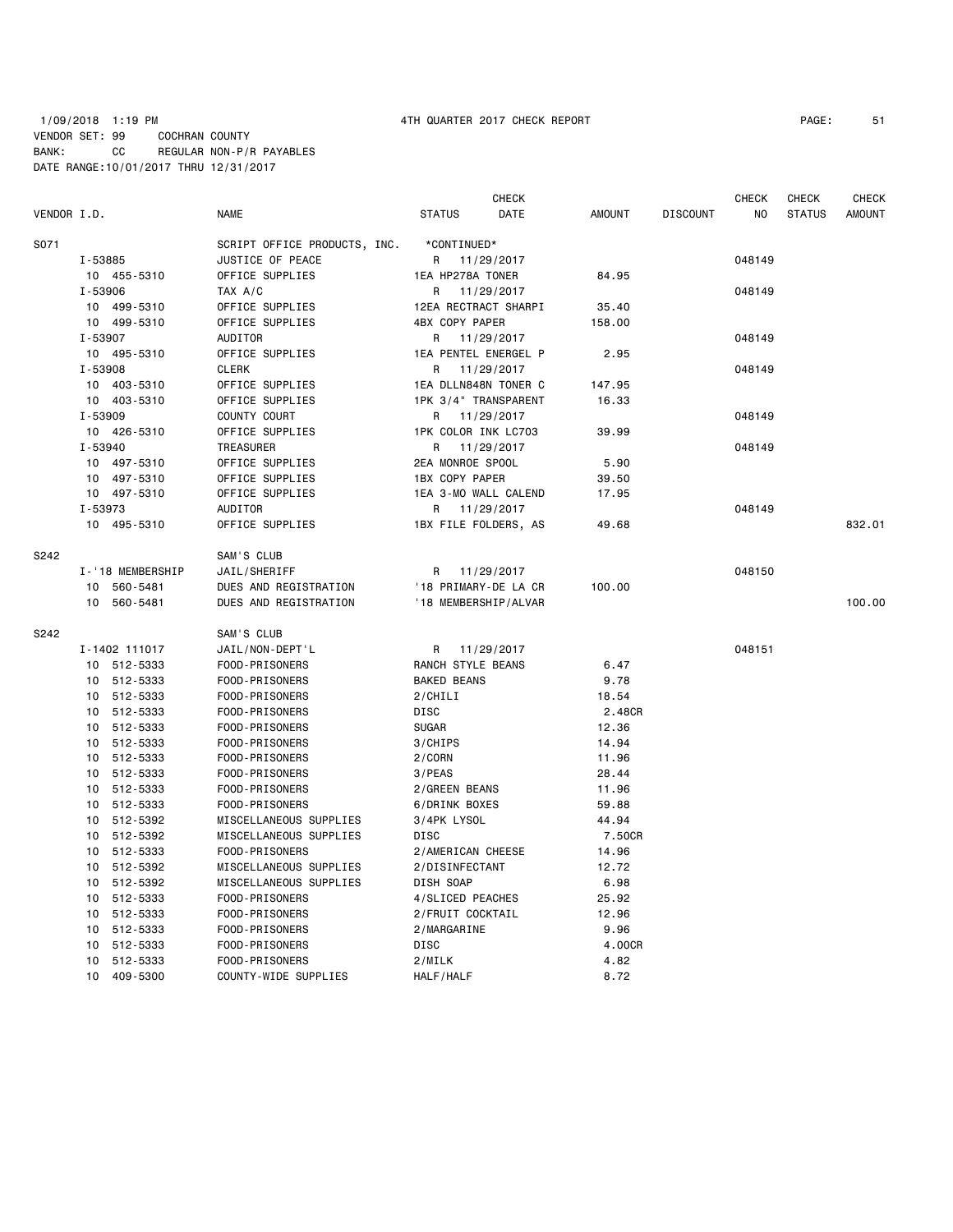1/09/2018 1:19 PM 4TH QUARTER 2017 CHECK REPORT

VENDOR SET: 99 COCHRAN COUNTY
BANK: CC REGULAR NON-P/R PAYABLES
DATE RANGE:10/01/2017 THRU 12/31/2017

| VENDOR I.D. | NAME | STATUS CHECK DATE | AMOUNT | DISCOUNT | CHECK NO | CHECK STATUS | CHECK AMOUNT |
|---|---|---|---|---|---|---|---|
| S071 | SCRIPT OFFICE PRODUCTS, INC. | *CONTINUED* | | | | | |
| I-53885 | JUSTICE OF PEACE | R 11/29/2017 | | | 048149 | | |
| 10 455-5310 | OFFICE SUPPLIES | 1EA HP278A TONER | 84.95 | | | | |
| I-53906 | TAX A/C | R 11/29/2017 | | | 048149 | | |
| 10 499-5310 | OFFICE SUPPLIES | 12EA RECTRACT SHARPI | 35.40 | | | | |
| 10 499-5310 | OFFICE SUPPLIES | 4BX COPY PAPER | 158.00 | | | | |
| I-53907 | AUDITOR | R 11/29/2017 | | | 048149 | | |
| 10 495-5310 | OFFICE SUPPLIES | 1EA PENTEL ENERGEL P | 2.95 | | | | |
| I-53908 | CLERK | R 11/29/2017 | | | 048149 | | |
| 10 403-5310 | OFFICE SUPPLIES | 1EA DLLN848N TONER C | 147.95 | | | | |
| 10 403-5310 | OFFICE SUPPLIES | 1PK 3/4" TRANSPARENT | 16.33 | | | | |
| I-53909 | COUNTY COURT | R 11/29/2017 | | | 048149 | | |
| 10 426-5310 | OFFICE SUPPLIES | 1PK COLOR INK LC703 | 39.99 | | | | |
| I-53940 | TREASURER | R 11/29/2017 | | | 048149 | | |
| 10 497-5310 | OFFICE SUPPLIES | 2EA MONROE SPOOL | 5.90 | | | | |
| 10 497-5310 | OFFICE SUPPLIES | 1BX COPY PAPER | 39.50 | | | | |
| 10 497-5310 | OFFICE SUPPLIES | 1EA 3-MO WALL CALEND | 17.95 | | | | |
| I-53973 | AUDITOR | R 11/29/2017 | | | 048149 | | |
| 10 495-5310 | OFFICE SUPPLIES | 1BX FILE FOLDERS, AS | 49.68 | | | | 832.01 |
| S242 | SAM'S CLUB | | | | | | |
| I-'18 MEMBERSHIP | JAIL/SHERIFF | R 11/29/2017 | | | 048150 | | |
| 10 560-5481 | DUES AND REGISTRATION | '18 PRIMARY-DE LA CR | 100.00 | | | | |
| 10 560-5481 | DUES AND REGISTRATION | '18 MEMBERSHIP/ALVAR | | | | | 100.00 |
| S242 | SAM'S CLUB | | | | | | |
| I-1402 111017 | JAIL/NON-DEPT'L | R 11/29/2017 | | | 048151 | | |
| 10 512-5333 | FOOD-PRISONERS | RANCH STYLE BEANS | 6.47 | | | | |
| 10 512-5333 | FOOD-PRISONERS | BAKED BEANS | 9.78 | | | | |
| 10 512-5333 | FOOD-PRISONERS | 2/CHILI | 18.54 | | | | |
| 10 512-5333 | FOOD-PRISONERS | DISC | 2.48CR | | | | |
| 10 512-5333 | FOOD-PRISONERS | SUGAR | 12.36 | | | | |
| 10 512-5333 | FOOD-PRISONERS | 3/CHIPS | 14.94 | | | | |
| 10 512-5333 | FOOD-PRISONERS | 2/CORN | 11.96 | | | | |
| 10 512-5333 | FOOD-PRISONERS | 3/PEAS | 28.44 | | | | |
| 10 512-5333 | FOOD-PRISONERS | 2/GREEN BEANS | 11.96 | | | | |
| 10 512-5333 | FOOD-PRISONERS | 6/DRINK BOXES | 59.88 | | | | |
| 10 512-5392 | MISCELLANEOUS SUPPLIES | 3/4PK LYSOL | 44.94 | | | | |
| 10 512-5392 | MISCELLANEOUS SUPPLIES | DISC | 7.50CR | | | | |
| 10 512-5333 | FOOD-PRISONERS | 2/AMERICAN CHEESE | 14.96 | | | | |
| 10 512-5392 | MISCELLANEOUS SUPPLIES | 2/DISINFECTANT | 12.72 | | | | |
| 10 512-5392 | MISCELLANEOUS SUPPLIES | DISH SOAP | 6.98 | | | | |
| 10 512-5333 | FOOD-PRISONERS | 4/SLICED PEACHES | 25.92 | | | | |
| 10 512-5333 | FOOD-PRISONERS | 2/FRUIT COCKTAIL | 12.96 | | | | |
| 10 512-5333 | FOOD-PRISONERS | 2/MARGARINE | 9.96 | | | | |
| 10 512-5333 | FOOD-PRISONERS | DISC | 4.00CR | | | | |
| 10 512-5333 | FOOD-PRISONERS | 2/MILK | 4.82 | | | | |
| 10 409-5300 | COUNTY-WIDE SUPPLIES | HALF/HALF | 8.72 | | | | |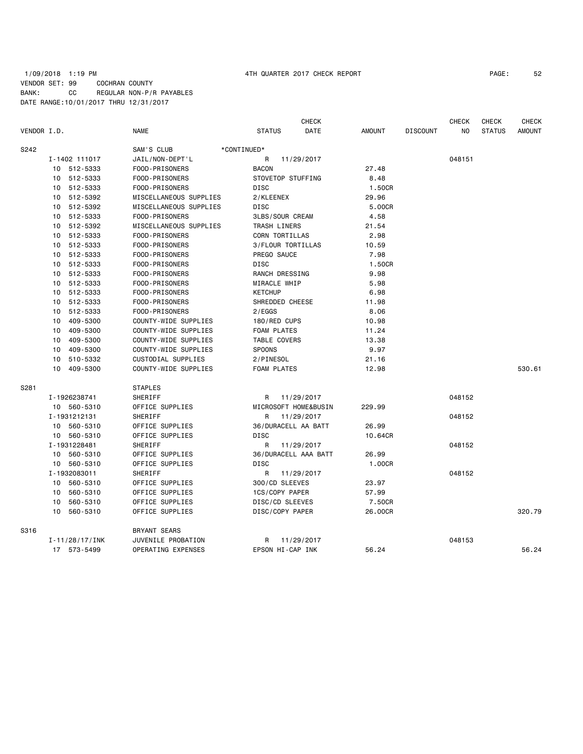1/09/2018 1:19 PM 4TH QUARTER 2017 CHECK REPORT
VENDOR SET: 99 COCHRAN COUNTY
BANK: CC REGULAR NON-P/R PAYABLES
DATE RANGE:10/01/2017 THRU 12/31/2017

| VENDOR I.D. | NAME | STATUS | CHECK DATE | AMOUNT | DISCOUNT | CHECK NO | CHECK STATUS | CHECK AMOUNT |
|---|---|---|---|---|---|---|---|---|
| S242 | SAM'S CLUB *CONTINUED* | | | | | | | |
| I-1402 111017 | JAIL/NON-DEPT'L | R | 11/29/2017 | | | 048151 | | |
| 10 512-5333 | FOOD-PRISONERS | BACON | | 27.48 | | | | |
| 10 512-5333 | FOOD-PRISONERS | STOVETOP STUFFING | | 8.48 | | | | |
| 10 512-5333 | FOOD-PRISONERS | DISC | | 1.50CR | | | | |
| 10 512-5392 | MISCELLANEOUS SUPPLIES | 2/KLEENEX | | 29.96 | | | | |
| 10 512-5392 | MISCELLANEOUS SUPPLIES | DISC | | 5.00CR | | | | |
| 10 512-5333 | FOOD-PRISONERS | 3LBS/SOUR CREAM | | 4.58 | | | | |
| 10 512-5392 | MISCELLANEOUS SUPPLIES | TRASH LINERS | | 21.54 | | | | |
| 10 512-5333 | FOOD-PRISONERS | CORN TORTILLAS | | 2.98 | | | | |
| 10 512-5333 | FOOD-PRISONERS | 3/FLOUR TORTILLAS | | 10.59 | | | | |
| 10 512-5333 | FOOD-PRISONERS | PREGO SAUCE | | 7.98 | | | | |
| 10 512-5333 | FOOD-PRISONERS | DISC | | 1.50CR | | | | |
| 10 512-5333 | FOOD-PRISONERS | RANCH DRESSING | | 9.98 | | | | |
| 10 512-5333 | FOOD-PRISONERS | MIRACLE WHIP | | 5.98 | | | | |
| 10 512-5333 | FOOD-PRISONERS | KETCHUP | | 6.98 | | | | |
| 10 512-5333 | FOOD-PRISONERS | SHREDDED CHEESE | | 11.98 | | | | |
| 10 512-5333 | FOOD-PRISONERS | 2/EGGS | | 8.06 | | | | |
| 10 409-5300 | COUNTY-WIDE SUPPLIES | 180/RED CUPS | | 10.98 | | | | |
| 10 409-5300 | COUNTY-WIDE SUPPLIES | FOAM PLATES | | 11.24 | | | | |
| 10 409-5300 | COUNTY-WIDE SUPPLIES | TABLE COVERS | | 13.38 | | | | |
| 10 409-5300 | COUNTY-WIDE SUPPLIES | SPOONS | | 9.97 | | | | |
| 10 510-5332 | CUSTODIAL SUPPLIES | 2/PINESOL | | 21.16 | | | | |
| 10 409-5300 | COUNTY-WIDE SUPPLIES | FOAM PLATES | | 12.98 | | | | 530.61 |
| S281 | STAPLES | | | | | | | |
| I-1926238741 | SHERIFF | R | 11/29/2017 | | | 048152 | | |
| 10 560-5310 | OFFICE SUPPLIES | MICROSOFT HOME&BUSIN | | 229.99 | | | | |
| I-1931212131 | SHERIFF | R | 11/29/2017 | | | 048152 | | |
| 10 560-5310 | OFFICE SUPPLIES | 36/DURACELL AA BATT | | 26.99 | | | | |
| 10 560-5310 | OFFICE SUPPLIES | DISC | | 10.64CR | | | | |
| I-1931228481 | SHERIFF | R | 11/29/2017 | | | 048152 | | |
| 10 560-5310 | OFFICE SUPPLIES | 36/DURACELL AAA BATT | | 26.99 | | | | |
| 10 560-5310 | OFFICE SUPPLIES | DISC | | 1.00CR | | | | |
| I-1932083011 | SHERIFF | R | 11/29/2017 | | | 048152 | | |
| 10 560-5310 | OFFICE SUPPLIES | 300/CD SLEEVES | | 23.97 | | | | |
| 10 560-5310 | OFFICE SUPPLIES | 1CS/COPY PAPER | | 57.99 | | | | |
| 10 560-5310 | OFFICE SUPPLIES | DISC/CD SLEEVES | | 7.50CR | | | | |
| 10 560-5310 | OFFICE SUPPLIES | DISC/COPY PAPER | | 26.00CR | | | | 320.79 |
| S316 | BRYANT SEARS | | | | | | | |
| I-11/28/17/INK | JUVENILE PROBATION | R | 11/29/2017 | | | 048153 | | |
| 17 573-5499 | OPERATING EXPENSES | EPSON HI-CAP INK | | 56.24 | | | | 56.24 |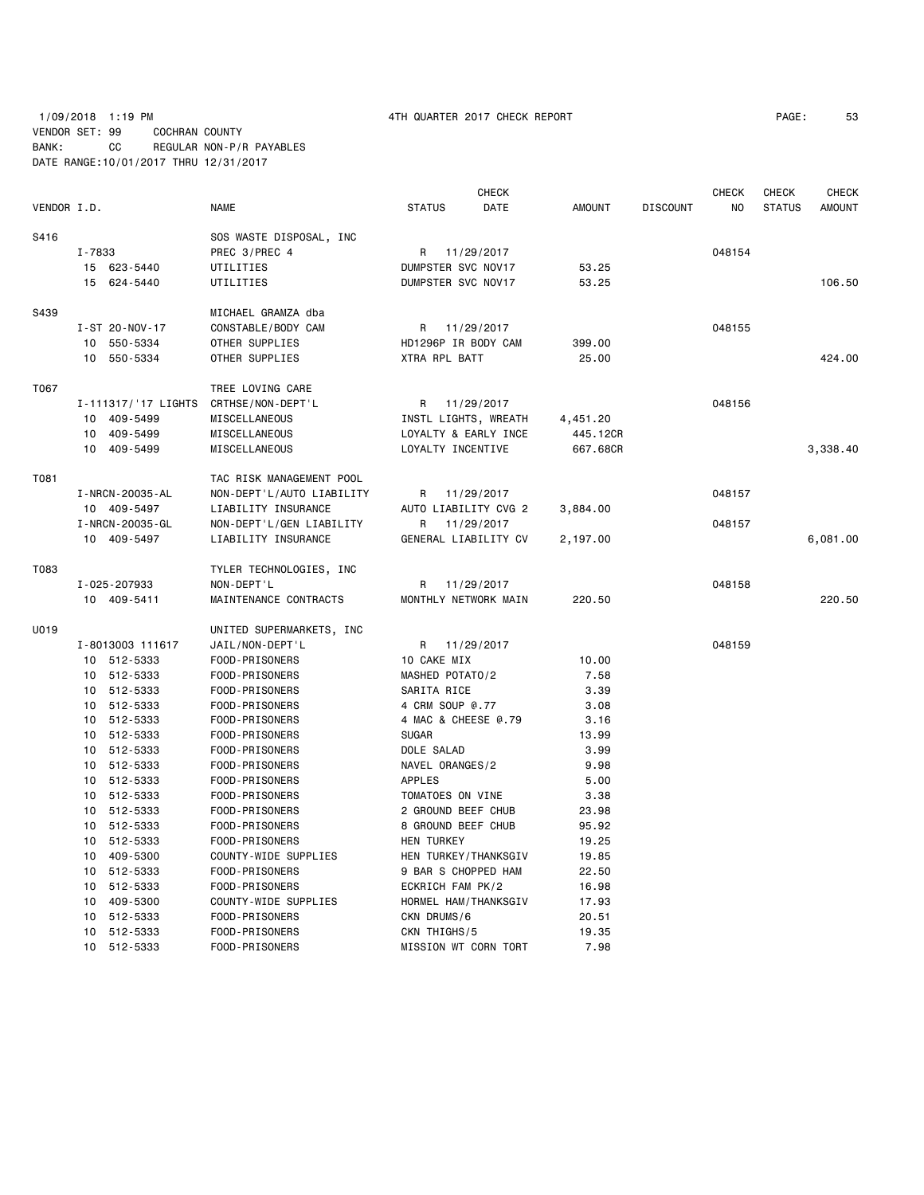1/09/2018 1:19 PM 4TH QUARTER 2017 CHECK REPORT

VENDOR SET: 99 COCHRAN COUNTY
BANK: CC REGULAR NON-P/R PAYABLES
DATE RANGE:10/01/2017 THRU 12/31/2017

| VENDOR I.D. | NAME | STATUS | CHECK DATE | AMOUNT | DISCOUNT | CHECK NO | CHECK STATUS | CHECK AMOUNT |
|---|---|---|---|---|---|---|---|---|
| S416 | SOS WASTE DISPOSAL, INC | | | | | | | |
| I-7833 | PREC 3/PREC 4 | R | 11/29/2017 | | | 048154 | | |
| 15 623-5440 | UTILITIES | DUMPSTER SVC NOV17 | | 53.25 | | | | |
| 15 624-5440 | UTILITIES | DUMPSTER SVC NOV17 | | 53.25 | | | | 106.50 |
| S439 | MICHAEL GRAMZA dba | | | | | | | |
| I-ST 20-NOV-17 | CONSTABLE/BODY CAM | R | 11/29/2017 | | | 048155 | | |
| 10 550-5334 | OTHER SUPPLIES | HD1296P IR BODY CAM | | 399.00 | | | | |
| 10 550-5334 | OTHER SUPPLIES | XTRA RPL BATT | | 25.00 | | | | 424.00 |
| T067 | TREE LOVING CARE | | | | | | | |
| I-111317/'17 LIGHTS | CRTHSE/NON-DEPT'L | R | 11/29/2017 | | | 048156 | | |
| 10 409-5499 | MISCELLANEOUS | INSTL LIGHTS, WREATH | | 4,451.20 | | | | |
| 10 409-5499 | MISCELLANEOUS | LOYALTY & EARLY INCE | | 445.12CR | | | | |
| 10 409-5499 | MISCELLANEOUS | LOYALTY INCENTIVE | | 667.68CR | | | | 3,338.40 |
| T081 | TAC RISK MANAGEMENT POOL | | | | | | | |
| I-NRCN-20035-AL | NON-DEPT'L/AUTO LIABILITY | R | 11/29/2017 | | | 048157 | | |
| 10 409-5497 | LIABILITY INSURANCE | AUTO LIABILITY CVG 2 | | 3,884.00 | | | | |
| I-NRCN-20035-GL | NON-DEPT'L/GEN LIABILITY | R | 11/29/2017 | | | 048157 | | |
| 10 409-5497 | LIABILITY INSURANCE | GENERAL LIABILITY CV | | 2,197.00 | | | | 6,081.00 |
| T083 | TYLER TECHNOLOGIES, INC | | | | | | | |
| I-025-207933 | NON-DEPT'L | R | 11/29/2017 | | | 048158 | | |
| 10 409-5411 | MAINTENANCE CONTRACTS | MONTHLY NETWORK MAIN | | 220.50 | | | | 220.50 |
| U019 | UNITED SUPERMARKETS, INC | | | | | | | |
| I-8013003 111617 | JAIL/NON-DEPT'L | R | 11/29/2017 | | | 048159 | | |
| 10 512-5333 | FOOD-PRISONERS | 10 CAKE MIX | | 10.00 | | | | |
| 10 512-5333 | FOOD-PRISONERS | MASHED POTATO/2 | | 7.58 | | | | |
| 10 512-5333 | FOOD-PRISONERS | SARITA RICE | | 3.39 | | | | |
| 10 512-5333 | FOOD-PRISONERS | 4 CRM SOUP @.77 | | 3.08 | | | | |
| 10 512-5333 | FOOD-PRISONERS | 4 MAC & CHEESE @.79 | | 3.16 | | | | |
| 10 512-5333 | FOOD-PRISONERS | SUGAR | | 13.99 | | | | |
| 10 512-5333 | FOOD-PRISONERS | DOLE SALAD | | 3.99 | | | | |
| 10 512-5333 | FOOD-PRISONERS | NAVEL ORANGES/2 | | 9.98 | | | | |
| 10 512-5333 | FOOD-PRISONERS | APPLES | | 5.00 | | | | |
| 10 512-5333 | FOOD-PRISONERS | TOMATOES ON VINE | | 3.38 | | | | |
| 10 512-5333 | FOOD-PRISONERS | 2 GROUND BEEF CHUB | | 23.98 | | | | |
| 10 512-5333 | FOOD-PRISONERS | 8 GROUND BEEF CHUB | | 95.92 | | | | |
| 10 512-5333 | FOOD-PRISONERS | HEN TURKEY | | 19.25 | | | | |
| 10 409-5300 | COUNTY-WIDE SUPPLIES | HEN TURKEY/THANKSGIV | | 19.85 | | | | |
| 10 512-5333 | FOOD-PRISONERS | 9 BAR S CHOPPED HAM | | 22.50 | | | | |
| 10 512-5333 | FOOD-PRISONERS | ECKRICH FAM PK/2 | | 16.98 | | | | |
| 10 409-5300 | COUNTY-WIDE SUPPLIES | HORMEL HAM/THANKSGIV | | 17.93 | | | | |
| 10 512-5333 | FOOD-PRISONERS | CKN DRUMS/6 | | 20.51 | | | | |
| 10 512-5333 | FOOD-PRISONERS | CKN THIGHS/5 | | 19.35 | | | | |
| 10 512-5333 | FOOD-PRISONERS | MISSION WT CORN TORT | | 7.98 | | | | |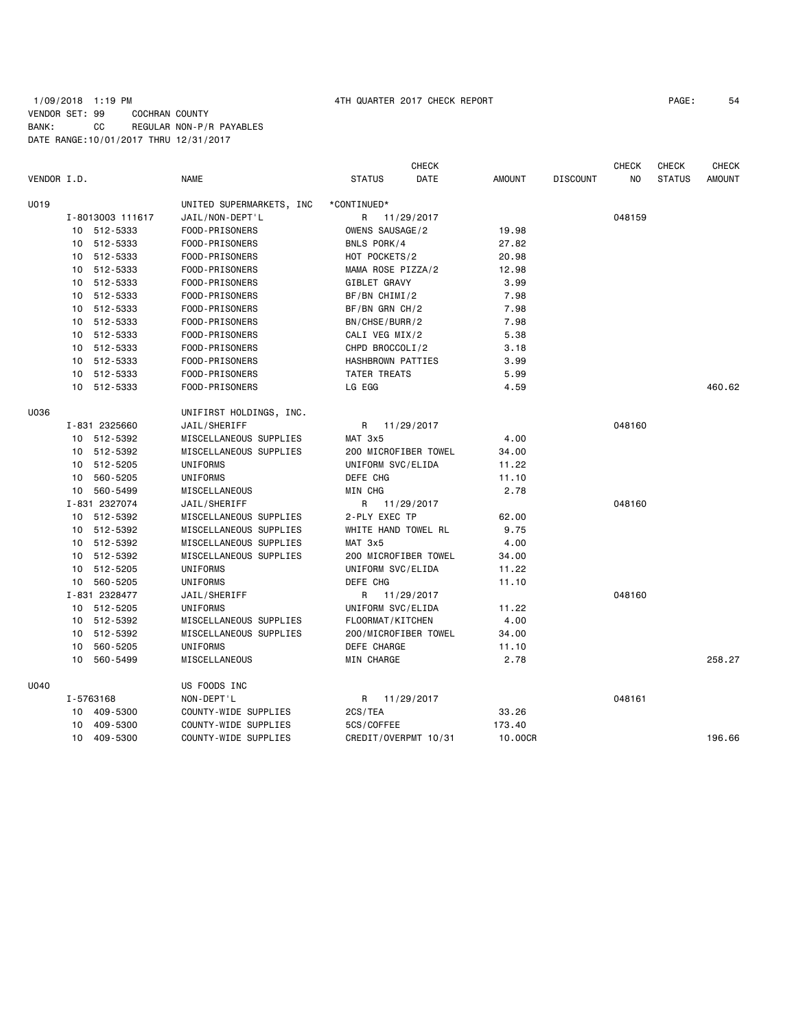1/09/2018 1:19 PM 4TH QUARTER 2017 CHECK REPORT

VENDOR SET: 99 COCHRAN COUNTY
BANK: CC REGULAR NON-P/R PAYABLES
DATE RANGE:10/01/2017 THRU 12/31/2017

| VENDOR I.D. | NAME | STATUS | CHECK DATE | AMOUNT | DISCOUNT | CHECK NO | CHECK STATUS | CHECK AMOUNT |
|---|---|---|---|---|---|---|---|---|
| U019 | UNITED SUPERMARKETS, INC | *CONTINUED* | | | | | | |
| I-8013003 111617 | JAIL/NON-DEPT'L | R | 11/29/2017 | | | 048159 | | |
| 10 512-5333 | FOOD-PRISONERS | OWENS SAUSAGE/2 | | 19.98 | | | | |
| 10 512-5333 | FOOD-PRISONERS | BNLS PORK/4 | | 27.82 | | | | |
| 10 512-5333 | FOOD-PRISONERS | HOT POCKETS/2 | | 20.98 | | | | |
| 10 512-5333 | FOOD-PRISONERS | MAMA ROSE PIZZA/2 | | 12.98 | | | | |
| 10 512-5333 | FOOD-PRISONERS | GIBLET GRAVY | | 3.99 | | | | |
| 10 512-5333 | FOOD-PRISONERS | BF/BN CHIMI/2 | | 7.98 | | | | |
| 10 512-5333 | FOOD-PRISONERS | BF/BN GRN CH/2 | | 7.98 | | | | |
| 10 512-5333 | FOOD-PRISONERS | BN/CHSE/BURR/2 | | 7.98 | | | | |
| 10 512-5333 | FOOD-PRISONERS | CALI VEG MIX/2 | | 5.38 | | | | |
| 10 512-5333 | FOOD-PRISONERS | CHPD BROCCOLI/2 | | 3.18 | | | | |
| 10 512-5333 | FOOD-PRISONERS | HASHBROWN PATTIES | | 3.99 | | | | |
| 10 512-5333 | FOOD-PRISONERS | TATER TREATS | | 5.99 | | | | |
| 10 512-5333 | FOOD-PRISONERS | LG EGG | | 4.59 | | | | 460.62 |
| U036 | UNIFIRST HOLDINGS, INC. | | | | | | | |
| I-831 2325660 | JAIL/SHERIFF | R | 11/29/2017 | | | 048160 | | |
| 10 512-5392 | MISCELLANEOUS SUPPLIES | MAT 3x5 | | 4.00 | | | | |
| 10 512-5392 | MISCELLANEOUS SUPPLIES | 200 MICROFIBER TOWEL | | 34.00 | | | | |
| 10 512-5205 | UNIFORMS | UNIFORM SVC/ELIDA | | 11.22 | | | | |
| 10 560-5205 | UNIFORMS | DEFE CHG | | 11.10 | | | | |
| 10 560-5499 | MISCELLANEOUS | MIN CHG | | 2.78 | | | | |
| I-831 2327074 | JAIL/SHERIFF | R | 11/29/2017 | | | 048160 | | |
| 10 512-5392 | MISCELLANEOUS SUPPLIES | 2-PLY EXEC TP | | 62.00 | | | | |
| 10 512-5392 | MISCELLANEOUS SUPPLIES | WHITE HAND TOWEL RL | | 9.75 | | | | |
| 10 512-5392 | MISCELLANEOUS SUPPLIES | MAT 3x5 | | 4.00 | | | | |
| 10 512-5392 | MISCELLANEOUS SUPPLIES | 200 MICROFIBER TOWEL | | 34.00 | | | | |
| 10 512-5205 | UNIFORMS | UNIFORM SVC/ELIDA | | 11.22 | | | | |
| 10 560-5205 | UNIFORMS | DEFE CHG | | 11.10 | | | | |
| I-831 2328477 | JAIL/SHERIFF | R | 11/29/2017 | | | 048160 | | |
| 10 512-5205 | UNIFORMS | UNIFORM SVC/ELIDA | | 11.22 | | | | |
| 10 512-5392 | MISCELLANEOUS SUPPLIES | FLOORMAT/KITCHEN | | 4.00 | | | | |
| 10 512-5392 | MISCELLANEOUS SUPPLIES | 200/MICROFIBER TOWEL | | 34.00 | | | | |
| 10 560-5205 | UNIFORMS | DEFE CHARGE | | 11.10 | | | | |
| 10 560-5499 | MISCELLANEOUS | MIN CHARGE | | 2.78 | | | | 258.27 |
| U040 | US FOODS INC | | | | | | | |
| I-5763168 | NON-DEPT'L | R | 11/29/2017 | | | 048161 | | |
| 10 409-5300 | COUNTY-WIDE SUPPLIES | 2CS/TEA | | 33.26 | | | | |
| 10 409-5300 | COUNTY-WIDE SUPPLIES | 5CS/COFFEE | | 173.40 | | | | |
| 10 409-5300 | COUNTY-WIDE SUPPLIES | CREDIT/OVERPMT 10/31 | | 10.00CR | | | | 196.66 |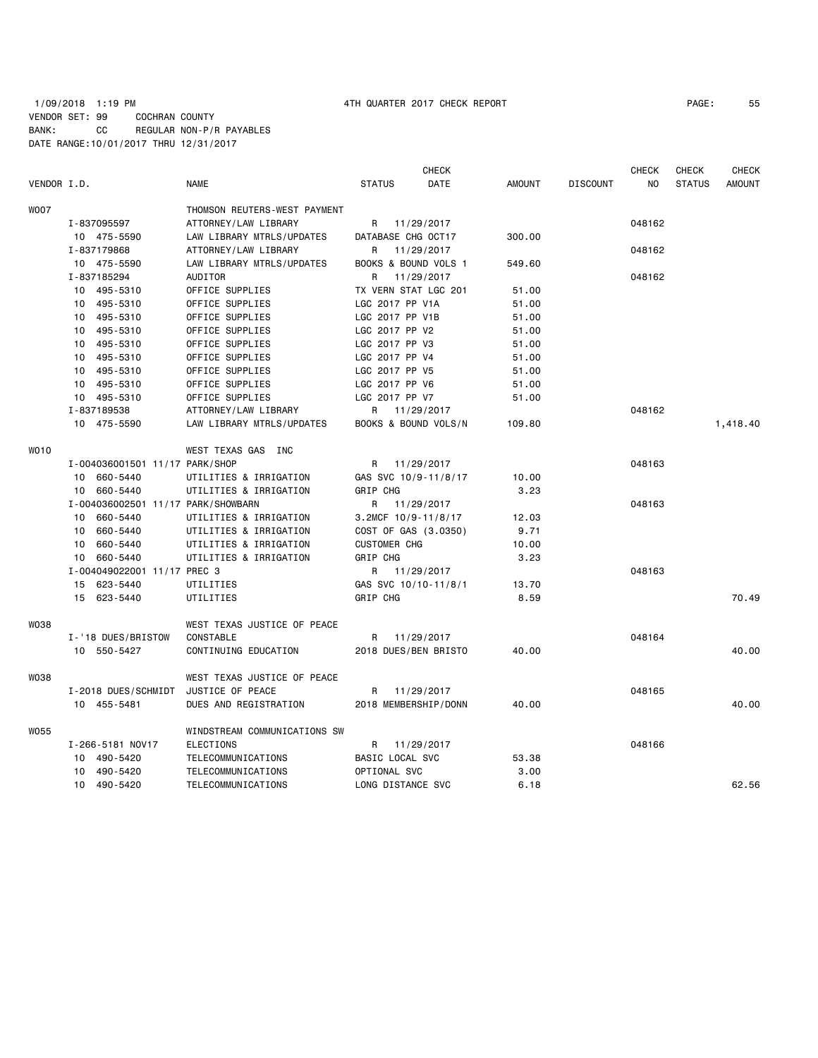1/09/2018 1:19 PM 4TH QUARTER 2017 CHECK REPORT
VENDOR SET: 99 COCHRAN COUNTY
BANK: CC REGULAR NON-P/R PAYABLES
DATE RANGE:10/01/2017 THRU 12/31/2017

| VENDOR I.D. | NAME | STATUS | CHECK DATE | AMOUNT | DISCOUNT | CHECK NO | CHECK STATUS | CHECK AMOUNT |
|---|---|---|---|---|---|---|---|---|
| W007 | THOMSON REUTERS-WEST PAYMENT | | | | | | | |
| I-837095597 | ATTORNEY/LAW LIBRARY | R | 11/29/2017 | | | 048162 | | |
| 10 475-5590 | LAW LIBRARY MTRLS/UPDATES | DATABASE CHG OCT17 | | 300.00 | | | | |
| I-837179868 | ATTORNEY/LAW LIBRARY | R | 11/29/2017 | | | 048162 | | |
| 10 475-5590 | LAW LIBRARY MTRLS/UPDATES | BOOKS & BOUND VOLS 1 | | 549.60 | | | | |
| I-837185294 | AUDITOR | R | 11/29/2017 | | | 048162 | | |
| 10 495-5310 | OFFICE SUPPLIES | TX VERN STAT LGC 201 | | 51.00 | | | | |
| 10 495-5310 | OFFICE SUPPLIES | LGC 2017 PP V1A | | 51.00 | | | | |
| 10 495-5310 | OFFICE SUPPLIES | LGC 2017 PP V1B | | 51.00 | | | | |
| 10 495-5310 | OFFICE SUPPLIES | LGC 2017 PP V2 | | 51.00 | | | | |
| 10 495-5310 | OFFICE SUPPLIES | LGC 2017 PP V3 | | 51.00 | | | | |
| 10 495-5310 | OFFICE SUPPLIES | LGC 2017 PP V4 | | 51.00 | | | | |
| 10 495-5310 | OFFICE SUPPLIES | LGC 2017 PP V5 | | 51.00 | | | | |
| 10 495-5310 | OFFICE SUPPLIES | LGC 2017 PP V6 | | 51.00 | | | | |
| 10 495-5310 | OFFICE SUPPLIES | LGC 2017 PP V7 | | 51.00 | | | | |
| I-837189538 | ATTORNEY/LAW LIBRARY | R | 11/29/2017 | | | 048162 | | |
| 10 475-5590 | LAW LIBRARY MTRLS/UPDATES | BOOKS & BOUND VOLS/N | | 109.80 | | | | 1,418.40 |
| W010 | WEST TEXAS GAS INC | | | | | | | |
| I-004036001501 11/17 | PARK/SHOP | R | 11/29/2017 | | | 048163 | | |
| 10 660-5440 | UTILITIES & IRRIGATION | GAS SVC 10/9-11/8/17 | | 10.00 | | | | |
| 10 660-5440 | UTILITIES & IRRIGATION | GRIP CHG | | 3.23 | | | | |
| I-004036002501 11/17 | PARK/SHOWBARN | R | 11/29/2017 | | | 048163 | | |
| 10 660-5440 | UTILITIES & IRRIGATION | 3.2MCF 10/9-11/8/17 | | 12.03 | | | | |
| 10 660-5440 | UTILITIES & IRRIGATION | COST OF GAS (3.0350) | | 9.71 | | | | |
| 10 660-5440 | UTILITIES & IRRIGATION | CUSTOMER CHG | | 10.00 | | | | |
| 10 660-5440 | UTILITIES & IRRIGATION | GRIP CHG | | 3.23 | | | | |
| I-004049022001 11/17 | PREC 3 | R | 11/29/2017 | | | 048163 | | |
| 15 623-5440 | UTILITIES | GAS SVC 10/10-11/8/1 | | 13.70 | | | | |
| 15 623-5440 | UTILITIES | GRIP CHG | | 8.59 | | | | 70.49 |
| W038 | WEST TEXAS JUSTICE OF PEACE | | | | | | | |
| I-'18 DUES/BRISTOW | CONSTABLE | R | 11/29/2017 | | | 048164 | | |
| 10 550-5427 | CONTINUING EDUCATION | 2018 DUES/BEN BRISTO | | 40.00 | | | | 40.00 |
| W038 | WEST TEXAS JUSTICE OF PEACE | | | | | | | |
| I-2018 DUES/SCHMIDT | JUSTICE OF PEACE | R | 11/29/2017 | | | 048165 | | |
| 10 455-5481 | DUES AND REGISTRATION | 2018 MEMBERSHIP/DONN | | 40.00 | | | | 40.00 |
| W055 | WINDSTREAM COMMUNICATIONS SW | | | | | | | |
| I-266-5181 NOV17 | ELECTIONS | R | 11/29/2017 | | | 048166 | | |
| 10 490-5420 | TELECOMMUNICATIONS | BASIC LOCAL SVC | | 53.38 | | | | |
| 10 490-5420 | TELECOMMUNICATIONS | OPTIONAL SVC | | 3.00 | | | | |
| 10 490-5420 | TELECOMMUNICATIONS | LONG DISTANCE SVC | | 6.18 | | | | 62.56 |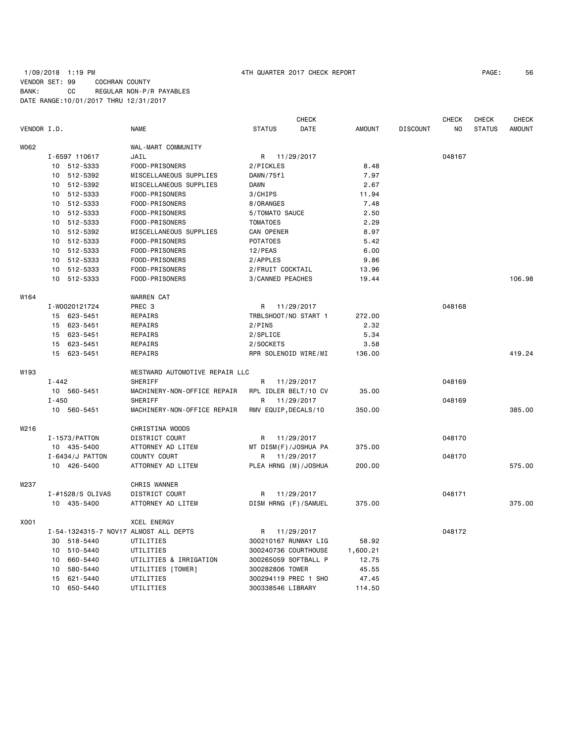1/09/2018 1:19 PM 4TH QUARTER 2017 CHECK REPORT

VENDOR SET: 99 COCHRAN COUNTY

BANK: CC REGULAR NON-P/R PAYABLES

DATE RANGE:10/01/2017 THRU 12/31/2017

| VENDOR I.D. | NAME | STATUS | CHECK DATE | AMOUNT | DISCOUNT | CHECK NO | CHECK STATUS | CHECK AMOUNT |
|---|---|---|---|---|---|---|---|---|
| W062 | WAL-MART COMMUNITY | | | | | | | |
| I-6597 110617 | JAIL | R | 11/29/2017 | | | 048167 | | |
| 10 512-5333 | FOOD-PRISONERS | 2/PICKLES | | 8.48 | | | | |
| 10 512-5392 | MISCELLANEOUS SUPPLIES | DAWN/75fl | | 7.97 | | | | |
| 10 512-5392 | MISCELLANEOUS SUPPLIES | DAWN | | 2.67 | | | | |
| 10 512-5333 | FOOD-PRISONERS | 3/CHIPS | | 11.94 | | | | |
| 10 512-5333 | FOOD-PRISONERS | 8/ORANGES | | 7.48 | | | | |
| 10 512-5333 | FOOD-PRISONERS | 5/TOMATO SAUCE | | 2.50 | | | | |
| 10 512-5333 | FOOD-PRISONERS | TOMATOES | | 2.29 | | | | |
| 10 512-5392 | MISCELLANEOUS SUPPLIES | CAN OPENER | | 8.97 | | | | |
| 10 512-5333 | FOOD-PRISONERS | POTATOES | | 5.42 | | | | |
| 10 512-5333 | FOOD-PRISONERS | 12/PEAS | | 6.00 | | | | |
| 10 512-5333 | FOOD-PRISONERS | 2/APPLES | | 9.86 | | | | |
| 10 512-5333 | FOOD-PRISONERS | 2/FRUIT COCKTAIL | | 13.96 | | | | |
| 10 512-5333 | FOOD-PRISONERS | 3/CANNED PEACHES | | 19.44 | | | | 106.98 |
| W164 | WARREN CAT | | | | | | | |
| I-W0020121724 | PREC 3 | R | 11/29/2017 | | | 048168 | | |
| 15 623-5451 | REPAIRS | TRBLSHOOT/NO START 1 | | 272.00 | | | | |
| 15 623-5451 | REPAIRS | 2/PINS | | 2.32 | | | | |
| 15 623-5451 | REPAIRS | 2/SPLICE | | 5.34 | | | | |
| 15 623-5451 | REPAIRS | 2/SOCKETS | | 3.58 | | | | |
| 15 623-5451 | REPAIRS | RPR SOLENOID WIRE/MI | | 136.00 | | | | 419.24 |
| W193 | WESTWARD AUTOMOTIVE REPAIR LLC | | | | | | | |
| I-442 | SHERIFF | R | 11/29/2017 | | | 048169 | | |
| 10 560-5451 | MACHINERY-NON-OFFICE REPAIR | RPL IDLER BELT/10 CV | | 35.00 | | | | |
| I-450 | SHERIFF | R | 11/29/2017 | | | 048169 | | |
| 10 560-5451 | MACHINERY-NON-OFFICE REPAIR | RMV EQUIP,DECALS/10 | | 350.00 | | | | 385.00 |
| W216 | CHRISTINA WOODS | | | | | | | |
| I-1573/PATTON | DISTRICT COURT | R | 11/29/2017 | | | 048170 | | |
| 10 435-5400 | ATTORNEY AD LITEM | MT DISM(F)/JOSHUA PA | | 375.00 | | | | |
| I-6434/J PATTON | COUNTY COURT | R | 11/29/2017 | | | 048170 | | |
| 10 426-5400 | ATTORNEY AD LITEM | PLEA HRNG (M)/JOSHUA | | 200.00 | | | | 575.00 |
| W237 | CHRIS WANNER | | | | | | | |
| I-#1528/S OLIVAS | DISTRICT COURT | R | 11/29/2017 | | | 048171 | | |
| 10 435-5400 | ATTORNEY AD LITEM | DISM HRNG (F)/SAMUEL | | 375.00 | | | | 375.00 |
| X001 | XCEL ENERGY | | | | | | | |
| I-54-1324315-7 NOV17 | ALMOST ALL DEPTS | R | 11/29/2017 | | | 048172 | | |
| 30 518-5440 | UTILITIES | 300210167 RUNWAY LIG | | 58.92 | | | | |
| 10 510-5440 | UTILITIES | 300240736 COURTHOUSE | | 1,600.21 | | | | |
| 10 660-5440 | UTILITIES & IRRIGATION | 300265059 SOFTBALL P | | 12.75 | | | | |
| 10 580-5440 | UTILITIES [TOWER] | 300282806 TOWER | | 45.55 | | | | |
| 15 621-5440 | UTILITIES | 300294119 PREC 1 SHO | | 47.45 | | | | |
| 10 650-5440 | UTILITIES | 300338546 LIBRARY | | 114.50 | | | | |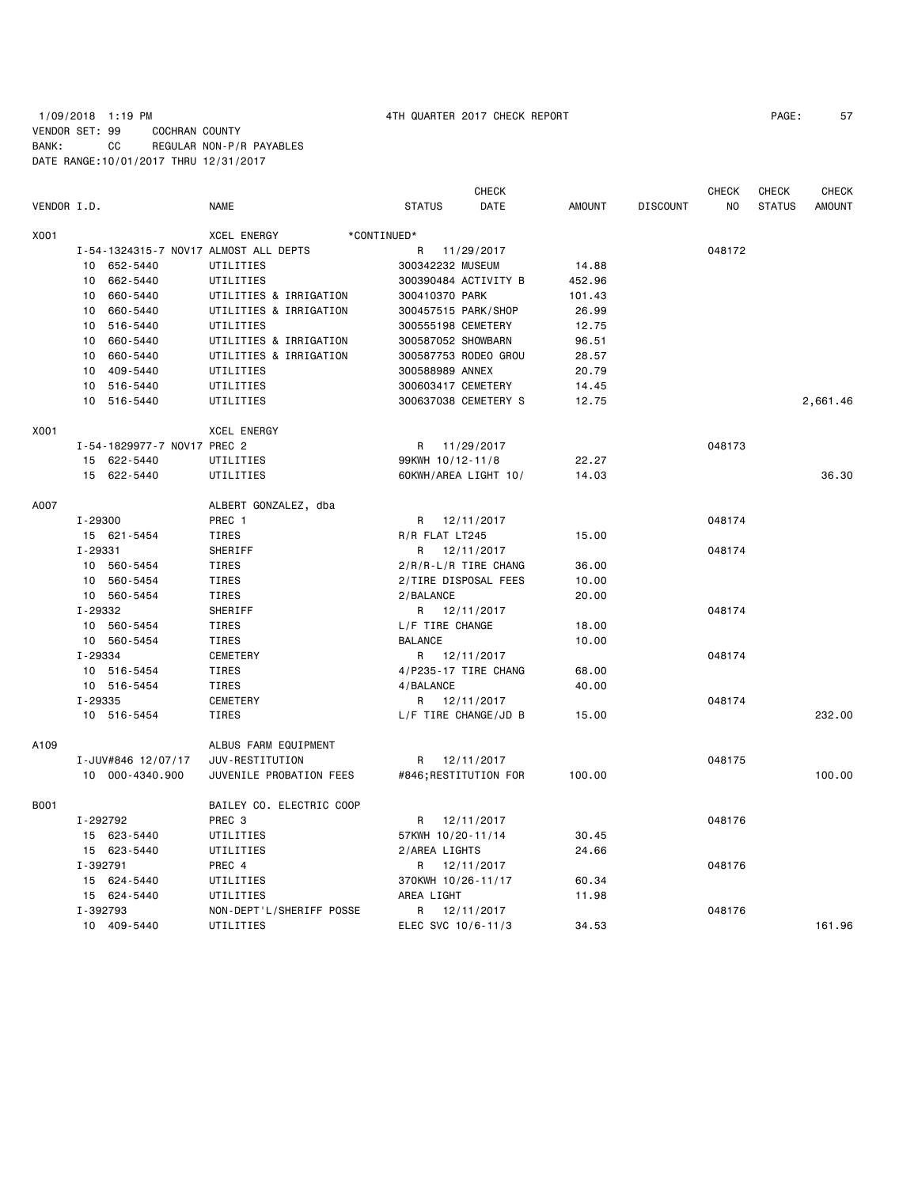1/09/2018 1:19 PM 4TH QUARTER 2017 CHECK REPORT

VENDOR SET: 99 COCHRAN COUNTY
BANK: CC REGULAR NON-P/R PAYABLES
DATE RANGE:10/01/2017 THRU 12/31/2017

| VENDOR I.D. | NAME | STATUS | CHECK DATE | AMOUNT | DISCOUNT | CHECK NO | CHECK STATUS | CHECK AMOUNT |
|---|---|---|---|---|---|---|---|---|
| X001 | XCEL ENERGY *CONTINUED* | | | | | | | |
| I-54-1324315-7 NOV17 | ALMOST ALL DEPTS | R | 11/29/2017 | | | 048172 | | |
| 10 652-5440 | UTILITIES | 300342232 MUSEUM | | 14.88 | | | | |
| 10 662-5440 | UTILITIES | 300390484 ACTIVITY B | | 452.96 | | | | |
| 10 660-5440 | UTILITIES & IRRIGATION | 300410370 PARK | | 101.43 | | | | |
| 10 660-5440 | UTILITIES & IRRIGATION | 300457515 PARK/SHOP | | 26.99 | | | | |
| 10 516-5440 | UTILITIES | 300555198 CEMETERY | | 12.75 | | | | |
| 10 660-5440 | UTILITIES & IRRIGATION | 300587052 SHOWBARN | | 96.51 | | | | |
| 10 660-5440 | UTILITIES & IRRIGATION | 300587753 RODEO GROU | | 28.57 | | | | |
| 10 409-5440 | UTILITIES | 300588989 ANNEX | | 20.79 | | | | |
| 10 516-5440 | UTILITIES | 300603417 CEMETERY | | 14.45 | | | | |
| 10 516-5440 | UTILITIES | 300637038 CEMETERY S | | 12.75 | | | | 2,661.46 |
| X001 | XCEL ENERGY | | | | | | | |
| I-54-1829977-7 NOV17 | PREC 2 | R | 11/29/2017 | | | 048173 | | |
| 15 622-5440 | UTILITIES | 99KWH 10/12-11/8 | | 22.27 | | | | |
| 15 622-5440 | UTILITIES | 60KWH/AREA LIGHT 10/ | | 14.03 | | | | 36.30 |
| A007 | ALBERT GONZALEZ, dba | | | | | | | |
| I-29300 | PREC 1 | R | 12/11/2017 | | | 048174 | | |
| 15 621-5454 | TIRES | R/R FLAT LT245 | | 15.00 | | | | |
| I-29331 | SHERIFF | R | 12/11/2017 | | | 048174 | | |
| 10 560-5454 | TIRES | 2/R/R-L/R TIRE CHANG | | 36.00 | | | | |
| 10 560-5454 | TIRES | 2/TIRE DISPOSAL FEES | | 10.00 | | | | |
| 10 560-5454 | TIRES | 2/BALANCE | | 20.00 | | | | |
| I-29332 | SHERIFF | R | 12/11/2017 | | | 048174 | | |
| 10 560-5454 | TIRES | L/F TIRE CHANGE | | 18.00 | | | | |
| 10 560-5454 | TIRES | BALANCE | | 10.00 | | | | |
| I-29334 | CEMETERY | R | 12/11/2017 | | | 048174 | | |
| 10 516-5454 | TIRES | 4/P235-17 TIRE CHANG | | 68.00 | | | | |
| 10 516-5454 | TIRES | 4/BALANCE | | 40.00 | | | | |
| I-29335 | CEMETERY | R | 12/11/2017 | | | 048174 | | |
| 10 516-5454 | TIRES | L/F TIRE CHANGE/JD B | | 15.00 | | | | 232.00 |
| A109 | ALBUS FARM EQUIPMENT | | | | | | | |
| I-JUV#846 12/07/17 | JUV-RESTITUTION | R | 12/11/2017 | | | 048175 | | |
| 10 000-4340.900 | JUVENILE PROBATION FEES | #846;RESTITUTION FOR | | 100.00 | | | | 100.00 |
| B001 | BAILEY CO. ELECTRIC COOP | | | | | | | |
| I-292792 | PREC 3 | R | 12/11/2017 | | | 048176 | | |
| 15 623-5440 | UTILITIES | 57KWH 10/20-11/14 | | 30.45 | | | | |
| 15 623-5440 | UTILITIES | 2/AREA LIGHTS | | 24.66 | | | | |
| I-392791 | PREC 4 | R | 12/11/2017 | | | 048176 | | |
| 15 624-5440 | UTILITIES | 370KWH 10/26-11/17 | | 60.34 | | | | |
| 15 624-5440 | UTILITIES | AREA LIGHT | | 11.98 | | | | |
| I-392793 | NON-DEPT'L/SHERIFF POSSE | R | 12/11/2017 | | | 048176 | | |
| 10 409-5440 | UTILITIES | ELEC SVC 10/6-11/3 | | 34.53 | | | | 161.96 |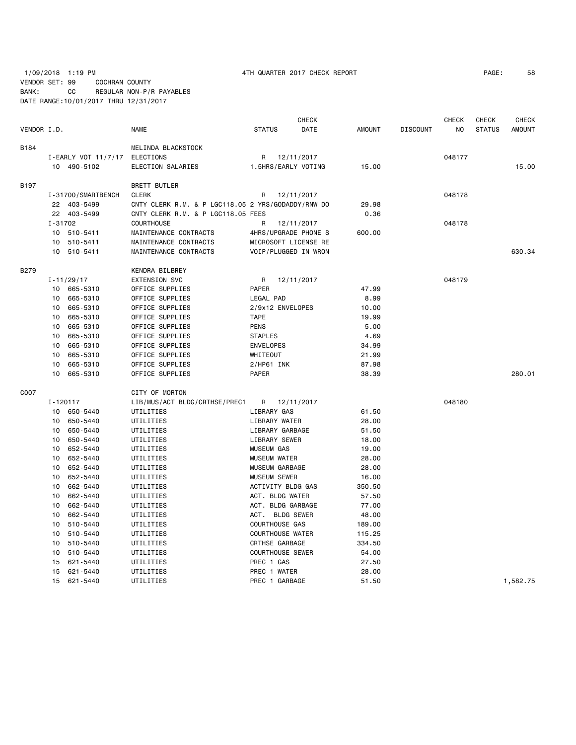1/09/2018 1:19 PM 4TH QUARTER 2017 CHECK REPORT

VENDOR SET: 99 COCHRAN COUNTY
BANK: CC REGULAR NON-P/R PAYABLES
DATE RANGE:10/01/2017 THRU 12/31/2017

| VENDOR I.D. | | NAME | STATUS | CHECK DATE | AMOUNT | DISCOUNT | CHECK NO | CHECK STATUS | CHECK AMOUNT |
|---|---|---|---|---|---|---|---|---|---|
| B184 | | MELINDA BLACKSTOCK | | | | | | | |
| | I-EARLY VOT 11/7/17 | ELECTIONS | R | 12/11/2017 | | | 048177 | | |
| | 10 490-5102 | ELECTION SALARIES | 1.5HRS/EARLY VOTING | | 15.00 | | | | 15.00 |
| B197 | | BRETT BUTLER | | | | | | | |
| | I-31700/SMARTBENCH | CLERK | R | 12/11/2017 | | | 048178 | | |
| | 22 403-5499 | CNTY CLERK R.M. & P LGC118.05 2 YRS/GODADDY/RNW DO | | | 29.98 | | | | |
| | 22 403-5499 | CNTY CLERK R.M. & P LGC118.05 FEES | | | 0.36 | | | | |
| | I-31702 | COURTHOUSE | R | 12/11/2017 | | | 048178 | | |
| | 10 510-5411 | MAINTENANCE CONTRACTS | 4HRS/UPGRADE PHONE S | | 600.00 | | | | |
| | 10 510-5411 | MAINTENANCE CONTRACTS | MICROSOFT LICENSE RE | | | | | | |
| | 10 510-5411 | MAINTENANCE CONTRACTS | VOIP/PLUGGED IN WRON | | | | | | 630.34 |
| B279 | | KENDRA BILBREY | | | | | | | |
| | I-11/29/17 | EXTENSION SVC | R | 12/11/2017 | | | 048179 | | |
| | 10 665-5310 | OFFICE SUPPLIES | PAPER | | 47.99 | | | | |
| | 10 665-5310 | OFFICE SUPPLIES | LEGAL PAD | | 8.99 | | | | |
| | 10 665-5310 | OFFICE SUPPLIES | 2/9x12 ENVELOPES | | 10.00 | | | | |
| | 10 665-5310 | OFFICE SUPPLIES | TAPE | | 19.99 | | | | |
| | 10 665-5310 | OFFICE SUPPLIES | PENS | | 5.00 | | | | |
| | 10 665-5310 | OFFICE SUPPLIES | STAPLES | | 4.69 | | | | |
| | 10 665-5310 | OFFICE SUPPLIES | ENVELOPES | | 34.99 | | | | |
| | 10 665-5310 | OFFICE SUPPLIES | WHITEOUT | | 21.99 | | | | |
| | 10 665-5310 | OFFICE SUPPLIES | 2/HP61 INK | | 87.98 | | | | |
| | 10 665-5310 | OFFICE SUPPLIES | PAPER | | 38.39 | | | | 280.01 |
| C007 | | CITY OF MORTON | | | | | | | |
| | I-120117 | LIB/MUS/ACT BLDG/CRTHSE/PREC1 | R | 12/11/2017 | | | 048180 | | |
| | 10 650-5440 | UTILITIES | LIBRARY GAS | | 61.50 | | | | |
| | 10 650-5440 | UTILITIES | LIBRARY WATER | | 28.00 | | | | |
| | 10 650-5440 | UTILITIES | LIBRARY GARBAGE | | 51.50 | | | | |
| | 10 650-5440 | UTILITIES | LIBRARY SEWER | | 18.00 | | | | |
| | 10 652-5440 | UTILITIES | MUSEUM GAS | | 19.00 | | | | |
| | 10 652-5440 | UTILITIES | MUSEUM WATER | | 28.00 | | | | |
| | 10 652-5440 | UTILITIES | MUSEUM GARBAGE | | 28.00 | | | | |
| | 10 652-5440 | UTILITIES | MUSEUM SEWER | | 16.00 | | | | |
| | 10 662-5440 | UTILITIES | ACTIVITY BLDG GAS | | 350.50 | | | | |
| | 10 662-5440 | UTILITIES | ACT. BLDG WATER | | 57.50 | | | | |
| | 10 662-5440 | UTILITIES | ACT. BLDG GARBAGE | | 77.00 | | | | |
| | 10 662-5440 | UTILITIES | ACT. BLDG SEWER | | 48.00 | | | | |
| | 10 510-5440 | UTILITIES | COURTHOUSE GAS | | 189.00 | | | | |
| | 10 510-5440 | UTILITIES | COURTHOUSE WATER | | 115.25 | | | | |
| | 10 510-5440 | UTILITIES | CRTHSE GARBAGE | | 334.50 | | | | |
| | 10 510-5440 | UTILITIES | COURTHOUSE SEWER | | 54.00 | | | | |
| | 15 621-5440 | UTILITIES | PREC 1 GAS | | 27.50 | | | | |
| | 15 621-5440 | UTILITIES | PREC 1 WATER | | 28.00 | | | | |
| | 15 621-5440 | UTILITIES | PREC 1 GARBAGE | | 51.50 | | | | 1,582.75 |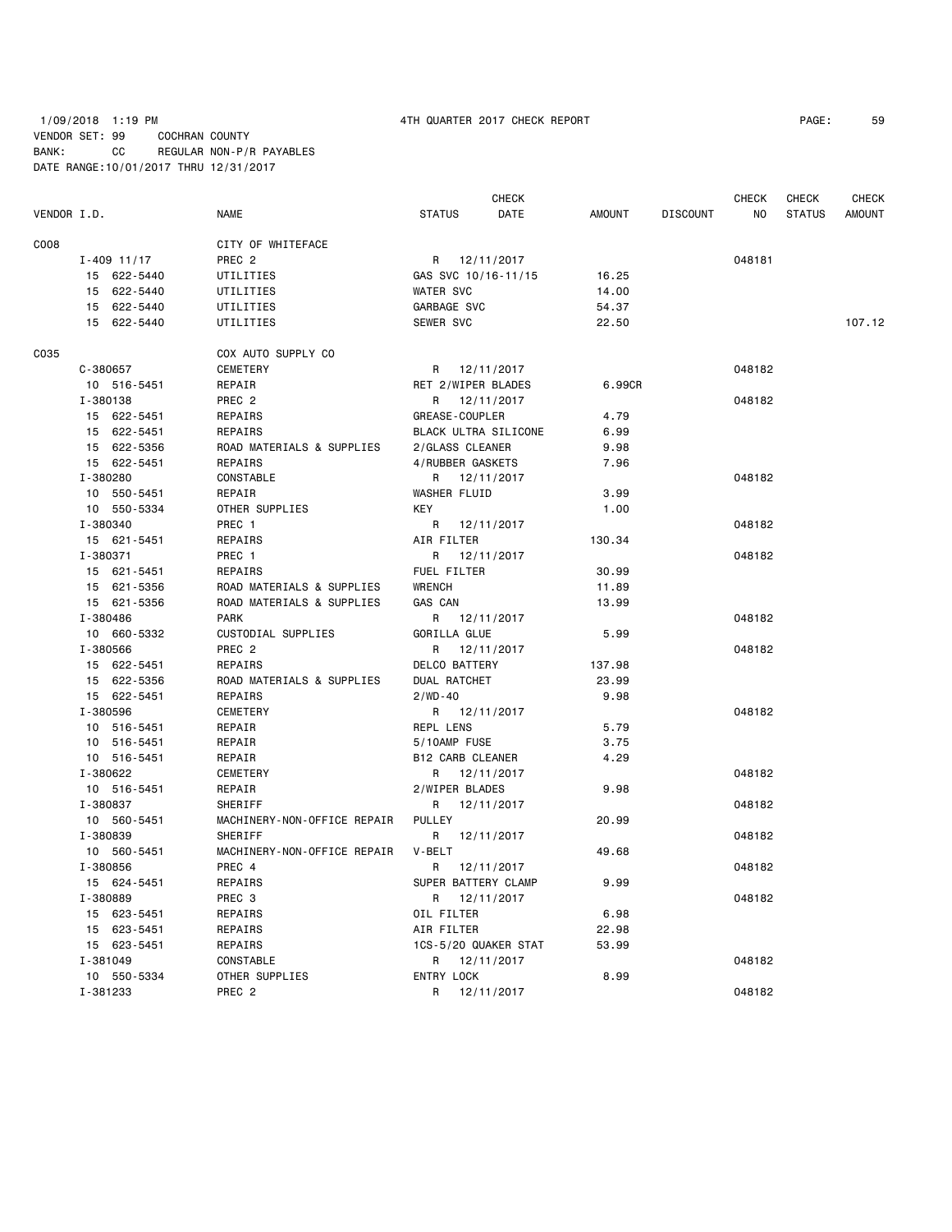1/09/2018 1:19 PM 4TH QUARTER 2017 CHECK REPORT PAGE: 59
VENDOR SET: 99 COCHRAN COUNTY
BANK: CC REGULAR NON-P/R PAYABLES
DATE RANGE:10/01/2017 THRU 12/31/2017

| VENDOR I.D. | NAME | STATUS | CHECK DATE | AMOUNT | DISCOUNT | CHECK NO | CHECK STATUS | CHECK AMOUNT |
|---|---|---|---|---|---|---|---|---|
| C008 | CITY OF WHITEFACE | | | | | | | |
| I-409 11/17 | PREC 2 | R | 12/11/2017 | | | 048181 | | |
| 15 622-5440 | UTILITIES | GAS SVC 10/16-11/15 | | 16.25 | | | | |
| 15 622-5440 | UTILITIES | WATER SVC | | 14.00 | | | | |
| 15 622-5440 | UTILITIES | GARBAGE SVC | | 54.37 | | | | |
| 15 622-5440 | UTILITIES | SEWER SVC | | 22.50 | | | | 107.12 |
| C035 | COX AUTO SUPPLY CO | | | | | | | |
| C-380657 | CEMETERY | R | 12/11/2017 | | | 048182 | | |
| 10 516-5451 | REPAIR | RET 2/WIPER BLADES | | 6.99CR | | | | |
| I-380138 | PREC 2 | R | 12/11/2017 | | | 048182 | | |
| 15 622-5451 | REPAIRS | GREASE-COUPLER | | 4.79 | | | | |
| 15 622-5451 | REPAIRS | BLACK ULTRA SILICONE | | 6.99 | | | | |
| 15 622-5356 | ROAD MATERIALS & SUPPLIES | 2/GLASS CLEANER | | 9.98 | | | | |
| 15 622-5451 | REPAIRS | 4/RUBBER GASKETS | | 7.96 | | | | |
| I-380280 | CONSTABLE | R | 12/11/2017 | | | 048182 | | |
| 10 550-5451 | REPAIR | WASHER FLUID | | 3.99 | | | | |
| 10 550-5334 | OTHER SUPPLIES | KEY | | 1.00 | | | | |
| I-380340 | PREC 1 | R | 12/11/2017 | | | 048182 | | |
| 15 621-5451 | REPAIRS | AIR FILTER | | 130.34 | | | | |
| I-380371 | PREC 1 | R | 12/11/2017 | | | 048182 | | |
| 15 621-5451 | REPAIRS | FUEL FILTER | | 30.99 | | | | |
| 15 621-5356 | ROAD MATERIALS & SUPPLIES | WRENCH | | 11.89 | | | | |
| 15 621-5356 | ROAD MATERIALS & SUPPLIES | GAS CAN | | 13.99 | | | | |
| I-380486 | PARK | R | 12/11/2017 | | | 048182 | | |
| 10 660-5332 | CUSTODIAL SUPPLIES | GORILLA GLUE | | 5.99 | | | | |
| I-380566 | PREC 2 | R | 12/11/2017 | | | 048182 | | |
| 15 622-5451 | REPAIRS | DELCO BATTERY | | 137.98 | | | | |
| 15 622-5356 | ROAD MATERIALS & SUPPLIES | DUAL RATCHET | | 23.99 | | | | |
| 15 622-5451 | REPAIRS | 2/WD-40 | | 9.98 | | | | |
| I-380596 | CEMETERY | R | 12/11/2017 | | | 048182 | | |
| 10 516-5451 | REPAIR | REPL LENS | | 5.79 | | | | |
| 10 516-5451 | REPAIR | 5/10AMP FUSE | | 3.75 | | | | |
| 10 516-5451 | REPAIR | B12 CARB CLEANER | | 4.29 | | | | |
| I-380622 | CEMETERY | R | 12/11/2017 | | | 048182 | | |
| 10 516-5451 | REPAIR | 2/WIPER BLADES | | 9.98 | | | | |
| I-380837 | SHERIFF | R | 12/11/2017 | | | 048182 | | |
| 10 560-5451 | MACHINERY-NON-OFFICE REPAIR | PULLEY | | 20.99 | | | | |
| I-380839 | SHERIFF | R | 12/11/2017 | | | 048182 | | |
| 10 560-5451 | MACHINERY-NON-OFFICE REPAIR | V-BELT | | 49.68 | | | | |
| I-380856 | PREC 4 | R | 12/11/2017 | | | 048182 | | |
| 15 624-5451 | REPAIRS | SUPER BATTERY CLAMP | | 9.99 | | | | |
| I-380889 | PREC 3 | R | 12/11/2017 | | | 048182 | | |
| 15 623-5451 | REPAIRS | OIL FILTER | | 6.98 | | | | |
| 15 623-5451 | REPAIRS | AIR FILTER | | 22.98 | | | | |
| 15 623-5451 | REPAIRS | 1CS-5/20 QUAKER STAT | | 53.99 | | | | |
| I-381049 | CONSTABLE | R | 12/11/2017 | | | 048182 | | |
| 10 550-5334 | OTHER SUPPLIES | ENTRY LOCK | | 8.99 | | | | |
| I-381233 | PREC 2 | R | 12/11/2017 | | | 048182 | | |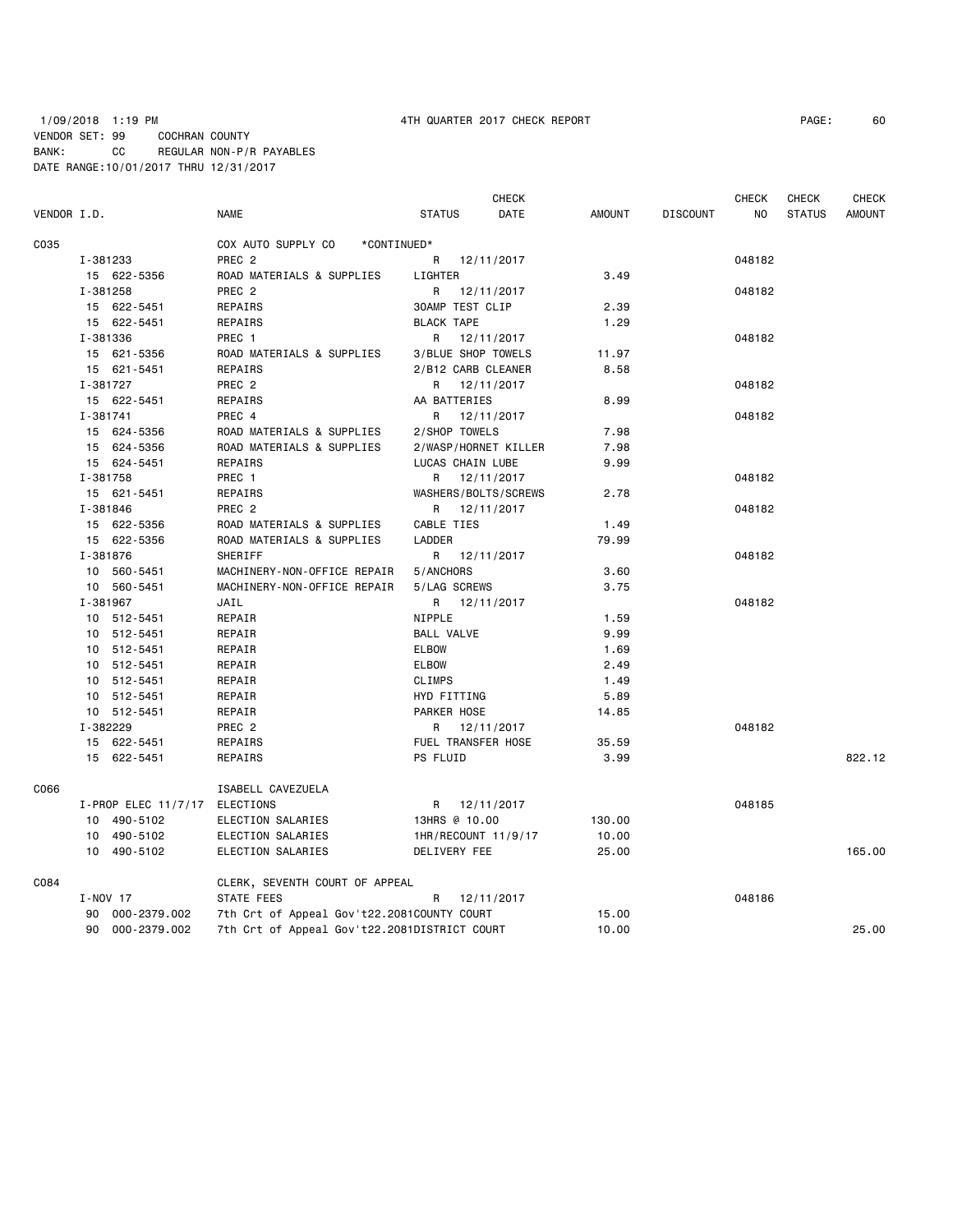1/09/2018 1:19 PM 4TH QUARTER 2017 CHECK REPORT

VENDOR SET: 99 COCHRAN COUNTY
BANK: CC REGULAR NON-P/R PAYABLES
DATE RANGE:10/01/2017 THRU 12/31/2017

| VENDOR I.D. | NAME | STATUS | CHECK DATE | AMOUNT | DISCOUNT | CHECK NO | CHECK STATUS | CHECK AMOUNT |
|---|---|---|---|---|---|---|---|---|
| C035 | COX AUTO SUPPLY CO *CONTINUED* | | | | | | | |
| I-381233 | PREC 2 | R | 12/11/2017 | | | 048182 | | |
| 15 622-5356 | ROAD MATERIALS & SUPPLIES | LIGHTER | | 3.49 | | | | |
| I-381258 | PREC 2 | R | 12/11/2017 | | | 048182 | | |
| 15 622-5451 | REPAIRS | 30AMP TEST CLIP | | 2.39 | | | | |
| 15 622-5451 | REPAIRS | BLACK TAPE | | 1.29 | | | | |
| I-381336 | PREC 1 | R | 12/11/2017 | | | 048182 | | |
| 15 621-5356 | ROAD MATERIALS & SUPPLIES | 3/BLUE SHOP TOWELS | | 11.97 | | | | |
| 15 621-5451 | REPAIRS | 2/B12 CARB CLEANER | | 8.58 | | | | |
| I-381727 | PREC 2 | R | 12/11/2017 | | | 048182 | | |
| 15 622-5451 | REPAIRS | AA BATTERIES | | 8.99 | | | | |
| I-381741 | PREC 4 | R | 12/11/2017 | | | 048182 | | |
| 15 624-5356 | ROAD MATERIALS & SUPPLIES | 2/SHOP TOWELS | | 7.98 | | | | |
| 15 624-5356 | ROAD MATERIALS & SUPPLIES | 2/WASP/HORNET KILLER | | 7.98 | | | | |
| 15 624-5451 | REPAIRS | LUCAS CHAIN LUBE | | 9.99 | | | | |
| I-381758 | PREC 1 | R | 12/11/2017 | | | 048182 | | |
| 15 621-5451 | REPAIRS | WASHERS/BOLTS/SCREWS | | 2.78 | | | | |
| I-381846 | PREC 2 | R | 12/11/2017 | | | 048182 | | |
| 15 622-5356 | ROAD MATERIALS & SUPPLIES | CABLE TIES | | 1.49 | | | | |
| 15 622-5356 | ROAD MATERIALS & SUPPLIES | LADDER | | 79.99 | | | | |
| I-381876 | SHERIFF | R | 12/11/2017 | | | 048182 | | |
| 10 560-5451 | MACHINERY-NON-OFFICE REPAIR | 5/ANCHORS | | 3.60 | | | | |
| 10 560-5451 | MACHINERY-NON-OFFICE REPAIR | 5/LAG SCREWS | | 3.75 | | | | |
| I-381967 | JAIL | R | 12/11/2017 | | | 048182 | | |
| 10 512-5451 | REPAIR | NIPPLE | | 1.59 | | | | |
| 10 512-5451 | REPAIR | BALL VALVE | | 9.99 | | | | |
| 10 512-5451 | REPAIR | ELBOW | | 1.69 | | | | |
| 10 512-5451 | REPAIR | ELBOW | | 2.49 | | | | |
| 10 512-5451 | REPAIR | CLIMPS | | 1.49 | | | | |
| 10 512-5451 | REPAIR | HYD FITTING | | 5.89 | | | | |
| 10 512-5451 | REPAIR | PARKER HOSE | | 14.85 | | | | |
| I-382229 | PREC 2 | R | 12/11/2017 | | | 048182 | | |
| 15 622-5451 | REPAIRS | FUEL TRANSFER HOSE | | 35.59 | | | | |
| 15 622-5451 | REPAIRS | PS FLUID | | 3.99 | | | | 822.12 |
| C066 | ISABELL CAVEZUELA | | | | | | | |
| I-PROP ELEC 11/7/17 | ELECTIONS | R | 12/11/2017 | | | 048185 | | |
| 10 490-5102 | ELECTION SALARIES | 13HRS @ 10.00 | | 130.00 | | | | |
| 10 490-5102 | ELECTION SALARIES | 1HR/RECOUNT 11/9/17 | | 10.00 | | | | |
| 10 490-5102 | ELECTION SALARIES | DELIVERY FEE | | 25.00 | | | | 165.00 |
| C084 | CLERK, SEVENTH COURT OF APPEAL | | | | | | | |
| I-NOV 17 | STATE FEES | R | 12/11/2017 | | | 048186 | | |
| 90 000-2379.002 | 7th Crt of Appeal Gov't22.2081 | COUNTY COURT | | 15.00 | | | | |
| 90 000-2379.002 | 7th Crt of Appeal Gov't22.2081 | DISTRICT COURT | | 10.00 | | | | 25.00 |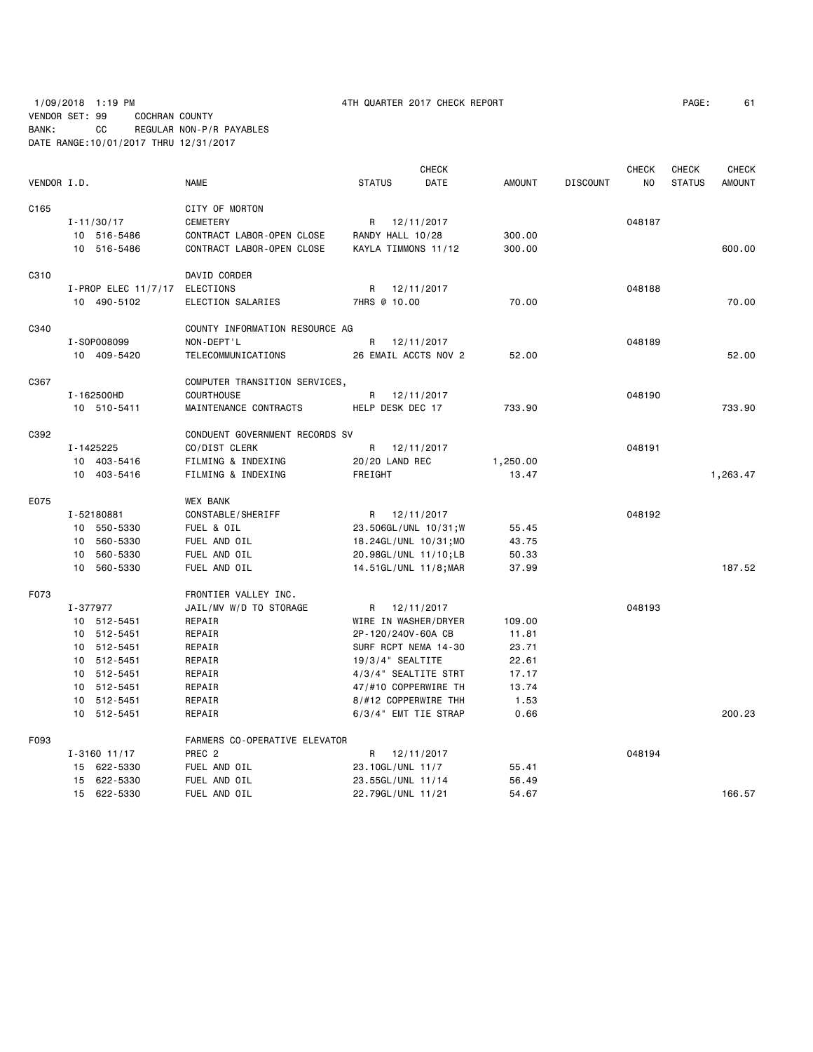1/09/2018 1:19 PM 4TH QUARTER 2017 CHECK REPORT

VENDOR SET: 99 COCHRAN COUNTY
BANK: CC REGULAR NON-P/R PAYABLES
DATE RANGE:10/01/2017 THRU 12/31/2017

| VENDOR I.D. | NAME | STATUS | CHECK DATE | AMOUNT | DISCOUNT | CHECK NO | CHECK STATUS | CHECK AMOUNT |
|---|---|---|---|---|---|---|---|---|
| C165 | CITY OF MORTON | | | | | | | |
| I-11/30/17 | CEMETERY | R | 12/11/2017 | | | 048187 | | |
| 10 516-5486 | CONTRACT LABOR-OPEN CLOSE | RANDY HALL 10/28 | | 300.00 | | | | |
| 10 516-5486 | CONTRACT LABOR-OPEN CLOSE | KAYLA TIMMONS 11/12 | | 300.00 | | | | 600.00 |
| C310 | DAVID CORDER | | | | | | | |
| I-PROP ELEC 11/7/17 | ELECTIONS | R | 12/11/2017 | | | 048188 | | |
| 10 490-5102 | ELECTION SALARIES | 7HRS @ 10.00 | | 70.00 | | | | 70.00 |
| C340 | COUNTY INFORMATION RESOURCE AG | | | | | | | |
| I-SOP008099 | NON-DEPT'L | R | 12/11/2017 | | | 048189 | | |
| 10 409-5420 | TELECOMMUNICATIONS | 26 EMAIL ACCTS NOV 2 | | 52.00 | | | | 52.00 |
| C367 | COMPUTER TRANSITION SERVICES, | | | | | | | |
| I-162500HD | COURTHOUSE | R | 12/11/2017 | | | 048190 | | |
| 10 510-5411 | MAINTENANCE CONTRACTS | HELP DESK DEC 17 | | 733.90 | | | | 733.90 |
| C392 | CONDUENT GOVERNMENT RECORDS SV | | | | | | | |
| I-1425225 | CO/DIST CLERK | R | 12/11/2017 | | | 048191 | | |
| 10 403-5416 | FILMING & INDEXING | 20/20 LAND REC | | 1,250.00 | | | | |
| 10 403-5416 | FILMING & INDEXING | FREIGHT | | 13.47 | | | | 1,263.47 |
| E075 | WEX BANK | | | | | | | |
| I-52180881 | CONSTABLE/SHERIFF | R | 12/11/2017 | | | 048192 | | |
| 10 550-5330 | FUEL & OIL | 23.506GL/UNL 10/31;W | | 55.45 | | | | |
| 10 560-5330 | FUEL AND OIL | 18.24GL/UNL 10/31;MO | | 43.75 | | | | |
| 10 560-5330 | FUEL AND OIL | 20.98GL/UNL 11/10;LB | | 50.33 | | | | |
| 10 560-5330 | FUEL AND OIL | 14.51GL/UNL 11/8;MAR | | 37.99 | | | | 187.52 |
| F073 | FRONTIER VALLEY INC. | | | | | | | |
| I-377977 | JAIL/MV W/D TO STORAGE | R | 12/11/2017 | | | 048193 | | |
| 10 512-5451 | REPAIR | WIRE IN WASHER/DRYER | | 109.00 | | | | |
| 10 512-5451 | REPAIR | 2P-120/240V-60A CB | | 11.81 | | | | |
| 10 512-5451 | REPAIR | SURF RCPT NEMA 14-30 | | 23.71 | | | | |
| 10 512-5451 | REPAIR | 19/3/4" SEALTITE | | 22.61 | | | | |
| 10 512-5451 | REPAIR | 4/3/4" SEALTITE STRT | | 17.17 | | | | |
| 10 512-5451 | REPAIR | 47/#10 COPPERWIRE TH | | 13.74 | | | | |
| 10 512-5451 | REPAIR | 8/#12 COPPERWIRE THH | | 1.53 | | | | |
| 10 512-5451 | REPAIR | 6/3/4" EMT TIE STRAP | | 0.66 | | | | 200.23 |
| F093 | FARMERS CO-OPERATIVE ELEVATOR | | | | | | | |
| I-3160 11/17 | PREC 2 | R | 12/11/2017 | | | 048194 | | |
| 15 622-5330 | FUEL AND OIL | 23.10GL/UNL 11/7 | | 55.41 | | | | |
| 15 622-5330 | FUEL AND OIL | 23.55GL/UNL 11/14 | | 56.49 | | | | |
| 15 622-5330 | FUEL AND OIL | 22.79GL/UNL 11/21 | | 54.67 | | | | 166.57 |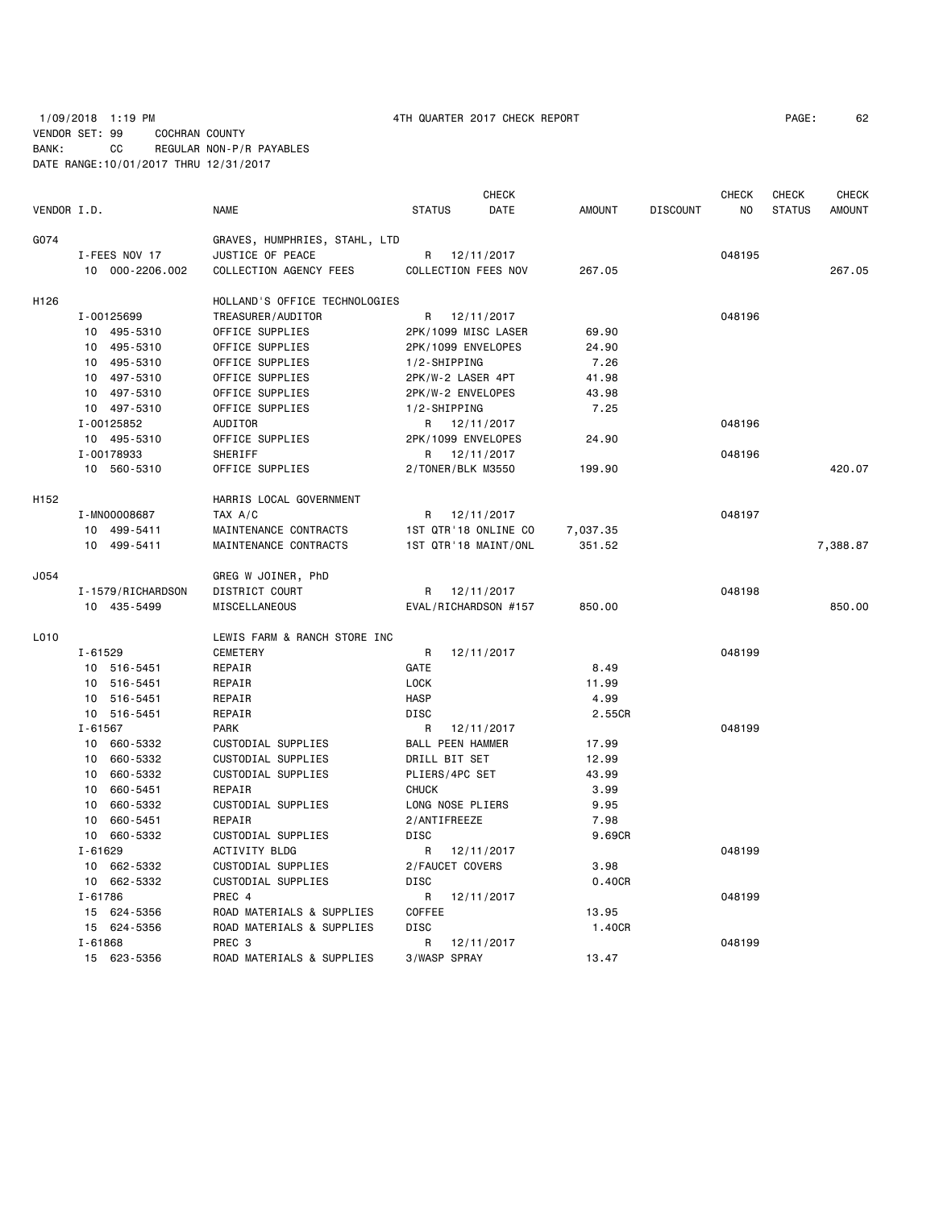1/09/2018 1:19 PM 4TH QUARTER 2017 CHECK REPORT
VENDOR SET: 99 COCHRAN COUNTY
BANK: CC REGULAR NON-P/R PAYABLES
DATE RANGE:10/01/2017 THRU 12/31/2017

| VENDOR I.D. | NAME | STATUS | CHECK DATE | AMOUNT | DISCOUNT | CHECK NO | CHECK STATUS | CHECK AMOUNT |
|---|---|---|---|---|---|---|---|---|
| G074 | GRAVES, HUMPHRIES, STAHL, LTD | | | | | | | |
| I-FEES NOV 17 | JUSTICE OF PEACE | R | 12/11/2017 | | | 048195 | | |
| 10 000-2206.002 | COLLECTION AGENCY FEES | COLLECTION FEES NOV | | 267.05 | | | | 267.05 |
| H126 | HOLLAND'S OFFICE TECHNOLOGIES | | | | | | | |
| I-00125699 | TREASURER/AUDITOR | R | 12/11/2017 | | | 048196 | | |
| 10 495-5310 | OFFICE SUPPLIES | 2PK/1099 MISC LASER | | 69.90 | | | | |
| 10 495-5310 | OFFICE SUPPLIES | 2PK/1099 ENVELOPES | | 24.90 | | | | |
| 10 495-5310 | OFFICE SUPPLIES | 1/2-SHIPPING | | 7.26 | | | | |
| 10 497-5310 | OFFICE SUPPLIES | 2PK/W-2 LASER 4PT | | 41.98 | | | | |
| 10 497-5310 | OFFICE SUPPLIES | 2PK/W-2 ENVELOPES | | 43.98 | | | | |
| 10 497-5310 | OFFICE SUPPLIES | 1/2-SHIPPING | | 7.25 | | | | |
| I-00125852 | AUDITOR | R | 12/11/2017 | | | 048196 | | |
| 10 495-5310 | OFFICE SUPPLIES | 2PK/1099 ENVELOPES | | 24.90 | | | | |
| I-00178933 | SHERIFF | R | 12/11/2017 | | | 048196 | | |
| 10 560-5310 | OFFICE SUPPLIES | 2/TONER/BLK M3550 | | 199.90 | | | | 420.07 |
| H152 | HARRIS LOCAL GOVERNMENT | | | | | | | |
| I-MN00008687 | TAX A/C | R | 12/11/2017 | | | 048197 | | |
| 10 499-5411 | MAINTENANCE CONTRACTS | 1ST QTR'18 ONLINE CO | | 7,037.35 | | | | |
| 10 499-5411 | MAINTENANCE CONTRACTS | 1ST QTR'18 MAINT/ONL | | 351.52 | | | | 7,388.87 |
| J054 | GREG W JOINER, PhD | | | | | | | |
| I-1579/RICHARDSON | DISTRICT COURT | R | 12/11/2017 | | | 048198 | | |
| 10 435-5499 | MISCELLANEOUS | EVAL/RICHARDSON #157 | | 850.00 | | | | 850.00 |
| L010 | LEWIS FARM & RANCH STORE INC | | | | | | | |
| I-61529 | CEMETERY | R | 12/11/2017 | | | 048199 | | |
| 10 516-5451 | REPAIR | GATE | | 8.49 | | | | |
| 10 516-5451 | REPAIR | LOCK | | 11.99 | | | | |
| 10 516-5451 | REPAIR | HASP | | 4.99 | | | | |
| 10 516-5451 | REPAIR | DISC | | 2.55CR | | | | |
| I-61567 | PARK | R | 12/11/2017 | | | 048199 | | |
| 10 660-5332 | CUSTODIAL SUPPLIES | BALL PEEN HAMMER | | 17.99 | | | | |
| 10 660-5332 | CUSTODIAL SUPPLIES | DRILL BIT SET | | 12.99 | | | | |
| 10 660-5332 | CUSTODIAL SUPPLIES | PLIERS/4PC SET | | 43.99 | | | | |
| 10 660-5451 | REPAIR | CHUCK | | 3.99 | | | | |
| 10 660-5332 | CUSTODIAL SUPPLIES | LONG NOSE PLIERS | | 9.95 | | | | |
| 10 660-5451 | REPAIR | 2/ANTIFREEZE | | 7.98 | | | | |
| 10 660-5332 | CUSTODIAL SUPPLIES | DISC | | 9.69CR | | | | |
| I-61629 | ACTIVITY BLDG | R | 12/11/2017 | | | 048199 | | |
| 10 662-5332 | CUSTODIAL SUPPLIES | 2/FAUCET COVERS | | 3.98 | | | | |
| 10 662-5332 | CUSTODIAL SUPPLIES | DISC | | 0.40CR | | | | |
| I-61786 | PREC 4 | R | 12/11/2017 | | | 048199 | | |
| 15 624-5356 | ROAD MATERIALS & SUPPLIES | COFFEE | | 13.95 | | | | |
| 15 624-5356 | ROAD MATERIALS & SUPPLIES | DISC | | 1.40CR | | | | |
| I-61868 | PREC 3 | R | 12/11/2017 | | | 048199 | | |
| 15 623-5356 | ROAD MATERIALS & SUPPLIES | 3/WASP SPRAY | | 13.47 | | | | |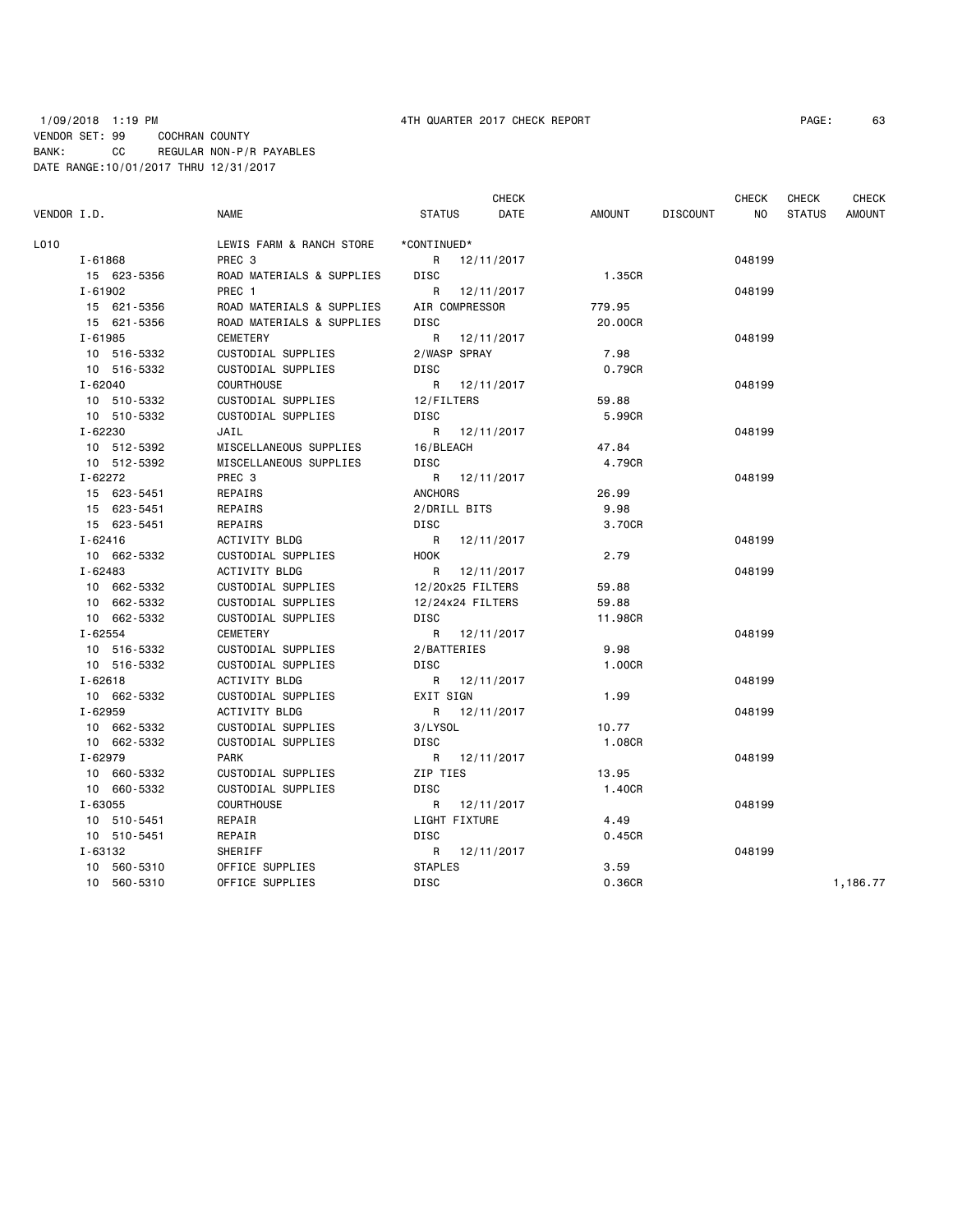1/09/2018 1:19 PM 4TH QUARTER 2017 CHECK REPORT
VENDOR SET: 99 COCHRAN COUNTY
BANK: CC REGULAR NON-P/R PAYABLES
DATE RANGE:10/01/2017 THRU 12/31/2017

| VENDOR I.D. | NAME | STATUS | CHECK DATE | AMOUNT | DISCOUNT | CHECK NO | CHECK STATUS | CHECK AMOUNT |
|---|---|---|---|---|---|---|---|---|
| L010 | LEWIS FARM & RANCH STORE | *CONTINUED* | | | | | | |
| I-61868 | PREC 3 | R | 12/11/2017 | | | 048199 | | |
| 15 623-5356 | ROAD MATERIALS & SUPPLIES | DISC | | 1.35CR | | | | |
| I-61902 | PREC 1 | R | 12/11/2017 | | | 048199 | | |
| 15 621-5356 | ROAD MATERIALS & SUPPLIES | AIR COMPRESSOR | | 779.95 | | | | |
| 15 621-5356 | ROAD MATERIALS & SUPPLIES | DISC | | 20.00CR | | | | |
| I-61985 | CEMETERY | R | 12/11/2017 | | | 048199 | | |
| 10 516-5332 | CUSTODIAL SUPPLIES | 2/WASP SPRAY | | 7.98 | | | | |
| 10 516-5332 | CUSTODIAL SUPPLIES | DISC | | 0.79CR | | | | |
| I-62040 | COURTHOUSE | R | 12/11/2017 | | | 048199 | | |
| 10 510-5332 | CUSTODIAL SUPPLIES | 12/FILTERS | | 59.88 | | | | |
| 10 510-5332 | CUSTODIAL SUPPLIES | DISC | | 5.99CR | | | | |
| I-62230 | JAIL | R | 12/11/2017 | | | 048199 | | |
| 10 512-5392 | MISCELLANEOUS SUPPLIES | 16/BLEACH | | 47.84 | | | | |
| 10 512-5392 | MISCELLANEOUS SUPPLIES | DISC | | 4.79CR | | | | |
| I-62272 | PREC 3 | R | 12/11/2017 | | | 048199 | | |
| 15 623-5451 | REPAIRS | ANCHORS | | 26.99 | | | | |
| 15 623-5451 | REPAIRS | 2/DRILL BITS | | 9.98 | | | | |
| 15 623-5451 | REPAIRS | DISC | | 3.70CR | | | | |
| I-62416 | ACTIVITY BLDG | R | 12/11/2017 | | | 048199 | | |
| 10 662-5332 | CUSTODIAL SUPPLIES | HOOK | | 2.79 | | | | |
| I-62483 | ACTIVITY BLDG | R | 12/11/2017 | | | 048199 | | |
| 10 662-5332 | CUSTODIAL SUPPLIES | 12/20x25 FILTERS | | 59.88 | | | | |
| 10 662-5332 | CUSTODIAL SUPPLIES | 12/24x24 FILTERS | | 59.88 | | | | |
| 10 662-5332 | CUSTODIAL SUPPLIES | DISC | | 11.98CR | | | | |
| I-62554 | CEMETERY | R | 12/11/2017 | | | 048199 | | |
| 10 516-5332 | CUSTODIAL SUPPLIES | 2/BATTERIES | | 9.98 | | | | |
| 10 516-5332 | CUSTODIAL SUPPLIES | DISC | | 1.00CR | | | | |
| I-62618 | ACTIVITY BLDG | R | 12/11/2017 | | | 048199 | | |
| 10 662-5332 | CUSTODIAL SUPPLIES | EXIT SIGN | | 1.99 | | | | |
| I-62959 | ACTIVITY BLDG | R | 12/11/2017 | | | 048199 | | |
| 10 662-5332 | CUSTODIAL SUPPLIES | 3/LYSOL | | 10.77 | | | | |
| 10 662-5332 | CUSTODIAL SUPPLIES | DISC | | 1.08CR | | | | |
| I-62979 | PARK | R | 12/11/2017 | | | 048199 | | |
| 10 660-5332 | CUSTODIAL SUPPLIES | ZIP TIES | | 13.95 | | | | |
| 10 660-5332 | CUSTODIAL SUPPLIES | DISC | | 1.40CR | | | | |
| I-63055 | COURTHOUSE | R | 12/11/2017 | | | 048199 | | |
| 10 510-5451 | REPAIR | LIGHT FIXTURE | | 4.49 | | | | |
| 10 510-5451 | REPAIR | DISC | | 0.45CR | | | | |
| I-63132 | SHERIFF | R | 12/11/2017 | | | 048199 | | |
| 10 560-5310 | OFFICE SUPPLIES | STAPLES | | 3.59 | | | | |
| 10 560-5310 | OFFICE SUPPLIES | DISC | | 0.36CR | | | | 1,186.77 |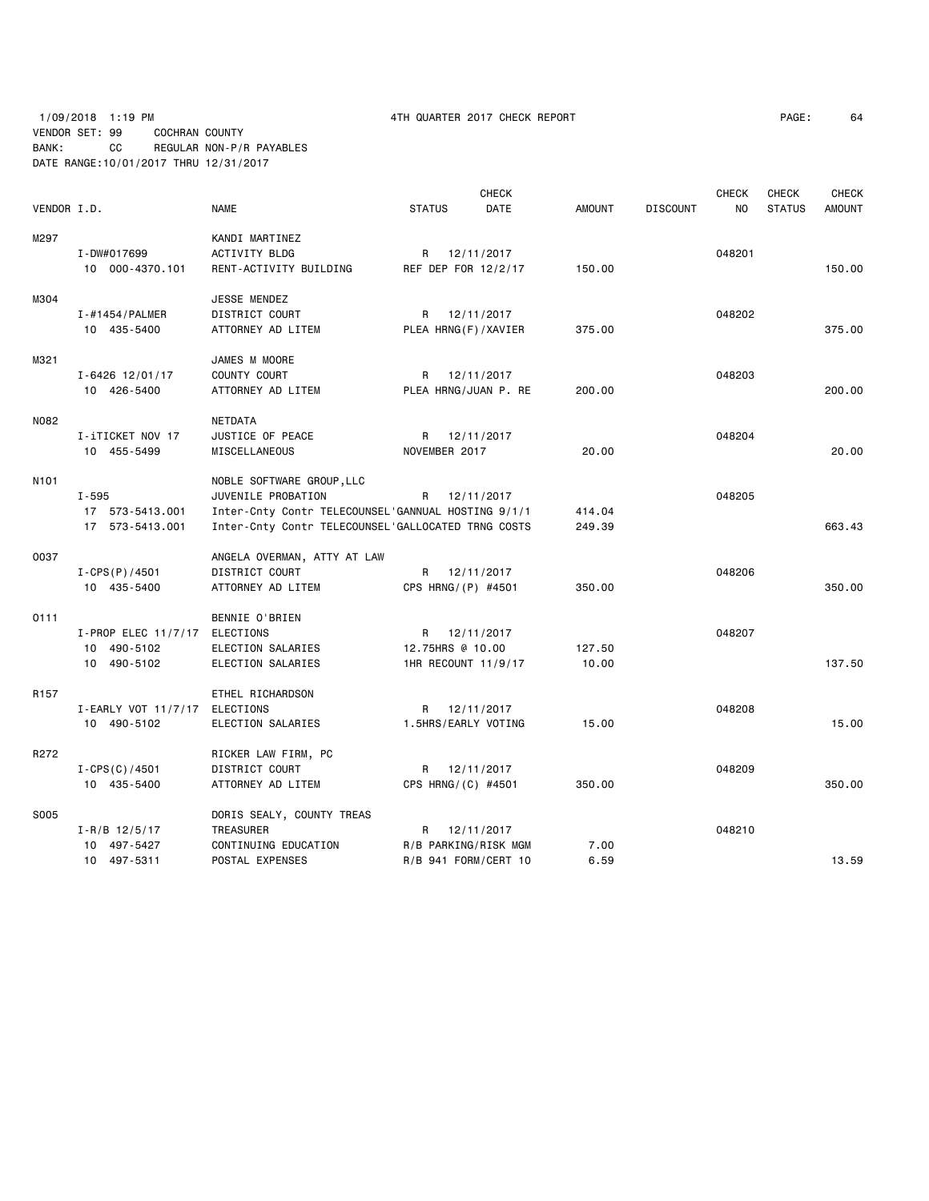1/09/2018 1:19 PM 4TH QUARTER 2017 CHECK REPORT

VENDOR SET: 99 COCHRAN COUNTY
BANK: CC REGULAR NON-P/R PAYABLES
DATE RANGE:10/01/2017 THRU 12/31/2017

| VENDOR I.D. | | NAME | STATUS | CHECK DATE | AMOUNT | DISCOUNT | CHECK NO | CHECK STATUS | CHECK AMOUNT |
|---|---|---|---|---|---|---|---|---|---|
| M297 | | KANDI MARTINEZ | | | | | | | |
| | I-DW#017699 | ACTIVITY BLDG | R | 12/11/2017 | | | 048201 | | |
| | 10 000-4370.101 | RENT-ACTIVITY BUILDING | REF DEP FOR 12/2/17 | | 150.00 | | | | 150.00 |
| M304 | | JESSE MENDEZ | | | | | | | |
| | I-#1454/PALMER | DISTRICT COURT | R | 12/11/2017 | | | 048202 | | |
| | 10 435-5400 | ATTORNEY AD LITEM | PLEA HRNG(F)/XAVIER | | 375.00 | | | | 375.00 |
| M321 | | JAMES M MOORE | | | | | | | |
| | I-6426 12/01/17 | COUNTY COURT | R | 12/11/2017 | | | 048203 | | |
| | 10 426-5400 | ATTORNEY AD LITEM | PLEA HRNG/JUAN P. RE | | 200.00 | | | | 200.00 |
| N082 | | NETDATA | | | | | | | |
| | I-iTICKET NOV 17 | JUSTICE OF PEACE | R | 12/11/2017 | | | 048204 | | |
| | 10 455-5499 | MISCELLANEOUS | NOVEMBER 2017 | | 20.00 | | | | 20.00 |
| N101 | | NOBLE SOFTWARE GROUP,LLC | | | | | | | |
| | I-595 | JUVENILE PROBATION | R | 12/11/2017 | | | 048205 | | |
| | 17 573-5413.001 | Inter-Cnty Contr TELECOUNSEL'GANNUAL HOSTING 9/1/1 | | | 414.04 | | | | |
| | 17 573-5413.001 | Inter-Cnty Contr TELECOUNSEL'GALLOCATED TRNG COSTS | | | 249.39 | | | | 663.43 |
| O037 | | ANGELA OVERMAN, ATTY AT LAW | | | | | | | |
| | I-CPS(P)/4501 | DISTRICT COURT | R | 12/11/2017 | | | 048206 | | |
| | 10 435-5400 | ATTORNEY AD LITEM | CPS HRNG/(P) #4501 | | 350.00 | | | | 350.00 |
| O111 | | BENNIE O'BRIEN | | | | | | | |
| | I-PROP ELEC 11/7/17 | ELECTIONS | R | 12/11/2017 | | | 048207 | | |
| | 10 490-5102 | ELECTION SALARIES | 12.75HRS @ 10.00 | | 127.50 | | | | |
| | 10 490-5102 | ELECTION SALARIES | 1HR RECOUNT 11/9/17 | | 10.00 | | | | 137.50 |
| R157 | | ETHEL RICHARDSON | | | | | | | |
| | I-EARLY VOT 11/7/17 | ELECTIONS | R | 12/11/2017 | | | 048208 | | |
| | 10 490-5102 | ELECTION SALARIES | 1.5HRS/EARLY VOTING | | 15.00 | | | | 15.00 |
| R272 | | RICKER LAW FIRM, PC | | | | | | | |
| | I-CPS(C)/4501 | DISTRICT COURT | R | 12/11/2017 | | | 048209 | | |
| | 10 435-5400 | ATTORNEY AD LITEM | CPS HRNG/(C) #4501 | | 350.00 | | | | 350.00 |
| S005 | | DORIS SEALY, COUNTY TREAS | | | | | | | |
| | I-R/B 12/5/17 | TREASURER | R | 12/11/2017 | | | 048210 | | |
| | 10 497-5427 | CONTINUING EDUCATION | R/B PARKING/RISK MGM | | 7.00 | | | | |
| | 10 497-5311 | POSTAL EXPENSES | R/B 941 FORM/CERT 10 | | 6.59 | | | | 13.59 |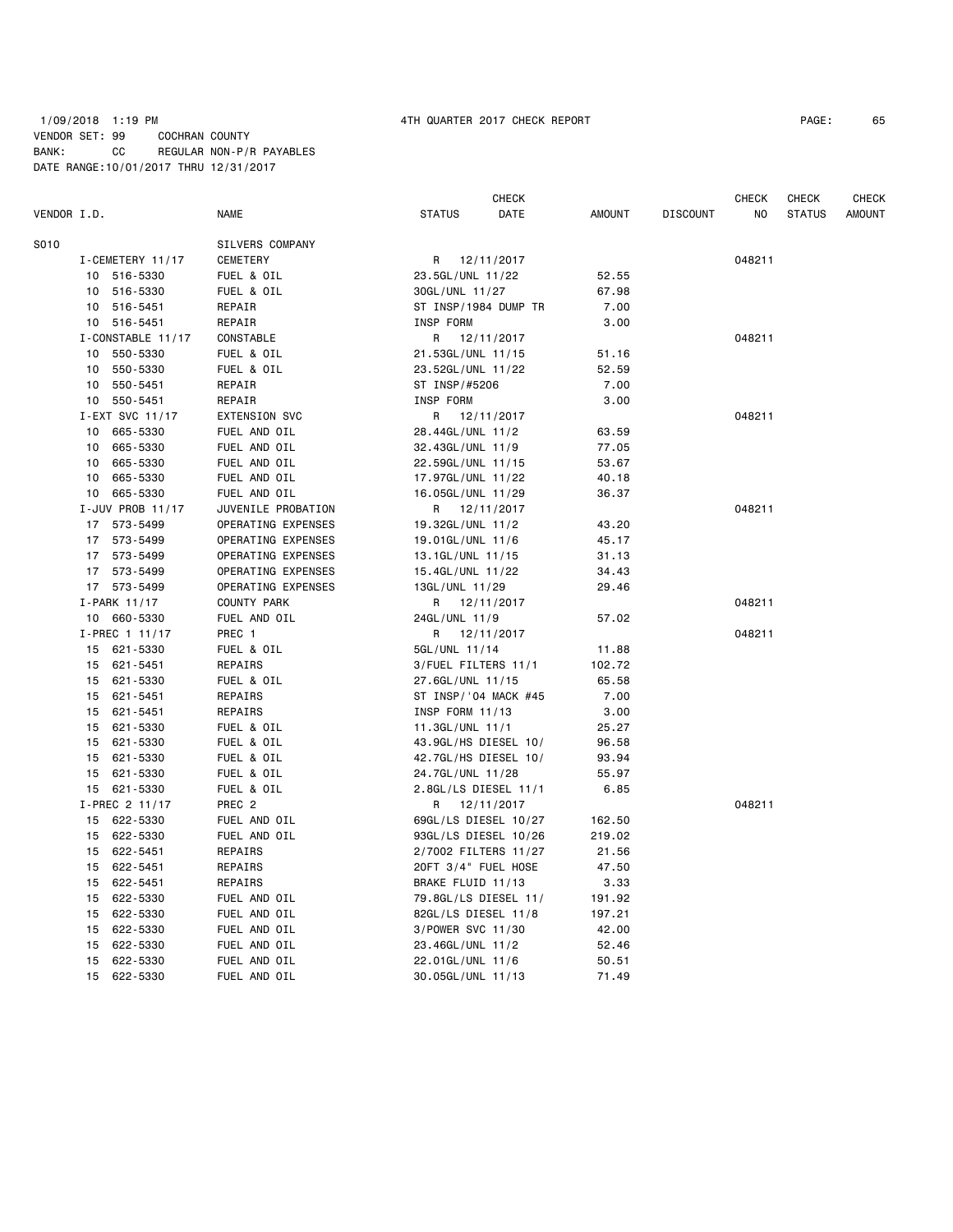1/09/2018 1:19 PM 4TH QUARTER 2017 CHECK REPORT
VENDOR SET: 99 COCHRAN COUNTY
BANK: CC REGULAR NON-P/R PAYABLES
DATE RANGE:10/01/2017 THRU 12/31/2017

| VENDOR I.D. | NAME | STATUS | CHECK DATE | AMOUNT | DISCOUNT | CHECK NO | CHECK STATUS | CHECK AMOUNT |
|---|---|---|---|---|---|---|---|---|
| S010 | SILVERS COMPANY | | | | | | | |
| I-CEMETERY 11/17 | CEMETERY | R | 12/11/2017 | | | 048211 | | |
| 10 516-5330 | FUEL & OIL | 23.5GL/UNL 11/22 | | 52.55 | | | | |
| 10 516-5330 | FUEL & OIL | 30GL/UNL 11/27 | | 67.98 | | | | |
| 10 516-5451 | REPAIR | ST INSP/1984 DUMP TR | | 7.00 | | | | |
| 10 516-5451 | REPAIR | INSP FORM | | 3.00 | | | | |
| I-CONSTABLE 11/17 | CONSTABLE | R | 12/11/2017 | | | 048211 | | |
| 10 550-5330 | FUEL & OIL | 21.53GL/UNL 11/15 | | 51.16 | | | | |
| 10 550-5330 | FUEL & OIL | 23.52GL/UNL 11/22 | | 52.59 | | | | |
| 10 550-5451 | REPAIR | ST INSP/#5206 | | 7.00 | | | | |
| 10 550-5451 | REPAIR | INSP FORM | | 3.00 | | | | |
| I-EXT SVC 11/17 | EXTENSION SVC | R | 12/11/2017 | | | 048211 | | |
| 10 665-5330 | FUEL AND OIL | 28.44GL/UNL 11/2 | | 63.59 | | | | |
| 10 665-5330 | FUEL AND OIL | 32.43GL/UNL 11/9 | | 77.05 | | | | |
| 10 665-5330 | FUEL AND OIL | 22.59GL/UNL 11/15 | | 53.67 | | | | |
| 10 665-5330 | FUEL AND OIL | 17.97GL/UNL 11/22 | | 40.18 | | | | |
| 10 665-5330 | FUEL AND OIL | 16.05GL/UNL 11/29 | | 36.37 | | | | |
| I-JUV PROB 11/17 | JUVENILE PROBATION | R | 12/11/2017 | | | 048211 | | |
| 17 573-5499 | OPERATING EXPENSES | 19.32GL/UNL 11/2 | | 43.20 | | | | |
| 17 573-5499 | OPERATING EXPENSES | 19.01GL/UNL 11/6 | | 45.17 | | | | |
| 17 573-5499 | OPERATING EXPENSES | 13.1GL/UNL 11/15 | | 31.13 | | | | |
| 17 573-5499 | OPERATING EXPENSES | 15.4GL/UNL 11/22 | | 34.43 | | | | |
| 17 573-5499 | OPERATING EXPENSES | 13GL/UNL 11/29 | | 29.46 | | | | |
| I-PARK 11/17 | COUNTY PARK | R | 12/11/2017 | | | 048211 | | |
| 10 660-5330 | FUEL AND OIL | 24GL/UNL 11/9 | | 57.02 | | | | |
| I-PREC 1 11/17 | PREC 1 | R | 12/11/2017 | | | 048211 | | |
| 15 621-5330 | FUEL & OIL | 5GL/UNL 11/14 | | 11.88 | | | | |
| 15 621-5451 | REPAIRS | 3/FUEL FILTERS 11/1 | | 102.72 | | | | |
| 15 621-5330 | FUEL & OIL | 27.6GL/UNL 11/15 | | 65.58 | | | | |
| 15 621-5451 | REPAIRS | ST INSP/'04 MACK #45 | | 7.00 | | | | |
| 15 621-5451 | REPAIRS | INSP FORM 11/13 | | 3.00 | | | | |
| 15 621-5330 | FUEL & OIL | 11.3GL/UNL 11/1 | | 25.27 | | | | |
| 15 621-5330 | FUEL & OIL | 43.9GL/HS DIESEL 10/ | | 96.58 | | | | |
| 15 621-5330 | FUEL & OIL | 42.7GL/HS DIESEL 10/ | | 93.94 | | | | |
| 15 621-5330 | FUEL & OIL | 24.7GL/UNL 11/28 | | 55.97 | | | | |
| 15 621-5330 | FUEL & OIL | 2.8GL/LS DIESEL 11/1 | | 6.85 | | | | |
| I-PREC 2 11/17 | PREC 2 | R | 12/11/2017 | | | 048211 | | |
| 15 622-5330 | FUEL AND OIL | 69GL/LS DIESEL 10/27 | | 162.50 | | | | |
| 15 622-5330 | FUEL AND OIL | 93GL/LS DIESEL 10/26 | | 219.02 | | | | |
| 15 622-5451 | REPAIRS | 2/7002 FILTERS 11/27 | | 21.56 | | | | |
| 15 622-5451 | REPAIRS | 20FT 3/4" FUEL HOSE | | 47.50 | | | | |
| 15 622-5451 | REPAIRS | BRAKE FLUID 11/13 | | 3.33 | | | | |
| 15 622-5330 | FUEL AND OIL | 79.8GL/LS DIESEL 11/ | | 191.92 | | | | |
| 15 622-5330 | FUEL AND OIL | 82GL/LS DIESEL 11/8 | | 197.21 | | | | |
| 15 622-5330 | FUEL AND OIL | 3/POWER SVC 11/30 | | 42.00 | | | | |
| 15 622-5330 | FUEL AND OIL | 23.46GL/UNL 11/2 | | 52.46 | | | | |
| 15 622-5330 | FUEL AND OIL | 22.01GL/UNL 11/6 | | 50.51 | | | | |
| 15 622-5330 | FUEL AND OIL | 30.05GL/UNL 11/13 | | 71.49 | | | | |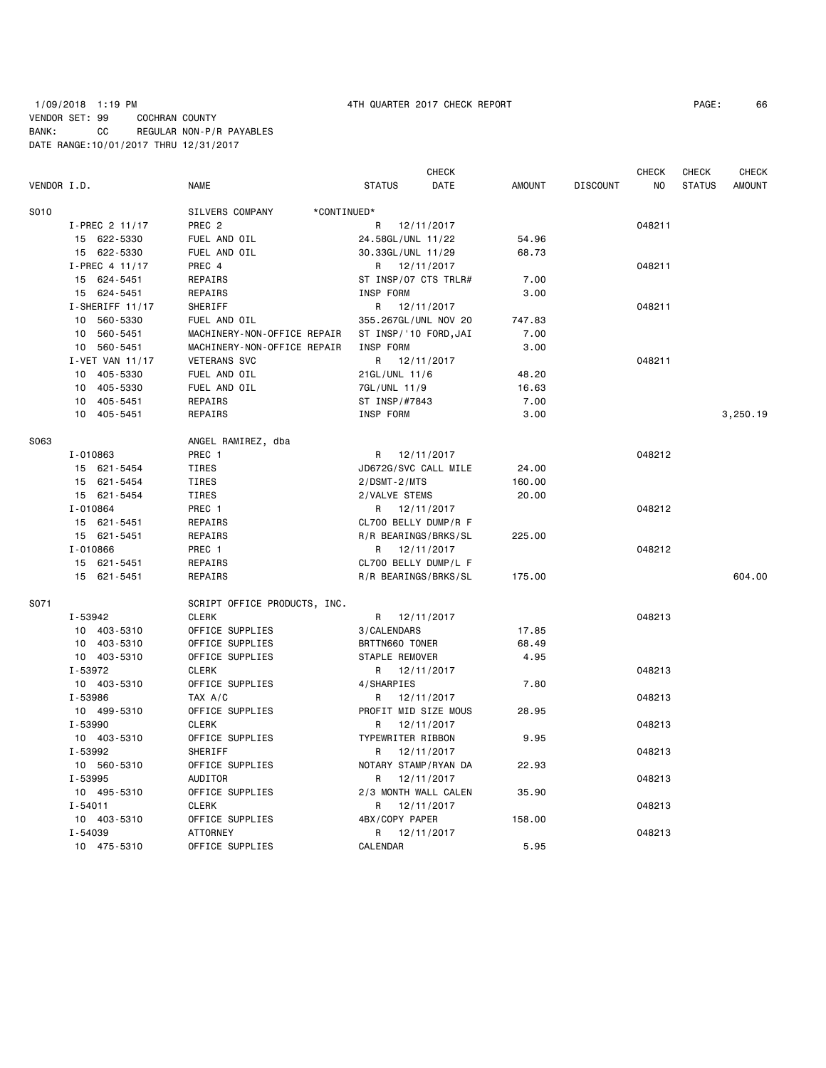1/09/2018 1:19 PM 4TH QUARTER 2017 CHECK REPORT

VENDOR SET: 99 COCHRAN COUNTY
BANK: CC REGULAR NON-P/R PAYABLES
DATE RANGE:10/01/2017 THRU 12/31/2017

| VENDOR I.D. | NAME | STATUS | CHECK DATE | AMOUNT | DISCOUNT | CHECK NO | CHECK STATUS | CHECK AMOUNT |
|---|---|---|---|---|---|---|---|---|
| S010 | SILVERS COMPANY *CONTINUED* | | | | | | | |
| I-PREC 2 11/17 | PREC 2 | R | 12/11/2017 | | | 048211 | | |
| 15 622-5330 | FUEL AND OIL | 24.58GL/UNL 11/22 | | 54.96 | | | | |
| 15 622-5330 | FUEL AND OIL | 30.33GL/UNL 11/29 | | 68.73 | | | | |
| I-PREC 4 11/17 | PREC 4 | R | 12/11/2017 | | | 048211 | | |
| 15 624-5451 | REPAIRS | ST INSP/07 CTS TRLR# | | 7.00 | | | | |
| 15 624-5451 | REPAIRS | INSP FORM | | 3.00 | | | | |
| I-SHERIFF 11/17 | SHERIFF | R | 12/11/2017 | | | 048211 | | |
| 10 560-5330 | FUEL AND OIL | 355.267GL/UNL NOV 20 | | 747.83 | | | | |
| 10 560-5451 | MACHINERY-NON-OFFICE REPAIR | ST INSP/'10 FORD,JAI | | 7.00 | | | | |
| 10 560-5451 | MACHINERY-NON-OFFICE REPAIR | INSP FORM | | 3.00 | | | | |
| I-VET VAN 11/17 | VETERANS SVC | R | 12/11/2017 | | | 048211 | | |
| 10 405-5330 | FUEL AND OIL | 21GL/UNL 11/6 | | 48.20 | | | | |
| 10 405-5330 | FUEL AND OIL | 7GL/UNL 11/9 | | 16.63 | | | | |
| 10 405-5451 | REPAIRS | ST INSP/#7843 | | 7.00 | | | | |
| 10 405-5451 | REPAIRS | INSP FORM | | 3.00 | | | | 3,250.19 |
| S063 | ANGEL RAMIREZ, dba | | | | | | | |
| I-010863 | PREC 1 | R | 12/11/2017 | | | 048212 | | |
| 15 621-5454 | TIRES | JD672G/SVC CALL MILE | | 24.00 | | | | |
| 15 621-5454 | TIRES | 2/DSMT-2/MTS | | 160.00 | | | | |
| 15 621-5454 | TIRES | 2/VALVE STEMS | | 20.00 | | | | |
| I-010864 | PREC 1 | R | 12/11/2017 | | | 048212 | | |
| 15 621-5451 | REPAIRS | CL700 BELLY DUMP/R F | | | | | | |
| 15 621-5451 | REPAIRS | R/R BEARINGS/BRKS/SL | | 225.00 | | | | |
| I-010866 | PREC 1 | R | 12/11/2017 | | | 048212 | | |
| 15 621-5451 | REPAIRS | CL700 BELLY DUMP/L F | | | | | | |
| 15 621-5451 | REPAIRS | R/R BEARINGS/BRKS/SL | | 175.00 | | | | 604.00 |
| S071 | SCRIPT OFFICE PRODUCTS, INC. | | | | | | | |
| I-53942 | CLERK | R | 12/11/2017 | | | 048213 | | |
| 10 403-5310 | OFFICE SUPPLIES | 3/CALENDARS | | 17.85 | | | | |
| 10 403-5310 | OFFICE SUPPLIES | BRTTN660 TONER | | 68.49 | | | | |
| 10 403-5310 | OFFICE SUPPLIES | STAPLE REMOVER | | 4.95 | | | | |
| I-53972 | CLERK | R | 12/11/2017 | | | 048213 | | |
| 10 403-5310 | OFFICE SUPPLIES | 4/SHARPIES | | 7.80 | | | | |
| I-53986 | TAX A/C | R | 12/11/2017 | | | 048213 | | |
| 10 499-5310 | OFFICE SUPPLIES | PROFIT MID SIZE MOUS | | 28.95 | | | | |
| I-53990 | CLERK | R | 12/11/2017 | | | 048213 | | |
| 10 403-5310 | OFFICE SUPPLIES | TYPEWRITER RIBBON | | 9.95 | | | | |
| I-53992 | SHERIFF | R | 12/11/2017 | | | 048213 | | |
| 10 560-5310 | OFFICE SUPPLIES | NOTARY STAMP/RYAN DA | | 22.93 | | | | |
| I-53995 | AUDITOR | R | 12/11/2017 | | | 048213 | | |
| 10 495-5310 | OFFICE SUPPLIES | 2/3 MONTH WALL CALEN | | 35.90 | | | | |
| I-54011 | CLERK | R | 12/11/2017 | | | 048213 | | |
| 10 403-5310 | OFFICE SUPPLIES | 4BX/COPY PAPER | | 158.00 | | | | |
| I-54039 | ATTORNEY | R | 12/11/2017 | | | 048213 | | |
| 10 475-5310 | OFFICE SUPPLIES | CALENDAR | | 5.95 | | | | |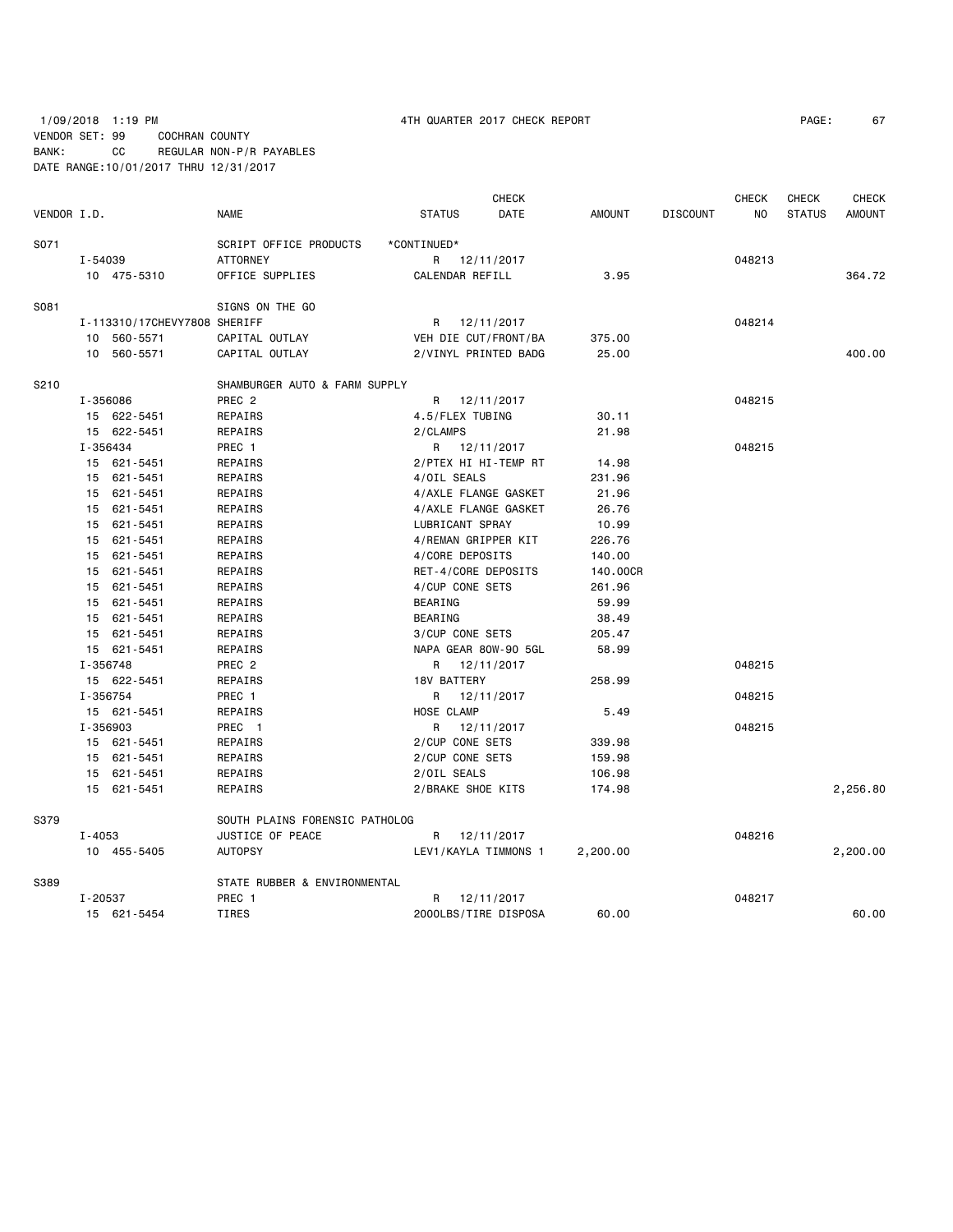1/09/2018 1:19 PM 4TH QUARTER 2017 CHECK REPORT

VENDOR SET: 99 COCHRAN COUNTY
BANK: CC REGULAR NON-P/R PAYABLES
DATE RANGE:10/01/2017 THRU 12/31/2017

| VENDOR I.D. | NAME | STATUS | CHECK DATE | AMOUNT | DISCOUNT | CHECK NO | CHECK STATUS | CHECK AMOUNT |
|---|---|---|---|---|---|---|---|---|
| S071 | SCRIPT OFFICE PRODUCTS | *CONTINUED* | | | | | | |
| I-54039 | ATTORNEY | R | 12/11/2017 | | | 048213 | | |
| 10 475-5310 | OFFICE SUPPLIES | CALENDAR REFILL | | 3.95 | | | | 364.72 |
| S081 | SIGNS ON THE GO | | | | | | | |
| I-113310/17CHEVY7808 | SHERIFF | R | 12/11/2017 | | | 048214 | | |
| 10 560-5571 | CAPITAL OUTLAY | VEH DIE CUT/FRONT/BA | | 375.00 | | | | |
| 10 560-5571 | CAPITAL OUTLAY | 2/VINYL PRINTED BADG | | 25.00 | | | | 400.00 |
| S210 | SHAMBURGER AUTO & FARM SUPPLY | | | | | | | |
| I-356086 | PREC 2 | R | 12/11/2017 | | | 048215 | | |
| 15 622-5451 | REPAIRS | 4.5/FLEX TUBING | | 30.11 | | | | |
| 15 622-5451 | REPAIRS | 2/CLAMPS | | 21.98 | | | | |
| I-356434 | PREC 1 | R | 12/11/2017 | | | 048215 | | |
| 15 621-5451 | REPAIRS | 2/PTEX HI HI-TEMP RT | | 14.98 | | | | |
| 15 621-5451 | REPAIRS | 4/OIL SEALS | | 231.96 | | | | |
| 15 621-5451 | REPAIRS | 4/AXLE FLANGE GASKET | | 21.96 | | | | |
| 15 621-5451 | REPAIRS | 4/AXLE FLANGE GASKET | | 26.76 | | | | |
| 15 621-5451 | REPAIRS | LUBRICANT SPRAY | | 10.99 | | | | |
| 15 621-5451 | REPAIRS | 4/REMAN GRIPPER KIT | | 226.76 | | | | |
| 15 621-5451 | REPAIRS | 4/CORE DEPOSITS | | 140.00 | | | | |
| 15 621-5451 | REPAIRS | RET-4/CORE DEPOSITS | | 140.00CR | | | | |
| 15 621-5451 | REPAIRS | 4/CUP CONE SETS | | 261.96 | | | | |
| 15 621-5451 | REPAIRS | BEARING | | 59.99 | | | | |
| 15 621-5451 | REPAIRS | BEARING | | 38.49 | | | | |
| 15 621-5451 | REPAIRS | 3/CUP CONE SETS | | 205.47 | | | | |
| 15 621-5451 | REPAIRS | NAPA GEAR 80W-90 5GL | | 58.99 | | | | |
| I-356748 | PREC 2 | R | 12/11/2017 | | | 048215 | | |
| 15 622-5451 | REPAIRS | 18V BATTERY | | 258.99 | | | | |
| I-356754 | PREC 1 | R | 12/11/2017 | | | 048215 | | |
| 15 621-5451 | REPAIRS | HOSE CLAMP | | 5.49 | | | | |
| I-356903 | PREC 1 | R | 12/11/2017 | | | 048215 | | |
| 15 621-5451 | REPAIRS | 2/CUP CONE SETS | | 339.98 | | | | |
| 15 621-5451 | REPAIRS | 2/CUP CONE SETS | | 159.98 | | | | |
| 15 621-5451 | REPAIRS | 2/OIL SEALS | | 106.98 | | | | |
| 15 621-5451 | REPAIRS | 2/BRAKE SHOE KITS | | 174.98 | | | | 2,256.80 |
| S379 | SOUTH PLAINS FORENSIC PATHOLOG | | | | | | | |
| I-4053 | JUSTICE OF PEACE | R | 12/11/2017 | | | 048216 | | |
| 10 455-5405 | AUTOPSY | LEV1/KAYLA TIMMONS 1 | | 2,200.00 | | | | 2,200.00 |
| S389 | STATE RUBBER & ENVIRONMENTAL | | | | | | | |
| I-20537 | PREC 1 | R | 12/11/2017 | | | 048217 | | |
| 15 621-5454 | TIRES | 2000LBS/TIRE DISPOSA | | 60.00 | | | | 60.00 |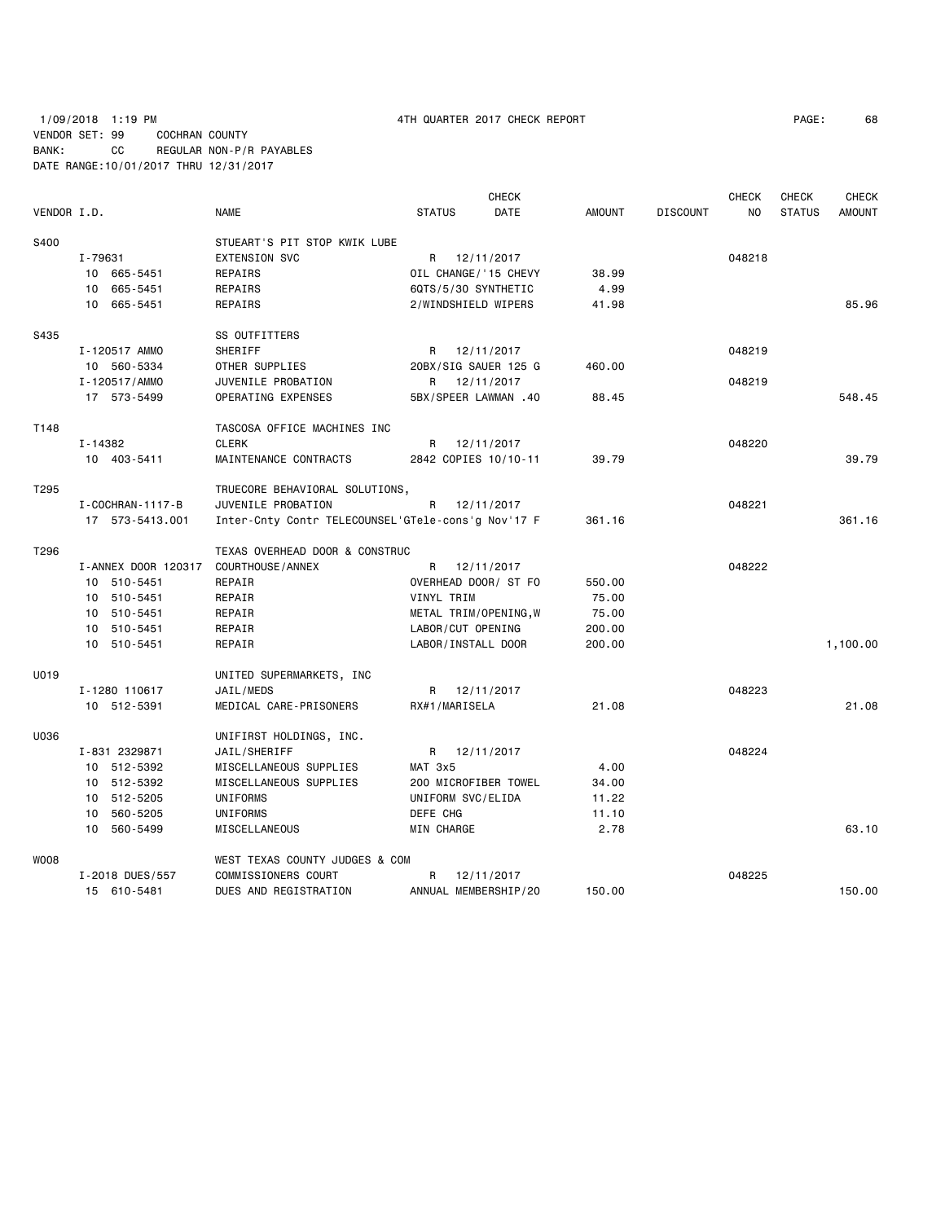1/09/2018 1:19 PM 4TH QUARTER 2017 CHECK REPORT

VENDOR SET: 99 COCHRAN COUNTY
BANK: CC REGULAR NON-P/R PAYABLES
DATE RANGE:10/01/2017 THRU 12/31/2017

| VENDOR I.D. | NAME | STATUS | CHECK DATE | AMOUNT | DISCOUNT | CHECK NO | CHECK STATUS | CHECK AMOUNT |
|---|---|---|---|---|---|---|---|---|
| S400 | STUEART'S PIT STOP KWIK LUBE | | | | | | | |
| I-79631 | EXTENSION SVC | R | 12/11/2017 | | | 048218 | | |
| 10 665-5451 | REPAIRS | OIL CHANGE/'15 CHEVY | | 38.99 | | | | |
| 10 665-5451 | REPAIRS | 6QTS/5/30 SYNTHETIC | | 4.99 | | | | |
| 10 665-5451 | REPAIRS | 2/WINDSHIELD WIPERS | | 41.98 | | | | 85.96 |
| S435 | SS OUTFITTERS | | | | | | | |
| I-120517 AMMO | SHERIFF | R | 12/11/2017 | | | 048219 | | |
| 10 560-5334 | OTHER SUPPLIES | 20BX/SIG SAUER 125 G | | 460.00 | | | | |
| I-120517/AMMO | JUVENILE PROBATION | R | 12/11/2017 | | | 048219 | | |
| 17 573-5499 | OPERATING EXPENSES | 5BX/SPEER LAWMAN .40 | | 88.45 | | | | 548.45 |
| T148 | TASCOSA OFFICE MACHINES INC | | | | | | | |
| I-14382 | CLERK | R | 12/11/2017 | | | 048220 | | |
| 10 403-5411 | MAINTENANCE CONTRACTS | 2842 COPIES 10/10-11 | | 39.79 | | | | 39.79 |
| T295 | TRUECORE BEHAVIORAL SOLUTIONS, | | | | | | | |
| I-COCHRAN-1117-B | JUVENILE PROBATION | R | 12/11/2017 | | | 048221 | | |
| 17 573-5413.001 | Inter-Cnty Contr TELECOUNSEL'GTele-cons'g Nov'17 F | | | 361.16 | | | | 361.16 |
| T296 | TEXAS OVERHEAD DOOR & CONSTRUC | | | | | | | |
| I-ANNEX DOOR 120317 | COURTHOUSE/ANNEX | R | 12/11/2017 | | | 048222 | | |
| 10 510-5451 | REPAIR | OVERHEAD DOOR/ ST FO | | 550.00 | | | | |
| 10 510-5451 | REPAIR | VINYL TRIM | | 75.00 | | | | |
| 10 510-5451 | REPAIR | METAL TRIM/OPENING,W | | 75.00 | | | | |
| 10 510-5451 | REPAIR | LABOR/CUT OPENING | | 200.00 | | | | |
| 10 510-5451 | REPAIR | LABOR/INSTALL DOOR | | 200.00 | | | | 1,100.00 |
| U019 | UNITED SUPERMARKETS, INC | | | | | | | |
| I-1280 110617 | JAIL/MEDS | R | 12/11/2017 | | | 048223 | | |
| 10 512-5391 | MEDICAL CARE-PRISONERS | RX#1/MARISELA | | 21.08 | | | | 21.08 |
| U036 | UNIFIRST HOLDINGS, INC. | | | | | | | |
| I-831 2329871 | JAIL/SHERIFF | R | 12/11/2017 | | | 048224 | | |
| 10 512-5392 | MISCELLANEOUS SUPPLIES | MAT 3x5 | | 4.00 | | | | |
| 10 512-5392 | MISCELLANEOUS SUPPLIES | 200 MICROFIBER TOWEL | | 34.00 | | | | |
| 10 512-5205 | UNIFORMS | UNIFORM SVC/ELIDA | | 11.22 | | | | |
| 10 560-5205 | UNIFORMS | DEFE CHG | | 11.10 | | | | |
| 10 560-5499 | MISCELLANEOUS | MIN CHARGE | | 2.78 | | | | 63.10 |
| W008 | WEST TEXAS COUNTY JUDGES & COM | | | | | | | |
| I-2018 DUES/557 | COMMISSIONERS COURT | R | 12/11/2017 | | | 048225 | | |
| 15 610-5481 | DUES AND REGISTRATION | ANNUAL MEMBERSHIP/20 | | 150.00 | | | | 150.00 |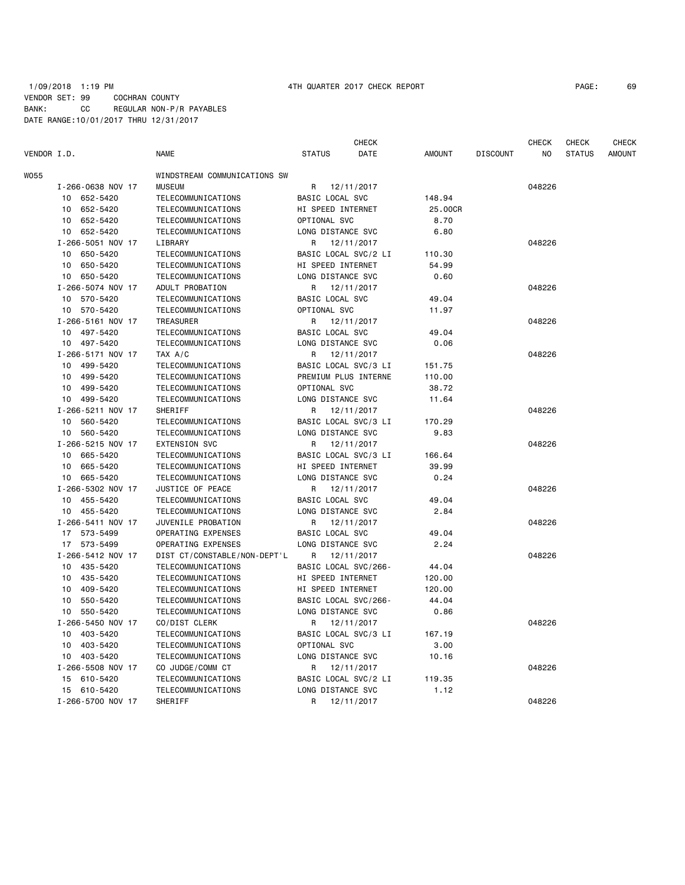1/09/2018 1:19 PM 4TH QUARTER 2017 CHECK REPORT
VENDOR SET: 99 COCHRAN COUNTY
BANK: CC REGULAR NON-P/R PAYABLES
DATE RANGE:10/01/2017 THRU 12/31/2017

| VENDOR I.D. | NAME | STATUS | CHECK DATE | AMOUNT | DISCOUNT | CHECK NO | CHECK STATUS | CHECK AMOUNT |
|---|---|---|---|---|---|---|---|---|
| W055 | WINDSTREAM COMMUNICATIONS SW | | | | | | | |
| I-266-0638 NOV 17 | MUSEUM | R | 12/11/2017 | | | 048226 | | |
| 10 652-5420 | TELECOMMUNICATIONS | BASIC LOCAL SVC | | 148.94 | | | | |
| 10 652-5420 | TELECOMMUNICATIONS | HI SPEED INTERNET | | 25.00CR | | | | |
| 10 652-5420 | TELECOMMUNICATIONS | OPTIONAL SVC | | 8.70 | | | | |
| 10 652-5420 | TELECOMMUNICATIONS | LONG DISTANCE SVC | | 6.80 | | | | |
| I-266-5051 NOV 17 | LIBRARY | R | 12/11/2017 | | | 048226 | | |
| 10 650-5420 | TELECOMMUNICATIONS | BASIC LOCAL SVC/2 LI | | 110.30 | | | | |
| 10 650-5420 | TELECOMMUNICATIONS | HI SPEED INTERNET | | 54.99 | | | | |
| 10 650-5420 | TELECOMMUNICATIONS | LONG DISTANCE SVC | | 0.60 | | | | |
| I-266-5074 NOV 17 | ADULT PROBATION | R | 12/11/2017 | | | 048226 | | |
| 10 570-5420 | TELECOMMUNICATIONS | BASIC LOCAL SVC | | 49.04 | | | | |
| 10 570-5420 | TELECOMMUNICATIONS | OPTIONAL SVC | | 11.97 | | | | |
| I-266-5161 NOV 17 | TREASURER | R | 12/11/2017 | | | 048226 | | |
| 10 497-5420 | TELECOMMUNICATIONS | BASIC LOCAL SVC | | 49.04 | | | | |
| 10 497-5420 | TELECOMMUNICATIONS | LONG DISTANCE SVC | | 0.06 | | | | |
| I-266-5171 NOV 17 | TAX A/C | R | 12/11/2017 | | | 048226 | | |
| 10 499-5420 | TELECOMMUNICATIONS | BASIC LOCAL SVC/3 LI | | 151.75 | | | | |
| 10 499-5420 | TELECOMMUNICATIONS | PREMIUM PLUS INTERNE | | 110.00 | | | | |
| 10 499-5420 | TELECOMMUNICATIONS | OPTIONAL SVC | | 38.72 | | | | |
| 10 499-5420 | TELECOMMUNICATIONS | LONG DISTANCE SVC | | 11.64 | | | | |
| I-266-5211 NOV 17 | SHERIFF | R | 12/11/2017 | | | 048226 | | |
| 10 560-5420 | TELECOMMUNICATIONS | BASIC LOCAL SVC/3 LI | | 170.29 | | | | |
| 10 560-5420 | TELECOMMUNICATIONS | LONG DISTANCE SVC | | 9.83 | | | | |
| I-266-5215 NOV 17 | EXTENSION SVC | R | 12/11/2017 | | | 048226 | | |
| 10 665-5420 | TELECOMMUNICATIONS | BASIC LOCAL SVC/3 LI | | 166.64 | | | | |
| 10 665-5420 | TELECOMMUNICATIONS | HI SPEED INTERNET | | 39.99 | | | | |
| 10 665-5420 | TELECOMMUNICATIONS | LONG DISTANCE SVC | | 0.24 | | | | |
| I-266-5302 NOV 17 | JUSTICE OF PEACE | R | 12/11/2017 | | | 048226 | | |
| 10 455-5420 | TELECOMMUNICATIONS | BASIC LOCAL SVC | | 49.04 | | | | |
| 10 455-5420 | TELECOMMUNICATIONS | LONG DISTANCE SVC | | 2.84 | | | | |
| I-266-5411 NOV 17 | JUVENILE PROBATION | R | 12/11/2017 | | | 048226 | | |
| 17 573-5499 | OPERATING EXPENSES | BASIC LOCAL SVC | | 49.04 | | | | |
| 17 573-5499 | OPERATING EXPENSES | LONG DISTANCE SVC | | 2.24 | | | | |
| I-266-5412 NOV 17 | DIST CT/CONSTABLE/NON-DEPT'L | R | 12/11/2017 | | | 048226 | | |
| 10 435-5420 | TELECOMMUNICATIONS | BASIC LOCAL SVC/266- | | 44.04 | | | | |
| 10 435-5420 | TELECOMMUNICATIONS | HI SPEED INTERNET | | 120.00 | | | | |
| 10 409-5420 | TELECOMMUNICATIONS | HI SPEED INTERNET | | 120.00 | | | | |
| 10 550-5420 | TELECOMMUNICATIONS | BASIC LOCAL SVC/266- | | 44.04 | | | | |
| 10 550-5420 | TELECOMMUNICATIONS | LONG DISTANCE SVC | | 0.86 | | | | |
| I-266-5450 NOV 17 | CO/DIST CLERK | R | 12/11/2017 | | | 048226 | | |
| 10 403-5420 | TELECOMMUNICATIONS | BASIC LOCAL SVC/3 LI | | 167.19 | | | | |
| 10 403-5420 | TELECOMMUNICATIONS | OPTIONAL SVC | | 3.00 | | | | |
| 10 403-5420 | TELECOMMUNICATIONS | LONG DISTANCE SVC | | 10.16 | | | | |
| I-266-5508 NOV 17 | CO JUDGE/COMM CT | R | 12/11/2017 | | | 048226 | | |
| 15 610-5420 | TELECOMMUNICATIONS | BASIC LOCAL SVC/2 LI | | 119.35 | | | | |
| 15 610-5420 | TELECOMMUNICATIONS | LONG DISTANCE SVC | | 1.12 | | | | |
| I-266-5700 NOV 17 | SHERIFF | R | 12/11/2017 | | | 048226 | | |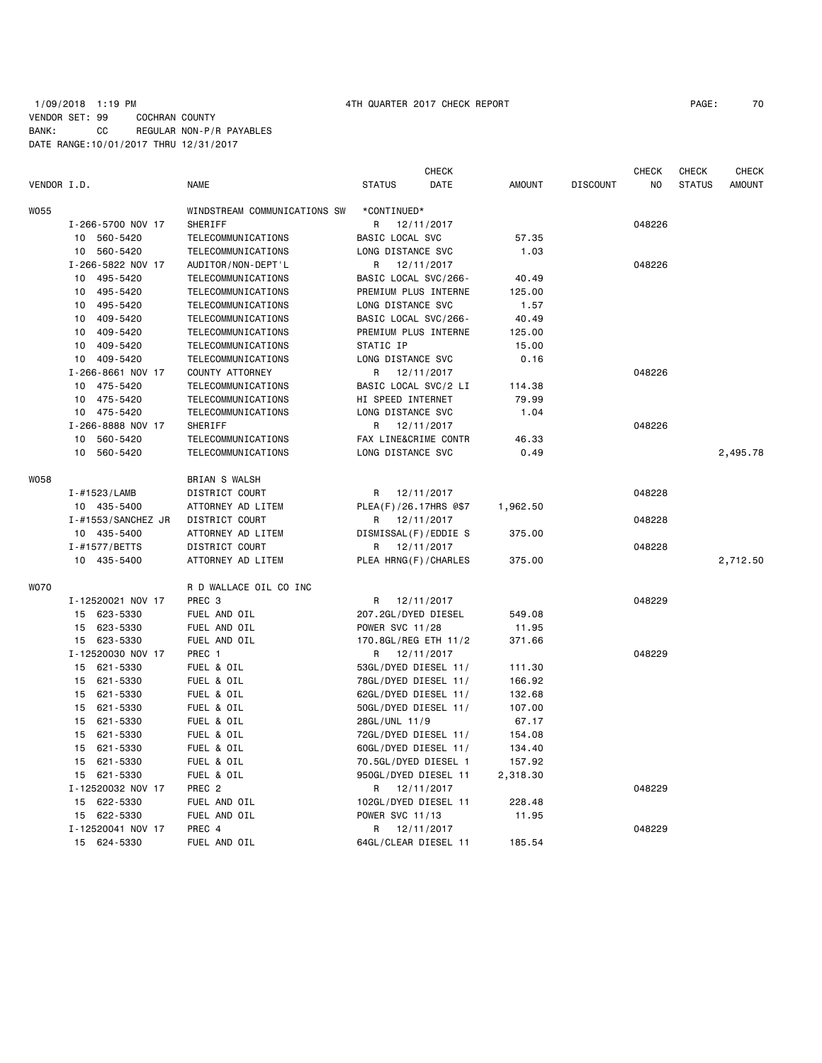1/09/2018 1:19 PM 4TH QUARTER 2017 CHECK REPORT

VENDOR SET: 99 COCHRAN COUNTY
BANK: CC REGULAR NON-P/R PAYABLES
DATE RANGE:10/01/2017 THRU 12/31/2017

| VENDOR I.D. | NAME | STATUS | CHECK DATE | AMOUNT | DISCOUNT | CHECK NO | CHECK STATUS | CHECK AMOUNT |
|---|---|---|---|---|---|---|---|---|
| W055 | WINDSTREAM COMMUNICATIONS SW | *CONTINUED* | | | | | | |
| I-266-5700 NOV 17 | SHERIFF | R | 12/11/2017 | | | 048226 | | |
| 10 560-5420 | TELECOMMUNICATIONS | BASIC LOCAL SVC | | 57.35 | | | | |
| 10 560-5420 | TELECOMMUNICATIONS | LONG DISTANCE SVC | | 1.03 | | | | |
| I-266-5822 NOV 17 | AUDITOR/NON-DEPT'L | R | 12/11/2017 | | | 048226 | | |
| 10 495-5420 | TELECOMMUNICATIONS | BASIC LOCAL SVC/266- | | 40.49 | | | | |
| 10 495-5420 | TELECOMMUNICATIONS | PREMIUM PLUS INTERNE | | 125.00 | | | | |
| 10 495-5420 | TELECOMMUNICATIONS | LONG DISTANCE SVC | | 1.57 | | | | |
| 10 409-5420 | TELECOMMUNICATIONS | BASIC LOCAL SVC/266- | | 40.49 | | | | |
| 10 409-5420 | TELECOMMUNICATIONS | PREMIUM PLUS INTERNE | | 125.00 | | | | |
| 10 409-5420 | TELECOMMUNICATIONS | STATIC IP | | 15.00 | | | | |
| 10 409-5420 | TELECOMMUNICATIONS | LONG DISTANCE SVC | | 0.16 | | | | |
| I-266-8661 NOV 17 | COUNTY ATTORNEY | R | 12/11/2017 | | | 048226 | | |
| 10 475-5420 | TELECOMMUNICATIONS | BASIC LOCAL SVC/2 LI | | 114.38 | | | | |
| 10 475-5420 | TELECOMMUNICATIONS | HI SPEED INTERNET | | 79.99 | | | | |
| 10 475-5420 | TELECOMMUNICATIONS | LONG DISTANCE SVC | | 1.04 | | | | |
| I-266-8888 NOV 17 | SHERIFF | R | 12/11/2017 | | | 048226 | | |
| 10 560-5420 | TELECOMMUNICATIONS | FAX LINE&CRIME CONTR | | 46.33 | | | | |
| 10 560-5420 | TELECOMMUNICATIONS | LONG DISTANCE SVC | | 0.49 | | | | 2,495.78 |
| W058 | BRIAN S WALSH | | | | | | | |
| I-#1523/LAMB | DISTRICT COURT | R | 12/11/2017 | | | 048228 | | |
| 10 435-5400 | ATTORNEY AD LITEM | PLEA(F)/26.17HRS @$7 | | 1,962.50 | | | | |
| I-#1553/SANCHEZ JR | DISTRICT COURT | R | 12/11/2017 | | | 048228 | | |
| 10 435-5400 | ATTORNEY AD LITEM | DISMISSAL(F)/EDDIE S | | 375.00 | | | | |
| I-#1577/BETTS | DISTRICT COURT | R | 12/11/2017 | | | 048228 | | |
| 10 435-5400 | ATTORNEY AD LITEM | PLEA HRNG(F)/CHARLES | | 375.00 | | | | 2,712.50 |
| W070 | R D WALLACE OIL CO INC | | | | | | | |
| I-12520021 NOV 17 | PREC 3 | R | 12/11/2017 | | | 048229 | | |
| 15 623-5330 | FUEL AND OIL | 207.2GL/DYED DIESEL | | 549.08 | | | | |
| 15 623-5330 | FUEL AND OIL | POWER SVC 11/28 | | 11.95 | | | | |
| 15 623-5330 | FUEL AND OIL | 170.8GL/REG ETH 11/2 | | 371.66 | | | | |
| I-12520030 NOV 17 | PREC 1 | R | 12/11/2017 | | | 048229 | | |
| 15 621-5330 | FUEL & OIL | 53GL/DYED DIESEL 11/ | | 111.30 | | | | |
| 15 621-5330 | FUEL & OIL | 78GL/DYED DIESEL 11/ | | 166.92 | | | | |
| 15 621-5330 | FUEL & OIL | 62GL/DYED DIESEL 11/ | | 132.68 | | | | |
| 15 621-5330 | FUEL & OIL | 50GL/DYED DIESEL 11/ | | 107.00 | | | | |
| 15 621-5330 | FUEL & OIL | 28GL/UNL 11/9 | | 67.17 | | | | |
| 15 621-5330 | FUEL & OIL | 72GL/DYED DIESEL 11/ | | 154.08 | | | | |
| 15 621-5330 | FUEL & OIL | 60GL/DYED DIESEL 11/ | | 134.40 | | | | |
| 15 621-5330 | FUEL & OIL | 70.5GL/DYED DIESEL 1 | | 157.92 | | | | |
| 15 621-5330 | FUEL & OIL | 950GL/DYED DIESEL 11 | | 2,318.30 | | | | |
| I-12520032 NOV 17 | PREC 2 | R | 12/11/2017 | | | 048229 | | |
| 15 622-5330 | FUEL AND OIL | 102GL/DYED DIESEL 11 | | 228.48 | | | | |
| 15 622-5330 | FUEL AND OIL | POWER SVC 11/13 | | 11.95 | | | | |
| I-12520041 NOV 17 | PREC 4 | R | 12/11/2017 | | | 048229 | | |
| 15 624-5330 | FUEL AND OIL | 64GL/CLEAR DIESEL 11 | | 185.54 | | | | |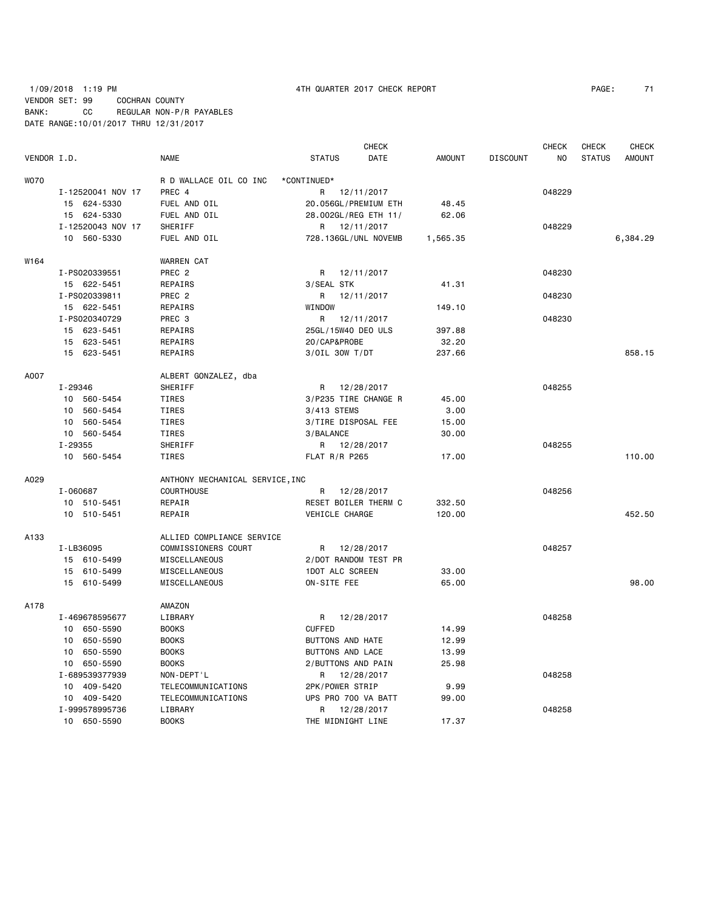1/09/2018 1:19 PM 4TH QUARTER 2017 CHECK REPORT

VENDOR SET: 99 COCHRAN COUNTY
BANK: CC REGULAR NON-P/R PAYABLES
DATE RANGE:10/01/2017 THRU 12/31/2017

| VENDOR I.D. | NAME | STATUS | CHECK DATE | AMOUNT | DISCOUNT | CHECK NO | CHECK STATUS | CHECK AMOUNT |
|---|---|---|---|---|---|---|---|---|
| W070 | R D WALLACE OIL CO INC | *CONTINUED* | | | | | | |
| I-12520041 NOV 17 | PREC 4 | R | 12/11/2017 | | | 048229 | | |
| 15 624-5330 | FUEL AND OIL | 20.056GL/PREMIUM ETH | | 48.45 | | | | |
| 15 624-5330 | FUEL AND OIL | 28.002GL/REG ETH 11/ | | 62.06 | | | | |
| I-12520043 NOV 17 | SHERIFF | R | 12/11/2017 | | | 048229 | | |
| 10 560-5330 | FUEL AND OIL | 728.136GL/UNL NOVEMB | | 1,565.35 | | | | 6,384.29 |
| W164 | WARREN CAT | | | | | | | |
| I-PS020339551 | PREC 2 | R | 12/11/2017 | | | 048230 | | |
| 15 622-5451 | REPAIRS | 3/SEAL STK | | 41.31 | | | | |
| I-PS020339811 | PREC 2 | R | 12/11/2017 | | | 048230 | | |
| 15 622-5451 | REPAIRS | WINDOW | | 149.10 | | | | |
| I-PS020340729 | PREC 3 | R | 12/11/2017 | | | 048230 | | |
| 15 623-5451 | REPAIRS | 25GL/15W40 DEO ULS | | 397.88 | | | | |
| 15 623-5451 | REPAIRS | 20/CAP&PROBE | | 32.20 | | | | |
| 15 623-5451 | REPAIRS | 3/OIL 30W T/DT | | 237.66 | | | | 858.15 |
| A007 | ALBERT GONZALEZ, dba | | | | | | | |
| I-29346 | SHERIFF | R | 12/28/2017 | | | 048255 | | |
| 10 560-5454 | TIRES | 3/P235 TIRE CHANGE R | | 45.00 | | | | |
| 10 560-5454 | TIRES | 3/413 STEMS | | 3.00 | | | | |
| 10 560-5454 | TIRES | 3/TIRE DISPOSAL FEE | | 15.00 | | | | |
| 10 560-5454 | TIRES | 3/BALANCE | | 30.00 | | | | |
| I-29355 | SHERIFF | R | 12/28/2017 | | | 048255 | | |
| 10 560-5454 | TIRES | FLAT R/R P265 | | 17.00 | | | | 110.00 |
| A029 | ANTHONY MECHANICAL SERVICE,INC | | | | | | | |
| I-060687 | COURTHOUSE | R | 12/28/2017 | | | 048256 | | |
| 10 510-5451 | REPAIR | RESET BOILER THERM C | | 332.50 | | | | |
| 10 510-5451 | REPAIR | VEHICLE CHARGE | | 120.00 | | | | 452.50 |
| A133 | ALLIED COMPLIANCE SERVICE | | | | | | | |
| I-LB36095 | COMMISSIONERS COURT | R | 12/28/2017 | | | 048257 | | |
| 15 610-5499 | MISCELLANEOUS | 2/DOT RANDOM TEST PR | | | | | | |
| 15 610-5499 | MISCELLANEOUS | 1DOT ALC SCREEN | | 33.00 | | | | |
| 15 610-5499 | MISCELLANEOUS | ON-SITE FEE | | 65.00 | | | | 98.00 |
| A178 | AMAZON | | | | | | | |
| I-469678595677 | LIBRARY | R | 12/28/2017 | | | 048258 | | |
| 10 650-5590 | BOOKS | CUFFED | | 14.99 | | | | |
| 10 650-5590 | BOOKS | BUTTONS AND HATE | | 12.99 | | | | |
| 10 650-5590 | BOOKS | BUTTONS AND LACE | | 13.99 | | | | |
| 10 650-5590 | BOOKS | 2/BUTTONS AND PAIN | | 25.98 | | | | |
| I-689539377939 | NON-DEPT'L | R | 12/28/2017 | | | 048258 | | |
| 10 409-5420 | TELECOMMUNICATIONS | 2PK/POWER STRIP | | 9.99 | | | | |
| 10 409-5420 | TELECOMMUNICATIONS | UPS PRO 700 VA BATT | | 99.00 | | | | |
| I-999578995736 | LIBRARY | R | 12/28/2017 | | | 048258 | | |
| 10 650-5590 | BOOKS | THE MIDNIGHT LINE | | 17.37 | | | | |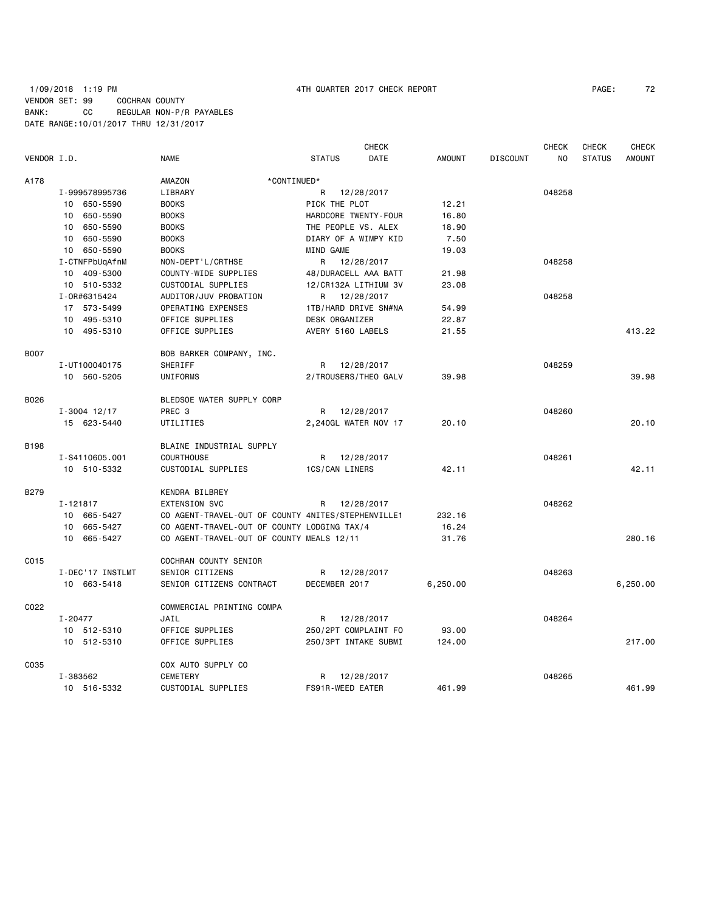1/09/2018 1:19 PM 4TH QUARTER 2017 CHECK REPORT

VENDOR SET: 99 COCHRAN COUNTY
BANK: CC REGULAR NON-P/R PAYABLES
DATE RANGE:10/01/2017 THRU 12/31/2017

| VENDOR I.D. | NAME | STATUS | CHECK DATE | AMOUNT | DISCOUNT | CHECK NO | CHECK STATUS | CHECK AMOUNT |
|---|---|---|---|---|---|---|---|---|
| A178 | AMAZON *CONTINUED* | | | | | | | |
| I-999578995736 | LIBRARY | R | 12/28/2017 | | | 048258 | | |
| 10 650-5590 | BOOKS | PICK THE PLOT | | 12.21 | | | | |
| 10 650-5590 | BOOKS | HARDCORE TWENTY-FOUR | | 16.80 | | | | |
| 10 650-5590 | BOOKS | THE PEOPLE VS. ALEX | | 18.90 | | | | |
| 10 650-5590 | BOOKS | DIARY OF A WIMPY KID | | 7.50 | | | | |
| 10 650-5590 | BOOKS | MIND GAME | | 19.03 | | | | |
| I-CTNFPbUqAfnM | NON-DEPT'L/CRTHSE | R | 12/28/2017 | | | 048258 | | |
| 10 409-5300 | COUNTY-WIDE SUPPLIES | 48/DURACELL AAA BATT | | 21.98 | | | | |
| 10 510-5332 | CUSTODIAL SUPPLIES | 12/CR132A LITHIUM 3V | | 23.08 | | | | |
| I-OR#6315424 | AUDITOR/JUV PROBATION | R | 12/28/2017 | | | 048258 | | |
| 17 573-5499 | OPERATING EXPENSES | 1TB/HARD DRIVE SN#NA | | 54.99 | | | | |
| 10 495-5310 | OFFICE SUPPLIES | DESK ORGANIZER | | 22.87 | | | | |
| 10 495-5310 | OFFICE SUPPLIES | AVERY 5160 LABELS | | 21.55 | | | | 413.22 |
| B007 | BOB BARKER COMPANY, INC. | | | | | | | |
| I-UT100040175 | SHERIFF | R | 12/28/2017 | | | 048259 | | |
| 10 560-5205 | UNIFORMS | 2/TROUSERS/THEO GALV | | 39.98 | | | | 39.98 |
| B026 | BLEDSOE WATER SUPPLY CORP | | | | | | | |
| I-3004 12/17 | PREC 3 | R | 12/28/2017 | | | 048260 | | |
| 15 623-5440 | UTILITIES | 2,240GL WATER NOV 17 | | 20.10 | | | | 20.10 |
| B198 | BLAINE INDUSTRIAL SUPPLY | | | | | | | |
| I-S4110605.001 | COURTHOUSE | R | 12/28/2017 | | | 048261 | | |
| 10 510-5332 | CUSTODIAL SUPPLIES | 1CS/CAN LINERS | | 42.11 | | | | 42.11 |
| B279 | KENDRA BILBREY | | | | | | | |
| I-121817 | EXTENSION SVC | R | 12/28/2017 | | | 048262 | | |
| 10 665-5427 | CO AGENT-TRAVEL-OUT OF COUNTY | 4NITES/STEPHENVILLE1 | | 232.16 | | | | |
| 10 665-5427 | CO AGENT-TRAVEL-OUT OF COUNTY | LODGING TAX/4 | | 16.24 | | | | |
| 10 665-5427 | CO AGENT-TRAVEL-OUT OF COUNTY | MEALS 12/11 | | 31.76 | | | | 280.16 |
| C015 | COCHRAN COUNTY SENIOR | | | | | | | |
| I-DEC'17 INSTLMT | SENIOR CITIZENS | R | 12/28/2017 | | | 048263 | | |
| 10 663-5418 | SENIOR CITIZENS CONTRACT | DECEMBER 2017 | | 6,250.00 | | | | 6,250.00 |
| C022 | COMMERCIAL PRINTING COMPA | | | | | | | |
| I-20477 | JAIL | R | 12/28/2017 | | | 048264 | | |
| 10 512-5310 | OFFICE SUPPLIES | 250/2PT COMPLAINT FO | | 93.00 | | | | |
| 10 512-5310 | OFFICE SUPPLIES | 250/3PT INTAKE SUBMI | | 124.00 | | | | 217.00 |
| C035 | COX AUTO SUPPLY CO | | | | | | | |
| I-383562 | CEMETERY | R | 12/28/2017 | | | 048265 | | |
| 10 516-5332 | CUSTODIAL SUPPLIES | FS91R-WEED EATER | | 461.99 | | | | 461.99 |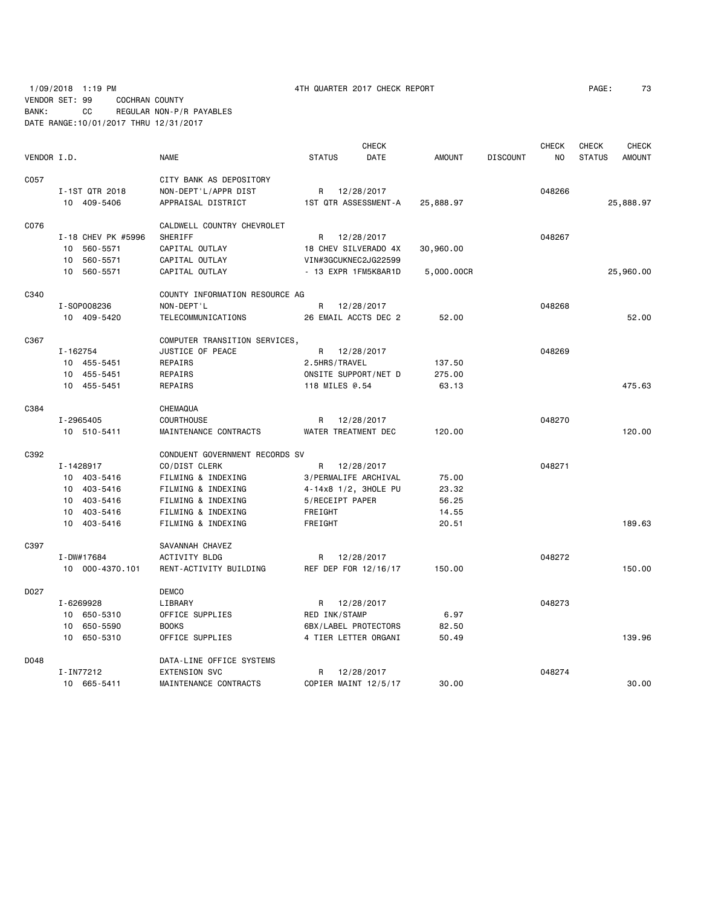1/09/2018 1:19 PM 4TH QUARTER 2017 CHECK REPORT

VENDOR SET: 99 COCHRAN COUNTY
BANK: CC REGULAR NON-P/R PAYABLES
DATE RANGE:10/01/2017 THRU 12/31/2017

| VENDOR I.D. | NAME | STATUS | CHECK DATE | AMOUNT | DISCOUNT | CHECK NO | CHECK STATUS | CHECK AMOUNT |
|---|---|---|---|---|---|---|---|---|
| C057 | CITY BANK AS DEPOSITORY | | | | | | | |
| I-1ST QTR 2018 | NON-DEPT'L/APPR DIST | R | 12/28/2017 | | | 048266 | | |
| 10 409-5406 | APPRAISAL DISTRICT | 1ST QTR ASSESSMENT-A | | 25,888.97 | | | | 25,888.97 |
| C076 | CALDWELL COUNTRY CHEVROLET | | | | | | | |
| I-18 CHEV PK #5996 | SHERIFF | R | 12/28/2017 | | | 048267 | | |
| 10 560-5571 | CAPITAL OUTLAY | 18 CHEV SILVERADO 4X | | 30,960.00 | | | | |
| 10 560-5571 | CAPITAL OUTLAY | VIN#3GCUKNEC2JG22599 | | | | | | |
| 10 560-5571 | CAPITAL OUTLAY | - 13 EXPR 1FM5K8AR1D | | 5,000.00CR | | | | 25,960.00 |
| C340 | COUNTY INFORMATION RESOURCE AG | | | | | | | |
| I-SOP008236 | NON-DEPT'L | R | 12/28/2017 | | | 048268 | | |
| 10 409-5420 | TELECOMMUNICATIONS | 26 EMAIL ACCTS DEC 2 | | 52.00 | | | | 52.00 |
| C367 | COMPUTER TRANSITION SERVICES, | | | | | | | |
| I-162754 | JUSTICE OF PEACE | R | 12/28/2017 | | | 048269 | | |
| 10 455-5451 | REPAIRS | 2.5HRS/TRAVEL | | 137.50 | | | | |
| 10 455-5451 | REPAIRS | ONSITE SUPPORT/NET D | | 275.00 | | | | |
| 10 455-5451 | REPAIRS | 118 MILES @.54 | | 63.13 | | | | 475.63 |
| C384 | CHEMAQUA | | | | | | | |
| I-2965405 | COURTHOUSE | R | 12/28/2017 | | | 048270 | | |
| 10 510-5411 | MAINTENANCE CONTRACTS | WATER TREATMENT DEC | | 120.00 | | | | 120.00 |
| C392 | CONDUENT GOVERNMENT RECORDS SV | | | | | | | |
| I-1428917 | CO/DIST CLERK | R | 12/28/2017 | | | 048271 | | |
| 10 403-5416 | FILMING & INDEXING | 3/PERMALIFE ARCHIVAL | | 75.00 | | | | |
| 10 403-5416 | FILMING & INDEXING | 4-14x8 1/2, 3HOLE PU | | 23.32 | | | | |
| 10 403-5416 | FILMING & INDEXING | 5/RECEIPT PAPER | | 56.25 | | | | |
| 10 403-5416 | FILMING & INDEXING | FREIGHT | | 14.55 | | | | |
| 10 403-5416 | FILMING & INDEXING | FREIGHT | | 20.51 | | | | 189.63 |
| C397 | SAVANNAH CHAVEZ | | | | | | | |
| I-DW#17684 | ACTIVITY BLDG | R | 12/28/2017 | | | 048272 | | |
| 10 000-4370.101 | RENT-ACTIVITY BUILDING | REF DEP FOR 12/16/17 | | 150.00 | | | | 150.00 |
| D027 | DEMCO | | | | | | | |
| I-6269928 | LIBRARY | R | 12/28/2017 | | | 048273 | | |
| 10 650-5310 | OFFICE SUPPLIES | RED INK/STAMP | | 6.97 | | | | |
| 10 650-5590 | BOOKS | 6BX/LABEL PROTECTORS | | 82.50 | | | | |
| 10 650-5310 | OFFICE SUPPLIES | 4 TIER LETTER ORGANI | | 50.49 | | | | 139.96 |
| D048 | DATA-LINE OFFICE SYSTEMS | | | | | | | |
| I-IN77212 | EXTENSION SVC | R | 12/28/2017 | | | 048274 | | |
| 10 665-5411 | MAINTENANCE CONTRACTS | COPIER MAINT 12/5/17 | | 30.00 | | | | 30.00 |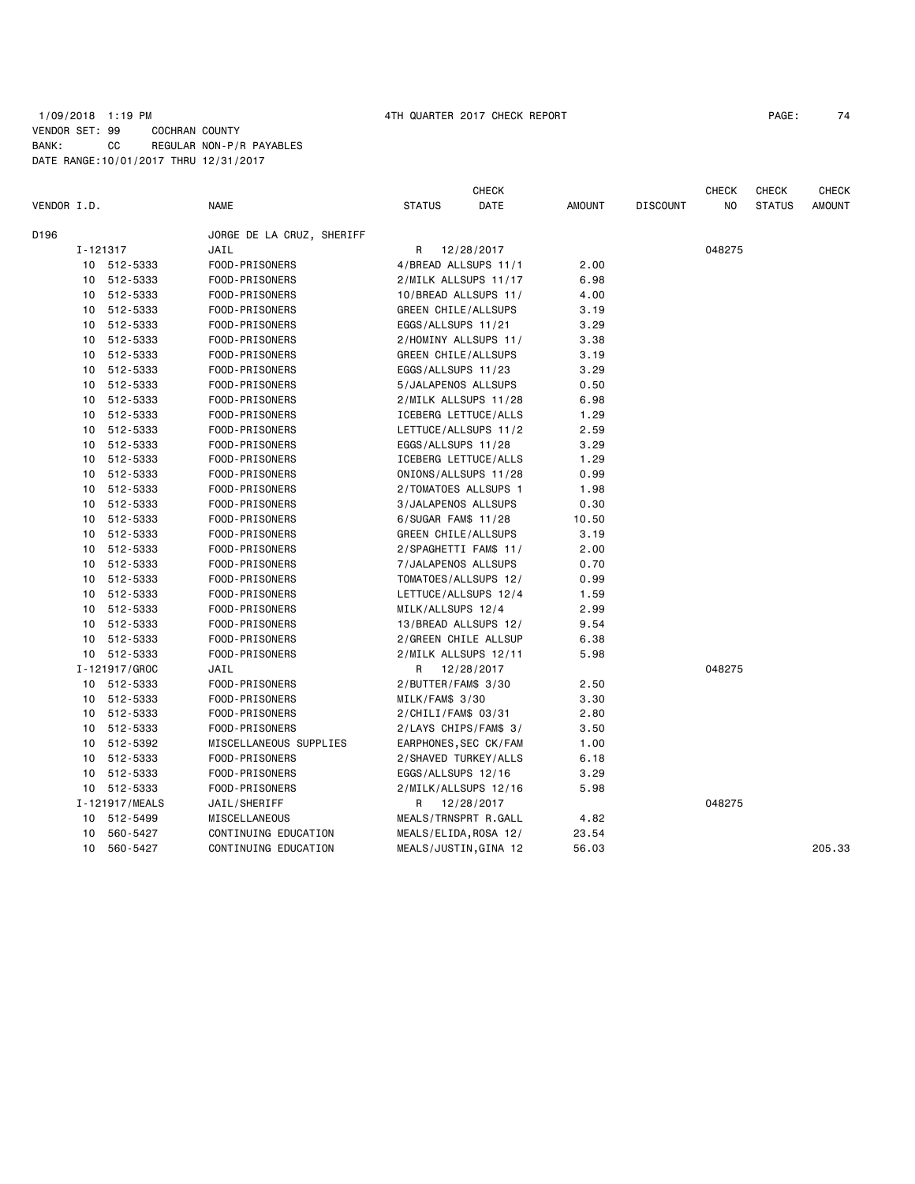1/09/2018 1:19 PM 4TH QUARTER 2017 CHECK REPORT

VENDOR SET: 99 COCHRAN COUNTY
BANK: CC REGULAR NON-P/R PAYABLES
DATE RANGE:10/01/2017 THRU 12/31/2017

| VENDOR I.D. | NAME | STATUS | CHECK DATE | AMOUNT | DISCOUNT | CHECK NO | CHECK STATUS | CHECK AMOUNT |
|---|---|---|---|---|---|---|---|---|
| D196 | JORGE DE LA CRUZ, SHERIFF | | | | | | | |
| I-121317 | JAIL | R | 12/28/2017 | | | 048275 | | |
| 10 512-5333 | FOOD-PRISONERS | 4/BREAD ALLSUPS 11/1 | | 2.00 | | | | |
| 10 512-5333 | FOOD-PRISONERS | 2/MILK ALLSUPS 11/17 | | 6.98 | | | | |
| 10 512-5333 | FOOD-PRISONERS | 10/BREAD ALLSUPS 11/ | | 4.00 | | | | |
| 10 512-5333 | FOOD-PRISONERS | GREEN CHILE/ALLSUPS | | 3.19 | | | | |
| 10 512-5333 | FOOD-PRISONERS | EGGS/ALLSUPS 11/21 | | 3.29 | | | | |
| 10 512-5333 | FOOD-PRISONERS | 2/HOMINY ALLSUPS 11/ | | 3.38 | | | | |
| 10 512-5333 | FOOD-PRISONERS | GREEN CHILE/ALLSUPS | | 3.19 | | | | |
| 10 512-5333 | FOOD-PRISONERS | EGGS/ALLSUPS 11/23 | | 3.29 | | | | |
| 10 512-5333 | FOOD-PRISONERS | 5/JALAPENOS ALLSUPS | | 0.50 | | | | |
| 10 512-5333 | FOOD-PRISONERS | 2/MILK ALLSUPS 11/28 | | 6.98 | | | | |
| 10 512-5333 | FOOD-PRISONERS | ICEBERG LETTUCE/ALLS | | 1.29 | | | | |
| 10 512-5333 | FOOD-PRISONERS | LETTUCE/ALLSUPS 11/2 | | 2.59 | | | | |
| 10 512-5333 | FOOD-PRISONERS | EGGS/ALLSUPS 11/28 | | 3.29 | | | | |
| 10 512-5333 | FOOD-PRISONERS | ICEBERG LETTUCE/ALLS | | 1.29 | | | | |
| 10 512-5333 | FOOD-PRISONERS | ONIONS/ALLSUPS 11/28 | | 0.99 | | | | |
| 10 512-5333 | FOOD-PRISONERS | 2/TOMATOES ALLSUPS 1 | | 1.98 | | | | |
| 10 512-5333 | FOOD-PRISONERS | 3/JALAPENOS ALLSUPS | | 0.30 | | | | |
| 10 512-5333 | FOOD-PRISONERS | 6/SUGAR FAM$ 11/28 | | 10.50 | | | | |
| 10 512-5333 | FOOD-PRISONERS | GREEN CHILE/ALLSUPS | | 3.19 | | | | |
| 10 512-5333 | FOOD-PRISONERS | 2/SPAGHETTI FAM$ 11/ | | 2.00 | | | | |
| 10 512-5333 | FOOD-PRISONERS | 7/JALAPENOS ALLSUPS | | 0.70 | | | | |
| 10 512-5333 | FOOD-PRISONERS | TOMATOES/ALLSUPS 12/ | | 0.99 | | | | |
| 10 512-5333 | FOOD-PRISONERS | LETTUCE/ALLSUPS 12/4 | | 1.59 | | | | |
| 10 512-5333 | FOOD-PRISONERS | MILK/ALLSUPS 12/4 | | 2.99 | | | | |
| 10 512-5333 | FOOD-PRISONERS | 13/BREAD ALLSUPS 12/ | | 9.54 | | | | |
| 10 512-5333 | FOOD-PRISONERS | 2/GREEN CHILE ALLSUP | | 6.38 | | | | |
| 10 512-5333 | FOOD-PRISONERS | 2/MILK ALLSUPS 12/11 | | 5.98 | | | | |
| I-121917/GROC | JAIL | R | 12/28/2017 | | | 048275 | | |
| 10 512-5333 | FOOD-PRISONERS | 2/BUTTER/FAM$ 3/30 | | 2.50 | | | | |
| 10 512-5333 | FOOD-PRISONERS | MILK/FAM$ 3/30 | | 3.30 | | | | |
| 10 512-5333 | FOOD-PRISONERS | 2/CHILI/FAM$ 03/31 | | 2.80 | | | | |
| 10 512-5333 | FOOD-PRISONERS | 2/LAYS CHIPS/FAM$ 3/ | | 3.50 | | | | |
| 10 512-5392 | MISCELLANEOUS SUPPLIES | EARPHONES,SEC CK/FAM | | 1.00 | | | | |
| 10 512-5333 | FOOD-PRISONERS | 2/SHAVED TURKEY/ALLS | | 6.18 | | | | |
| 10 512-5333 | FOOD-PRISONERS | EGGS/ALLSUPS 12/16 | | 3.29 | | | | |
| 10 512-5333 | FOOD-PRISONERS | 2/MILK/ALLSUPS 12/16 | | 5.98 | | | | |
| I-121917/MEALS | JAIL/SHERIFF | R | 12/28/2017 | | | 048275 | | |
| 10 512-5499 | MISCELLANEOUS | MEALS/TRNSPRT R.GALL | | 4.82 | | | | |
| 10 560-5427 | CONTINUING EDUCATION | MEALS/ELIDA,ROSA 12/ | | 23.54 | | | | |
| 10 560-5427 | CONTINUING EDUCATION | MEALS/JUSTIN,GINA 12 | | 56.03 | | | | 205.33 |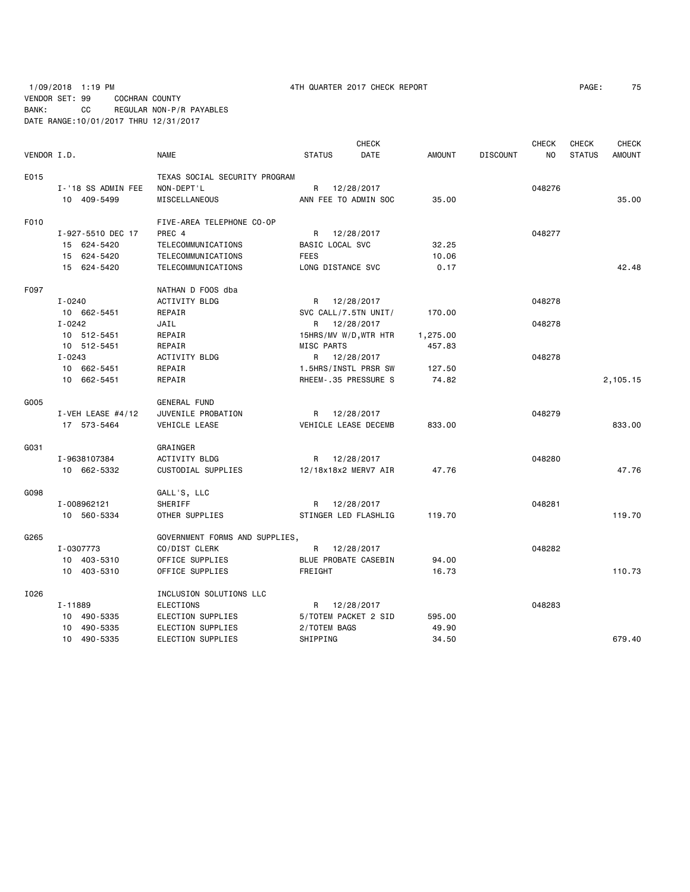1/09/2018 1:19 PM 4TH QUARTER 2017 CHECK REPORT

VENDOR SET: 99 COCHRAN COUNTY
BANK: CC REGULAR NON-P/R PAYABLES
DATE RANGE:10/01/2017 THRU 12/31/2017

| VENDOR I.D. | NAME | STATUS | CHECK DATE | AMOUNT | DISCOUNT | CHECK NO | CHECK STATUS | CHECK AMOUNT |
|---|---|---|---|---|---|---|---|---|
| E015 | TEXAS SOCIAL SECURITY PROGRAM | | | | | | | |
| I-'18 SS ADMIN FEE | NON-DEPT'L | R | 12/28/2017 | | | 048276 | | |
| 10 409-5499 | MISCELLANEOUS | ANN FEE TO ADMIN SOC | | 35.00 | | | | 35.00 |
| F010 | FIVE-AREA TELEPHONE CO-OP | | | | | | | |
| I-927-5510 DEC 17 | PREC 4 | R | 12/28/2017 | | | 048277 | | |
| 15 624-5420 | TELECOMMUNICATIONS | BASIC LOCAL SVC | | 32.25 | | | | |
| 15 624-5420 | TELECOMMUNICATIONS | FEES | | 10.06 | | | | |
| 15 624-5420 | TELECOMMUNICATIONS | LONG DISTANCE SVC | | 0.17 | | | | 42.48 |
| F097 | NATHAN D FOOS dba | | | | | | | |
| I-0240 | ACTIVITY BLDG | R | 12/28/2017 | | | 048278 | | |
| 10 662-5451 | REPAIR | SVC CALL/7.5TN UNIT/ | | 170.00 | | | | |
| I-0242 | JAIL | R | 12/28/2017 | | | 048278 | | |
| 10 512-5451 | REPAIR | 15HRS/MV W/D,WTR HTR | | 1,275.00 | | | | |
| 10 512-5451 | REPAIR | MISC PARTS | | 457.83 | | | | |
| I-0243 | ACTIVITY BLDG | R | 12/28/2017 | | | 048278 | | |
| 10 662-5451 | REPAIR | 1.5HRS/INSTL PRSR SW | | 127.50 | | | | |
| 10 662-5451 | REPAIR | RHEEM-.35 PRESSURE S | | 74.82 | | | | 2,105.15 |
| G005 | GENERAL FUND | | | | | | | |
| I-VEH LEASE #4/12 | JUVENILE PROBATION | R | 12/28/2017 | | | 048279 | | |
| 17 573-5464 | VEHICLE LEASE | VEHICLE LEASE DECEMB | | 833.00 | | | | 833.00 |
| G031 | GRAINGER | | | | | | | |
| I-9638107384 | ACTIVITY BLDG | R | 12/28/2017 | | | 048280 | | |
| 10 662-5332 | CUSTODIAL SUPPLIES | 12/18x18x2 MERV7 AIR | | 47.76 | | | | 47.76 |
| G098 | GALL'S, LLC | | | | | | | |
| I-008962121 | SHERIFF | R | 12/28/2017 | | | 048281 | | |
| 10 560-5334 | OTHER SUPPLIES | STINGER LED FLASHLIG | | 119.70 | | | | 119.70 |
| G265 | GOVERNMENT FORMS AND SUPPLIES, | | | | | | | |
| I-0307773 | CO/DIST CLERK | R | 12/28/2017 | | | 048282 | | |
| 10 403-5310 | OFFICE SUPPLIES | BLUE PROBATE CASEBIN | | 94.00 | | | | |
| 10 403-5310 | OFFICE SUPPLIES | FREIGHT | | 16.73 | | | | 110.73 |
| I026 | INCLUSION SOLUTIONS LLC | | | | | | | |
| I-11889 | ELECTIONS | R | 12/28/2017 | | | 048283 | | |
| 10 490-5335 | ELECTION SUPPLIES | 5/TOTEM PACKET 2 SID | | 595.00 | | | | |
| 10 490-5335 | ELECTION SUPPLIES | 2/TOTEM BAGS | | 49.90 | | | | |
| 10 490-5335 | ELECTION SUPPLIES | SHIPPING | | 34.50 | | | | 679.40 |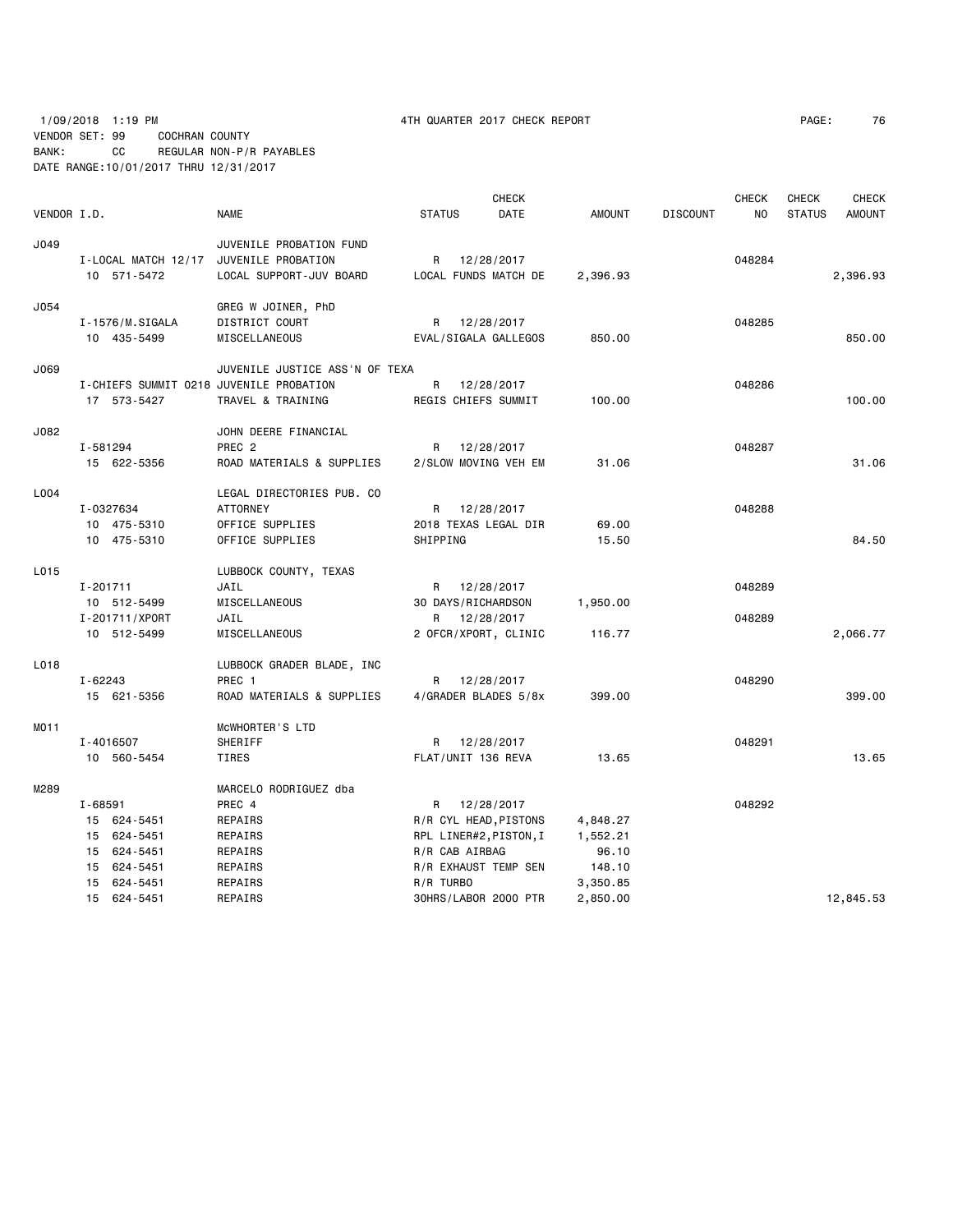1/09/2018 1:19 PM 4TH QUARTER 2017 CHECK REPORT

VENDOR SET: 99 COCHRAN COUNTY
BANK: CC REGULAR NON-P/R PAYABLES
DATE RANGE:10/01/2017 THRU 12/31/2017

| VENDOR I.D. | NAME | STATUS | CHECK DATE | AMOUNT | DISCOUNT | CHECK NO | CHECK STATUS | CHECK AMOUNT |
|---|---|---|---|---|---|---|---|---|
| J049 | JUVENILE PROBATION FUND | | | | | | | |
| I-LOCAL MATCH 12/17 | JUVENILE PROBATION | R | 12/28/2017 | | | 048284 | | |
| 10 571-5472 | LOCAL SUPPORT-JUV BOARD | LOCAL FUNDS MATCH DE | | 2,396.93 | | | | 2,396.93 |
| J054 | GREG W JOINER, PhD | | | | | | | |
| I-1576/M.SIGALA | DISTRICT COURT | R | 12/28/2017 | | | 048285 | | |
| 10 435-5499 | MISCELLANEOUS | EVAL/SIGALA GALLEGOS | | 850.00 | | | | 850.00 |
| J069 | JUVENILE JUSTICE ASS'N OF TEXA | | | | | | | |
| I-CHIEFS SUMMIT 0218 | JUVENILE PROBATION | R | 12/28/2017 | | | 048286 | | |
| 17 573-5427 | TRAVEL & TRAINING | REGIS CHIEFS SUMMIT | | 100.00 | | | | 100.00 |
| J082 | JOHN DEERE FINANCIAL | | | | | | | |
| I-581294 | PREC 2 | R | 12/28/2017 | | | 048287 | | |
| 15 622-5356 | ROAD MATERIALS & SUPPLIES | 2/SLOW MOVING VEH EM | | 31.06 | | | | 31.06 |
| L004 | LEGAL DIRECTORIES PUB. CO | | | | | | | |
| I-0327634 | ATTORNEY | R | 12/28/2017 | | | 048288 | | |
| 10 475-5310 | OFFICE SUPPLIES | 2018 TEXAS LEGAL DIR | | 69.00 | | | | |
| 10 475-5310 | OFFICE SUPPLIES | SHIPPING | | 15.50 | | | | 84.50 |
| L015 | LUBBOCK COUNTY, TEXAS | | | | | | | |
| I-201711 | JAIL | R | 12/28/2017 | | | 048289 | | |
| 10 512-5499 | MISCELLANEOUS | 30 DAYS/RICHARDSON | | 1,950.00 | | | | |
| I-201711/XPORT | JAIL | R | 12/28/2017 | | | 048289 | | |
| 10 512-5499 | MISCELLANEOUS | 2 OFCR/XPORT, CLINIC | | 116.77 | | | | 2,066.77 |
| L018 | LUBBOCK GRADER BLADE, INC | | | | | | | |
| I-62243 | PREC 1 | R | 12/28/2017 | | | 048290 | | |
| 15 621-5356 | ROAD MATERIALS & SUPPLIES | 4/GRADER BLADES 5/8x | | 399.00 | | | | 399.00 |
| M011 | McWHORTER'S LTD | | | | | | | |
| I-4016507 | SHERIFF | R | 12/28/2017 | | | 048291 | | |
| 10 560-5454 | TIRES | FLAT/UNIT 136 REVA | | 13.65 | | | | 13.65 |
| M289 | MARCELO RODRIGUEZ dba | | | | | | | |
| I-68591 | PREC 4 | R | 12/28/2017 | | | 048292 | | |
| 15 624-5451 | REPAIRS | R/R CYL HEAD,PISTONS | | 4,848.27 | | | | |
| 15 624-5451 | REPAIRS | RPL LINER#2,PISTON,I | | 1,552.21 | | | | |
| 15 624-5451 | REPAIRS | R/R CAB AIRBAG | | 96.10 | | | | |
| 15 624-5451 | REPAIRS | R/R EXHAUST TEMP SEN | | 148.10 | | | | |
| 15 624-5451 | REPAIRS | R/R TURBO | | 3,350.85 | | | | |
| 15 624-5451 | REPAIRS | 30HRS/LABOR 2000 PTR | | 2,850.00 | | | | 12,845.53 |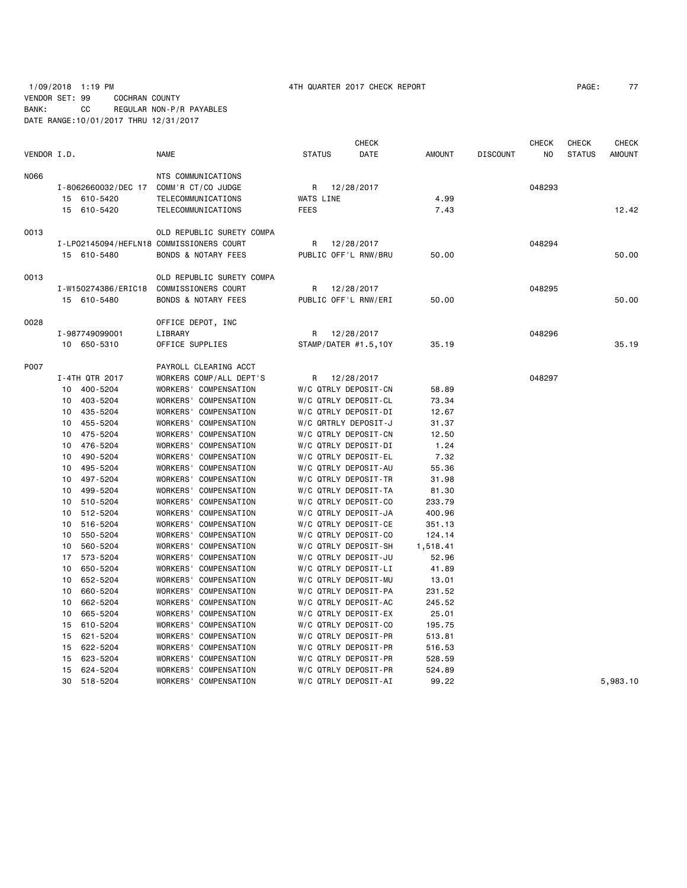1/09/2018 1:19 PM 4TH QUARTER 2017 CHECK REPORT

VENDOR SET: 99 COCHRAN COUNTY
BANK: CC REGULAR NON-P/R PAYABLES
DATE RANGE:10/01/2017 THRU 12/31/2017

| VENDOR I.D. | NAME | STATUS | CHECK DATE | AMOUNT | DISCOUNT | CHECK NO | CHECK STATUS | CHECK AMOUNT |
|---|---|---|---|---|---|---|---|---|
| N066 | NTS COMMUNICATIONS | | | | | | | |
| I-8062660032/DEC 17 | COMM'R CT/CO JUDGE | R | 12/28/2017 | | | 048293 | | |
| 15 610-5420 | TELECOMMUNICATIONS | WATS LINE | | 4.99 | | | | |
| 15 610-5420 | TELECOMMUNICATIONS | FEES | | 7.43 | | | | 12.42 |
| O013 | OLD REPUBLIC SURETY COMPA | | | | | | | |
| I-LPO2145094/HEFLN18 | COMMISSIONERS COURT | R | 12/28/2017 | | | 048294 | | |
| 15 610-5480 | BONDS & NOTARY FEES | PUBLIC OFF'L RNW/BRU | | 50.00 | | | | 50.00 |
| O013 | OLD REPUBLIC SURETY COMPA | | | | | | | |
| I-W150274386/ERIC18 | COMMISSIONERS COURT | R | 12/28/2017 | | | 048295 | | |
| 15 610-5480 | BONDS & NOTARY FEES | PUBLIC OFF'L RNW/ERI | | 50.00 | | | | 50.00 |
| O028 | OFFICE DEPOT, INC | | | | | | | |
| I-987749099001 | LIBRARY | R | 12/28/2017 | | | 048296 | | |
| 10 650-5310 | OFFICE SUPPLIES | STAMP/DATER #1.5,10Y | | 35.19 | | | | 35.19 |
| P007 | PAYROLL CLEARING ACCT | | | | | | | |
| I-4TH QTR 2017 | WORKERS COMP/ALL DEPT'S | R | 12/28/2017 | | | 048297 | | |
| 10 400-5204 | WORKERS' COMPENSATION | W/C QTRLY DEPOSIT-CN | | 58.89 | | | | |
| 10 403-5204 | WORKERS' COMPENSATION | W/C QTRLY DEPOSIT-CL | | 73.34 | | | | |
| 10 435-5204 | WORKERS' COMPENSATION | W/C QTRLY DEPOSIT-DI | | 12.67 | | | | |
| 10 455-5204 | WORKERS' COMPENSATION | W/C QRTRLY DEPOSIT-J | | 31.37 | | | | |
| 10 475-5204 | WORKERS' COMPENSATION | W/C QTRLY DEPOSIT-CN | | 12.50 | | | | |
| 10 476-5204 | WORKERS' COMPENSATION | W/C QTRLY DEPOSIT-DI | | 1.24 | | | | |
| 10 490-5204 | WORKERS' COMPENSATION | W/C QTRLY DEPOSIT-EL | | 7.32 | | | | |
| 10 495-5204 | WORKERS' COMPENSATION | W/C QTRLY DEPOSIT-AU | | 55.36 | | | | |
| 10 497-5204 | WORKERS' COMPENSATION | W/C QTRLY DEPOSIT-TR | | 31.98 | | | | |
| 10 499-5204 | WORKERS' COMPENSATION | W/C QTRLY DEPOSIT-TA | | 81.30 | | | | |
| 10 510-5204 | WORKERS' COMPENSATION | W/C QTRLY DEPOSIT-CO | | 233.79 | | | | |
| 10 512-5204 | WORKERS' COMPENSATION | W/C QTRLY DEPOSIT-JA | | 400.96 | | | | |
| 10 516-5204 | WORKERS' COMPENSATION | W/C QTRLY DEPOSIT-CE | | 351.13 | | | | |
| 10 550-5204 | WORKERS' COMPENSATION | W/C QTRLY DEPOSIT-CO | | 124.14 | | | | |
| 10 560-5204 | WORKERS' COMPENSATION | W/C QTRLY DEPOSIT-SH | | 1,518.41 | | | | |
| 17 573-5204 | WORKERS' COMPENSATION | W/C QTRLY DEPOSIT-JU | | 52.96 | | | | |
| 10 650-5204 | WORKERS' COMPENSATION | W/C QTRLY DEPOSIT-LI | | 41.89 | | | | |
| 10 652-5204 | WORKERS' COMPENSATION | W/C QTRLY DEPOSIT-MU | | 13.01 | | | | |
| 10 660-5204 | WORKERS' COMPENSATION | W/C QTRLY DEPOSIT-PA | | 231.52 | | | | |
| 10 662-5204 | WORKERS' COMPENSATION | W/C QTRLY DEPOSIT-AC | | 245.52 | | | | |
| 10 665-5204 | WORKERS' COMPENSATION | W/C QTRLY DEPOSIT-EX | | 25.01 | | | | |
| 15 610-5204 | WORKERS' COMPENSATION | W/C QTRLY DEPOSIT-CO | | 195.75 | | | | |
| 15 621-5204 | WORKERS' COMPENSATION | W/C QTRLY DEPOSIT-PR | | 513.81 | | | | |
| 15 622-5204 | WORKERS' COMPENSATION | W/C QTRLY DEPOSIT-PR | | 516.53 | | | | |
| 15 623-5204 | WORKERS' COMPENSATION | W/C QTRLY DEPOSIT-PR | | 528.59 | | | | |
| 15 624-5204 | WORKERS' COMPENSATION | W/C QTRLY DEPOSIT-PR | | 524.89 | | | | |
| 30 518-5204 | WORKERS' COMPENSATION | W/C QTRLY DEPOSIT-AI | | 99.22 | | | | 5,983.10 |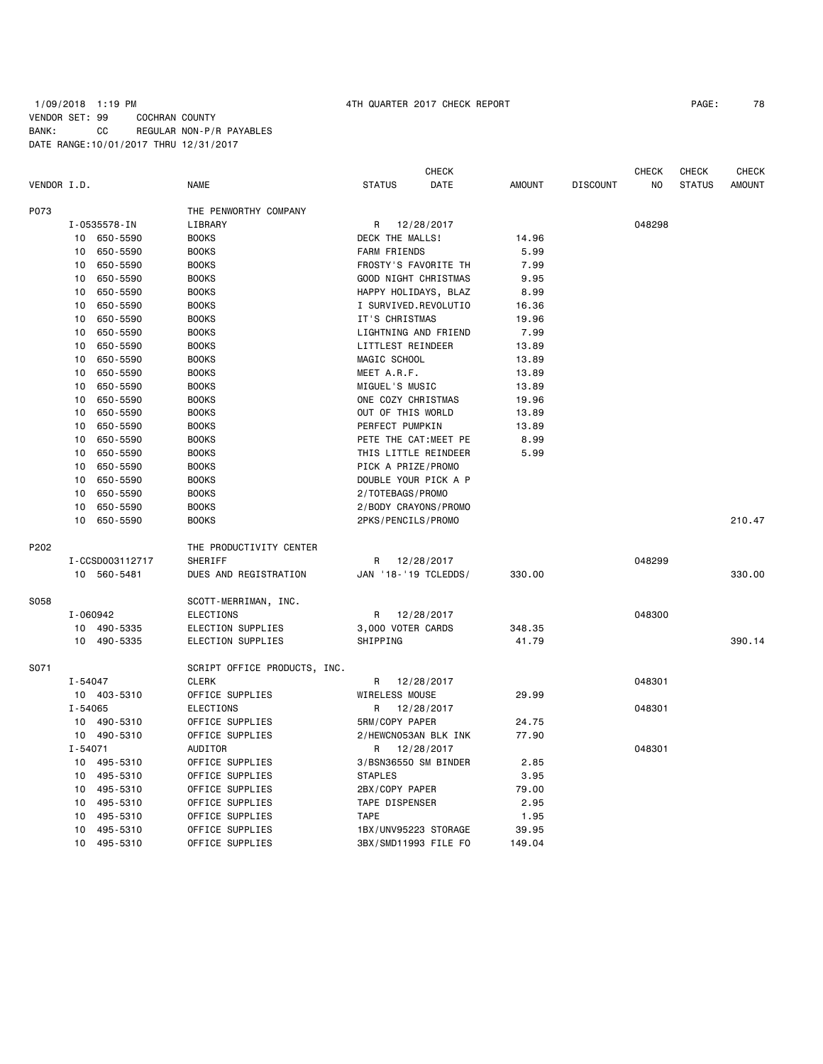1/09/2018 1:19 PM 4TH QUARTER 2017 CHECK REPORT

VENDOR SET: 99 COCHRAN COUNTY
BANK: CC REGULAR NON-P/R PAYABLES
DATE RANGE:10/01/2017 THRU 12/31/2017

| VENDOR I.D. | NAME | STATUS | CHECK DATE | AMOUNT | DISCOUNT | CHECK NO | CHECK STATUS | CHECK AMOUNT |
|---|---|---|---|---|---|---|---|---|
| P073 | THE PENWORTHY COMPANY | | | | | | | |
| I-0535578-IN | LIBRARY | R | 12/28/2017 | | | 048298 | | |
| 10 650-5590 | BOOKS | DECK THE MALLS! | | 14.96 | | | | |
| 10 650-5590 | BOOKS | FARM FRIENDS | | 5.99 | | | | |
| 10 650-5590 | BOOKS | FROSTY'S FAVORITE TH | | 7.99 | | | | |
| 10 650-5590 | BOOKS | GOOD NIGHT CHRISTMAS | | 9.95 | | | | |
| 10 650-5590 | BOOKS | HAPPY HOLIDAYS, BLAZ | | 8.99 | | | | |
| 10 650-5590 | BOOKS | I SURVIVED.REVOLUTIO | | 16.36 | | | | |
| 10 650-5590 | BOOKS | IT'S CHRISTMAS | | 19.96 | | | | |
| 10 650-5590 | BOOKS | LIGHTNING AND FRIEND | | 7.99 | | | | |
| 10 650-5590 | BOOKS | LITTLEST REINDEER | | 13.89 | | | | |
| 10 650-5590 | BOOKS | MAGIC SCHOOL | | 13.89 | | | | |
| 10 650-5590 | BOOKS | MEET A.R.F. | | 13.89 | | | | |
| 10 650-5590 | BOOKS | MIGUEL'S MUSIC | | 13.89 | | | | |
| 10 650-5590 | BOOKS | ONE COZY CHRISTMAS | | 19.96 | | | | |
| 10 650-5590 | BOOKS | OUT OF THIS WORLD | | 13.89 | | | | |
| 10 650-5590 | BOOKS | PERFECT PUMPKIN | | 13.89 | | | | |
| 10 650-5590 | BOOKS | PETE THE CAT:MEET PE | | 8.99 | | | | |
| 10 650-5590 | BOOKS | THIS LITTLE REINDEER | | 5.99 | | | | |
| 10 650-5590 | BOOKS | PICK A PRIZE/PROMO | | | | | | |
| 10 650-5590 | BOOKS | DOUBLE YOUR PICK A P | | | | | | |
| 10 650-5590 | BOOKS | 2/TOTEBAGS/PROMO | | | | | | |
| 10 650-5590 | BOOKS | 2/BODY CRAYONS/PROMO | | | | | | |
| 10 650-5590 | BOOKS | 2PKS/PENCILS/PROMO | | | | | | 210.47 |
| P202 | THE PRODUCTIVITY CENTER | | | | | | | |
| I-CCSD003112717 | SHERIFF | R | 12/28/2017 | | | 048299 | | |
| 10 560-5481 | DUES AND REGISTRATION | JAN '18-'19 TCLEDDS/ | | 330.00 | | | | 330.00 |
| S058 | SCOTT-MERRIMAN, INC. | | | | | | | |
| I-060942 | ELECTIONS | R | 12/28/2017 | | | 048300 | | |
| 10 490-5335 | ELECTION SUPPLIES | 3,000 VOTER CARDS | | 348.35 | | | | |
| 10 490-5335 | ELECTION SUPPLIES | SHIPPING | | 41.79 | | | | 390.14 |
| S071 | SCRIPT OFFICE PRODUCTS, INC. | | | | | | | |
| I-54047 | CLERK | R | 12/28/2017 | | | 048301 | | |
| 10 403-5310 | OFFICE SUPPLIES | WIRELESS MOUSE | | 29.99 | | | | |
| I-54065 | ELECTIONS | R | 12/28/2017 | | | 048301 | | |
| 10 490-5310 | OFFICE SUPPLIES | 5RM/COPY PAPER | | 24.75 | | | | |
| 10 490-5310 | OFFICE SUPPLIES | 2/HEWCN053AN BLK INK | | 77.90 | | | | |
| I-54071 | AUDITOR | R | 12/28/2017 | | | 048301 | | |
| 10 495-5310 | OFFICE SUPPLIES | 3/BSN36550 SM BINDER | | 2.85 | | | | |
| 10 495-5310 | OFFICE SUPPLIES | STAPLES | | 3.95 | | | | |
| 10 495-5310 | OFFICE SUPPLIES | 2BX/COPY PAPER | | 79.00 | | | | |
| 10 495-5310 | OFFICE SUPPLIES | TAPE DISPENSER | | 2.95 | | | | |
| 10 495-5310 | OFFICE SUPPLIES | TAPE | | 1.95 | | | | |
| 10 495-5310 | OFFICE SUPPLIES | 1BX/UNV95223 STORAGE | | 39.95 | | | | |
| 10 495-5310 | OFFICE SUPPLIES | 3BX/SMD11993 FILE FO | | 149.04 | | | | |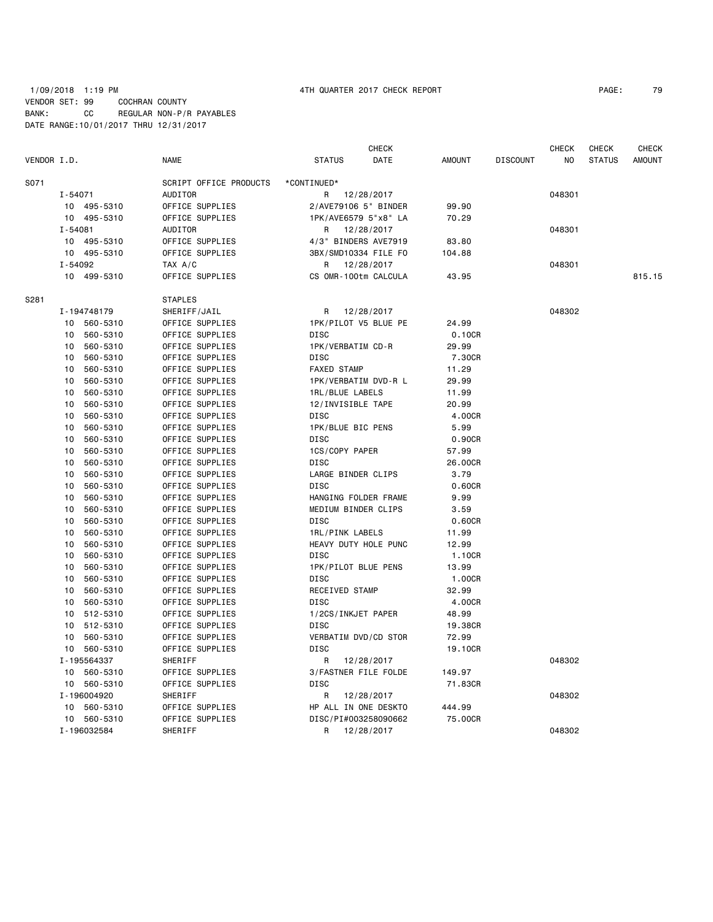1/09/2018 1:19 PM 4TH QUARTER 2017 CHECK REPORT

VENDOR SET: 99 COCHRAN COUNTY
BANK: CC REGULAR NON-P/R PAYABLES
DATE RANGE:10/01/2017 THRU 12/31/2017

| VENDOR I.D. | NAME | STATUS | CHECK DATE | AMOUNT | DISCOUNT | CHECK NO | CHECK STATUS | CHECK AMOUNT |
|---|---|---|---|---|---|---|---|---|
| S071 | SCRIPT OFFICE PRODUCTS | *CONTINUED* | | | | | | |
| I-54071 | AUDITOR | R | 12/28/2017 | | | 048301 | | |
| 10 495-5310 | OFFICE SUPPLIES | 2/AVE79106 5" BINDER | | 99.90 | | | | |
| 10 495-5310 | OFFICE SUPPLIES | 1PK/AVE6579 5"x8" LA | | 70.29 | | | | |
| I-54081 | AUDITOR | R | 12/28/2017 | | | 048301 | | |
| 10 495-5310 | OFFICE SUPPLIES | 4/3" BINDERS AVE7919 | | 83.80 | | | | |
| 10 495-5310 | OFFICE SUPPLIES | 3BX/SMD10334 FILE FO | | 104.88 | | | | |
| I-54092 | TAX A/C | R | 12/28/2017 | | | 048301 | | |
| 10 499-5310 | OFFICE SUPPLIES | CS OMR-100tm CALCULA | | 43.95 | | | | 815.15 |
| S281 | STAPLES | | | | | | | |
| I-194748179 | SHERIFF/JAIL | R | 12/28/2017 | | | 048302 | | |
| 10 560-5310 | OFFICE SUPPLIES | 1PK/PILOT V5 BLUE PE | | 24.99 | | | | |
| 10 560-5310 | OFFICE SUPPLIES | DISC | | 0.10CR | | | | |
| 10 560-5310 | OFFICE SUPPLIES | 1PK/VERBATIM CD-R | | 29.99 | | | | |
| 10 560-5310 | OFFICE SUPPLIES | DISC | | 7.30CR | | | | |
| 10 560-5310 | OFFICE SUPPLIES | FAXED STAMP | | 11.29 | | | | |
| 10 560-5310 | OFFICE SUPPLIES | 1PK/VERBATIM DVD-R L | | 29.99 | | | | |
| 10 560-5310 | OFFICE SUPPLIES | 1RL/BLUE LABELS | | 11.99 | | | | |
| 10 560-5310 | OFFICE SUPPLIES | 12/INVISIBLE TAPE | | 20.99 | | | | |
| 10 560-5310 | OFFICE SUPPLIES | DISC | | 4.00CR | | | | |
| 10 560-5310 | OFFICE SUPPLIES | 1PK/BLUE BIC PENS | | 5.99 | | | | |
| 10 560-5310 | OFFICE SUPPLIES | DISC | | 0.90CR | | | | |
| 10 560-5310 | OFFICE SUPPLIES | 1CS/COPY PAPER | | 57.99 | | | | |
| 10 560-5310 | OFFICE SUPPLIES | DISC | | 26.00CR | | | | |
| 10 560-5310 | OFFICE SUPPLIES | LARGE BINDER CLIPS | | 3.79 | | | | |
| 10 560-5310 | OFFICE SUPPLIES | DISC | | 0.60CR | | | | |
| 10 560-5310 | OFFICE SUPPLIES | HANGING FOLDER FRAME | | 9.99 | | | | |
| 10 560-5310 | OFFICE SUPPLIES | MEDIUM BINDER CLIPS | | 3.59 | | | | |
| 10 560-5310 | OFFICE SUPPLIES | DISC | | 0.60CR | | | | |
| 10 560-5310 | OFFICE SUPPLIES | 1RL/PINK LABELS | | 11.99 | | | | |
| 10 560-5310 | OFFICE SUPPLIES | HEAVY DUTY HOLE PUNC | | 12.99 | | | | |
| 10 560-5310 | OFFICE SUPPLIES | DISC | | 1.10CR | | | | |
| 10 560-5310 | OFFICE SUPPLIES | 1PK/PILOT BLUE PENS | | 13.99 | | | | |
| 10 560-5310 | OFFICE SUPPLIES | DISC | | 1.00CR | | | | |
| 10 560-5310 | OFFICE SUPPLIES | RECEIVED STAMP | | 32.99 | | | | |
| 10 560-5310 | OFFICE SUPPLIES | DISC | | 4.00CR | | | | |
| 10 512-5310 | OFFICE SUPPLIES | 1/2CS/INKJET PAPER | | 48.99 | | | | |
| 10 512-5310 | OFFICE SUPPLIES | DISC | | 19.38CR | | | | |
| 10 560-5310 | OFFICE SUPPLIES | VERBATIM DVD/CD STOR | | 72.99 | | | | |
| 10 560-5310 | OFFICE SUPPLIES | DISC | | 19.10CR | | | | |
| I-195564337 | SHERIFF | R | 12/28/2017 | | | 048302 | | |
| 10 560-5310 | OFFICE SUPPLIES | 3/FASTNER FILE FOLDE | | 149.97 | | | | |
| 10 560-5310 | OFFICE SUPPLIES | DISC | | 71.83CR | | | | |
| I-196004920 | SHERIFF | R | 12/28/2017 | | | 048302 | | |
| 10 560-5310 | OFFICE SUPPLIES | HP ALL IN ONE DESKTO | | 444.99 | | | | |
| 10 560-5310 | OFFICE SUPPLIES | DISC/PI#003258090662 | | 75.00CR | | | | |
| I-196032584 | SHERIFF | R | 12/28/2017 | | | 048302 | | |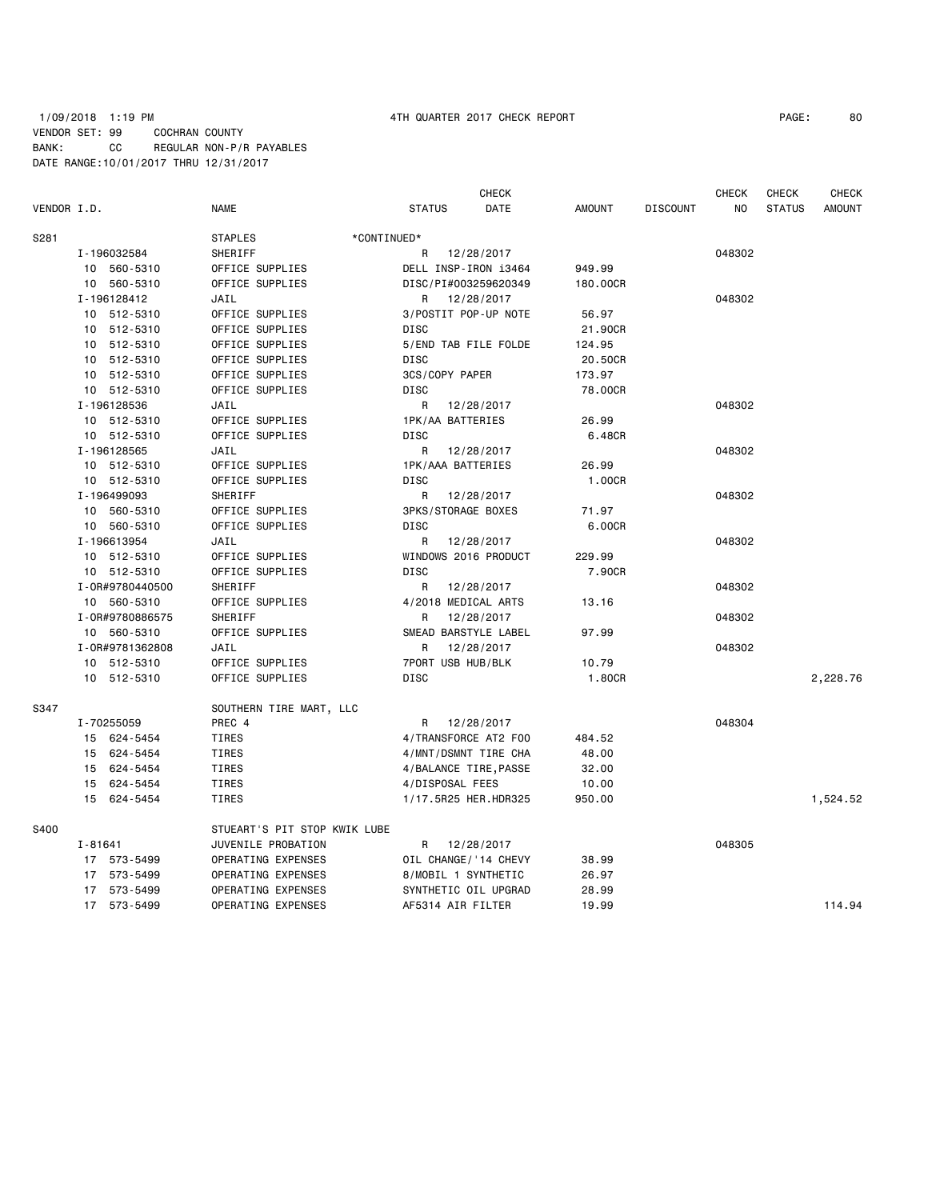1/09/2018 1:19 PM 4TH QUARTER 2017 CHECK REPORT

VENDOR SET: 99 COCHRAN COUNTY
BANK: CC REGULAR NON-P/R PAYABLES
DATE RANGE:10/01/2017 THRU 12/31/2017

| VENDOR I.D. | NAME | STATUS | CHECK DATE | AMOUNT | DISCOUNT | CHECK NO | CHECK STATUS | CHECK AMOUNT |
|---|---|---|---|---|---|---|---|---|
| S281 | STAPLES | *CONTINUED* | | | | | | |
| I-196032584 | SHERIFF | R | 12/28/2017 | | | 048302 | | |
| 10 560-5310 | OFFICE SUPPLIES | DELL INSP-IRON i3464 | | 949.99 | | | | |
| 10 560-5310 | OFFICE SUPPLIES | DISC/PI#003259620349 | | 180.00CR | | | | |
| I-196128412 | JAIL | R | 12/28/2017 | | | 048302 | | |
| 10 512-5310 | OFFICE SUPPLIES | 3/POSTIT POP-UP NOTE | | 56.97 | | | | |
| 10 512-5310 | OFFICE SUPPLIES | DISC | | 21.90CR | | | | |
| 10 512-5310 | OFFICE SUPPLIES | 5/END TAB FILE FOLDE | | 124.95 | | | | |
| 10 512-5310 | OFFICE SUPPLIES | DISC | | 20.50CR | | | | |
| 10 512-5310 | OFFICE SUPPLIES | 3CS/COPY PAPER | | 173.97 | | | | |
| 10 512-5310 | OFFICE SUPPLIES | DISC | | 78.00CR | | | | |
| I-196128536 | JAIL | R | 12/28/2017 | | | 048302 | | |
| 10 512-5310 | OFFICE SUPPLIES | 1PK/AA BATTERIES | | 26.99 | | | | |
| 10 512-5310 | OFFICE SUPPLIES | DISC | | 6.48CR | | | | |
| I-196128565 | JAIL | R | 12/28/2017 | | | 048302 | | |
| 10 512-5310 | OFFICE SUPPLIES | 1PK/AAA BATTERIES | | 26.99 | | | | |
| 10 512-5310 | OFFICE SUPPLIES | DISC | | 1.00CR | | | | |
| I-196499093 | SHERIFF | R | 12/28/2017 | | | 048302 | | |
| 10 560-5310 | OFFICE SUPPLIES | 3PKS/STORAGE BOXES | | 71.97 | | | | |
| 10 560-5310 | OFFICE SUPPLIES | DISC | | 6.00CR | | | | |
| I-196613954 | JAIL | R | 12/28/2017 | | | 048302 | | |
| 10 512-5310 | OFFICE SUPPLIES | WINDOWS 2016 PRODUCT | | 229.99 | | | | |
| 10 512-5310 | OFFICE SUPPLIES | DISC | | 7.90CR | | | | |
| I-OR#9780440500 | SHERIFF | R | 12/28/2017 | | | 048302 | | |
| 10 560-5310 | OFFICE SUPPLIES | 4/2018 MEDICAL ARTS | | 13.16 | | | | |
| I-OR#9780886575 | SHERIFF | R | 12/28/2017 | | | 048302 | | |
| 10 560-5310 | OFFICE SUPPLIES | SMEAD BARSTYLE LABEL | | 97.99 | | | | |
| I-OR#9781362808 | JAIL | R | 12/28/2017 | | | 048302 | | |
| 10 512-5310 | OFFICE SUPPLIES | 7PORT USB HUB/BLK | | 10.79 | | | | |
| 10 512-5310 | OFFICE SUPPLIES | DISC | | 1.80CR | | | | 2,228.76 |
| S347 | SOUTHERN TIRE MART, LLC | | | | | | | |
| I-70255059 | PREC 4 | R | 12/28/2017 | | | 048304 | | |
| 15 624-5454 | TIRES | 4/TRANSFORCE AT2 FOO | | 484.52 | | | | |
| 15 624-5454 | TIRES | 4/MNT/DSMNT TIRE CHA | | 48.00 | | | | |
| 15 624-5454 | TIRES | 4/BALANCE TIRE,PASSE | | 32.00 | | | | |
| 15 624-5454 | TIRES | 4/DISPOSAL FEES | | 10.00 | | | | |
| 15 624-5454 | TIRES | 1/17.5R25 HER.HDR325 | | 950.00 | | | | 1,524.52 |
| S400 | STUEART'S PIT STOP KWIK LUBE | | | | | | | |
| I-81641 | JUVENILE PROBATION | R | 12/28/2017 | | | 048305 | | |
| 17 573-5499 | OPERATING EXPENSES | OIL CHANGE/'14 CHEVY | | 38.99 | | | | |
| 17 573-5499 | OPERATING EXPENSES | 8/MOBIL 1 SYNTHETIC | | 26.97 | | | | |
| 17 573-5499 | OPERATING EXPENSES | SYNTHETIC OIL UPGRAD | | 28.99 | | | | |
| 17 573-5499 | OPERATING EXPENSES | AF5314 AIR FILTER | | 19.99 | | | | 114.94 |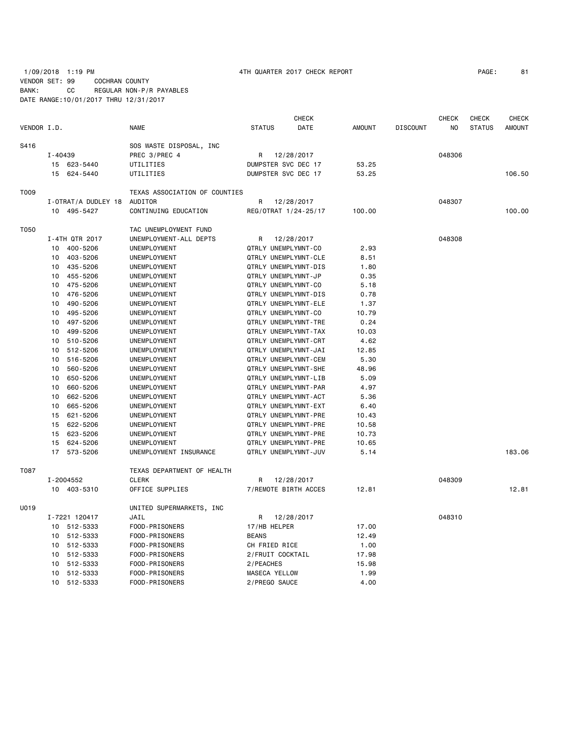1/09/2018 1:19 PM 4TH QUARTER 2017 CHECK REPORT

VENDOR SET: 99 COCHRAN COUNTY
BANK: CC REGULAR NON-P/R PAYABLES
DATE RANGE:10/01/2017 THRU 12/31/2017

| VENDOR I.D. | NAME | STATUS | CHECK DATE | AMOUNT | DISCOUNT | CHECK NO | CHECK STATUS | CHECK AMOUNT |
|---|---|---|---|---|---|---|---|---|
| S416 | SOS WASTE DISPOSAL, INC | | | | | | | |
| I-40439 | PREC 3/PREC 4 | R | 12/28/2017 | | | 048306 | | |
| 15 623-5440 | UTILITIES | DUMPSTER SVC DEC 17 | | 53.25 | | | | |
| 15 624-5440 | UTILITIES | DUMPSTER SVC DEC 17 | | 53.25 | | | | 106.50 |
| T009 | TEXAS ASSOCIATION OF COUNTIES | | | | | | | |
| I-OTRAT/A DUDLEY 18 | AUDITOR | R | 12/28/2017 | | | 048307 | | |
| 10 495-5427 | CONTINUING EDUCATION | REG/OTRAT 1/24-25/17 | | 100.00 | | | | 100.00 |
| T050 | TAC UNEMPLOYMENT FUND | | | | | | | |
| I-4TH QTR 2017 | UNEMPLOYMENT-ALL DEPTS | R | 12/28/2017 | | | 048308 | | |
| 10 400-5206 | UNEMPLOYMENT | QTRLY UNEMPLYMNT-CO | | 2.93 | | | | |
| 10 403-5206 | UNEMPLOYMENT | QTRLY UNEMPLYMNT-CLE | | 8.51 | | | | |
| 10 435-5206 | UNEMPLOYMENT | QTRLY UNEMPLYMNT-DIS | | 1.80 | | | | |
| 10 455-5206 | UNEMPLOYMENT | QTRLY UNEMPLYMNT-JP | | 0.35 | | | | |
| 10 475-5206 | UNEMPLOYMENT | QTRLY UNEMPLYMNT-CO | | 5.18 | | | | |
| 10 476-5206 | UNEMPLOYMENT | QTRLY UNEMPLYMNT-DIS | | 0.78 | | | | |
| 10 490-5206 | UNEMPLOYMENT | QTRLY UNEMPLYMNT-ELE | | 1.37 | | | | |
| 10 495-5206 | UNEMPLOYMENT | QTRLY UNEMPLYMNT-CO | | 10.79 | | | | |
| 10 497-5206 | UNEMPLOYMENT | QTRLY UNEMPLYMNT-TRE | | 0.24 | | | | |
| 10 499-5206 | UNEMPLOYMENT | QTRLY UNEMPLYMNT-TAX | | 10.03 | | | | |
| 10 510-5206 | UNEMPLOYMENT | QTRLY UNEMPLYMNT-CRT | | 4.62 | | | | |
| 10 512-5206 | UNEMPLOYMENT | QTRLY UNEMPLYMNT-JAI | | 12.85 | | | | |
| 10 516-5206 | UNEMPLOYMENT | QTRLY UNEMPLYMNT-CEM | | 5.30 | | | | |
| 10 560-5206 | UNEMPLOYMENT | QTRLY UNEMPLYMNT-SHE | | 48.96 | | | | |
| 10 650-5206 | UNEMPLOYMENT | QTRLY UNEMPLYMNT-LIB | | 5.09 | | | | |
| 10 660-5206 | UNEMPLOYMENT | QTRLY UNEMPLYMNT-PAR | | 4.97 | | | | |
| 10 662-5206 | UNEMPLOYMENT | QTRLY UNEMPLYMNT-ACT | | 5.36 | | | | |
| 10 665-5206 | UNEMPLOYMENT | QTRLY UNEMPLYMNT-EXT | | 6.40 | | | | |
| 15 621-5206 | UNEMPLOYMENT | QTRLY UNEMPLYMNT-PRE | | 10.43 | | | | |
| 15 622-5206 | UNEMPLOYMENT | QTRLY UNEMPLYMNT-PRE | | 10.58 | | | | |
| 15 623-5206 | UNEMPLOYMENT | QTRLY UNEMPLYMNT-PRE | | 10.73 | | | | |
| 15 624-5206 | UNEMPLOYMENT | QTRLY UNEMPLYMNT-PRE | | 10.65 | | | | |
| 17 573-5206 | UNEMPLOYMENT INSURANCE | QTRLY UNEMPLYMNT-JUV | | 5.14 | | | | 183.06 |
| T087 | TEXAS DEPARTMENT OF HEALTH | | | | | | | |
| I-2004552 | CLERK | R | 12/28/2017 | | | 048309 | | |
| 10 403-5310 | OFFICE SUPPLIES | 7/REMOTE BIRTH ACCES | | 12.81 | | | | 12.81 |
| U019 | UNITED SUPERMARKETS, INC | | | | | | | |
| I-7221 120417 | JAIL | R | 12/28/2017 | | | 048310 | | |
| 10 512-5333 | FOOD-PRISONERS | 17/HB HELPER | | 17.00 | | | | |
| 10 512-5333 | FOOD-PRISONERS | BEANS | | 12.49 | | | | |
| 10 512-5333 | FOOD-PRISONERS | CH FRIED RICE | | 1.00 | | | | |
| 10 512-5333 | FOOD-PRISONERS | 2/FRUIT COCKTAIL | | 17.98 | | | | |
| 10 512-5333 | FOOD-PRISONERS | 2/PEACHES | | 15.98 | | | | |
| 10 512-5333 | FOOD-PRISONERS | MASECA YELLOW | | 1.99 | | | | |
| 10 512-5333 | FOOD-PRISONERS | 2/PREGO SAUCE | | 4.00 | | | | |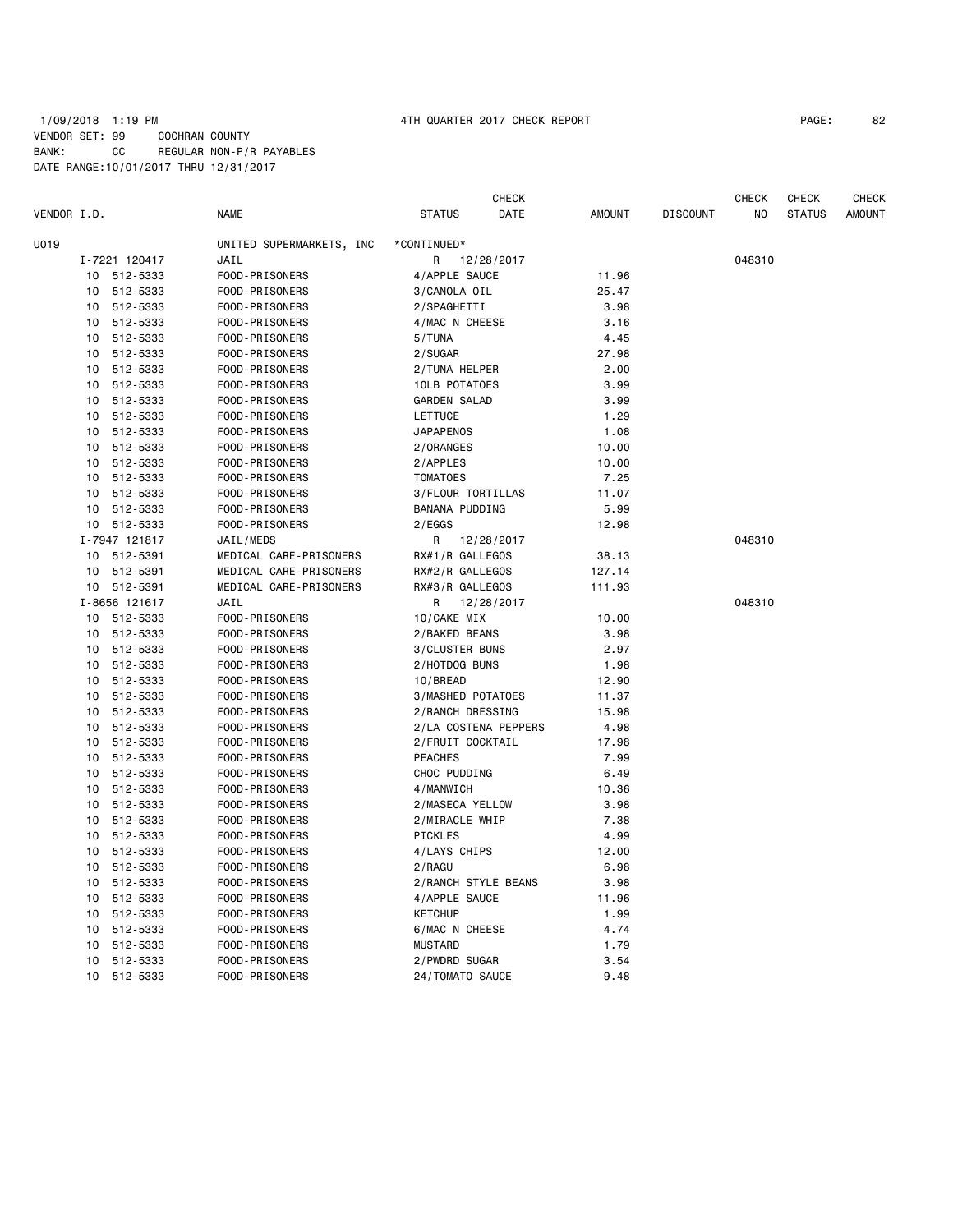1/09/2018 1:19 PM 4TH QUARTER 2017 CHECK REPORT

VENDOR SET: 99 COCHRAN COUNTY
BANK: CC REGULAR NON-P/R PAYABLES
DATE RANGE:10/01/2017 THRU 12/31/2017

| VENDOR I.D. | NAME | STATUS | CHECK DATE | AMOUNT | DISCOUNT | CHECK NO | CHECK STATUS | CHECK AMOUNT |
|---|---|---|---|---|---|---|---|---|
| U019 | UNITED SUPERMARKETS, INC | *CONTINUED* | | | | | | |
| I-7221 120417 | JAIL | R | 12/28/2017 | | | 048310 | | |
| 10 512-5333 | FOOD-PRISONERS | 4/APPLE SAUCE | | 11.96 | | | | |
| 10 512-5333 | FOOD-PRISONERS | 3/CANOLA OIL | | 25.47 | | | | |
| 10 512-5333 | FOOD-PRISONERS | 2/SPAGHETTI | | 3.98 | | | | |
| 10 512-5333 | FOOD-PRISONERS | 4/MAC N CHEESE | | 3.16 | | | | |
| 10 512-5333 | FOOD-PRISONERS | 5/TUNA | | 4.45 | | | | |
| 10 512-5333 | FOOD-PRISONERS | 2/SUGAR | | 27.98 | | | | |
| 10 512-5333 | FOOD-PRISONERS | 2/TUNA HELPER | | 2.00 | | | | |
| 10 512-5333 | FOOD-PRISONERS | 10LB POTATOES | | 3.99 | | | | |
| 10 512-5333 | FOOD-PRISONERS | GARDEN SALAD | | 3.99 | | | | |
| 10 512-5333 | FOOD-PRISONERS | LETTUCE | | 1.29 | | | | |
| 10 512-5333 | FOOD-PRISONERS | JAPAPENOS | | 1.08 | | | | |
| 10 512-5333 | FOOD-PRISONERS | 2/ORANGES | | 10.00 | | | | |
| 10 512-5333 | FOOD-PRISONERS | 2/APPLES | | 10.00 | | | | |
| 10 512-5333 | FOOD-PRISONERS | TOMATOES | | 7.25 | | | | |
| 10 512-5333 | FOOD-PRISONERS | 3/FLOUR TORTILLAS | | 11.07 | | | | |
| 10 512-5333 | FOOD-PRISONERS | BANANA PUDDING | | 5.99 | | | | |
| 10 512-5333 | FOOD-PRISONERS | 2/EGGS | | 12.98 | | | | |
| I-7947 121817 | JAIL/MEDS | R | 12/28/2017 | | | 048310 | | |
| 10 512-5391 | MEDICAL CARE-PRISONERS | RX#1/R GALLEGOS | | 38.13 | | | | |
| 10 512-5391 | MEDICAL CARE-PRISONERS | RX#2/R GALLEGOS | | 127.14 | | | | |
| 10 512-5391 | MEDICAL CARE-PRISONERS | RX#3/R GALLEGOS | | 111.93 | | | | |
| I-8656 121617 | JAIL | R | 12/28/2017 | | | 048310 | | |
| 10 512-5333 | FOOD-PRISONERS | 10/CAKE MIX | | 10.00 | | | | |
| 10 512-5333 | FOOD-PRISONERS | 2/BAKED BEANS | | 3.98 | | | | |
| 10 512-5333 | FOOD-PRISONERS | 3/CLUSTER BUNS | | 2.97 | | | | |
| 10 512-5333 | FOOD-PRISONERS | 2/HOTDOG BUNS | | 1.98 | | | | |
| 10 512-5333 | FOOD-PRISONERS | 10/BREAD | | 12.90 | | | | |
| 10 512-5333 | FOOD-PRISONERS | 3/MASHED POTATOES | | 11.37 | | | | |
| 10 512-5333 | FOOD-PRISONERS | 2/RANCH DRESSING | | 15.98 | | | | |
| 10 512-5333 | FOOD-PRISONERS | 2/LA COSTENA PEPPERS | | 4.98 | | | | |
| 10 512-5333 | FOOD-PRISONERS | 2/FRUIT COCKTAIL | | 17.98 | | | | |
| 10 512-5333 | FOOD-PRISONERS | PEACHES | | 7.99 | | | | |
| 10 512-5333 | FOOD-PRISONERS | CHOC PUDDING | | 6.49 | | | | |
| 10 512-5333 | FOOD-PRISONERS | 4/MANWICH | | 10.36 | | | | |
| 10 512-5333 | FOOD-PRISONERS | 2/MASECA YELLOW | | 3.98 | | | | |
| 10 512-5333 | FOOD-PRISONERS | 2/MIRACLE WHIP | | 7.38 | | | | |
| 10 512-5333 | FOOD-PRISONERS | PICKLES | | 4.99 | | | | |
| 10 512-5333 | FOOD-PRISONERS | 4/LAYS CHIPS | | 12.00 | | | | |
| 10 512-5333 | FOOD-PRISONERS | 2/RAGU | | 6.98 | | | | |
| 10 512-5333 | FOOD-PRISONERS | 2/RANCH STYLE BEANS | | 3.98 | | | | |
| 10 512-5333 | FOOD-PRISONERS | 4/APPLE SAUCE | | 11.96 | | | | |
| 10 512-5333 | FOOD-PRISONERS | KETCHUP | | 1.99 | | | | |
| 10 512-5333 | FOOD-PRISONERS | 6/MAC N CHEESE | | 4.74 | | | | |
| 10 512-5333 | FOOD-PRISONERS | MUSTARD | | 1.79 | | | | |
| 10 512-5333 | FOOD-PRISONERS | 2/PWDRD SUGAR | | 3.54 | | | | |
| 10 512-5333 | FOOD-PRISONERS | 24/TOMATO SAUCE | | 9.48 | | | | |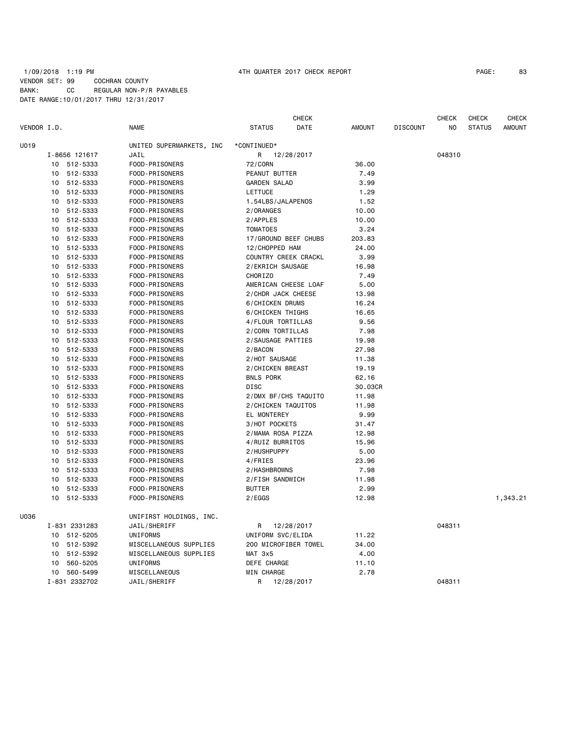1/09/2018 1:19 PM 4TH QUARTER 2017 CHECK REPORT

VENDOR SET: 99 COCHRAN COUNTY
BANK: CC REGULAR NON-P/R PAYABLES
DATE RANGE:10/01/2017 THRU 12/31/2017

| VENDOR I.D. | NAME | STATUS | CHECK DATE | AMOUNT | DISCOUNT | CHECK NO | CHECK STATUS | CHECK AMOUNT |
|---|---|---|---|---|---|---|---|---|
| U019 | UNITED SUPERMARKETS, INC | *CONTINUED* | | | | | | |
| I-8656 121617 | JAIL | R | 12/28/2017 | | | 048310 | | |
| 10 512-5333 | FOOD-PRISONERS | 72/CORN | | 36.00 | | | | |
| 10 512-5333 | FOOD-PRISONERS | PEANUT BUTTER | | 7.49 | | | | |
| 10 512-5333 | FOOD-PRISONERS | GARDEN SALAD | | 3.99 | | | | |
| 10 512-5333 | FOOD-PRISONERS | LETTUCE | | 1.29 | | | | |
| 10 512-5333 | FOOD-PRISONERS | 1.54LBS/JALAPENOS | | 1.52 | | | | |
| 10 512-5333 | FOOD-PRISONERS | 2/ORANGES | | 10.00 | | | | |
| 10 512-5333 | FOOD-PRISONERS | 2/APPLES | | 10.00 | | | | |
| 10 512-5333 | FOOD-PRISONERS | TOMATOES | | 3.24 | | | | |
| 10 512-5333 | FOOD-PRISONERS | 17/GROUND BEEF CHUBS | | 203.83 | | | | |
| 10 512-5333 | FOOD-PRISONERS | 12/CHOPPED HAM | | 24.00 | | | | |
| 10 512-5333 | FOOD-PRISONERS | COUNTRY CREEK CRACKL | | 3.99 | | | | |
| 10 512-5333 | FOOD-PRISONERS | 2/EKRICH SAUSAGE | | 16.98 | | | | |
| 10 512-5333 | FOOD-PRISONERS | CHORIZO | | 7.49 | | | | |
| 10 512-5333 | FOOD-PRISONERS | AMERICAN CHEESE LOAF | | 5.00 | | | | |
| 10 512-5333 | FOOD-PRISONERS | 2/CHDR JACK CHEESE | | 13.98 | | | | |
| 10 512-5333 | FOOD-PRISONERS | 6/CHICKEN DRUMS | | 16.24 | | | | |
| 10 512-5333 | FOOD-PRISONERS | 6/CHICKEN THIGHS | | 16.65 | | | | |
| 10 512-5333 | FOOD-PRISONERS | 4/FLOUR TORTILLAS | | 9.56 | | | | |
| 10 512-5333 | FOOD-PRISONERS | 2/CORN TORTILLAS | | 7.98 | | | | |
| 10 512-5333 | FOOD-PRISONERS | 2/SAUSAGE PATTIES | | 19.98 | | | | |
| 10 512-5333 | FOOD-PRISONERS | 2/BACON | | 27.98 | | | | |
| 10 512-5333 | FOOD-PRISONERS | 2/HOT SAUSAGE | | 11.38 | | | | |
| 10 512-5333 | FOOD-PRISONERS | 2/CHICKEN BREAST | | 19.19 | | | | |
| 10 512-5333 | FOOD-PRISONERS | BNLS PORK | | 62.16 | | | | |
| 10 512-5333 | FOOD-PRISONERS | DISC | | 30.03CR | | | | |
| 10 512-5333 | FOOD-PRISONERS | 2/DMX BF/CHS TAQUITO | | 11.98 | | | | |
| 10 512-5333 | FOOD-PRISONERS | 2/CHICKEN TAQUITOS | | 11.98 | | | | |
| 10 512-5333 | FOOD-PRISONERS | EL MONTEREY | | 9.99 | | | | |
| 10 512-5333 | FOOD-PRISONERS | 3/HOT POCKETS | | 31.47 | | | | |
| 10 512-5333 | FOOD-PRISONERS | 2/MAMA ROSA PIZZA | | 12.98 | | | | |
| 10 512-5333 | FOOD-PRISONERS | 4/RUIZ BURRITOS | | 15.96 | | | | |
| 10 512-5333 | FOOD-PRISONERS | 2/HUSHPUPPY | | 5.00 | | | | |
| 10 512-5333 | FOOD-PRISONERS | 4/FRIES | | 23.96 | | | | |
| 10 512-5333 | FOOD-PRISONERS | 2/HASHBROWNS | | 7.98 | | | | |
| 10 512-5333 | FOOD-PRISONERS | 2/FISH SANDWICH | | 11.98 | | | | |
| 10 512-5333 | FOOD-PRISONERS | BUTTER | | 2.99 | | | | |
| 10 512-5333 | FOOD-PRISONERS | 2/EGGS | | 12.98 | | | | 1,343.21 |
| U036 | UNIFIRST HOLDINGS, INC. | | | | | | | |
| I-831 2331283 | JAIL/SHERIFF | R | 12/28/2017 | | | 048311 | | |
| 10 512-5205 | UNIFORMS | UNIFORM SVC/ELIDA | | 11.22 | | | | |
| 10 512-5392 | MISCELLANEOUS SUPPLIES | 200 MICROFIBER TOWEL | | 34.00 | | | | |
| 10 512-5392 | MISCELLANEOUS SUPPLIES | MAT 3x5 | | 4.00 | | | | |
| 10 560-5205 | UNIFORMS | DEFE CHARGE | | 11.10 | | | | |
| 10 560-5499 | MISCELLANEOUS | MIN CHARGE | | 2.78 | | | | |
| I-831 2332702 | JAIL/SHERIFF | R | 12/28/2017 | | | 048311 | | |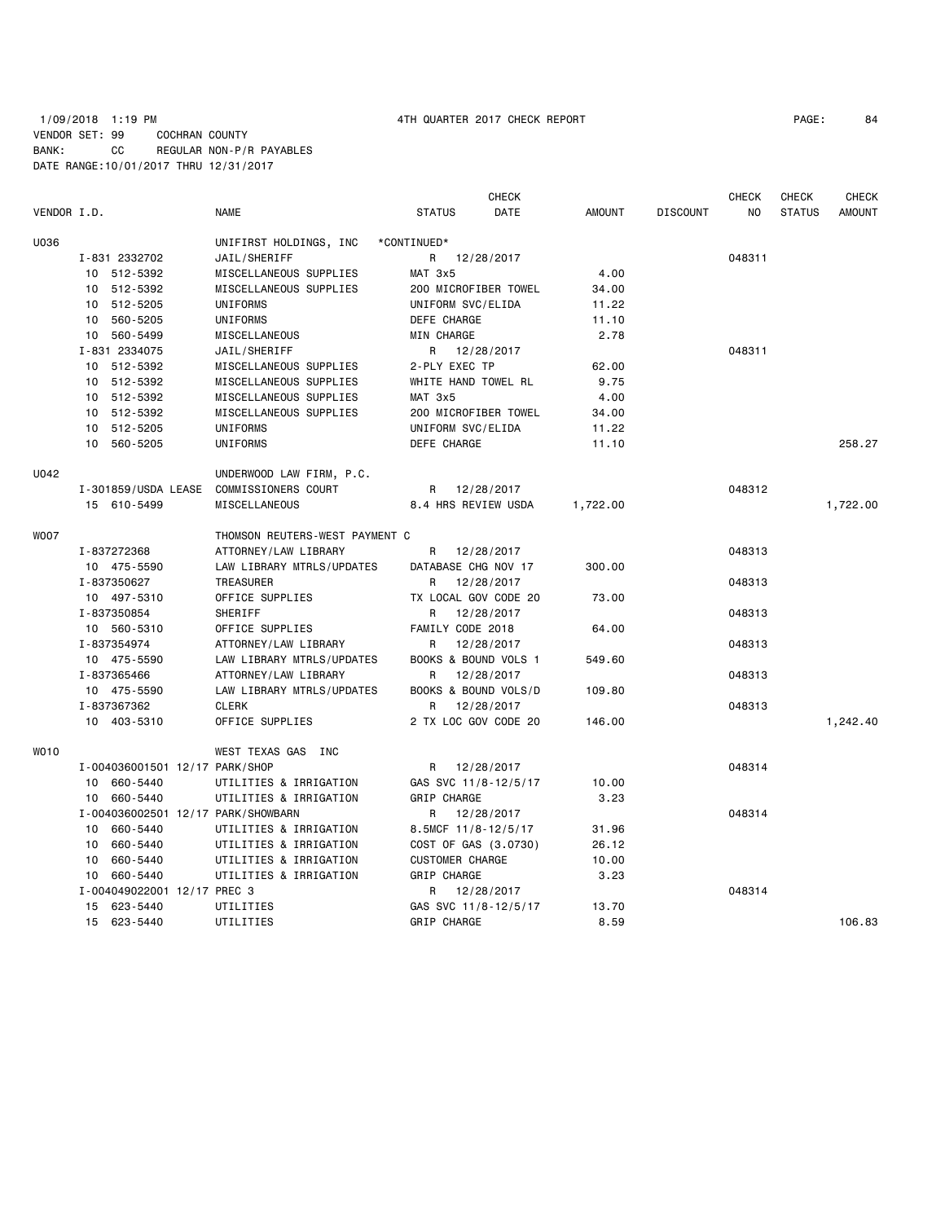1/09/2018 1:19 PM 4TH QUARTER 2017 CHECK REPORT PAGE: 84
VENDOR SET: 99 COCHRAN COUNTY
BANK: CC REGULAR NON-P/R PAYABLES
DATE RANGE:10/01/2017 THRU 12/31/2017

| VENDOR I.D. | NAME | STATUS | CHECK DATE | AMOUNT | DISCOUNT | CHECK NO | CHECK STATUS | CHECK AMOUNT |
|---|---|---|---|---|---|---|---|---|
| U036 | UNIFIRST HOLDINGS, INC | *CONTINUED* | | | | | | |
| I-831 2332702 | JAIL/SHERIFF | R | 12/28/2017 | | | 048311 | | |
| 10 512-5392 | MISCELLANEOUS SUPPLIES | MAT 3x5 | | 4.00 | | | | |
| 10 512-5392 | MISCELLANEOUS SUPPLIES | 200 MICROFIBER TOWEL | | 34.00 | | | | |
| 10 512-5205 | UNIFORMS | UNIFORM SVC/ELIDA | | 11.22 | | | | |
| 10 560-5205 | UNIFORMS | DEFE CHARGE | | 11.10 | | | | |
| 10 560-5499 | MISCELLANEOUS | MIN CHARGE | | 2.78 | | | | |
| I-831 2334075 | JAIL/SHERIFF | R | 12/28/2017 | | | 048311 | | |
| 10 512-5392 | MISCELLANEOUS SUPPLIES | 2-PLY EXEC TP | | 62.00 | | | | |
| 10 512-5392 | MISCELLANEOUS SUPPLIES | WHITE HAND TOWEL RL | | 9.75 | | | | |
| 10 512-5392 | MISCELLANEOUS SUPPLIES | MAT 3x5 | | 4.00 | | | | |
| 10 512-5392 | MISCELLANEOUS SUPPLIES | 200 MICROFIBER TOWEL | | 34.00 | | | | |
| 10 512-5205 | UNIFORMS | UNIFORM SVC/ELIDA | | 11.22 | | | | |
| 10 560-5205 | UNIFORMS | DEFE CHARGE | | 11.10 | | | | 258.27 |
| U042 | UNDERWOOD LAW FIRM, P.C. | | | | | | | |
| I-301859/USDA LEASE | COMMISSIONERS COURT | R | 12/28/2017 | | | 048312 | | |
| 15 610-5499 | MISCELLANEOUS | 8.4 HRS REVIEW USDA | | 1,722.00 | | | | 1,722.00 |
| W007 | THOMSON REUTERS-WEST PAYMENT C | | | | | | | |
| I-837272368 | ATTORNEY/LAW LIBRARY | R | 12/28/2017 | | | 048313 | | |
| 10 475-5590 | LAW LIBRARY MTRLS/UPDATES | DATABASE CHG NOV 17 | | 300.00 | | | | |
| I-837350627 | TREASURER | R | 12/28/2017 | | | 048313 | | |
| 10 497-5310 | OFFICE SUPPLIES | TX LOCAL GOV CODE 20 | | 73.00 | | | | |
| I-837350854 | SHERIFF | R | 12/28/2017 | | | 048313 | | |
| 10 560-5310 | OFFICE SUPPLIES | FAMILY CODE 2018 | | 64.00 | | | | |
| I-837354974 | ATTORNEY/LAW LIBRARY | R | 12/28/2017 | | | 048313 | | |
| 10 475-5590 | LAW LIBRARY MTRLS/UPDATES | BOOKS & BOUND VOLS 1 | | 549.60 | | | | |
| I-837365466 | ATTORNEY/LAW LIBRARY | R | 12/28/2017 | | | 048313 | | |
| 10 475-5590 | LAW LIBRARY MTRLS/UPDATES | BOOKS & BOUND VOLS/D | | 109.80 | | | | |
| I-837367362 | CLERK | R | 12/28/2017 | | | 048313 | | |
| 10 403-5310 | OFFICE SUPPLIES | 2 TX LOC GOV CODE 20 | | 146.00 | | | | 1,242.40 |
| W010 | WEST TEXAS GAS INC | | | | | | | |
| I-004036001501 12/17 | PARK/SHOP | R | 12/28/2017 | | | 048314 | | |
| 10 660-5440 | UTILITIES & IRRIGATION | GAS SVC 11/8-12/5/17 | | 10.00 | | | | |
| 10 660-5440 | UTILITIES & IRRIGATION | GRIP CHARGE | | 3.23 | | | | |
| I-004036002501 12/17 | PARK/SHOWBARN | R | 12/28/2017 | | | 048314 | | |
| 10 660-5440 | UTILITIES & IRRIGATION | 8.5MCF 11/8-12/5/17 | | 31.96 | | | | |
| 10 660-5440 | UTILITIES & IRRIGATION | COST OF GAS (3.0730) | | 26.12 | | | | |
| 10 660-5440 | UTILITIES & IRRIGATION | CUSTOMER CHARGE | | 10.00 | | | | |
| 10 660-5440 | UTILITIES & IRRIGATION | GRIP CHARGE | | 3.23 | | | | |
| I-004049022001 12/17 | PREC 3 | R | 12/28/2017 | | | 048314 | | |
| 15 623-5440 | UTILITIES | GAS SVC 11/8-12/5/17 | | 13.70 | | | | |
| 15 623-5440 | UTILITIES | GRIP CHARGE | | 8.59 | | | | 106.83 |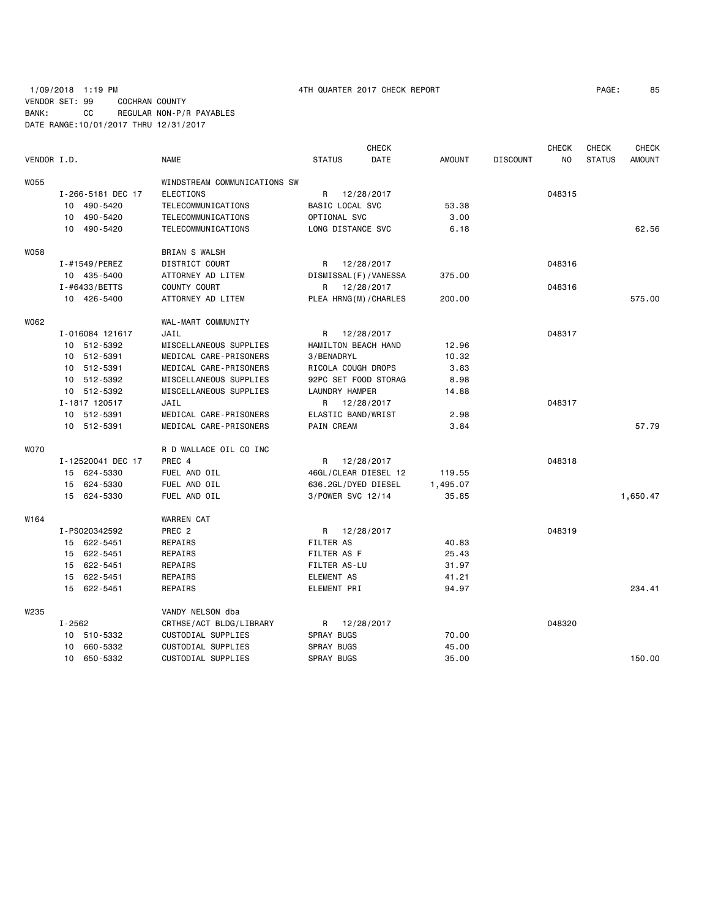1/09/2018 1:19 PM 4TH QUARTER 2017 CHECK REPORT

VENDOR SET: 99 COCHRAN COUNTY

BANK: CC REGULAR NON-P/R PAYABLES

DATE RANGE:10/01/2017 THRU 12/31/2017

| VENDOR I.D. | NAME | STATUS | CHECK DATE | AMOUNT | DISCOUNT | CHECK NO | CHECK STATUS | CHECK AMOUNT |
|---|---|---|---|---|---|---|---|---|
| W055 | WINDSTREAM COMMUNICATIONS SW | | | | | | | |
| I-266-5181 DEC 17 | ELECTIONS | R | 12/28/2017 | | | 048315 | | |
| 10 490-5420 | TELECOMMUNICATIONS | BASIC LOCAL SVC | | 53.38 | | | | |
| 10 490-5420 | TELECOMMUNICATIONS | OPTIONAL SVC | | 3.00 | | | | |
| 10 490-5420 | TELECOMMUNICATIONS | LONG DISTANCE SVC | | 6.18 | | | | 62.56 |
| W058 | BRIAN S WALSH | | | | | | | |
| I-#1549/PEREZ | DISTRICT COURT | R | 12/28/2017 | | | 048316 | | |
| 10 435-5400 | ATTORNEY AD LITEM | DISMISSAL(F)/VANESSA | | 375.00 | | | | |
| I-#6433/BETTS | COUNTY COURT | R | 12/28/2017 | | | 048316 | | |
| 10 426-5400 | ATTORNEY AD LITEM | PLEA HRNG(M)/CHARLES | | 200.00 | | | | 575.00 |
| W062 | WAL-MART COMMUNITY | | | | | | | |
| I-016084 121617 | JAIL | R | 12/28/2017 | | | 048317 | | |
| 10 512-5392 | MISCELLANEOUS SUPPLIES | HAMILTON BEACH HAND | | 12.96 | | | | |
| 10 512-5391 | MEDICAL CARE-PRISONERS | 3/BENADRYL | | 10.32 | | | | |
| 10 512-5391 | MEDICAL CARE-PRISONERS | RICOLA COUGH DROPS | | 3.83 | | | | |
| 10 512-5392 | MISCELLANEOUS SUPPLIES | 92PC SET FOOD STORAG | | 8.98 | | | | |
| 10 512-5392 | MISCELLANEOUS SUPPLIES | LAUNDRY HAMPER | | 14.88 | | | | |
| I-1817 120517 | JAIL | R | 12/28/2017 | | | 048317 | | |
| 10 512-5391 | MEDICAL CARE-PRISONERS | ELASTIC BAND/WRIST | | 2.98 | | | | |
| 10 512-5391 | MEDICAL CARE-PRISONERS | PAIN CREAM | | 3.84 | | | | 57.79 |
| W070 | R D WALLACE OIL CO INC | | | | | | | |
| I-12520041 DEC 17 | PREC 4 | R | 12/28/2017 | | | 048318 | | |
| 15 624-5330 | FUEL AND OIL | 46GL/CLEAR DIESEL 12 | | 119.55 | | | | |
| 15 624-5330 | FUEL AND OIL | 636.2GL/DYED DIESEL | | 1,495.07 | | | | |
| 15 624-5330 | FUEL AND OIL | 3/POWER SVC 12/14 | | 35.85 | | | | 1,650.47 |
| W164 | WARREN CAT | | | | | | | |
| I-PS020342592 | PREC 2 | R | 12/28/2017 | | | 048319 | | |
| 15 622-5451 | REPAIRS | FILTER AS | | 40.83 | | | | |
| 15 622-5451 | REPAIRS | FILTER AS F | | 25.43 | | | | |
| 15 622-5451 | REPAIRS | FILTER AS-LU | | 31.97 | | | | |
| 15 622-5451 | REPAIRS | ELEMENT AS | | 41.21 | | | | |
| 15 622-5451 | REPAIRS | ELEMENT PRI | | 94.97 | | | | 234.41 |
| W235 | VANDY NELSON dba | | | | | | | |
| I-2562 | CRTHSE/ACT BLDG/LIBRARY | R | 12/28/2017 | | | 048320 | | |
| 10 510-5332 | CUSTODIAL SUPPLIES | SPRAY BUGS | | 70.00 | | | | |
| 10 660-5332 | CUSTODIAL SUPPLIES | SPRAY BUGS | | 45.00 | | | | |
| 10 650-5332 | CUSTODIAL SUPPLIES | SPRAY BUGS | | 35.00 | | | | 150.00 |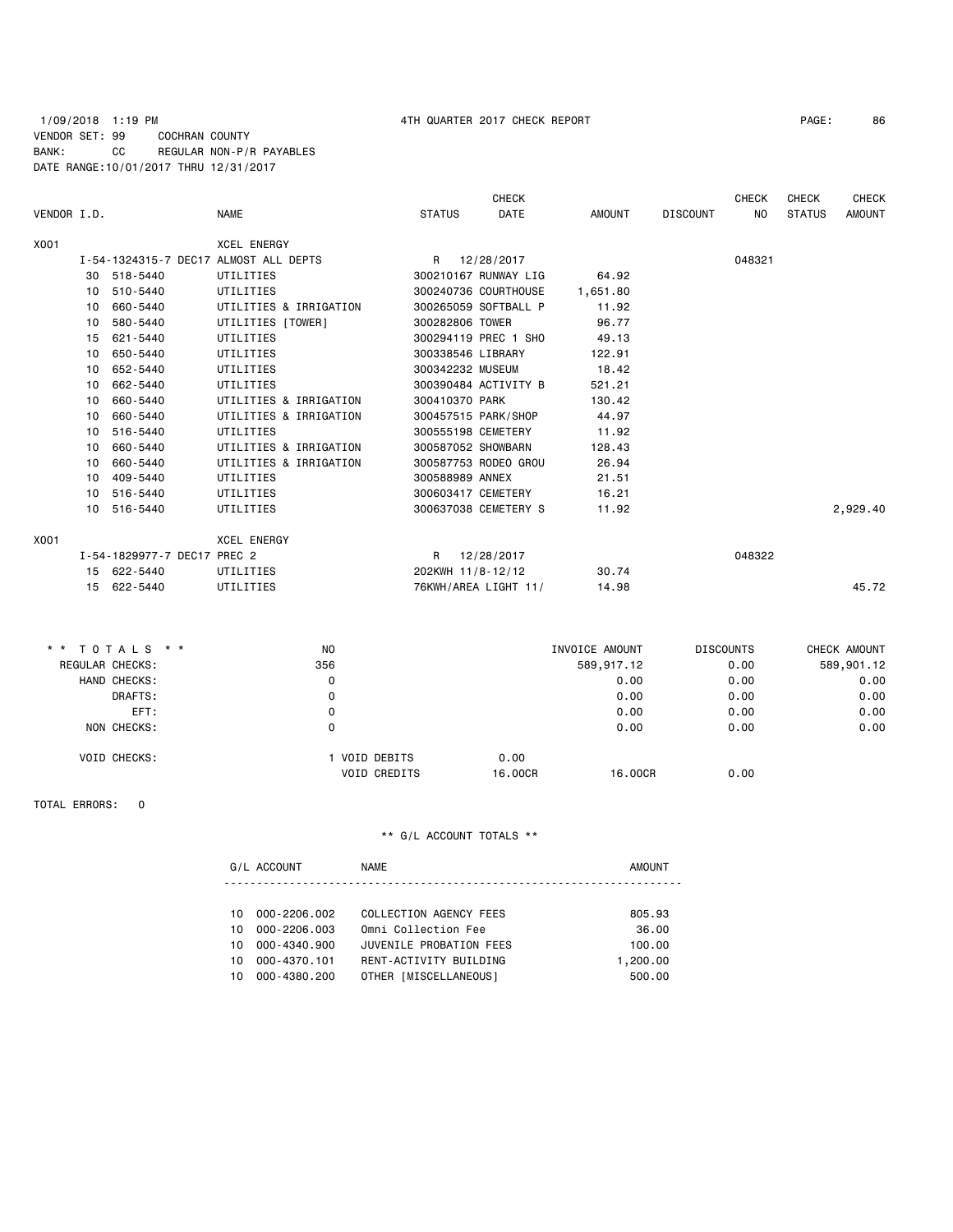1/09/2018 1:19 PM 4TH QUARTER 2017 CHECK REPORT

VENDOR SET: 99 COCHRAN COUNTY
BANK: CC REGULAR NON-P/R PAYABLES
DATE RANGE:10/01/2017 THRU 12/31/2017

| VENDOR I.D. | | NAME | STATUS | CHECK DATE | AMOUNT | DISCOUNT | CHECK NO | CHECK STATUS | CHECK AMOUNT |
|---|---|---|---|---|---|---|---|---|---|
| X001 | | XCEL ENERGY | | | | | | | |
| | I-54-1324315-7 DEC17 ALMOST ALL DEPTS | | R | 12/28/2017 | | | 048321 | | |
| | 30 518-5440 | UTILITIES | 300210167 RUNWAY LIG | | 64.92 | | | | |
| | 10 510-5440 | UTILITIES | 300240736 COURTHOUSE | | 1,651.80 | | | | |
| | 10 660-5440 | UTILITIES & IRRIGATION | 300265059 SOFTBALL P | | 11.92 | | | | |
| | 10 580-5440 | UTILITIES [TOWER] | 300282806 TOWER | | 96.77 | | | | |
| | 15 621-5440 | UTILITIES | 300294119 PREC 1 SHO | | 49.13 | | | | |
| | 10 650-5440 | UTILITIES | 300338546 LIBRARY | | 122.91 | | | | |
| | 10 652-5440 | UTILITIES | 300342232 MUSEUM | | 18.42 | | | | |
| | 10 662-5440 | UTILITIES | 300390484 ACTIVITY B | | 521.21 | | | | |
| | 10 660-5440 | UTILITIES & IRRIGATION | 300410370 PARK | | 130.42 | | | | |
| | 10 660-5440 | UTILITIES & IRRIGATION | 300457515 PARK/SHOP | | 44.97 | | | | |
| | 10 516-5440 | UTILITIES | 300555198 CEMETERY | | 11.92 | | | | |
| | 10 660-5440 | UTILITIES & IRRIGATION | 300587052 SHOWBARN | | 128.43 | | | | |
| | 10 660-5440 | UTILITIES & IRRIGATION | 300587753 RODEO GROU | | 26.94 | | | | |
| | 10 409-5440 | UTILITIES | 300588989 ANNEX | | 21.51 | | | | |
| | 10 516-5440 | UTILITIES | 300603417 CEMETERY | | 16.21 | | | | |
| | 10 516-5440 | UTILITIES | 300637038 CEMETERY S | | 11.92 | | | | 2,929.40 |
| X001 | | XCEL ENERGY | | | | | | | |
| | I-54-1829977-7 DEC17 PREC 2 | | R | 12/28/2017 | | | 048322 | | |
| | 15 622-5440 | UTILITIES | 202KWH 11/8-12/12 | | 30.74 | | | | |
| | 15 622-5440 | UTILITIES | 76KWH/AREA LIGHT 11/ | | 14.98 | | | | 45.72 |

| * * TOTALS * * | NO | | | INVOICE AMOUNT | DISCOUNTS | CHECK AMOUNT |
|---|---|---|---|---|---|---|
| REGULAR CHECKS: | 356 | | | 589,917.12 | 0.00 | 589,901.12 |
| HAND CHECKS: | 0 | | | 0.00 | 0.00 | 0.00 |
| DRAFTS: | 0 | | | 0.00 | 0.00 | 0.00 |
| EFT: | 0 | | | 0.00 | 0.00 | 0.00 |
| NON CHECKS: | 0 | | | 0.00 | 0.00 | 0.00 |
| VOID CHECKS: | 1 | VOID DEBITS | 0.00 | | | |
| | | VOID CREDITS | 16.00CR | 16.00CR | 0.00 | |

TOTAL ERRORS: 0

** G/L ACCOUNT TOTALS **

| G/L ACCOUNT | NAME | AMOUNT |
|---|---|---|
| 10 000-2206.002 | COLLECTION AGENCY FEES | 805.93 |
| 10 000-2206.003 | Omni Collection Fee | 36.00 |
| 10 000-4340.900 | JUVENILE PROBATION FEES | 100.00 |
| 10 000-4370.101 | RENT-ACTIVITY BUILDING | 1,200.00 |
| 10 000-4380.200 | OTHER [MISCELLANEOUS] | 500.00 |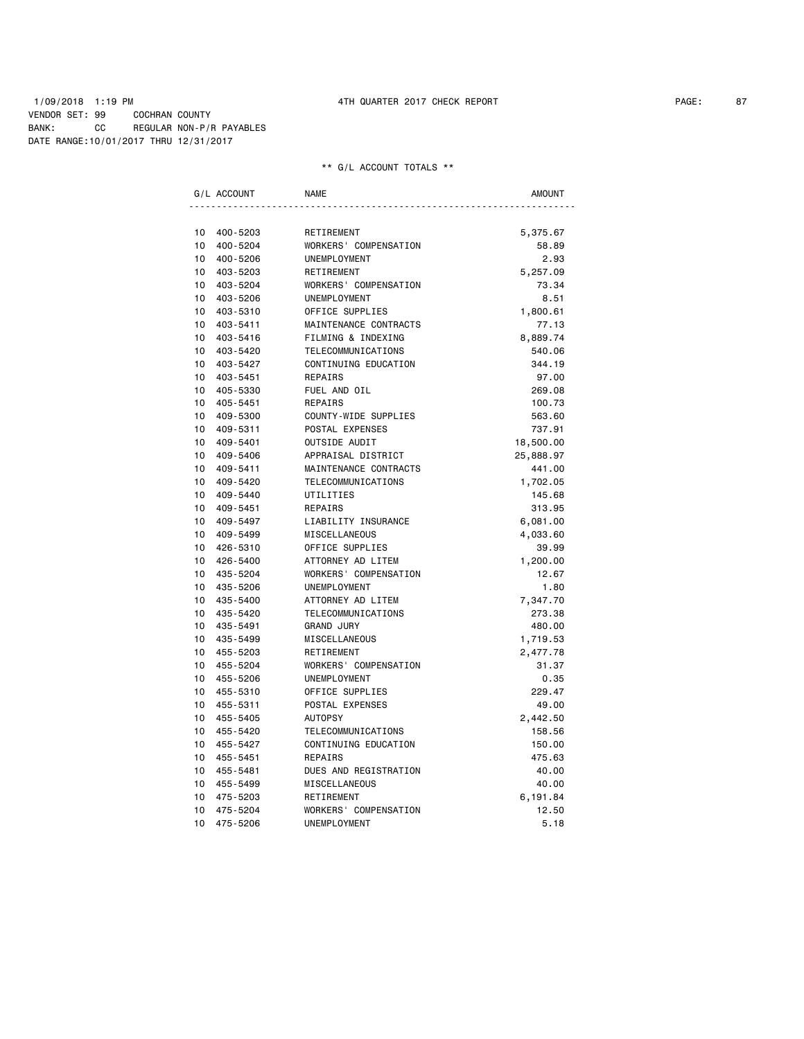1/09/2018 1:19 PM 4TH QUARTER 2017 CHECK REPORT

VENDOR SET: 99 COCHRAN COUNTY
BANK: CC REGULAR NON-P/R PAYABLES
DATE RANGE:10/01/2017 THRU 12/31/2017

** G/L ACCOUNT TOTALS **

| G/L ACCOUNT | NAME | AMOUNT |
|---|---|---|
| 10 400-5203 | RETIREMENT | 5,375.67 |
| 10 400-5204 | WORKERS' COMPENSATION | 58.89 |
| 10 400-5206 | UNEMPLOYMENT | 2.93 |
| 10 403-5203 | RETIREMENT | 5,257.09 |
| 10 403-5204 | WORKERS' COMPENSATION | 73.34 |
| 10 403-5206 | UNEMPLOYMENT | 8.51 |
| 10 403-5310 | OFFICE SUPPLIES | 1,800.61 |
| 10 403-5411 | MAINTENANCE CONTRACTS | 77.13 |
| 10 403-5416 | FILMING & INDEXING | 8,889.74 |
| 10 403-5420 | TELECOMMUNICATIONS | 540.06 |
| 10 403-5427 | CONTINUING EDUCATION | 344.19 |
| 10 403-5451 | REPAIRS | 97.00 |
| 10 405-5330 | FUEL AND OIL | 269.08 |
| 10 405-5451 | REPAIRS | 100.73 |
| 10 409-5300 | COUNTY-WIDE SUPPLIES | 563.60 |
| 10 409-5311 | POSTAL EXPENSES | 737.91 |
| 10 409-5401 | OUTSIDE AUDIT | 18,500.00 |
| 10 409-5406 | APPRAISAL DISTRICT | 25,888.97 |
| 10 409-5411 | MAINTENANCE CONTRACTS | 441.00 |
| 10 409-5420 | TELECOMMUNICATIONS | 1,702.05 |
| 10 409-5440 | UTILITIES | 145.68 |
| 10 409-5451 | REPAIRS | 313.95 |
| 10 409-5497 | LIABILITY INSURANCE | 6,081.00 |
| 10 409-5499 | MISCELLANEOUS | 4,033.60 |
| 10 426-5310 | OFFICE SUPPLIES | 39.99 |
| 10 426-5400 | ATTORNEY AD LITEM | 1,200.00 |
| 10 435-5204 | WORKERS' COMPENSATION | 12.67 |
| 10 435-5206 | UNEMPLOYMENT | 1.80 |
| 10 435-5400 | ATTORNEY AD LITEM | 7,347.70 |
| 10 435-5420 | TELECOMMUNICATIONS | 273.38 |
| 10 435-5491 | GRAND JURY | 480.00 |
| 10 435-5499 | MISCELLANEOUS | 1,719.53 |
| 10 455-5203 | RETIREMENT | 2,477.78 |
| 10 455-5204 | WORKERS' COMPENSATION | 31.37 |
| 10 455-5206 | UNEMPLOYMENT | 0.35 |
| 10 455-5310 | OFFICE SUPPLIES | 229.47 |
| 10 455-5311 | POSTAL EXPENSES | 49.00 |
| 10 455-5405 | AUTOPSY | 2,442.50 |
| 10 455-5420 | TELECOMMUNICATIONS | 158.56 |
| 10 455-5427 | CONTINUING EDUCATION | 150.00 |
| 10 455-5451 | REPAIRS | 475.63 |
| 10 455-5481 | DUES AND REGISTRATION | 40.00 |
| 10 455-5499 | MISCELLANEOUS | 40.00 |
| 10 475-5203 | RETIREMENT | 6,191.84 |
| 10 475-5204 | WORKERS' COMPENSATION | 12.50 |
| 10 475-5206 | UNEMPLOYMENT | 5.18 |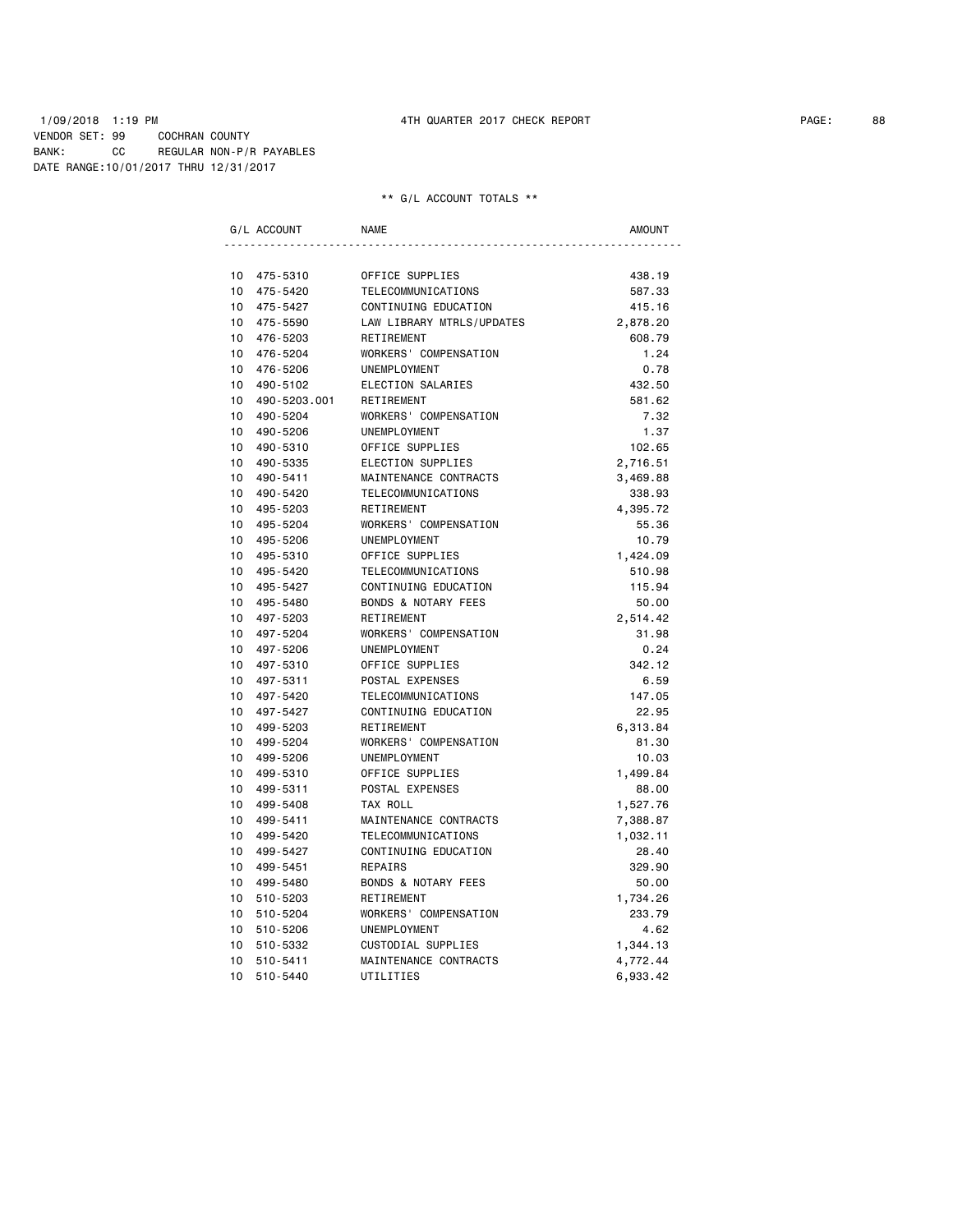1/09/2018 1:19 PM 4TH QUARTER 2017 CHECK REPORT

VENDOR SET: 99 COCHRAN COUNTY
BANK: CC REGULAR NON-P/R PAYABLES
DATE RANGE:10/01/2017 THRU 12/31/2017

** G/L ACCOUNT TOTALS **

| G/L ACCOUNT | NAME | AMOUNT |
|---|---|---|
| 10 475-5310 | OFFICE SUPPLIES | 438.19 |
| 10 475-5420 | TELECOMMUNICATIONS | 587.33 |
| 10 475-5427 | CONTINUING EDUCATION | 415.16 |
| 10 475-5590 | LAW LIBRARY MTRLS/UPDATES | 2,878.20 |
| 10 476-5203 | RETIREMENT | 608.79 |
| 10 476-5204 | WORKERS' COMPENSATION | 1.24 |
| 10 476-5206 | UNEMPLOYMENT | 0.78 |
| 10 490-5102 | ELECTION SALARIES | 432.50 |
| 10 490-5203.001 | RETIREMENT | 581.62 |
| 10 490-5204 | WORKERS' COMPENSATION | 7.32 |
| 10 490-5206 | UNEMPLOYMENT | 1.37 |
| 10 490-5310 | OFFICE SUPPLIES | 102.65 |
| 10 490-5335 | ELECTION SUPPLIES | 2,716.51 |
| 10 490-5411 | MAINTENANCE CONTRACTS | 3,469.88 |
| 10 490-5420 | TELECOMMUNICATIONS | 338.93 |
| 10 495-5203 | RETIREMENT | 4,395.72 |
| 10 495-5204 | WORKERS' COMPENSATION | 55.36 |
| 10 495-5206 | UNEMPLOYMENT | 10.79 |
| 10 495-5310 | OFFICE SUPPLIES | 1,424.09 |
| 10 495-5420 | TELECOMMUNICATIONS | 510.98 |
| 10 495-5427 | CONTINUING EDUCATION | 115.94 |
| 10 495-5480 | BONDS & NOTARY FEES | 50.00 |
| 10 497-5203 | RETIREMENT | 2,514.42 |
| 10 497-5204 | WORKERS' COMPENSATION | 31.98 |
| 10 497-5206 | UNEMPLOYMENT | 0.24 |
| 10 497-5310 | OFFICE SUPPLIES | 342.12 |
| 10 497-5311 | POSTAL EXPENSES | 6.59 |
| 10 497-5420 | TELECOMMUNICATIONS | 147.05 |
| 10 497-5427 | CONTINUING EDUCATION | 22.95 |
| 10 499-5203 | RETIREMENT | 6,313.84 |
| 10 499-5204 | WORKERS' COMPENSATION | 81.30 |
| 10 499-5206 | UNEMPLOYMENT | 10.03 |
| 10 499-5310 | OFFICE SUPPLIES | 1,499.84 |
| 10 499-5311 | POSTAL EXPENSES | 88.00 |
| 10 499-5408 | TAX ROLL | 1,527.76 |
| 10 499-5411 | MAINTENANCE CONTRACTS | 7,388.87 |
| 10 499-5420 | TELECOMMUNICATIONS | 1,032.11 |
| 10 499-5427 | CONTINUING EDUCATION | 28.40 |
| 10 499-5451 | REPAIRS | 329.90 |
| 10 499-5480 | BONDS & NOTARY FEES | 50.00 |
| 10 510-5203 | RETIREMENT | 1,734.26 |
| 10 510-5204 | WORKERS' COMPENSATION | 233.79 |
| 10 510-5206 | UNEMPLOYMENT | 4.62 |
| 10 510-5332 | CUSTODIAL SUPPLIES | 1,344.13 |
| 10 510-5411 | MAINTENANCE CONTRACTS | 4,772.44 |
| 10 510-5440 | UTILITIES | 6,933.42 |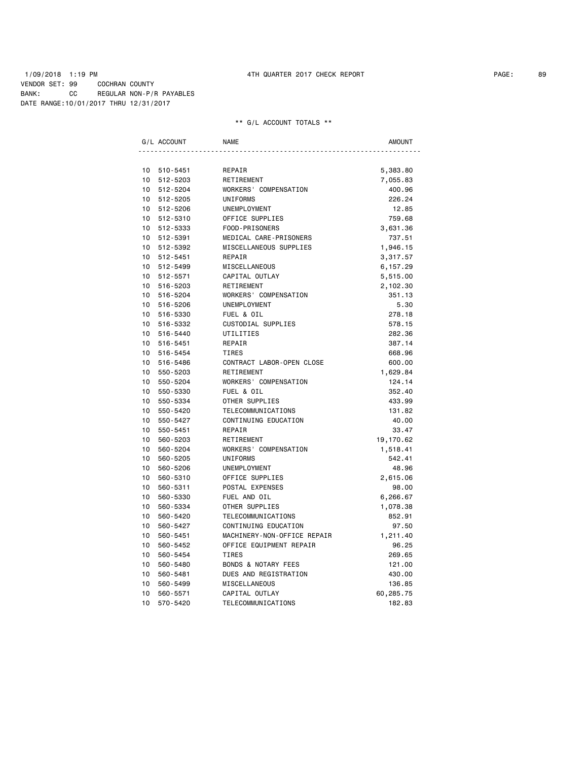1/09/2018 1:19 PM 4TH QUARTER 2017 CHECK REPORT

VENDOR SET: 99 COCHRAN COUNTY
BANK: CC REGULAR NON-P/R PAYABLES
DATE RANGE:10/01/2017 THRU 12/31/2017

** G/L ACCOUNT TOTALS **

| G/L ACCOUNT | | NAME | AMOUNT |
|---|---|---|---|
| 10 | 510-5451 | REPAIR | 5,383.80 |
| 10 | 512-5203 | RETIREMENT | 7,055.83 |
| 10 | 512-5204 | WORKERS' COMPENSATION | 400.96 |
| 10 | 512-5205 | UNIFORMS | 226.24 |
| 10 | 512-5206 | UNEMPLOYMENT | 12.85 |
| 10 | 512-5310 | OFFICE SUPPLIES | 759.68 |
| 10 | 512-5333 | FOOD-PRISONERS | 3,631.36 |
| 10 | 512-5391 | MEDICAL CARE-PRISONERS | 737.51 |
| 10 | 512-5392 | MISCELLANEOUS SUPPLIES | 1,946.15 |
| 10 | 512-5451 | REPAIR | 3,317.57 |
| 10 | 512-5499 | MISCELLANEOUS | 6,157.29 |
| 10 | 512-5571 | CAPITAL OUTLAY | 5,515.00 |
| 10 | 516-5203 | RETIREMENT | 2,102.30 |
| 10 | 516-5204 | WORKERS' COMPENSATION | 351.13 |
| 10 | 516-5206 | UNEMPLOYMENT | 5.30 |
| 10 | 516-5330 | FUEL & OIL | 278.18 |
| 10 | 516-5332 | CUSTODIAL SUPPLIES | 578.15 |
| 10 | 516-5440 | UTILITIES | 282.36 |
| 10 | 516-5451 | REPAIR | 387.14 |
| 10 | 516-5454 | TIRES | 668.96 |
| 10 | 516-5486 | CONTRACT LABOR-OPEN CLOSE | 600.00 |
| 10 | 550-5203 | RETIREMENT | 1,629.84 |
| 10 | 550-5204 | WORKERS' COMPENSATION | 124.14 |
| 10 | 550-5330 | FUEL & OIL | 352.40 |
| 10 | 550-5334 | OTHER SUPPLIES | 433.99 |
| 10 | 550-5420 | TELECOMMUNICATIONS | 131.82 |
| 10 | 550-5427 | CONTINUING EDUCATION | 40.00 |
| 10 | 550-5451 | REPAIR | 33.47 |
| 10 | 560-5203 | RETIREMENT | 19,170.62 |
| 10 | 560-5204 | WORKERS' COMPENSATION | 1,518.41 |
| 10 | 560-5205 | UNIFORMS | 542.41 |
| 10 | 560-5206 | UNEMPLOYMENT | 48.96 |
| 10 | 560-5310 | OFFICE SUPPLIES | 2,615.06 |
| 10 | 560-5311 | POSTAL EXPENSES | 98.00 |
| 10 | 560-5330 | FUEL AND OIL | 6,266.67 |
| 10 | 560-5334 | OTHER SUPPLIES | 1,078.38 |
| 10 | 560-5420 | TELECOMMUNICATIONS | 852.91 |
| 10 | 560-5427 | CONTINUING EDUCATION | 97.50 |
| 10 | 560-5451 | MACHINERY-NON-OFFICE REPAIR | 1,211.40 |
| 10 | 560-5452 | OFFICE EQUIPMENT REPAIR | 96.25 |
| 10 | 560-5454 | TIRES | 269.65 |
| 10 | 560-5480 | BONDS & NOTARY FEES | 121.00 |
| 10 | 560-5481 | DUES AND REGISTRATION | 430.00 |
| 10 | 560-5499 | MISCELLANEOUS | 136.85 |
| 10 | 560-5571 | CAPITAL OUTLAY | 60,285.75 |
| 10 | 570-5420 | TELECOMMUNICATIONS | 182.83 |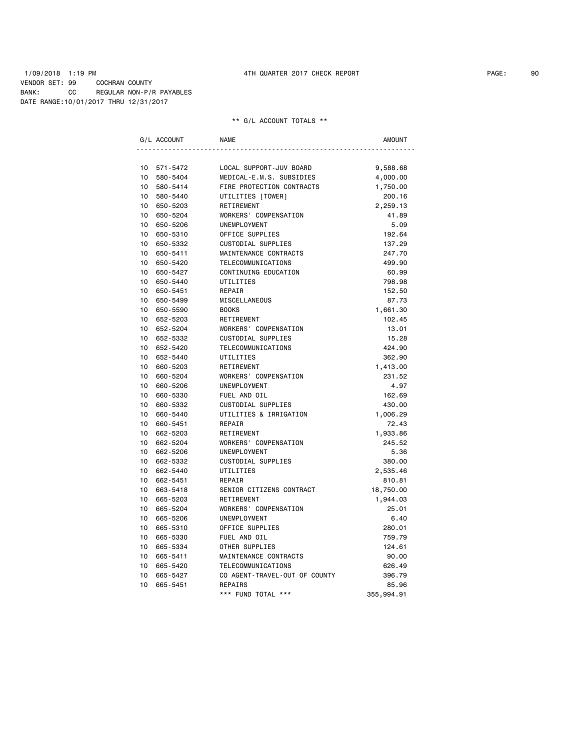1/09/2018 1:19 PM 4TH QUARTER 2017 CHECK REPORT

VENDOR SET: 99 COCHRAN COUNTY
BANK: CC REGULAR NON-P/R PAYABLES
DATE RANGE:10/01/2017 THRU 12/31/2017

** G/L ACCOUNT TOTALS **

| G/L ACCOUNT | NAME | AMOUNT |
|---|---|---|
| 10 571-5472 | LOCAL SUPPORT-JUV BOARD | 9,588.68 |
| 10 580-5404 | MEDICAL-E.M.S. SUBSIDIES | 4,000.00 |
| 10 580-5414 | FIRE PROTECTION CONTRACTS | 1,750.00 |
| 10 580-5440 | UTILITIES [TOWER] | 200.16 |
| 10 650-5203 | RETIREMENT | 2,259.13 |
| 10 650-5204 | WORKERS' COMPENSATION | 41.89 |
| 10 650-5206 | UNEMPLOYMENT | 5.09 |
| 10 650-5310 | OFFICE SUPPLIES | 192.64 |
| 10 650-5332 | CUSTODIAL SUPPLIES | 137.29 |
| 10 650-5411 | MAINTENANCE CONTRACTS | 247.70 |
| 10 650-5420 | TELECOMMUNICATIONS | 499.90 |
| 10 650-5427 | CONTINUING EDUCATION | 60.99 |
| 10 650-5440 | UTILITIES | 798.98 |
| 10 650-5451 | REPAIR | 152.50 |
| 10 650-5499 | MISCELLANEOUS | 87.73 |
| 10 650-5590 | BOOKS | 1,661.30 |
| 10 652-5203 | RETIREMENT | 102.45 |
| 10 652-5204 | WORKERS' COMPENSATION | 13.01 |
| 10 652-5332 | CUSTODIAL SUPPLIES | 15.28 |
| 10 652-5420 | TELECOMMUNICATIONS | 424.90 |
| 10 652-5440 | UTILITIES | 362.90 |
| 10 660-5203 | RETIREMENT | 1,413.00 |
| 10 660-5204 | WORKERS' COMPENSATION | 231.52 |
| 10 660-5206 | UNEMPLOYMENT | 4.97 |
| 10 660-5330 | FUEL AND OIL | 162.69 |
| 10 660-5332 | CUSTODIAL SUPPLIES | 430.00 |
| 10 660-5440 | UTILITIES & IRRIGATION | 1,006.29 |
| 10 660-5451 | REPAIR | 72.43 |
| 10 662-5203 | RETIREMENT | 1,933.86 |
| 10 662-5204 | WORKERS' COMPENSATION | 245.52 |
| 10 662-5206 | UNEMPLOYMENT | 5.36 |
| 10 662-5332 | CUSTODIAL SUPPLIES | 380.00 |
| 10 662-5440 | UTILITIES | 2,535.46 |
| 10 662-5451 | REPAIR | 810.81 |
| 10 663-5418 | SENIOR CITIZENS CONTRACT | 18,750.00 |
| 10 665-5203 | RETIREMENT | 1,944.03 |
| 10 665-5204 | WORKERS' COMPENSATION | 25.01 |
| 10 665-5206 | UNEMPLOYMENT | 6.40 |
| 10 665-5310 | OFFICE SUPPLIES | 280.01 |
| 10 665-5330 | FUEL AND OIL | 759.79 |
| 10 665-5334 | OTHER SUPPLIES | 124.61 |
| 10 665-5411 | MAINTENANCE CONTRACTS | 90.00 |
| 10 665-5420 | TELECOMMUNICATIONS | 626.49 |
| 10 665-5427 | CO AGENT-TRAVEL-OUT OF COUNTY | 396.79 |
| 10 665-5451 | REPAIRS | 85.96 |
| | *** FUND TOTAL *** | 355,994.91 |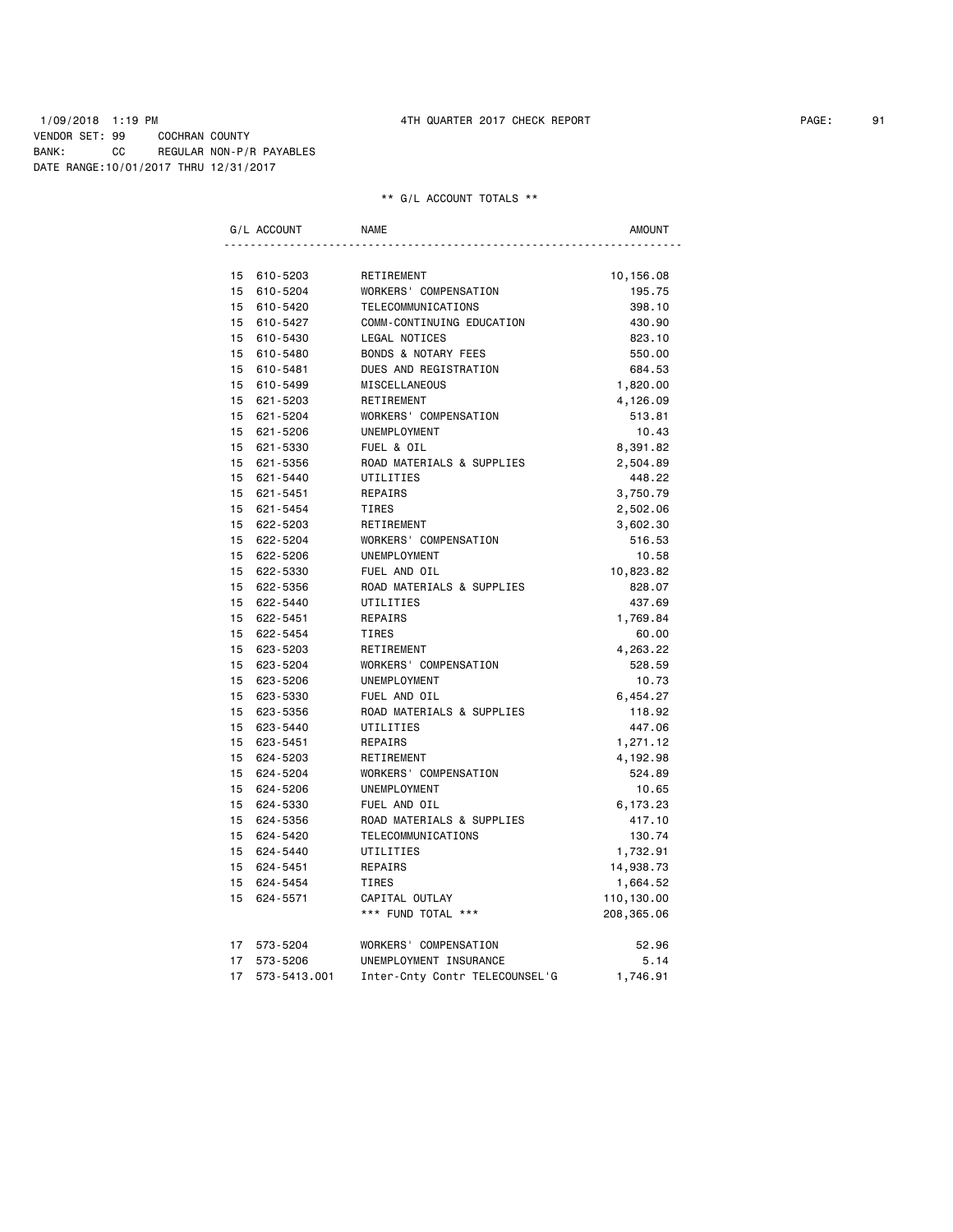1/09/2018 1:19 PM 4TH QUARTER 2017 CHECK REPORT

VENDOR SET: 99 COCHRAN COUNTY
BANK: CC REGULAR NON-P/R PAYABLES
DATE RANGE:10/01/2017 THRU 12/31/2017

** G/L ACCOUNT TOTALS **

| G/L ACCOUNT | NAME | AMOUNT |
|---|---|---|
| 15 610-5203 | RETIREMENT | 10,156.08 |
| 15 610-5204 | WORKERS' COMPENSATION | 195.75 |
| 15 610-5420 | TELECOMMUNICATIONS | 398.10 |
| 15 610-5427 | COMM-CONTINUING EDUCATION | 430.90 |
| 15 610-5430 | LEGAL NOTICES | 823.10 |
| 15 610-5480 | BONDS & NOTARY FEES | 550.00 |
| 15 610-5481 | DUES AND REGISTRATION | 684.53 |
| 15 610-5499 | MISCELLANEOUS | 1,820.00 |
| 15 621-5203 | RETIREMENT | 4,126.09 |
| 15 621-5204 | WORKERS' COMPENSATION | 513.81 |
| 15 621-5206 | UNEMPLOYMENT | 10.43 |
| 15 621-5330 | FUEL & OIL | 8,391.82 |
| 15 621-5356 | ROAD MATERIALS & SUPPLIES | 2,504.89 |
| 15 621-5440 | UTILITIES | 448.22 |
| 15 621-5451 | REPAIRS | 3,750.79 |
| 15 621-5454 | TIRES | 2,502.06 |
| 15 622-5203 | RETIREMENT | 3,602.30 |
| 15 622-5204 | WORKERS' COMPENSATION | 516.53 |
| 15 622-5206 | UNEMPLOYMENT | 10.58 |
| 15 622-5330 | FUEL AND OIL | 10,823.82 |
| 15 622-5356 | ROAD MATERIALS & SUPPLIES | 828.07 |
| 15 622-5440 | UTILITIES | 437.69 |
| 15 622-5451 | REPAIRS | 1,769.84 |
| 15 622-5454 | TIRES | 60.00 |
| 15 623-5203 | RETIREMENT | 4,263.22 |
| 15 623-5204 | WORKERS' COMPENSATION | 528.59 |
| 15 623-5206 | UNEMPLOYMENT | 10.73 |
| 15 623-5330 | FUEL AND OIL | 6,454.27 |
| 15 623-5356 | ROAD MATERIALS & SUPPLIES | 118.92 |
| 15 623-5440 | UTILITIES | 447.06 |
| 15 623-5451 | REPAIRS | 1,271.12 |
| 15 624-5203 | RETIREMENT | 4,192.98 |
| 15 624-5204 | WORKERS' COMPENSATION | 524.89 |
| 15 624-5206 | UNEMPLOYMENT | 10.65 |
| 15 624-5330 | FUEL AND OIL | 6,173.23 |
| 15 624-5356 | ROAD MATERIALS & SUPPLIES | 417.10 |
| 15 624-5420 | TELECOMMUNICATIONS | 130.74 |
| 15 624-5440 | UTILITIES | 1,732.91 |
| 15 624-5451 | REPAIRS | 14,938.73 |
| 15 624-5454 | TIRES | 1,664.52 |
| 15 624-5571 | CAPITAL OUTLAY | 110,130.00 |
| | *** FUND TOTAL *** | 208,365.06 |
| 17 573-5204 | WORKERS' COMPENSATION | 52.96 |
| 17 573-5206 | UNEMPLOYMENT INSURANCE | 5.14 |
| 17 573-5413.001 | Inter-Cnty Contr TELECOUNSEL'G | 1,746.91 |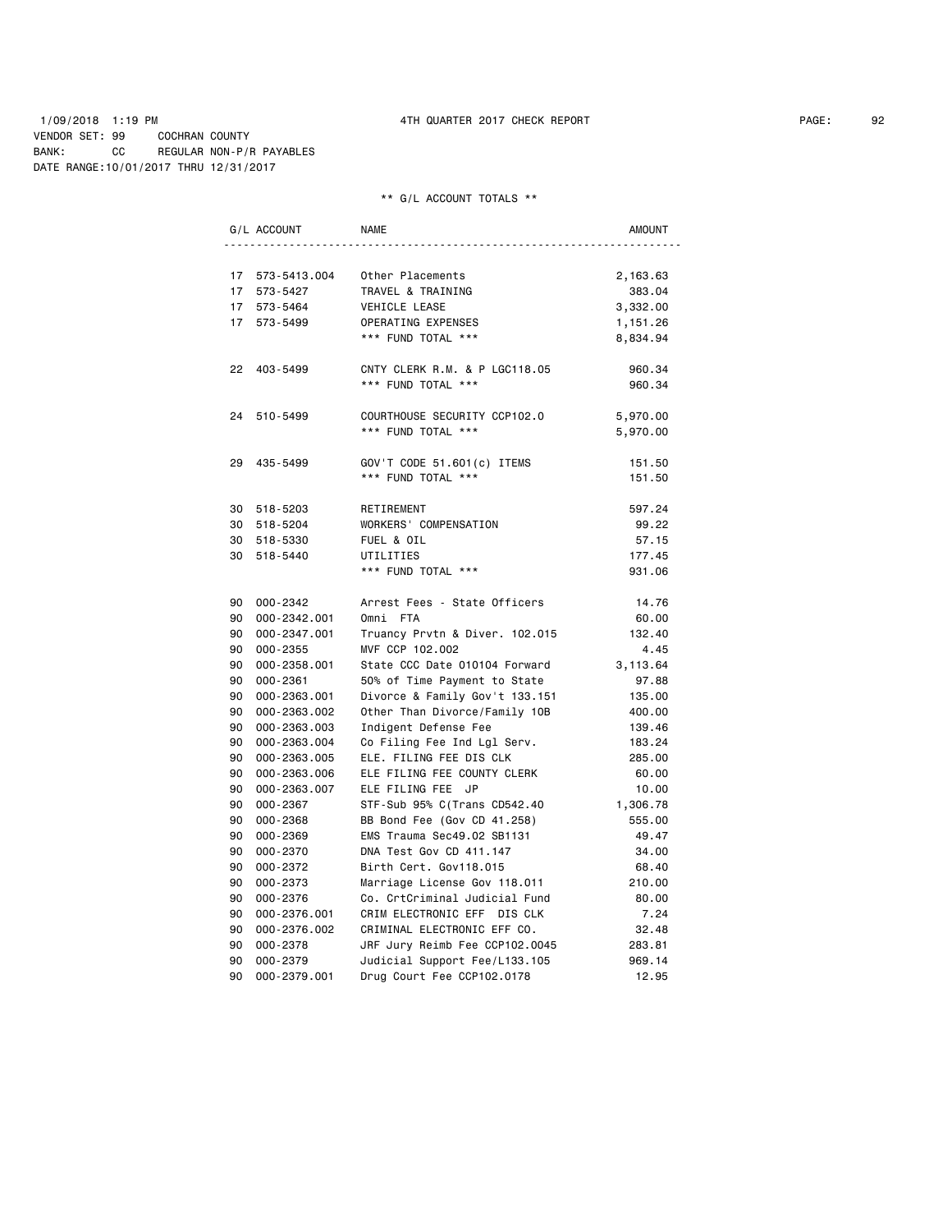1/09/2018 1:19 PM 4TH QUARTER 2017 CHECK REPORT

VENDOR SET: 99 COCHRAN COUNTY
BANK: CC REGULAR NON-P/R PAYABLES
DATE RANGE:10/01/2017 THRU 12/31/2017

** G/L ACCOUNT TOTALS **

| | G/L ACCOUNT | NAME | AMOUNT |
|---|---|---|---|
| 17 | 573-5413.004 | Other Placements | 2,163.63 |
| 17 | 573-5427 | TRAVEL & TRAINING | 383.04 |
| 17 | 573-5464 | VEHICLE LEASE | 3,332.00 |
| 17 | 573-5499 | OPERATING EXPENSES | 1,151.26 |
| | | *** FUND TOTAL *** | 8,834.94 |
| 22 | 403-5499 | CNTY CLERK R.M. & P LGC118.05 | 960.34 |
| | | *** FUND TOTAL *** | 960.34 |
| 24 | 510-5499 | COURTHOUSE SECURITY CCP102.0 | 5,970.00 |
| | | *** FUND TOTAL *** | 5,970.00 |
| 29 | 435-5499 | GOV'T CODE 51.601(c) ITEMS | 151.50 |
| | | *** FUND TOTAL *** | 151.50 |
| 30 | 518-5203 | RETIREMENT | 597.24 |
| 30 | 518-5204 | WORKERS' COMPENSATION | 99.22 |
| 30 | 518-5330 | FUEL & OIL | 57.15 |
| 30 | 518-5440 | UTILITIES | 177.45 |
| | | *** FUND TOTAL *** | 931.06 |
| 90 | 000-2342 | Arrest Fees - State Officers | 14.76 |
| 90 | 000-2342.001 | Omni FTA | 60.00 |
| 90 | 000-2347.001 | Truancy Prvtn & Diver. 102.015 | 132.40 |
| 90 | 000-2355 | MVF CCP 102.002 | 4.45 |
| 90 | 000-2358.001 | State CCC Date 010104 Forward | 3,113.64 |
| 90 | 000-2361 | 50% of Time Payment to State | 97.88 |
| 90 | 000-2363.001 | Divorce & Family Gov't 133.151 | 135.00 |
| 90 | 000-2363.002 | Other Than Divorce/Family 10B | 400.00 |
| 90 | 000-2363.003 | Indigent Defense Fee | 139.46 |
| 90 | 000-2363.004 | Co Filing Fee Ind Lgl Serv. | 183.24 |
| 90 | 000-2363.005 | ELE. FILING FEE DIS CLK | 285.00 |
| 90 | 000-2363.006 | ELE FILING FEE COUNTY CLERK | 60.00 |
| 90 | 000-2363.007 | ELE FILING FEE JP | 10.00 |
| 90 | 000-2367 | STF-Sub 95% C(Trans CD542.40 | 1,306.78 |
| 90 | 000-2368 | BB Bond Fee (Gov CD 41.258) | 555.00 |
| 90 | 000-2369 | EMS Trauma Sec49.02 SB1131 | 49.47 |
| 90 | 000-2370 | DNA Test Gov CD 411.147 | 34.00 |
| 90 | 000-2372 | Birth Cert. Gov118.015 | 68.40 |
| 90 | 000-2373 | Marriage License Gov 118.011 | 210.00 |
| 90 | 000-2376 | Co. CrtCriminal Judicial Fund | 80.00 |
| 90 | 000-2376.001 | CRIM ELECTRONIC EFF DIS CLK | 7.24 |
| 90 | 000-2376.002 | CRIMINAL ELECTRONIC EFF CO. | 32.48 |
| 90 | 000-2378 | JRF Jury Reimb Fee CCP102.0045 | 283.81 |
| 90 | 000-2379 | Judicial Support Fee/L133.105 | 969.14 |
| 90 | 000-2379.001 | Drug Court Fee CCP102.0178 | 12.95 |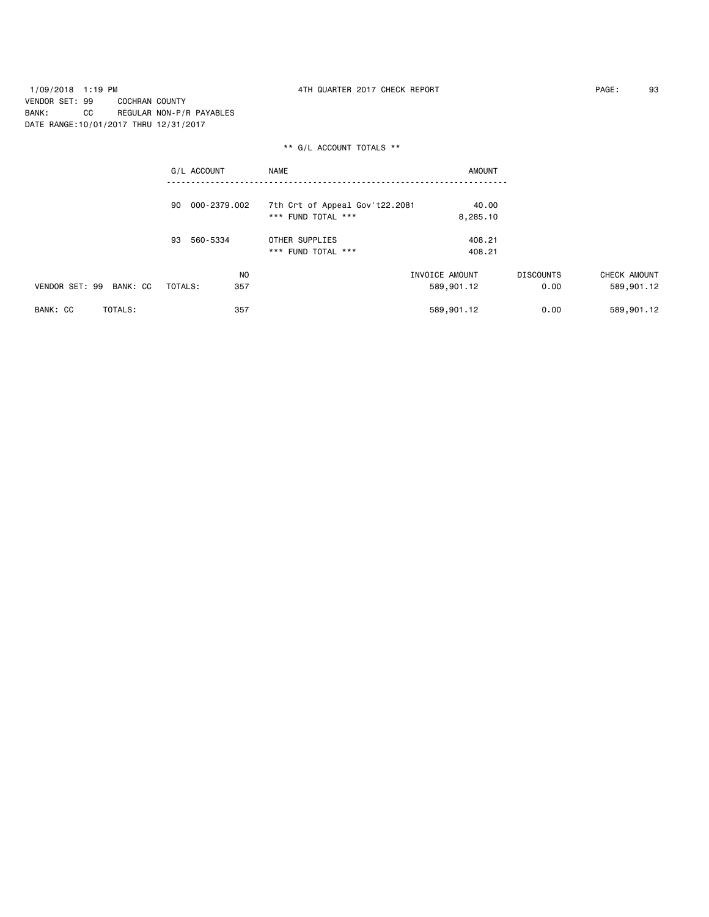1/09/2018 1:19 PM 4TH QUARTER 2017 CHECK REPORT

VENDOR SET: 99 COCHRAN COUNTY
BANK: CC REGULAR NON-P/R PAYABLES
DATE RANGE:10/01/2017 THRU 12/31/2017

** G/L ACCOUNT TOTALS **

| G/L ACCOUNT | NAME | AMOUNT |
|---|---|---|
| 90 000-2379.002 | 7th Crt of Appeal Gov't22.2081 | 40.00 |
| | *** FUND TOTAL *** | 8,285.10 |
| 93 560-5334 | OTHER SUPPLIES | 408.21 |
| | *** FUND TOTAL *** | 408.21 |

| | NO | INVOICE AMOUNT | DISCOUNTS | CHECK AMOUNT |
|---|---|---|---|---|
| VENDOR SET: 99 BANK: CC TOTALS: | 357 | 589,901.12 | 0.00 | 589,901.12 |
| BANK: CC TOTALS: | 357 | 589,901.12 | 0.00 | 589,901.12 |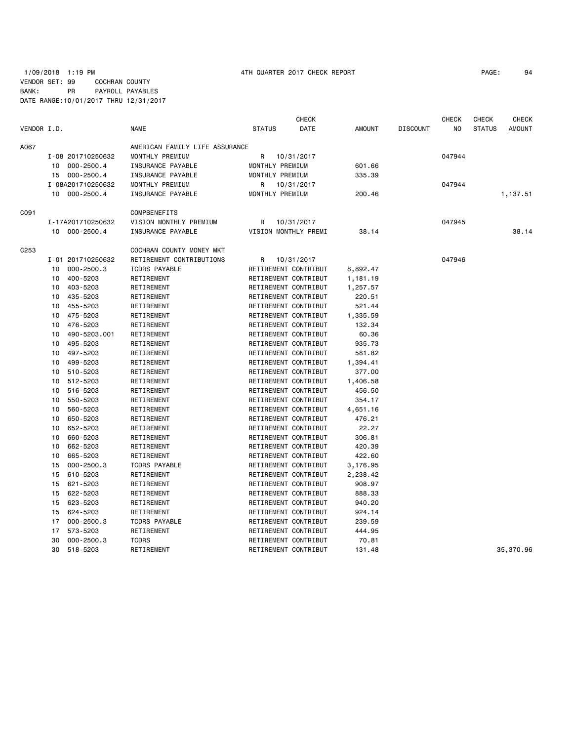1/09/2018 1:19 PM 4TH QUARTER 2017 CHECK REPORT PAGE: 94

VENDOR SET: 99 COCHRAN COUNTY

BANK: PR PAYROLL PAYABLES

DATE RANGE:10/01/2017 THRU 12/31/2017

| VENDOR I.D. | | NAME | STATUS | CHECK DATE | AMOUNT | DISCOUNT | CHECK NO | CHECK STATUS | CHECK AMOUNT |
|---|---|---|---|---|---|---|---|---|---|
| A067 | | AMERICAN FAMILY LIFE ASSURANCE | | | | | | | |
| | I-08 201710250632 | MONTHLY PREMIUM | R | 10/31/2017 | | | 047944 | | |
| | 10 000-2500.4 | INSURANCE PAYABLE | MONTHLY PREMIUM | | 601.66 | | | | |
| | 15 000-2500.4 | INSURANCE PAYABLE | MONTHLY PREMIUM | | 335.39 | | | | |
| | I-08A201710250632 | MONTHLY PREMIUM | R | 10/31/2017 | | | 047944 | | |
| | 10 000-2500.4 | INSURANCE PAYABLE | MONTHLY PREMIUM | | 200.46 | | | | 1,137.51 |
| C091 | | COMPBENEFITS | | | | | | | |
| | I-17A201710250632 | VISION MONTHLY PREMIUM | R | 10/31/2017 | | | 047945 | | |
| | 10 000-2500.4 | INSURANCE PAYABLE | VISION MONTHLY PREMI | | 38.14 | | | | 38.14 |
| C253 | | COCHRAN COUNTY MONEY MKT | | | | | | | |
| | I-01 201710250632 | RETIREMENT CONTRIBUTIONS | R | 10/31/2017 | | | 047946 | | |
| | 10 000-2500.3 | TCDRS PAYABLE | RETIREMENT CONTRIBUT | | 8,892.47 | | | | |
| | 10 400-5203 | RETIREMENT | RETIREMENT CONTRIBUT | | 1,181.19 | | | | |
| | 10 403-5203 | RETIREMENT | RETIREMENT CONTRIBUT | | 1,257.57 | | | | |
| | 10 435-5203 | RETIREMENT | RETIREMENT CONTRIBUT | | 220.51 | | | | |
| | 10 455-5203 | RETIREMENT | RETIREMENT CONTRIBUT | | 521.44 | | | | |
| | 10 475-5203 | RETIREMENT | RETIREMENT CONTRIBUT | | 1,335.59 | | | | |
| | 10 476-5203 | RETIREMENT | RETIREMENT CONTRIBUT | | 132.34 | | | | |
| | 10 490-5203.001 | RETIREMENT | RETIREMENT CONTRIBUT | | 60.36 | | | | |
| | 10 495-5203 | RETIREMENT | RETIREMENT CONTRIBUT | | 935.73 | | | | |
| | 10 497-5203 | RETIREMENT | RETIREMENT CONTRIBUT | | 581.82 | | | | |
| | 10 499-5203 | RETIREMENT | RETIREMENT CONTRIBUT | | 1,394.41 | | | | |
| | 10 510-5203 | RETIREMENT | RETIREMENT CONTRIBUT | | 377.00 | | | | |
| | 10 512-5203 | RETIREMENT | RETIREMENT CONTRIBUT | | 1,406.58 | | | | |
| | 10 516-5203 | RETIREMENT | RETIREMENT CONTRIBUT | | 456.50 | | | | |
| | 10 550-5203 | RETIREMENT | RETIREMENT CONTRIBUT | | 354.17 | | | | |
| | 10 560-5203 | RETIREMENT | RETIREMENT CONTRIBUT | | 4,651.16 | | | | |
| | 10 650-5203 | RETIREMENT | RETIREMENT CONTRIBUT | | 476.21 | | | | |
| | 10 652-5203 | RETIREMENT | RETIREMENT CONTRIBUT | | 22.27 | | | | |
| | 10 660-5203 | RETIREMENT | RETIREMENT CONTRIBUT | | 306.81 | | | | |
| | 10 662-5203 | RETIREMENT | RETIREMENT CONTRIBUT | | 420.39 | | | | |
| | 10 665-5203 | RETIREMENT | RETIREMENT CONTRIBUT | | 422.60 | | | | |
| | 15 000-2500.3 | TCDRS PAYABLE | RETIREMENT CONTRIBUT | | 3,176.95 | | | | |
| | 15 610-5203 | RETIREMENT | RETIREMENT CONTRIBUT | | 2,238.42 | | | | |
| | 15 621-5203 | RETIREMENT | RETIREMENT CONTRIBUT | | 908.97 | | | | |
| | 15 622-5203 | RETIREMENT | RETIREMENT CONTRIBUT | | 888.33 | | | | |
| | 15 623-5203 | RETIREMENT | RETIREMENT CONTRIBUT | | 940.20 | | | | |
| | 15 624-5203 | RETIREMENT | RETIREMENT CONTRIBUT | | 924.14 | | | | |
| | 17 000-2500.3 | TCDRS PAYABLE | RETIREMENT CONTRIBUT | | 239.59 | | | | |
| | 17 573-5203 | RETIREMENT | RETIREMENT CONTRIBUT | | 444.95 | | | | |
| | 30 000-2500.3 | TCDRS | RETIREMENT CONTRIBUT | | 70.81 | | | | |
| | 30 518-5203 | RETIREMENT | RETIREMENT CONTRIBUT | | 131.48 | | | | 35,370.96 |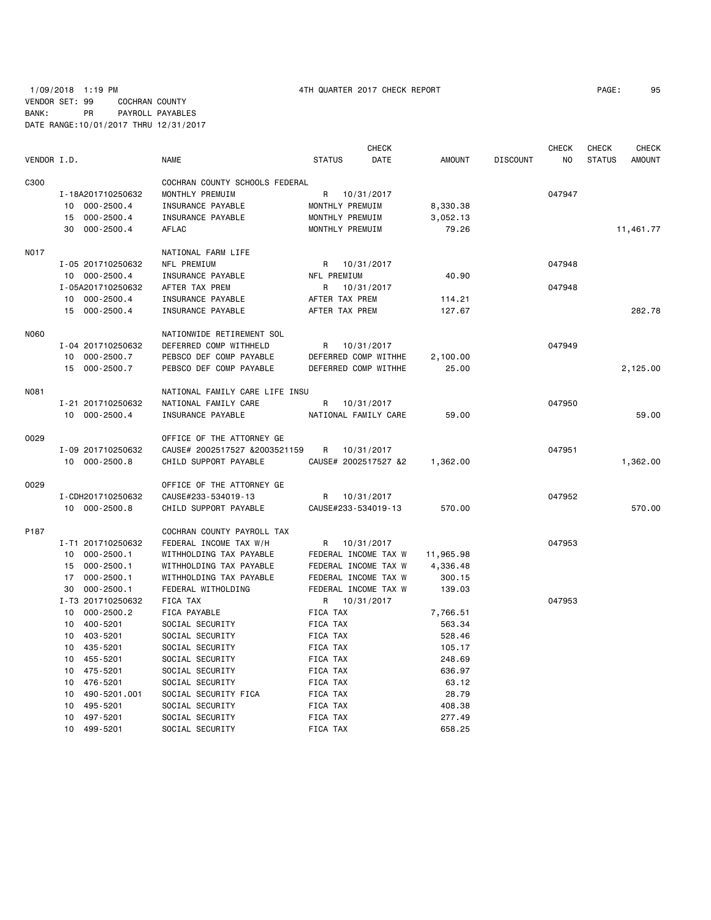1/09/2018 1:19 PM 4TH QUARTER 2017 CHECK REPORT

VENDOR SET: 99 COCHRAN COUNTY
BANK: PR PAYROLL PAYABLES
DATE RANGE:10/01/2017 THRU 12/31/2017

| VENDOR I.D. | | NAME | STATUS | CHECK DATE | AMOUNT | DISCOUNT | CHECK NO | CHECK STATUS | CHECK AMOUNT |
|---|---|---|---|---|---|---|---|---|---|
| C300 | | COCHRAN COUNTY SCHOOLS FEDERAL | | | | | | | |
| | I-18A201710250632 | MONTHLY PREMUIM | R | 10/31/2017 | | | 047947 | | |
| | 10 000-2500.4 | INSURANCE PAYABLE | MONTHLY PREMUIM | | 8,330.38 | | | | |
| | 15 000-2500.4 | INSURANCE PAYABLE | MONTHLY PREMUIM | | 3,052.13 | | | | |
| | 30 000-2500.4 | AFLAC | MONTHLY PREMUIM | | 79.26 | | | | 11,461.77 |
| N017 | | NATIONAL FARM LIFE | | | | | | | |
| | I-05 201710250632 | NFL PREMIUM | R | 10/31/2017 | | | 047948 | | |
| | 10 000-2500.4 | INSURANCE PAYABLE | NFL PREMIUM | | 40.90 | | | | |
| | I-05A201710250632 | AFTER TAX PREM | R | 10/31/2017 | | | 047948 | | |
| | 10 000-2500.4 | INSURANCE PAYABLE | AFTER TAX PREM | | 114.21 | | | | |
| | 15 000-2500.4 | INSURANCE PAYABLE | AFTER TAX PREM | | 127.67 | | | | 282.78 |
| N060 | | NATIONWIDE RETIREMENT SOL | | | | | | | |
| | I-04 201710250632 | DEFERRED COMP WITHHELD | R | 10/31/2017 | | | 047949 | | |
| | 10 000-2500.7 | PEBSCO DEF COMP PAYABLE | DEFERRED COMP WITHHE | | 2,100.00 | | | | |
| | 15 000-2500.7 | PEBSCO DEF COMP PAYABLE | DEFERRED COMP WITHHE | | 25.00 | | | | 2,125.00 |
| N081 | | NATIONAL FAMILY CARE LIFE INSU | | | | | | | |
| | I-21 201710250632 | NATIONAL FAMILY CARE | R | 10/31/2017 | | | 047950 | | |
| | 10 000-2500.4 | INSURANCE PAYABLE | NATIONAL FAMILY CARE | | 59.00 | | | | 59.00 |
| O029 | | OFFICE OF THE ATTORNEY GE | | | | | | | |
| | I-09 201710250632 | CAUSE# 2002517527 &2003521159 | R | 10/31/2017 | | | 047951 | | |
| | 10 000-2500.8 | CHILD SUPPORT PAYABLE | CAUSE# 2002517527 &2 | | 1,362.00 | | | | 1,362.00 |
| O029 | | OFFICE OF THE ATTORNEY GE | | | | | | | |
| | I-CDH201710250632 | CAUSE#233-534019-13 | R | 10/31/2017 | | | 047952 | | |
| | 10 000-2500.8 | CHILD SUPPORT PAYABLE | CAUSE#233-534019-13 | | 570.00 | | | | 570.00 |
| P187 | | COCHRAN COUNTY PAYROLL TAX | | | | | | | |
| | I-T1 201710250632 | FEDERAL INCOME TAX W/H | R | 10/31/2017 | | | 047953 | | |
| | 10 000-2500.1 | WITHHOLDING TAX PAYABLE | FEDERAL INCOME TAX W | | 11,965.98 | | | | |
| | 15 000-2500.1 | WITHHOLDING TAX PAYABLE | FEDERAL INCOME TAX W | | 4,336.48 | | | | |
| | 17 000-2500.1 | WITHHOLDING TAX PAYABLE | FEDERAL INCOME TAX W | | 300.15 | | | | |
| | 30 000-2500.1 | FEDERAL WITHOLDING | FEDERAL INCOME TAX W | | 139.03 | | | | |
| | I-T3 201710250632 | FICA TAX | R | 10/31/2017 | | | 047953 | | |
| | 10 000-2500.2 | FICA PAYABLE | FICA TAX | | 7,766.51 | | | | |
| | 10 400-5201 | SOCIAL SECURITY | FICA TAX | | 563.34 | | | | |
| | 10 403-5201 | SOCIAL SECURITY | FICA TAX | | 528.46 | | | | |
| | 10 435-5201 | SOCIAL SECURITY | FICA TAX | | 105.17 | | | | |
| | 10 455-5201 | SOCIAL SECURITY | FICA TAX | | 248.69 | | | | |
| | 10 475-5201 | SOCIAL SECURITY | FICA TAX | | 636.97 | | | | |
| | 10 476-5201 | SOCIAL SECURITY | FICA TAX | | 63.12 | | | | |
| | 10 490-5201.001 | SOCIAL SECURITY FICA | FICA TAX | | 28.79 | | | | |
| | 10 495-5201 | SOCIAL SECURITY | FICA TAX | | 408.38 | | | | |
| | 10 497-5201 | SOCIAL SECURITY | FICA TAX | | 277.49 | | | | |
| | 10 499-5201 | SOCIAL SECURITY | FICA TAX | | 658.25 | | | | |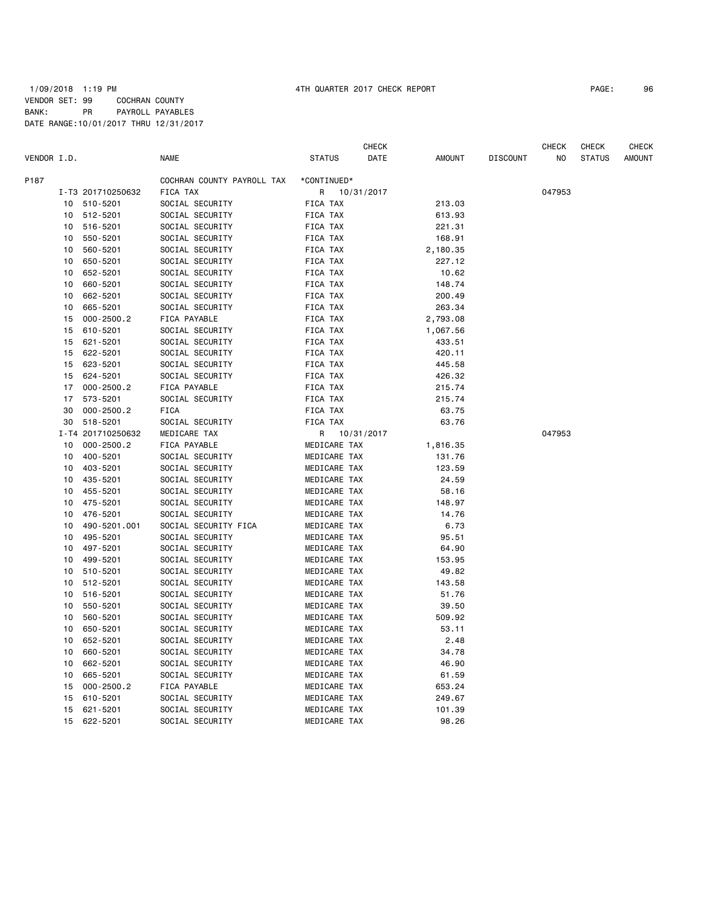1/09/2018 1:19 PM 4TH QUARTER 2017 CHECK REPORT

VENDOR SET: 99 COCHRAN COUNTY
BANK: PR PAYROLL PAYABLES
DATE RANGE:10/01/2017 THRU 12/31/2017

| VENDOR I.D. | | NAME | STATUS | CHECK DATE | AMOUNT | DISCOUNT | CHECK NO | CHECK STATUS | CHECK AMOUNT |
|---|---|---|---|---|---|---|---|---|---|
| P187 | | COCHRAN COUNTY PAYROLL TAX | *CONTINUED* | | | | | | |
| I-T3 | 201710250632 | FICA TAX | R | 10/31/2017 | | | 047953 | | |
| 10 | 510-5201 | SOCIAL SECURITY | FICA TAX | | 213.03 | | | | |
| 10 | 512-5201 | SOCIAL SECURITY | FICA TAX | | 613.93 | | | | |
| 10 | 516-5201 | SOCIAL SECURITY | FICA TAX | | 221.31 | | | | |
| 10 | 550-5201 | SOCIAL SECURITY | FICA TAX | | 168.91 | | | | |
| 10 | 560-5201 | SOCIAL SECURITY | FICA TAX | | 2,180.35 | | | | |
| 10 | 650-5201 | SOCIAL SECURITY | FICA TAX | | 227.12 | | | | |
| 10 | 652-5201 | SOCIAL SECURITY | FICA TAX | | 10.62 | | | | |
| 10 | 660-5201 | SOCIAL SECURITY | FICA TAX | | 148.74 | | | | |
| 10 | 662-5201 | SOCIAL SECURITY | FICA TAX | | 200.49 | | | | |
| 10 | 665-5201 | SOCIAL SECURITY | FICA TAX | | 263.34 | | | | |
| 15 | 000-2500.2 | FICA PAYABLE | FICA TAX | | 2,793.08 | | | | |
| 15 | 610-5201 | SOCIAL SECURITY | FICA TAX | | 1,067.56 | | | | |
| 15 | 621-5201 | SOCIAL SECURITY | FICA TAX | | 433.51 | | | | |
| 15 | 622-5201 | SOCIAL SECURITY | FICA TAX | | 420.11 | | | | |
| 15 | 623-5201 | SOCIAL SECURITY | FICA TAX | | 445.58 | | | | |
| 15 | 624-5201 | SOCIAL SECURITY | FICA TAX | | 426.32 | | | | |
| 17 | 000-2500.2 | FICA PAYABLE | FICA TAX | | 215.74 | | | | |
| 17 | 573-5201 | SOCIAL SECURITY | FICA TAX | | 215.74 | | | | |
| 30 | 000-2500.2 | FICA | FICA TAX | | 63.75 | | | | |
| 30 | 518-5201 | SOCIAL SECURITY | FICA TAX | | 63.76 | | | | |
| I-T4 | 201710250632 | MEDICARE TAX | R | 10/31/2017 | | | 047953 | | |
| 10 | 000-2500.2 | FICA PAYABLE | MEDICARE TAX | | 1,816.35 | | | | |
| 10 | 400-5201 | SOCIAL SECURITY | MEDICARE TAX | | 131.76 | | | | |
| 10 | 403-5201 | SOCIAL SECURITY | MEDICARE TAX | | 123.59 | | | | |
| 10 | 435-5201 | SOCIAL SECURITY | MEDICARE TAX | | 24.59 | | | | |
| 10 | 455-5201 | SOCIAL SECURITY | MEDICARE TAX | | 58.16 | | | | |
| 10 | 475-5201 | SOCIAL SECURITY | MEDICARE TAX | | 148.97 | | | | |
| 10 | 476-5201 | SOCIAL SECURITY | MEDICARE TAX | | 14.76 | | | | |
| 10 | 490-5201.001 | SOCIAL SECURITY FICA | MEDICARE TAX | | 6.73 | | | | |
| 10 | 495-5201 | SOCIAL SECURITY | MEDICARE TAX | | 95.51 | | | | |
| 10 | 497-5201 | SOCIAL SECURITY | MEDICARE TAX | | 64.90 | | | | |
| 10 | 499-5201 | SOCIAL SECURITY | MEDICARE TAX | | 153.95 | | | | |
| 10 | 510-5201 | SOCIAL SECURITY | MEDICARE TAX | | 49.82 | | | | |
| 10 | 512-5201 | SOCIAL SECURITY | MEDICARE TAX | | 143.58 | | | | |
| 10 | 516-5201 | SOCIAL SECURITY | MEDICARE TAX | | 51.76 | | | | |
| 10 | 550-5201 | SOCIAL SECURITY | MEDICARE TAX | | 39.50 | | | | |
| 10 | 560-5201 | SOCIAL SECURITY | MEDICARE TAX | | 509.92 | | | | |
| 10 | 650-5201 | SOCIAL SECURITY | MEDICARE TAX | | 53.11 | | | | |
| 10 | 652-5201 | SOCIAL SECURITY | MEDICARE TAX | | 2.48 | | | | |
| 10 | 660-5201 | SOCIAL SECURITY | MEDICARE TAX | | 34.78 | | | | |
| 10 | 662-5201 | SOCIAL SECURITY | MEDICARE TAX | | 46.90 | | | | |
| 10 | 665-5201 | SOCIAL SECURITY | MEDICARE TAX | | 61.59 | | | | |
| 15 | 000-2500.2 | FICA PAYABLE | MEDICARE TAX | | 653.24 | | | | |
| 15 | 610-5201 | SOCIAL SECURITY | MEDICARE TAX | | 249.67 | | | | |
| 15 | 621-5201 | SOCIAL SECURITY | MEDICARE TAX | | 101.39 | | | | |
| 15 | 622-5201 | SOCIAL SECURITY | MEDICARE TAX | | 98.26 | | | | |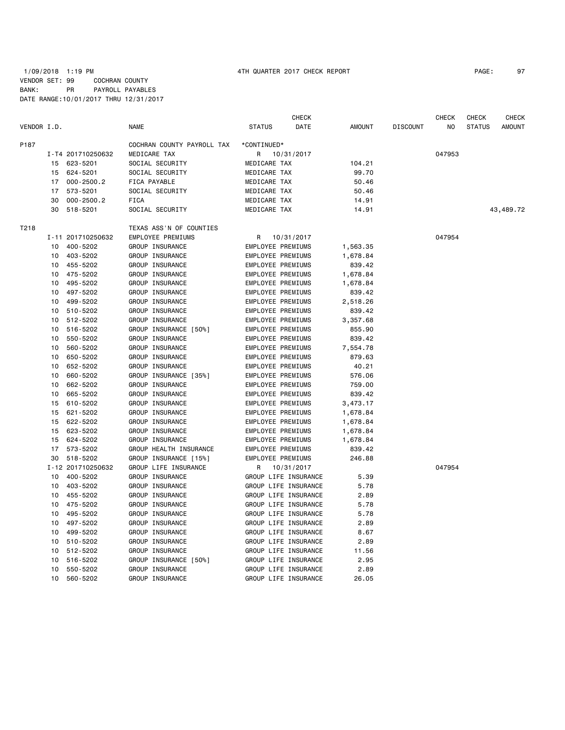1/09/2018 1:19 PM 4TH QUARTER 2017 CHECK REPORT
VENDOR SET: 99 COCHRAN COUNTY
BANK: PR PAYROLL PAYABLES
DATE RANGE:10/01/2017 THRU 12/31/2017

| VENDOR I.D. | | NAME | STATUS | CHECK DATE | AMOUNT | DISCOUNT | CHECK NO | CHECK STATUS | CHECK AMOUNT |
|---|---|---|---|---|---|---|---|---|---|
| P187 | | COCHRAN COUNTY PAYROLL TAX | *CONTINUED* | | | | | | |
| | I-T4 201710250632 | MEDICARE TAX | R | 10/31/2017 | | | 047953 | | |
| | 15 623-5201 | SOCIAL SECURITY | MEDICARE TAX | | 104.21 | | | | |
| | 15 624-5201 | SOCIAL SECURITY | MEDICARE TAX | | 99.70 | | | | |
| | 17 000-2500.2 | FICA PAYABLE | MEDICARE TAX | | 50.46 | | | | |
| | 17 573-5201 | SOCIAL SECURITY | MEDICARE TAX | | 50.46 | | | | |
| | 30 000-2500.2 | FICA | MEDICARE TAX | | 14.91 | | | | |
| | 30 518-5201 | SOCIAL SECURITY | MEDICARE TAX | | 14.91 | | | | 43,489.72 |
| T218 | | TEXAS ASS'N OF COUNTIES | | | | | | | |
| | I-11 201710250632 | EMPLOYEE PREMIUMS | R | 10/31/2017 | | | 047954 | | |
| | 10 400-5202 | GROUP INSURANCE | EMPLOYEE PREMIUMS | | 1,563.35 | | | | |
| | 10 403-5202 | GROUP INSURANCE | EMPLOYEE PREMIUMS | | 1,678.84 | | | | |
| | 10 455-5202 | GROUP INSURANCE | EMPLOYEE PREMIUMS | | 839.42 | | | | |
| | 10 475-5202 | GROUP INSURANCE | EMPLOYEE PREMIUMS | | 1,678.84 | | | | |
| | 10 495-5202 | GROUP INSURANCE | EMPLOYEE PREMIUMS | | 1,678.84 | | | | |
| | 10 497-5202 | GROUP INSURANCE | EMPLOYEE PREMIUMS | | 839.42 | | | | |
| | 10 499-5202 | GROUP INSURANCE | EMPLOYEE PREMIUMS | | 2,518.26 | | | | |
| | 10 510-5202 | GROUP INSURANCE | EMPLOYEE PREMIUMS | | 839.42 | | | | |
| | 10 512-5202 | GROUP INSURANCE | EMPLOYEE PREMIUMS | | 3,357.68 | | | | |
| | 10 516-5202 | GROUP INSURANCE [50%] | EMPLOYEE PREMIUMS | | 855.90 | | | | |
| | 10 550-5202 | GROUP INSURANCE | EMPLOYEE PREMIUMS | | 839.42 | | | | |
| | 10 560-5202 | GROUP INSURANCE | EMPLOYEE PREMIUMS | | 7,554.78 | | | | |
| | 10 650-5202 | GROUP INSURANCE | EMPLOYEE PREMIUMS | | 879.63 | | | | |
| | 10 652-5202 | GROUP INSURANCE | EMPLOYEE PREMIUMS | | 40.21 | | | | |
| | 10 660-5202 | GROUP INSURANCE [35%] | EMPLOYEE PREMIUMS | | 576.06 | | | | |
| | 10 662-5202 | GROUP INSURANCE | EMPLOYEE PREMIUMS | | 759.00 | | | | |
| | 10 665-5202 | GROUP INSURANCE | EMPLOYEE PREMIUMS | | 839.42 | | | | |
| | 15 610-5202 | GROUP INSURANCE | EMPLOYEE PREMIUMS | | 3,473.17 | | | | |
| | 15 621-5202 | GROUP INSURANCE | EMPLOYEE PREMIUMS | | 1,678.84 | | | | |
| | 15 622-5202 | GROUP INSURANCE | EMPLOYEE PREMIUMS | | 1,678.84 | | | | |
| | 15 623-5202 | GROUP INSURANCE | EMPLOYEE PREMIUMS | | 1,678.84 | | | | |
| | 15 624-5202 | GROUP INSURANCE | EMPLOYEE PREMIUMS | | 1,678.84 | | | | |
| | 17 573-5202 | GROUP HEALTH INSURANCE | EMPLOYEE PREMIUMS | | 839.42 | | | | |
| | 30 518-5202 | GROUP INSURANCE [15%] | EMPLOYEE PREMIUMS | | 246.88 | | | | |
| | I-12 201710250632 | GROUP LIFE INSURANCE | R | 10/31/2017 | | | 047954 | | |
| | 10 400-5202 | GROUP INSURANCE | GROUP LIFE INSURANCE | | 5.39 | | | | |
| | 10 403-5202 | GROUP INSURANCE | GROUP LIFE INSURANCE | | 5.78 | | | | |
| | 10 455-5202 | GROUP INSURANCE | GROUP LIFE INSURANCE | | 2.89 | | | | |
| | 10 475-5202 | GROUP INSURANCE | GROUP LIFE INSURANCE | | 5.78 | | | | |
| | 10 495-5202 | GROUP INSURANCE | GROUP LIFE INSURANCE | | 5.78 | | | | |
| | 10 497-5202 | GROUP INSURANCE | GROUP LIFE INSURANCE | | 2.89 | | | | |
| | 10 499-5202 | GROUP INSURANCE | GROUP LIFE INSURANCE | | 8.67 | | | | |
| | 10 510-5202 | GROUP INSURANCE | GROUP LIFE INSURANCE | | 2.89 | | | | |
| | 10 512-5202 | GROUP INSURANCE | GROUP LIFE INSURANCE | | 11.56 | | | | |
| | 10 516-5202 | GROUP INSURANCE [50%] | GROUP LIFE INSURANCE | | 2.95 | | | | |
| | 10 550-5202 | GROUP INSURANCE | GROUP LIFE INSURANCE | | 2.89 | | | | |
| | 10 560-5202 | GROUP INSURANCE | GROUP LIFE INSURANCE | | 26.05 | | | | |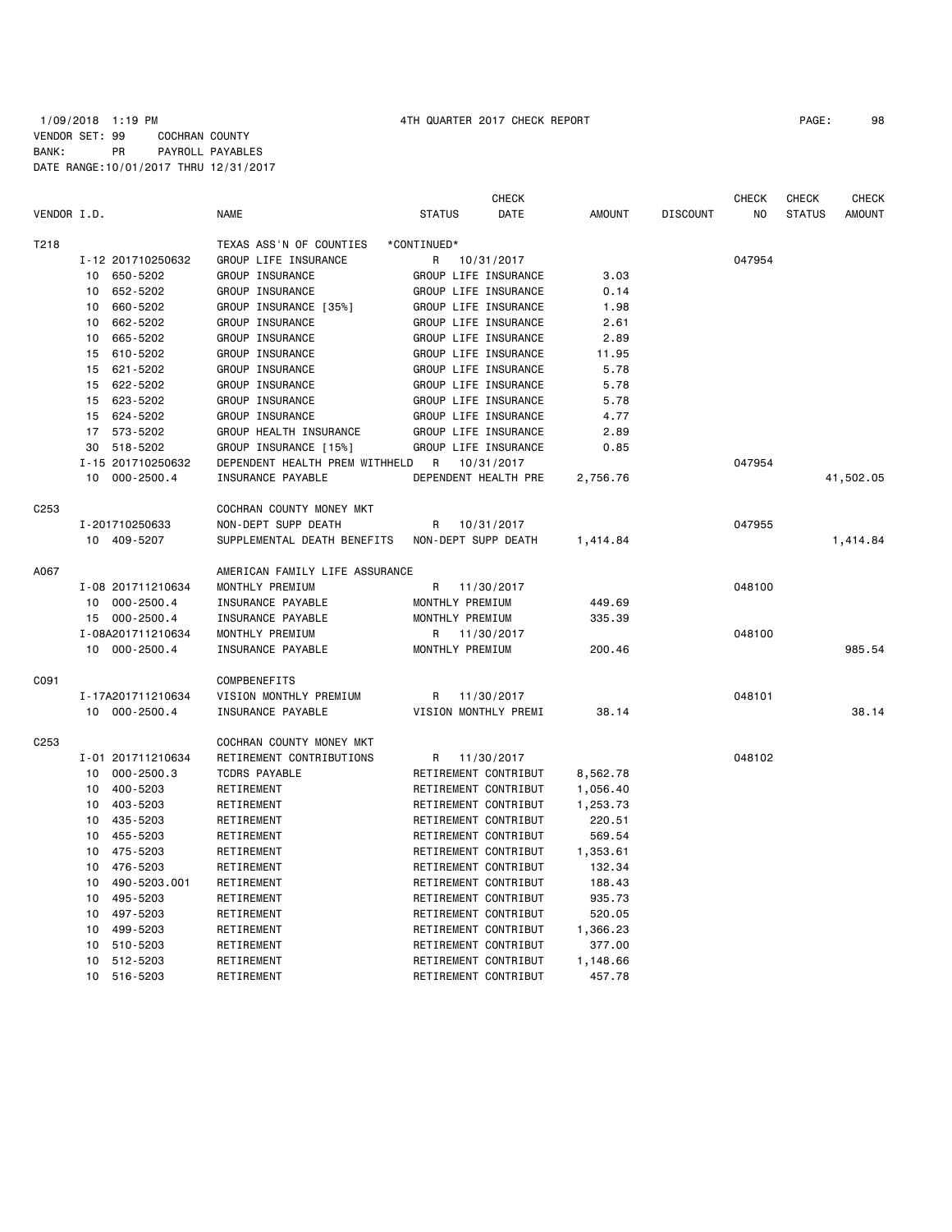1/09/2018 1:19 PM 4TH QUARTER 2017 CHECK REPORT

VENDOR SET: 99 COCHRAN COUNTY
BANK: PR PAYROLL PAYABLES
DATE RANGE:10/01/2017 THRU 12/31/2017

| VENDOR I.D. | | NAME | STATUS | CHECK DATE | AMOUNT | DISCOUNT | CHECK NO | CHECK STATUS | CHECK AMOUNT |
|---|---|---|---|---|---|---|---|---|---|
| T218 | | TEXAS ASS'N OF COUNTIES | *CONTINUED* | | | | | | |
| | I-12 201710250632 | GROUP LIFE INSURANCE | R | 10/31/2017 | | | 047954 | | |
| | 10 650-5202 | GROUP INSURANCE | GROUP LIFE INSURANCE | | 3.03 | | | | |
| | 10 652-5202 | GROUP INSURANCE | GROUP LIFE INSURANCE | | 0.14 | | | | |
| | 10 660-5202 | GROUP INSURANCE [35%] | GROUP LIFE INSURANCE | | 1.98 | | | | |
| | 10 662-5202 | GROUP INSURANCE | GROUP LIFE INSURANCE | | 2.61 | | | | |
| | 10 665-5202 | GROUP INSURANCE | GROUP LIFE INSURANCE | | 2.89 | | | | |
| | 15 610-5202 | GROUP INSURANCE | GROUP LIFE INSURANCE | | 11.95 | | | | |
| | 15 621-5202 | GROUP INSURANCE | GROUP LIFE INSURANCE | | 5.78 | | | | |
| | 15 622-5202 | GROUP INSURANCE | GROUP LIFE INSURANCE | | 5.78 | | | | |
| | 15 623-5202 | GROUP INSURANCE | GROUP LIFE INSURANCE | | 5.78 | | | | |
| | 15 624-5202 | GROUP INSURANCE | GROUP LIFE INSURANCE | | 4.77 | | | | |
| | 17 573-5202 | GROUP HEALTH INSURANCE | GROUP LIFE INSURANCE | | 2.89 | | | | |
| | 30 518-5202 | GROUP INSURANCE [15%] | GROUP LIFE INSURANCE | | 0.85 | | | | |
| | I-15 201710250632 | DEPENDENT HEALTH PREM WITHHELD | R | 10/31/2017 | | | 047954 | | |
| | 10 000-2500.4 | INSURANCE PAYABLE | DEPENDENT HEALTH PRE | | 2,756.76 | | | | 41,502.05 |
| C253 | | COCHRAN COUNTY MONEY MKT | | | | | | | |
| | I-201710250633 | NON-DEPT SUPP DEATH | R | 10/31/2017 | | | 047955 | | |
| | 10 409-5207 | SUPPLEMENTAL DEATH BENEFITS | NON-DEPT SUPP DEATH | | 1,414.84 | | | | 1,414.84 |
| A067 | | AMERICAN FAMILY LIFE ASSURANCE | | | | | | | |
| | I-08 201711210634 | MONTHLY PREMIUM | R | 11/30/2017 | | | 048100 | | |
| | 10 000-2500.4 | INSURANCE PAYABLE | MONTHLY PREMIUM | | 449.69 | | | | |
| | 15 000-2500.4 | INSURANCE PAYABLE | MONTHLY PREMIUM | | 335.39 | | | | |
| | I-08A201711210634 | MONTHLY PREMIUM | R | 11/30/2017 | | | 048100 | | |
| | 10 000-2500.4 | INSURANCE PAYABLE | MONTHLY PREMIUM | | 200.46 | | | | 985.54 |
| C091 | | COMPBENEFITS | | | | | | | |
| | I-17A201711210634 | VISION MONTHLY PREMIUM | R | 11/30/2017 | | | 048101 | | |
| | 10 000-2500.4 | INSURANCE PAYABLE | VISION MONTHLY PREMI | | 38.14 | | | | 38.14 |
| C253 | | COCHRAN COUNTY MONEY MKT | | | | | | | |
| | I-01 201711210634 | RETIREMENT CONTRIBUTIONS | R | 11/30/2017 | | | 048102 | | |
| | 10 000-2500.3 | TCDRS PAYABLE | RETIREMENT CONTRIBUT | | 8,562.78 | | | | |
| | 10 400-5203 | RETIREMENT | RETIREMENT CONTRIBUT | | 1,056.40 | | | | |
| | 10 403-5203 | RETIREMENT | RETIREMENT CONTRIBUT | | 1,253.73 | | | | |
| | 10 435-5203 | RETIREMENT | RETIREMENT CONTRIBUT | | 220.51 | | | | |
| | 10 455-5203 | RETIREMENT | RETIREMENT CONTRIBUT | | 569.54 | | | | |
| | 10 475-5203 | RETIREMENT | RETIREMENT CONTRIBUT | | 1,353.61 | | | | |
| | 10 476-5203 | RETIREMENT | RETIREMENT CONTRIBUT | | 132.34 | | | | |
| | 10 490-5203.001 | RETIREMENT | RETIREMENT CONTRIBUT | | 188.43 | | | | |
| | 10 495-5203 | RETIREMENT | RETIREMENT CONTRIBUT | | 935.73 | | | | |
| | 10 497-5203 | RETIREMENT | RETIREMENT CONTRIBUT | | 520.05 | | | | |
| | 10 499-5203 | RETIREMENT | RETIREMENT CONTRIBUT | | 1,366.23 | | | | |
| | 10 510-5203 | RETIREMENT | RETIREMENT CONTRIBUT | | 377.00 | | | | |
| | 10 512-5203 | RETIREMENT | RETIREMENT CONTRIBUT | | 1,148.66 | | | | |
| | 10 516-5203 | RETIREMENT | RETIREMENT CONTRIBUT | | 457.78 | | | | |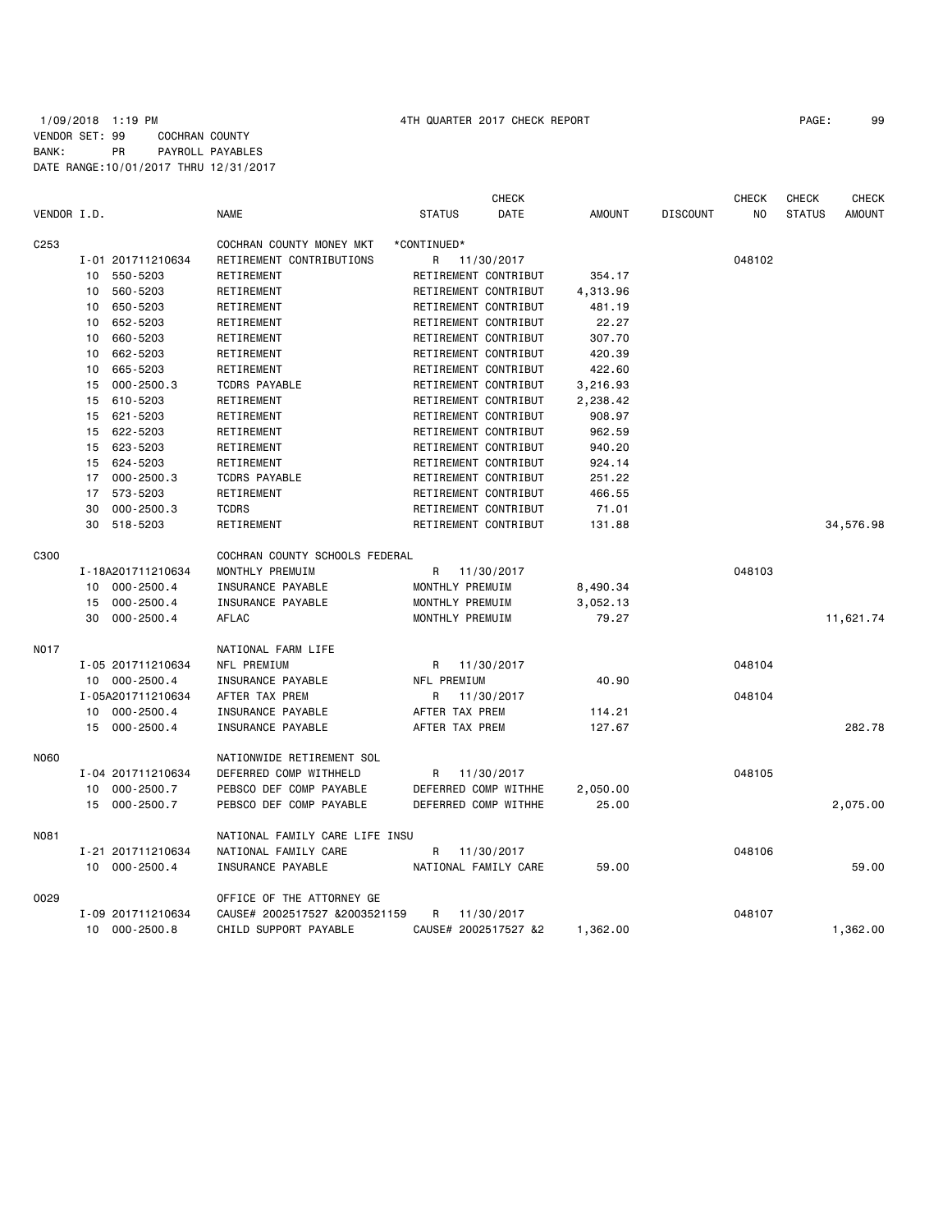1/09/2018 1:19 PM 4TH QUARTER 2017 CHECK REPORT

VENDOR SET: 99 COCHRAN COUNTY
BANK: PR PAYROLL PAYABLES
DATE RANGE:10/01/2017 THRU 12/31/2017

| VENDOR I.D. | | NAME | STATUS | CHECK DATE | AMOUNT | DISCOUNT | CHECK NO | CHECK STATUS | CHECK AMOUNT |
|---|---|---|---|---|---|---|---|---|---|
| C253 | | COCHRAN COUNTY MONEY MKT | *CONTINUED* | | | | | | |
| | I-01 201711210634 | RETIREMENT CONTRIBUTIONS | R | 11/30/2017 | | | 048102 | | |
| | 10 550-5203 | RETIREMENT | RETIREMENT CONTRIBUT | | 354.17 | | | | |
| | 10 560-5203 | RETIREMENT | RETIREMENT CONTRIBUT | | 4,313.96 | | | | |
| | 10 650-5203 | RETIREMENT | RETIREMENT CONTRIBUT | | 481.19 | | | | |
| | 10 652-5203 | RETIREMENT | RETIREMENT CONTRIBUT | | 22.27 | | | | |
| | 10 660-5203 | RETIREMENT | RETIREMENT CONTRIBUT | | 307.70 | | | | |
| | 10 662-5203 | RETIREMENT | RETIREMENT CONTRIBUT | | 420.39 | | | | |
| | 10 665-5203 | RETIREMENT | RETIREMENT CONTRIBUT | | 422.60 | | | | |
| | 15 000-2500.3 | TCDRS PAYABLE | RETIREMENT CONTRIBUT | | 3,216.93 | | | | |
| | 15 610-5203 | RETIREMENT | RETIREMENT CONTRIBUT | | 2,238.42 | | | | |
| | 15 621-5203 | RETIREMENT | RETIREMENT CONTRIBUT | | 908.97 | | | | |
| | 15 622-5203 | RETIREMENT | RETIREMENT CONTRIBUT | | 962.59 | | | | |
| | 15 623-5203 | RETIREMENT | RETIREMENT CONTRIBUT | | 940.20 | | | | |
| | 15 624-5203 | RETIREMENT | RETIREMENT CONTRIBUT | | 924.14 | | | | |
| | 17 000-2500.3 | TCDRS PAYABLE | RETIREMENT CONTRIBUT | | 251.22 | | | | |
| | 17 573-5203 | RETIREMENT | RETIREMENT CONTRIBUT | | 466.55 | | | | |
| | 30 000-2500.3 | TCDRS | RETIREMENT CONTRIBUT | | 71.01 | | | | |
| | 30 518-5203 | RETIREMENT | RETIREMENT CONTRIBUT | | 131.88 | | | | 34,576.98 |
| C300 | | COCHRAN COUNTY SCHOOLS FEDERAL | | | | | | | |
| | I-18A201711210634 | MONTHLY PREMUIM | R | 11/30/2017 | | | 048103 | | |
| | 10 000-2500.4 | INSURANCE PAYABLE | MONTHLY PREMUIM | | 8,490.34 | | | | |
| | 15 000-2500.4 | INSURANCE PAYABLE | MONTHLY PREMUIM | | 3,052.13 | | | | |
| | 30 000-2500.4 | AFLAC | MONTHLY PREMUIM | | 79.27 | | | | 11,621.74 |
| N017 | | NATIONAL FARM LIFE | | | | | | | |
| | I-05 201711210634 | NFL PREMIUM | R | 11/30/2017 | | | 048104 | | |
| | 10 000-2500.4 | INSURANCE PAYABLE | NFL PREMIUM | | 40.90 | | | | |
| | I-05A201711210634 | AFTER TAX PREM | R | 11/30/2017 | | | 048104 | | |
| | 10 000-2500.4 | INSURANCE PAYABLE | AFTER TAX PREM | | 114.21 | | | | |
| | 15 000-2500.4 | INSURANCE PAYABLE | AFTER TAX PREM | | 127.67 | | | | 282.78 |
| N060 | | NATIONWIDE RETIREMENT SOL | | | | | | | |
| | I-04 201711210634 | DEFERRED COMP WITHHELD | R | 11/30/2017 | | | 048105 | | |
| | 10 000-2500.7 | PEBSCO DEF COMP PAYABLE | DEFERRED COMP WITHHE | | 2,050.00 | | | | |
| | 15 000-2500.7 | PEBSCO DEF COMP PAYABLE | DEFERRED COMP WITHHE | | 25.00 | | | | 2,075.00 |
| N081 | | NATIONAL FAMILY CARE LIFE INSU | | | | | | | |
| | I-21 201711210634 | NATIONAL FAMILY CARE | R | 11/30/2017 | | | 048106 | | |
| | 10 000-2500.4 | INSURANCE PAYABLE | NATIONAL FAMILY CARE | | 59.00 | | | | 59.00 |
| O029 | | OFFICE OF THE ATTORNEY GE | | | | | | | |
| | I-09 201711210634 | CAUSE# 2002517527 &2003521159 | R | 11/30/2017 | | | 048107 | | |
| | 10 000-2500.8 | CHILD SUPPORT PAYABLE | CAUSE# 2002517527 &2 | | 1,362.00 | | | | 1,362.00 |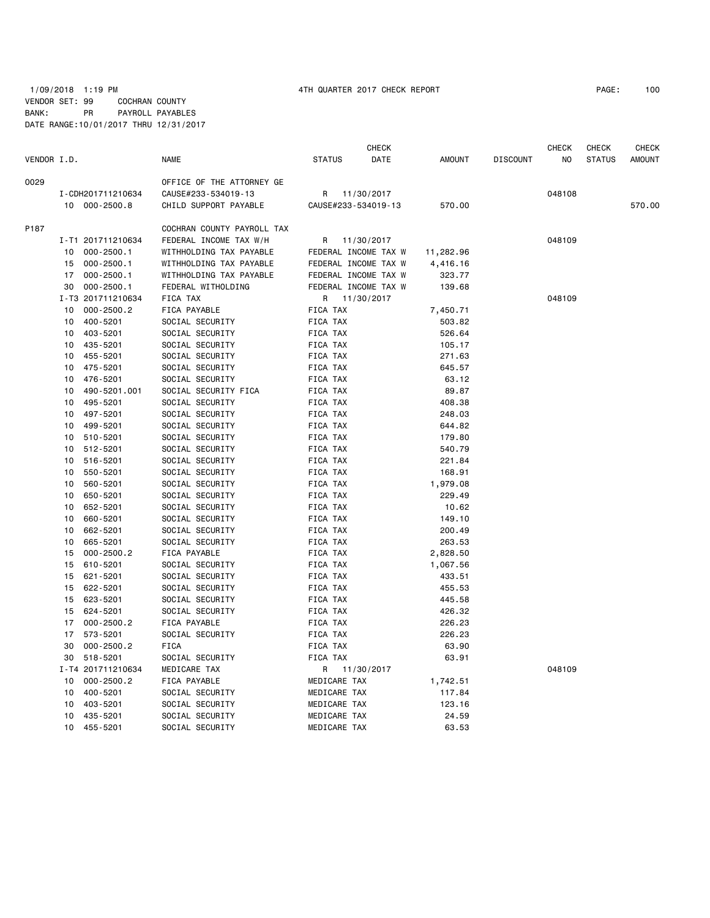1/09/2018 1:19 PM 4TH QUARTER 2017 CHECK REPORT PAGE: 100
VENDOR SET: 99 COCHRAN COUNTY
BANK: PR PAYROLL PAYABLES
DATE RANGE:10/01/2017 THRU 12/31/2017

| VENDOR I.D. | | NAME | STATUS | CHECK DATE | AMOUNT | DISCOUNT | CHECK NO | CHECK STATUS | CHECK AMOUNT |
|---|---|---|---|---|---|---|---|---|---|
| 0029 | | OFFICE OF THE ATTORNEY GE | | | | | | | |
| | I-CDH201711210634 | CAUSE#233-534019-13 | R | 11/30/2017 | | | 048108 | | |
| | 10 000-2500.8 | CHILD SUPPORT PAYABLE | CAUSE#233-534019-13 | | 570.00 | | | | 570.00 |
| P187 | | COCHRAN COUNTY PAYROLL TAX | | | | | | | |
| | I-T1 201711210634 | FEDERAL INCOME TAX W/H | R | 11/30/2017 | | | 048109 | | |
| | 10 000-2500.1 | WITHHOLDING TAX PAYABLE | FEDERAL INCOME TAX W | | 11,282.96 | | | | |
| | 15 000-2500.1 | WITHHOLDING TAX PAYABLE | FEDERAL INCOME TAX W | | 4,416.16 | | | | |
| | 17 000-2500.1 | WITHHOLDING TAX PAYABLE | FEDERAL INCOME TAX W | | 323.77 | | | | |
| | 30 000-2500.1 | FEDERAL WITHOLDING | FEDERAL INCOME TAX W | | 139.68 | | | | |
| | I-T3 201711210634 | FICA TAX | R | 11/30/2017 | | | 048109 | | |
| | 10 000-2500.2 | FICA PAYABLE | FICA TAX | | 7,450.71 | | | | |
| | 10 400-5201 | SOCIAL SECURITY | FICA TAX | | 503.82 | | | | |
| | 10 403-5201 | SOCIAL SECURITY | FICA TAX | | 526.64 | | | | |
| | 10 435-5201 | SOCIAL SECURITY | FICA TAX | | 105.17 | | | | |
| | 10 455-5201 | SOCIAL SECURITY | FICA TAX | | 271.63 | | | | |
| | 10 475-5201 | SOCIAL SECURITY | FICA TAX | | 645.57 | | | | |
| | 10 476-5201 | SOCIAL SECURITY | FICA TAX | | 63.12 | | | | |
| | 10 490-5201.001 | SOCIAL SECURITY FICA | FICA TAX | | 89.87 | | | | |
| | 10 495-5201 | SOCIAL SECURITY | FICA TAX | | 408.38 | | | | |
| | 10 497-5201 | SOCIAL SECURITY | FICA TAX | | 248.03 | | | | |
| | 10 499-5201 | SOCIAL SECURITY | FICA TAX | | 644.82 | | | | |
| | 10 510-5201 | SOCIAL SECURITY | FICA TAX | | 179.80 | | | | |
| | 10 512-5201 | SOCIAL SECURITY | FICA TAX | | 540.79 | | | | |
| | 10 516-5201 | SOCIAL SECURITY | FICA TAX | | 221.84 | | | | |
| | 10 550-5201 | SOCIAL SECURITY | FICA TAX | | 168.91 | | | | |
| | 10 560-5201 | SOCIAL SECURITY | FICA TAX | | 1,979.08 | | | | |
| | 10 650-5201 | SOCIAL SECURITY | FICA TAX | | 229.49 | | | | |
| | 10 652-5201 | SOCIAL SECURITY | FICA TAX | | 10.62 | | | | |
| | 10 660-5201 | SOCIAL SECURITY | FICA TAX | | 149.10 | | | | |
| | 10 662-5201 | SOCIAL SECURITY | FICA TAX | | 200.49 | | | | |
| | 10 665-5201 | SOCIAL SECURITY | FICA TAX | | 263.53 | | | | |
| | 15 000-2500.2 | FICA PAYABLE | FICA TAX | | 2,828.50 | | | | |
| | 15 610-5201 | SOCIAL SECURITY | FICA TAX | | 1,067.56 | | | | |
| | 15 621-5201 | SOCIAL SECURITY | FICA TAX | | 433.51 | | | | |
| | 15 622-5201 | SOCIAL SECURITY | FICA TAX | | 455.53 | | | | |
| | 15 623-5201 | SOCIAL SECURITY | FICA TAX | | 445.58 | | | | |
| | 15 624-5201 | SOCIAL SECURITY | FICA TAX | | 426.32 | | | | |
| | 17 000-2500.2 | FICA PAYABLE | FICA TAX | | 226.23 | | | | |
| | 17 573-5201 | SOCIAL SECURITY | FICA TAX | | 226.23 | | | | |
| | 30 000-2500.2 | FICA | FICA TAX | | 63.90 | | | | |
| | 30 518-5201 | SOCIAL SECURITY | FICA TAX | | 63.91 | | | | |
| | I-T4 201711210634 | MEDICARE TAX | R | 11/30/2017 | | | 048109 | | |
| | 10 000-2500.2 | FICA PAYABLE | MEDICARE TAX | | 1,742.51 | | | | |
| | 10 400-5201 | SOCIAL SECURITY | MEDICARE TAX | | 117.84 | | | | |
| | 10 403-5201 | SOCIAL SECURITY | MEDICARE TAX | | 123.16 | | | | |
| | 10 435-5201 | SOCIAL SECURITY | MEDICARE TAX | | 24.59 | | | | |
| | 10 455-5201 | SOCIAL SECURITY | MEDICARE TAX | | 63.53 | | | | |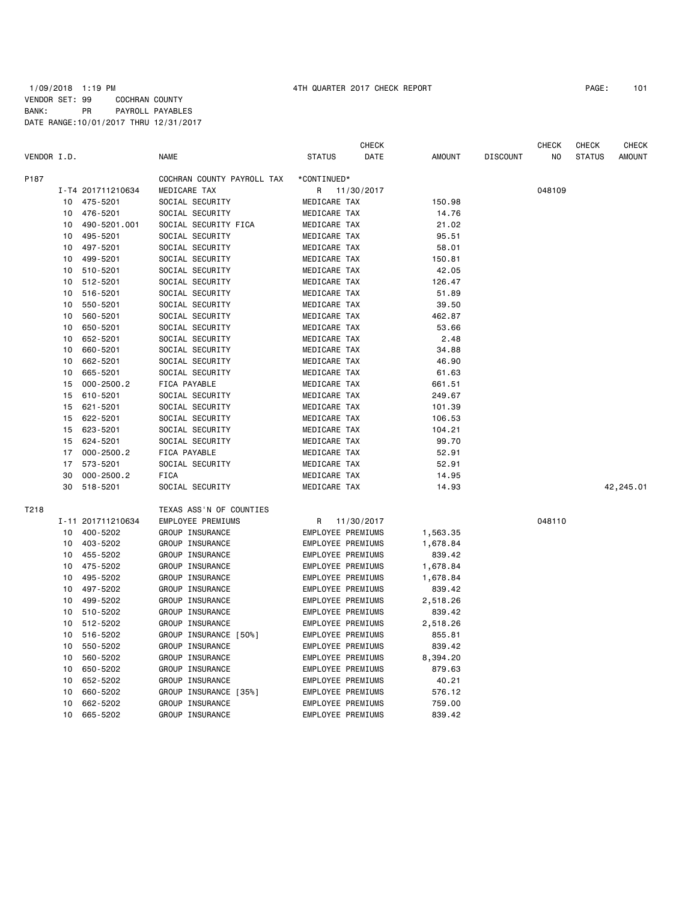1/09/2018 1:19 PM 4TH QUARTER 2017 CHECK REPORT

VENDOR SET: 99 COCHRAN COUNTY
BANK: PR PAYROLL PAYABLES
DATE RANGE:10/01/2017 THRU 12/31/2017

| VENDOR I.D. | | NAME | STATUS | CHECK DATE | AMOUNT | DISCOUNT | CHECK NO | CHECK STATUS | CHECK AMOUNT |
|---|---|---|---|---|---|---|---|---|---|
| P187 | | COCHRAN COUNTY PAYROLL TAX | *CONTINUED* | | | | | | |
| | I-T4 201711210634 | MEDICARE TAX | R | 11/30/2017 | | | 048109 | | |
| 10 | 475-5201 | SOCIAL SECURITY | MEDICARE TAX | | 150.98 | | | | |
| 10 | 476-5201 | SOCIAL SECURITY | MEDICARE TAX | | 14.76 | | | | |
| 10 | 490-5201.001 | SOCIAL SECURITY FICA | MEDICARE TAX | | 21.02 | | | | |
| 10 | 495-5201 | SOCIAL SECURITY | MEDICARE TAX | | 95.51 | | | | |
| 10 | 497-5201 | SOCIAL SECURITY | MEDICARE TAX | | 58.01 | | | | |
| 10 | 499-5201 | SOCIAL SECURITY | MEDICARE TAX | | 150.81 | | | | |
| 10 | 510-5201 | SOCIAL SECURITY | MEDICARE TAX | | 42.05 | | | | |
| 10 | 512-5201 | SOCIAL SECURITY | MEDICARE TAX | | 126.47 | | | | |
| 10 | 516-5201 | SOCIAL SECURITY | MEDICARE TAX | | 51.89 | | | | |
| 10 | 550-5201 | SOCIAL SECURITY | MEDICARE TAX | | 39.50 | | | | |
| 10 | 560-5201 | SOCIAL SECURITY | MEDICARE TAX | | 462.87 | | | | |
| 10 | 650-5201 | SOCIAL SECURITY | MEDICARE TAX | | 53.66 | | | | |
| 10 | 652-5201 | SOCIAL SECURITY | MEDICARE TAX | | 2.48 | | | | |
| 10 | 660-5201 | SOCIAL SECURITY | MEDICARE TAX | | 34.88 | | | | |
| 10 | 662-5201 | SOCIAL SECURITY | MEDICARE TAX | | 46.90 | | | | |
| 10 | 665-5201 | SOCIAL SECURITY | MEDICARE TAX | | 61.63 | | | | |
| 15 | 000-2500.2 | FICA PAYABLE | MEDICARE TAX | | 661.51 | | | | |
| 15 | 610-5201 | SOCIAL SECURITY | MEDICARE TAX | | 249.67 | | | | |
| 15 | 621-5201 | SOCIAL SECURITY | MEDICARE TAX | | 101.39 | | | | |
| 15 | 622-5201 | SOCIAL SECURITY | MEDICARE TAX | | 106.53 | | | | |
| 15 | 623-5201 | SOCIAL SECURITY | MEDICARE TAX | | 104.21 | | | | |
| 15 | 624-5201 | SOCIAL SECURITY | MEDICARE TAX | | 99.70 | | | | |
| 17 | 000-2500.2 | FICA PAYABLE | MEDICARE TAX | | 52.91 | | | | |
| 17 | 573-5201 | SOCIAL SECURITY | MEDICARE TAX | | 52.91 | | | | |
| 30 | 000-2500.2 | FICA | MEDICARE TAX | | 14.95 | | | | |
| 30 | 518-5201 | SOCIAL SECURITY | MEDICARE TAX | | 14.93 | | | | 42,245.01 |
| T218 | | TEXAS ASS'N OF COUNTIES | | | | | | | |
| | I-11 201711210634 | EMPLOYEE PREMIUMS | R | 11/30/2017 | | | 048110 | | |
| 10 | 400-5202 | GROUP INSURANCE | EMPLOYEE PREMIUMS | | 1,563.35 | | | | |
| 10 | 403-5202 | GROUP INSURANCE | EMPLOYEE PREMIUMS | | 1,678.84 | | | | |
| 10 | 455-5202 | GROUP INSURANCE | EMPLOYEE PREMIUMS | | 839.42 | | | | |
| 10 | 475-5202 | GROUP INSURANCE | EMPLOYEE PREMIUMS | | 1,678.84 | | | | |
| 10 | 495-5202 | GROUP INSURANCE | EMPLOYEE PREMIUMS | | 1,678.84 | | | | |
| 10 | 497-5202 | GROUP INSURANCE | EMPLOYEE PREMIUMS | | 839.42 | | | | |
| 10 | 499-5202 | GROUP INSURANCE | EMPLOYEE PREMIUMS | | 2,518.26 | | | | |
| 10 | 510-5202 | GROUP INSURANCE | EMPLOYEE PREMIUMS | | 839.42 | | | | |
| 10 | 512-5202 | GROUP INSURANCE | EMPLOYEE PREMIUMS | | 2,518.26 | | | | |
| 10 | 516-5202 | GROUP INSURANCE [50%] | EMPLOYEE PREMIUMS | | 855.81 | | | | |
| 10 | 550-5202 | GROUP INSURANCE | EMPLOYEE PREMIUMS | | 839.42 | | | | |
| 10 | 560-5202 | GROUP INSURANCE | EMPLOYEE PREMIUMS | | 8,394.20 | | | | |
| 10 | 650-5202 | GROUP INSURANCE | EMPLOYEE PREMIUMS | | 879.63 | | | | |
| 10 | 652-5202 | GROUP INSURANCE | EMPLOYEE PREMIUMS | | 40.21 | | | | |
| 10 | 660-5202 | GROUP INSURANCE [35%] | EMPLOYEE PREMIUMS | | 576.12 | | | | |
| 10 | 662-5202 | GROUP INSURANCE | EMPLOYEE PREMIUMS | | 759.00 | | | | |
| 10 | 665-5202 | GROUP INSURANCE | EMPLOYEE PREMIUMS | | 839.42 | | | | |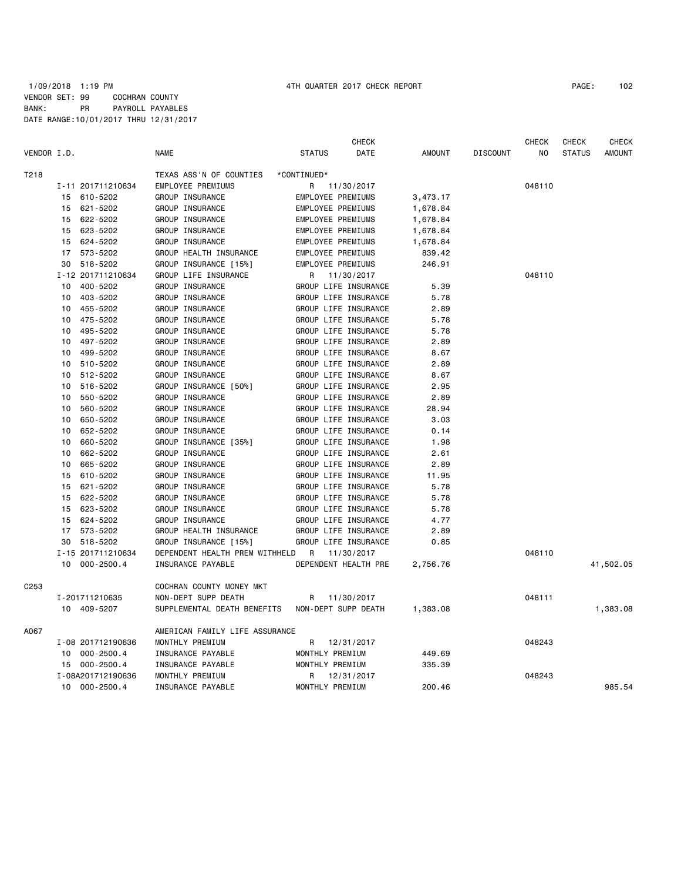1/09/2018 1:19 PM 4TH QUARTER 2017 CHECK REPORT

VENDOR SET: 99 COCHRAN COUNTY
BANK: PR PAYROLL PAYABLES
DATE RANGE:10/01/2017 THRU 12/31/2017

| VENDOR I.D. | | NAME | STATUS | CHECK DATE | AMOUNT | DISCOUNT | CHECK NO | CHECK STATUS | CHECK AMOUNT |
|---|---|---|---|---|---|---|---|---|---|
| T218 | | TEXAS ASS'N OF COUNTIES | *CONTINUED* | | | | | | |
| | I-11 201711210634 | EMPLOYEE PREMIUMS | R | 11/30/2017 | | | 048110 | | |
| | 15 610-5202 | GROUP INSURANCE | EMPLOYEE PREMIUMS | | 3,473.17 | | | | |
| | 15 621-5202 | GROUP INSURANCE | EMPLOYEE PREMIUMS | | 1,678.84 | | | | |
| | 15 622-5202 | GROUP INSURANCE | EMPLOYEE PREMIUMS | | 1,678.84 | | | | |
| | 15 623-5202 | GROUP INSURANCE | EMPLOYEE PREMIUMS | | 1,678.84 | | | | |
| | 15 624-5202 | GROUP INSURANCE | EMPLOYEE PREMIUMS | | 1,678.84 | | | | |
| | 17 573-5202 | GROUP HEALTH INSURANCE | EMPLOYEE PREMIUMS | | 839.42 | | | | |
| | 30 518-5202 | GROUP INSURANCE [15%] | EMPLOYEE PREMIUMS | | 246.91 | | | | |
| | I-12 201711210634 | GROUP LIFE INSURANCE | R | 11/30/2017 | | | 048110 | | |
| | 10 400-5202 | GROUP INSURANCE | GROUP LIFE INSURANCE | | 5.39 | | | | |
| | 10 403-5202 | GROUP INSURANCE | GROUP LIFE INSURANCE | | 5.78 | | | | |
| | 10 455-5202 | GROUP INSURANCE | GROUP LIFE INSURANCE | | 2.89 | | | | |
| | 10 475-5202 | GROUP INSURANCE | GROUP LIFE INSURANCE | | 5.78 | | | | |
| | 10 495-5202 | GROUP INSURANCE | GROUP LIFE INSURANCE | | 5.78 | | | | |
| | 10 497-5202 | GROUP INSURANCE | GROUP LIFE INSURANCE | | 2.89 | | | | |
| | 10 499-5202 | GROUP INSURANCE | GROUP LIFE INSURANCE | | 8.67 | | | | |
| | 10 510-5202 | GROUP INSURANCE | GROUP LIFE INSURANCE | | 2.89 | | | | |
| | 10 512-5202 | GROUP INSURANCE | GROUP LIFE INSURANCE | | 8.67 | | | | |
| | 10 516-5202 | GROUP INSURANCE [50%] | GROUP LIFE INSURANCE | | 2.95 | | | | |
| | 10 550-5202 | GROUP INSURANCE | GROUP LIFE INSURANCE | | 2.89 | | | | |
| | 10 560-5202 | GROUP INSURANCE | GROUP LIFE INSURANCE | | 28.94 | | | | |
| | 10 650-5202 | GROUP INSURANCE | GROUP LIFE INSURANCE | | 3.03 | | | | |
| | 10 652-5202 | GROUP INSURANCE | GROUP LIFE INSURANCE | | 0.14 | | | | |
| | 10 660-5202 | GROUP INSURANCE [35%] | GROUP LIFE INSURANCE | | 1.98 | | | | |
| | 10 662-5202 | GROUP INSURANCE | GROUP LIFE INSURANCE | | 2.61 | | | | |
| | 10 665-5202 | GROUP INSURANCE | GROUP LIFE INSURANCE | | 2.89 | | | | |
| | 15 610-5202 | GROUP INSURANCE | GROUP LIFE INSURANCE | | 11.95 | | | | |
| | 15 621-5202 | GROUP INSURANCE | GROUP LIFE INSURANCE | | 5.78 | | | | |
| | 15 622-5202 | GROUP INSURANCE | GROUP LIFE INSURANCE | | 5.78 | | | | |
| | 15 623-5202 | GROUP INSURANCE | GROUP LIFE INSURANCE | | 5.78 | | | | |
| | 15 624-5202 | GROUP INSURANCE | GROUP LIFE INSURANCE | | 4.77 | | | | |
| | 17 573-5202 | GROUP HEALTH INSURANCE | GROUP LIFE INSURANCE | | 2.89 | | | | |
| | 30 518-5202 | GROUP INSURANCE [15%] | GROUP LIFE INSURANCE | | 0.85 | | | | |
| | I-15 201711210634 | DEPENDENT HEALTH PREM WITHHELD | R | 11/30/2017 | | | 048110 | | |
| | 10 000-2500.4 | INSURANCE PAYABLE | DEPENDENT HEALTH PRE | | 2,756.76 | | | | 41,502.05 |
| C253 | | COCHRAN COUNTY MONEY MKT | | | | | | | |
| | I-201711210635 | NON-DEPT SUPP DEATH | R | 11/30/2017 | | | 048111 | | |
| | 10 409-5207 | SUPPLEMENTAL DEATH BENEFITS | NON-DEPT SUPP DEATH | | 1,383.08 | | | | 1,383.08 |
| A067 | | AMERICAN FAMILY LIFE ASSURANCE | | | | | | | |
| | I-08 201712190636 | MONTHLY PREMIUM | R | 12/31/2017 | | | 048243 | | |
| | 10 000-2500.4 | INSURANCE PAYABLE | MONTHLY PREMIUM | | 449.69 | | | | |
| | 15 000-2500.4 | INSURANCE PAYABLE | MONTHLY PREMIUM | | 335.39 | | | | |
| | I-08A201712190636 | MONTHLY PREMIUM | R | 12/31/2017 | | | 048243 | | |
| | 10 000-2500.4 | INSURANCE PAYABLE | MONTHLY PREMIUM | | 200.46 | | | | 985.54 |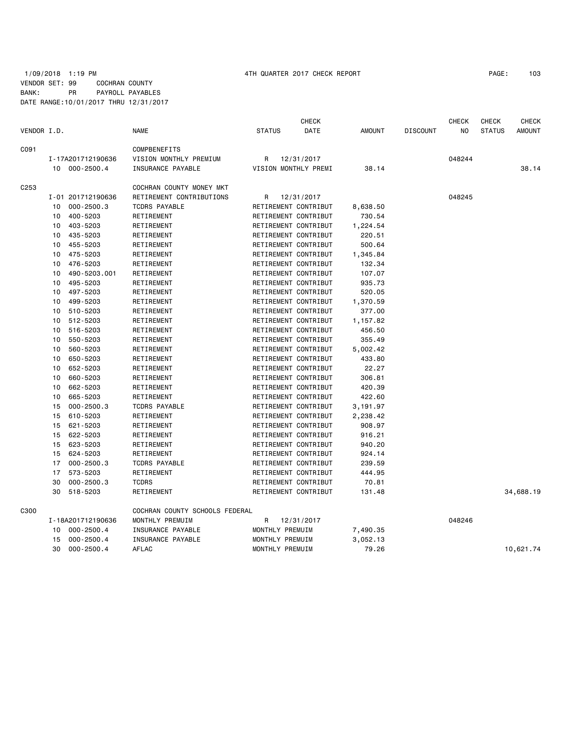1/09/2018 1:19 PM 4TH QUARTER 2017 CHECK REPORT

VENDOR SET: 99 COCHRAN COUNTY
BANK: PR PAYROLL PAYABLES
DATE RANGE:10/01/2017 THRU 12/31/2017

| VENDOR I.D. | | NAME | STATUS | CHECK DATE | AMOUNT | DISCOUNT | CHECK NO | CHECK STATUS | CHECK AMOUNT |
|---|---|---|---|---|---|---|---|---|---|
| C091 | | COMPBENEFITS | | | | | | | |
| | I-17A201712190636 | VISION MONTHLY PREMIUM | R | 12/31/2017 | | | 048244 | | |
| | 10 000-2500.4 | INSURANCE PAYABLE | VISION MONTHLY PREMI | | 38.14 | | | | 38.14 |
| C253 | | COCHRAN COUNTY MONEY MKT | | | | | | | |
| | I-01 201712190636 | RETIREMENT CONTRIBUTIONS | R | 12/31/2017 | | | 048245 | | |
| | 10 000-2500.3 | TCDRS PAYABLE | RETIREMENT CONTRIBUT | | 8,638.50 | | | | |
| | 10 400-5203 | RETIREMENT | RETIREMENT CONTRIBUT | | 730.54 | | | | |
| | 10 403-5203 | RETIREMENT | RETIREMENT CONTRIBUT | | 1,224.54 | | | | |
| | 10 435-5203 | RETIREMENT | RETIREMENT CONTRIBUT | | 220.51 | | | | |
| | 10 455-5203 | RETIREMENT | RETIREMENT CONTRIBUT | | 500.64 | | | | |
| | 10 475-5203 | RETIREMENT | RETIREMENT CONTRIBUT | | 1,345.84 | | | | |
| | 10 476-5203 | RETIREMENT | RETIREMENT CONTRIBUT | | 132.34 | | | | |
| | 10 490-5203.001 | RETIREMENT | RETIREMENT CONTRIBUT | | 107.07 | | | | |
| | 10 495-5203 | RETIREMENT | RETIREMENT CONTRIBUT | | 935.73 | | | | |
| | 10 497-5203 | RETIREMENT | RETIREMENT CONTRIBUT | | 520.05 | | | | |
| | 10 499-5203 | RETIREMENT | RETIREMENT CONTRIBUT | | 1,370.59 | | | | |
| | 10 510-5203 | RETIREMENT | RETIREMENT CONTRIBUT | | 377.00 | | | | |
| | 10 512-5203 | RETIREMENT | RETIREMENT CONTRIBUT | | 1,157.82 | | | | |
| | 10 516-5203 | RETIREMENT | RETIREMENT CONTRIBUT | | 456.50 | | | | |
| | 10 550-5203 | RETIREMENT | RETIREMENT CONTRIBUT | | 355.49 | | | | |
| | 10 560-5203 | RETIREMENT | RETIREMENT CONTRIBUT | | 5,002.42 | | | | |
| | 10 650-5203 | RETIREMENT | RETIREMENT CONTRIBUT | | 433.80 | | | | |
| | 10 652-5203 | RETIREMENT | RETIREMENT CONTRIBUT | | 22.27 | | | | |
| | 10 660-5203 | RETIREMENT | RETIREMENT CONTRIBUT | | 306.81 | | | | |
| | 10 662-5203 | RETIREMENT | RETIREMENT CONTRIBUT | | 420.39 | | | | |
| | 10 665-5203 | RETIREMENT | RETIREMENT CONTRIBUT | | 422.60 | | | | |
| | 15 000-2500.3 | TCDRS PAYABLE | RETIREMENT CONTRIBUT | | 3,191.97 | | | | |
| | 15 610-5203 | RETIREMENT | RETIREMENT CONTRIBUT | | 2,238.42 | | | | |
| | 15 621-5203 | RETIREMENT | RETIREMENT CONTRIBUT | | 908.97 | | | | |
| | 15 622-5203 | RETIREMENT | RETIREMENT CONTRIBUT | | 916.21 | | | | |
| | 15 623-5203 | RETIREMENT | RETIREMENT CONTRIBUT | | 940.20 | | | | |
| | 15 624-5203 | RETIREMENT | RETIREMENT CONTRIBUT | | 924.14 | | | | |
| | 17 000-2500.3 | TCDRS PAYABLE | RETIREMENT CONTRIBUT | | 239.59 | | | | |
| | 17 573-5203 | RETIREMENT | RETIREMENT CONTRIBUT | | 444.95 | | | | |
| | 30 000-2500.3 | TCDRS | RETIREMENT CONTRIBUT | | 70.81 | | | | |
| | 30 518-5203 | RETIREMENT | RETIREMENT CONTRIBUT | | 131.48 | | | | 34,688.19 |
| C300 | | COCHRAN COUNTY SCHOOLS FEDERAL | | | | | | | |
| | I-18A201712190636 | MONTHLY PREMUIM | R | 12/31/2017 | | | 048246 | | |
| | 10 000-2500.4 | INSURANCE PAYABLE | MONTHLY PREMUIM | | 7,490.35 | | | | |
| | 15 000-2500.4 | INSURANCE PAYABLE | MONTHLY PREMUIM | | 3,052.13 | | | | |
| | 30 000-2500.4 | AFLAC | MONTHLY PREMUIM | | 79.26 | | | | 10,621.74 |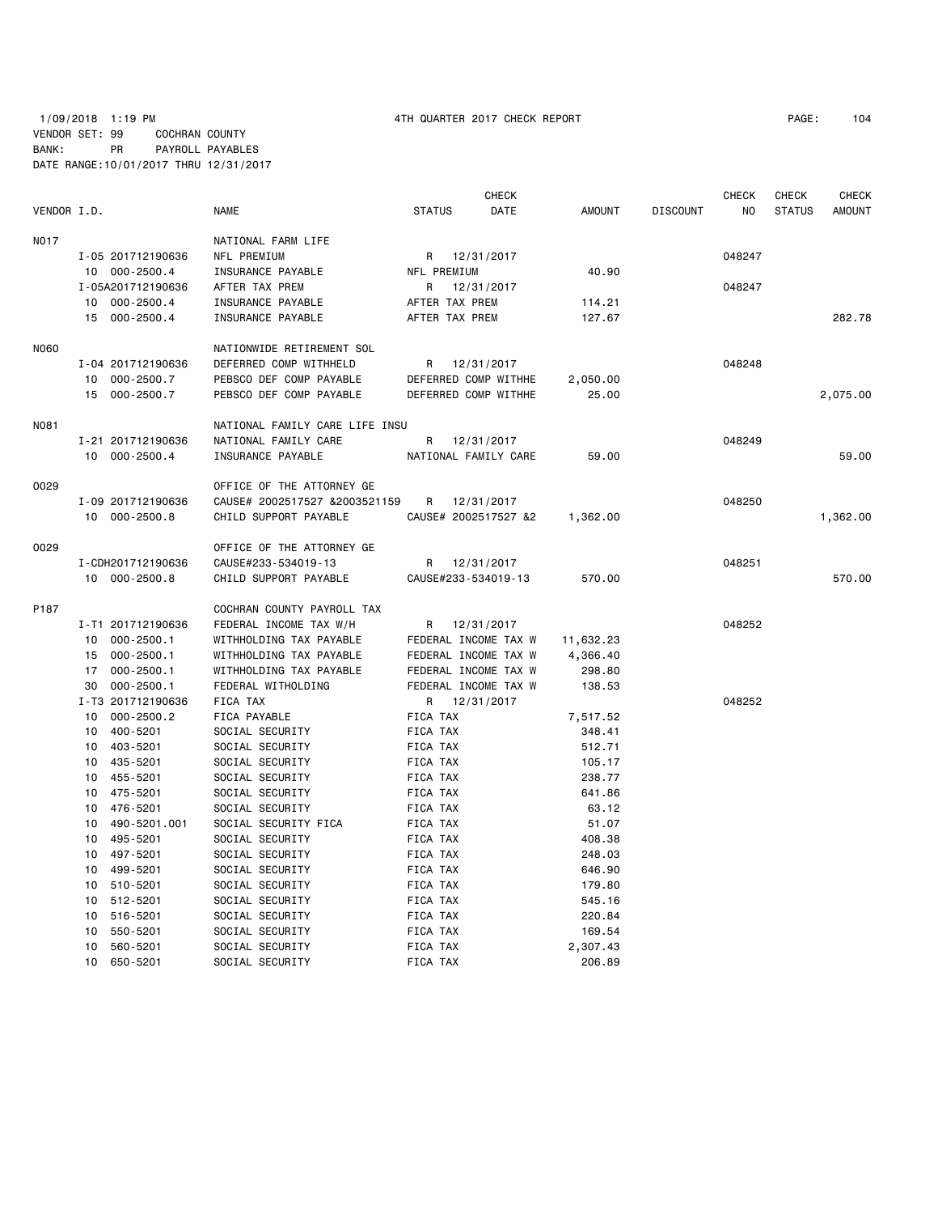1/09/2018 1:19 PM 4TH QUARTER 2017 CHECK REPORT

VENDOR SET: 99 COCHRAN COUNTY
BANK: PR PAYROLL PAYABLES
DATE RANGE:10/01/2017 THRU 12/31/2017

| VENDOR I.D. | | NAME | STATUS | CHECK DATE | AMOUNT | DISCOUNT | CHECK NO | CHECK STATUS | CHECK AMOUNT |
|---|---|---|---|---|---|---|---|---|---|
| N017 | | NATIONAL FARM LIFE | | | | | | | |
| | I-05 201712190636 | NFL PREMIUM | R | 12/31/2017 | | | 048247 | | |
| | 10 000-2500.4 | INSURANCE PAYABLE | NFL PREMIUM | | 40.90 | | | | |
| | I-05A201712190636 | AFTER TAX PREM | R | 12/31/2017 | | | 048247 | | |
| | 10 000-2500.4 | INSURANCE PAYABLE | AFTER TAX PREM | | 114.21 | | | | |
| | 15 000-2500.4 | INSURANCE PAYABLE | AFTER TAX PREM | | 127.67 | | | | 282.78 |
| N060 | | NATIONWIDE RETIREMENT SOL | | | | | | | |
| | I-04 201712190636 | DEFERRED COMP WITHHELD | R | 12/31/2017 | | | 048248 | | |
| | 10 000-2500.7 | PEBSCO DEF COMP PAYABLE | DEFERRED COMP WITHHE | | 2,050.00 | | | | |
| | 15 000-2500.7 | PEBSCO DEF COMP PAYABLE | DEFERRED COMP WITHHE | | 25.00 | | | | 2,075.00 |
| N081 | | NATIONAL FAMILY CARE LIFE INSU | | | | | | | |
| | I-21 201712190636 | NATIONAL FAMILY CARE | R | 12/31/2017 | | | 048249 | | |
| | 10 000-2500.4 | INSURANCE PAYABLE | NATIONAL FAMILY CARE | | 59.00 | | | | 59.00 |
| O029 | | OFFICE OF THE ATTORNEY GE | | | | | | | |
| | I-09 201712190636 | CAUSE# 2002517527 &2003521159 | R | 12/31/2017 | | | 048250 | | |
| | 10 000-2500.8 | CHILD SUPPORT PAYABLE | CAUSE# 2002517527 &2 | | 1,362.00 | | | | 1,362.00 |
| O029 | | OFFICE OF THE ATTORNEY GE | | | | | | | |
| | I-CDH201712190636 | CAUSE#233-534019-13 | R | 12/31/2017 | | | 048251 | | |
| | 10 000-2500.8 | CHILD SUPPORT PAYABLE | CAUSE#233-534019-13 | | 570.00 | | | | 570.00 |
| P187 | | COCHRAN COUNTY PAYROLL TAX | | | | | | | |
| | I-T1 201712190636 | FEDERAL INCOME TAX W/H | R | 12/31/2017 | | | 048252 | | |
| | 10 000-2500.1 | WITHHOLDING TAX PAYABLE | FEDERAL INCOME TAX W | | 11,632.23 | | | | |
| | 15 000-2500.1 | WITHHOLDING TAX PAYABLE | FEDERAL INCOME TAX W | | 4,366.40 | | | | |
| | 17 000-2500.1 | WITHHOLDING TAX PAYABLE | FEDERAL INCOME TAX W | | 298.80 | | | | |
| | 30 000-2500.1 | FEDERAL WITHOLDING | FEDERAL INCOME TAX W | | 138.53 | | | | |
| | I-T3 201712190636 | FICA TAX | R | 12/31/2017 | | | 048252 | | |
| | 10 000-2500.2 | FICA PAYABLE | FICA TAX | | 7,517.52 | | | | |
| | 10 400-5201 | SOCIAL SECURITY | FICA TAX | | 348.41 | | | | |
| | 10 403-5201 | SOCIAL SECURITY | FICA TAX | | 512.71 | | | | |
| | 10 435-5201 | SOCIAL SECURITY | FICA TAX | | 105.17 | | | | |
| | 10 455-5201 | SOCIAL SECURITY | FICA TAX | | 238.77 | | | | |
| | 10 475-5201 | SOCIAL SECURITY | FICA TAX | | 641.86 | | | | |
| | 10 476-5201 | SOCIAL SECURITY | FICA TAX | | 63.12 | | | | |
| | 10 490-5201.001 | SOCIAL SECURITY FICA | FICA TAX | | 51.07 | | | | |
| | 10 495-5201 | SOCIAL SECURITY | FICA TAX | | 408.38 | | | | |
| | 10 497-5201 | SOCIAL SECURITY | FICA TAX | | 248.03 | | | | |
| | 10 499-5201 | SOCIAL SECURITY | FICA TAX | | 646.90 | | | | |
| | 10 510-5201 | SOCIAL SECURITY | FICA TAX | | 179.80 | | | | |
| | 10 512-5201 | SOCIAL SECURITY | FICA TAX | | 545.16 | | | | |
| | 10 516-5201 | SOCIAL SECURITY | FICA TAX | | 220.84 | | | | |
| | 10 550-5201 | SOCIAL SECURITY | FICA TAX | | 169.54 | | | | |
| | 10 560-5201 | SOCIAL SECURITY | FICA TAX | | 2,307.43 | | | | |
| | 10 650-5201 | SOCIAL SECURITY | FICA TAX | | 206.89 | | | | |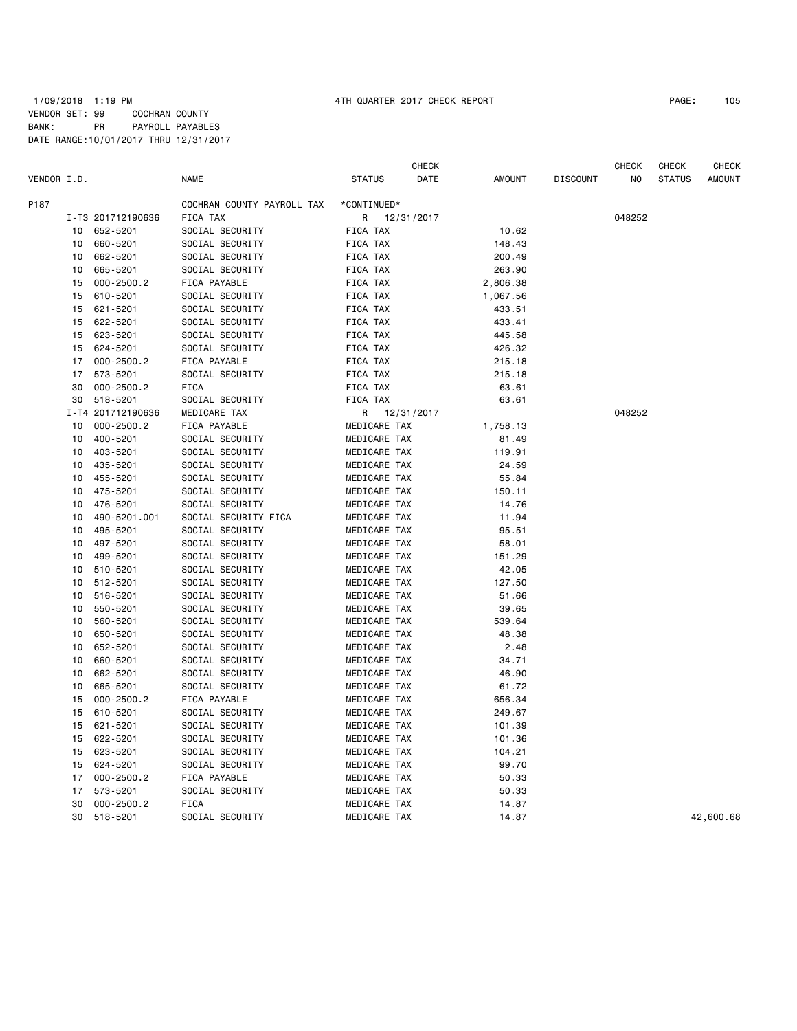1/09/2018 1:19 PM 4TH QUARTER 2017 CHECK REPORT PAGE: 105

VENDOR SET: 99 COCHRAN COUNTY

BANK: PR PAYROLL PAYABLES

DATE RANGE:10/01/2017 THRU 12/31/2017

| VENDOR I.D. | | NAME | STATUS | CHECK DATE | AMOUNT | DISCOUNT | CHECK NO | CHECK STATUS | CHECK AMOUNT |
|---|---|---|---|---|---|---|---|---|---|
| P187 | | COCHRAN COUNTY PAYROLL TAX | *CONTINUED* | | | | | | |
| | I-T3 201712190636 | FICA TAX | R | 12/31/2017 | | | 048252 | | |
| | 10 652-5201 | SOCIAL SECURITY | FICA TAX | | 10.62 | | | | |
| | 10 660-5201 | SOCIAL SECURITY | FICA TAX | | 148.43 | | | | |
| | 10 662-5201 | SOCIAL SECURITY | FICA TAX | | 200.49 | | | | |
| | 10 665-5201 | SOCIAL SECURITY | FICA TAX | | 263.90 | | | | |
| | 15 000-2500.2 | FICA PAYABLE | FICA TAX | | 2,806.38 | | | | |
| | 15 610-5201 | SOCIAL SECURITY | FICA TAX | | 1,067.56 | | | | |
| | 15 621-5201 | SOCIAL SECURITY | FICA TAX | | 433.51 | | | | |
| | 15 622-5201 | SOCIAL SECURITY | FICA TAX | | 433.41 | | | | |
| | 15 623-5201 | SOCIAL SECURITY | FICA TAX | | 445.58 | | | | |
| | 15 624-5201 | SOCIAL SECURITY | FICA TAX | | 426.32 | | | | |
| | 17 000-2500.2 | FICA PAYABLE | FICA TAX | | 215.18 | | | | |
| | 17 573-5201 | SOCIAL SECURITY | FICA TAX | | 215.18 | | | | |
| | 30 000-2500.2 | FICA | FICA TAX | | 63.61 | | | | |
| | 30 518-5201 | SOCIAL SECURITY | FICA TAX | | 63.61 | | | | |
| | I-T4 201712190636 | MEDICARE TAX | R | 12/31/2017 | | | 048252 | | |
| | 10 000-2500.2 | FICA PAYABLE | MEDICARE TAX | | 1,758.13 | | | | |
| | 10 400-5201 | SOCIAL SECURITY | MEDICARE TAX | | 81.49 | | | | |
| | 10 403-5201 | SOCIAL SECURITY | MEDICARE TAX | | 119.91 | | | | |
| | 10 435-5201 | SOCIAL SECURITY | MEDICARE TAX | | 24.59 | | | | |
| | 10 455-5201 | SOCIAL SECURITY | MEDICARE TAX | | 55.84 | | | | |
| | 10 475-5201 | SOCIAL SECURITY | MEDICARE TAX | | 150.11 | | | | |
| | 10 476-5201 | SOCIAL SECURITY | MEDICARE TAX | | 14.76 | | | | |
| | 10 490-5201.001 | SOCIAL SECURITY FICA | MEDICARE TAX | | 11.94 | | | | |
| | 10 495-5201 | SOCIAL SECURITY | MEDICARE TAX | | 95.51 | | | | |
| | 10 497-5201 | SOCIAL SECURITY | MEDICARE TAX | | 58.01 | | | | |
| | 10 499-5201 | SOCIAL SECURITY | MEDICARE TAX | | 151.29 | | | | |
| | 10 510-5201 | SOCIAL SECURITY | MEDICARE TAX | | 42.05 | | | | |
| | 10 512-5201 | SOCIAL SECURITY | MEDICARE TAX | | 127.50 | | | | |
| | 10 516-5201 | SOCIAL SECURITY | MEDICARE TAX | | 51.66 | | | | |
| | 10 550-5201 | SOCIAL SECURITY | MEDICARE TAX | | 39.65 | | | | |
| | 10 560-5201 | SOCIAL SECURITY | MEDICARE TAX | | 539.64 | | | | |
| | 10 650-5201 | SOCIAL SECURITY | MEDICARE TAX | | 48.38 | | | | |
| | 10 652-5201 | SOCIAL SECURITY | MEDICARE TAX | | 2.48 | | | | |
| | 10 660-5201 | SOCIAL SECURITY | MEDICARE TAX | | 34.71 | | | | |
| | 10 662-5201 | SOCIAL SECURITY | MEDICARE TAX | | 46.90 | | | | |
| | 10 665-5201 | SOCIAL SECURITY | MEDICARE TAX | | 61.72 | | | | |
| | 15 000-2500.2 | FICA PAYABLE | MEDICARE TAX | | 656.34 | | | | |
| | 15 610-5201 | SOCIAL SECURITY | MEDICARE TAX | | 249.67 | | | | |
| | 15 621-5201 | SOCIAL SECURITY | MEDICARE TAX | | 101.39 | | | | |
| | 15 622-5201 | SOCIAL SECURITY | MEDICARE TAX | | 101.36 | | | | |
| | 15 623-5201 | SOCIAL SECURITY | MEDICARE TAX | | 104.21 | | | | |
| | 15 624-5201 | SOCIAL SECURITY | MEDICARE TAX | | 99.70 | | | | |
| | 17 000-2500.2 | FICA PAYABLE | MEDICARE TAX | | 50.33 | | | | |
| | 17 573-5201 | SOCIAL SECURITY | MEDICARE TAX | | 50.33 | | | | |
| | 30 000-2500.2 | FICA | MEDICARE TAX | | 14.87 | | | | |
| | 30 518-5201 | SOCIAL SECURITY | MEDICARE TAX | | 14.87 | | | | 42,600.68 |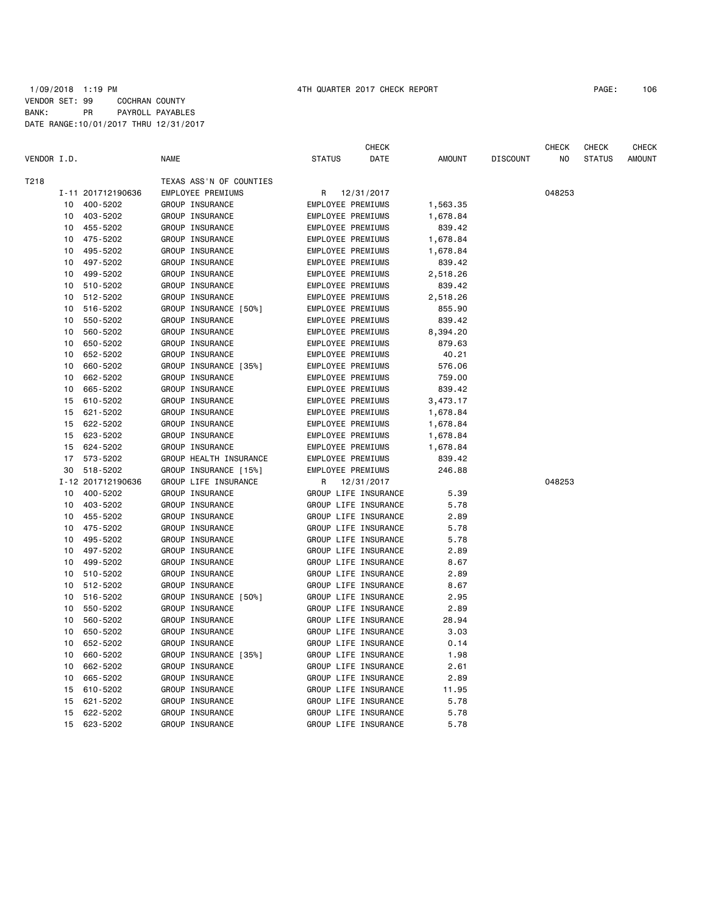1/09/2018 1:19 PM 4TH QUARTER 2017 CHECK REPORT

VENDOR SET: 99 COCHRAN COUNTY
BANK: PR PAYROLL PAYABLES
DATE RANGE:10/01/2017 THRU 12/31/2017

| VENDOR I.D. | | NAME | STATUS | CHECK DATE | AMOUNT | DISCOUNT | CHECK NO | CHECK STATUS | CHECK AMOUNT |
|---|---|---|---|---|---|---|---|---|---|
| T218 | | TEXAS ASS'N OF COUNTIES | | | | | | | |
| I-11 | 201712190636 | EMPLOYEE PREMIUMS | R | 12/31/2017 | | | 048253 | | |
| 10 | 400-5202 | GROUP INSURANCE | EMPLOYEE PREMIUMS | | 1,563.35 | | | | |
| 10 | 403-5202 | GROUP INSURANCE | EMPLOYEE PREMIUMS | | 1,678.84 | | | | |
| 10 | 455-5202 | GROUP INSURANCE | EMPLOYEE PREMIUMS | | 839.42 | | | | |
| 10 | 475-5202 | GROUP INSURANCE | EMPLOYEE PREMIUMS | | 1,678.84 | | | | |
| 10 | 495-5202 | GROUP INSURANCE | EMPLOYEE PREMIUMS | | 1,678.84 | | | | |
| 10 | 497-5202 | GROUP INSURANCE | EMPLOYEE PREMIUMS | | 839.42 | | | | |
| 10 | 499-5202 | GROUP INSURANCE | EMPLOYEE PREMIUMS | | 2,518.26 | | | | |
| 10 | 510-5202 | GROUP INSURANCE | EMPLOYEE PREMIUMS | | 839.42 | | | | |
| 10 | 512-5202 | GROUP INSURANCE | EMPLOYEE PREMIUMS | | 2,518.26 | | | | |
| 10 | 516-5202 | GROUP INSURANCE [50%] | EMPLOYEE PREMIUMS | | 855.90 | | | | |
| 10 | 550-5202 | GROUP INSURANCE | EMPLOYEE PREMIUMS | | 839.42 | | | | |
| 10 | 560-5202 | GROUP INSURANCE | EMPLOYEE PREMIUMS | | 8,394.20 | | | | |
| 10 | 650-5202 | GROUP INSURANCE | EMPLOYEE PREMIUMS | | 879.63 | | | | |
| 10 | 652-5202 | GROUP INSURANCE | EMPLOYEE PREMIUMS | | 40.21 | | | | |
| 10 | 660-5202 | GROUP INSURANCE [35%] | EMPLOYEE PREMIUMS | | 576.06 | | | | |
| 10 | 662-5202 | GROUP INSURANCE | EMPLOYEE PREMIUMS | | 759.00 | | | | |
| 10 | 665-5202 | GROUP INSURANCE | EMPLOYEE PREMIUMS | | 839.42 | | | | |
| 15 | 610-5202 | GROUP INSURANCE | EMPLOYEE PREMIUMS | | 3,473.17 | | | | |
| 15 | 621-5202 | GROUP INSURANCE | EMPLOYEE PREMIUMS | | 1,678.84 | | | | |
| 15 | 622-5202 | GROUP INSURANCE | EMPLOYEE PREMIUMS | | 1,678.84 | | | | |
| 15 | 623-5202 | GROUP INSURANCE | EMPLOYEE PREMIUMS | | 1,678.84 | | | | |
| 15 | 624-5202 | GROUP INSURANCE | EMPLOYEE PREMIUMS | | 1,678.84 | | | | |
| 17 | 573-5202 | GROUP HEALTH INSURANCE | EMPLOYEE PREMIUMS | | 839.42 | | | | |
| 30 | 518-5202 | GROUP INSURANCE [15%] | EMPLOYEE PREMIUMS | | 246.88 | | | | |
| I-12 | 201712190636 | GROUP LIFE INSURANCE | R | 12/31/2017 | | | 048253 | | |
| 10 | 400-5202 | GROUP INSURANCE | GROUP LIFE INSURANCE | | 5.39 | | | | |
| 10 | 403-5202 | GROUP INSURANCE | GROUP LIFE INSURANCE | | 5.78 | | | | |
| 10 | 455-5202 | GROUP INSURANCE | GROUP LIFE INSURANCE | | 2.89 | | | | |
| 10 | 475-5202 | GROUP INSURANCE | GROUP LIFE INSURANCE | | 5.78 | | | | |
| 10 | 495-5202 | GROUP INSURANCE | GROUP LIFE INSURANCE | | 5.78 | | | | |
| 10 | 497-5202 | GROUP INSURANCE | GROUP LIFE INSURANCE | | 2.89 | | | | |
| 10 | 499-5202 | GROUP INSURANCE | GROUP LIFE INSURANCE | | 8.67 | | | | |
| 10 | 510-5202 | GROUP INSURANCE | GROUP LIFE INSURANCE | | 2.89 | | | | |
| 10 | 512-5202 | GROUP INSURANCE | GROUP LIFE INSURANCE | | 8.67 | | | | |
| 10 | 516-5202 | GROUP INSURANCE [50%] | GROUP LIFE INSURANCE | | 2.95 | | | | |
| 10 | 550-5202 | GROUP INSURANCE | GROUP LIFE INSURANCE | | 2.89 | | | | |
| 10 | 560-5202 | GROUP INSURANCE | GROUP LIFE INSURANCE | | 28.94 | | | | |
| 10 | 650-5202 | GROUP INSURANCE | GROUP LIFE INSURANCE | | 3.03 | | | | |
| 10 | 652-5202 | GROUP INSURANCE | GROUP LIFE INSURANCE | | 0.14 | | | | |
| 10 | 660-5202 | GROUP INSURANCE [35%] | GROUP LIFE INSURANCE | | 1.98 | | | | |
| 10 | 662-5202 | GROUP INSURANCE | GROUP LIFE INSURANCE | | 2.61 | | | | |
| 10 | 665-5202 | GROUP INSURANCE | GROUP LIFE INSURANCE | | 2.89 | | | | |
| 15 | 610-5202 | GROUP INSURANCE | GROUP LIFE INSURANCE | | 11.95 | | | | |
| 15 | 621-5202 | GROUP INSURANCE | GROUP LIFE INSURANCE | | 5.78 | | | | |
| 15 | 622-5202 | GROUP INSURANCE | GROUP LIFE INSURANCE | | 5.78 | | | | |
| 15 | 623-5202 | GROUP INSURANCE | GROUP LIFE INSURANCE | | 5.78 | | | | |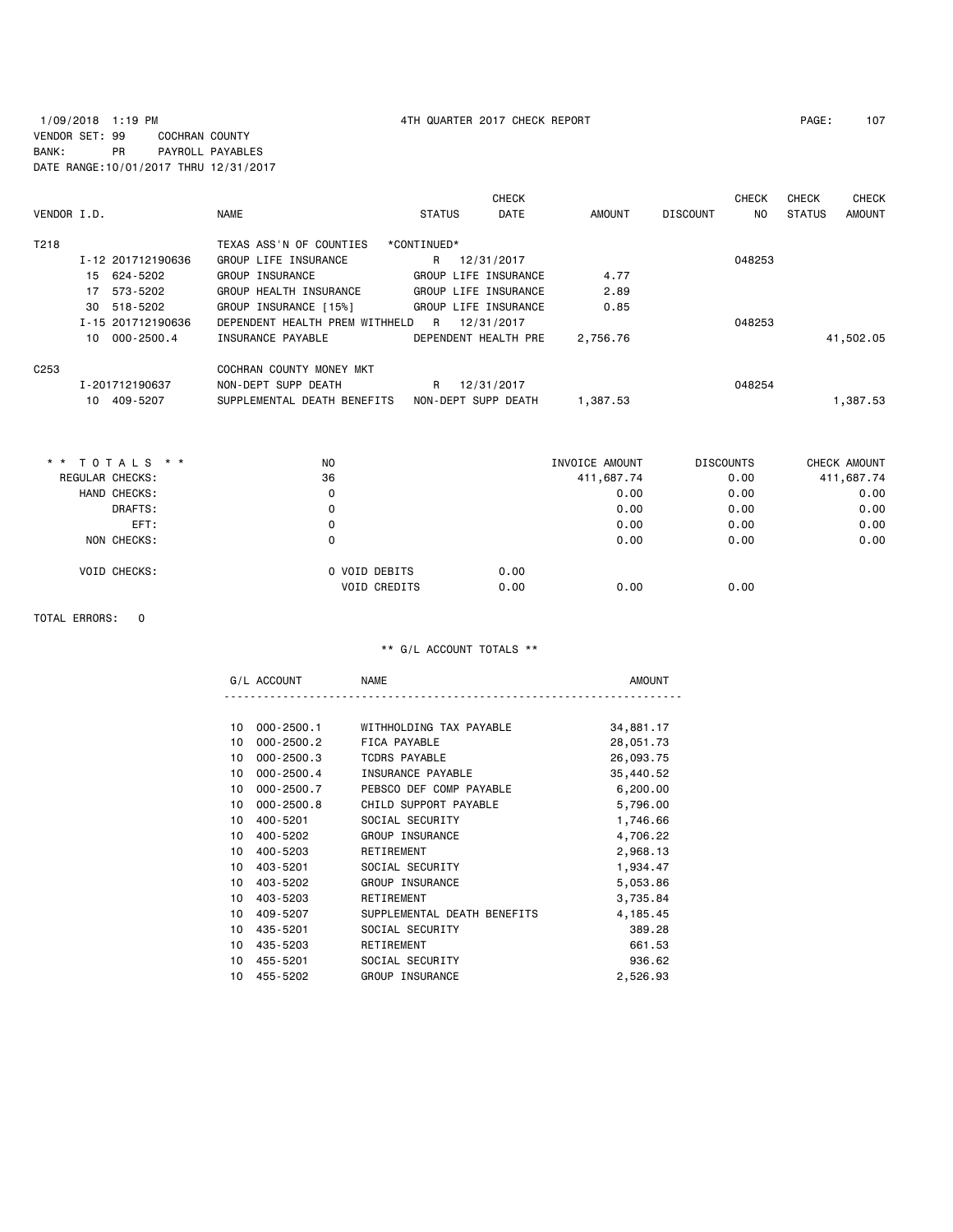1/09/2018 1:19 PM 4TH QUARTER 2017 CHECK REPORT

VENDOR SET: 99 COCHRAN COUNTY
BANK: PR PAYROLL PAYABLES
DATE RANGE:10/01/2017 THRU 12/31/2017

| VENDOR I.D. | NAME | STATUS | CHECK DATE | AMOUNT | DISCOUNT | CHECK NO | CHECK STATUS | CHECK AMOUNT |
|---|---|---|---|---|---|---|---|---|
| T218 | TEXAS ASS'N OF COUNTIES | *CONTINUED* | | | | | | |
| I-12 201712190636 | GROUP LIFE INSURANCE | R | 12/31/2017 | | | 048253 | | |
| 15 624-5202 | GROUP INSURANCE | GROUP LIFE INSURANCE | | 4.77 | | | | |
| 17 573-5202 | GROUP HEALTH INSURANCE | GROUP LIFE INSURANCE | | 2.89 | | | | |
| 30 518-5202 | GROUP INSURANCE [15%] | GROUP LIFE INSURANCE | | 0.85 | | | | |
| I-15 201712190636 | DEPENDENT HEALTH PREM WITHHELD | R | 12/31/2017 | | | 048253 | | |
| 10 000-2500.4 | INSURANCE PAYABLE | DEPENDENT HEALTH PRE | | 2,756.76 | | | | 41,502.05 |
| C253 | COCHRAN COUNTY MONEY MKT | | | | | | | |
| I-201712190637 | NON-DEPT SUPP DEATH | R | 12/31/2017 | | | 048254 | | |
| 10 409-5207 | SUPPLEMENTAL DEATH BENEFITS | NON-DEPT SUPP DEATH | | 1,387.53 | | | | 1,387.53 |

| * * TOTALS * * | NO | | | INVOICE AMOUNT | DISCOUNTS | CHECK AMOUNT |
|---|---|---|---|---|---|---|
| REGULAR CHECKS: | 36 | | | 411,687.74 | 0.00 | 411,687.74 |
| HAND CHECKS: | 0 | | | 0.00 | 0.00 | 0.00 |
| DRAFTS: | 0 | | | 0.00 | 0.00 | 0.00 |
| EFT: | 0 | | | 0.00 | 0.00 | 0.00 |
| NON CHECKS: | 0 | | | 0.00 | 0.00 | 0.00 |
| VOID CHECKS: | 0 | VOID DEBITS | 0.00 | | | |
| | | VOID CREDITS | 0.00 | 0.00 | 0.00 | |

TOTAL ERRORS: 0

** G/L ACCOUNT TOTALS **

| G/L ACCOUNT | NAME | AMOUNT |
|---|---|---|
| 10 000-2500.1 | WITHHOLDING TAX PAYABLE | 34,881.17 |
| 10 000-2500.2 | FICA PAYABLE | 28,051.73 |
| 10 000-2500.3 | TCDRS PAYABLE | 26,093.75 |
| 10 000-2500.4 | INSURANCE PAYABLE | 35,440.52 |
| 10 000-2500.7 | PEBSCO DEF COMP PAYABLE | 6,200.00 |
| 10 000-2500.8 | CHILD SUPPORT PAYABLE | 5,796.00 |
| 10 400-5201 | SOCIAL SECURITY | 1,746.66 |
| 10 400-5202 | GROUP INSURANCE | 4,706.22 |
| 10 400-5203 | RETIREMENT | 2,968.13 |
| 10 403-5201 | SOCIAL SECURITY | 1,934.47 |
| 10 403-5202 | GROUP INSURANCE | 5,053.86 |
| 10 403-5203 | RETIREMENT | 3,735.84 |
| 10 409-5207 | SUPPLEMENTAL DEATH BENEFITS | 4,185.45 |
| 10 435-5201 | SOCIAL SECURITY | 389.28 |
| 10 435-5203 | RETIREMENT | 661.53 |
| 10 455-5201 | SOCIAL SECURITY | 936.62 |
| 10 455-5202 | GROUP INSURANCE | 2,526.93 |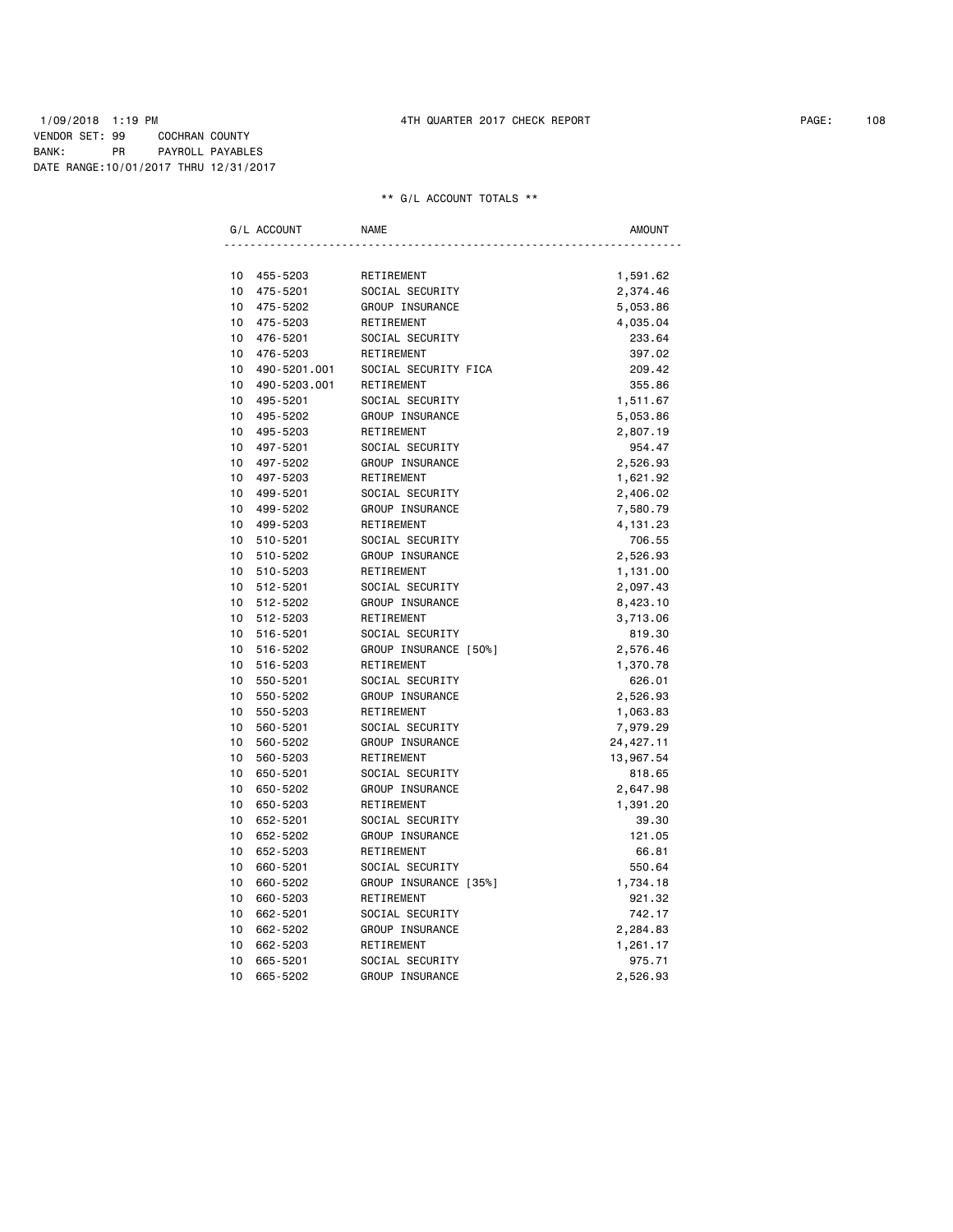1/09/2018 1:19 PM 4TH QUARTER 2017 CHECK REPORT

VENDOR SET: 99 COCHRAN COUNTY
BANK: PR PAYROLL PAYABLES
DATE RANGE:10/01/2017 THRU 12/31/2017

** G/L ACCOUNT TOTALS **

| G/L ACCOUNT | | NAME | AMOUNT |
|---|---|---|---|
| 10 | 455-5203 | RETIREMENT | 1,591.62 |
| 10 | 475-5201 | SOCIAL SECURITY | 2,374.46 |
| 10 | 475-5202 | GROUP INSURANCE | 5,053.86 |
| 10 | 475-5203 | RETIREMENT | 4,035.04 |
| 10 | 476-5201 | SOCIAL SECURITY | 233.64 |
| 10 | 476-5203 | RETIREMENT | 397.02 |
| 10 | 490-5201.001 | SOCIAL SECURITY FICA | 209.42 |
| 10 | 490-5203.001 | RETIREMENT | 355.86 |
| 10 | 495-5201 | SOCIAL SECURITY | 1,511.67 |
| 10 | 495-5202 | GROUP INSURANCE | 5,053.86 |
| 10 | 495-5203 | RETIREMENT | 2,807.19 |
| 10 | 497-5201 | SOCIAL SECURITY | 954.47 |
| 10 | 497-5202 | GROUP INSURANCE | 2,526.93 |
| 10 | 497-5203 | RETIREMENT | 1,621.92 |
| 10 | 499-5201 | SOCIAL SECURITY | 2,406.02 |
| 10 | 499-5202 | GROUP INSURANCE | 7,580.79 |
| 10 | 499-5203 | RETIREMENT | 4,131.23 |
| 10 | 510-5201 | SOCIAL SECURITY | 706.55 |
| 10 | 510-5202 | GROUP INSURANCE | 2,526.93 |
| 10 | 510-5203 | RETIREMENT | 1,131.00 |
| 10 | 512-5201 | SOCIAL SECURITY | 2,097.43 |
| 10 | 512-5202 | GROUP INSURANCE | 8,423.10 |
| 10 | 512-5203 | RETIREMENT | 3,713.06 |
| 10 | 516-5201 | SOCIAL SECURITY | 819.30 |
| 10 | 516-5202 | GROUP INSURANCE [50%] | 2,576.46 |
| 10 | 516-5203 | RETIREMENT | 1,370.78 |
| 10 | 550-5201 | SOCIAL SECURITY | 626.01 |
| 10 | 550-5202 | GROUP INSURANCE | 2,526.93 |
| 10 | 550-5203 | RETIREMENT | 1,063.83 |
| 10 | 560-5201 | SOCIAL SECURITY | 7,979.29 |
| 10 | 560-5202 | GROUP INSURANCE | 24,427.11 |
| 10 | 560-5203 | RETIREMENT | 13,967.54 |
| 10 | 650-5201 | SOCIAL SECURITY | 818.65 |
| 10 | 650-5202 | GROUP INSURANCE | 2,647.98 |
| 10 | 650-5203 | RETIREMENT | 1,391.20 |
| 10 | 652-5201 | SOCIAL SECURITY | 39.30 |
| 10 | 652-5202 | GROUP INSURANCE | 121.05 |
| 10 | 652-5203 | RETIREMENT | 66.81 |
| 10 | 660-5201 | SOCIAL SECURITY | 550.64 |
| 10 | 660-5202 | GROUP INSURANCE [35%] | 1,734.18 |
| 10 | 660-5203 | RETIREMENT | 921.32 |
| 10 | 662-5201 | SOCIAL SECURITY | 742.17 |
| 10 | 662-5202 | GROUP INSURANCE | 2,284.83 |
| 10 | 662-5203 | RETIREMENT | 1,261.17 |
| 10 | 665-5201 | SOCIAL SECURITY | 975.71 |
| 10 | 665-5202 | GROUP INSURANCE | 2,526.93 |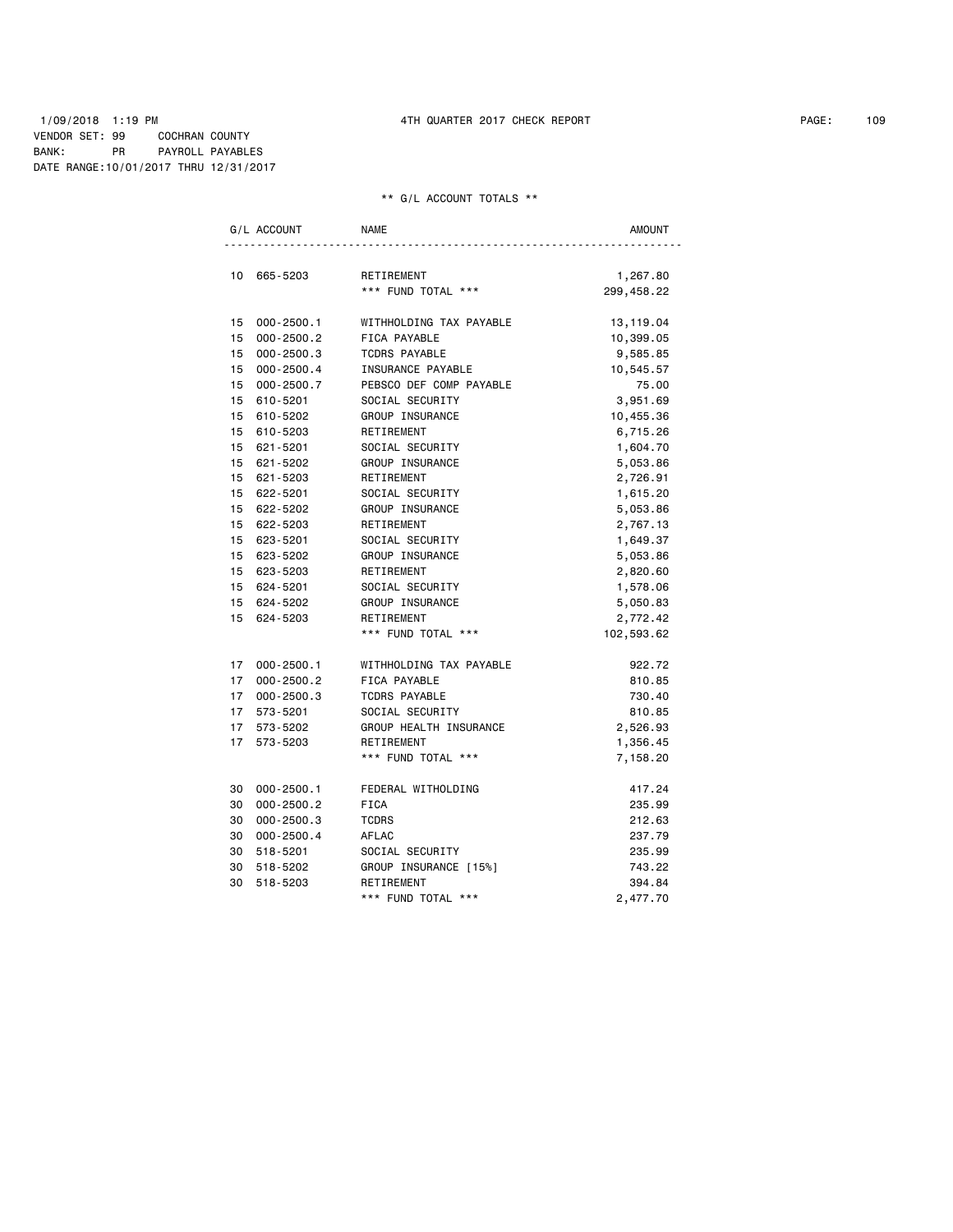1/09/2018 1:19 PM 4TH QUARTER 2017 CHECK REPORT

VENDOR SET: 99 COCHRAN COUNTY
BANK: PR PAYROLL PAYABLES
DATE RANGE:10/01/2017 THRU 12/31/2017

** G/L ACCOUNT TOTALS **

| G/L ACCOUNT | | NAME | AMOUNT |
|---|---|---|---|
| 10 | 665-5203 | RETIREMENT | 1,267.80 |
| | | *** FUND TOTAL *** | 299,458.22 |
| 15 | 000-2500.1 | WITHHOLDING TAX PAYABLE | 13,119.04 |
| 15 | 000-2500.2 | FICA PAYABLE | 10,399.05 |
| 15 | 000-2500.3 | TCDRS PAYABLE | 9,585.85 |
| 15 | 000-2500.4 | INSURANCE PAYABLE | 10,545.57 |
| 15 | 000-2500.7 | PEBSCO DEF COMP PAYABLE | 75.00 |
| 15 | 610-5201 | SOCIAL SECURITY | 3,951.69 |
| 15 | 610-5202 | GROUP INSURANCE | 10,455.36 |
| 15 | 610-5203 | RETIREMENT | 6,715.26 |
| 15 | 621-5201 | SOCIAL SECURITY | 1,604.70 |
| 15 | 621-5202 | GROUP INSURANCE | 5,053.86 |
| 15 | 621-5203 | RETIREMENT | 2,726.91 |
| 15 | 622-5201 | SOCIAL SECURITY | 1,615.20 |
| 15 | 622-5202 | GROUP INSURANCE | 5,053.86 |
| 15 | 622-5203 | RETIREMENT | 2,767.13 |
| 15 | 623-5201 | SOCIAL SECURITY | 1,649.37 |
| 15 | 623-5202 | GROUP INSURANCE | 5,053.86 |
| 15 | 623-5203 | RETIREMENT | 2,820.60 |
| 15 | 624-5201 | SOCIAL SECURITY | 1,578.06 |
| 15 | 624-5202 | GROUP INSURANCE | 5,050.83 |
| 15 | 624-5203 | RETIREMENT | 2,772.42 |
| | | *** FUND TOTAL *** | 102,593.62 |
| 17 | 000-2500.1 | WITHHOLDING TAX PAYABLE | 922.72 |
| 17 | 000-2500.2 | FICA PAYABLE | 810.85 |
| 17 | 000-2500.3 | TCDRS PAYABLE | 730.40 |
| 17 | 573-5201 | SOCIAL SECURITY | 810.85 |
| 17 | 573-5202 | GROUP HEALTH INSURANCE | 2,526.93 |
| 17 | 573-5203 | RETIREMENT | 1,356.45 |
| | | *** FUND TOTAL *** | 7,158.20 |
| 30 | 000-2500.1 | FEDERAL WITHOLDING | 417.24 |
| 30 | 000-2500.2 | FICA | 235.99 |
| 30 | 000-2500.3 | TCDRS | 212.63 |
| 30 | 000-2500.4 | AFLAC | 237.79 |
| 30 | 518-5201 | SOCIAL SECURITY | 235.99 |
| 30 | 518-5202 | GROUP INSURANCE [15%] | 743.22 |
| 30 | 518-5203 | RETIREMENT | 394.84 |
| | | *** FUND TOTAL *** | 2,477.70 |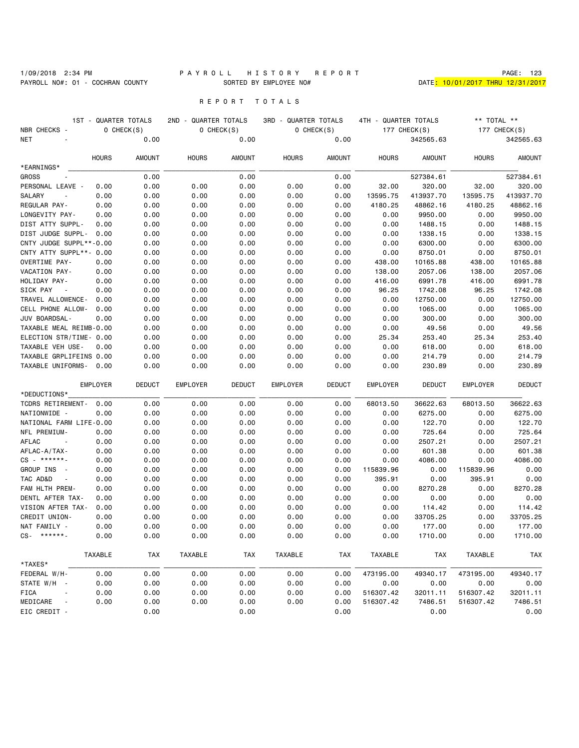1/09/2018 2:34 PM PAYROLL HISTORY REPORT PAGE: 123
PAYROLL NO#: 01 - COCHRAN COUNTY SORTED BY EMPLOYEE NO# DATE: 10/01/2017 THRU 12/31/2017

REPORT TOTALS

| | 1ST - QUARTER TOTALS | | 2ND - QUARTER TOTALS | | 3RD - QUARTER TOTALS | | 4TH - QUARTER TOTALS | | ** TOTAL ** | |
|---|---|---|---|---|---|---|---|---|---|---|
| NBR CHECKS - | 0 CHECK(S) | | 0 CHECK(S) | | 0 CHECK(S) | | 177 CHECK(S) | | 177 CHECK(S) | |
| NET - | | 0.00 | | 0.00 | | 0.00 | | 342565.63 | | 342565.63 |
| | HOURS | AMOUNT | HOURS | AMOUNT | HOURS | AMOUNT | HOURS | AMOUNT | HOURS | AMOUNT |
| *EARNINGS* | | | | | | | | | | |
| GROSS - | | 0.00 | | 0.00 | | 0.00 | | 527384.61 | | 527384.61 |
| PERSONAL LEAVE - | 0.00 | 0.00 | 0.00 | 0.00 | 0.00 | 0.00 | 32.00 | 320.00 | 32.00 | 320.00 |
| SALARY - | 0.00 | 0.00 | 0.00 | 0.00 | 0.00 | 0.00 | 13595.75 | 413937.70 | 13595.75 | 413937.70 |
| REGULAR PAY- | 0.00 | 0.00 | 0.00 | 0.00 | 0.00 | 0.00 | 4180.25 | 48862.16 | 4180.25 | 48862.16 |
| LONGEVITY PAY- | 0.00 | 0.00 | 0.00 | 0.00 | 0.00 | 0.00 | 0.00 | 9950.00 | 0.00 | 9950.00 |
| DIST ATTY SUPPL- | 0.00 | 0.00 | 0.00 | 0.00 | 0.00 | 0.00 | 0.00 | 1488.15 | 0.00 | 1488.15 |
| DIST JUDGE SUPPL- | 0.00 | 0.00 | 0.00 | 0.00 | 0.00 | 0.00 | 0.00 | 1338.15 | 0.00 | 1338.15 |
| CNTY JUDGE SUPPL**- | 0.00 | 0.00 | 0.00 | 0.00 | 0.00 | 0.00 | 0.00 | 6300.00 | 0.00 | 6300.00 |
| CNTY ATTY SUPPL**- | 0.00 | 0.00 | 0.00 | 0.00 | 0.00 | 0.00 | 0.00 | 8750.01 | 0.00 | 8750.01 |
| OVERTIME PAY- | 0.00 | 0.00 | 0.00 | 0.00 | 0.00 | 0.00 | 438.00 | 10165.88 | 438.00 | 10165.88 |
| VACATION PAY- | 0.00 | 0.00 | 0.00 | 0.00 | 0.00 | 0.00 | 138.00 | 2057.06 | 138.00 | 2057.06 |
| HOLIDAY PAY- | 0.00 | 0.00 | 0.00 | 0.00 | 0.00 | 0.00 | 416.00 | 6991.78 | 416.00 | 6991.78 |
| SICK PAY - | 0.00 | 0.00 | 0.00 | 0.00 | 0.00 | 0.00 | 96.25 | 1742.08 | 96.25 | 1742.08 |
| TRAVEL ALLOWENCE- | 0.00 | 0.00 | 0.00 | 0.00 | 0.00 | 0.00 | 0.00 | 12750.00 | 0.00 | 12750.00 |
| CELL PHONE ALLOW- | 0.00 | 0.00 | 0.00 | 0.00 | 0.00 | 0.00 | 0.00 | 1065.00 | 0.00 | 1065.00 |
| JUV BOARDSAL- | 0.00 | 0.00 | 0.00 | 0.00 | 0.00 | 0.00 | 0.00 | 300.00 | 0.00 | 300.00 |
| TAXABLE MEAL REIMB- | 0.00 | 0.00 | 0.00 | 0.00 | 0.00 | 0.00 | 0.00 | 49.56 | 0.00 | 49.56 |
| ELECTION STR/TIME- | 0.00 | 0.00 | 0.00 | 0.00 | 0.00 | 0.00 | 25.34 | 253.40 | 25.34 | 253.40 |
| TAXABLE VEH USE- | 0.00 | 0.00 | 0.00 | 0.00 | 0.00 | 0.00 | 0.00 | 618.00 | 0.00 | 618.00 |
| TAXABLE GRPLIFEINS | 0.00 | 0.00 | 0.00 | 0.00 | 0.00 | 0.00 | 0.00 | 214.79 | 0.00 | 214.79 |
| TAXABLE UNIFORMS- | 0.00 | 0.00 | 0.00 | 0.00 | 0.00 | 0.00 | 0.00 | 230.89 | 0.00 | 230.89 |
| | EMPLOYER | DEDUCT | EMPLOYER | DEDUCT | EMPLOYER | DEDUCT | EMPLOYER | DEDUCT | EMPLOYER | DEDUCT |
| *DEDUCTIONS* | | | | | | | | | | |
| TCDRS RETIREMENT- | 0.00 | 0.00 | 0.00 | 0.00 | 0.00 | 0.00 | 68013.50 | 36622.63 | 68013.50 | 36622.63 |
| NATIONWIDE - | 0.00 | 0.00 | 0.00 | 0.00 | 0.00 | 0.00 | 0.00 | 6275.00 | 0.00 | 6275.00 |
| NATIONAL FARM LIFE- | 0.00 | 0.00 | 0.00 | 0.00 | 0.00 | 0.00 | 0.00 | 122.70 | 0.00 | 122.70 |
| NFL PREMIUM- | 0.00 | 0.00 | 0.00 | 0.00 | 0.00 | 0.00 | 0.00 | 725.64 | 0.00 | 725.64 |
| AFLAC - | 0.00 | 0.00 | 0.00 | 0.00 | 0.00 | 0.00 | 0.00 | 2507.21 | 0.00 | 2507.21 |
| AFLAC-A/TAX- | 0.00 | 0.00 | 0.00 | 0.00 | 0.00 | 0.00 | 0.00 | 601.38 | 0.00 | 601.38 |
| CS - ******- | 0.00 | 0.00 | 0.00 | 0.00 | 0.00 | 0.00 | 0.00 | 4086.00 | 0.00 | 4086.00 |
| GROUP INS - | 0.00 | 0.00 | 0.00 | 0.00 | 0.00 | 0.00 | 115839.96 | 0.00 | 115839.96 | 0.00 |
| TAC AD&D - | 0.00 | 0.00 | 0.00 | 0.00 | 0.00 | 0.00 | 395.91 | 0.00 | 395.91 | 0.00 |
| FAM HLTH PREM- | 0.00 | 0.00 | 0.00 | 0.00 | 0.00 | 0.00 | 0.00 | 8270.28 | 0.00 | 8270.28 |
| DENTL AFTER TAX- | 0.00 | 0.00 | 0.00 | 0.00 | 0.00 | 0.00 | 0.00 | 0.00 | 0.00 | 0.00 |
| VISION AFTER TAX- | 0.00 | 0.00 | 0.00 | 0.00 | 0.00 | 0.00 | 0.00 | 114.42 | 0.00 | 114.42 |
| CREDIT UNION- | 0.00 | 0.00 | 0.00 | 0.00 | 0.00 | 0.00 | 0.00 | 33705.25 | 0.00 | 33705.25 |
| NAT FAMILY - | 0.00 | 0.00 | 0.00 | 0.00 | 0.00 | 0.00 | 0.00 | 177.00 | 0.00 | 177.00 |
| CS- ******- | 0.00 | 0.00 | 0.00 | 0.00 | 0.00 | 0.00 | 0.00 | 1710.00 | 0.00 | 1710.00 |
| | TAXABLE | TAX | TAXABLE | TAX | TAXABLE | TAX | TAXABLE | TAX | TAXABLE | TAX |
| *TAXES* | | | | | | | | | | |
| FEDERAL W/H- | 0.00 | 0.00 | 0.00 | 0.00 | 0.00 | 0.00 | 473195.00 | 49340.17 | 473195.00 | 49340.17 |
| STATE W/H - | 0.00 | 0.00 | 0.00 | 0.00 | 0.00 | 0.00 | 0.00 | 0.00 | 0.00 | 0.00 |
| FICA - | 0.00 | 0.00 | 0.00 | 0.00 | 0.00 | 0.00 | 516307.42 | 32011.11 | 516307.42 | 32011.11 |
| MEDICARE - | 0.00 | 0.00 | 0.00 | 0.00 | 0.00 | 0.00 | 516307.42 | 7486.51 | 516307.42 | 7486.51 |
| EIC CREDIT - | | 0.00 | | 0.00 | | 0.00 | | 0.00 | | 0.00 |